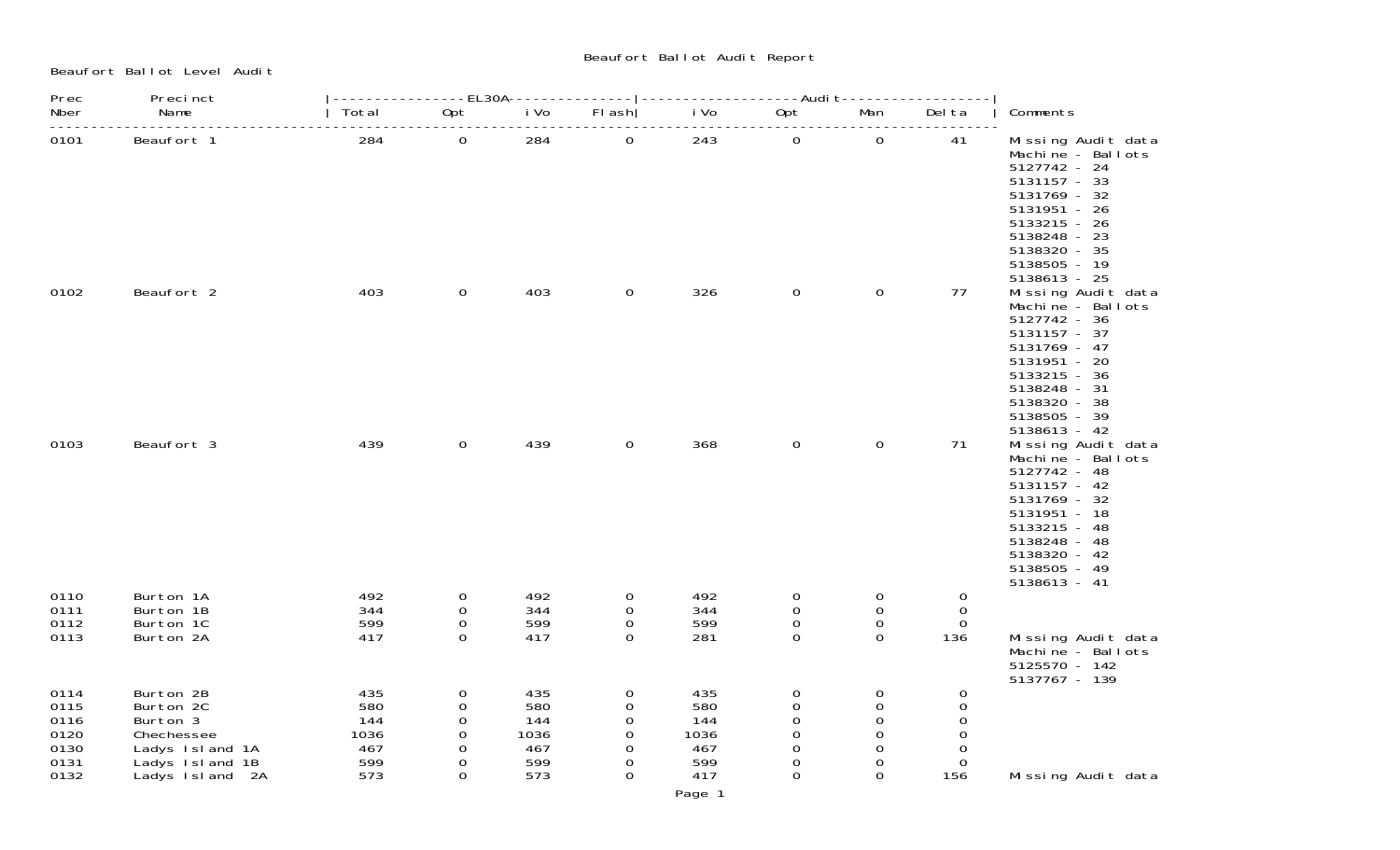# Beaufort Ballot Audit Report

Beaufort Ballot Level Audit

| Prec Nber | Precinct Name | EL30A Total | EL30A Opt | EL30A iVo | EL30A Flash | Audit iVo | Audit Opt | Audit Man | Audit Delta | Comments |
|---|---|---|---|---|---|---|---|---|---|---|
| 0101 | Beaufort 1 | 284 | 0 | 284 | 0 | 243 | 0 | 0 | 41 | Missing Audit data<br>Machine - Ballots<br>5127742 - 24<br>5131157 - 33<br>5131769 - 32<br>5131951 - 26<br>5133215 - 26<br>5138248 - 23<br>5138320 - 35<br>5138505 - 19<br>5138613 - 25 |
| 0102 | Beaufort 2 | 403 | 0 | 403 | 0 | 326 | 0 | 0 | 77 | Missing Audit data<br>Machine - Ballots<br>5127742 - 36<br>5131157 - 37<br>5131769 - 47<br>5131951 - 20<br>5133215 - 36<br>5138248 - 31<br>5138320 - 38<br>5138505 - 39<br>5138613 - 42 |
| 0103 | Beaufort 3 | 439 | 0 | 439 | 0 | 368 | 0 | 0 | 71 | Missing Audit data<br>Machine - Ballots<br>5127742 - 48<br>5131157 - 42<br>5131769 - 32<br>5131951 - 18<br>5133215 - 48<br>5138248 - 48<br>5138320 - 42<br>5138505 - 49<br>5138613 - 41 |
| 0110 | Burton 1A | 492 | 0 | 492 | 0 | 492 | 0 | 0 | 0 | |
| 0111 | Burton 1B | 344 | 0 | 344 | 0 | 344 | 0 | 0 | 0 | |
| 0112 | Burton 1C | 599 | 0 | 599 | 0 | 599 | 0 | 0 | 0 | |
| 0113 | Burton 2A | 417 | 0 | 417 | 0 | 281 | 0 | 0 | 136 | Missing Audit data<br>Machine - Ballots<br>5125570 - 142<br>5137767 - 139 |
| 0114 | Burton 2B | 435 | 0 | 435 | 0 | 435 | 0 | 0 | 0 | |
| 0115 | Burton 2C | 580 | 0 | 580 | 0 | 580 | 0 | 0 | 0 | |
| 0116 | Burton 3 | 144 | 0 | 144 | 0 | 144 | 0 | 0 | 0 | |
| 0120 | Chechessee | 1036 | 0 | 1036 | 0 | 1036 | 0 | 0 | 0 | |
| 0130 | Ladys Island 1A | 467 | 0 | 467 | 0 | 467 | 0 | 0 | 0 | |
| 0131 | Ladys Island 1B | 599 | 0 | 599 | 0 | 599 | 0 | 0 | 0 | |
| 0132 | Ladys Island 2A | 573 | 0 | 573 | 0 | 417 | 0 | 0 | 156 | Missing Audit data |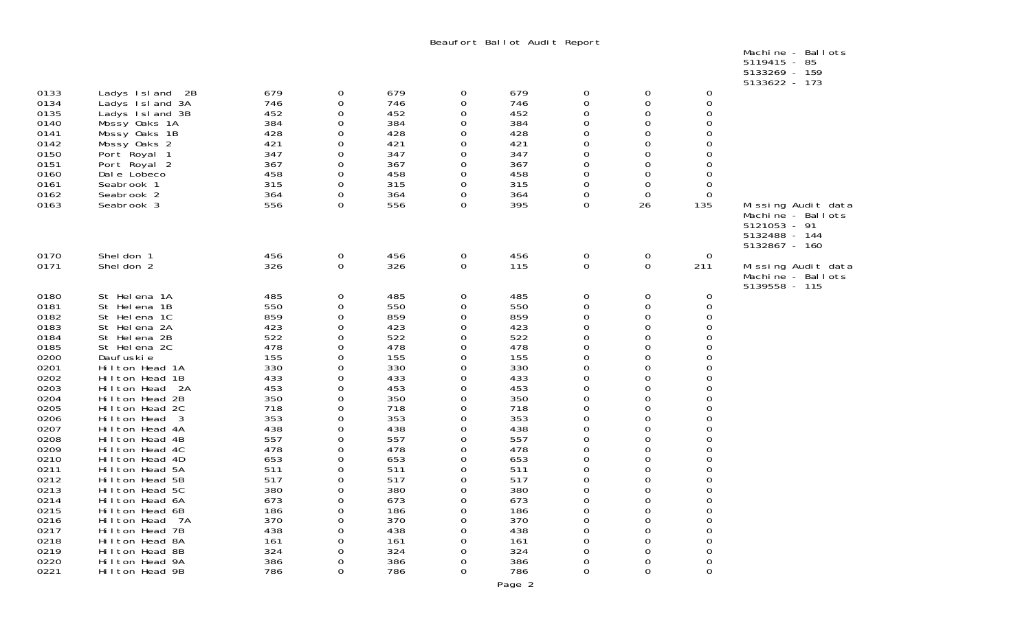# Beaufort Ballot Audit Report

| | | | | | | | | | | |
|---|---|---|---|---|---|---|---|---|---|---|
| | | | | | | | | | | Machine - Ballots<br>5119415 - 85<br>5133269 - 159<br>5133622 - 173 |
| 0133 | Ladys Island 2B | 679 | 0 | 679 | 0 | 679 | 0 | 0 | 0 | |
| 0134 | Ladys Island 3A | 746 | 0 | 746 | 0 | 746 | 0 | 0 | 0 | |
| 0135 | Ladys Island 3B | 452 | 0 | 452 | 0 | 452 | 0 | 0 | 0 | |
| 0140 | Mossy Oaks 1A | 384 | 0 | 384 | 0 | 384 | 0 | 0 | 0 | |
| 0141 | Mossy Oaks 1B | 428 | 0 | 428 | 0 | 428 | 0 | 0 | 0 | |
| 0142 | Mossy Oaks 2 | 421 | 0 | 421 | 0 | 421 | 0 | 0 | 0 | |
| 0150 | Port Royal 1 | 347 | 0 | 347 | 0 | 347 | 0 | 0 | 0 | |
| 0151 | Port Royal 2 | 367 | 0 | 367 | 0 | 367 | 0 | 0 | 0 | |
| 0160 | Dale Lobeco | 458 | 0 | 458 | 0 | 458 | 0 | 0 | 0 | |
| 0161 | Seabrook 1 | 315 | 0 | 315 | 0 | 315 | 0 | 0 | 0 | |
| 0162 | Seabrook 2 | 364 | 0 | 364 | 0 | 364 | 0 | 0 | 0 | |
| 0163 | Seabrook 3 | 556 | 0 | 556 | 0 | 395 | 0 | 26 | 135 | Missing Audit data<br>Machine - Ballots<br>5121053 - 91<br>5132488 - 144<br>5132867 - 160 |
| 0170 | Sheldon 1 | 456 | 0 | 456 | 0 | 456 | 0 | 0 | 0 | |
| 0171 | Sheldon 2 | 326 | 0 | 326 | 0 | 115 | 0 | 0 | 211 | Missing Audit data<br>Machine - Ballots<br>5139558 - 115 |
| 0180 | St Helena 1A | 485 | 0 | 485 | 0 | 485 | 0 | 0 | 0 | |
| 0181 | St Helena 1B | 550 | 0 | 550 | 0 | 550 | 0 | 0 | 0 | |
| 0182 | St Helena 1C | 859 | 0 | 859 | 0 | 859 | 0 | 0 | 0 | |
| 0183 | St Helena 2A | 423 | 0 | 423 | 0 | 423 | 0 | 0 | 0 | |
| 0184 | St Helena 2B | 522 | 0 | 522 | 0 | 522 | 0 | 0 | 0 | |
| 0185 | St Helena 2C | 478 | 0 | 478 | 0 | 478 | 0 | 0 | 0 | |
| 0200 | Daufuskie | 155 | 0 | 155 | 0 | 155 | 0 | 0 | 0 | |
| 0201 | Hilton Head 1A | 330 | 0 | 330 | 0 | 330 | 0 | 0 | 0 | |
| 0202 | Hilton Head 1B | 433 | 0 | 433 | 0 | 433 | 0 | 0 | 0 | |
| 0203 | Hilton Head 2A | 453 | 0 | 453 | 0 | 453 | 0 | 0 | 0 | |
| 0204 | Hilton Head 2B | 350 | 0 | 350 | 0 | 350 | 0 | 0 | 0 | |
| 0205 | Hilton Head 2C | 718 | 0 | 718 | 0 | 718 | 0 | 0 | 0 | |
| 0206 | Hilton Head 3 | 353 | 0 | 353 | 0 | 353 | 0 | 0 | 0 | |
| 0207 | Hilton Head 4A | 438 | 0 | 438 | 0 | 438 | 0 | 0 | 0 | |
| 0208 | Hilton Head 4B | 557 | 0 | 557 | 0 | 557 | 0 | 0 | 0 | |
| 0209 | Hilton Head 4C | 478 | 0 | 478 | 0 | 478 | 0 | 0 | 0 | |
| 0210 | Hilton Head 4D | 653 | 0 | 653 | 0 | 653 | 0 | 0 | 0 | |
| 0211 | Hilton Head 5A | 511 | 0 | 511 | 0 | 511 | 0 | 0 | 0 | |
| 0212 | Hilton Head 5B | 517 | 0 | 517 | 0 | 517 | 0 | 0 | 0 | |
| 0213 | Hilton Head 5C | 380 | 0 | 380 | 0 | 380 | 0 | 0 | 0 | |
| 0214 | Hilton Head 6A | 673 | 0 | 673 | 0 | 673 | 0 | 0 | 0 | |
| 0215 | Hilton Head 6B | 186 | 0 | 186 | 0 | 186 | 0 | 0 | 0 | |
| 0216 | Hilton Head 7A | 370 | 0 | 370 | 0 | 370 | 0 | 0 | 0 | |
| 0217 | Hilton Head 7B | 438 | 0 | 438 | 0 | 438 | 0 | 0 | 0 | |
| 0218 | Hilton Head 8A | 161 | 0 | 161 | 0 | 161 | 0 | 0 | 0 | |
| 0219 | Hilton Head 8B | 324 | 0 | 324 | 0 | 324 | 0 | 0 | 0 | |
| 0220 | Hilton Head 9A | 386 | 0 | 386 | 0 | 386 | 0 | 0 | 0 | |
| 0221 | Hilton Head 9B | 786 | 0 | 786 | 0 | 786 | 0 | 0 | 0 | |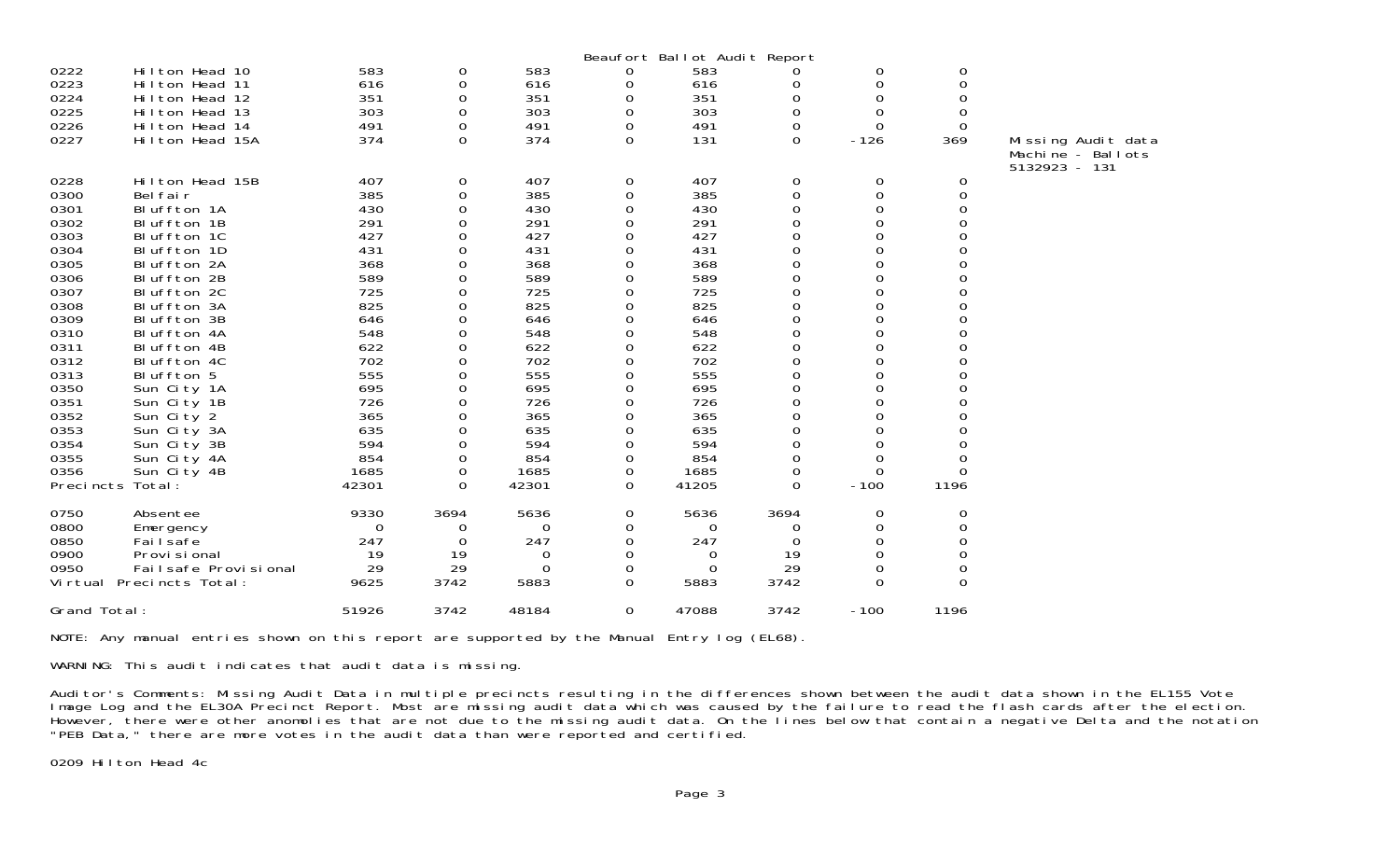Beaufort Ballot Audit Report

| | | | | | | | | | | |
|---|---|---|---|---|---|---|---|---|---|---|
| 0222 | Hilton Head 10 | 583 | 0 | 583 | 0 | 583 | 0 | 0 | 0 | |
| 0223 | Hilton Head 11 | 616 | 0 | 616 | 0 | 616 | 0 | 0 | 0 | |
| 0224 | Hilton Head 12 | 351 | 0 | 351 | 0 | 351 | 0 | 0 | 0 | |
| 0225 | Hilton Head 13 | 303 | 0 | 303 | 0 | 303 | 0 | 0 | 0 | |
| 0226 | Hilton Head 14 | 491 | 0 | 491 | 0 | 491 | 0 | 0 | 0 | |
| 0227 | Hilton Head 15A | 374 | 0 | 374 | 0 | 131 | 0 | -126 | 369 | Missing Audit data Machine - Ballots 5132923 - 131 |
| 0228 | Hilton Head 15B | 407 | 0 | 407 | 0 | 407 | 0 | 0 | 0 | |
| 0300 | Belfair | 385 | 0 | 385 | 0 | 385 | 0 | 0 | 0 | |
| 0301 | Bluffton 1A | 430 | 0 | 430 | 0 | 430 | 0 | 0 | 0 | |
| 0302 | Bluffton 1B | 291 | 0 | 291 | 0 | 291 | 0 | 0 | 0 | |
| 0303 | Bluffton 1C | 427 | 0 | 427 | 0 | 427 | 0 | 0 | 0 | |
| 0304 | Bluffton 1D | 431 | 0 | 431 | 0 | 431 | 0 | 0 | 0 | |
| 0305 | Bluffton 2A | 368 | 0 | 368 | 0 | 368 | 0 | 0 | 0 | |
| 0306 | Bluffton 2B | 589 | 0 | 589 | 0 | 589 | 0 | 0 | 0 | |
| 0307 | Bluffton 2C | 725 | 0 | 725 | 0 | 725 | 0 | 0 | 0 | |
| 0308 | Bluffton 3A | 825 | 0 | 825 | 0 | 825 | 0 | 0 | 0 | |
| 0309 | Bluffton 3B | 646 | 0 | 646 | 0 | 646 | 0 | 0 | 0 | |
| 0310 | Bluffton 4A | 548 | 0 | 548 | 0 | 548 | 0 | 0 | 0 | |
| 0311 | Bluffton 4B | 622 | 0 | 622 | 0 | 622 | 0 | 0 | 0 | |
| 0312 | Bluffton 4C | 702 | 0 | 702 | 0 | 702 | 0 | 0 | 0 | |
| 0313 | Bluffton 5 | 555 | 0 | 555 | 0 | 555 | 0 | 0 | 0 | |
| 0350 | Sun City 1A | 695 | 0 | 695 | 0 | 695 | 0 | 0 | 0 | |
| 0351 | Sun City 1B | 726 | 0 | 726 | 0 | 726 | 0 | 0 | 0 | |
| 0352 | Sun City 2 | 365 | 0 | 365 | 0 | 365 | 0 | 0 | 0 | |
| 0353 | Sun City 3A | 635 | 0 | 635 | 0 | 635 | 0 | 0 | 0 | |
| 0354 | Sun City 3B | 594 | 0 | 594 | 0 | 594 | 0 | 0 | 0 | |
| 0355 | Sun City 4A | 854 | 0 | 854 | 0 | 854 | 0 | 0 | 0 | |
| 0356 | Sun City 4B | 1685 | 0 | 1685 | 0 | 1685 | 0 | 0 | 0 | |
| Precincts Total: | | 42301 | 0 | 42301 | 0 | 41205 | 0 | -100 | 1196 | |
| 0750 | Absentee | 9330 | 3694 | 5636 | 0 | 5636 | 3694 | 0 | 0 | |
| 0800 | Emergency | 0 | 0 | 0 | 0 | 0 | 0 | 0 | 0 | |
| 0850 | Failsafe | 247 | 0 | 247 | 0 | 247 | 0 | 0 | 0 | |
| 0900 | Provisional | 19 | 19 | 0 | 0 | 0 | 19 | 0 | 0 | |
| 0950 | Failsafe Provisional | 29 | 29 | 0 | 0 | 0 | 29 | 0 | 0 | |
| Virtual Precincts Total: | | 9625 | 3742 | 5883 | 0 | 5883 | 3742 | 0 | 0 | |
| Grand Total: | | 51926 | 3742 | 48184 | 0 | 47088 | 3742 | -100 | 1196 | |

NOTE: Any manual entries shown on this report are supported by the Manual Entry log (EL68).

WARNING: This audit indicates that audit data is missing.

Auditor's Comments: Missing Audit Data in multiple precincts resulting in the differences shown between the audit data shown in the EL155 Vote Image Log and the EL30A Precinct Report. Most are missing audit data which was caused by the failure to read the flash cards after the election. However, there were other anomolies that are not due to the missing audit data. On the lines below that contain a negative Delta and the notation "PEB Data," there are more votes in the audit data than were reported and certified.

0209 Hilton Head 4c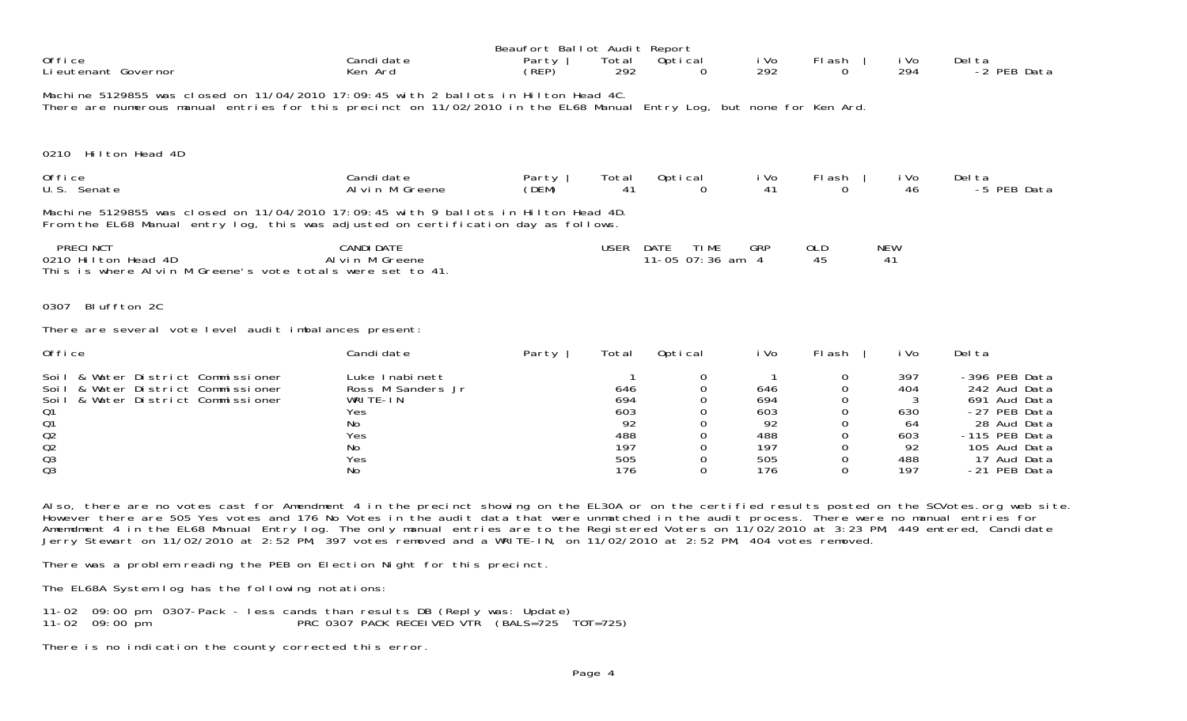Beaufort Ballot Audit Report

| Office | Candidate | Party | Total | Optical | iVo | Flash | iVo | Delta |
|---|---|---|---|---|---|---|---|---|
| Lieutenant Governor | Ken Ard | (REP) | 292 | 0 | 292 | 0 | 294 | -2 PEB Data |

Machine 5129855 was closed on 11/04/2010 17:09:45 with 2 ballots in Hilton Head 4C.
There are numerous manual entries for this precinct on 11/02/2010 in the EL68 Manual Entry Log, but none for Ken Ard.

## 0210 Hilton Head 4D

| Office | Candidate | Party | Total | Optical | iVo | Flash | iVo | Delta |
|---|---|---|---|---|---|---|---|---|
| U.S. Senate | Alvin M Greene | (DEM) | 41 | 0 | 41 | 0 | 46 | -5 PEB Data |

Machine 5129855 was closed on 11/04/2010 17:09:45 with 9 ballots in Hilton Head 4D.
From the EL68 Manual entry log, this was adjusted on certification day as follows.

| PRECINCT | CANDIDATE | USER | DATE | TIME | GRP | OLD | NEW |
|---|---|---|---|---|---|---|---|
| 0210 Hilton Head 4D | Alvin M Greene | | 11-05 | 07:36 am | 4 | 45 | 41 |

This is where Alvin M Greene's vote totals were set to 41.

## 0307 Bluffton 2C

There are several vote level audit imbalances present:

| Office | Candidate | Party | Total | Optical | iVo | Flash | iVo | Delta |
|---|---|---|---|---|---|---|---|---|
| Soil & Water District Commissioner | Luke Inabinett | | 1 | 0 | 1 | 0 | 397 | -396 PEB Data |
| Soil & Water District Commissioner | Ross M Sanders Jr | | 646 | 0 | 646 | 0 | 404 | 242 Aud Data |
| Soil & Water District Commissioner | WRITE-IN | | 694 | 0 | 694 | 0 | 3 | 691 Aud Data |
| Q1 | Yes | | 603 | 0 | 603 | 0 | 630 | -27 PEB Data |
| Q1 | No | | 92 | 0 | 92 | 0 | 64 | 28 Aud Data |
| Q2 | Yes | | 488 | 0 | 488 | 0 | 603 | -115 PEB Data |
| Q2 | No | | 197 | 0 | 197 | 0 | 92 | 105 Aud Data |
| Q3 | Yes | | 505 | 0 | 505 | 0 | 488 | 17 Aud Data |
| Q3 | No | | 176 | 0 | 176 | 0 | 197 | -21 PEB Data |

Also, there are no votes cast for Amendment 4 in the precinct showing on the EL30A or on the certified results posted on the SCVotes.org web site. However there are 505 Yes votes and 176 No Votes in the audit data that were unmatched in the audit process. There were no manual entries for Amendment 4 in the EL68 Manual Entry log. The only manual entries are to the Registered Voters on 11/02/2010 at 3:23 PM, 449 entered, Candidate Jerry Stewart on 11/02/2010 at 2:52 PM, 397 votes removed and a WRITE-IN, on 11/02/2010 at 2:52 PM, 404 votes removed.

There was a problem reading the PEB on Election Night for this precinct.

The EL68A System log has the following notations:

```
11-02  09:00 pm  0307-Pack - less cands than results DB (Reply was: Update)
11-02  09:00 pm                    PRC 0307 PACK RECEIVED VTR  (BALS=725  TOT=725)
```

There is no indication the county corrected this error.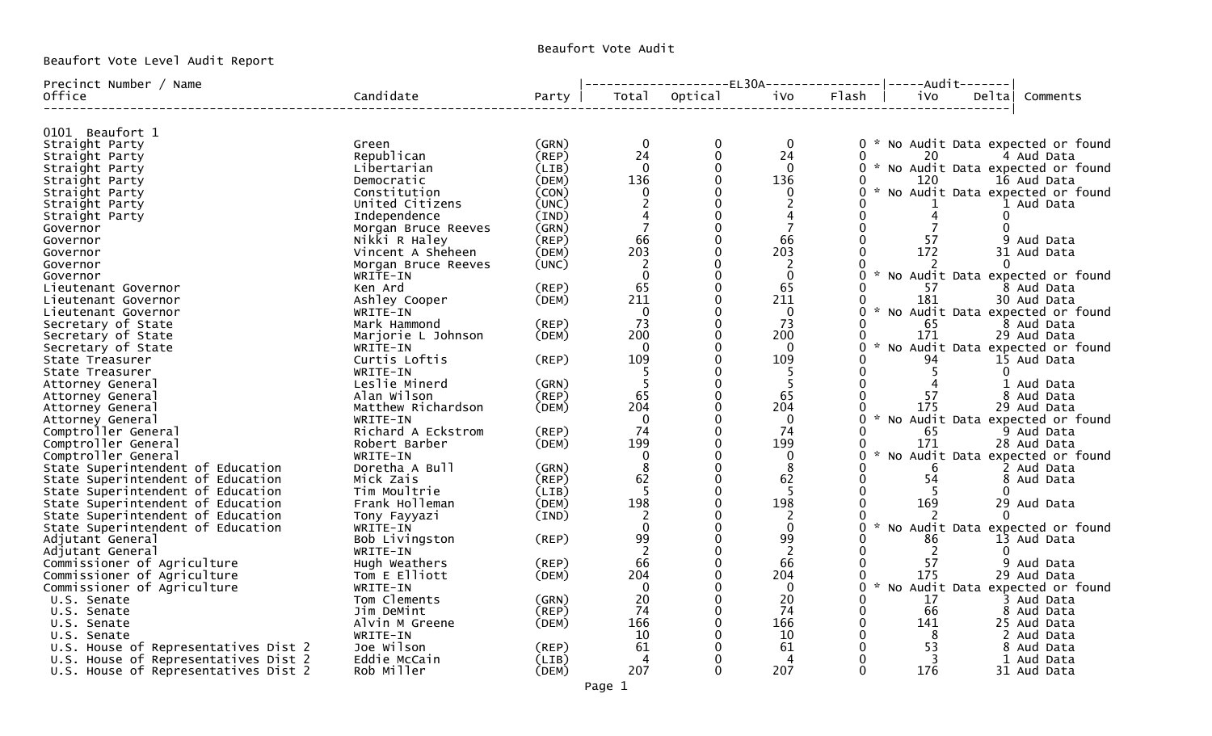# Beaufort Vote Audit

Beaufort Vote Level Audit Report

| Precinct Number / Name<br>Office | Candidate | Party | EL30A Total | EL30A Optical | EL30A iVo | EL30A Flash | Audit iVo | Audit Delta | Comments |
|---|---|---|---|---|---|---|---|---|---|
| **0101 Beaufort 1** | | | | | | | | | |
| Straight Party | Green | (GRN) | 0 | 0 | 0 | 0 | | | * No Audit Data expected or found |
| Straight Party | Republican | (REP) | 24 | 0 | 24 | 0 | 20 | 4 | Aud Data |
| Straight Party | Libertarian | (LIB) | 0 | 0 | 0 | 0 | | | * No Audit Data expected or found |
| Straight Party | Democratic | (DEM) | 136 | 0 | 136 | 0 | 120 | 16 | Aud Data |
| Straight Party | Constitution | (CON) | 0 | 0 | 0 | 0 | | | * No Audit Data expected or found |
| Straight Party | United Citizens | (UNC) | 2 | 0 | 2 | 0 | 1 | 1 | Aud Data |
| Straight Party | Independence | (IND) | 4 | 0 | 4 | 0 | 4 | 0 | |
| Governor | Morgan Bruce Reeves | (GRN) | 7 | 0 | 7 | 0 | 7 | 0 | |
| Governor | Nikki R Haley | (REP) | 66 | 0 | 66 | 0 | 57 | 9 | Aud Data |
| Governor | Vincent A Sheheen | (DEM) | 203 | 0 | 203 | 0 | 172 | 31 | Aud Data |
| Governor | Morgan Bruce Reeves | (UNC) | 2 | 0 | 2 | 0 | 2 | 0 | |
| Governor | WRITE-IN | | 0 | 0 | 0 | 0 | | | * No Audit Data expected or found |
| Lieutenant Governor | Ken Ard | (REP) | 65 | 0 | 65 | 0 | 57 | 8 | Aud Data |
| Lieutenant Governor | Ashley Cooper | (DEM) | 211 | 0 | 211 | 0 | 181 | 30 | Aud Data |
| Lieutenant Governor | WRITE-IN | | 0 | 0 | 0 | 0 | | | * No Audit Data expected or found |
| Secretary of State | Mark Hammond | (REP) | 73 | 0 | 73 | 0 | 65 | 8 | Aud Data |
| Secretary of State | Marjorie L Johnson | (DEM) | 200 | 0 | 200 | 0 | 171 | 29 | Aud Data |
| Secretary of State | WRITE-IN | | 0 | 0 | 0 | 0 | | | * No Audit Data expected or found |
| State Treasurer | Curtis Loftis | (REP) | 109 | 0 | 109 | 0 | 94 | 15 | Aud Data |
| State Treasurer | WRITE-IN | | 5 | 0 | 5 | 0 | 5 | 0 | |
| Attorney General | Leslie Minerd | (GRN) | 5 | 0 | 5 | 0 | 4 | 1 | Aud Data |
| Attorney General | Alan Wilson | (REP) | 65 | 0 | 65 | 0 | 57 | 8 | Aud Data |
| Attorney General | Matthew Richardson | (DEM) | 204 | 0 | 204 | 0 | 175 | 29 | Aud Data |
| Attorney General | WRITE-IN | | 0 | 0 | 0 | 0 | | | * No Audit Data expected or found |
| Comptroller General | Richard A Eckstrom | (REP) | 74 | 0 | 74 | 0 | 65 | 9 | Aud Data |
| Comptroller General | Robert Barber | (DEM) | 199 | 0 | 199 | 0 | 171 | 28 | Aud Data |
| Comptroller General | WRITE-IN | | 0 | 0 | 0 | 0 | | | * No Audit Data expected or found |
| State Superintendent of Education | Doretha A Bull | (GRN) | 8 | 0 | 8 | 0 | 6 | 2 | Aud Data |
| State Superintendent of Education | Mick Zais | (REP) | 62 | 0 | 62 | 0 | 54 | 8 | Aud Data |
| State Superintendent of Education | Tim Moultrie | (LIB) | 5 | 0 | 5 | 0 | 5 | 0 | |
| State Superintendent of Education | Frank Holleman | (DEM) | 198 | 0 | 198 | 0 | 169 | 29 | Aud Data |
| State Superintendent of Education | Tony Fayyazi | (IND) | 2 | 0 | 2 | 0 | 2 | 0 | |
| State Superintendent of Education | WRITE-IN | | 0 | 0 | 0 | 0 | | | * No Audit Data expected or found |
| Adjutant General | Bob Livingston | (REP) | 99 | 0 | 99 | 0 | 86 | 13 | Aud Data |
| Adjutant General | WRITE-IN | | 2 | 0 | 2 | 0 | 2 | 0 | |
| Commissioner of Agriculture | Hugh Weathers | (REP) | 66 | 0 | 66 | 0 | 57 | 9 | Aud Data |
| Commissioner of Agriculture | Tom E Elliott | (DEM) | 204 | 0 | 204 | 0 | 175 | 29 | Aud Data |
| Commissioner of Agriculture | WRITE-IN | | 0 | 0 | 0 | 0 | | | * No Audit Data expected or found |
| U.S. Senate | Tom Clements | (GRN) | 20 | 0 | 20 | 0 | 17 | 3 | Aud Data |
| U.S. Senate | Jim DeMint | (REP) | 74 | 0 | 74 | 0 | 66 | 8 | Aud Data |
| U.S. Senate | Alvin M Greene | (DEM) | 166 | 0 | 166 | 0 | 141 | 25 | Aud Data |
| U.S. Senate | WRITE-IN | | 10 | 0 | 10 | 0 | 8 | 2 | Aud Data |
| U.S. House of Representatives Dist 2 | Joe Wilson | (REP) | 61 | 0 | 61 | 0 | 53 | 8 | Aud Data |
| U.S. House of Representatives Dist 2 | Eddie McCain | (LIB) | 4 | 0 | 4 | 0 | 3 | 1 | Aud Data |
| U.S. House of Representatives Dist 2 | Rob Miller | (DEM) | 207 | 0 | 207 | 0 | 176 | 31 | Aud Data |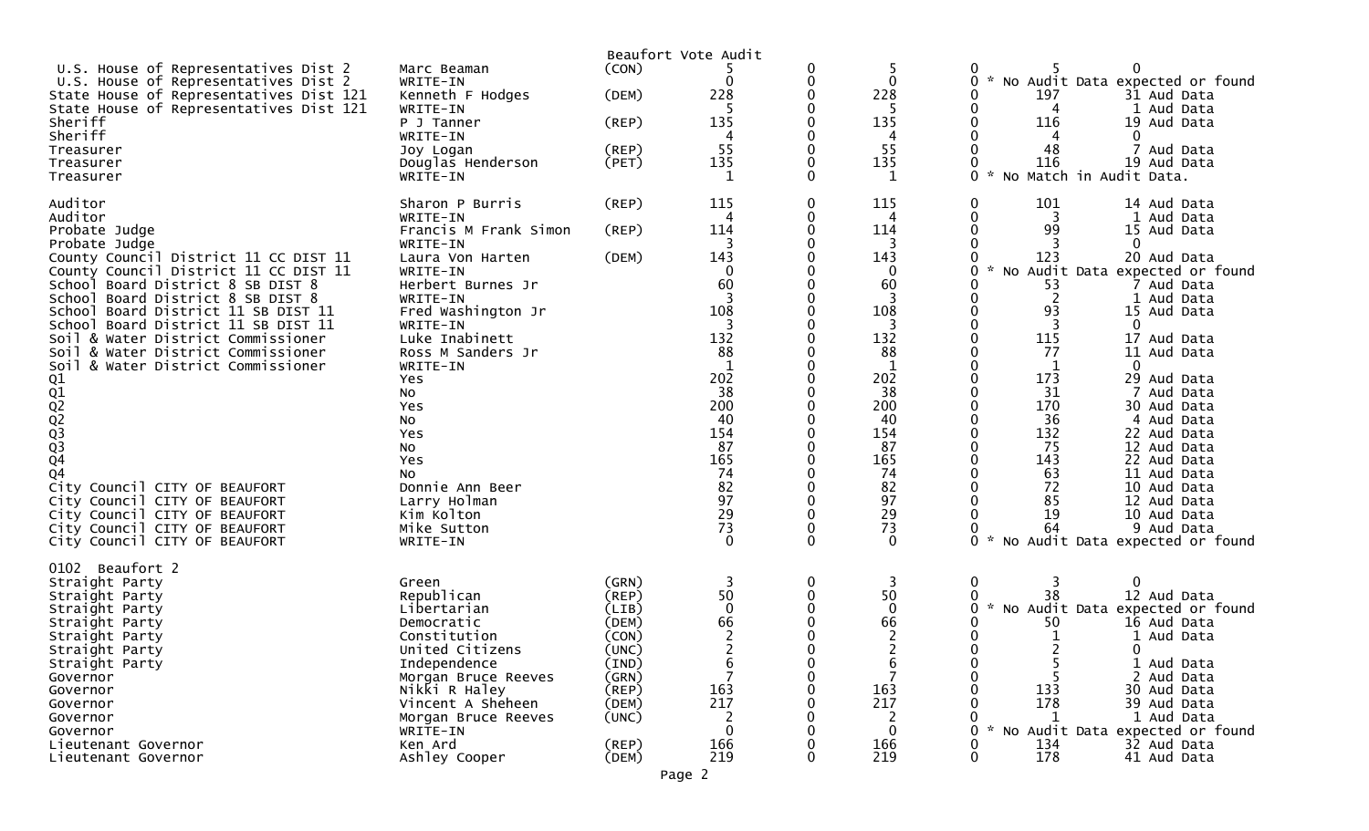Beaufort Vote Audit

| Contest | Candidate | Party | Votes | | | | | |
|---|---|---|---|---|---|---|---|---|
| U.S. House of Representatives Dist 2 | Marc Beaman | (CON) | 5 | 0 | 5 | 0 | 5 | 0 |
| U.S. House of Representatives Dist 2 | WRITE-IN | | 0 | 0 | 0 | 0 | * No Audit Data expected or found | |
| State House of Representatives Dist 121 | Kenneth F Hodges | (DEM) | 228 | 0 | 228 | 0 | 197 | 31 Aud Data |
| State House of Representatives Dist 121 | WRITE-IN | | 5 | 0 | 5 | 0 | 4 | 1 Aud Data |
| Sheriff | P J Tanner | (REP) | 135 | 0 | 135 | 0 | 116 | 19 Aud Data |
| Sheriff | WRITE-IN | | 4 | 0 | 4 | 0 | 4 | 0 |
| Treasurer | Joy Logan | (REP) | 55 | 0 | 55 | 0 | 48 | 7 Aud Data |
| Treasurer | Douglas Henderson | (PET) | 135 | 0 | 135 | 0 | 116 | 19 Aud Data |
| Treasurer | WRITE-IN | | 1 | 0 | 1 | 0 | * No Match in Audit Data. | |
| Auditor | Sharon P Burris | (REP) | 115 | 0 | 115 | 0 | 101 | 14 Aud Data |
| Auditor | WRITE-IN | | 4 | 0 | 4 | 0 | 3 | 1 Aud Data |
| Probate Judge | Francis M Frank Simon | (REP) | 114 | 0 | 114 | 0 | 99 | 15 Aud Data |
| Probate Judge | WRITE-IN | | 3 | 0 | 3 | 0 | 3 | 0 |
| County Council District 11 CC DIST 11 | Laura Von Harten | (DEM) | 143 | 0 | 143 | 0 | 123 | 20 Aud Data |
| County Council District 11 CC DIST 11 | WRITE-IN | | 0 | 0 | 0 | 0 | * No Audit Data expected or found | |
| School Board District 8 SB DIST 8 | Herbert Burnes Jr | | 60 | 0 | 60 | 0 | 53 | 7 Aud Data |
| School Board District 8 SB DIST 8 | WRITE-IN | | 3 | 0 | 3 | 0 | 2 | 1 Aud Data |
| School Board District 11 SB DIST 11 | Fred Washington Jr | | 108 | 0 | 108 | 0 | 93 | 15 Aud Data |
| School Board District 11 SB DIST 11 | WRITE-IN | | 3 | 0 | 3 | 0 | 3 | 0 |
| Soil & Water District Commissioner | Luke Inabinett | | 132 | 0 | 132 | 0 | 115 | 17 Aud Data |
| Soil & Water District Commissioner | Ross M Sanders Jr | | 88 | 0 | 88 | 0 | 77 | 11 Aud Data |
| Soil & Water District Commissioner | WRITE-IN | | 1 | 0 | 1 | 0 | 1 | 0 |
| Q1 | Yes | | 202 | 0 | 202 | 0 | 173 | 29 Aud Data |
| Q1 | No | | 38 | 0 | 38 | 0 | 31 | 7 Aud Data |
| Q2 | Yes | | 200 | 0 | 200 | 0 | 170 | 30 Aud Data |
| Q2 | No | | 40 | 0 | 40 | 0 | 36 | 4 Aud Data |
| Q3 | Yes | | 154 | 0 | 154 | 0 | 132 | 22 Aud Data |
| Q3 | No | | 87 | 0 | 87 | 0 | 75 | 12 Aud Data |
| Q4 | Yes | | 165 | 0 | 165 | 0 | 143 | 22 Aud Data |
| Q4 | No | | 74 | 0 | 74 | 0 | 63 | 11 Aud Data |
| City Council CITY OF BEAUFORT | Donnie Ann Beer | | 82 | 0 | 82 | 0 | 72 | 10 Aud Data |
| City Council CITY OF BEAUFORT | Larry Holman | | 97 | 0 | 97 | 0 | 85 | 12 Aud Data |
| City Council CITY OF BEAUFORT | Kim Kolton | | 29 | 0 | 29 | 0 | 19 | 10 Aud Data |
| City Council CITY OF BEAUFORT | Mike Sutton | | 73 | 0 | 73 | 0 | 64 | 9 Aud Data |
| City Council CITY OF BEAUFORT | WRITE-IN | | 0 | 0 | 0 | 0 | * No Audit Data expected or found | |

0102 Beaufort 2

| Contest | Candidate | Party | Votes | | | | | |
|---|---|---|---|---|---|---|---|---|
| Straight Party | Green | (GRN) | 3 | 0 | 3 | 0 | 3 | 0 |
| Straight Party | Republican | (REP) | 50 | 0 | 50 | 0 | 38 | 12 Aud Data |
| Straight Party | Libertarian | (LIB) | 0 | 0 | 0 | 0 | * No Audit Data expected or found | |
| Straight Party | Democratic | (DEM) | 66 | 0 | 66 | 0 | 50 | 16 Aud Data |
| Straight Party | Constitution | (CON) | 2 | 0 | 2 | 0 | 1 | 1 Aud Data |
| Straight Party | United Citizens | (UNC) | 2 | 0 | 2 | 0 | 2 | 0 |
| Straight Party | Independence | (IND) | 6 | 0 | 6 | 0 | 5 | 1 Aud Data |
| Governor | Morgan Bruce Reeves | (GRN) | 7 | 0 | 7 | 0 | 5 | 2 Aud Data |
| Governor | Nikki R Haley | (REP) | 163 | 0 | 163 | 0 | 133 | 30 Aud Data |
| Governor | Vincent A Sheheen | (DEM) | 217 | 0 | 217 | 0 | 178 | 39 Aud Data |
| Governor | Morgan Bruce Reeves | (UNC) | 2 | 0 | 2 | 0 | 1 | 1 Aud Data |
| Governor | WRITE-IN | | 0 | 0 | 0 | 0 | * No Audit Data expected or found | |
| Lieutenant Governor | Ken Ard | (REP) | 166 | 0 | 166 | 0 | 134 | 32 Aud Data |
| Lieutenant Governor | Ashley Cooper | (DEM) | 219 | 0 | 219 | 0 | 178 | 41 Aud Data |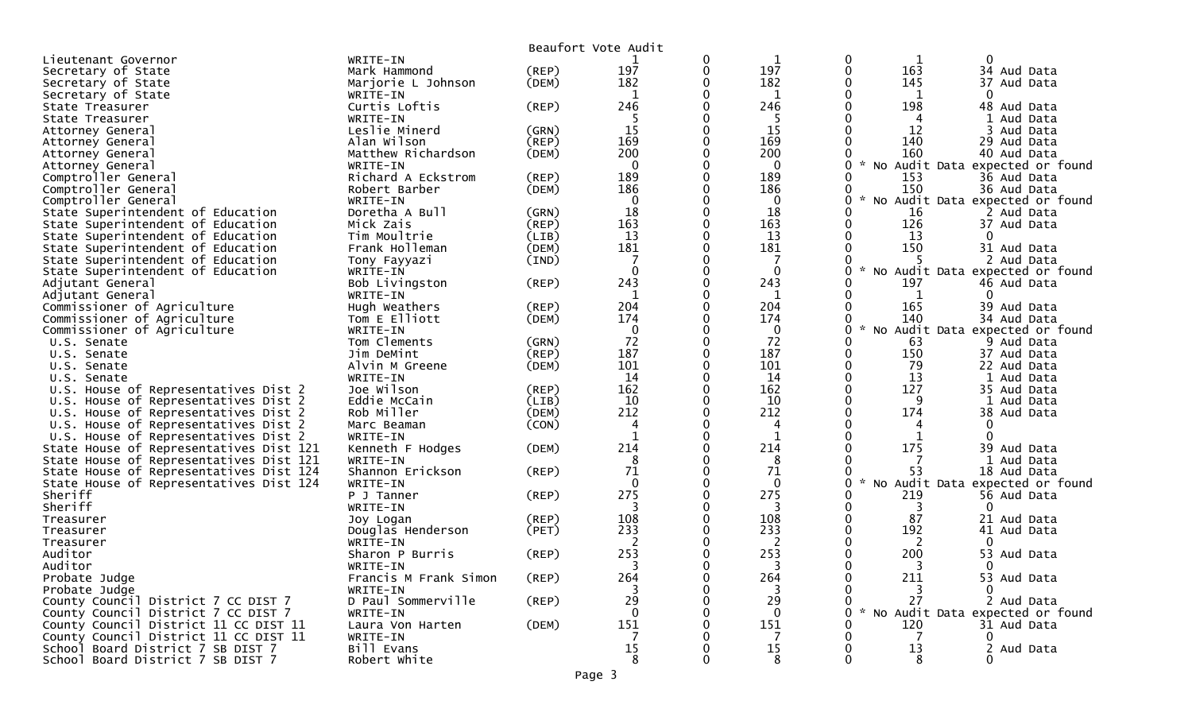# Beaufort Vote Audit

| Office | Candidate | Party | | | | | | |
|---|---|---|---|---|---|---|---|---|
| Lieutenant Governor | WRITE-IN | | 1 | 0 | 1 | 0 | 1 | 0 |
| Secretary of State | Mark Hammond | (REP) | 197 | 0 | 197 | 0 | 163 | 34 Aud Data |
| Secretary of State | Marjorie L Johnson | (DEM) | 182 | 0 | 182 | 0 | 145 | 37 Aud Data |
| Secretary of State | WRITE-IN | | 1 | 0 | 1 | 0 | 1 | 0 |
| State Treasurer | Curtis Loftis | (REP) | 246 | 0 | 246 | 0 | 198 | 48 Aud Data |
| State Treasurer | WRITE-IN | | 5 | 0 | 5 | 0 | 4 | 1 Aud Data |
| Attorney General | Leslie Minerd | (GRN) | 15 | 0 | 15 | 0 | 12 | 3 Aud Data |
| Attorney General | Alan Wilson | (REP) | 169 | 0 | 169 | 0 | 140 | 29 Aud Data |
| Attorney General | Matthew Richardson | (DEM) | 200 | 0 | 200 | 0 | 160 | 40 Aud Data |
| Attorney General | WRITE-IN | | 0 | 0 | 0 | 0 * | No Audit Data expected or found | |
| Comptroller General | Richard A Eckstrom | (REP) | 189 | 0 | 189 | 0 | 153 | 36 Aud Data |
| Comptroller General | Robert Barber | (DEM) | 186 | 0 | 186 | 0 | 150 | 36 Aud Data |
| Comptroller General | WRITE-IN | | 0 | 0 | 0 | 0 * | No Audit Data expected or found | |
| State Superintendent of Education | Doretha A Bull | (GRN) | 18 | 0 | 18 | 0 | 16 | 2 Aud Data |
| State Superintendent of Education | Mick Zais | (REP) | 163 | 0 | 163 | 0 | 126 | 37 Aud Data |
| State Superintendent of Education | Tim Moultrie | (LIB) | 13 | 0 | 13 | 0 | 13 | 0 |
| State Superintendent of Education | Frank Holleman | (DEM) | 181 | 0 | 181 | 0 | 150 | 31 Aud Data |
| State Superintendent of Education | Tony Fayyazi | (IND) | 7 | 0 | 7 | 0 | 5 | 2 Aud Data |
| State Superintendent of Education | WRITE-IN | | 0 | 0 | 0 | 0 * | No Audit Data expected or found | |
| Adjutant General | Bob Livingston | (REP) | 243 | 0 | 243 | 0 | 197 | 46 Aud Data |
| Adjutant General | WRITE-IN | | 1 | 0 | 1 | 0 | 1 | 0 |
| Commissioner of Agriculture | Hugh Weathers | (REP) | 204 | 0 | 204 | 0 | 165 | 39 Aud Data |
| Commissioner of Agriculture | Tom E Elliott | (DEM) | 174 | 0 | 174 | 0 | 140 | 34 Aud Data |
| Commissioner of Agriculture | WRITE-IN | | 0 | 0 | 0 | 0 * | No Audit Data expected or found | |
| U.S. Senate | Tom Clements | (GRN) | 72 | 0 | 72 | 0 | 63 | 9 Aud Data |
| U.S. Senate | Jim DeMint | (REP) | 187 | 0 | 187 | 0 | 150 | 37 Aud Data |
| U.S. Senate | Alvin M Greene | (DEM) | 101 | 0 | 101 | 0 | 79 | 22 Aud Data |
| U.S. Senate | WRITE-IN | | 14 | 0 | 14 | 0 | 13 | 1 Aud Data |
| U.S. House of Representatives Dist 2 | Joe Wilson | (REP) | 162 | 0 | 162 | 0 | 127 | 35 Aud Data |
| U.S. House of Representatives Dist 2 | Eddie McCain | (LIB) | 10 | 0 | 10 | 0 | 9 | 1 Aud Data |
| U.S. House of Representatives Dist 2 | Rob Miller | (DEM) | 212 | 0 | 212 | 0 | 174 | 38 Aud Data |
| U.S. House of Representatives Dist 2 | Marc Beaman | (CON) | 4 | 0 | 4 | 0 | 4 | 0 |
| U.S. House of Representatives Dist 2 | WRITE-IN | | 1 | 0 | 1 | 0 | 1 | 0 |
| State House of Representatives Dist 121 | Kenneth F Hodges | (DEM) | 214 | 0 | 214 | 0 | 175 | 39 Aud Data |
| State House of Representatives Dist 121 | WRITE-IN | | 8 | 0 | 8 | 0 | 7 | 1 Aud Data |
| State House of Representatives Dist 124 | Shannon Erickson | (REP) | 71 | 0 | 71 | 0 | 53 | 18 Aud Data |
| State House of Representatives Dist 124 | WRITE-IN | | 0 | 0 | 0 | 0 * | No Audit Data expected or found | |
| Sheriff | P J Tanner | (REP) | 275 | 0 | 275 | 0 | 219 | 56 Aud Data |
| Sheriff | WRITE-IN | | 3 | 0 | 3 | 0 | 3 | 0 |
| Treasurer | Joy Logan | (REP) | 108 | 0 | 108 | 0 | 87 | 21 Aud Data |
| Treasurer | Douglas Henderson | (PET) | 233 | 0 | 233 | 0 | 192 | 41 Aud Data |
| Treasurer | WRITE-IN | | 2 | 0 | 2 | 0 | 2 | 0 |
| Auditor | Sharon P Burris | (REP) | 253 | 0 | 253 | 0 | 200 | 53 Aud Data |
| Auditor | WRITE-IN | | 3 | 0 | 3 | 0 | 3 | 0 |
| Probate Judge | Francis M Frank Simon | (REP) | 264 | 0 | 264 | 0 | 211 | 53 Aud Data |
| Probate Judge | WRITE-IN | | 3 | 0 | 3 | 0 | 3 | 0 |
| County Council District 7 CC DIST 7 | D Paul Sommerville | (REP) | 29 | 0 | 29 | 0 | 27 | 2 Aud Data |
| County Council District 7 CC DIST 7 | WRITE-IN | | 0 | 0 | 0 | 0 * | No Audit Data expected or found | |
| County Council District 11 CC DIST 11 | Laura Von Harten | (DEM) | 151 | 0 | 151 | 0 | 120 | 31 Aud Data |
| County Council District 11 CC DIST 11 | WRITE-IN | | 7 | 0 | 7 | 0 | 7 | 0 |
| School Board District 7 SB DIST 7 | Bill Evans | | 15 | 0 | 15 | 0 | 13 | 2 Aud Data |
| School Board District 7 SB DIST 7 | Robert White | | 8 | 0 | 8 | 0 | 8 | 0 |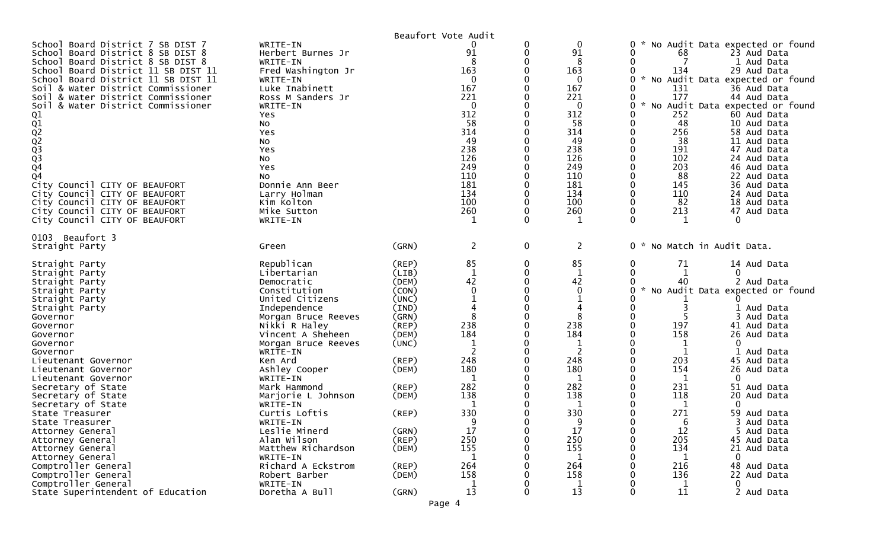Beaufort Vote Audit

| Contest | Candidate | Party | Votes | | | | | |
|---|---|---|---|---|---|---|---|---|
| School Board District 7 SB DIST 7 | WRITE-IN | | 0 | 0 | 0 | 0 | * No Audit Data expected or found | |
| School Board District 8 SB DIST 8 | Herbert Burnes Jr | | 91 | 0 | 91 | 0 | 68 | 23 Aud Data |
| School Board District 8 SB DIST 8 | WRITE-IN | | 8 | 0 | 8 | 0 | 7 | 1 Aud Data |
| School Board District 11 SB DIST 11 | Fred Washington Jr | | 163 | 0 | 163 | 0 | 134 | 29 Aud Data |
| School Board District 11 SB DIST 11 | WRITE-IN | | 0 | 0 | 0 | 0 | * No Audit Data expected or found | |
| Soil & Water District Commissioner | Luke Inabinett | | 167 | 0 | 167 | 0 | 131 | 36 Aud Data |
| Soil & Water District Commissioner | Ross M Sanders Jr | | 221 | 0 | 221 | 0 | 177 | 44 Aud Data |
| Soil & Water District Commissioner | WRITE-IN | | 0 | 0 | 0 | 0 | * No Audit Data expected or found | |
| Q1 | Yes | | 312 | 0 | 312 | 0 | 252 | 60 Aud Data |
| Q1 | No | | 58 | 0 | 58 | 0 | 48 | 10 Aud Data |
| Q2 | Yes | | 314 | 0 | 314 | 0 | 256 | 58 Aud Data |
| Q2 | No | | 49 | 0 | 49 | 0 | 38 | 11 Aud Data |
| Q3 | Yes | | 238 | 0 | 238 | 0 | 191 | 47 Aud Data |
| Q3 | No | | 126 | 0 | 126 | 0 | 102 | 24 Aud Data |
| Q4 | Yes | | 249 | 0 | 249 | 0 | 203 | 46 Aud Data |
| Q4 | No | | 110 | 0 | 110 | 0 | 88 | 22 Aud Data |
| City Council CITY OF BEAUFORT | Donnie Ann Beer | | 181 | 0 | 181 | 0 | 145 | 36 Aud Data |
| City Council CITY OF BEAUFORT | Larry Holman | | 134 | 0 | 134 | 0 | 110 | 24 Aud Data |
| City Council CITY OF BEAUFORT | Kim Kolton | | 100 | 0 | 100 | 0 | 82 | 18 Aud Data |
| City Council CITY OF BEAUFORT | Mike Sutton | | 260 | 0 | 260 | 0 | 213 | 47 Aud Data |
| City Council CITY OF BEAUFORT | WRITE-IN | | 1 | 0 | 1 | 0 | 1 | 0 |

0103 Beaufort 3

| Contest | Candidate | Party | Votes | | | | | |
|---|---|---|---|---|---|---|---|---|
| Straight Party | Green | (GRN) | 2 | 0 | 2 | 0 | * No Match in Audit Data. | |
| Straight Party | Republican | (REP) | 85 | 0 | 85 | 0 | 71 | 14 Aud Data |
| Straight Party | Libertarian | (LIB) | 1 | 0 | 1 | 0 | 1 | 0 |
| Straight Party | Democratic | (DEM) | 42 | 0 | 42 | 0 | 40 | 2 Aud Data |
| Straight Party | Constitution | (CON) | 0 | 0 | 0 | 0 | * No Audit Data expected or found | |
| Straight Party | United Citizens | (UNC) | 1 | 0 | 1 | 0 | 1 | 0 |
| Straight Party | Independence | (IND) | 4 | 0 | 4 | 0 | 3 | 1 Aud Data |
| Governor | Morgan Bruce Reeves | (GRN) | 8 | 0 | 8 | 0 | 5 | 3 Aud Data |
| Governor | Nikki R Haley | (REP) | 238 | 0 | 238 | 0 | 197 | 41 Aud Data |
| Governor | Vincent A Sheheen | (DEM) | 184 | 0 | 184 | 0 | 158 | 26 Aud Data |
| Governor | Morgan Bruce Reeves | (UNC) | 1 | 0 | 1 | 0 | 1 | 0 |
| Governor | WRITE-IN | | 2 | 0 | 2 | 0 | 1 | 1 Aud Data |
| Lieutenant Governor | Ken Ard | (REP) | 248 | 0 | 248 | 0 | 203 | 45 Aud Data |
| Lieutenant Governor | Ashley Cooper | (DEM) | 180 | 0 | 180 | 0 | 154 | 26 Aud Data |
| Lieutenant Governor | WRITE-IN | | 1 | 0 | 1 | 0 | 1 | 0 |
| Secretary of State | Mark Hammond | (REP) | 282 | 0 | 282 | 0 | 231 | 51 Aud Data |
| Secretary of State | Marjorie L Johnson | (DEM) | 138 | 0 | 138 | 0 | 118 | 20 Aud Data |
| Secretary of State | WRITE-IN | | 1 | 0 | 1 | 0 | 1 | 0 |
| State Treasurer | Curtis Loftis | (REP) | 330 | 0 | 330 | 0 | 271 | 59 Aud Data |
| State Treasurer | WRITE-IN | | 9 | 0 | 9 | 0 | 6 | 3 Aud Data |
| Attorney General | Leslie Minerd | (GRN) | 17 | 0 | 17 | 0 | 12 | 5 Aud Data |
| Attorney General | Alan Wilson | (REP) | 250 | 0 | 250 | 0 | 205 | 45 Aud Data |
| Attorney General | Matthew Richardson | (DEM) | 155 | 0 | 155 | 0 | 134 | 21 Aud Data |
| Attorney General | WRITE-IN | | 1 | 0 | 1 | 0 | 1 | 0 |
| Comptroller General | Richard A Eckstrom | (REP) | 264 | 0 | 264 | 0 | 216 | 48 Aud Data |
| Comptroller General | Robert Barber | (DEM) | 158 | 0 | 158 | 0 | 136 | 22 Aud Data |
| Comptroller General | WRITE-IN | | 1 | 0 | 1 | 0 | 1 | 0 |
| State Superintendent of Education | Doretha A Bull | (GRN) | 13 | 0 | 13 | 0 | 11 | 2 Aud Data |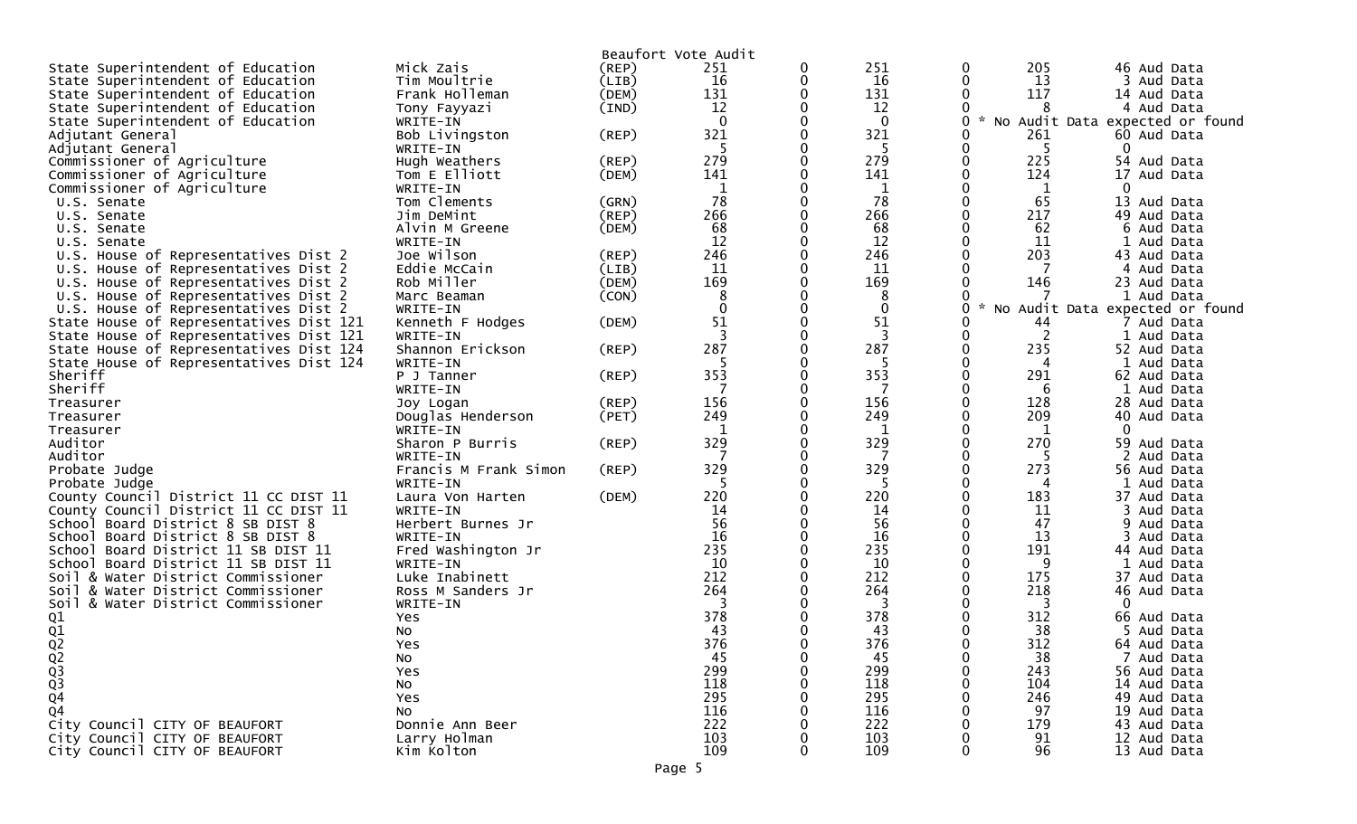Beaufort Vote Audit

| Contest | Candidate | Party | Votes | | Audit Votes | | | |
|---|---|---|---|---|---|---|---|---|
| State Superintendent of Education | Mick Zais | (REP) | 251 | 0 | 251 | 0 | 205 | 46 Aud Data |
| State Superintendent of Education | Tim Moultrie | (LIB) | 16 | 0 | 16 | 0 | 13 | 3 Aud Data |
| State Superintendent of Education | Frank Holleman | (DEM) | 131 | 0 | 131 | 0 | 117 | 14 Aud Data |
| State Superintendent of Education | Tony Fayyazi | (IND) | 12 | 0 | 12 | 0 | 8 | 4 Aud Data |
| State Superintendent of Education | WRITE-IN | | 0 | 0 | 0 | 0 | * No Audit Data expected or found | |
| Adjutant General | Bob Livingston | (REP) | 321 | 0 | 321 | 0 | 261 | 60 Aud Data |
| Adjutant General | WRITE-IN | | 5 | 0 | 5 | 0 | 5 | 0 |
| Commissioner of Agriculture | Hugh Weathers | (REP) | 279 | 0 | 279 | 0 | 225 | 54 Aud Data |
| Commissioner of Agriculture | Tom E Elliott | (DEM) | 141 | 0 | 141 | 0 | 124 | 17 Aud Data |
| Commissioner of Agriculture | WRITE-IN | | 1 | 0 | 1 | 0 | 1 | 0 |
| U.S. Senate | Tom Clements | (GRN) | 78 | 0 | 78 | 0 | 65 | 13 Aud Data |
| U.S. Senate | Jim DeMint | (REP) | 266 | 0 | 266 | 0 | 217 | 49 Aud Data |
| U.S. Senate | Alvin M Greene | (DEM) | 68 | 0 | 68 | 0 | 62 | 6 Aud Data |
| U.S. Senate | WRITE-IN | | 12 | 0 | 12 | 0 | 11 | 1 Aud Data |
| U.S. House of Representatives Dist 2 | Joe Wilson | (REP) | 246 | 0 | 246 | 0 | 203 | 43 Aud Data |
| U.S. House of Representatives Dist 2 | Eddie McCain | (LIB) | 11 | 0 | 11 | 0 | 7 | 4 Aud Data |
| U.S. House of Representatives Dist 2 | Rob Miller | (DEM) | 169 | 0 | 169 | 0 | 146 | 23 Aud Data |
| U.S. House of Representatives Dist 2 | Marc Beaman | (CON) | 8 | 0 | 8 | 0 | 7 | 1 Aud Data |
| U.S. House of Representatives Dist 2 | WRITE-IN | | 0 | 0 | 0 | 0 | * No Audit Data expected or found | |
| State House of Representatives Dist 121 | Kenneth F Hodges | (DEM) | 51 | 0 | 51 | 0 | 44 | 7 Aud Data |
| State House of Representatives Dist 121 | WRITE-IN | | 3 | 0 | 3 | 0 | 2 | 1 Aud Data |
| State House of Representatives Dist 124 | Shannon Erickson | (REP) | 287 | 0 | 287 | 0 | 235 | 52 Aud Data |
| State House of Representatives Dist 124 | WRITE-IN | | 5 | 0 | 5 | 0 | 4 | 1 Aud Data |
| Sheriff | P J Tanner | (REP) | 353 | 0 | 353 | 0 | 291 | 62 Aud Data |
| Sheriff | WRITE-IN | | 7 | 0 | 7 | 0 | 6 | 1 Aud Data |
| Treasurer | Joy Logan | (REP) | 156 | 0 | 156 | 0 | 128 | 28 Aud Data |
| Treasurer | Douglas Henderson | (PET) | 249 | 0 | 249 | 0 | 209 | 40 Aud Data |
| Treasurer | WRITE-IN | | 1 | 0 | 1 | 0 | 1 | 0 |
| Auditor | Sharon P Burris | (REP) | 329 | 0 | 329 | 0 | 270 | 59 Aud Data |
| Auditor | WRITE-IN | | 7 | 0 | 7 | 0 | 5 | 2 Aud Data |
| Probate Judge | Francis M Frank Simon | (REP) | 329 | 0 | 329 | 0 | 273 | 56 Aud Data |
| Probate Judge | WRITE-IN | | 5 | 0 | 5 | 0 | 4 | 1 Aud Data |
| County Council District 11 CC DIST 11 | Laura Von Harten | (DEM) | 220 | 0 | 220 | 0 | 183 | 37 Aud Data |
| County Council District 11 CC DIST 11 | WRITE-IN | | 14 | 0 | 14 | 0 | 11 | 3 Aud Data |
| School Board District 8 SB DIST 8 | Herbert Burnes Jr | | 56 | 0 | 56 | 0 | 47 | 9 Aud Data |
| School Board District 8 SB DIST 8 | WRITE-IN | | 16 | 0 | 16 | 0 | 13 | 3 Aud Data |
| School Board District 11 SB DIST 11 | Fred Washington Jr | | 235 | 0 | 235 | 0 | 191 | 44 Aud Data |
| School Board District 11 SB DIST 11 | WRITE-IN | | 10 | 0 | 10 | 0 | 9 | 1 Aud Data |
| Soil & Water District Commissioner | Luke Inabinett | | 212 | 0 | 212 | 0 | 175 | 37 Aud Data |
| Soil & Water District Commissioner | Ross M Sanders Jr | | 264 | 0 | 264 | 0 | 218 | 46 Aud Data |
| Soil & Water District Commissioner | WRITE-IN | | 3 | 0 | 3 | 0 | 3 | 0 |
| Q1 | Yes | | 378 | 0 | 378 | 0 | 312 | 66 Aud Data |
| Q1 | No | | 43 | 0 | 43 | 0 | 38 | 5 Aud Data |
| Q2 | Yes | | 376 | 0 | 376 | 0 | 312 | 64 Aud Data |
| Q2 | No | | 45 | 0 | 45 | 0 | 38 | 7 Aud Data |
| Q3 | Yes | | 299 | 0 | 299 | 0 | 243 | 56 Aud Data |
| Q3 | No | | 118 | 0 | 118 | 0 | 104 | 14 Aud Data |
| Q4 | Yes | | 295 | 0 | 295 | 0 | 246 | 49 Aud Data |
| Q4 | No | | 116 | 0 | 116 | 0 | 97 | 19 Aud Data |
| City Council CITY OF BEAUFORT | Donnie Ann Beer | | 222 | 0 | 222 | 0 | 179 | 43 Aud Data |
| City Council CITY OF BEAUFORT | Larry Holman | | 103 | 0 | 103 | 0 | 91 | 12 Aud Data |
| City Council CITY OF BEAUFORT | Kim Kolton | | 109 | 0 | 109 | 0 | 96 | 13 Aud Data |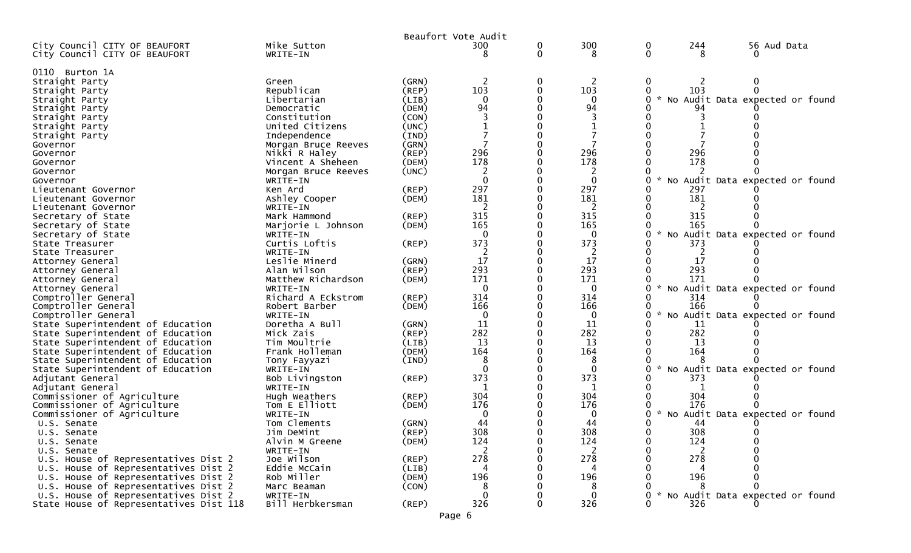Beaufort Vote Audit

| | | | | | | | | |
|---|---|---|---|---|---|---|---|---|
| City Council CITY OF BEAUFORT | Mike Sutton | | 300 | 0 | 300 | 0 | 244 | 56 Aud Data |
| City Council CITY OF BEAUFORT | WRITE-IN | | 8 | 0 | 8 | 0 | 8 | 0 |

0110 Burton 1A

| | | | | | | | | |
|---|---|---|---|---|---|---|---|---|
| Straight Party | Green | (GRN) | 2 | 0 | 2 | 0 | 2 | 0 |
| Straight Party | Republican | (REP) | 103 | 0 | 103 | 0 | 103 | 0 |
| Straight Party | Libertarian | (LIB) | 0 | 0 | 0 | 0 | * No Audit Data expected or found | |
| Straight Party | Democratic | (DEM) | 94 | 0 | 94 | 0 | 94 | 0 |
| Straight Party | Constitution | (CON) | 3 | 0 | 3 | 0 | 3 | 0 |
| Straight Party | United Citizens | (UNC) | 1 | 0 | 1 | 0 | 1 | 0 |
| Straight Party | Independence | (IND) | 7 | 0 | 7 | 0 | 7 | 0 |
| Governor | Morgan Bruce Reeves | (GRN) | 7 | 0 | 7 | 0 | 7 | 0 |
| Governor | Nikki R Haley | (REP) | 296 | 0 | 296 | 0 | 296 | 0 |
| Governor | Vincent A Sheheen | (DEM) | 178 | 0 | 178 | 0 | 178 | 0 |
| Governor | Morgan Bruce Reeves | (UNC) | 2 | 0 | 2 | 0 | 2 | 0 |
| Governor | WRITE-IN | | 0 | 0 | 0 | 0 | * No Audit Data expected or found | |
| Lieutenant Governor | Ken Ard | (REP) | 297 | 0 | 297 | 0 | 297 | 0 |
| Lieutenant Governor | Ashley Cooper | (DEM) | 181 | 0 | 181 | 0 | 181 | 0 |
| Lieutenant Governor | WRITE-IN | | 2 | 0 | 2 | 0 | 2 | 0 |
| Secretary of State | Mark Hammond | (REP) | 315 | 0 | 315 | 0 | 315 | 0 |
| Secretary of State | Marjorie L Johnson | (DEM) | 165 | 0 | 165 | 0 | 165 | 0 |
| Secretary of State | WRITE-IN | | 0 | 0 | 0 | 0 | * No Audit Data expected or found | |
| State Treasurer | Curtis Loftis | (REP) | 373 | 0 | 373 | 0 | 373 | 0 |
| State Treasurer | WRITE-IN | | 2 | 0 | 2 | 0 | 2 | 0 |
| Attorney General | Leslie Minerd | (GRN) | 17 | 0 | 17 | 0 | 17 | 0 |
| Attorney General | Alan Wilson | (REP) | 293 | 0 | 293 | 0 | 293 | 0 |
| Attorney General | Matthew Richardson | (DEM) | 171 | 0 | 171 | 0 | 171 | 0 |
| Attorney General | WRITE-IN | | 0 | 0 | 0 | 0 | * No Audit Data expected or found | |
| Comptroller General | Richard A Eckstrom | (REP) | 314 | 0 | 314 | 0 | 314 | 0 |
| Comptroller General | Robert Barber | (DEM) | 166 | 0 | 166 | 0 | 166 | 0 |
| Comptroller General | WRITE-IN | | 0 | 0 | 0 | 0 | * No Audit Data expected or found | |
| State Superintendent of Education | Doretha A Bull | (GRN) | 11 | 0 | 11 | 0 | 11 | 0 |
| State Superintendent of Education | Mick Zais | (REP) | 282 | 0 | 282 | 0 | 282 | 0 |
| State Superintendent of Education | Tim Moultrie | (LIB) | 13 | 0 | 13 | 0 | 13 | 0 |
| State Superintendent of Education | Frank Holleman | (DEM) | 164 | 0 | 164 | 0 | 164 | 0 |
| State Superintendent of Education | Tony Fayyazi | (IND) | 8 | 0 | 8 | 0 | 8 | 0 |
| State Superintendent of Education | WRITE-IN | | 0 | 0 | 0 | 0 | * No Audit Data expected or found | |
| Adjutant General | Bob Livingston | (REP) | 373 | 0 | 373 | 0 | 373 | 0 |
| Adjutant General | WRITE-IN | | 1 | 0 | 1 | 0 | 1 | 0 |
| Commissioner of Agriculture | Hugh Weathers | (REP) | 304 | 0 | 304 | 0 | 304 | 0 |
| Commissioner of Agriculture | Tom E Elliott | (DEM) | 176 | 0 | 176 | 0 | 176 | 0 |
| Commissioner of Agriculture | WRITE-IN | | 0 | 0 | 0 | 0 | * No Audit Data expected or found | |
| U.S. Senate | Tom Clements | (GRN) | 44 | 0 | 44 | 0 | 44 | 0 |
| U.S. Senate | Jim DeMint | (REP) | 308 | 0 | 308 | 0 | 308 | 0 |
| U.S. Senate | Alvin M Greene | (DEM) | 124 | 0 | 124 | 0 | 124 | 0 |
| U.S. Senate | WRITE-IN | | 2 | 0 | 2 | 0 | 2 | 0 |
| U.S. House of Representatives Dist 2 | Joe Wilson | (REP) | 278 | 0 | 278 | 0 | 278 | 0 |
| U.S. House of Representatives Dist 2 | Eddie McCain | (LIB) | 4 | 0 | 4 | 0 | 4 | 0 |
| U.S. House of Representatives Dist 2 | Rob Miller | (DEM) | 196 | 0 | 196 | 0 | 196 | 0 |
| U.S. House of Representatives Dist 2 | Marc Beaman | (CON) | 8 | 0 | 8 | 0 | 8 | 0 |
| U.S. House of Representatives Dist 2 | WRITE-IN | | 0 | 0 | 0 | 0 | * No Audit Data expected or found | |
| State House of Representatives Dist 118 | Bill Herbkersman | (REP) | 326 | 0 | 326 | 0 | 326 | 0 |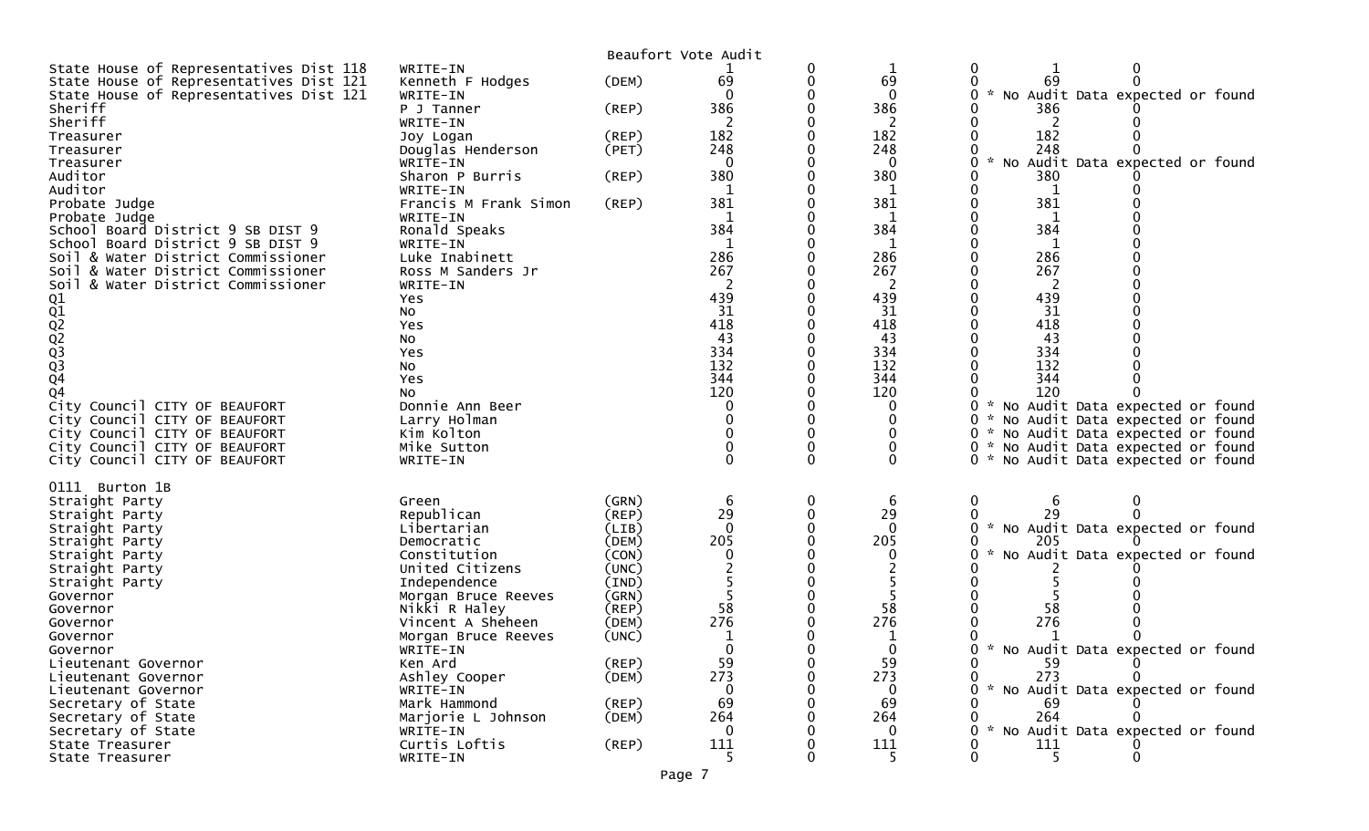Beaufort Vote Audit

| | | | | | | | | |
|---|---|---|---|---|---|---|---|---|
| State House of Representatives Dist 118 | WRITE-IN | | 1 | 0 | 1 | 0 | 1 | 0 |
| State House of Representatives Dist 121 | Kenneth F Hodges | (DEM) | 69 | 0 | 69 | 0 | 69 | 0 |
| State House of Representatives Dist 121 | WRITE-IN | | 0 | 0 | 0 | 0 * No Audit Data expected or found | | |
| Sheriff | P J Tanner | (REP) | 386 | 0 | 386 | 0 | 386 | 0 |
| Sheriff | WRITE-IN | | 2 | 0 | 2 | 0 | 2 | 0 |
| Treasurer | Joy Logan | (REP) | 182 | 0 | 182 | 0 | 182 | 0 |
| Treasurer | Douglas Henderson | (PET) | 248 | 0 | 248 | 0 | 248 | 0 |
| Treasurer | WRITE-IN | | 0 | 0 | 0 | 0 * No Audit Data expected or found | | |
| Auditor | Sharon P Burris | (REP) | 380 | 0 | 380 | 0 | 380 | 0 |
| Auditor | WRITE-IN | | 1 | 0 | 1 | 0 | 1 | 0 |
| Probate Judge | Francis M Frank Simon | (REP) | 381 | 0 | 381 | 0 | 381 | 0 |
| Probate Judge | WRITE-IN | | 1 | 0 | 1 | 0 | 1 | 0 |
| School Board District 9 SB DIST 9 | Ronald Speaks | | 384 | 0 | 384 | 0 | 384 | 0 |
| School Board District 9 SB DIST 9 | WRITE-IN | | 1 | 0 | 1 | 0 | 1 | 0 |
| Soil & Water District Commissioner | Luke Inabinett | | 286 | 0 | 286 | 0 | 286 | 0 |
| Soil & Water District Commissioner | Ross M Sanders Jr | | 267 | 0 | 267 | 0 | 267 | 0 |
| Soil & Water District Commissioner | WRITE-IN | | 2 | 0 | 2 | 0 | 2 | 0 |
| Q1 | Yes | | 439 | 0 | 439 | 0 | 439 | 0 |
| Q1 | No | | 31 | 0 | 31 | 0 | 31 | 0 |
| Q2 | Yes | | 418 | 0 | 418 | 0 | 418 | 0 |
| Q2 | No | | 43 | 0 | 43 | 0 | 43 | 0 |
| Q3 | Yes | | 334 | 0 | 334 | 0 | 334 | 0 |
| Q3 | No | | 132 | 0 | 132 | 0 | 132 | 0 |
| Q4 | Yes | | 344 | 0 | 344 | 0 | 344 | 0 |
| Q4 | No | | 120 | 0 | 120 | 0 | 120 | 0 |
| City Council CITY OF BEAUFORT | Donnie Ann Beer | | 0 | 0 | 0 | 0 * No Audit Data expected or found | | |
| City Council CITY OF BEAUFORT | Larry Holman | | 0 | 0 | 0 | 0 * No Audit Data expected or found | | |
| City Council CITY OF BEAUFORT | Kim Kolton | | 0 | 0 | 0 | 0 * No Audit Data expected or found | | |
| City Council CITY OF BEAUFORT | Mike Sutton | | 0 | 0 | 0 | 0 * No Audit Data expected or found | | |
| City Council CITY OF BEAUFORT | WRITE-IN | | 0 | 0 | 0 | 0 * No Audit Data expected or found | | |

0111 Burton 1B

| | | | | | | | | |
|---|---|---|---|---|---|---|---|---|
| Straight Party | Green | (GRN) | 6 | 0 | 6 | 0 | 6 | 0 |
| Straight Party | Republican | (REP) | 29 | 0 | 29 | 0 | 29 | 0 |
| Straight Party | Libertarian | (LIB) | 0 | 0 | 0 | 0 * No Audit Data expected or found | | |
| Straight Party | Democratic | (DEM) | 205 | 0 | 205 | 0 | 205 | 0 |
| Straight Party | Constitution | (CON) | 0 | 0 | 0 | 0 * No Audit Data expected or found | | |
| Straight Party | United Citizens | (UNC) | 2 | 0 | 2 | 0 | 2 | 0 |
| Straight Party | Independence | (IND) | 5 | 0 | 5 | 0 | 5 | 0 |
| Governor | Morgan Bruce Reeves | (GRN) | 5 | 0 | 5 | 0 | 5 | 0 |
| Governor | Nikki R Haley | (REP) | 58 | 0 | 58 | 0 | 58 | 0 |
| Governor | Vincent A Sheheen | (DEM) | 276 | 0 | 276 | 0 | 276 | 0 |
| Governor | Morgan Bruce Reeves | (UNC) | 1 | 0 | 1 | 0 | 1 | 0 |
| Governor | WRITE-IN | | 0 | 0 | 0 | 0 * No Audit Data expected or found | | |
| Lieutenant Governor | Ken Ard | (REP) | 59 | 0 | 59 | 0 | 59 | 0 |
| Lieutenant Governor | Ashley Cooper | (DEM) | 273 | 0 | 273 | 0 | 273 | 0 |
| Lieutenant Governor | WRITE-IN | | 0 | 0 | 0 | 0 * No Audit Data expected or found | | |
| Secretary of State | Mark Hammond | (REP) | 69 | 0 | 69 | 0 | 69 | 0 |
| Secretary of State | Marjorie L Johnson | (DEM) | 264 | 0 | 264 | 0 | 264 | 0 |
| Secretary of State | WRITE-IN | | 0 | 0 | 0 | 0 * No Audit Data expected or found | | |
| State Treasurer | Curtis Loftis | (REP) | 111 | 0 | 111 | 0 | 111 | 0 |
| State Treasurer | WRITE-IN | | 5 | 0 | 5 | 0 | 5 | 0 |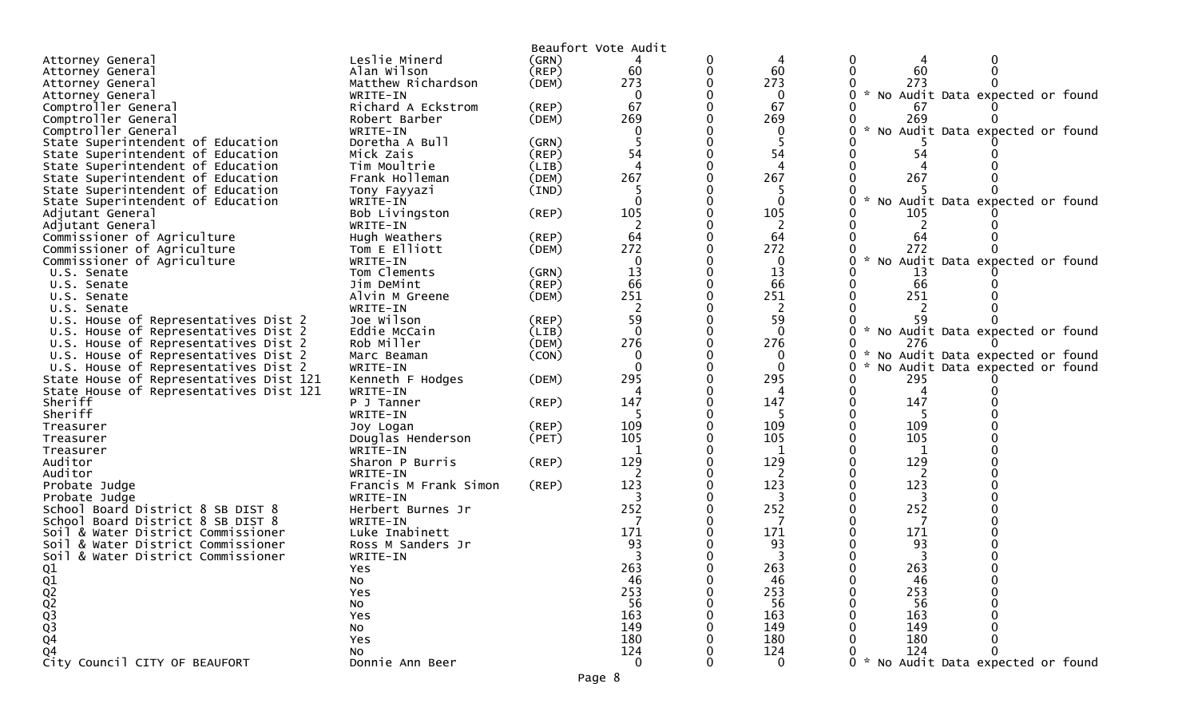Beaufort Vote Audit

| Contest | Candidate | Party | | | | | | |
|---|---|---|---|---|---|---|---|---|
| Attorney General | Leslie Minerd | (GRN) | 4 | 0 | 4 | 0 | 4 | 0 |
| Attorney General | Alan Wilson | (REP) | 60 | 0 | 60 | 0 | 60 | 0 |
| Attorney General | Matthew Richardson | (DEM) | 273 | 0 | 273 | 0 | 273 | 0 |
| Attorney General | WRITE-IN | | 0 | 0 | 0 | 0 | * No Audit Data expected or found | |
| Comptroller General | Richard A Eckstrom | (REP) | 67 | 0 | 67 | 0 | 67 | 0 |
| Comptroller General | Robert Barber | (DEM) | 269 | 0 | 269 | 0 | 269 | 0 |
| Comptroller General | WRITE-IN | | 0 | 0 | 0 | 0 | * No Audit Data expected or found | |
| State Superintendent of Education | Doretha A Bull | (GRN) | 5 | 0 | 5 | 0 | 5 | 0 |
| State Superintendent of Education | Mick Zais | (REP) | 54 | 0 | 54 | 0 | 54 | 0 |
| State Superintendent of Education | Tim Moultrie | (LIB) | 4 | 0 | 4 | 0 | 4 | 0 |
| State Superintendent of Education | Frank Holleman | (DEM) | 267 | 0 | 267 | 0 | 267 | 0 |
| State Superintendent of Education | Tony Fayyazi | (IND) | 5 | 0 | 5 | 0 | 5 | 0 |
| State Superintendent of Education | WRITE-IN | | 0 | 0 | 0 | 0 | * No Audit Data expected or found | |
| Adjutant General | Bob Livingston | (REP) | 105 | 0 | 105 | 0 | 105 | 0 |
| Adjutant General | WRITE-IN | | 2 | 0 | 2 | 0 | 2 | 0 |
| Commissioner of Agriculture | Hugh Weathers | (REP) | 64 | 0 | 64 | 0 | 64 | 0 |
| Commissioner of Agriculture | Tom E Elliott | (DEM) | 272 | 0 | 272 | 0 | 272 | 0 |
| Commissioner of Agriculture | WRITE-IN | | 0 | 0 | 0 | 0 | * No Audit Data expected or found | |
| U.S. Senate | Tom Clements | (GRN) | 13 | 0 | 13 | 0 | 13 | 0 |
| U.S. Senate | Jim DeMint | (REP) | 66 | 0 | 66 | 0 | 66 | 0 |
| U.S. Senate | Alvin M Greene | (DEM) | 251 | 0 | 251 | 0 | 251 | 0 |
| U.S. Senate | WRITE-IN | | 2 | 0 | 2 | 0 | 2 | 0 |
| U.S. House of Representatives Dist 2 | Joe Wilson | (REP) | 59 | 0 | 59 | 0 | 59 | 0 |
| U.S. House of Representatives Dist 2 | Eddie McCain | (LIB) | 0 | 0 | 0 | 0 | * No Audit Data expected or found | |
| U.S. House of Representatives Dist 2 | Rob Miller | (DEM) | 276 | 0 | 276 | 0 | 276 | 0 |
| U.S. House of Representatives Dist 2 | Marc Beaman | (CON) | 0 | 0 | 0 | 0 | * No Audit Data expected or found | |
| U.S. House of Representatives Dist 2 | WRITE-IN | | 0 | 0 | 0 | 0 | * No Audit Data expected or found | |
| State House of Representatives Dist 121 | Kenneth F Hodges | (DEM) | 295 | 0 | 295 | 0 | 295 | 0 |
| State House of Representatives Dist 121 | WRITE-IN | | 4 | 0 | 4 | 0 | 4 | 0 |
| Sheriff | P J Tanner | (REP) | 147 | 0 | 147 | 0 | 147 | 0 |
| Sheriff | WRITE-IN | | 5 | 0 | 5 | 0 | 5 | 0 |
| Treasurer | Joy Logan | (REP) | 109 | 0 | 109 | 0 | 109 | 0 |
| Treasurer | Douglas Henderson | (PET) | 105 | 0 | 105 | 0 | 105 | 0 |
| Treasurer | WRITE-IN | | 1 | 0 | 1 | 0 | 1 | 0 |
| Auditor | Sharon P Burris | (REP) | 129 | 0 | 129 | 0 | 129 | 0 |
| Auditor | WRITE-IN | | 2 | 0 | 2 | 0 | 2 | 0 |
| Probate Judge | Francis M Frank Simon | (REP) | 123 | 0 | 123 | 0 | 123 | 0 |
| Probate Judge | WRITE-IN | | 3 | 0 | 3 | 0 | 3 | 0 |
| School Board District 8 SB DIST 8 | Herbert Burnes Jr | | 252 | 0 | 252 | 0 | 252 | 0 |
| School Board District 8 SB DIST 8 | WRITE-IN | | 7 | 0 | 7 | 0 | 7 | 0 |
| Soil & Water District Commissioner | Luke Inabinett | | 171 | 0 | 171 | 0 | 171 | 0 |
| Soil & Water District Commissioner | Ross M Sanders Jr | | 93 | 0 | 93 | 0 | 93 | 0 |
| Soil & Water District Commissioner | WRITE-IN | | 3 | 0 | 3 | 0 | 3 | 0 |
| Q1 | Yes | | 263 | 0 | 263 | 0 | 263 | 0 |
| Q1 | No | | 46 | 0 | 46 | 0 | 46 | 0 |
| Q2 | Yes | | 253 | 0 | 253 | 0 | 253 | 0 |
| Q2 | No | | 56 | 0 | 56 | 0 | 56 | 0 |
| Q3 | Yes | | 163 | 0 | 163 | 0 | 163 | 0 |
| Q3 | No | | 149 | 0 | 149 | 0 | 149 | 0 |
| Q4 | Yes | | 180 | 0 | 180 | 0 | 180 | 0 |
| Q4 | No | | 124 | 0 | 124 | 0 | 124 | 0 |
| City Council CITY OF BEAUFORT | Donnie Ann Beer | | 0 | 0 | 0 | 0 | * No Audit Data expected or found | |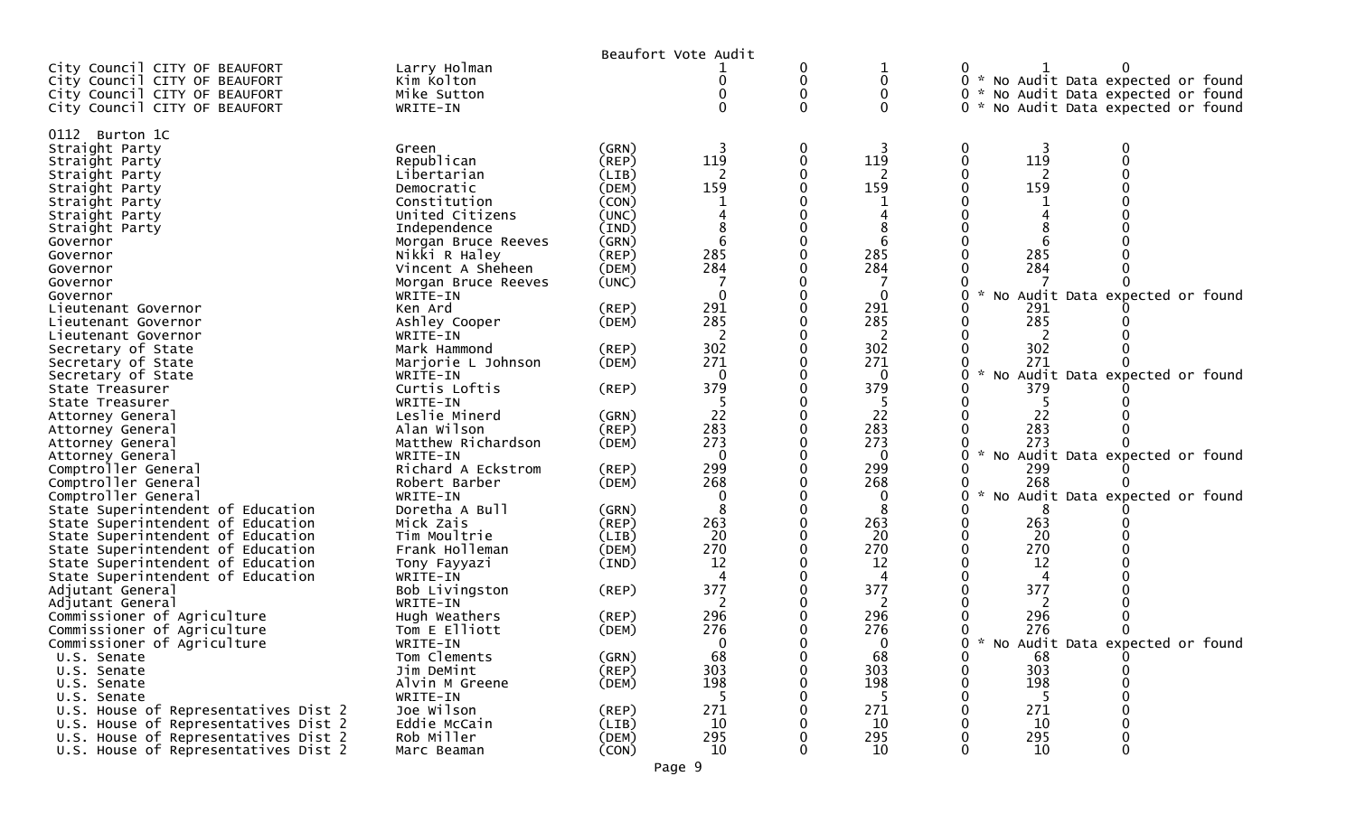Beaufort Vote Audit

| Contest | Candidate | Party | | | | | | |
|---|---|---|---|---|---|---|---|---|
| City Council CITY OF BEAUFORT | Larry Holman | | 1 | 0 | 1 | 0 | 1 | 0 |
| City Council CITY OF BEAUFORT | Kim Kolton | | 0 | 0 | 0 | 0 * No Audit Data expected or found | | |
| City Council CITY OF BEAUFORT | Mike Sutton | | 0 | 0 | 0 | 0 * No Audit Data expected or found | | |
| City Council CITY OF BEAUFORT | WRITE-IN | | 0 | 0 | 0 | 0 * No Audit Data expected or found | | |
| 0112 Burton 1C | | | | | | | | |
| Straight Party | Green | (GRN) | 3 | 0 | 3 | 0 | 3 | 0 |
| Straight Party | Republican | (REP) | 119 | 0 | 119 | 0 | 119 | 0 |
| Straight Party | Libertarian | (LIB) | 2 | 0 | 2 | 0 | 2 | 0 |
| Straight Party | Democratic | (DEM) | 159 | 0 | 159 | 0 | 159 | 0 |
| Straight Party | Constitution | (CON) | 1 | 0 | 1 | 0 | 1 | 0 |
| Straight Party | United Citizens | (UNC) | 4 | 0 | 4 | 0 | 4 | 0 |
| Straight Party | Independence | (IND) | 8 | 0 | 8 | 0 | 8 | 0 |
| Governor | Morgan Bruce Reeves | (GRN) | 6 | 0 | 6 | 0 | 6 | 0 |
| Governor | Nikki R Haley | (REP) | 285 | 0 | 285 | 0 | 285 | 0 |
| Governor | Vincent A Sheheen | (DEM) | 284 | 0 | 284 | 0 | 284 | 0 |
| Governor | Morgan Bruce Reeves | (UNC) | 7 | 0 | 7 | 0 | 7 | 0 |
| Governor | WRITE-IN | | 0 | 0 | 0 | 0 * No Audit Data expected or found | | |
| Lieutenant Governor | Ken Ard | (REP) | 291 | 0 | 291 | 0 | 291 | 0 |
| Lieutenant Governor | Ashley Cooper | (DEM) | 285 | 0 | 285 | 0 | 285 | 0 |
| Lieutenant Governor | WRITE-IN | | 2 | 0 | 2 | 0 | 2 | 0 |
| Secretary of State | Mark Hammond | (REP) | 302 | 0 | 302 | 0 | 302 | 0 |
| Secretary of State | Marjorie L Johnson | (DEM) | 271 | 0 | 271 | 0 | 271 | 0 |
| Secretary of State | WRITE-IN | | 0 | 0 | 0 | 0 * No Audit Data expected or found | | |
| State Treasurer | Curtis Loftis | (REP) | 379 | 0 | 379 | 0 | 379 | 0 |
| State Treasurer | WRITE-IN | | 5 | 0 | 5 | 0 | 5 | 0 |
| Attorney General | Leslie Minerd | (GRN) | 22 | 0 | 22 | 0 | 22 | 0 |
| Attorney General | Alan Wilson | (REP) | 283 | 0 | 283 | 0 | 283 | 0 |
| Attorney General | Matthew Richardson | (DEM) | 273 | 0 | 273 | 0 | 273 | 0 |
| Attorney General | WRITE-IN | | 0 | 0 | 0 | 0 * No Audit Data expected or found | | |
| Comptroller General | Richard A Eckstrom | (REP) | 299 | 0 | 299 | 0 | 299 | 0 |
| Comptroller General | Robert Barber | (DEM) | 268 | 0 | 268 | 0 | 268 | 0 |
| Comptroller General | WRITE-IN | | 0 | 0 | 0 | 0 * No Audit Data expected or found | | |
| State Superintendent of Education | Doretha A Bull | (GRN) | 8 | 0 | 8 | 0 | 8 | 0 |
| State Superintendent of Education | Mick Zais | (REP) | 263 | 0 | 263 | 0 | 263 | 0 |
| State Superintendent of Education | Tim Moultrie | (LIB) | 20 | 0 | 20 | 0 | 20 | 0 |
| State Superintendent of Education | Frank Holleman | (DEM) | 270 | 0 | 270 | 0 | 270 | 0 |
| State Superintendent of Education | Tony Fayyazi | (IND) | 12 | 0 | 12 | 0 | 12 | 0 |
| State Superintendent of Education | WRITE-IN | | 4 | 0 | 4 | 0 | 4 | 0 |
| Adjutant General | Bob Livingston | (REP) | 377 | 0 | 377 | 0 | 377 | 0 |
| Adjutant General | WRITE-IN | | 2 | 0 | 2 | 0 | 2 | 0 |
| Commissioner of Agriculture | Hugh Weathers | (REP) | 296 | 0 | 296 | 0 | 296 | 0 |
| Commissioner of Agriculture | Tom E Elliott | (DEM) | 276 | 0 | 276 | 0 | 276 | 0 |
| Commissioner of Agriculture | WRITE-IN | | 0 | 0 | 0 | 0 * No Audit Data expected or found | | |
| U.S. Senate | Tom Clements | (GRN) | 68 | 0 | 68 | 0 | 68 | 0 |
| U.S. Senate | Jim DeMint | (REP) | 303 | 0 | 303 | 0 | 303 | 0 |
| U.S. Senate | Alvin M Greene | (DEM) | 198 | 0 | 198 | 0 | 198 | 0 |
| U.S. Senate | WRITE-IN | | 5 | 0 | 5 | 0 | 5 | 0 |
| U.S. House of Representatives Dist 2 | Joe Wilson | (REP) | 271 | 0 | 271 | 0 | 271 | 0 |
| U.S. House of Representatives Dist 2 | Eddie McCain | (LIB) | 10 | 0 | 10 | 0 | 10 | 0 |
| U.S. House of Representatives Dist 2 | Rob Miller | (DEM) | 295 | 0 | 295 | 0 | 295 | 0 |
| U.S. House of Representatives Dist 2 | Marc Beaman | (CON) | 10 | 0 | 10 | 0 | 10 | 0 |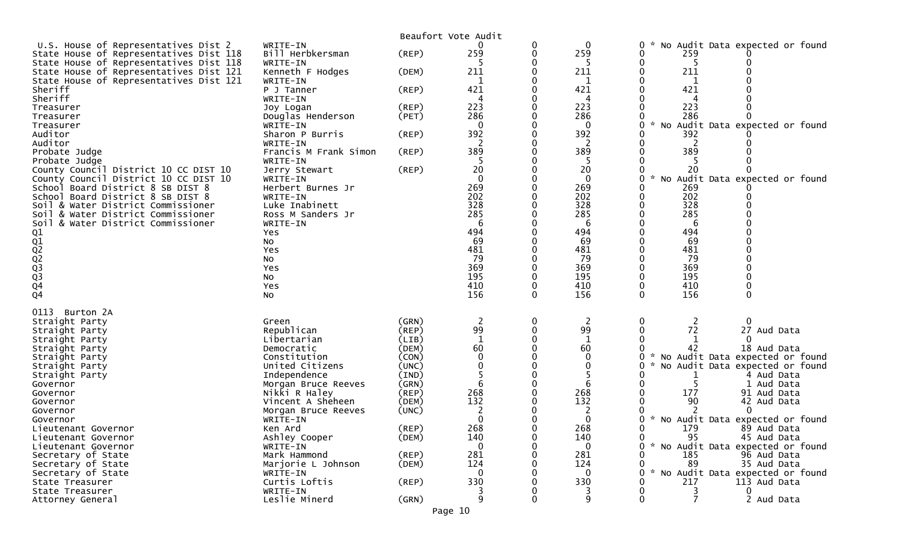Beaufort Vote Audit

| Contest | Candidate | Party | | | | | | |
|---|---|---|---|---|---|---|---|---|
| U.S. House of Representatives Dist 2 | WRITE-IN | | 0 | 0 | 0 | 0 * | No Audit Data expected or found | |
| State House of Representatives Dist 118 | Bill Herbkersman | (REP) | 259 | 0 | 259 | 0 | 259 | 0 |
| State House of Representatives Dist 118 | WRITE-IN | | 5 | 0 | 5 | 0 | 5 | 0 |
| State House of Representatives Dist 121 | Kenneth F Hodges | (DEM) | 211 | 0 | 211 | 0 | 211 | 0 |
| State House of Representatives Dist 121 | WRITE-IN | | 1 | 0 | 1 | 0 | 1 | 0 |
| Sheriff | P J Tanner | (REP) | 421 | 0 | 421 | 0 | 421 | 0 |
| Sheriff | WRITE-IN | | 4 | 0 | 4 | 0 | 4 | 0 |
| Treasurer | Joy Logan | (REP) | 223 | 0 | 223 | 0 | 223 | 0 |
| Treasurer | Douglas Henderson | (PET) | 286 | 0 | 286 | 0 | 286 | 0 |
| Treasurer | WRITE-IN | | 0 | 0 | 0 | 0 * | No Audit Data expected or found | |
| Auditor | Sharon P Burris | (REP) | 392 | 0 | 392 | 0 | 392 | 0 |
| Auditor | WRITE-IN | | 2 | 0 | 2 | 0 | 2 | 0 |
| Probate Judge | Francis M Frank Simon | (REP) | 389 | 0 | 389 | 0 | 389 | 0 |
| Probate Judge | WRITE-IN | | 5 | 0 | 5 | 0 | 5 | 0 |
| County Council District 10 CC DIST 10 | Jerry Stewart | (REP) | 20 | 0 | 20 | 0 | 20 | 0 |
| County Council District 10 CC DIST 10 | WRITE-IN | | 0 | 0 | 0 | 0 * | No Audit Data expected or found | |
| School Board District 8 SB DIST 8 | Herbert Burnes Jr | | 269 | 0 | 269 | 0 | 269 | 0 |
| School Board District 8 SB DIST 8 | WRITE-IN | | 202 | 0 | 202 | 0 | 202 | 0 |
| Soil & Water District Commissioner | Luke Inabinett | | 328 | 0 | 328 | 0 | 328 | 0 |
| Soil & Water District Commissioner | Ross M Sanders Jr | | 285 | 0 | 285 | 0 | 285 | 0 |
| Soil & Water District Commissioner | WRITE-IN | | 6 | 0 | 6 | 0 | 6 | 0 |
| Q1 | Yes | | 494 | 0 | 494 | 0 | 494 | 0 |
| Q1 | No | | 69 | 0 | 69 | 0 | 69 | 0 |
| Q2 | Yes | | 481 | 0 | 481 | 0 | 481 | 0 |
| Q2 | No | | 79 | 0 | 79 | 0 | 79 | 0 |
| Q3 | Yes | | 369 | 0 | 369 | 0 | 369 | 0 |
| Q3 | No | | 195 | 0 | 195 | 0 | 195 | 0 |
| Q4 | Yes | | 410 | 0 | 410 | 0 | 410 | 0 |
| Q4 | No | | 156 | 0 | 156 | 0 | 156 | 0 |

0113 Burton 2A

| Contest | Candidate | Party | | | | | | |
|---|---|---|---|---|---|---|---|---|
| Straight Party | Green | (GRN) | 2 | 0 | 2 | 0 | 2 | 0 |
| Straight Party | Republican | (REP) | 99 | 0 | 99 | 0 | 72 | 27 Aud Data |
| Straight Party | Libertarian | (LIB) | 1 | 0 | 1 | 0 | 1 | 0 |
| Straight Party | Democratic | (DEM) | 60 | 0 | 60 | 0 | 42 | 18 Aud Data |
| Straight Party | Constitution | (CON) | 0 | 0 | 0 | 0 * | No Audit Data expected or found | |
| Straight Party | United Citizens | (UNC) | 0 | 0 | 0 | 0 * | No Audit Data expected or found | |
| Straight Party | Independence | (IND) | 5 | 0 | 5 | 0 | 1 | 4 Aud Data |
| Governor | Morgan Bruce Reeves | (GRN) | 6 | 0 | 6 | 0 | 5 | 1 Aud Data |
| Governor | Nikki R Haley | (REP) | 268 | 0 | 268 | 0 | 177 | 91 Aud Data |
| Governor | Vincent A Sheheen | (DEM) | 132 | 0 | 132 | 0 | 90 | 42 Aud Data |
| Governor | Morgan Bruce Reeves | (UNC) | 2 | 0 | 2 | 0 | 2 | 0 |
| Governor | WRITE-IN | | 0 | 0 | 0 | 0 * | No Audit Data expected or found | |
| Lieutenant Governor | Ken Ard | (REP) | 268 | 0 | 268 | 0 | 179 | 89 Aud Data |
| Lieutenant Governor | Ashley Cooper | (DEM) | 140 | 0 | 140 | 0 | 95 | 45 Aud Data |
| Lieutenant Governor | WRITE-IN | | 0 | 0 | 0 | 0 * | No Audit Data expected or found | |
| Secretary of State | Mark Hammond | (REP) | 281 | 0 | 281 | 0 | 185 | 96 Aud Data |
| Secretary of State | Marjorie L Johnson | (DEM) | 124 | 0 | 124 | 0 | 89 | 35 Aud Data |
| Secretary of State | WRITE-IN | | 0 | 0 | 0 | 0 * | No Audit Data expected or found | |
| State Treasurer | Curtis Loftis | (REP) | 330 | 0 | 330 | 0 | 217 | 113 Aud Data |
| State Treasurer | WRITE-IN | | 3 | 0 | 3 | 0 | 3 | 0 |
| Attorney General | Leslie Minerd | (GRN) | 9 | 0 | 9 | 0 | 7 | 2 Aud Data |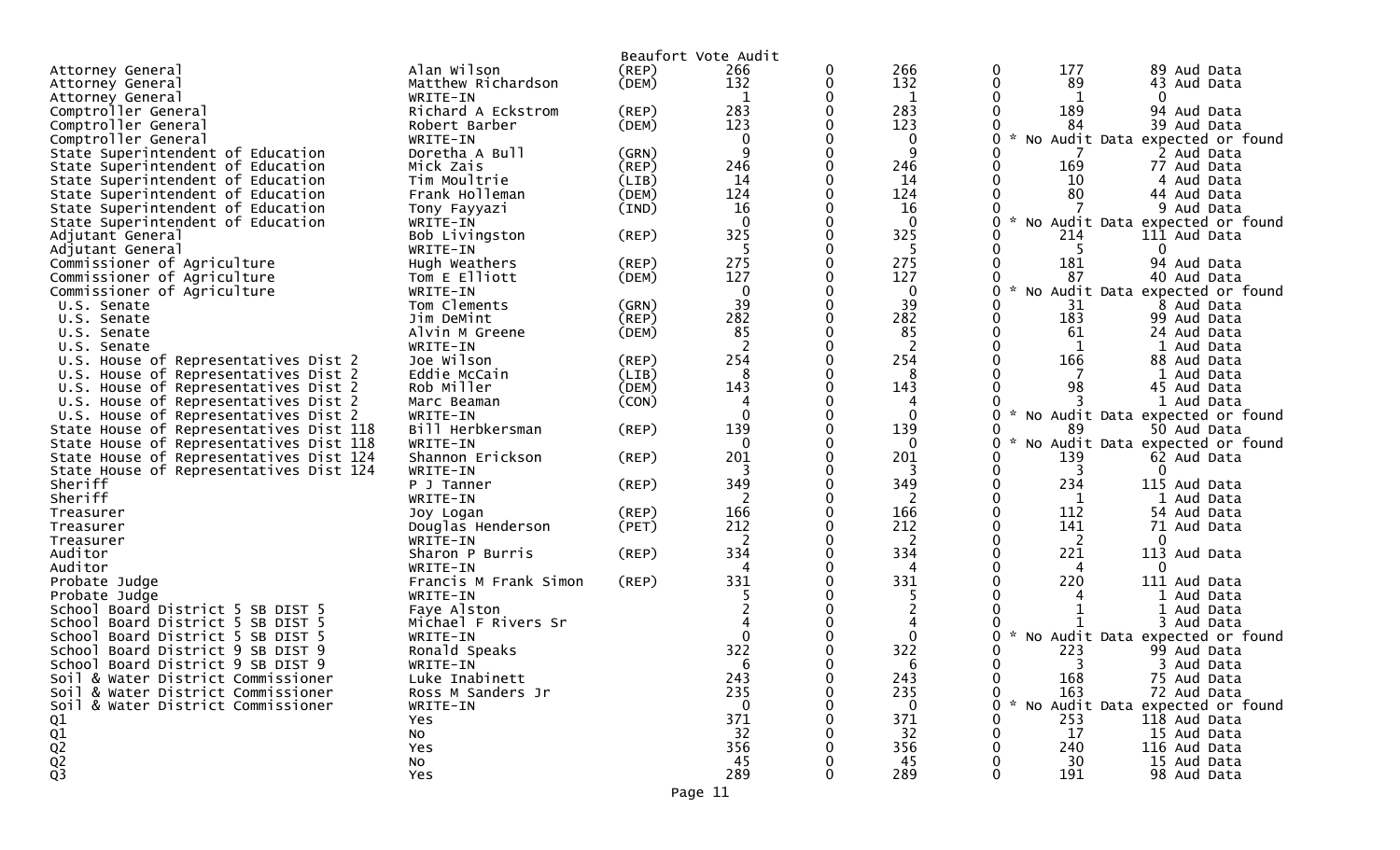Beaufort Vote Audit

| Office | Candidate | Party | Votes | | Total | | | Audit |
|---|---|---|---|---|---|---|---|---|
| Attorney General | Alan Wilson | (REP) | 266 | 0 | 266 | 0 | 177 | 89 Aud Data |
| Attorney General | Matthew Richardson | (DEM) | 132 | 0 | 132 | 0 | 89 | 43 Aud Data |
| Attorney General | WRITE-IN | | 1 | 0 | 1 | 0 | 1 | 0 |
| Comptroller General | Richard A Eckstrom | (REP) | 283 | 0 | 283 | 0 | 189 | 94 Aud Data |
| Comptroller General | Robert Barber | (DEM) | 123 | 0 | 123 | 0 | 84 | 39 Aud Data |
| Comptroller General | WRITE-IN | | 0 | 0 | 0 | 0 * | No Audit Data expected or found | |
| State Superintendent of Education | Doretha A Bull | (GRN) | 9 | 0 | 9 | 0 | 7 | 2 Aud Data |
| State Superintendent of Education | Mick Zais | (REP) | 246 | 0 | 246 | 0 | 169 | 77 Aud Data |
| State Superintendent of Education | Tim Moultrie | (LIB) | 14 | 0 | 14 | 0 | 10 | 4 Aud Data |
| State Superintendent of Education | Frank Holleman | (DEM) | 124 | 0 | 124 | 0 | 80 | 44 Aud Data |
| State Superintendent of Education | Tony Fayyazi | (IND) | 16 | 0 | 16 | 0 | 7 | 9 Aud Data |
| State Superintendent of Education | WRITE-IN | | 0 | 0 | 0 | 0 * | No Audit Data expected or found | |
| Adjutant General | Bob Livingston | (REP) | 325 | 0 | 325 | 0 | 214 | 111 Aud Data |
| Adjutant General | WRITE-IN | | 5 | 0 | 5 | 0 | 5 | 0 |
| Commissioner of Agriculture | Hugh Weathers | (REP) | 275 | 0 | 275 | 0 | 181 | 94 Aud Data |
| Commissioner of Agriculture | Tom E Elliott | (DEM) | 127 | 0 | 127 | 0 | 87 | 40 Aud Data |
| Commissioner of Agriculture | WRITE-IN | | 0 | 0 | 0 | 0 * | No Audit Data expected or found | |
| U.S. Senate | Tom Clements | (GRN) | 39 | 0 | 39 | 0 | 31 | 8 Aud Data |
| U.S. Senate | Jim DeMint | (REP) | 282 | 0 | 282 | 0 | 183 | 99 Aud Data |
| U.S. Senate | Alvin M Greene | (DEM) | 85 | 0 | 85 | 0 | 61 | 24 Aud Data |
| U.S. Senate | WRITE-IN | | 2 | 0 | 2 | 0 | 1 | 1 Aud Data |
| U.S. House of Representatives Dist 2 | Joe Wilson | (REP) | 254 | 0 | 254 | 0 | 166 | 88 Aud Data |
| U.S. House of Representatives Dist 2 | Eddie McCain | (LIB) | 8 | 0 | 8 | 0 | 7 | 1 Aud Data |
| U.S. House of Representatives Dist 2 | Rob Miller | (DEM) | 143 | 0 | 143 | 0 | 98 | 45 Aud Data |
| U.S. House of Representatives Dist 2 | Marc Beaman | (CON) | 4 | 0 | 4 | 0 | 3 | 1 Aud Data |
| U.S. House of Representatives Dist 2 | WRITE-IN | | 0 | 0 | 0 | 0 * | No Audit Data expected or found | |
| State House of Representatives Dist 118 | Bill Herbkersman | (REP) | 139 | 0 | 139 | 0 | 89 | 50 Aud Data |
| State House of Representatives Dist 118 | WRITE-IN | | 0 | 0 | 0 | 0 * | No Audit Data expected or found | |
| State House of Representatives Dist 124 | Shannon Erickson | (REP) | 201 | 0 | 201 | 0 | 139 | 62 Aud Data |
| State House of Representatives Dist 124 | WRITE-IN | | 3 | 0 | 3 | 0 | 3 | 0 |
| Sheriff | P J Tanner | (REP) | 349 | 0 | 349 | 0 | 234 | 115 Aud Data |
| Sheriff | WRITE-IN | | 2 | 0 | 2 | 0 | 1 | 1 Aud Data |
| Treasurer | Joy Logan | (REP) | 166 | 0 | 166 | 0 | 112 | 54 Aud Data |
| Treasurer | Douglas Henderson | (PET) | 212 | 0 | 212 | 0 | 141 | 71 Aud Data |
| Treasurer | WRITE-IN | | 2 | 0 | 2 | 0 | 2 | 0 |
| Auditor | Sharon P Burris | (REP) | 334 | 0 | 334 | 0 | 221 | 113 Aud Data |
| Auditor | WRITE-IN | | 4 | 0 | 4 | 0 | 4 | 0 |
| Probate Judge | Francis M Frank Simon | (REP) | 331 | 0 | 331 | 0 | 220 | 111 Aud Data |
| Probate Judge | WRITE-IN | | 5 | 0 | 5 | 0 | 4 | 1 Aud Data |
| School Board District 5 SB DIST 5 | Faye Alston | | 2 | 0 | 2 | 0 | 1 | 1 Aud Data |
| School Board District 5 SB DIST 5 | Michael F Rivers Sr | | 4 | 0 | 4 | 0 | 1 | 3 Aud Data |
| School Board District 5 SB DIST 5 | WRITE-IN | | 0 | 0 | 0 | 0 * | No Audit Data expected or found | |
| School Board District 9 SB DIST 9 | Ronald Speaks | | 322 | 0 | 322 | 0 | 223 | 99 Aud Data |
| School Board District 9 SB DIST 9 | WRITE-IN | | 6 | 0 | 6 | 0 | 3 | 3 Aud Data |
| Soil & Water District Commissioner | Luke Inabinett | | 243 | 0 | 243 | 0 | 168 | 75 Aud Data |
| Soil & Water District Commissioner | Ross M Sanders Jr | | 235 | 0 | 235 | 0 | 163 | 72 Aud Data |
| Soil & Water District Commissioner | WRITE-IN | | 0 | 0 | 0 | 0 * | No Audit Data expected or found | |
| Q1 | Yes | | 371 | 0 | 371 | 0 | 253 | 118 Aud Data |
| Q1 | No | | 32 | 0 | 32 | 0 | 17 | 15 Aud Data |
| Q2 | Yes | | 356 | 0 | 356 | 0 | 240 | 116 Aud Data |
| Q2 | No | | 45 | 0 | 45 | 0 | 30 | 15 Aud Data |
| Q3 | Yes | | 289 | 0 | 289 | 0 | 191 | 98 Aud Data |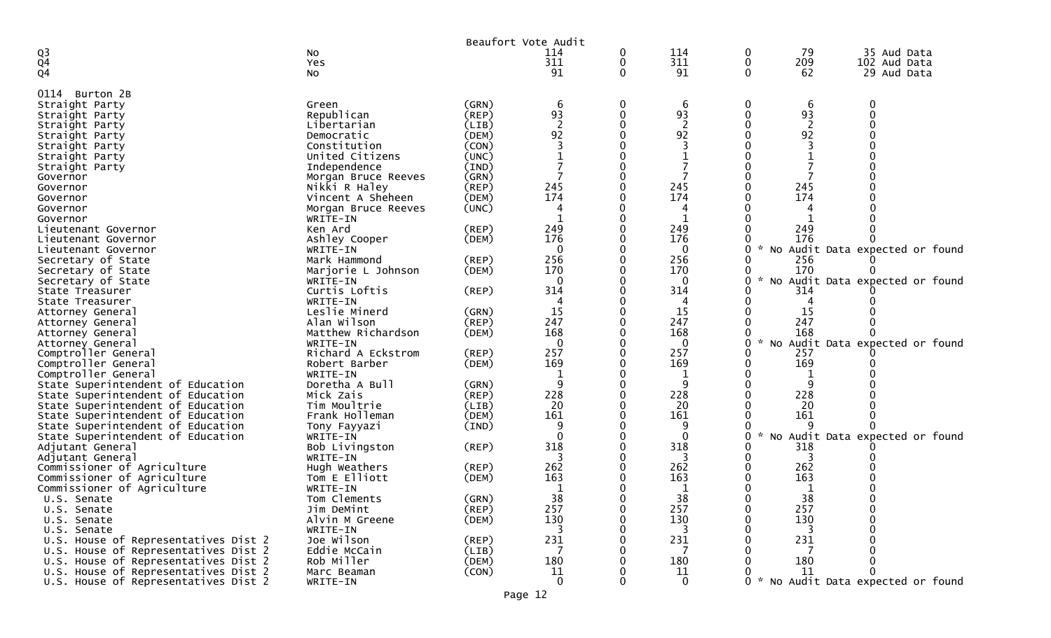Beaufort Vote Audit

| | | | | | | | | |
|---|---|---|---|---|---|---|---|---|
| Q3 | No | | 114 | 0 | 114 | 0 | 79 | 35 Aud Data |
| Q4 | Yes | | 311 | 0 | 311 | 0 | 209 | 102 Aud Data |
| Q4 | No | | 91 | 0 | 91 | 0 | 62 | 29 Aud Data |

0114 Burton 2B

| | | | | | | | | |
|---|---|---|---|---|---|---|---|---|
| Straight Party | Green | (GRN) | 6 | 0 | 6 | 0 | 6 | 0 |
| Straight Party | Republican | (REP) | 93 | 0 | 93 | 0 | 93 | 0 |
| Straight Party | Libertarian | (LIB) | 2 | 0 | 2 | 0 | 2 | 0 |
| Straight Party | Democratic | (DEM) | 92 | 0 | 92 | 0 | 92 | 0 |
| Straight Party | Constitution | (CON) | 3 | 0 | 3 | 0 | 3 | 0 |
| Straight Party | United Citizens | (UNC) | 1 | 0 | 1 | 0 | 1 | 0 |
| Straight Party | Independence | (IND) | 7 | 0 | 7 | 0 | 7 | 0 |
| Governor | Morgan Bruce Reeves | (GRN) | 7 | 0 | 7 | 0 | 7 | 0 |
| Governor | Nikki R Haley | (REP) | 245 | 0 | 245 | 0 | 245 | 0 |
| Governor | Vincent A Sheheen | (DEM) | 174 | 0 | 174 | 0 | 174 | 0 |
| Governor | Morgan Bruce Reeves | (UNC) | 4 | 0 | 4 | 0 | 4 | 0 |
| Governor | WRITE-IN | | 1 | 0 | 1 | 0 | 1 | 0 |
| Lieutenant Governor | Ken Ard | (REP) | 249 | 0 | 249 | 0 | 249 | 0 |
| Lieutenant Governor | Ashley Cooper | (DEM) | 176 | 0 | 176 | 0 | 176 | 0 |
| Lieutenant Governor | WRITE-IN | | 0 | 0 | 0 | 0 * No Audit Data expected or found | | |
| Secretary of State | Mark Hammond | (REP) | 256 | 0 | 256 | 0 | 256 | 0 |
| Secretary of State | Marjorie L Johnson | (DEM) | 170 | 0 | 170 | 0 | 170 | 0 |
| Secretary of State | WRITE-IN | | 0 | 0 | 0 | 0 * No Audit Data expected or found | | |
| State Treasurer | Curtis Loftis | (REP) | 314 | 0 | 314 | 0 | 314 | 0 |
| State Treasurer | WRITE-IN | | 4 | 0 | 4 | 0 | 4 | 0 |
| Attorney General | Leslie Minerd | (GRN) | 15 | 0 | 15 | 0 | 15 | 0 |
| Attorney General | Alan Wilson | (REP) | 247 | 0 | 247 | 0 | 247 | 0 |
| Attorney General | Matthew Richardson | (DEM) | 168 | 0 | 168 | 0 | 168 | 0 |
| Attorney General | WRITE-IN | | 0 | 0 | 0 | 0 * No Audit Data expected or found | | |
| Comptroller General | Richard A Eckstrom | (REP) | 257 | 0 | 257 | 0 | 257 | 0 |
| Comptroller General | Robert Barber | (DEM) | 169 | 0 | 169 | 0 | 169 | 0 |
| Comptroller General | WRITE-IN | | 1 | 0 | 1 | 0 | 1 | 0 |
| State Superintendent of Education | Doretha A Bull | (GRN) | 9 | 0 | 9 | 0 | 9 | 0 |
| State Superintendent of Education | Mick Zais | (REP) | 228 | 0 | 228 | 0 | 228 | 0 |
| State Superintendent of Education | Tim Moultrie | (LIB) | 20 | 0 | 20 | 0 | 20 | 0 |
| State Superintendent of Education | Frank Holleman | (DEM) | 161 | 0 | 161 | 0 | 161 | 0 |
| State Superintendent of Education | Tony Fayyazi | (IND) | 9 | 0 | 9 | 0 | 9 | 0 |
| State Superintendent of Education | WRITE-IN | | 0 | 0 | 0 | 0 * No Audit Data expected or found | | |
| Adjutant General | Bob Livingston | (REP) | 318 | 0 | 318 | 0 | 318 | 0 |
| Adjutant General | WRITE-IN | | 3 | 0 | 3 | 0 | 3 | 0 |
| Commissioner of Agriculture | Hugh Weathers | (REP) | 262 | 0 | 262 | 0 | 262 | 0 |
| Commissioner of Agriculture | Tom E Elliott | (DEM) | 163 | 0 | 163 | 0 | 163 | 0 |
| Commissioner of Agriculture | WRITE-IN | | 1 | 0 | 1 | 0 | 1 | 0 |
| U.S. Senate | Tom Clements | (GRN) | 38 | 0 | 38 | 0 | 38 | 0 |
| U.S. Senate | Jim DeMint | (REP) | 257 | 0 | 257 | 0 | 257 | 0 |
| U.S. Senate | Alvin M Greene | (DEM) | 130 | 0 | 130 | 0 | 130 | 0 |
| U.S. Senate | WRITE-IN | | 3 | 0 | 3 | 0 | 3 | 0 |
| U.S. House of Representatives Dist 2 | Joe Wilson | (REP) | 231 | 0 | 231 | 0 | 231 | 0 |
| U.S. House of Representatives Dist 2 | Eddie McCain | (LIB) | 7 | 0 | 7 | 0 | 7 | 0 |
| U.S. House of Representatives Dist 2 | Rob Miller | (DEM) | 180 | 0 | 180 | 0 | 180 | 0 |
| U.S. House of Representatives Dist 2 | Marc Beaman | (CON) | 11 | 0 | 11 | 0 | 11 | 0 |
| U.S. House of Representatives Dist 2 | WRITE-IN | | 0 | 0 | 0 | 0 * No Audit Data expected or found | | |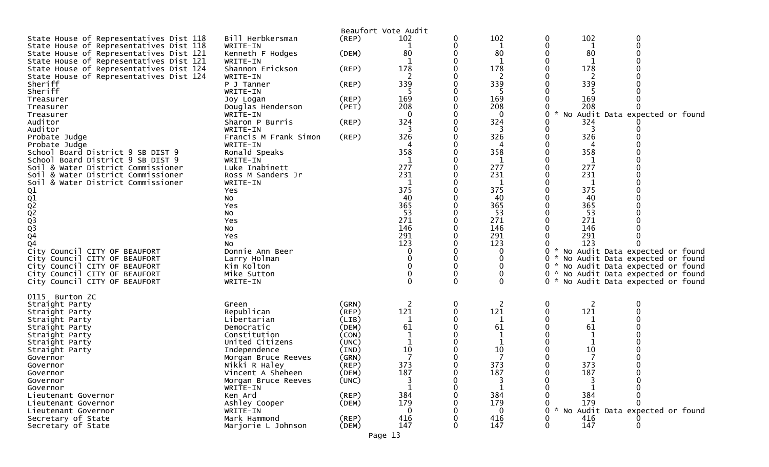Beaufort Vote Audit

| Contest | Candidate | Party | | | | | | | |
|---|---|---|---|---|---|---|---|---|---|
| State House of Representatives Dist 118 | Bill Herbkersman | (REP) | 102 | 0 | 102 | 0 | 102 | 0 | |
| State House of Representatives Dist 118 | WRITE-IN | | 1 | 0 | 1 | 0 | 1 | 0 | |
| State House of Representatives Dist 121 | Kenneth F Hodges | (DEM) | 80 | 0 | 80 | 0 | 80 | 0 | |
| State House of Representatives Dist 121 | WRITE-IN | | 1 | 0 | 1 | 0 | 1 | 0 | |
| State House of Representatives Dist 124 | Shannon Erickson | (REP) | 178 | 0 | 178 | 0 | 178 | 0 | |
| State House of Representatives Dist 124 | WRITE-IN | | 2 | 0 | 2 | 0 | 2 | 0 | |
| Sheriff | P J Tanner | (REP) | 339 | 0 | 339 | 0 | 339 | 0 | |
| Sheriff | WRITE-IN | | 5 | 0 | 5 | 0 | 5 | 0 | |
| Treasurer | Joy Logan | (REP) | 169 | 0 | 169 | 0 | 169 | 0 | |
| Treasurer | Douglas Henderson | (PET) | 208 | 0 | 208 | 0 | 208 | 0 | |
| Treasurer | WRITE-IN | | 0 | 0 | 0 | 0 | | | * No Audit Data expected or found |
| Auditor | Sharon P Burris | (REP) | 324 | 0 | 324 | 0 | 324 | 0 | |
| Auditor | WRITE-IN | | 3 | 0 | 3 | 0 | 3 | 0 | |
| Probate Judge | Francis M Frank Simon | (REP) | 326 | 0 | 326 | 0 | 326 | 0 | |
| Probate Judge | WRITE-IN | | 4 | 0 | 4 | 0 | 4 | 0 | |
| School Board District 9 SB DIST 9 | Ronald Speaks | | 358 | 0 | 358 | 0 | 358 | 0 | |
| School Board District 9 SB DIST 9 | WRITE-IN | | 1 | 0 | 1 | 0 | 1 | 0 | |
| Soil & Water District Commissioner | Luke Inabinett | | 277 | 0 | 277 | 0 | 277 | 0 | |
| Soil & Water District Commissioner | Ross M Sanders Jr | | 231 | 0 | 231 | 0 | 231 | 0 | |
| Soil & Water District Commissioner | WRITE-IN | | 1 | 0 | 1 | 0 | 1 | 0 | |
| Q1 | Yes | | 375 | 0 | 375 | 0 | 375 | 0 | |
| Q1 | No | | 40 | 0 | 40 | 0 | 40 | 0 | |
| Q2 | Yes | | 365 | 0 | 365 | 0 | 365 | 0 | |
| Q2 | No | | 53 | 0 | 53 | 0 | 53 | 0 | |
| Q3 | Yes | | 271 | 0 | 271 | 0 | 271 | 0 | |
| Q3 | No | | 146 | 0 | 146 | 0 | 146 | 0 | |
| Q4 | Yes | | 291 | 0 | 291 | 0 | 291 | 0 | |
| Q4 | No | | 123 | 0 | 123 | 0 | 123 | 0 | |
| City Council CITY OF BEAUFORT | Donnie Ann Beer | | 0 | 0 | 0 | 0 | | | * No Audit Data expected or found |
| City Council CITY OF BEAUFORT | Larry Holman | | 0 | 0 | 0 | 0 | | | * No Audit Data expected or found |
| City Council CITY OF BEAUFORT | Kim Kolton | | 0 | 0 | 0 | 0 | | | * No Audit Data expected or found |
| City Council CITY OF BEAUFORT | Mike Sutton | | 0 | 0 | 0 | 0 | | | * No Audit Data expected or found |
| City Council CITY OF BEAUFORT | WRITE-IN | | 0 | 0 | 0 | 0 | | | * No Audit Data expected or found |

0115 Burton 2C

| Contest | Candidate | Party | | | | | | | |
|---|---|---|---|---|---|---|---|---|---|
| Straight Party | Green | (GRN) | 2 | 0 | 2 | 0 | 2 | 0 | |
| Straight Party | Republican | (REP) | 121 | 0 | 121 | 0 | 121 | 0 | |
| Straight Party | Libertarian | (LIB) | 1 | 0 | 1 | 0 | 1 | 0 | |
| Straight Party | Democratic | (DEM) | 61 | 0 | 61 | 0 | 61 | 0 | |
| Straight Party | Constitution | (CON) | 1 | 0 | 1 | 0 | 1 | 0 | |
| Straight Party | United Citizens | (UNC) | 1 | 0 | 1 | 0 | 1 | 0 | |
| Straight Party | Independence | (IND) | 10 | 0 | 10 | 0 | 10 | 0 | |
| Governor | Morgan Bruce Reeves | (GRN) | 7 | 0 | 7 | 0 | 7 | 0 | |
| Governor | Nikki R Haley | (REP) | 373 | 0 | 373 | 0 | 373 | 0 | |
| Governor | Vincent A Sheheen | (DEM) | 187 | 0 | 187 | 0 | 187 | 0 | |
| Governor | Morgan Bruce Reeves | (UNC) | 3 | 0 | 3 | 0 | 3 | 0 | |
| Governor | WRITE-IN | | 1 | 0 | 1 | 0 | 1 | 0 | |
| Lieutenant Governor | Ken Ard | (REP) | 384 | 0 | 384 | 0 | 384 | 0 | |
| Lieutenant Governor | Ashley Cooper | (DEM) | 179 | 0 | 179 | 0 | 179 | 0 | |
| Lieutenant Governor | WRITE-IN | | 0 | 0 | 0 | 0 | | | * No Audit Data expected or found |
| Secretary of State | Mark Hammond | (REP) | 416 | 0 | 416 | 0 | 416 | 0 | |
| Secretary of State | Marjorie L Johnson | (DEM) | 147 | 0 | 147 | 0 | 147 | 0 | |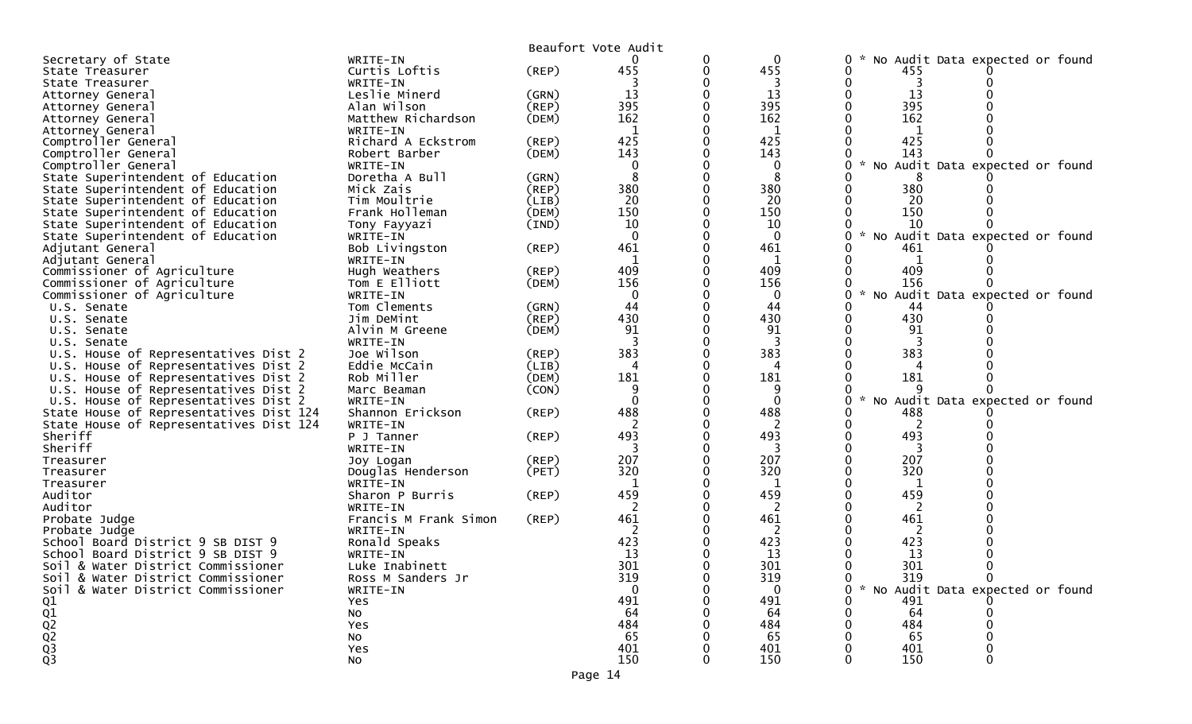Beaufort Vote Audit

| Office | Candidate | Party | | | | | | |
|---|---|---|---|---|---|---|---|---|
| Secretary of State | WRITE-IN | | 0 | 0 | 0 | 0 | * No Audit Data expected or found | |
| State Treasurer | Curtis Loftis | (REP) | 455 | 0 | 455 | 0 | 455 | 0 |
| State Treasurer | WRITE-IN | | 3 | 0 | 3 | 0 | 3 | 0 |
| Attorney General | Leslie Minerd | (GRN) | 13 | 0 | 13 | 0 | 13 | 0 |
| Attorney General | Alan Wilson | (REP) | 395 | 0 | 395 | 0 | 395 | 0 |
| Attorney General | Matthew Richardson | (DEM) | 162 | 0 | 162 | 0 | 162 | 0 |
| Attorney General | WRITE-IN | | 1 | 0 | 1 | 0 | 1 | 0 |
| Comptroller General | Richard A Eckstrom | (REP) | 425 | 0 | 425 | 0 | 425 | 0 |
| Comptroller General | Robert Barber | (DEM) | 143 | 0 | 143 | 0 | 143 | 0 |
| Comptroller General | WRITE-IN | | 0 | 0 | 0 | 0 | * No Audit Data expected or found | |
| State Superintendent of Education | Doretha A Bull | (GRN) | 8 | 0 | 8 | 0 | 8 | 0 |
| State Superintendent of Education | Mick Zais | (REP) | 380 | 0 | 380 | 0 | 380 | 0 |
| State Superintendent of Education | Tim Moultrie | (LIB) | 20 | 0 | 20 | 0 | 20 | 0 |
| State Superintendent of Education | Frank Holleman | (DEM) | 150 | 0 | 150 | 0 | 150 | 0 |
| State Superintendent of Education | Tony Fayyazi | (IND) | 10 | 0 | 10 | 0 | 10 | 0 |
| State Superintendent of Education | WRITE-IN | | 0 | 0 | 0 | 0 | * No Audit Data expected or found | |
| Adjutant General | Bob Livingston | (REP) | 461 | 0 | 461 | 0 | 461 | 0 |
| Adjutant General | WRITE-IN | | 1 | 0 | 1 | 0 | 1 | 0 |
| Commissioner of Agriculture | Hugh Weathers | (REP) | 409 | 0 | 409 | 0 | 409 | 0 |
| Commissioner of Agriculture | Tom E Elliott | (DEM) | 156 | 0 | 156 | 0 | 156 | 0 |
| Commissioner of Agriculture | WRITE-IN | | 0 | 0 | 0 | 0 | * No Audit Data expected or found | |
| U.S. Senate | Tom Clements | (GRN) | 44 | 0 | 44 | 0 | 44 | 0 |
| U.S. Senate | Jim DeMint | (REP) | 430 | 0 | 430 | 0 | 430 | 0 |
| U.S. Senate | Alvin M Greene | (DEM) | 91 | 0 | 91 | 0 | 91 | 0 |
| U.S. Senate | WRITE-IN | | 3 | 0 | 3 | 0 | 3 | 0 |
| U.S. House of Representatives Dist 2 | Joe Wilson | (REP) | 383 | 0 | 383 | 0 | 383 | 0 |
| U.S. House of Representatives Dist 2 | Eddie McCain | (LIB) | 4 | 0 | 4 | 0 | 4 | 0 |
| U.S. House of Representatives Dist 2 | Rob Miller | (DEM) | 181 | 0 | 181 | 0 | 181 | 0 |
| U.S. House of Representatives Dist 2 | Marc Beaman | (CON) | 9 | 0 | 9 | 0 | 9 | 0 |
| U.S. House of Representatives Dist 2 | WRITE-IN | | 0 | 0 | 0 | 0 | * No Audit Data expected or found | |
| State House of Representatives Dist 124 | Shannon Erickson | (REP) | 488 | 0 | 488 | 0 | 488 | 0 |
| State House of Representatives Dist 124 | WRITE-IN | | 2 | 0 | 2 | 0 | 2 | 0 |
| Sheriff | P J Tanner | (REP) | 493 | 0 | 493 | 0 | 493 | 0 |
| Sheriff | WRITE-IN | | 3 | 0 | 3 | 0 | 3 | 0 |
| Treasurer | Joy Logan | (REP) | 207 | 0 | 207 | 0 | 207 | 0 |
| Treasurer | Douglas Henderson | (PET) | 320 | 0 | 320 | 0 | 320 | 0 |
| Treasurer | WRITE-IN | | 1 | 0 | 1 | 0 | 1 | 0 |
| Auditor | Sharon P Burris | (REP) | 459 | 0 | 459 | 0 | 459 | 0 |
| Auditor | WRITE-IN | | 2 | 0 | 2 | 0 | 2 | 0 |
| Probate Judge | Francis M Frank Simon | (REP) | 461 | 0 | 461 | 0 | 461 | 0 |
| Probate Judge | WRITE-IN | | 2 | 0 | 2 | 0 | 2 | 0 |
| School Board District 9 SB DIST 9 | Ronald Speaks | | 423 | 0 | 423 | 0 | 423 | 0 |
| School Board District 9 SB DIST 9 | WRITE-IN | | 13 | 0 | 13 | 0 | 13 | 0 |
| Soil & Water District Commissioner | Luke Inabinett | | 301 | 0 | 301 | 0 | 301 | 0 |
| Soil & Water District Commissioner | Ross M Sanders Jr | | 319 | 0 | 319 | 0 | 319 | 0 |
| Soil & Water District Commissioner | WRITE-IN | | 0 | 0 | 0 | 0 | * No Audit Data expected or found | |
| Q1 | Yes | | 491 | 0 | 491 | 0 | 491 | 0 |
| Q1 | No | | 64 | 0 | 64 | 0 | 64 | 0 |
| Q2 | Yes | | 484 | 0 | 484 | 0 | 484 | 0 |
| Q2 | No | | 65 | 0 | 65 | 0 | 65 | 0 |
| Q3 | Yes | | 401 | 0 | 401 | 0 | 401 | 0 |
| Q3 | No | | 150 | 0 | 150 | 0 | 150 | 0 |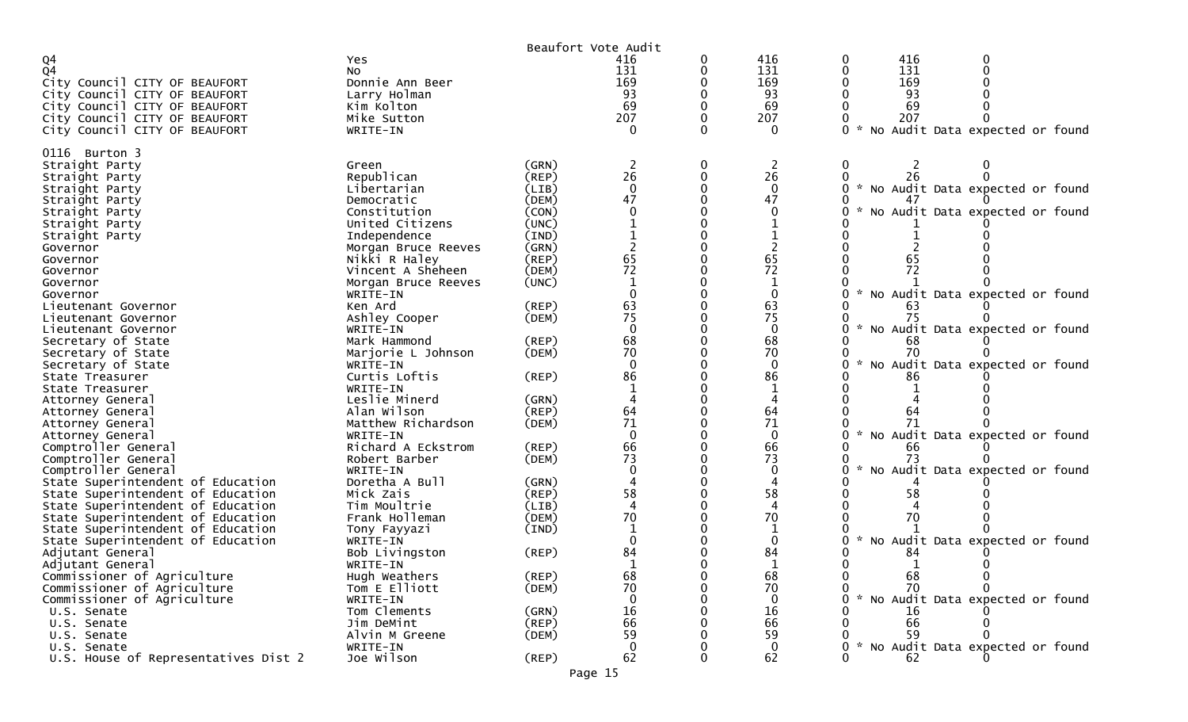Beaufort Vote Audit

| Contest | Candidate | Party | | | | | | |
|---|---|---|---|---|---|---|---|---|
| Q4 | Yes | | 416 | 0 | 416 | 0 | 416 | 0 |
| Q4 | No | | 131 | 0 | 131 | 0 | 131 | 0 |
| City Council CITY OF BEAUFORT | Donnie Ann Beer | | 169 | 0 | 169 | 0 | 169 | 0 |
| City Council CITY OF BEAUFORT | Larry Holman | | 93 | 0 | 93 | 0 | 93 | 0 |
| City Council CITY OF BEAUFORT | Kim Kolton | | 69 | 0 | 69 | 0 | 69 | 0 |
| City Council CITY OF BEAUFORT | Mike Sutton | | 207 | 0 | 207 | 0 | 207 | 0 |
| City Council CITY OF BEAUFORT | WRITE-IN | | 0 | 0 | 0 | 0 * No Audit Data expected or found | | |
| **0116 Burton 3** | | | | | | | | |
| Straight Party | Green | (GRN) | 2 | 0 | 2 | 0 | 2 | 0 |
| Straight Party | Republican | (REP) | 26 | 0 | 26 | 0 | 26 | 0 |
| Straight Party | Libertarian | (LIB) | 0 | 0 | 0 | 0 * No Audit Data expected or found | | |
| Straight Party | Democratic | (DEM) | 47 | 0 | 47 | 0 | 47 | 0 |
| Straight Party | Constitution | (CON) | 0 | 0 | 0 | 0 * No Audit Data expected or found | | |
| Straight Party | United Citizens | (UNC) | 1 | 0 | 1 | 0 | 1 | 0 |
| Straight Party | Independence | (IND) | 1 | 0 | 1 | 0 | 1 | 0 |
| Governor | Morgan Bruce Reeves | (GRN) | 2 | 0 | 2 | 0 | 2 | 0 |
| Governor | Nikki R Haley | (REP) | 65 | 0 | 65 | 0 | 65 | 0 |
| Governor | Vincent A Sheheen | (DEM) | 72 | 0 | 72 | 0 | 72 | 0 |
| Governor | Morgan Bruce Reeves | (UNC) | 1 | 0 | 1 | 0 | 1 | 0 |
| Governor | WRITE-IN | | 0 | 0 | 0 | 0 * No Audit Data expected or found | | |
| Lieutenant Governor | Ken Ard | (REP) | 63 | 0 | 63 | 0 | 63 | 0 |
| Lieutenant Governor | Ashley Cooper | (DEM) | 75 | 0 | 75 | 0 | 75 | 0 |
| Lieutenant Governor | WRITE-IN | | 0 | 0 | 0 | 0 * No Audit Data expected or found | | |
| Secretary of State | Mark Hammond | (REP) | 68 | 0 | 68 | 0 | 68 | 0 |
| Secretary of State | Marjorie L Johnson | (DEM) | 70 | 0 | 70 | 0 | 70 | 0 |
| Secretary of State | WRITE-IN | | 0 | 0 | 0 | 0 * No Audit Data expected or found | | |
| State Treasurer | Curtis Loftis | (REP) | 86 | 0 | 86 | 0 | 86 | 0 |
| State Treasurer | WRITE-IN | | 1 | 0 | 1 | 0 | 1 | 0 |
| Attorney General | Leslie Minerd | (GRN) | 4 | 0 | 4 | 0 | 4 | 0 |
| Attorney General | Alan Wilson | (REP) | 64 | 0 | 64 | 0 | 64 | 0 |
| Attorney General | Matthew Richardson | (DEM) | 71 | 0 | 71 | 0 | 71 | 0 |
| Attorney General | WRITE-IN | | 0 | 0 | 0 | 0 * No Audit Data expected or found | | |
| Comptroller General | Richard A Eckstrom | (REP) | 66 | 0 | 66 | 0 | 66 | 0 |
| Comptroller General | Robert Barber | (DEM) | 73 | 0 | 73 | 0 | 73 | 0 |
| Comptroller General | WRITE-IN | | 0 | 0 | 0 | 0 * No Audit Data expected or found | | |
| State Superintendent of Education | Doretha A Bull | (GRN) | 4 | 0 | 4 | 0 | 4 | 0 |
| State Superintendent of Education | Mick Zais | (REP) | 58 | 0 | 58 | 0 | 58 | 0 |
| State Superintendent of Education | Tim Moultrie | (LIB) | 4 | 0 | 4 | 0 | 4 | 0 |
| State Superintendent of Education | Frank Holleman | (DEM) | 70 | 0 | 70 | 0 | 70 | 0 |
| State Superintendent of Education | Tony Fayyazi | (IND) | 1 | 0 | 1 | 0 | 1 | 0 |
| State Superintendent of Education | WRITE-IN | | 0 | 0 | 0 | 0 * No Audit Data expected or found | | |
| Adjutant General | Bob Livingston | (REP) | 84 | 0 | 84 | 0 | 84 | 0 |
| Adjutant General | WRITE-IN | | 1 | 0 | 1 | 0 | 1 | 0 |
| Commissioner of Agriculture | Hugh Weathers | (REP) | 68 | 0 | 68 | 0 | 68 | 0 |
| Commissioner of Agriculture | Tom E Elliott | (DEM) | 70 | 0 | 70 | 0 | 70 | 0 |
| Commissioner of Agriculture | WRITE-IN | | 0 | 0 | 0 | 0 * No Audit Data expected or found | | |
| U.S. Senate | Tom Clements | (GRN) | 16 | 0 | 16 | 0 | 16 | 0 |
| U.S. Senate | Jim DeMint | (REP) | 66 | 0 | 66 | 0 | 66 | 0 |
| U.S. Senate | Alvin M Greene | (DEM) | 59 | 0 | 59 | 0 | 59 | 0 |
| U.S. Senate | WRITE-IN | | 0 | 0 | 0 | 0 * No Audit Data expected or found | | |
| U.S. House of Representatives Dist 2 | Joe Wilson | (REP) | 62 | 0 | 62 | 0 | 62 | 0 |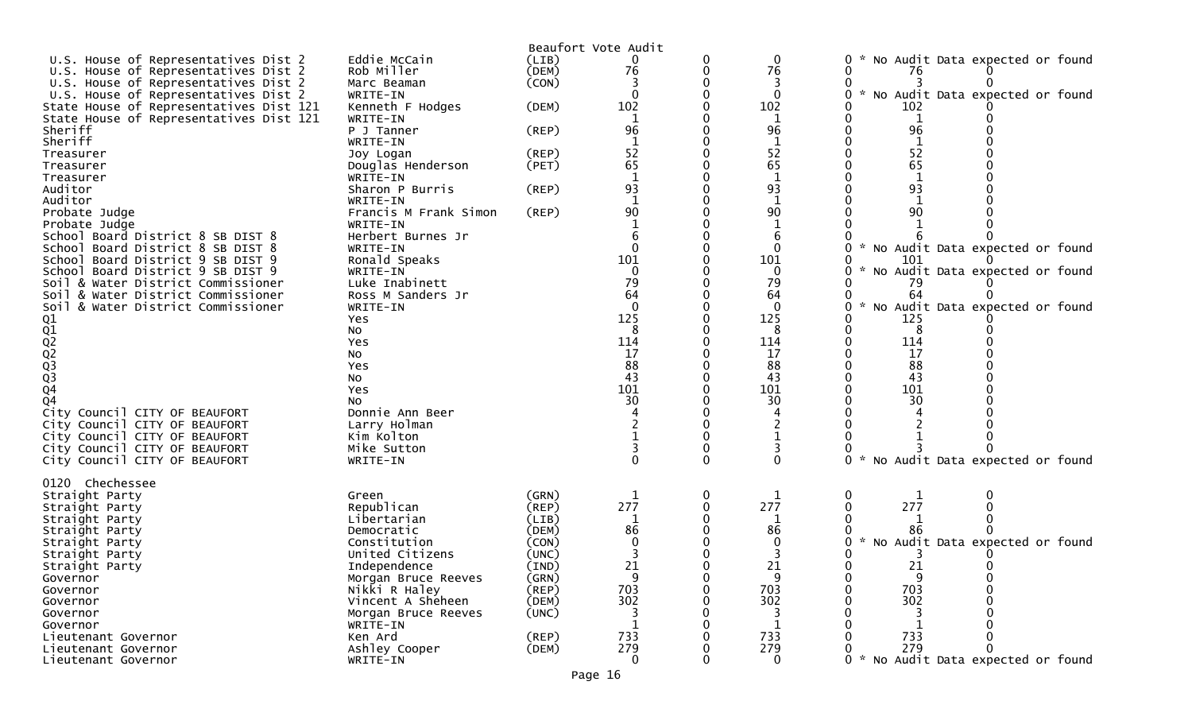Beaufort Vote Audit

| Contest | Candidate | Party | Votes | | | | | | Note |
|---|---|---|---|---|---|---|---|---|---|
| U.S. House of Representatives Dist 2 | Eddie McCain | (LIB) | 0 | 0 | 0 | 0 | | | * No Audit Data expected or found |
| U.S. House of Representatives Dist 2 | Rob Miller | (DEM) | 76 | 0 | 76 | 0 | 76 | 0 | |
| U.S. House of Representatives Dist 2 | Marc Beaman | (CON) | 3 | 0 | 3 | 0 | 3 | 0 | |
| U.S. House of Representatives Dist 2 | WRITE-IN | | 0 | 0 | 0 | 0 | | | * No Audit Data expected or found |
| State House of Representatives Dist 121 | Kenneth F Hodges | (DEM) | 102 | 0 | 102 | 0 | 102 | 0 | |
| State House of Representatives Dist 121 | WRITE-IN | | 1 | 0 | 1 | 0 | 1 | 0 | |
| Sheriff | P J Tanner | (REP) | 96 | 0 | 96 | 0 | 96 | 0 | |
| Sheriff | WRITE-IN | | 1 | 0 | 1 | 0 | 1 | 0 | |
| Treasurer | Joy Logan | (REP) | 52 | 0 | 52 | 0 | 52 | 0 | |
| Treasurer | Douglas Henderson | (PET) | 65 | 0 | 65 | 0 | 65 | 0 | |
| Treasurer | WRITE-IN | | 1 | 0 | 1 | 0 | 1 | 0 | |
| Auditor | Sharon P Burris | (REP) | 93 | 0 | 93 | 0 | 93 | 0 | |
| Auditor | WRITE-IN | | 1 | 0 | 1 | 0 | 1 | 0 | |
| Probate Judge | Francis M Frank Simon | (REP) | 90 | 0 | 90 | 0 | 90 | 0 | |
| Probate Judge | WRITE-IN | | 1 | 0 | 1 | 0 | 1 | 0 | |
| School Board District 8 SB DIST 8 | Herbert Burnes Jr | | 6 | 0 | 6 | 0 | 6 | 0 | |
| School Board District 8 SB DIST 8 | WRITE-IN | | 0 | 0 | 0 | 0 | | | * No Audit Data expected or found |
| School Board District 9 SB DIST 9 | Ronald Speaks | | 101 | 0 | 101 | 0 | 101 | 0 | |
| School Board District 9 SB DIST 9 | WRITE-IN | | 0 | 0 | 0 | 0 | | | * No Audit Data expected or found |
| Soil & Water District Commissioner | Luke Inabinett | | 79 | 0 | 79 | 0 | 79 | 0 | |
| Soil & Water District Commissioner | Ross M Sanders Jr | | 64 | 0 | 64 | 0 | 64 | 0 | |
| Soil & Water District Commissioner | WRITE-IN | | 0 | 0 | 0 | 0 | | | * No Audit Data expected or found |
| Q1 | Yes | | 125 | 0 | 125 | 0 | 125 | 0 | |
| Q1 | No | | 8 | 0 | 8 | 0 | 8 | 0 | |
| Q2 | Yes | | 114 | 0 | 114 | 0 | 114 | 0 | |
| Q2 | No | | 17 | 0 | 17 | 0 | 17 | 0 | |
| Q3 | Yes | | 88 | 0 | 88 | 0 | 88 | 0 | |
| Q3 | No | | 43 | 0 | 43 | 0 | 43 | 0 | |
| Q4 | Yes | | 101 | 0 | 101 | 0 | 101 | 0 | |
| Q4 | No | | 30 | 0 | 30 | 0 | 30 | 0 | |
| City Council CITY OF BEAUFORT | Donnie Ann Beer | | 4 | 0 | 4 | 0 | 4 | 0 | |
| City Council CITY OF BEAUFORT | Larry Holman | | 2 | 0 | 2 | 0 | 2 | 0 | |
| City Council CITY OF BEAUFORT | Kim Kolton | | 1 | 0 | 1 | 0 | 1 | 0 | |
| City Council CITY OF BEAUFORT | Mike Sutton | | 3 | 0 | 3 | 0 | 3 | 0 | |
| City Council CITY OF BEAUFORT | WRITE-IN | | 0 | 0 | 0 | 0 | | | * No Audit Data expected or found |

0120 Chechessee

| Contest | Candidate | Party | Votes | | | | | | Note |
|---|---|---|---|---|---|---|---|---|---|
| Straight Party | Green | (GRN) | 1 | 0 | 1 | 0 | 1 | 0 | |
| Straight Party | Republican | (REP) | 277 | 0 | 277 | 0 | 277 | 0 | |
| Straight Party | Libertarian | (LIB) | 1 | 0 | 1 | 0 | 1 | 0 | |
| Straight Party | Democratic | (DEM) | 86 | 0 | 86 | 0 | 86 | 0 | |
| Straight Party | Constitution | (CON) | 0 | 0 | 0 | 0 | | | * No Audit Data expected or found |
| Straight Party | United Citizens | (UNC) | 3 | 0 | 3 | 0 | 3 | 0 | |
| Straight Party | Independence | (IND) | 21 | 0 | 21 | 0 | 21 | 0 | |
| Governor | Morgan Bruce Reeves | (GRN) | 9 | 0 | 9 | 0 | 9 | 0 | |
| Governor | Nikki R Haley | (REP) | 703 | 0 | 703 | 0 | 703 | 0 | |
| Governor | Vincent A Sheheen | (DEM) | 302 | 0 | 302 | 0 | 302 | 0 | |
| Governor | Morgan Bruce Reeves | (UNC) | 3 | 0 | 3 | 0 | 3 | 0 | |
| Governor | WRITE-IN | | 1 | 0 | 1 | 0 | 1 | 0 | |
| Lieutenant Governor | Ken Ard | (REP) | 733 | 0 | 733 | 0 | 733 | 0 | |
| Lieutenant Governor | Ashley Cooper | (DEM) | 279 | 0 | 279 | 0 | 279 | 0 | |
| Lieutenant Governor | WRITE-IN | | 0 | 0 | 0 | 0 | | | * No Audit Data expected or found |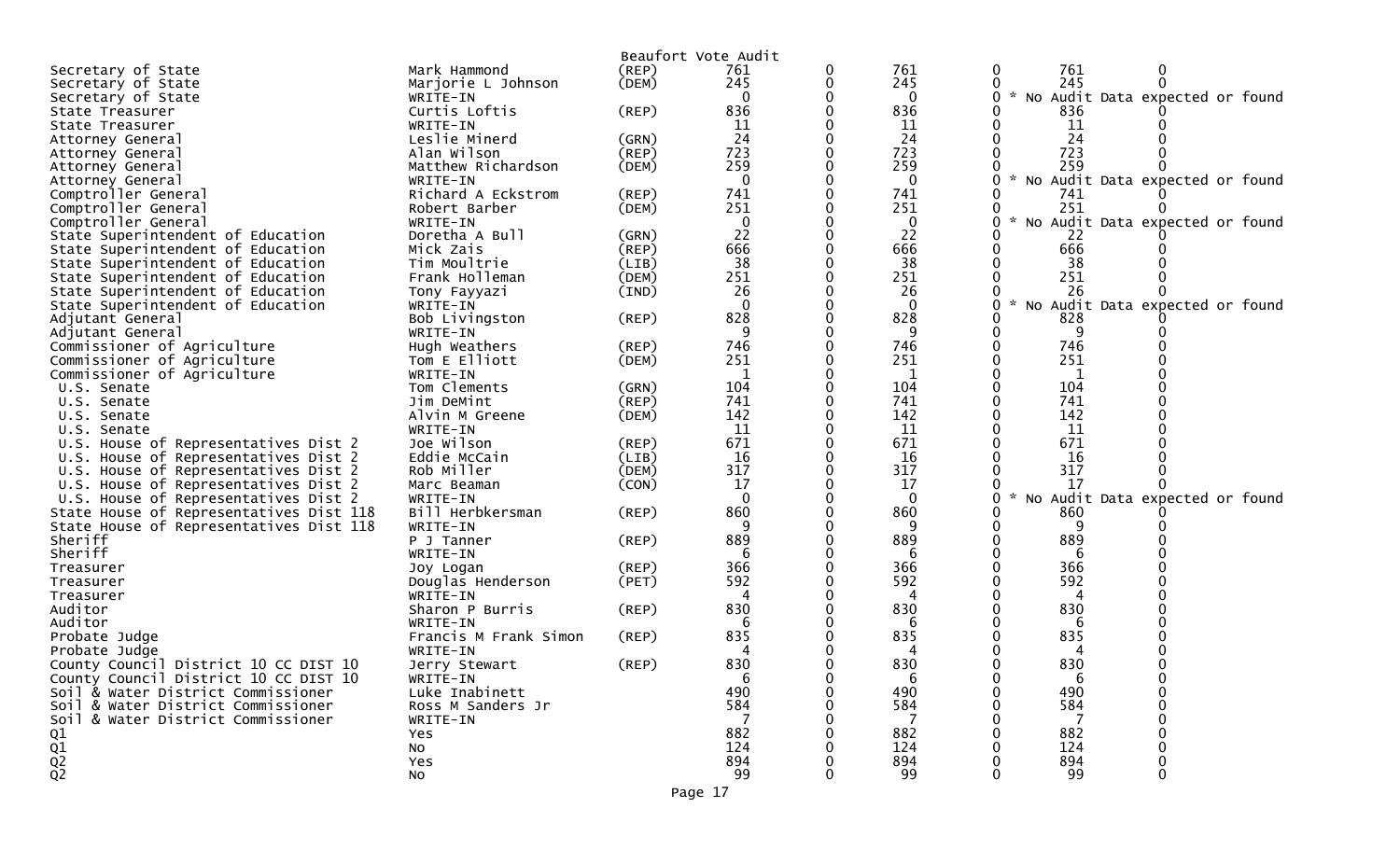Beaufort Vote Audit

| Office | Candidate | Party | | | | | |
|---|---|---|---|---|---|---|---|
| Secretary of State | Mark Hammond | (REP) | 761 | 0 | 761 | 0 | 761 | 0 |
| Secretary of State | Marjorie L Johnson | (DEM) | 245 | 0 | 245 | 0 | 245 | 0 |
| Secretary of State | WRITE-IN | | 0 | 0 | 0 | 0 | * No Audit Data expected or found | |
| State Treasurer | Curtis Loftis | (REP) | 836 | 0 | 836 | 0 | 836 | 0 |
| State Treasurer | WRITE-IN | | 11 | 0 | 11 | 0 | 11 | 0 |
| Attorney General | Leslie Minerd | (GRN) | 24 | 0 | 24 | 0 | 24 | 0 |
| Attorney General | Alan Wilson | (REP) | 723 | 0 | 723 | 0 | 723 | 0 |
| Attorney General | Matthew Richardson | (DEM) | 259 | 0 | 259 | 0 | 259 | 0 |
| Attorney General | WRITE-IN | | 0 | 0 | 0 | 0 | * No Audit Data expected or found | |
| Comptroller General | Richard A Eckstrom | (REP) | 741 | 0 | 741 | 0 | 741 | 0 |
| Comptroller General | Robert Barber | (DEM) | 251 | 0 | 251 | 0 | 251 | 0 |
| Comptroller General | WRITE-IN | | 0 | 0 | 0 | 0 | * No Audit Data expected or found | |
| State Superintendent of Education | Doretha A Bull | (GRN) | 22 | 0 | 22 | 0 | 22 | 0 |
| State Superintendent of Education | Mick Zais | (REP) | 666 | 0 | 666 | 0 | 666 | 0 |
| State Superintendent of Education | Tim Moultrie | (LIB) | 38 | 0 | 38 | 0 | 38 | 0 |
| State Superintendent of Education | Frank Holleman | (DEM) | 251 | 0 | 251 | 0 | 251 | 0 |
| State Superintendent of Education | Tony Fayyazi | (IND) | 26 | 0 | 26 | 0 | 26 | 0 |
| State Superintendent of Education | WRITE-IN | | 0 | 0 | 0 | 0 | * No Audit Data expected or found | |
| Adjutant General | Bob Livingston | (REP) | 828 | 0 | 828 | 0 | 828 | 0 |
| Adjutant General | WRITE-IN | | 9 | 0 | 9 | 0 | 9 | 0 |
| Commissioner of Agriculture | Hugh Weathers | (REP) | 746 | 0 | 746 | 0 | 746 | 0 |
| Commissioner of Agriculture | Tom E Elliott | (DEM) | 251 | 0 | 251 | 0 | 251 | 0 |
| Commissioner of Agriculture | WRITE-IN | | 1 | 0 | 1 | 0 | 1 | 0 |
| U.S. Senate | Tom Clements | (GRN) | 104 | 0 | 104 | 0 | 104 | 0 |
| U.S. Senate | Jim DeMint | (REP) | 741 | 0 | 741 | 0 | 741 | 0 |
| U.S. Senate | Alvin M Greene | (DEM) | 142 | 0 | 142 | 0 | 142 | 0 |
| U.S. Senate | WRITE-IN | | 11 | 0 | 11 | 0 | 11 | 0 |
| U.S. House of Representatives Dist 2 | Joe Wilson | (REP) | 671 | 0 | 671 | 0 | 671 | 0 |
| U.S. House of Representatives Dist 2 | Eddie McCain | (LIB) | 16 | 0 | 16 | 0 | 16 | 0 |
| U.S. House of Representatives Dist 2 | Rob Miller | (DEM) | 317 | 0 | 317 | 0 | 317 | 0 |
| U.S. House of Representatives Dist 2 | Marc Beaman | (CON) | 17 | 0 | 17 | 0 | 17 | 0 |
| U.S. House of Representatives Dist 2 | WRITE-IN | | 0 | 0 | 0 | 0 | * No Audit Data expected or found | |
| State House of Representatives Dist 118 | Bill Herbkersman | (REP) | 860 | 0 | 860 | 0 | 860 | 0 |
| State House of Representatives Dist 118 | WRITE-IN | | 9 | 0 | 9 | 0 | 9 | 0 |
| Sheriff | P J Tanner | (REP) | 889 | 0 | 889 | 0 | 889 | 0 |
| Sheriff | WRITE-IN | | 6 | 0 | 6 | 0 | 6 | 0 |
| Treasurer | Joy Logan | (REP) | 366 | 0 | 366 | 0 | 366 | 0 |
| Treasurer | Douglas Henderson | (PET) | 592 | 0 | 592 | 0 | 592 | 0 |
| Treasurer | WRITE-IN | | 4 | 0 | 4 | 0 | 4 | 0 |
| Auditor | Sharon P Burris | (REP) | 830 | 0 | 830 | 0 | 830 | 0 |
| Auditor | WRITE-IN | | 6 | 0 | 6 | 0 | 6 | 0 |
| Probate Judge | Francis M Frank Simon | (REP) | 835 | 0 | 835 | 0 | 835 | 0 |
| Probate Judge | WRITE-IN | | 4 | 0 | 4 | 0 | 4 | 0 |
| County Council District 10 CC DIST 10 | Jerry Stewart | (REP) | 830 | 0 | 830 | 0 | 830 | 0 |
| County Council District 10 CC DIST 10 | WRITE-IN | | 6 | 0 | 6 | 0 | 6 | 0 |
| Soil & Water District Commissioner | Luke Inabinett | | 490 | 0 | 490 | 0 | 490 | 0 |
| Soil & Water District Commissioner | Ross M Sanders Jr | | 584 | 0 | 584 | 0 | 584 | 0 |
| Soil & Water District Commissioner | WRITE-IN | | 7 | 0 | 7 | 0 | 7 | 0 |
| Q1 | Yes | | 882 | 0 | 882 | 0 | 882 | 0 |
| Q1 | No | | 124 | 0 | 124 | 0 | 124 | 0 |
| Q2 | Yes | | 894 | 0 | 894 | 0 | 894 | 0 |
| Q2 | No | | 99 | 0 | 99 | 0 | 99 | 0 |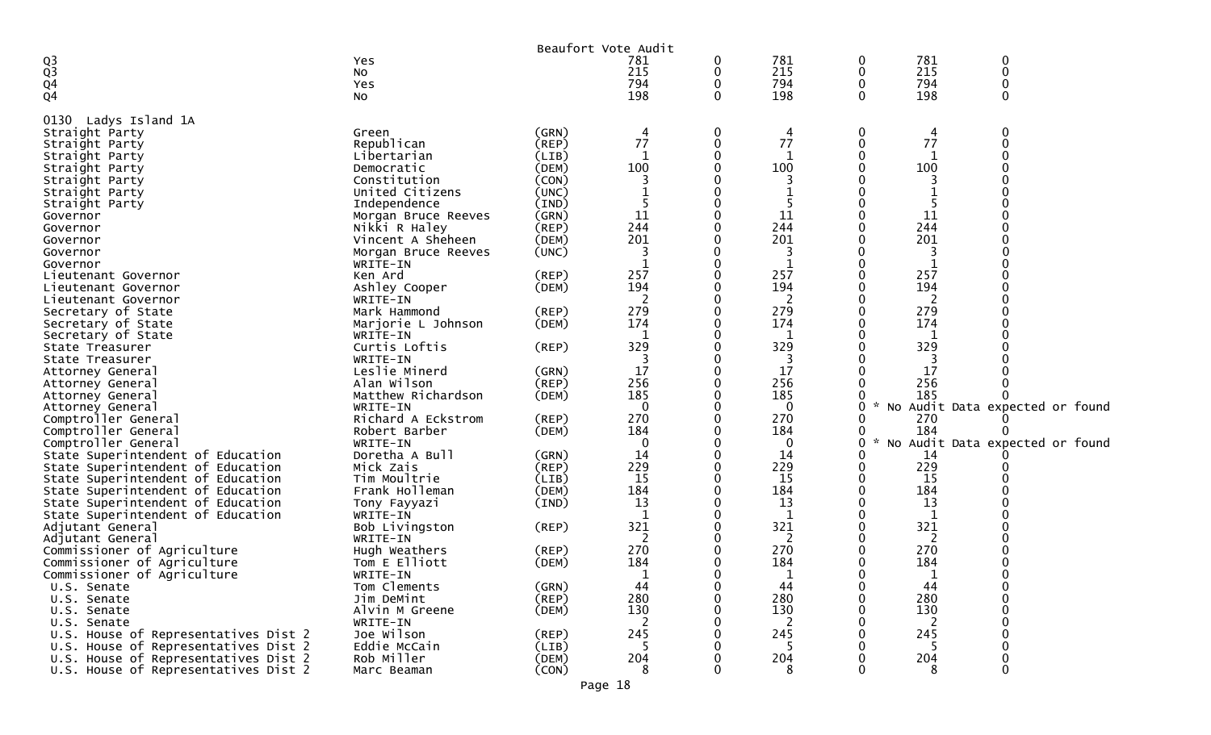Beaufort Vote Audit

| | | | | | | | | |
|---|---|---|---|---|---|---|---|---|
| Q3 | Yes | | 781 | 0 | 781 | 0 | 781 | 0 |
| Q3 | No | | 215 | 0 | 215 | 0 | 215 | 0 |
| Q4 | Yes | | 794 | 0 | 794 | 0 | 794 | 0 |
| Q4 | No | | 198 | 0 | 198 | 0 | 198 | 0 |

0130 Ladys Island 1A

| | | | | | | | | |
|---|---|---|---|---|---|---|---|---|
| Straight Party | Green | (GRN) | 4 | 0 | 4 | 0 | 4 | 0 |
| Straight Party | Republican | (REP) | 77 | 0 | 77 | 0 | 77 | 0 |
| Straight Party | Libertarian | (LIB) | 1 | 0 | 1 | 0 | 1 | 0 |
| Straight Party | Democratic | (DEM) | 100 | 0 | 100 | 0 | 100 | 0 |
| Straight Party | Constitution | (CON) | 3 | 0 | 3 | 0 | 3 | 0 |
| Straight Party | United Citizens | (UNC) | 1 | 0 | 1 | 0 | 1 | 0 |
| Straight Party | Independence | (IND) | 5 | 0 | 5 | 0 | 5 | 0 |
| Governor | Morgan Bruce Reeves | (GRN) | 11 | 0 | 11 | 0 | 11 | 0 |
| Governor | Nikki R Haley | (REP) | 244 | 0 | 244 | 0 | 244 | 0 |
| Governor | Vincent A Sheheen | (DEM) | 201 | 0 | 201 | 0 | 201 | 0 |
| Governor | Morgan Bruce Reeves | (UNC) | 3 | 0 | 3 | 0 | 3 | 0 |
| Governor | WRITE-IN | | 1 | 0 | 1 | 0 | 1 | 0 |
| Lieutenant Governor | Ken Ard | (REP) | 257 | 0 | 257 | 0 | 257 | 0 |
| Lieutenant Governor | Ashley Cooper | (DEM) | 194 | 0 | 194 | 0 | 194 | 0 |
| Lieutenant Governor | WRITE-IN | | 2 | 0 | 2 | 0 | 2 | 0 |
| Secretary of State | Mark Hammond | (REP) | 279 | 0 | 279 | 0 | 279 | 0 |
| Secretary of State | Marjorie L Johnson | (DEM) | 174 | 0 | 174 | 0 | 174 | 0 |
| Secretary of State | WRITE-IN | | 1 | 0 | 1 | 0 | 1 | 0 |
| State Treasurer | Curtis Loftis | (REP) | 329 | 0 | 329 | 0 | 329 | 0 |
| State Treasurer | WRITE-IN | | 3 | 0 | 3 | 0 | 3 | 0 |
| Attorney General | Leslie Minerd | (GRN) | 17 | 0 | 17 | 0 | 17 | 0 |
| Attorney General | Alan Wilson | (REP) | 256 | 0 | 256 | 0 | 256 | 0 |
| Attorney General | Matthew Richardson | (DEM) | 185 | 0 | 185 | 0 | 185 | 0 |
| Attorney General | WRITE-IN | | 0 | 0 | 0 | 0 | * No Audit Data expected or found | |
| Comptroller General | Richard A Eckstrom | (REP) | 270 | 0 | 270 | 0 | 270 | 0 |
| Comptroller General | Robert Barber | (DEM) | 184 | 0 | 184 | 0 | 184 | 0 |
| Comptroller General | WRITE-IN | | 0 | 0 | 0 | 0 | * No Audit Data expected or found | |
| State Superintendent of Education | Doretha A Bull | (GRN) | 14 | 0 | 14 | 0 | 14 | 0 |
| State Superintendent of Education | Mick Zais | (REP) | 229 | 0 | 229 | 0 | 229 | 0 |
| State Superintendent of Education | Tim Moultrie | (LIB) | 15 | 0 | 15 | 0 | 15 | 0 |
| State Superintendent of Education | Frank Holleman | (DEM) | 184 | 0 | 184 | 0 | 184 | 0 |
| State Superintendent of Education | Tony Fayyazi | (IND) | 13 | 0 | 13 | 0 | 13 | 0 |
| State Superintendent of Education | WRITE-IN | | 1 | 0 | 1 | 0 | 1 | 0 |
| Adjutant General | Bob Livingston | (REP) | 321 | 0 | 321 | 0 | 321 | 0 |
| Adjutant General | WRITE-IN | | 2 | 0 | 2 | 0 | 2 | 0 |
| Commissioner of Agriculture | Hugh Weathers | (REP) | 270 | 0 | 270 | 0 | 270 | 0 |
| Commissioner of Agriculture | Tom E Elliott | (DEM) | 184 | 0 | 184 | 0 | 184 | 0 |
| Commissioner of Agriculture | WRITE-IN | | 1 | 0 | 1 | 0 | 1 | 0 |
| U.S. Senate | Tom Clements | (GRN) | 44 | 0 | 44 | 0 | 44 | 0 |
| U.S. Senate | Jim DeMint | (REP) | 280 | 0 | 280 | 0 | 280 | 0 |
| U.S. Senate | Alvin M Greene | (DEM) | 130 | 0 | 130 | 0 | 130 | 0 |
| U.S. Senate | WRITE-IN | | 2 | 0 | 2 | 0 | 2 | 0 |
| U.S. House of Representatives Dist 2 | Joe Wilson | (REP) | 245 | 0 | 245 | 0 | 245 | 0 |
| U.S. House of Representatives Dist 2 | Eddie McCain | (LIB) | 5 | 0 | 5 | 0 | 5 | 0 |
| U.S. House of Representatives Dist 2 | Rob Miller | (DEM) | 204 | 0 | 204 | 0 | 204 | 0 |
| U.S. House of Representatives Dist 2 | Marc Beaman | (CON) | 8 | 0 | 8 | 0 | 8 | 0 |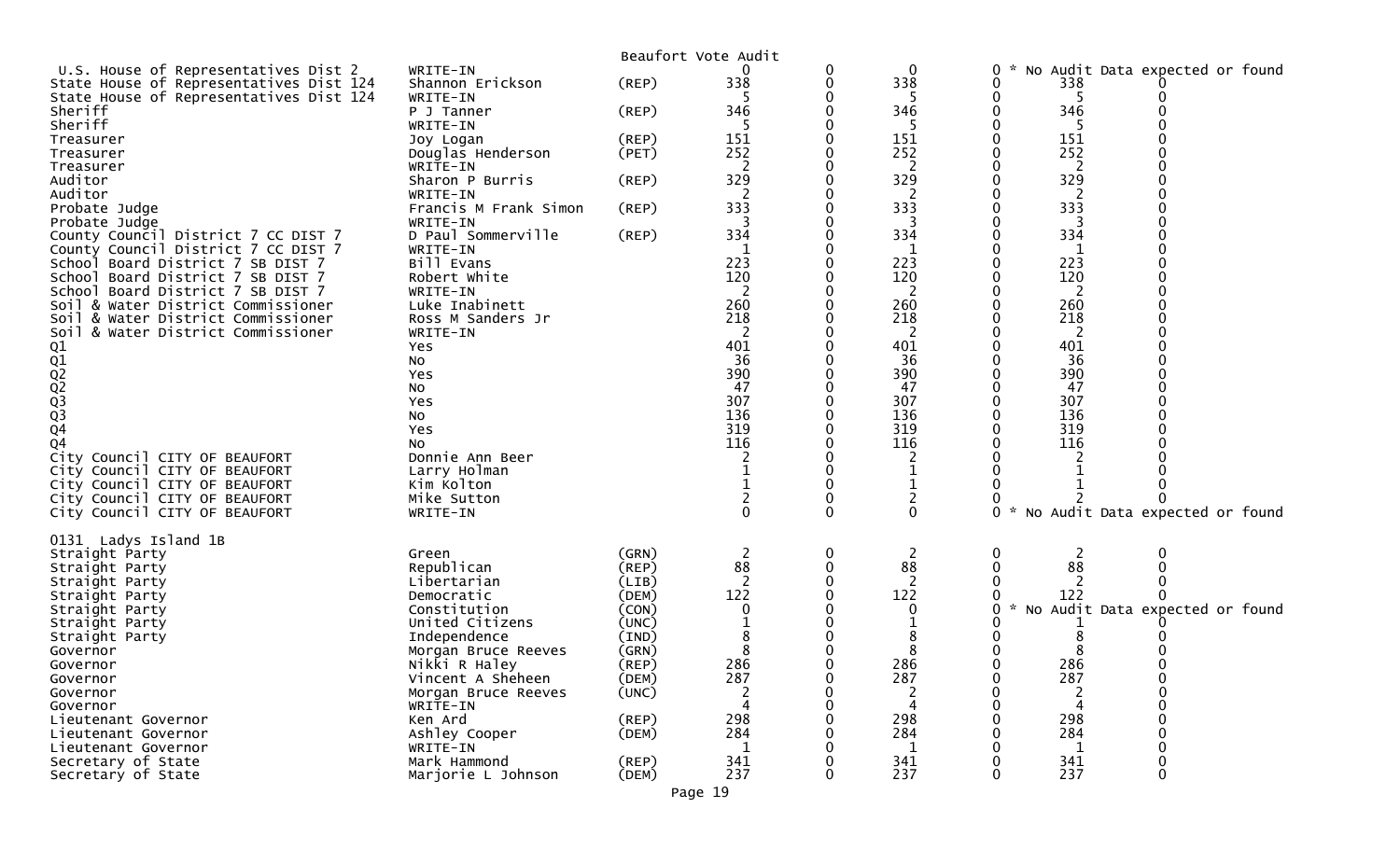Beaufort Vote Audit

| | | | | | | | | |
|---|---|---|---|---|---|---|---|---|
| U.S. House of Representatives Dist 2 | WRITE-IN | | 0 | 0 | 0 | 0 | * No Audit Data expected or found | |
| State House of Representatives Dist 124 | Shannon Erickson | (REP) | 338 | 0 | 338 | 0 | 338 | 0 |
| State House of Representatives Dist 124 | WRITE-IN | | 5 | 0 | 5 | 0 | 5 | 0 |
| Sheriff | P J Tanner | (REP) | 346 | 0 | 346 | 0 | 346 | 0 |
| Sheriff | WRITE-IN | | 5 | 0 | 5 | 0 | 5 | 0 |
| Treasurer | Joy Logan | (REP) | 151 | 0 | 151 | 0 | 151 | 0 |
| Treasurer | Douglas Henderson | (PET) | 252 | 0 | 252 | 0 | 252 | 0 |
| Treasurer | WRITE-IN | | 2 | 0 | 2 | 0 | 2 | 0 |
| Auditor | Sharon P Burris | (REP) | 329 | 0 | 329 | 0 | 329 | 0 |
| Auditor | WRITE-IN | | 2 | 0 | 2 | 0 | 2 | 0 |
| Probate Judge | Francis M Frank Simon | (REP) | 333 | 0 | 333 | 0 | 333 | 0 |
| Probate Judge | WRITE-IN | | 3 | 0 | 3 | 0 | 3 | 0 |
| County Council District 7 CC DIST 7 | D Paul Sommerville | (REP) | 334 | 0 | 334 | 0 | 334 | 0 |
| County Council District 7 CC DIST 7 | WRITE-IN | | 1 | 0 | 1 | 0 | 1 | 0 |
| School Board District 7 SB DIST 7 | Bill Evans | | 223 | 0 | 223 | 0 | 223 | 0 |
| School Board District 7 SB DIST 7 | Robert White | | 120 | 0 | 120 | 0 | 120 | 0 |
| School Board District 7 SB DIST 7 | WRITE-IN | | 2 | 0 | 2 | 0 | 2 | 0 |
| Soil & Water District Commissioner | Luke Inabinett | | 260 | 0 | 260 | 0 | 260 | 0 |
| Soil & Water District Commissioner | Ross M Sanders Jr | | 218 | 0 | 218 | 0 | 218 | 0 |
| Soil & Water District Commissioner | WRITE-IN | | 2 | 0 | 2 | 0 | 2 | 0 |
| Q1 | Yes | | 401 | 0 | 401 | 0 | 401 | 0 |
| Q1 | No | | 36 | 0 | 36 | 0 | 36 | 0 |
| Q2 | Yes | | 390 | 0 | 390 | 0 | 390 | 0 |
| Q2 | No | | 47 | 0 | 47 | 0 | 47 | 0 |
| Q3 | Yes | | 307 | 0 | 307 | 0 | 307 | 0 |
| Q3 | No | | 136 | 0 | 136 | 0 | 136 | 0 |
| Q4 | Yes | | 319 | 0 | 319 | 0 | 319 | 0 |
| Q4 | No | | 116 | 0 | 116 | 0 | 116 | 0 |
| City Council CITY OF BEAUFORT | Donnie Ann Beer | | 2 | 0 | 2 | 0 | 2 | 0 |
| City Council CITY OF BEAUFORT | Larry Holman | | 1 | 0 | 1 | 0 | 1 | 0 |
| City Council CITY OF BEAUFORT | Kim Kolton | | 1 | 0 | 1 | 0 | 1 | 0 |
| City Council CITY OF BEAUFORT | Mike Sutton | | 2 | 0 | 2 | 0 | 2 | 0 |
| City Council CITY OF BEAUFORT | WRITE-IN | | 0 | 0 | 0 | 0 | * No Audit Data expected or found | |

0131 Ladys Island 1B

| | | | | | | | | |
|---|---|---|---|---|---|---|---|---|
| Straight Party | Green | (GRN) | 2 | 0 | 2 | 0 | 2 | 0 |
| Straight Party | Republican | (REP) | 88 | 0 | 88 | 0 | 88 | 0 |
| Straight Party | Libertarian | (LIB) | 2 | 0 | 2 | 0 | 2 | 0 |
| Straight Party | Democratic | (DEM) | 122 | 0 | 122 | 0 | 122 | 0 |
| Straight Party | Constitution | (CON) | 0 | 0 | 0 | 0 | * No Audit Data expected or found | |
| Straight Party | United Citizens | (UNC) | 1 | 0 | 1 | 0 | 1 | 0 |
| Straight Party | Independence | (IND) | 8 | 0 | 8 | 0 | 8 | 0 |
| Governor | Morgan Bruce Reeves | (GRN) | 8 | 0 | 8 | 0 | 8 | 0 |
| Governor | Nikki R Haley | (REP) | 286 | 0 | 286 | 0 | 286 | 0 |
| Governor | Vincent A Sheheen | (DEM) | 287 | 0 | 287 | 0 | 287 | 0 |
| Governor | Morgan Bruce Reeves | (UNC) | 2 | 0 | 2 | 0 | 2 | 0 |
| Governor | WRITE-IN | | 4 | 0 | 4 | 0 | 4 | 0 |
| Lieutenant Governor | Ken Ard | (REP) | 298 | 0 | 298 | 0 | 298 | 0 |
| Lieutenant Governor | Ashley Cooper | (DEM) | 284 | 0 | 284 | 0 | 284 | 0 |
| Lieutenant Governor | WRITE-IN | | 1 | 0 | 1 | 0 | 1 | 0 |
| Secretary of State | Mark Hammond | (REP) | 341 | 0 | 341 | 0 | 341 | 0 |
| Secretary of State | Marjorie L Johnson | (DEM) | 237 | 0 | 237 | 0 | 237 | 0 |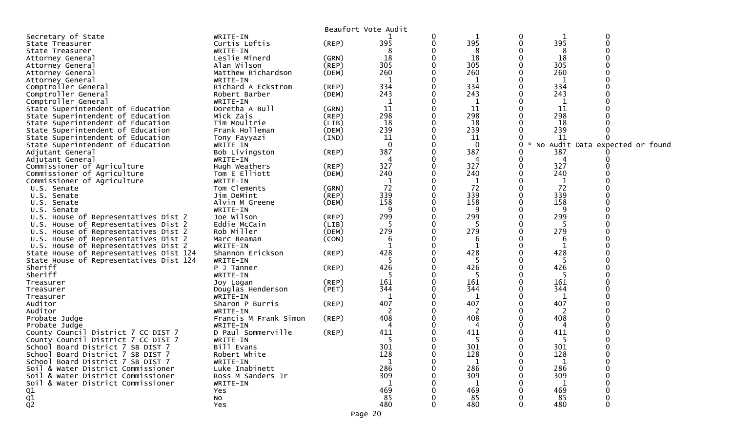Beaufort Vote Audit

| | | | | | | | | |
|---|---|---|---|---|---|---|---|---|
| Secretary of State | WRITE-IN | | 1 | 0 | 1 | 0 | 1 | 0 |
| State Treasurer | Curtis Loftis | (REP) | 395 | 0 | 395 | 0 | 395 | 0 |
| State Treasurer | WRITE-IN | | 8 | 0 | 8 | 0 | 8 | 0 |
| Attorney General | Leslie Minerd | (GRN) | 18 | 0 | 18 | 0 | 18 | 0 |
| Attorney General | Alan Wilson | (REP) | 305 | 0 | 305 | 0 | 305 | 0 |
| Attorney General | Matthew Richardson | (DEM) | 260 | 0 | 260 | 0 | 260 | 0 |
| Attorney General | WRITE-IN | | 1 | 0 | 1 | 0 | 1 | 0 |
| Comptroller General | Richard A Eckstrom | (REP) | 334 | 0 | 334 | 0 | 334 | 0 |
| Comptroller General | Robert Barber | (DEM) | 243 | 0 | 243 | 0 | 243 | 0 |
| Comptroller General | WRITE-IN | | 1 | 0 | 1 | 0 | 1 | 0 |
| State Superintendent of Education | Doretha A Bull | (GRN) | 11 | 0 | 11 | 0 | 11 | 0 |
| State Superintendent of Education | Mick Zais | (REP) | 298 | 0 | 298 | 0 | 298 | 0 |
| State Superintendent of Education | Tim Moultrie | (LIB) | 18 | 0 | 18 | 0 | 18 | 0 |
| State Superintendent of Education | Frank Holleman | (DEM) | 239 | 0 | 239 | 0 | 239 | 0 |
| State Superintendent of Education | Tony Fayyazi | (IND) | 11 | 0 | 11 | 0 | 11 | 0 |
| State Superintendent of Education | WRITE-IN | | 0 | 0 | 0 | 0 | * No Audit Data expected or found | |
| Adjutant General | Bob Livingston | (REP) | 387 | 0 | 387 | 0 | 387 | 0 |
| Adjutant General | WRITE-IN | | 4 | 0 | 4 | 0 | 4 | 0 |
| Commissioner of Agriculture | Hugh Weathers | (REP) | 327 | 0 | 327 | 0 | 327 | 0 |
| Commissioner of Agriculture | Tom E Elliott | (DEM) | 240 | 0 | 240 | 0 | 240 | 0 |
| Commissioner of Agriculture | WRITE-IN | | 1 | 0 | 1 | 0 | 1 | 0 |
| U.S. Senate | Tom Clements | (GRN) | 72 | 0 | 72 | 0 | 72 | 0 |
| U.S. Senate | Jim DeMint | (REP) | 339 | 0 | 339 | 0 | 339 | 0 |
| U.S. Senate | Alvin M Greene | (DEM) | 158 | 0 | 158 | 0 | 158 | 0 |
| U.S. Senate | WRITE-IN | | 9 | 0 | 9 | 0 | 9 | 0 |
| U.S. House of Representatives Dist 2 | Joe Wilson | (REP) | 299 | 0 | 299 | 0 | 299 | 0 |
| U.S. House of Representatives Dist 2 | Eddie McCain | (LIB) | 5 | 0 | 5 | 0 | 5 | 0 |
| U.S. House of Representatives Dist 2 | Rob Miller | (DEM) | 279 | 0 | 279 | 0 | 279 | 0 |
| U.S. House of Representatives Dist 2 | Marc Beaman | (CON) | 6 | 0 | 6 | 0 | 6 | 0 |
| U.S. House of Representatives Dist 2 | WRITE-IN | | 1 | 0 | 1 | 0 | 1 | 0 |
| State House of Representatives Dist 124 | Shannon Erickson | (REP) | 428 | 0 | 428 | 0 | 428 | 0 |
| State House of Representatives Dist 124 | WRITE-IN | | 5 | 0 | 5 | 0 | 5 | 0 |
| Sheriff | P J Tanner | (REP) | 426 | 0 | 426 | 0 | 426 | 0 |
| Sheriff | WRITE-IN | | 5 | 0 | 5 | 0 | 5 | 0 |
| Treasurer | Joy Logan | (REP) | 161 | 0 | 161 | 0 | 161 | 0 |
| Treasurer | Douglas Henderson | (PET) | 344 | 0 | 344 | 0 | 344 | 0 |
| Treasurer | WRITE-IN | | 1 | 0 | 1 | 0 | 1 | 0 |
| Auditor | Sharon P Burris | (REP) | 407 | 0 | 407 | 0 | 407 | 0 |
| Auditor | WRITE-IN | | 2 | 0 | 2 | 0 | 2 | 0 |
| Probate Judge | Francis M Frank Simon | (REP) | 408 | 0 | 408 | 0 | 408 | 0 |
| Probate Judge | WRITE-IN | | 4 | 0 | 4 | 0 | 4 | 0 |
| County Council District 7 CC DIST 7 | D Paul Sommerville | (REP) | 411 | 0 | 411 | 0 | 411 | 0 |
| County Council District 7 CC DIST 7 | WRITE-IN | | 5 | 0 | 5 | 0 | 5 | 0 |
| School Board District 7 SB DIST 7 | Bill Evans | | 301 | 0 | 301 | 0 | 301 | 0 |
| School Board District 7 SB DIST 7 | Robert White | | 128 | 0 | 128 | 0 | 128 | 0 |
| School Board District 7 SB DIST 7 | WRITE-IN | | 1 | 0 | 1 | 0 | 1 | 0 |
| Soil & Water District Commissioner | Luke Inabinett | | 286 | 0 | 286 | 0 | 286 | 0 |
| Soil & Water District Commissioner | Ross M Sanders Jr | | 309 | 0 | 309 | 0 | 309 | 0 |
| Soil & Water District Commissioner | WRITE-IN | | 1 | 0 | 1 | 0 | 1 | 0 |
| Q1 | Yes | | 469 | 0 | 469 | 0 | 469 | 0 |
| Q1 | No | | 85 | 0 | 85 | 0 | 85 | 0 |
| Q2 | Yes | | 480 | 0 | 480 | 0 | 480 | 0 |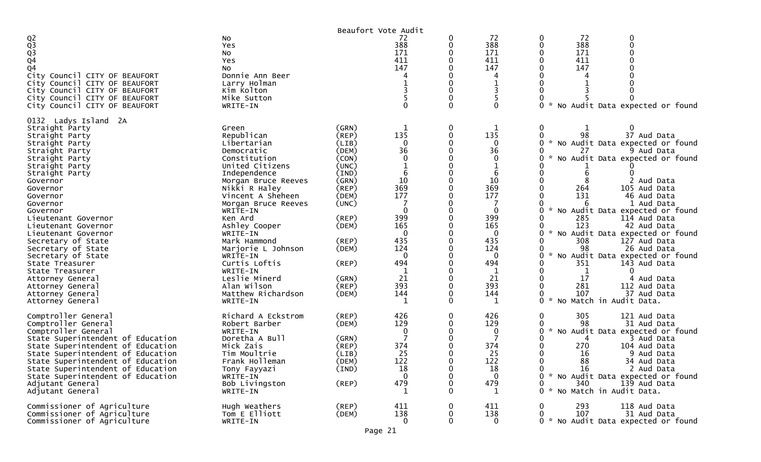Beaufort Vote Audit

| | | | | | | | | |
|---|---|---|---|---|---|---|---|---|
| Q2 | No | | 72 | 0 | 72 | 0 | 72 | 0 |
| Q3 | Yes | | 388 | 0 | 388 | 0 | 388 | 0 |
| Q3 | No | | 171 | 0 | 171 | 0 | 171 | 0 |
| Q4 | Yes | | 411 | 0 | 411 | 0 | 411 | 0 |
| Q4 | No | | 147 | 0 | 147 | 0 | 147 | 0 |
| City Council CITY OF BEAUFORT | Donnie Ann Beer | | 4 | 0 | 4 | 0 | 4 | 0 |
| City Council CITY OF BEAUFORT | Larry Holman | | 1 | 0 | 1 | 0 | 1 | 0 |
| City Council CITY OF BEAUFORT | Kim Kolton | | 3 | 0 | 3 | 0 | 3 | 0 |
| City Council CITY OF BEAUFORT | Mike Sutton | | 5 | 0 | 5 | 0 | 5 | 0 |
| City Council CITY OF BEAUFORT | WRITE-IN | | 0 | 0 | 0 | 0 * No Audit Data expected or found | | |
| **0132 Ladys Island 2A** | | | | | | | | |
| Straight Party | Green | (GRN) | 1 | 0 | 1 | 0 | 1 | 0 |
| Straight Party | Republican | (REP) | 135 | 0 | 135 | 0 | 98 | 37 Aud Data |
| Straight Party | Libertarian | (LIB) | 0 | 0 | 0 | 0 * No Audit Data expected or found | | |
| Straight Party | Democratic | (DEM) | 36 | 0 | 36 | 0 | 27 | 9 Aud Data |
| Straight Party | Constitution | (CON) | 0 | 0 | 0 | 0 * No Audit Data expected or found | | |
| Straight Party | United Citizens | (UNC) | 1 | 0 | 1 | 0 | 1 | 0 |
| Straight Party | Independence | (IND) | 6 | 0 | 6 | 0 | 6 | 0 |
| Governor | Morgan Bruce Reeves | (GRN) | 10 | 0 | 10 | 0 | 8 | 2 Aud Data |
| Governor | Nikki R Haley | (REP) | 369 | 0 | 369 | 0 | 264 | 105 Aud Data |
| Governor | Vincent A Sheheen | (DEM) | 177 | 0 | 177 | 0 | 131 | 46 Aud Data |
| Governor | Morgan Bruce Reeves | (UNC) | 7 | 0 | 7 | 0 | 6 | 1 Aud Data |
| Governor | WRITE-IN | | 0 | 0 | 0 | 0 * No Audit Data expected or found | | |
| Lieutenant Governor | Ken Ard | (REP) | 399 | 0 | 399 | 0 | 285 | 114 Aud Data |
| Lieutenant Governor | Ashley Cooper | (DEM) | 165 | 0 | 165 | 0 | 123 | 42 Aud Data |
| Lieutenant Governor | WRITE-IN | | 0 | 0 | 0 | 0 * No Audit Data expected or found | | |
| Secretary of State | Mark Hammond | (REP) | 435 | 0 | 435 | 0 | 308 | 127 Aud Data |
| Secretary of State | Marjorie L Johnson | (DEM) | 124 | 0 | 124 | 0 | 98 | 26 Aud Data |
| Secretary of State | WRITE-IN | | 0 | 0 | 0 | 0 * No Audit Data expected or found | | |
| State Treasurer | Curtis Loftis | (REP) | 494 | 0 | 494 | 0 | 351 | 143 Aud Data |
| State Treasurer | WRITE-IN | | 1 | 0 | 1 | 0 | 1 | 0 |
| Attorney General | Leslie Minerd | (GRN) | 21 | 0 | 21 | 0 | 17 | 4 Aud Data |
| Attorney General | Alan Wilson | (REP) | 393 | 0 | 393 | 0 | 281 | 112 Aud Data |
| Attorney General | Matthew Richardson | (DEM) | 144 | 0 | 144 | 0 | 107 | 37 Aud Data |
| Attorney General | WRITE-IN | | 1 | 0 | 1 | 0 * No Match in Audit Data. | | |
| Comptroller General | Richard A Eckstrom | (REP) | 426 | 0 | 426 | 0 | 305 | 121 Aud Data |
| Comptroller General | Robert Barber | (DEM) | 129 | 0 | 129 | 0 | 98 | 31 Aud Data |
| Comptroller General | WRITE-IN | | 0 | 0 | 0 | 0 * No Audit Data expected or found | | |
| State Superintendent of Education | Doretha A Bull | (GRN) | 7 | 0 | 7 | 0 | 4 | 3 Aud Data |
| State Superintendent of Education | Mick Zais | (REP) | 374 | 0 | 374 | 0 | 270 | 104 Aud Data |
| State Superintendent of Education | Tim Moultrie | (LIB) | 25 | 0 | 25 | 0 | 16 | 9 Aud Data |
| State Superintendent of Education | Frank Holleman | (DEM) | 122 | 0 | 122 | 0 | 88 | 34 Aud Data |
| State Superintendent of Education | Tony Fayyazi | (IND) | 18 | 0 | 18 | 0 | 16 | 2 Aud Data |
| State Superintendent of Education | WRITE-IN | | 0 | 0 | 0 | 0 * No Audit Data expected or found | | |
| Adjutant General | Bob Livingston | (REP) | 479 | 0 | 479 | 0 | 340 | 139 Aud Data |
| Adjutant General | WRITE-IN | | 1 | 0 | 1 | 0 * No Match in Audit Data. | | |
| Commissioner of Agriculture | Hugh Weathers | (REP) | 411 | 0 | 411 | 0 | 293 | 118 Aud Data |
| Commissioner of Agriculture | Tom E Elliott | (DEM) | 138 | 0 | 138 | 0 | 107 | 31 Aud Data |
| Commissioner of Agriculture | WRITE-IN | | 0 | 0 | 0 | 0 * No Audit Data expected or found | | |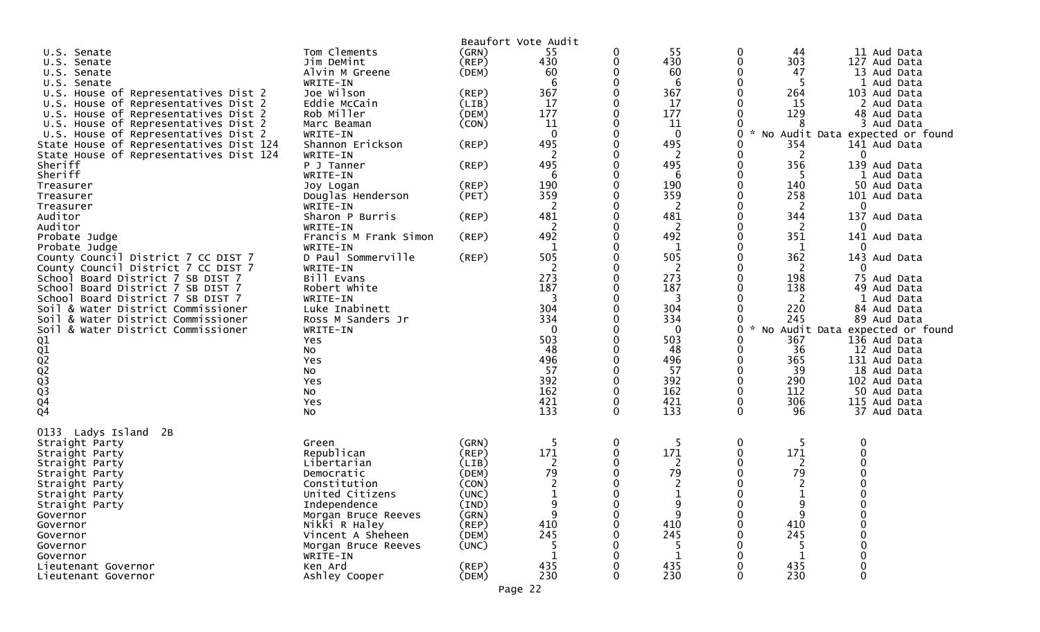Beaufort Vote Audit

| Contest | Candidate | Party | Votes | | | | | |
|---|---|---|---|---|---|---|---|---|
| U.S. Senate | Tom Clements | (GRN) | 55 | 0 | 55 | 0 | 44 | 11 Aud Data |
| U.S. Senate | Jim DeMint | (REP) | 430 | 0 | 430 | 0 | 303 | 127 Aud Data |
| U.S. Senate | Alvin M Greene | (DEM) | 60 | 0 | 60 | 0 | 47 | 13 Aud Data |
| U.S. Senate | WRITE-IN | | 6 | 0 | 6 | 0 | 5 | 1 Aud Data |
| U.S. House of Representatives Dist 2 | Joe Wilson | (REP) | 367 | 0 | 367 | 0 | 264 | 103 Aud Data |
| U.S. House of Representatives Dist 2 | Eddie McCain | (LIB) | 17 | 0 | 17 | 0 | 15 | 2 Aud Data |
| U.S. House of Representatives Dist 2 | Rob Miller | (DEM) | 177 | 0 | 177 | 0 | 129 | 48 Aud Data |
| U.S. House of Representatives Dist 2 | Marc Beaman | (CON) | 11 | 0 | 11 | 0 | 8 | 3 Aud Data |
| U.S. House of Representatives Dist 2 | WRITE-IN | | 0 | 0 | 0 | 0 | * No Audit Data expected or found | |
| State House of Representatives Dist 124 | Shannon Erickson | (REP) | 495 | 0 | 495 | 0 | 354 | 141 Aud Data |
| State House of Representatives Dist 124 | WRITE-IN | | 2 | 0 | 2 | 0 | 2 | 0 |
| Sheriff | P J Tanner | (REP) | 495 | 0 | 495 | 0 | 356 | 139 Aud Data |
| Sheriff | WRITE-IN | | 6 | 0 | 6 | 0 | 5 | 1 Aud Data |
| Treasurer | Joy Logan | (REP) | 190 | 0 | 190 | 0 | 140 | 50 Aud Data |
| Treasurer | Douglas Henderson | (PET) | 359 | 0 | 359 | 0 | 258 | 101 Aud Data |
| Treasurer | WRITE-IN | | 2 | 0 | 2 | 0 | 2 | 0 |
| Auditor | Sharon P Burris | (REP) | 481 | 0 | 481 | 0 | 344 | 137 Aud Data |
| Auditor | WRITE-IN | | 2 | 0 | 2 | 0 | 2 | 0 |
| Probate Judge | Francis M Frank Simon | (REP) | 492 | 0 | 492 | 0 | 351 | 141 Aud Data |
| Probate Judge | WRITE-IN | | 1 | 0 | 1 | 0 | 1 | 0 |
| County Council District 7 CC DIST 7 | D Paul Sommerville | (REP) | 505 | 0 | 505 | 0 | 362 | 143 Aud Data |
| County Council District 7 CC DIST 7 | WRITE-IN | | 2 | 0 | 2 | 0 | 2 | 0 |
| School Board District 7 SB DIST 7 | Bill Evans | | 273 | 0 | 273 | 0 | 198 | 75 Aud Data |
| School Board District 7 SB DIST 7 | Robert White | | 187 | 0 | 187 | 0 | 138 | 49 Aud Data |
| School Board District 7 SB DIST 7 | WRITE-IN | | 3 | 0 | 3 | 0 | 2 | 1 Aud Data |
| Soil & Water District Commissioner | Luke Inabinett | | 304 | 0 | 304 | 0 | 220 | 84 Aud Data |
| Soil & Water District Commissioner | Ross M Sanders Jr | | 334 | 0 | 334 | 0 | 245 | 89 Aud Data |
| Soil & Water District Commissioner | WRITE-IN | | 0 | 0 | 0 | 0 | * No Audit Data expected or found | |
| Q1 | Yes | | 503 | 0 | 503 | 0 | 367 | 136 Aud Data |
| Q1 | No | | 48 | 0 | 48 | 0 | 36 | 12 Aud Data |
| Q2 | Yes | | 496 | 0 | 496 | 0 | 365 | 131 Aud Data |
| Q2 | No | | 57 | 0 | 57 | 0 | 39 | 18 Aud Data |
| Q3 | Yes | | 392 | 0 | 392 | 0 | 290 | 102 Aud Data |
| Q3 | No | | 162 | 0 | 162 | 0 | 112 | 50 Aud Data |
| Q4 | Yes | | 421 | 0 | 421 | 0 | 306 | 115 Aud Data |
| Q4 | No | | 133 | 0 | 133 | 0 | 96 | 37 Aud Data |

0133 Ladys Island 2B

| Contest | Candidate | Party | Votes | | | | | |
|---|---|---|---|---|---|---|---|---|
| Straight Party | Green | (GRN) | 5 | 0 | 5 | 0 | 5 | 0 |
| Straight Party | Republican | (REP) | 171 | 0 | 171 | 0 | 171 | 0 |
| Straight Party | Libertarian | (LIB) | 2 | 0 | 2 | 0 | 2 | 0 |
| Straight Party | Democratic | (DEM) | 79 | 0 | 79 | 0 | 79 | 0 |
| Straight Party | Constitution | (CON) | 2 | 0 | 2 | 0 | 2 | 0 |
| Straight Party | United Citizens | (UNC) | 1 | 0 | 1 | 0 | 1 | 0 |
| Straight Party | Independence | (IND) | 9 | 0 | 9 | 0 | 9 | 0 |
| Governor | Morgan Bruce Reeves | (GRN) | 9 | 0 | 9 | 0 | 9 | 0 |
| Governor | Nikki R Haley | (REP) | 410 | 0 | 410 | 0 | 410 | 0 |
| Governor | Vincent A Sheheen | (DEM) | 245 | 0 | 245 | 0 | 245 | 0 |
| Governor | Morgan Bruce Reeves | (UNC) | 5 | 0 | 5 | 0 | 5 | 0 |
| Governor | WRITE-IN | | 1 | 0 | 1 | 0 | 1 | 0 |
| Lieutenant Governor | Ken Ard | (REP) | 435 | 0 | 435 | 0 | 435 | 0 |
| Lieutenant Governor | Ashley Cooper | (DEM) | 230 | 0 | 230 | 0 | 230 | 0 |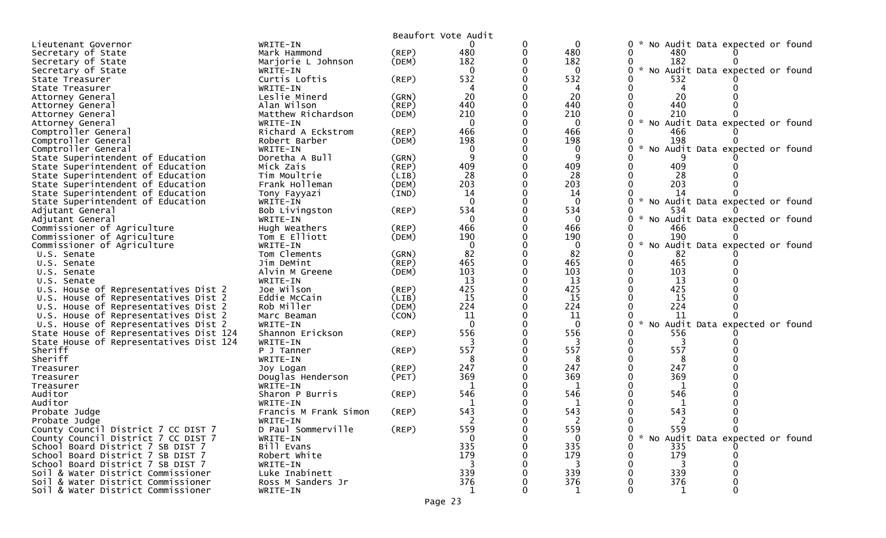Beaufort Vote Audit

| Office | Candidate | Party | | | | | | |
|---|---|---|---|---|---|---|---|---|
| Lieutenant Governor | WRITE-IN | | 0 | 0 | 0 | 0 * No Audit Data expected or found | | |
| Secretary of State | Mark Hammond | (REP) | 480 | 0 | 480 | 0 | 480 | 0 |
| Secretary of State | Marjorie L Johnson | (DEM) | 182 | 0 | 182 | 0 | 182 | 0 |
| Secretary of State | WRITE-IN | | 0 | 0 | 0 | 0 * No Audit Data expected or found | | |
| State Treasurer | Curtis Loftis | (REP) | 532 | 0 | 532 | 0 | 532 | 0 |
| State Treasurer | WRITE-IN | | 4 | 0 | 4 | 0 | 4 | 0 |
| Attorney General | Leslie Minerd | (GRN) | 20 | 0 | 20 | 0 | 20 | 0 |
| Attorney General | Alan Wilson | (REP) | 440 | 0 | 440 | 0 | 440 | 0 |
| Attorney General | Matthew Richardson | (DEM) | 210 | 0 | 210 | 0 | 210 | 0 |
| Attorney General | WRITE-IN | | 0 | 0 | 0 | 0 * No Audit Data expected or found | | |
| Comptroller General | Richard A Eckstrom | (REP) | 466 | 0 | 466 | 0 | 466 | 0 |
| Comptroller General | Robert Barber | (DEM) | 198 | 0 | 198 | 0 | 198 | 0 |
| Comptroller General | WRITE-IN | | 0 | 0 | 0 | 0 * No Audit Data expected or found | | |
| State Superintendent of Education | Doretha A Bull | (GRN) | 9 | 0 | 9 | 0 | 9 | 0 |
| State Superintendent of Education | Mick Zais | (REP) | 409 | 0 | 409 | 0 | 409 | 0 |
| State Superintendent of Education | Tim Moultrie | (LIB) | 28 | 0 | 28 | 0 | 28 | 0 |
| State Superintendent of Education | Frank Holleman | (DEM) | 203 | 0 | 203 | 0 | 203 | 0 |
| State Superintendent of Education | Tony Fayyazi | (IND) | 14 | 0 | 14 | 0 | 14 | 0 |
| State Superintendent of Education | WRITE-IN | | 0 | 0 | 0 | 0 * No Audit Data expected or found | | |
| Adjutant General | Bob Livingston | (REP) | 534 | 0 | 534 | 0 | 534 | 0 |
| Adjutant General | WRITE-IN | | 0 | 0 | 0 | 0 * No Audit Data expected or found | | |
| Commissioner of Agriculture | Hugh Weathers | (REP) | 466 | 0 | 466 | 0 | 466 | 0 |
| Commissioner of Agriculture | Tom E Elliott | (DEM) | 190 | 0 | 190 | 0 | 190 | 0 |
| Commissioner of Agriculture | WRITE-IN | | 0 | 0 | 0 | 0 * No Audit Data expected or found | | |
| U.S. Senate | Tom Clements | (GRN) | 82 | 0 | 82 | 0 | 82 | 0 |
| U.S. Senate | Jim DeMint | (REP) | 465 | 0 | 465 | 0 | 465 | 0 |
| U.S. Senate | Alvin M Greene | (DEM) | 103 | 0 | 103 | 0 | 103 | 0 |
| U.S. Senate | WRITE-IN | | 13 | 0 | 13 | 0 | 13 | 0 |
| U.S. House of Representatives Dist 2 | Joe Wilson | (REP) | 425 | 0 | 425 | 0 | 425 | 0 |
| U.S. House of Representatives Dist 2 | Eddie McCain | (LIB) | 15 | 0 | 15 | 0 | 15 | 0 |
| U.S. House of Representatives Dist 2 | Rob Miller | (DEM) | 224 | 0 | 224 | 0 | 224 | 0 |
| U.S. House of Representatives Dist 2 | Marc Beaman | (CON) | 11 | 0 | 11 | 0 | 11 | 0 |
| U.S. House of Representatives Dist 2 | WRITE-IN | | 0 | 0 | 0 | 0 * No Audit Data expected or found | | |
| State House of Representatives Dist 124 | Shannon Erickson | (REP) | 556 | 0 | 556 | 0 | 556 | 0 |
| State House of Representatives Dist 124 | WRITE-IN | | 3 | 0 | 3 | 0 | 3 | 0 |
| Sheriff | P J Tanner | (REP) | 557 | 0 | 557 | 0 | 557 | 0 |
| Sheriff | WRITE-IN | | 8 | 0 | 8 | 0 | 8 | 0 |
| Treasurer | Joy Logan | (REP) | 247 | 0 | 247 | 0 | 247 | 0 |
| Treasurer | Douglas Henderson | (PET) | 369 | 0 | 369 | 0 | 369 | 0 |
| Treasurer | WRITE-IN | | 1 | 0 | 1 | 0 | 1 | 0 |
| Auditor | Sharon P Burris | (REP) | 546 | 0 | 546 | 0 | 546 | 0 |
| Auditor | WRITE-IN | | 1 | 0 | 1 | 0 | 1 | 0 |
| Probate Judge | Francis M Frank Simon | (REP) | 543 | 0 | 543 | 0 | 543 | 0 |
| Probate Judge | WRITE-IN | | 2 | 0 | 2 | 0 | 2 | 0 |
| County Council District 7 CC DIST 7 | D Paul Sommerville | (REP) | 559 | 0 | 559 | 0 | 559 | 0 |
| County Council District 7 CC DIST 7 | WRITE-IN | | 0 | 0 | 0 | 0 * No Audit Data expected or found | | |
| School Board District 7 SB DIST 7 | Bill Evans | | 335 | 0 | 335 | 0 | 335 | 0 |
| School Board District 7 SB DIST 7 | Robert White | | 179 | 0 | 179 | 0 | 179 | 0 |
| School Board District 7 SB DIST 7 | WRITE-IN | | 3 | 0 | 3 | 0 | 3 | 0 |
| Soil & Water District Commissioner | Luke Inabinett | | 339 | 0 | 339 | 0 | 339 | 0 |
| Soil & Water District Commissioner | Ross M Sanders Jr | | 376 | 0 | 376 | 0 | 376 | 0 |
| Soil & Water District Commissioner | WRITE-IN | | 1 | 0 | 1 | 0 | 1 | 0 |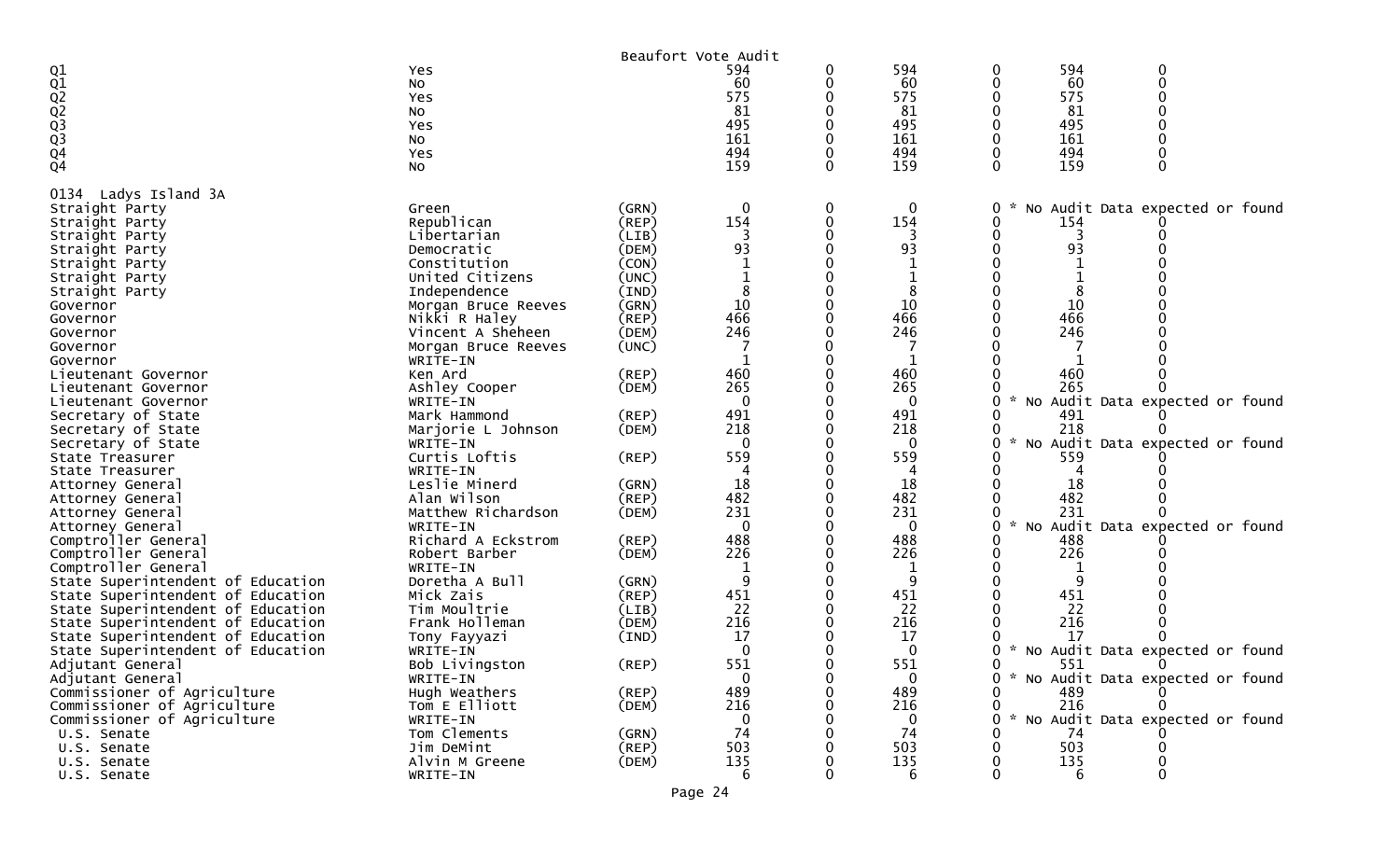Beaufort Vote Audit

| | | | | | | | | |
|---|---|---|---|---|---|---|---|---|
| Q1 | Yes | | 594 | 0 | 594 | 0 | 594 | 0 |
| Q1 | No | | 60 | 0 | 60 | 0 | 60 | 0 |
| Q2 | Yes | | 575 | 0 | 575 | 0 | 575 | 0 |
| Q2 | No | | 81 | 0 | 81 | 0 | 81 | 0 |
| Q3 | Yes | | 495 | 0 | 495 | 0 | 495 | 0 |
| Q3 | No | | 161 | 0 | 161 | 0 | 161 | 0 |
| Q4 | Yes | | 494 | 0 | 494 | 0 | 494 | 0 |
| Q4 | No | | 159 | 0 | 159 | 0 | 159 | 0 |

0134 Ladys Island 3A

| | | | | | | | | |
|---|---|---|---|---|---|---|---|---|
| Straight Party | Green | (GRN) | 0 | 0 | 0 | 0 | * No Audit Data expected or found | |
| Straight Party | Republican | (REP) | 154 | 0 | 154 | 0 | 154 | 0 |
| Straight Party | Libertarian | (LIB) | 3 | 0 | 3 | 0 | 3 | 0 |
| Straight Party | Democratic | (DEM) | 93 | 0 | 93 | 0 | 93 | 0 |
| Straight Party | Constitution | (CON) | 1 | 0 | 1 | 0 | 1 | 0 |
| Straight Party | United Citizens | (UNC) | 1 | 0 | 1 | 0 | 1 | 0 |
| Straight Party | Independence | (IND) | 8 | 0 | 8 | 0 | 8 | 0 |
| Governor | Morgan Bruce Reeves | (GRN) | 10 | 0 | 10 | 0 | 10 | 0 |
| Governor | Nikki R Haley | (REP) | 466 | 0 | 466 | 0 | 466 | 0 |
| Governor | Vincent A Sheheen | (DEM) | 246 | 0 | 246 | 0 | 246 | 0 |
| Governor | Morgan Bruce Reeves | (UNC) | 7 | 0 | 7 | 0 | 7 | 0 |
| Governor | WRITE-IN | | 1 | 0 | 1 | 0 | 1 | 0 |
| Lieutenant Governor | Ken Ard | (REP) | 460 | 0 | 460 | 0 | 460 | 0 |
| Lieutenant Governor | Ashley Cooper | (DEM) | 265 | 0 | 265 | 0 | 265 | 0 |
| Lieutenant Governor | WRITE-IN | | 0 | 0 | 0 | 0 | * No Audit Data expected or found | |
| Secretary of State | Mark Hammond | (REP) | 491 | 0 | 491 | 0 | 491 | 0 |
| Secretary of State | Marjorie L Johnson | (DEM) | 218 | 0 | 218 | 0 | 218 | 0 |
| Secretary of State | WRITE-IN | | 0 | 0 | 0 | 0 | * No Audit Data expected or found | |
| State Treasurer | Curtis Loftis | (REP) | 559 | 0 | 559 | 0 | 559 | 0 |
| State Treasurer | WRITE-IN | | 4 | 0 | 4 | 0 | 4 | 0 |
| Attorney General | Leslie Minerd | (GRN) | 18 | 0 | 18 | 0 | 18 | 0 |
| Attorney General | Alan Wilson | (REP) | 482 | 0 | 482 | 0 | 482 | 0 |
| Attorney General | Matthew Richardson | (DEM) | 231 | 0 | 231 | 0 | 231 | 0 |
| Attorney General | WRITE-IN | | 0 | 0 | 0 | 0 | * No Audit Data expected or found | |
| Comptroller General | Richard A Eckstrom | (REP) | 488 | 0 | 488 | 0 | 488 | 0 |
| Comptroller General | Robert Barber | (DEM) | 226 | 0 | 226 | 0 | 226 | 0 |
| Comptroller General | WRITE-IN | | 1 | 0 | 1 | 0 | 1 | 0 |
| State Superintendent of Education | Doretha A Bull | (GRN) | 9 | 0 | 9 | 0 | 9 | 0 |
| State Superintendent of Education | Mick Zais | (REP) | 451 | 0 | 451 | 0 | 451 | 0 |
| State Superintendent of Education | Tim Moultrie | (LIB) | 22 | 0 | 22 | 0 | 22 | 0 |
| State Superintendent of Education | Frank Holleman | (DEM) | 216 | 0 | 216 | 0 | 216 | 0 |
| State Superintendent of Education | Tony Fayyazi | (IND) | 17 | 0 | 17 | 0 | 17 | 0 |
| State Superintendent of Education | WRITE-IN | | 0 | 0 | 0 | 0 | * No Audit Data expected or found | |
| Adjutant General | Bob Livingston | (REP) | 551 | 0 | 551 | 0 | 551 | 0 |
| Adjutant General | WRITE-IN | | 0 | 0 | 0 | 0 | * No Audit Data expected or found | |
| Commissioner of Agriculture | Hugh Weathers | (REP) | 489 | 0 | 489 | 0 | 489 | 0 |
| Commissioner of Agriculture | Tom E Elliott | (DEM) | 216 | 0 | 216 | 0 | 216 | 0 |
| Commissioner of Agriculture | WRITE-IN | | 0 | 0 | 0 | 0 | * No Audit Data expected or found | |
| U.S. Senate | Tom Clements | (GRN) | 74 | 0 | 74 | 0 | 74 | 0 |
| U.S. Senate | Jim DeMint | (REP) | 503 | 0 | 503 | 0 | 503 | 0 |
| U.S. Senate | Alvin M Greene | (DEM) | 135 | 0 | 135 | 0 | 135 | 0 |
| U.S. Senate | WRITE-IN | | 6 | 0 | 6 | 0 | 6 | 0 |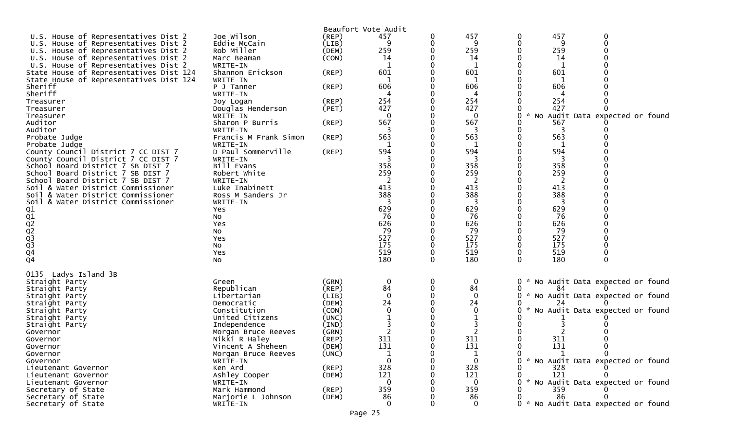Beaufort Vote Audit

| Contest | Candidate | Party | Votes | | | | | |
|---|---|---|---|---|---|---|---|---|
| U.S. House of Representatives Dist 2 | Joe Wilson | (REP) | 457 | 0 | 457 | 0 | 457 | 0 |
| U.S. House of Representatives Dist 2 | Eddie McCain | (LIB) | 9 | 0 | 9 | 0 | 9 | 0 |
| U.S. House of Representatives Dist 2 | Rob Miller | (DEM) | 259 | 0 | 259 | 0 | 259 | 0 |
| U.S. House of Representatives Dist 2 | Marc Beaman | (CON) | 14 | 0 | 14 | 0 | 14 | 0 |
| U.S. House of Representatives Dist 2 | WRITE-IN | | 1 | 0 | 1 | 0 | 1 | 0 |
| State House of Representatives Dist 124 | Shannon Erickson | (REP) | 601 | 0 | 601 | 0 | 601 | 0 |
| State House of Representatives Dist 124 | WRITE-IN | | 1 | 0 | 1 | 0 | 1 | 0 |
| Sheriff | P J Tanner | (REP) | 606 | 0 | 606 | 0 | 606 | 0 |
| Sheriff | WRITE-IN | | 4 | 0 | 4 | 0 | 4 | 0 |
| Treasurer | Joy Logan | (REP) | 254 | 0 | 254 | 0 | 254 | 0 |
| Treasurer | Douglas Henderson | (PET) | 427 | 0 | 427 | 0 | 427 | 0 |
| Treasurer | WRITE-IN | | 0 | 0 | 0 | 0 * No Audit Data expected or found | | |
| Auditor | Sharon P Burris | (REP) | 567 | 0 | 567 | 0 | 567 | 0 |
| Auditor | WRITE-IN | | 3 | 0 | 3 | 0 | 3 | 0 |
| Probate Judge | Francis M Frank Simon | (REP) | 563 | 0 | 563 | 0 | 563 | 0 |
| Probate Judge | WRITE-IN | | 1 | 0 | 1 | 0 | 1 | 0 |
| County Council District 7 CC DIST 7 | D Paul Sommerville | (REP) | 594 | 0 | 594 | 0 | 594 | 0 |
| County Council District 7 CC DIST 7 | WRITE-IN | | 3 | 0 | 3 | 0 | 3 | 0 |
| School Board District 7 SB DIST 7 | Bill Evans | | 358 | 0 | 358 | 0 | 358 | 0 |
| School Board District 7 SB DIST 7 | Robert White | | 259 | 0 | 259 | 0 | 259 | 0 |
| School Board District 7 SB DIST 7 | WRITE-IN | | 2 | 0 | 2 | 0 | 2 | 0 |
| Soil & Water District Commissioner | Luke Inabinett | | 413 | 0 | 413 | 0 | 413 | 0 |
| Soil & Water District Commissioner | Ross M Sanders Jr | | 388 | 0 | 388 | 0 | 388 | 0 |
| Soil & Water District Commissioner | WRITE-IN | | 3 | 0 | 3 | 0 | 3 | 0 |
| Q1 | Yes | | 629 | 0 | 629 | 0 | 629 | 0 |
| Q1 | No | | 76 | 0 | 76 | 0 | 76 | 0 |
| Q2 | Yes | | 626 | 0 | 626 | 0 | 626 | 0 |
| Q2 | No | | 79 | 0 | 79 | 0 | 79 | 0 |
| Q3 | Yes | | 527 | 0 | 527 | 0 | 527 | 0 |
| Q3 | No | | 175 | 0 | 175 | 0 | 175 | 0 |
| Q4 | Yes | | 519 | 0 | 519 | 0 | 519 | 0 |
| Q4 | No | | 180 | 0 | 180 | 0 | 180 | 0 |

0135 Ladys Island 3B

| Contest | Candidate | Party | Votes | | | | | |
|---|---|---|---|---|---|---|---|---|
| Straight Party | Green | (GRN) | 0 | 0 | 0 | 0 * No Audit Data expected or found | | |
| Straight Party | Republican | (REP) | 84 | 0 | 84 | 0 | 84 | 0 |
| Straight Party | Libertarian | (LIB) | 0 | 0 | 0 | 0 * No Audit Data expected or found | | |
| Straight Party | Democratic | (DEM) | 24 | 0 | 24 | 0 | 24 | 0 |
| Straight Party | Constitution | (CON) | 0 | 0 | 0 | 0 * No Audit Data expected or found | | |
| Straight Party | United Citizens | (UNC) | 1 | 0 | 1 | 0 | 1 | 0 |
| Straight Party | Independence | (IND) | 3 | 0 | 3 | 0 | 3 | 0 |
| Governor | Morgan Bruce Reeves | (GRN) | 2 | 0 | 2 | 0 | 2 | 0 |
| Governor | Nikki R Haley | (REP) | 311 | 0 | 311 | 0 | 311 | 0 |
| Governor | Vincent A Sheheen | (DEM) | 131 | 0 | 131 | 0 | 131 | 0 |
| Governor | Morgan Bruce Reeves | (UNC) | 1 | 0 | 1 | 0 | 1 | 0 |
| Governor | WRITE-IN | | 0 | 0 | 0 | 0 * No Audit Data expected or found | | |
| Lieutenant Governor | Ken Ard | (REP) | 328 | 0 | 328 | 0 | 328 | 0 |
| Lieutenant Governor | Ashley Cooper | (DEM) | 121 | 0 | 121 | 0 | 121 | 0 |
| Lieutenant Governor | WRITE-IN | | 0 | 0 | 0 | 0 * No Audit Data expected or found | | |
| Secretary of State | Mark Hammond | (REP) | 359 | 0 | 359 | 0 | 359 | 0 |
| Secretary of State | Marjorie L Johnson | (DEM) | 86 | 0 | 86 | 0 | 86 | 0 |
| Secretary of State | WRITE-IN | | 0 | 0 | 0 | 0 * No Audit Data expected or found | | |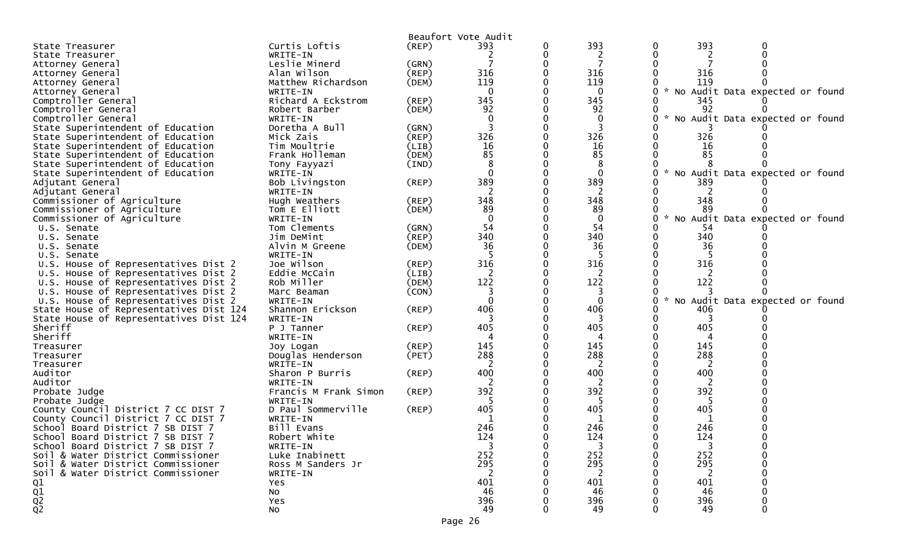Beaufort Vote Audit

| Office | Candidate | Party | | | | | | |
|---|---|---|---|---|---|---|---|---|
| State Treasurer | Curtis Loftis | (REP) | 393 | 0 | 393 | 0 | 393 | 0 |
| State Treasurer | WRITE-IN | | 2 | 0 | 2 | 0 | 2 | 0 |
| Attorney General | Leslie Minerd | (GRN) | 7 | 0 | 7 | 0 | 7 | 0 |
| Attorney General | Alan Wilson | (REP) | 316 | 0 | 316 | 0 | 316 | 0 |
| Attorney General | Matthew Richardson | (DEM) | 119 | 0 | 119 | 0 | 119 | 0 |
| Attorney General | WRITE-IN | | 0 | 0 | 0 | 0 | * No Audit Data expected or found | |
| Comptroller General | Richard A Eckstrom | (REP) | 345 | 0 | 345 | 0 | 345 | 0 |
| Comptroller General | Robert Barber | (DEM) | 92 | 0 | 92 | 0 | 92 | 0 |
| Comptroller General | WRITE-IN | | 0 | 0 | 0 | 0 | * No Audit Data expected or found | |
| State Superintendent of Education | Doretha A Bull | (GRN) | 3 | 0 | 3 | 0 | 3 | 0 |
| State Superintendent of Education | Mick Zais | (REP) | 326 | 0 | 326 | 0 | 326 | 0 |
| State Superintendent of Education | Tim Moultrie | (LIB) | 16 | 0 | 16 | 0 | 16 | 0 |
| State Superintendent of Education | Frank Holleman | (DEM) | 85 | 0 | 85 | 0 | 85 | 0 |
| State Superintendent of Education | Tony Fayyazi | (IND) | 8 | 0 | 8 | 0 | 8 | 0 |
| State Superintendent of Education | WRITE-IN | | 0 | 0 | 0 | 0 | * No Audit Data expected or found | |
| Adjutant General | Bob Livingston | (REP) | 389 | 0 | 389 | 0 | 389 | 0 |
| Adjutant General | WRITE-IN | | 2 | 0 | 2 | 0 | 2 | 0 |
| Commissioner of Agriculture | Hugh Weathers | (REP) | 348 | 0 | 348 | 0 | 348 | 0 |
| Commissioner of Agriculture | Tom E Elliott | (DEM) | 89 | 0 | 89 | 0 | 89 | 0 |
| Commissioner of Agriculture | WRITE-IN | | 0 | 0 | 0 | 0 | * No Audit Data expected or found | |
| U.S. Senate | Tom Clements | (GRN) | 54 | 0 | 54 | 0 | 54 | 0 |
| U.S. Senate | Jim DeMint | (REP) | 340 | 0 | 340 | 0 | 340 | 0 |
| U.S. Senate | Alvin M Greene | (DEM) | 36 | 0 | 36 | 0 | 36 | 0 |
| U.S. Senate | WRITE-IN | | 5 | 0 | 5 | 0 | 5 | 0 |
| U.S. House of Representatives Dist 2 | Joe Wilson | (REP) | 316 | 0 | 316 | 0 | 316 | 0 |
| U.S. House of Representatives Dist 2 | Eddie McCain | (LIB) | 2 | 0 | 2 | 0 | 2 | 0 |
| U.S. House of Representatives Dist 2 | Rob Miller | (DEM) | 122 | 0 | 122 | 0 | 122 | 0 |
| U.S. House of Representatives Dist 2 | Marc Beaman | (CON) | 3 | 0 | 3 | 0 | 3 | 0 |
| U.S. House of Representatives Dist 2 | WRITE-IN | | 0 | 0 | 0 | 0 | * No Audit Data expected or found | |
| State House of Representatives Dist 124 | Shannon Erickson | (REP) | 406 | 0 | 406 | 0 | 406 | 0 |
| State House of Representatives Dist 124 | WRITE-IN | | 3 | 0 | 3 | 0 | 3 | 0 |
| Sheriff | P J Tanner | (REP) | 405 | 0 | 405 | 0 | 405 | 0 |
| Sheriff | WRITE-IN | | 4 | 0 | 4 | 0 | 4 | 0 |
| Treasurer | Joy Logan | (REP) | 145 | 0 | 145 | 0 | 145 | 0 |
| Treasurer | Douglas Henderson | (PET) | 288 | 0 | 288 | 0 | 288 | 0 |
| Treasurer | WRITE-IN | | 2 | 0 | 2 | 0 | 2 | 0 |
| Auditor | Sharon P Burris | (REP) | 400 | 0 | 400 | 0 | 400 | 0 |
| Auditor | WRITE-IN | | 2 | 0 | 2 | 0 | 2 | 0 |
| Probate Judge | Francis M Frank Simon | (REP) | 392 | 0 | 392 | 0 | 392 | 0 |
| Probate Judge | WRITE-IN | | 5 | 0 | 5 | 0 | 5 | 0 |
| County Council District 7 CC DIST 7 | D Paul Sommerville | (REP) | 405 | 0 | 405 | 0 | 405 | 0 |
| County Council District 7 CC DIST 7 | WRITE-IN | | 1 | 0 | 1 | 0 | 1 | 0 |
| School Board District 7 SB DIST 7 | Bill Evans | | 246 | 0 | 246 | 0 | 246 | 0 |
| School Board District 7 SB DIST 7 | Robert White | | 124 | 0 | 124 | 0 | 124 | 0 |
| School Board District 7 SB DIST 7 | WRITE-IN | | 3 | 0 | 3 | 0 | 3 | 0 |
| Soil & Water District Commissioner | Luke Inabinett | | 252 | 0 | 252 | 0 | 252 | 0 |
| Soil & Water District Commissioner | Ross M Sanders Jr | | 295 | 0 | 295 | 0 | 295 | 0 |
| Soil & Water District Commissioner | WRITE-IN | | 2 | 0 | 2 | 0 | 2 | 0 |
| Q1 | Yes | | 401 | 0 | 401 | 0 | 401 | 0 |
| Q1 | No | | 46 | 0 | 46 | 0 | 46 | 0 |
| Q2 | Yes | | 396 | 0 | 396 | 0 | 396 | 0 |
| Q2 | No | | 49 | 0 | 49 | 0 | 49 | 0 |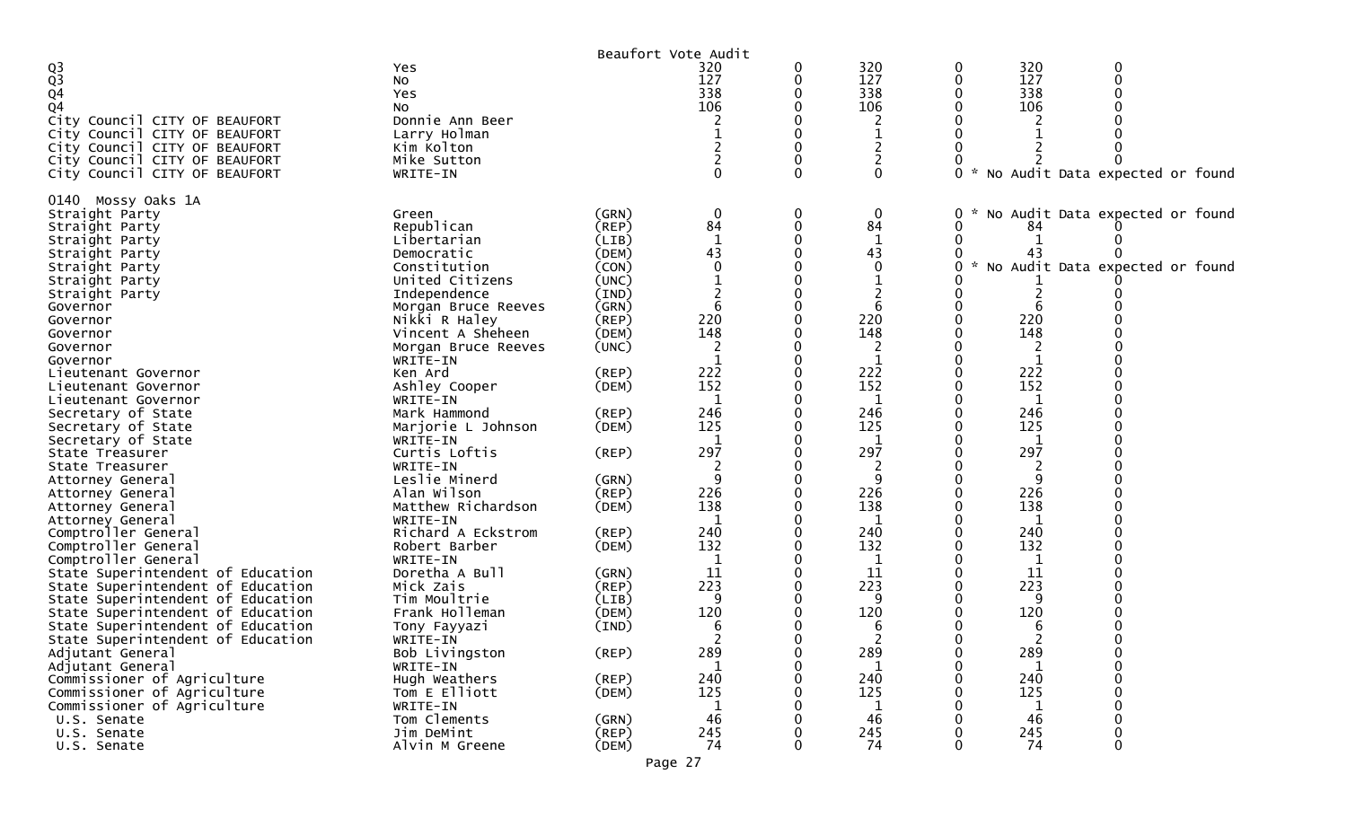Beaufort Vote Audit

| | | | | | | | | |
|---|---|---|---|---|---|---|---|---|
| Q3 | Yes | | 320 | 0 | 320 | 0 | 320 | 0 |
| Q3 | No | | 127 | 0 | 127 | 0 | 127 | 0 |
| Q4 | Yes | | 338 | 0 | 338 | 0 | 338 | 0 |
| Q4 | No | | 106 | 0 | 106 | 0 | 106 | 0 |
| City Council CITY OF BEAUFORT | Donnie Ann Beer | | 2 | 0 | 2 | 0 | 2 | 0 |
| City Council CITY OF BEAUFORT | Larry Holman | | 1 | 0 | 1 | 0 | 1 | 0 |
| City Council CITY OF BEAUFORT | Kim Kolton | | 2 | 0 | 2 | 0 | 2 | 0 |
| City Council CITY OF BEAUFORT | Mike Sutton | | 2 | 0 | 2 | 0 | 2 | 0 |
| City Council CITY OF BEAUFORT | WRITE-IN | | 0 | 0 | 0 | 0 * No Audit Data expected or found | | |
| 0140 Mossy Oaks 1A | | | | | | | | |
| Straight Party | Green | (GRN) | 0 | 0 | 0 | 0 * No Audit Data expected or found | | |
| Straight Party | Republican | (REP) | 84 | 0 | 84 | 0 | 84 | 0 |
| Straight Party | Libertarian | (LIB) | 1 | 0 | 1 | 0 | 1 | 0 |
| Straight Party | Democratic | (DEM) | 43 | 0 | 43 | 0 | 43 | 0 |
| Straight Party | Constitution | (CON) | 0 | 0 | 0 | 0 * No Audit Data expected or found | | |
| Straight Party | United Citizens | (UNC) | 1 | 0 | 1 | 0 | 1 | 0 |
| Straight Party | Independence | (IND) | 2 | 0 | 2 | 0 | 2 | 0 |
| Governor | Morgan Bruce Reeves | (GRN) | 6 | 0 | 6 | 0 | 6 | 0 |
| Governor | Nikki R Haley | (REP) | 220 | 0 | 220 | 0 | 220 | 0 |
| Governor | Vincent A Sheheen | (DEM) | 148 | 0 | 148 | 0 | 148 | 0 |
| Governor | Morgan Bruce Reeves | (UNC) | 2 | 0 | 2 | 0 | 2 | 0 |
| Governor | WRITE-IN | | 1 | 0 | 1 | 0 | 1 | 0 |
| Lieutenant Governor | Ken Ard | (REP) | 222 | 0 | 222 | 0 | 222 | 0 |
| Lieutenant Governor | Ashley Cooper | (DEM) | 152 | 0 | 152 | 0 | 152 | 0 |
| Lieutenant Governor | WRITE-IN | | 1 | 0 | 1 | 0 | 1 | 0 |
| Secretary of State | Mark Hammond | (REP) | 246 | 0 | 246 | 0 | 246 | 0 |
| Secretary of State | Marjorie L Johnson | (DEM) | 125 | 0 | 125 | 0 | 125 | 0 |
| Secretary of State | WRITE-IN | | 1 | 0 | 1 | 0 | 1 | 0 |
| State Treasurer | Curtis Loftis | (REP) | 297 | 0 | 297 | 0 | 297 | 0 |
| State Treasurer | WRITE-IN | | 2 | 0 | 2 | 0 | 2 | 0 |
| Attorney General | Leslie Minerd | (GRN) | 9 | 0 | 9 | 0 | 9 | 0 |
| Attorney General | Alan Wilson | (REP) | 226 | 0 | 226 | 0 | 226 | 0 |
| Attorney General | Matthew Richardson | (DEM) | 138 | 0 | 138 | 0 | 138 | 0 |
| Attorney General | WRITE-IN | | 1 | 0 | 1 | 0 | 1 | 0 |
| Comptroller General | Richard A Eckstrom | (REP) | 240 | 0 | 240 | 0 | 240 | 0 |
| Comptroller General | Robert Barber | (DEM) | 132 | 0 | 132 | 0 | 132 | 0 |
| Comptroller General | WRITE-IN | | 1 | 0 | 1 | 0 | 1 | 0 |
| State Superintendent of Education | Doretha A Bull | (GRN) | 11 | 0 | 11 | 0 | 11 | 0 |
| State Superintendent of Education | Mick Zais | (REP) | 223 | 0 | 223 | 0 | 223 | 0 |
| State Superintendent of Education | Tim Moultrie | (LIB) | 9 | 0 | 9 | 0 | 9 | 0 |
| State Superintendent of Education | Frank Holleman | (DEM) | 120 | 0 | 120 | 0 | 120 | 0 |
| State Superintendent of Education | Tony Fayyazi | (IND) | 6 | 0 | 6 | 0 | 6 | 0 |
| State Superintendent of Education | WRITE-IN | | 2 | 0 | 2 | 0 | 2 | 0 |
| Adjutant General | Bob Livingston | (REP) | 289 | 0 | 289 | 0 | 289 | 0 |
| Adjutant General | WRITE-IN | | 1 | 0 | 1 | 0 | 1 | 0 |
| Commissioner of Agriculture | Hugh Weathers | (REP) | 240 | 0 | 240 | 0 | 240 | 0 |
| Commissioner of Agriculture | Tom E Elliott | (DEM) | 125 | 0 | 125 | 0 | 125 | 0 |
| Commissioner of Agriculture | WRITE-IN | | 1 | 0 | 1 | 0 | 1 | 0 |
| U.S. Senate | Tom Clements | (GRN) | 46 | 0 | 46 | 0 | 46 | 0 |
| U.S. Senate | Jim DeMint | (REP) | 245 | 0 | 245 | 0 | 245 | 0 |
| U.S. Senate | Alvin M Greene | (DEM) | 74 | 0 | 74 | 0 | 74 | 0 |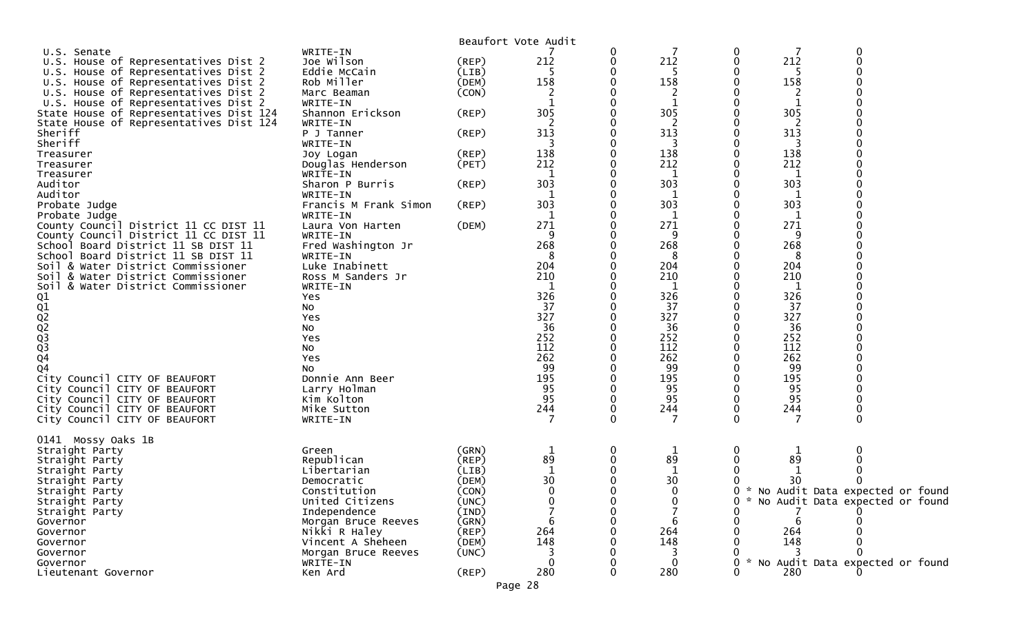Beaufort Vote Audit

| | | | | | | | | |
|---|---|---|---|---|---|---|---|---|
| U.S. Senate | WRITE-IN | | 7 | 0 | 7 | 0 | 7 | 0 |
| U.S. House of Representatives Dist 2 | Joe Wilson | (REP) | 212 | 0 | 212 | 0 | 212 | 0 |
| U.S. House of Representatives Dist 2 | Eddie McCain | (LIB) | 5 | 0 | 5 | 0 | 5 | 0 |
| U.S. House of Representatives Dist 2 | Rob Miller | (DEM) | 158 | 0 | 158 | 0 | 158 | 0 |
| U.S. House of Representatives Dist 2 | Marc Beaman | (CON) | 2 | 0 | 2 | 0 | 2 | 0 |
| U.S. House of Representatives Dist 2 | WRITE-IN | | 1 | 0 | 1 | 0 | 1 | 0 |
| State House of Representatives Dist 124 | Shannon Erickson | (REP) | 305 | 0 | 305 | 0 | 305 | 0 |
| State House of Representatives Dist 124 | WRITE-IN | | 2 | 0 | 2 | 0 | 2 | 0 |
| Sheriff | P J Tanner | (REP) | 313 | 0 | 313 | 0 | 313 | 0 |
| Sheriff | WRITE-IN | | 3 | 0 | 3 | 0 | 3 | 0 |
| Treasurer | Joy Logan | (REP) | 138 | 0 | 138 | 0 | 138 | 0 |
| Treasurer | Douglas Henderson | (PET) | 212 | 0 | 212 | 0 | 212 | 0 |
| Treasurer | WRITE-IN | | 1 | 0 | 1 | 0 | 1 | 0 |
| Auditor | Sharon P Burris | (REP) | 303 | 0 | 303 | 0 | 303 | 0 |
| Auditor | WRITE-IN | | 1 | 0 | 1 | 0 | 1 | 0 |
| Probate Judge | Francis M Frank Simon | (REP) | 303 | 0 | 303 | 0 | 303 | 0 |
| Probate Judge | WRITE-IN | | 1 | 0 | 1 | 0 | 1 | 0 |
| County Council District 11 CC DIST 11 | Laura Von Harten | (DEM) | 271 | 0 | 271 | 0 | 271 | 0 |
| County Council District 11 CC DIST 11 | WRITE-IN | | 9 | 0 | 9 | 0 | 9 | 0 |
| School Board District 11 SB DIST 11 | Fred Washington Jr | | 268 | 0 | 268 | 0 | 268 | 0 |
| School Board District 11 SB DIST 11 | WRITE-IN | | 8 | 0 | 8 | 0 | 8 | 0 |
| Soil & Water District Commissioner | Luke Inabinett | | 204 | 0 | 204 | 0 | 204 | 0 |
| Soil & Water District Commissioner | Ross M Sanders Jr | | 210 | 0 | 210 | 0 | 210 | 0 |
| Soil & Water District Commissioner | WRITE-IN | | 1 | 0 | 1 | 0 | 1 | 0 |
| Q1 | Yes | | 326 | 0 | 326 | 0 | 326 | 0 |
| Q1 | No | | 37 | 0 | 37 | 0 | 37 | 0 |
| Q2 | Yes | | 327 | 0 | 327 | 0 | 327 | 0 |
| Q2 | No | | 36 | 0 | 36 | 0 | 36 | 0 |
| Q3 | Yes | | 252 | 0 | 252 | 0 | 252 | 0 |
| Q3 | No | | 112 | 0 | 112 | 0 | 112 | 0 |
| Q4 | Yes | | 262 | 0 | 262 | 0 | 262 | 0 |
| Q4 | No | | 99 | 0 | 99 | 0 | 99 | 0 |
| City Council CITY OF BEAUFORT | Donnie Ann Beer | | 195 | 0 | 195 | 0 | 195 | 0 |
| City Council CITY OF BEAUFORT | Larry Holman | | 95 | 0 | 95 | 0 | 95 | 0 |
| City Council CITY OF BEAUFORT | Kim Kolton | | 95 | 0 | 95 | 0 | 95 | 0 |
| City Council CITY OF BEAUFORT | Mike Sutton | | 244 | 0 | 244 | 0 | 244 | 0 |
| City Council CITY OF BEAUFORT | WRITE-IN | | 7 | 0 | 7 | 0 | 7 | 0 |

0141 Mossy Oaks 1B

| | | | | | | | | |
|---|---|---|---|---|---|---|---|---|
| Straight Party | Green | (GRN) | 1 | 0 | 1 | 0 | 1 | 0 |
| Straight Party | Republican | (REP) | 89 | 0 | 89 | 0 | 89 | 0 |
| Straight Party | Libertarian | (LIB) | 1 | 0 | 1 | 0 | 1 | 0 |
| Straight Party | Democratic | (DEM) | 30 | 0 | 30 | 0 | 30 | 0 |
| Straight Party | Constitution | (CON) | 0 | 0 | 0 | 0 | * No Audit Data expected or found | |
| Straight Party | United Citizens | (UNC) | 0 | 0 | 0 | 0 | * No Audit Data expected or found | |
| Straight Party | Independence | (IND) | 7 | 0 | 7 | 0 | 7 | 0 |
| Governor | Morgan Bruce Reeves | (GRN) | 6 | 0 | 6 | 0 | 6 | 0 |
| Governor | Nikki R Haley | (REP) | 264 | 0 | 264 | 0 | 264 | 0 |
| Governor | Vincent A Sheheen | (DEM) | 148 | 0 | 148 | 0 | 148 | 0 |
| Governor | Morgan Bruce Reeves | (UNC) | 3 | 0 | 3 | 0 | 3 | 0 |
| Governor | WRITE-IN | | 0 | 0 | 0 | 0 | * No Audit Data expected or found | |
| Lieutenant Governor | Ken Ard | (REP) | 280 | 0 | 280 | 0 | 280 | 0 |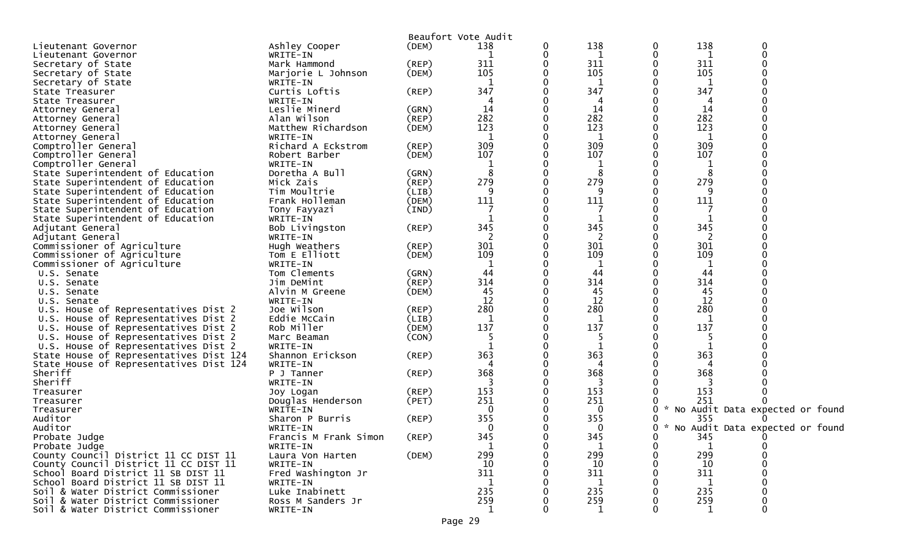Beaufort Vote Audit

| Office | Candidate | Party | | | | | | |
|---|---|---|---|---|---|---|---|---|
| Lieutenant Governor | Ashley Cooper | (DEM) | 138 | 0 | 138 | 0 | 138 | 0 |
| Lieutenant Governor | WRITE-IN | | 1 | 0 | 1 | 0 | 1 | 0 |
| Secretary of State | Mark Hammond | (REP) | 311 | 0 | 311 | 0 | 311 | 0 |
| Secretary of State | Marjorie L Johnson | (DEM) | 105 | 0 | 105 | 0 | 105 | 0 |
| Secretary of State | WRITE-IN | | 1 | 0 | 1 | 0 | 1 | 0 |
| State Treasurer | Curtis Loftis | (REP) | 347 | 0 | 347 | 0 | 347 | 0 |
| State Treasurer | WRITE-IN | | 4 | 0 | 4 | 0 | 4 | 0 |
| Attorney General | Leslie Minerd | (GRN) | 14 | 0 | 14 | 0 | 14 | 0 |
| Attorney General | Alan Wilson | (REP) | 282 | 0 | 282 | 0 | 282 | 0 |
| Attorney General | Matthew Richardson | (DEM) | 123 | 0 | 123 | 0 | 123 | 0 |
| Attorney General | WRITE-IN | | 1 | 0 | 1 | 0 | 1 | 0 |
| Comptroller General | Richard A Eckstrom | (REP) | 309 | 0 | 309 | 0 | 309 | 0 |
| Comptroller General | Robert Barber | (DEM) | 107 | 0 | 107 | 0 | 107 | 0 |
| Comptroller General | WRITE-IN | | 1 | 0 | 1 | 0 | 1 | 0 |
| State Superintendent of Education | Doretha A Bull | (GRN) | 8 | 0 | 8 | 0 | 8 | 0 |
| State Superintendent of Education | Mick Zais | (REP) | 279 | 0 | 279 | 0 | 279 | 0 |
| State Superintendent of Education | Tim Moultrie | (LIB) | 9 | 0 | 9 | 0 | 9 | 0 |
| State Superintendent of Education | Frank Holleman | (DEM) | 111 | 0 | 111 | 0 | 111 | 0 |
| State Superintendent of Education | Tony Fayyazi | (IND) | 7 | 0 | 7 | 0 | 7 | 0 |
| State Superintendent of Education | WRITE-IN | | 1 | 0 | 1 | 0 | 1 | 0 |
| Adjutant General | Bob Livingston | (REP) | 345 | 0 | 345 | 0 | 345 | 0 |
| Adjutant General | WRITE-IN | | 2 | 0 | 2 | 0 | 2 | 0 |
| Commissioner of Agriculture | Hugh Weathers | (REP) | 301 | 0 | 301 | 0 | 301 | 0 |
| Commissioner of Agriculture | Tom E Elliott | (DEM) | 109 | 0 | 109 | 0 | 109 | 0 |
| Commissioner of Agriculture | WRITE-IN | | 1 | 0 | 1 | 0 | 1 | 0 |
| U.S. Senate | Tom Clements | (GRN) | 44 | 0 | 44 | 0 | 44 | 0 |
| U.S. Senate | Jim DeMint | (REP) | 314 | 0 | 314 | 0 | 314 | 0 |
| U.S. Senate | Alvin M Greene | (DEM) | 45 | 0 | 45 | 0 | 45 | 0 |
| U.S. Senate | WRITE-IN | | 12 | 0 | 12 | 0 | 12 | 0 |
| U.S. House of Representatives Dist 2 | Joe Wilson | (REP) | 280 | 0 | 280 | 0 | 280 | 0 |
| U.S. House of Representatives Dist 2 | Eddie McCain | (LIB) | 1 | 0 | 1 | 0 | 1 | 0 |
| U.S. House of Representatives Dist 2 | Rob Miller | (DEM) | 137 | 0 | 137 | 0 | 137 | 0 |
| U.S. House of Representatives Dist 2 | Marc Beaman | (CON) | 5 | 0 | 5 | 0 | 5 | 0 |
| U.S. House of Representatives Dist 2 | WRITE-IN | | 1 | 0 | 1 | 0 | 1 | 0 |
| State House of Representatives Dist 124 | Shannon Erickson | (REP) | 363 | 0 | 363 | 0 | 363 | 0 |
| State House of Representatives Dist 124 | WRITE-IN | | 4 | 0 | 4 | 0 | 4 | 0 |
| Sheriff | P J Tanner | (REP) | 368 | 0 | 368 | 0 | 368 | 0 |
| Sheriff | WRITE-IN | | 3 | 0 | 3 | 0 | 3 | 0 |
| Treasurer | Joy Logan | (REP) | 153 | 0 | 153 | 0 | 153 | 0 |
| Treasurer | Douglas Henderson | (PET) | 251 | 0 | 251 | 0 | 251 | 0 |
| Treasurer | WRITE-IN | | 0 | 0 | 0 | 0 * No Audit Data expected or found | | |
| Auditor | Sharon P Burris | (REP) | 355 | 0 | 355 | 0 | 355 | 0 |
| Auditor | WRITE-IN | | 0 | 0 | 0 | 0 * No Audit Data expected or found | | |
| Probate Judge | Francis M Frank Simon | (REP) | 345 | 0 | 345 | 0 | 345 | 0 |
| Probate Judge | WRITE-IN | | 1 | 0 | 1 | 0 | 1 | 0 |
| County Council District 11 CC DIST 11 | Laura Von Harten | (DEM) | 299 | 0 | 299 | 0 | 299 | 0 |
| County Council District 11 CC DIST 11 | WRITE-IN | | 10 | 0 | 10 | 0 | 10 | 0 |
| School Board District 11 SB DIST 11 | Fred Washington Jr | | 311 | 0 | 311 | 0 | 311 | 0 |
| School Board District 11 SB DIST 11 | WRITE-IN | | 1 | 0 | 1 | 0 | 1 | 0 |
| Soil & Water District Commissioner | Luke Inabinett | | 235 | 0 | 235 | 0 | 235 | 0 |
| Soil & Water District Commissioner | Ross M Sanders Jr | | 259 | 0 | 259 | 0 | 259 | 0 |
| Soil & Water District Commissioner | WRITE-IN | | 1 | 0 | 1 | 0 | 1 | 0 |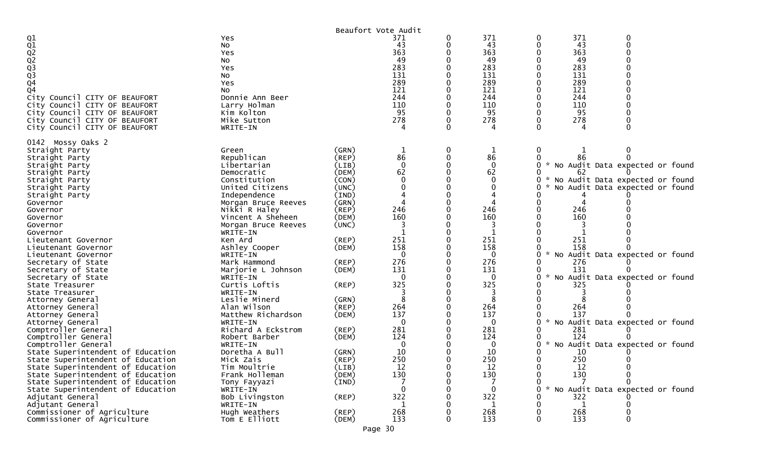Beaufort Vote Audit

| | | | | | | | | |
|---|---|---|---|---|---|---|---|---|
| Q1 | Yes | | 371 | 0 | 371 | 0 | 371 | 0 |
| Q1 | No | | 43 | 0 | 43 | 0 | 43 | 0 |
| Q2 | Yes | | 363 | 0 | 363 | 0 | 363 | 0 |
| Q2 | No | | 49 | 0 | 49 | 0 | 49 | 0 |
| Q3 | Yes | | 283 | 0 | 283 | 0 | 283 | 0 |
| Q3 | No | | 131 | 0 | 131 | 0 | 131 | 0 |
| Q4 | Yes | | 289 | 0 | 289 | 0 | 289 | 0 |
| Q4 | No | | 121 | 0 | 121 | 0 | 121 | 0 |
| City Council CITY OF BEAUFORT | Donnie Ann Beer | | 244 | 0 | 244 | 0 | 244 | 0 |
| City Council CITY OF BEAUFORT | Larry Holman | | 110 | 0 | 110 | 0 | 110 | 0 |
| City Council CITY OF BEAUFORT | Kim Kolton | | 95 | 0 | 95 | 0 | 95 | 0 |
| City Council CITY OF BEAUFORT | Mike Sutton | | 278 | 0 | 278 | 0 | 278 | 0 |
| City Council CITY OF BEAUFORT | WRITE-IN | | 4 | 0 | 4 | 0 | 4 | 0 |

0142 Mossy Oaks 2

| | | | | | | | | |
|---|---|---|---|---|---|---|---|---|
| Straight Party | Green | (GRN) | 1 | 0 | 1 | 0 | 1 | 0 |
| Straight Party | Republican | (REP) | 86 | 0 | 86 | 0 | 86 | 0 |
| Straight Party | Libertarian | (LIB) | 0 | 0 | 0 | 0 | * No Audit Data expected or found | |
| Straight Party | Democratic | (DEM) | 62 | 0 | 62 | 0 | 62 | 0 |
| Straight Party | Constitution | (CON) | 0 | 0 | 0 | 0 | * No Audit Data expected or found | |
| Straight Party | United Citizens | (UNC) | 0 | 0 | 0 | 0 | * No Audit Data expected or found | |
| Straight Party | Independence | (IND) | 4 | 0 | 4 | 0 | 4 | 0 |
| Governor | Morgan Bruce Reeves | (GRN) | 4 | 0 | 4 | 0 | 4 | 0 |
| Governor | Nikki R Haley | (REP) | 246 | 0 | 246 | 0 | 246 | 0 |
| Governor | Vincent A Sheheen | (DEM) | 160 | 0 | 160 | 0 | 160 | 0 |
| Governor | Morgan Bruce Reeves | (UNC) | 3 | 0 | 3 | 0 | 3 | 0 |
| Governor | WRITE-IN | | 1 | 0 | 1 | 0 | 1 | 0 |
| Lieutenant Governor | Ken Ard | (REP) | 251 | 0 | 251 | 0 | 251 | 0 |
| Lieutenant Governor | Ashley Cooper | (DEM) | 158 | 0 | 158 | 0 | 158 | 0 |
| Lieutenant Governor | WRITE-IN | | 0 | 0 | 0 | 0 | * No Audit Data expected or found | |
| Secretary of State | Mark Hammond | (REP) | 276 | 0 | 276 | 0 | 276 | 0 |
| Secretary of State | Marjorie L Johnson | (DEM) | 131 | 0 | 131 | 0 | 131 | 0 |
| Secretary of State | WRITE-IN | | 0 | 0 | 0 | 0 | * No Audit Data expected or found | |
| State Treasurer | Curtis Loftis | (REP) | 325 | 0 | 325 | 0 | 325 | 0 |
| State Treasurer | WRITE-IN | | 3 | 0 | 3 | 0 | 3 | 0 |
| Attorney General | Leslie Minerd | (GRN) | 8 | 0 | 8 | 0 | 8 | 0 |
| Attorney General | Alan Wilson | (REP) | 264 | 0 | 264 | 0 | 264 | 0 |
| Attorney General | Matthew Richardson | (DEM) | 137 | 0 | 137 | 0 | 137 | 0 |
| Attorney General | WRITE-IN | | 0 | 0 | 0 | 0 | * No Audit Data expected or found | |
| Comptroller General | Richard A Eckstrom | (REP) | 281 | 0 | 281 | 0 | 281 | 0 |
| Comptroller General | Robert Barber | (DEM) | 124 | 0 | 124 | 0 | 124 | 0 |
| Comptroller General | WRITE-IN | | 0 | 0 | 0 | 0 | * No Audit Data expected or found | |
| State Superintendent of Education | Doretha A Bull | (GRN) | 10 | 0 | 10 | 0 | 10 | 0 |
| State Superintendent of Education | Mick Zais | (REP) | 250 | 0 | 250 | 0 | 250 | 0 |
| State Superintendent of Education | Tim Moultrie | (LIB) | 12 | 0 | 12 | 0 | 12 | 0 |
| State Superintendent of Education | Frank Holleman | (DEM) | 130 | 0 | 130 | 0 | 130 | 0 |
| State Superintendent of Education | Tony Fayyazi | (IND) | 7 | 0 | 7 | 0 | 7 | 0 |
| State Superintendent of Education | WRITE-IN | | 0 | 0 | 0 | 0 | * No Audit Data expected or found | |
| Adjutant General | Bob Livingston | (REP) | 322 | 0 | 322 | 0 | 322 | 0 |
| Adjutant General | WRITE-IN | | 1 | 0 | 1 | 0 | 1 | 0 |
| Commissioner of Agriculture | Hugh Weathers | (REP) | 268 | 0 | 268 | 0 | 268 | 0 |
| Commissioner of Agriculture | Tom E Elliott | (DEM) | 133 | 0 | 133 | 0 | 133 | 0 |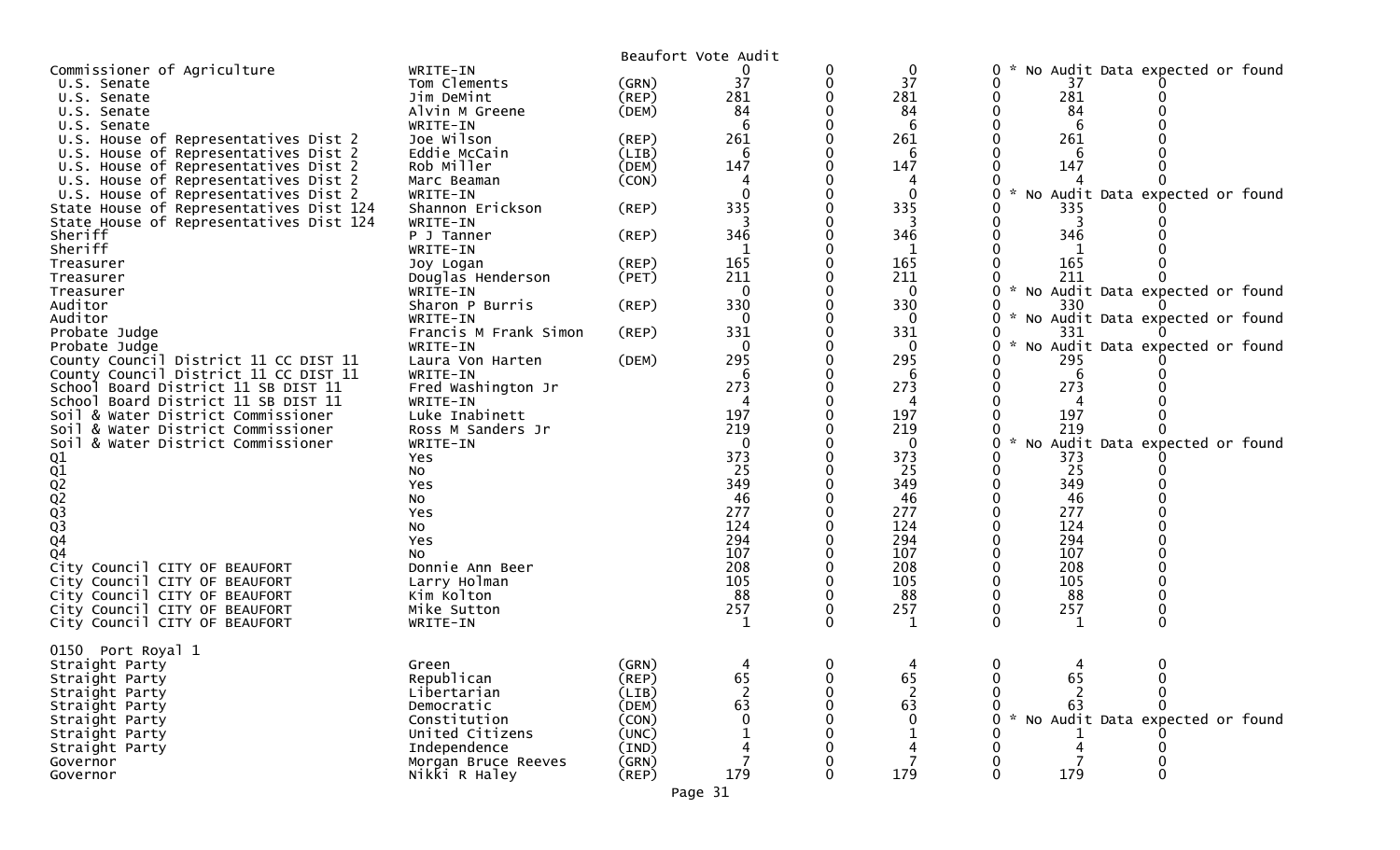Beaufort Vote Audit

| Contest | Candidate | Party | | | | | | |
|---|---|---|---|---|---|---|---|---|
| Commissioner of Agriculture | WRITE-IN | | 0 | 0 | 0 | 0 * No Audit Data expected or found | | |
| U.S. Senate | Tom Clements | (GRN) | 37 | 0 | 37 | 0 | 37 | 0 |
| U.S. Senate | Jim DeMint | (REP) | 281 | 0 | 281 | 0 | 281 | 0 |
| U.S. Senate | Alvin M Greene | (DEM) | 84 | 0 | 84 | 0 | 84 | 0 |
| U.S. Senate | WRITE-IN | | 6 | 0 | 6 | 0 | 6 | 0 |
| U.S. House of Representatives Dist 2 | Joe Wilson | (REP) | 261 | 0 | 261 | 0 | 261 | 0 |
| U.S. House of Representatives Dist 2 | Eddie McCain | (LIB) | 6 | 0 | 6 | 0 | 6 | 0 |
| U.S. House of Representatives Dist 2 | Rob Miller | (DEM) | 147 | 0 | 147 | 0 | 147 | 0 |
| U.S. House of Representatives Dist 2 | Marc Beaman | (CON) | 4 | 0 | 4 | 0 | 4 | 0 |
| U.S. House of Representatives Dist 2 | WRITE-IN | | 0 | 0 | 0 | 0 * No Audit Data expected or found | | |
| State House of Representatives Dist 124 | Shannon Erickson | (REP) | 335 | 0 | 335 | 0 | 335 | 0 |
| State House of Representatives Dist 124 | WRITE-IN | | 3 | 0 | 3 | 0 | 3 | 0 |
| Sheriff | P J Tanner | (REP) | 346 | 0 | 346 | 0 | 346 | 0 |
| Sheriff | WRITE-IN | | 1 | 0 | 1 | 0 | 1 | 0 |
| Treasurer | Joy Logan | (REP) | 165 | 0 | 165 | 0 | 165 | 0 |
| Treasurer | Douglas Henderson | (PET) | 211 | 0 | 211 | 0 | 211 | 0 |
| Treasurer | WRITE-IN | | 0 | 0 | 0 | 0 * No Audit Data expected or found | | |
| Auditor | Sharon P Burris | (REP) | 330 | 0 | 330 | 0 | 330 | 0 |
| Auditor | WRITE-IN | | 0 | 0 | 0 | 0 * No Audit Data expected or found | | |
| Probate Judge | Francis M Frank Simon | (REP) | 331 | 0 | 331 | 0 | 331 | 0 |
| Probate Judge | WRITE-IN | | 0 | 0 | 0 | 0 * No Audit Data expected or found | | |
| County Council District 11 CC DIST 11 | Laura Von Harten | (DEM) | 295 | 0 | 295 | 0 | 295 | 0 |
| County Council District 11 CC DIST 11 | WRITE-IN | | 6 | 0 | 6 | 0 | 6 | 0 |
| School Board District 11 SB DIST 11 | Fred Washington Jr | | 273 | 0 | 273 | 0 | 273 | 0 |
| School Board District 11 SB DIST 11 | WRITE-IN | | 4 | 0 | 4 | 0 | 4 | 0 |
| Soil & Water District Commissioner | Luke Inabinett | | 197 | 0 | 197 | 0 | 197 | 0 |
| Soil & Water District Commissioner | Ross M Sanders Jr | | 219 | 0 | 219 | 0 | 219 | 0 |
| Soil & Water District Commissioner | WRITE-IN | | 0 | 0 | 0 | 0 * No Audit Data expected or found | | |
| Q1 | Yes | | 373 | 0 | 373 | 0 | 373 | 0 |
| Q1 | No | | 25 | 0 | 25 | 0 | 25 | 0 |
| Q2 | Yes | | 349 | 0 | 349 | 0 | 349 | 0 |
| Q2 | No | | 46 | 0 | 46 | 0 | 46 | 0 |
| Q3 | Yes | | 277 | 0 | 277 | 0 | 277 | 0 |
| Q3 | No | | 124 | 0 | 124 | 0 | 124 | 0 |
| Q4 | Yes | | 294 | 0 | 294 | 0 | 294 | 0 |
| Q4 | No | | 107 | 0 | 107 | 0 | 107 | 0 |
| City Council CITY OF BEAUFORT | Donnie Ann Beer | | 208 | 0 | 208 | 0 | 208 | 0 |
| City Council CITY OF BEAUFORT | Larry Holman | | 105 | 0 | 105 | 0 | 105 | 0 |
| City Council CITY OF BEAUFORT | Kim Kolton | | 88 | 0 | 88 | 0 | 88 | 0 |
| City Council CITY OF BEAUFORT | Mike Sutton | | 257 | 0 | 257 | 0 | 257 | 0 |
| City Council CITY OF BEAUFORT | WRITE-IN | | 1 | 0 | 1 | 0 | 1 | 0 |

0150 Port Royal 1

| Contest | Candidate | Party | | | | | | |
|---|---|---|---|---|---|---|---|---|
| Straight Party | Green | (GRN) | 4 | 0 | 4 | 0 | 4 | 0 |
| Straight Party | Republican | (REP) | 65 | 0 | 65 | 0 | 65 | 0 |
| Straight Party | Libertarian | (LIB) | 2 | 0 | 2 | 0 | 2 | 0 |
| Straight Party | Democratic | (DEM) | 63 | 0 | 63 | 0 | 63 | 0 |
| Straight Party | Constitution | (CON) | 0 | 0 | 0 | 0 * No Audit Data expected or found | | |
| Straight Party | United Citizens | (UNC) | 1 | 0 | 1 | 0 | 1 | 0 |
| Straight Party | Independence | (IND) | 4 | 0 | 4 | 0 | 4 | 0 |
| Governor | Morgan Bruce Reeves | (GRN) | 7 | 0 | 7 | 0 | 7 | 0 |
| Governor | Nikki R Haley | (REP) | 179 | 0 | 179 | 0 | 179 | 0 |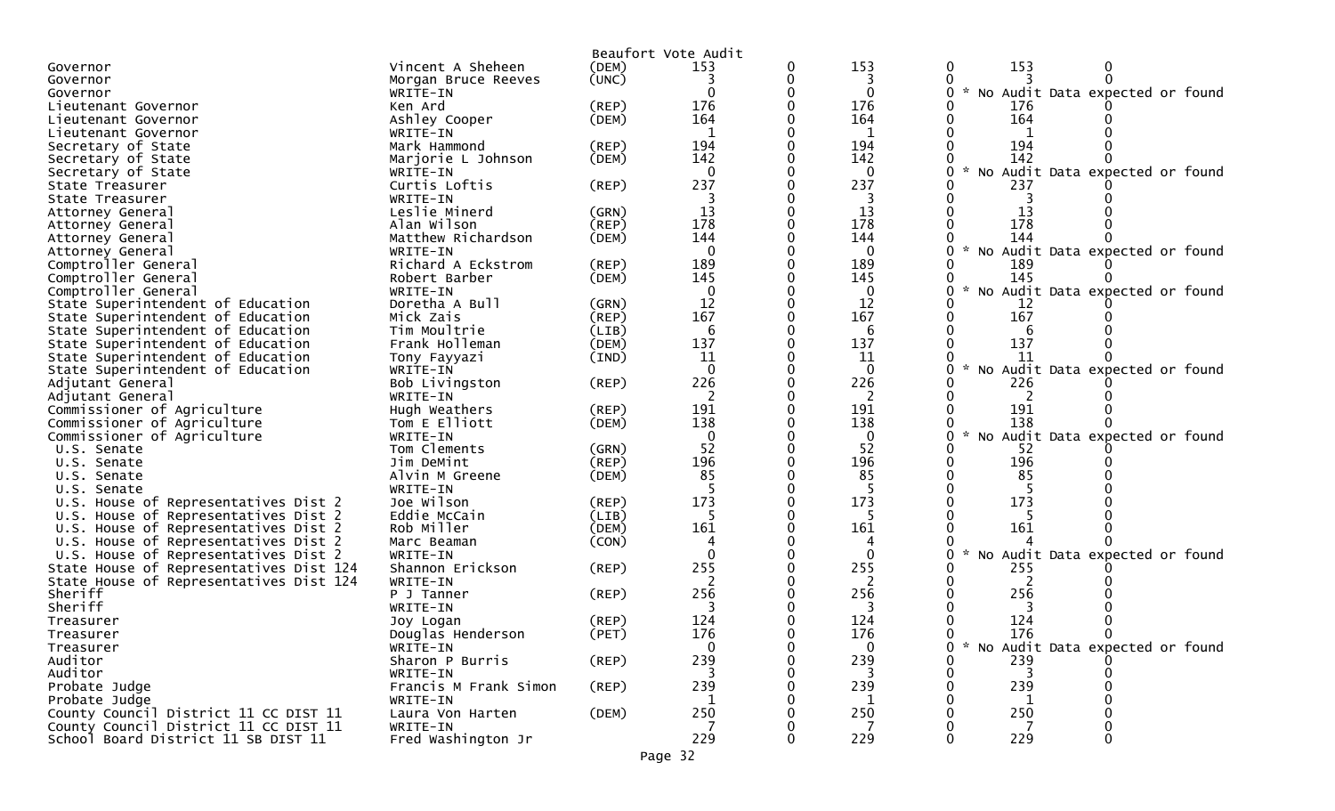Beaufort Vote Audit

| | | | | | | | | |
|---|---|---|---|---|---|---|---|---|
| Governor | Vincent A Sheheen | (DEM) | 153 | 0 | 153 | 0 | 153 | 0 |
| Governor | Morgan Bruce Reeves | (UNC) | 3 | 0 | 3 | 0 | 3 | 0 |
| Governor | WRITE-IN | | 0 | 0 | 0 | 0 | * No Audit Data expected or found | |
| Lieutenant Governor | Ken Ard | (REP) | 176 | 0 | 176 | 0 | 176 | 0 |
| Lieutenant Governor | Ashley Cooper | (DEM) | 164 | 0 | 164 | 0 | 164 | 0 |
| Lieutenant Governor | WRITE-IN | | 1 | 0 | 1 | 0 | 1 | 0 |
| Secretary of State | Mark Hammond | (REP) | 194 | 0 | 194 | 0 | 194 | 0 |
| Secretary of State | Marjorie L Johnson | (DEM) | 142 | 0 | 142 | 0 | 142 | 0 |
| Secretary of State | WRITE-IN | | 0 | 0 | 0 | 0 | * No Audit Data expected or found | |
| State Treasurer | Curtis Loftis | (REP) | 237 | 0 | 237 | 0 | 237 | 0 |
| State Treasurer | WRITE-IN | | 3 | 0 | 3 | 0 | 3 | 0 |
| Attorney General | Leslie Minerd | (GRN) | 13 | 0 | 13 | 0 | 13 | 0 |
| Attorney General | Alan Wilson | (REP) | 178 | 0 | 178 | 0 | 178 | 0 |
| Attorney General | Matthew Richardson | (DEM) | 144 | 0 | 144 | 0 | 144 | 0 |
| Attorney General | WRITE-IN | | 0 | 0 | 0 | 0 | * No Audit Data expected or found | |
| Comptroller General | Richard A Eckstrom | (REP) | 189 | 0 | 189 | 0 | 189 | 0 |
| Comptroller General | Robert Barber | (DEM) | 145 | 0 | 145 | 0 | 145 | 0 |
| Comptroller General | WRITE-IN | | 0 | 0 | 0 | 0 | * No Audit Data expected or found | |
| State Superintendent of Education | Doretha A Bull | (GRN) | 12 | 0 | 12 | 0 | 12 | 0 |
| State Superintendent of Education | Mick Zais | (REP) | 167 | 0 | 167 | 0 | 167 | 0 |
| State Superintendent of Education | Tim Moultrie | (LIB) | 6 | 0 | 6 | 0 | 6 | 0 |
| State Superintendent of Education | Frank Holleman | (DEM) | 137 | 0 | 137 | 0 | 137 | 0 |
| State Superintendent of Education | Tony Fayyazi | (IND) | 11 | 0 | 11 | 0 | 11 | 0 |
| State Superintendent of Education | WRITE-IN | | 0 | 0 | 0 | 0 | * No Audit Data expected or found | |
| Adjutant General | Bob Livingston | (REP) | 226 | 0 | 226 | 0 | 226 | 0 |
| Adjutant General | WRITE-IN | | 2 | 0 | 2 | 0 | 2 | 0 |
| Commissioner of Agriculture | Hugh Weathers | (REP) | 191 | 0 | 191 | 0 | 191 | 0 |
| Commissioner of Agriculture | Tom E Elliott | (DEM) | 138 | 0 | 138 | 0 | 138 | 0 |
| Commissioner of Agriculture | WRITE-IN | | 0 | 0 | 0 | 0 | * No Audit Data expected or found | |
| U.S. Senate | Tom Clements | (GRN) | 52 | 0 | 52 | 0 | 52 | 0 |
| U.S. Senate | Jim DeMint | (REP) | 196 | 0 | 196 | 0 | 196 | 0 |
| U.S. Senate | Alvin M Greene | (DEM) | 85 | 0 | 85 | 0 | 85 | 0 |
| U.S. Senate | WRITE-IN | | 5 | 0 | 5 | 0 | 5 | 0 |
| U.S. House of Representatives Dist 2 | Joe Wilson | (REP) | 173 | 0 | 173 | 0 | 173 | 0 |
| U.S. House of Representatives Dist 2 | Eddie McCain | (LIB) | 5 | 0 | 5 | 0 | 5 | 0 |
| U.S. House of Representatives Dist 2 | Rob Miller | (DEM) | 161 | 0 | 161 | 0 | 161 | 0 |
| U.S. House of Representatives Dist 2 | Marc Beaman | (CON) | 4 | 0 | 4 | 0 | 4 | 0 |
| U.S. House of Representatives Dist 2 | WRITE-IN | | 0 | 0 | 0 | 0 | * No Audit Data expected or found | |
| State House of Representatives Dist 124 | Shannon Erickson | (REP) | 255 | 0 | 255 | 0 | 255 | 0 |
| State House of Representatives Dist 124 | WRITE-IN | | 2 | 0 | 2 | 0 | 2 | 0 |
| Sheriff | P J Tanner | (REP) | 256 | 0 | 256 | 0 | 256 | 0 |
| Sheriff | WRITE-IN | | 3 | 0 | 3 | 0 | 3 | 0 |
| Treasurer | Joy Logan | (REP) | 124 | 0 | 124 | 0 | 124 | 0 |
| Treasurer | Douglas Henderson | (PET) | 176 | 0 | 176 | 0 | 176 | 0 |
| Treasurer | WRITE-IN | | 0 | 0 | 0 | 0 | * No Audit Data expected or found | |
| Auditor | Sharon P Burris | (REP) | 239 | 0 | 239 | 0 | 239 | 0 |
| Auditor | WRITE-IN | | 3 | 0 | 3 | 0 | 3 | 0 |
| Probate Judge | Francis M Frank Simon | (REP) | 239 | 0 | 239 | 0 | 239 | 0 |
| Probate Judge | WRITE-IN | | 1 | 0 | 1 | 0 | 1 | 0 |
| County Council District 11 CC DIST 11 | Laura Von Harten | (DEM) | 250 | 0 | 250 | 0 | 250 | 0 |
| County Council District 11 CC DIST 11 | WRITE-IN | | 7 | 0 | 7 | 0 | 7 | 0 |
| School Board District 11 SB DIST 11 | Fred Washington Jr | | 229 | 0 | 229 | 0 | 229 | 0 |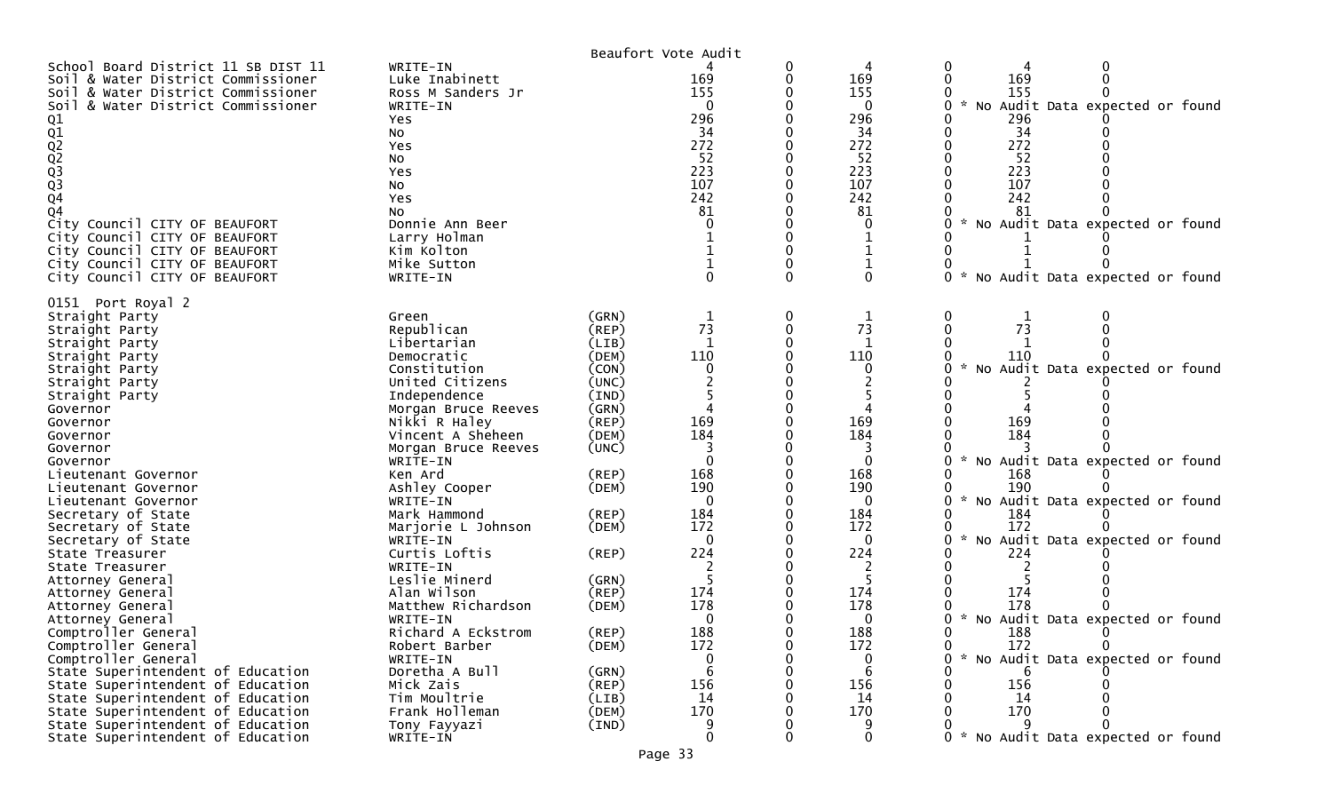Beaufort Vote Audit

| Contest | Candidate | Party | | | | | | |
|---|---|---|---|---|---|---|---|---|
| School Board District 11 SB DIST 11 | WRITE-IN | | 4 | 0 | 4 | 0 | 4 | 0 |
| Soil & Water District Commissioner | Luke Inabinett | | 169 | 0 | 169 | 0 | 169 | 0 |
| Soil & Water District Commissioner | Ross M Sanders Jr | | 155 | 0 | 155 | 0 | 155 | 0 |
| Soil & Water District Commissioner | WRITE-IN | | 0 | 0 | 0 | 0 | * No Audit Data expected or found | |
| Q1 | Yes | | 296 | 0 | 296 | 0 | 296 | 0 |
| Q1 | No | | 34 | 0 | 34 | 0 | 34 | 0 |
| Q2 | Yes | | 272 | 0 | 272 | 0 | 272 | 0 |
| Q2 | No | | 52 | 0 | 52 | 0 | 52 | 0 |
| Q3 | Yes | | 223 | 0 | 223 | 0 | 223 | 0 |
| Q3 | No | | 107 | 0 | 107 | 0 | 107 | 0 |
| Q4 | Yes | | 242 | 0 | 242 | 0 | 242 | 0 |
| Q4 | No | | 81 | 0 | 81 | 0 | 81 | 0 |
| City Council CITY OF BEAUFORT | Donnie Ann Beer | | 0 | 0 | 0 | 0 | * No Audit Data expected or found | |
| City Council CITY OF BEAUFORT | Larry Holman | | 1 | 0 | 1 | 0 | 1 | 0 |
| City Council CITY OF BEAUFORT | Kim Kolton | | 1 | 0 | 1 | 0 | 1 | 0 |
| City Council CITY OF BEAUFORT | Mike Sutton | | 1 | 0 | 1 | 0 | 1 | 0 |
| City Council CITY OF BEAUFORT | WRITE-IN | | 0 | 0 | 0 | 0 | * No Audit Data expected or found | |
| **0151 Port Royal 2** | | | | | | | | |
| Straight Party | Green | (GRN) | 1 | 0 | 1 | 0 | 1 | 0 |
| Straight Party | Republican | (REP) | 73 | 0 | 73 | 0 | 73 | 0 |
| Straight Party | Libertarian | (LIB) | 1 | 0 | 1 | 0 | 1 | 0 |
| Straight Party | Democratic | (DEM) | 110 | 0 | 110 | 0 | 110 | 0 |
| Straight Party | Constitution | (CON) | 0 | 0 | 0 | 0 | * No Audit Data expected or found | |
| Straight Party | United Citizens | (UNC) | 2 | 0 | 2 | 0 | 2 | 0 |
| Straight Party | Independence | (IND) | 5 | 0 | 5 | 0 | 5 | 0 |
| Governor | Morgan Bruce Reeves | (GRN) | 4 | 0 | 4 | 0 | 4 | 0 |
| Governor | Nikki R Haley | (REP) | 169 | 0 | 169 | 0 | 169 | 0 |
| Governor | Vincent A Sheheen | (DEM) | 184 | 0 | 184 | 0 | 184 | 0 |
| Governor | Morgan Bruce Reeves | (UNC) | 3 | 0 | 3 | 0 | 3 | 0 |
| Governor | WRITE-IN | | 0 | 0 | 0 | 0 | * No Audit Data expected or found | |
| Lieutenant Governor | Ken Ard | (REP) | 168 | 0 | 168 | 0 | 168 | 0 |
| Lieutenant Governor | Ashley Cooper | (DEM) | 190 | 0 | 190 | 0 | 190 | 0 |
| Lieutenant Governor | WRITE-IN | | 0 | 0 | 0 | 0 | * No Audit Data expected or found | |
| Secretary of State | Mark Hammond | (REP) | 184 | 0 | 184 | 0 | 184 | 0 |
| Secretary of State | Marjorie L Johnson | (DEM) | 172 | 0 | 172 | 0 | 172 | 0 |
| Secretary of State | WRITE-IN | | 0 | 0 | 0 | 0 | * No Audit Data expected or found | |
| State Treasurer | Curtis Loftis | (REP) | 224 | 0 | 224 | 0 | 224 | 0 |
| State Treasurer | WRITE-IN | | 2 | 0 | 2 | 0 | 2 | 0 |
| Attorney General | Leslie Minerd | (GRN) | 5 | 0 | 5 | 0 | 5 | 0 |
| Attorney General | Alan Wilson | (REP) | 174 | 0 | 174 | 0 | 174 | 0 |
| Attorney General | Matthew Richardson | (DEM) | 178 | 0 | 178 | 0 | 178 | 0 |
| Attorney General | WRITE-IN | | 0 | 0 | 0 | 0 | * No Audit Data expected or found | |
| Comptroller General | Richard A Eckstrom | (REP) | 188 | 0 | 188 | 0 | 188 | 0 |
| Comptroller General | Robert Barber | (DEM) | 172 | 0 | 172 | 0 | 172 | 0 |
| Comptroller General | WRITE-IN | | 0 | 0 | 0 | 0 | * No Audit Data expected or found | |
| State Superintendent of Education | Doretha A Bull | (GRN) | 6 | 0 | 6 | 0 | 6 | 0 |
| State Superintendent of Education | Mick Zais | (REP) | 156 | 0 | 156 | 0 | 156 | 0 |
| State Superintendent of Education | Tim Moultrie | (LIB) | 14 | 0 | 14 | 0 | 14 | 0 |
| State Superintendent of Education | Frank Holleman | (DEM) | 170 | 0 | 170 | 0 | 170 | 0 |
| State Superintendent of Education | Tony Fayyazi | (IND) | 9 | 0 | 9 | 0 | 9 | 0 |
| State Superintendent of Education | WRITE-IN | | 0 | 0 | 0 | 0 | * No Audit Data expected or found | |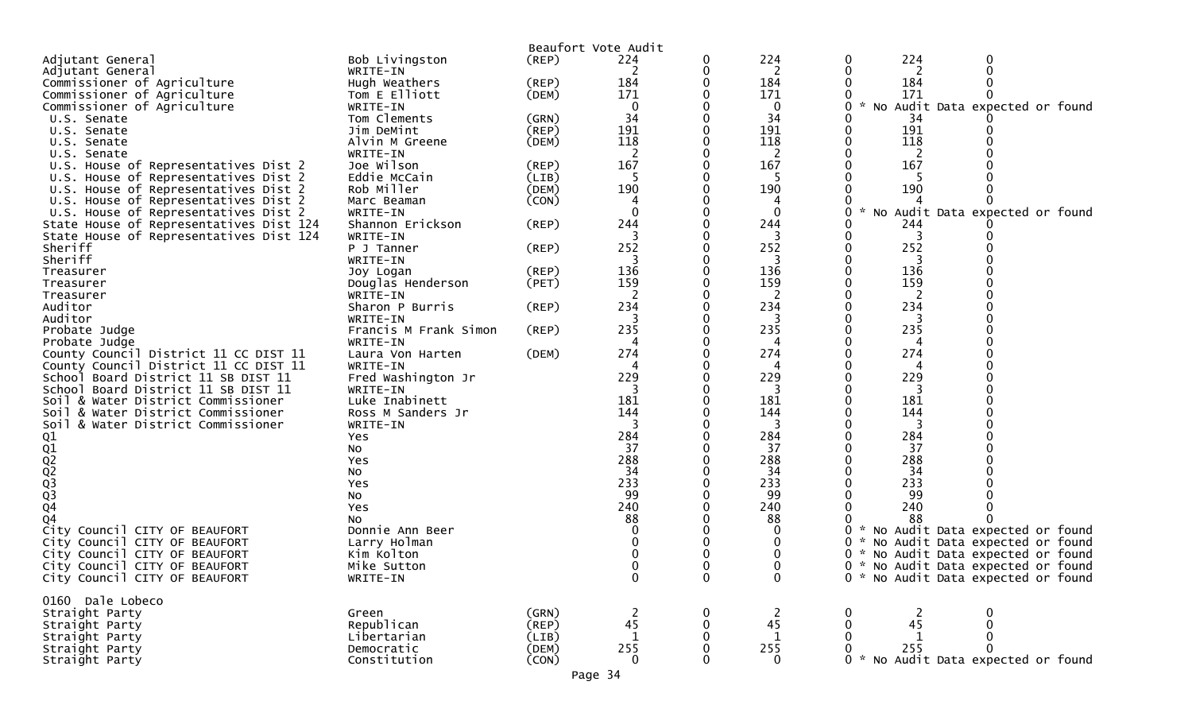Beaufort Vote Audit

| Contest | Candidate | Party | | | | | | |
|---|---|---|---|---|---|---|---|---|
| Adjutant General | Bob Livingston | (REP) | 224 | 0 | 224 | 0 | 224 | 0 |
| Adjutant General | WRITE-IN | | 2 | 0 | 2 | 0 | 2 | 0 |
| Commissioner of Agriculture | Hugh Weathers | (REP) | 184 | 0 | 184 | 0 | 184 | 0 |
| Commissioner of Agriculture | Tom E Elliott | (DEM) | 171 | 0 | 171 | 0 | 171 | 0 |
| Commissioner of Agriculture | WRITE-IN | | 0 | 0 | 0 | 0 * No Audit Data expected or found | | |
| U.S. Senate | Tom Clements | (GRN) | 34 | 0 | 34 | 0 | 34 | 0 |
| U.S. Senate | Jim DeMint | (REP) | 191 | 0 | 191 | 0 | 191 | 0 |
| U.S. Senate | Alvin M Greene | (DEM) | 118 | 0 | 118 | 0 | 118 | 0 |
| U.S. Senate | WRITE-IN | | 2 | 0 | 2 | 0 | 2 | 0 |
| U.S. House of Representatives Dist 2 | Joe Wilson | (REP) | 167 | 0 | 167 | 0 | 167 | 0 |
| U.S. House of Representatives Dist 2 | Eddie McCain | (LIB) | 5 | 0 | 5 | 0 | 5 | 0 |
| U.S. House of Representatives Dist 2 | Rob Miller | (DEM) | 190 | 0 | 190 | 0 | 190 | 0 |
| U.S. House of Representatives Dist 2 | Marc Beaman | (CON) | 4 | 0 | 4 | 0 | 4 | 0 |
| U.S. House of Representatives Dist 2 | WRITE-IN | | 0 | 0 | 0 | 0 * No Audit Data expected or found | | |
| State House of Representatives Dist 124 | Shannon Erickson | (REP) | 244 | 0 | 244 | 0 | 244 | 0 |
| State House of Representatives Dist 124 | WRITE-IN | | 3 | 0 | 3 | 0 | 3 | 0 |
| Sheriff | P J Tanner | (REP) | 252 | 0 | 252 | 0 | 252 | 0 |
| Sheriff | WRITE-IN | | 3 | 0 | 3 | 0 | 3 | 0 |
| Treasurer | Joy Logan | (REP) | 136 | 0 | 136 | 0 | 136 | 0 |
| Treasurer | Douglas Henderson | (PET) | 159 | 0 | 159 | 0 | 159 | 0 |
| Treasurer | WRITE-IN | | 2 | 0 | 2 | 0 | 2 | 0 |
| Auditor | Sharon P Burris | (REP) | 234 | 0 | 234 | 0 | 234 | 0 |
| Auditor | WRITE-IN | | 3 | 0 | 3 | 0 | 3 | 0 |
| Probate Judge | Francis M Frank Simon | (REP) | 235 | 0 | 235 | 0 | 235 | 0 |
| Probate Judge | WRITE-IN | | 4 | 0 | 4 | 0 | 4 | 0 |
| County Council District 11 CC DIST 11 | Laura Von Harten | (DEM) | 274 | 0 | 274 | 0 | 274 | 0 |
| County Council District 11 CC DIST 11 | WRITE-IN | | 4 | 0 | 4 | 0 | 4 | 0 |
| School Board District 11 SB DIST 11 | Fred Washington Jr | | 229 | 0 | 229 | 0 | 229 | 0 |
| School Board District 11 SB DIST 11 | WRITE-IN | | 3 | 0 | 3 | 0 | 3 | 0 |
| Soil & Water District Commissioner | Luke Inabinett | | 181 | 0 | 181 | 0 | 181 | 0 |
| Soil & Water District Commissioner | Ross M Sanders Jr | | 144 | 0 | 144 | 0 | 144 | 0 |
| Soil & Water District Commissioner | WRITE-IN | | 3 | 0 | 3 | 0 | 3 | 0 |
| Q1 | Yes | | 284 | 0 | 284 | 0 | 284 | 0 |
| Q1 | No | | 37 | 0 | 37 | 0 | 37 | 0 |
| Q2 | Yes | | 288 | 0 | 288 | 0 | 288 | 0 |
| Q2 | No | | 34 | 0 | 34 | 0 | 34 | 0 |
| Q3 | Yes | | 233 | 0 | 233 | 0 | 233 | 0 |
| Q3 | No | | 99 | 0 | 99 | 0 | 99 | 0 |
| Q4 | Yes | | 240 | 0 | 240 | 0 | 240 | 0 |
| Q4 | No | | 88 | 0 | 88 | 0 | 88 | 0 |
| City Council CITY OF BEAUFORT | Donnie Ann Beer | | 0 | 0 | 0 | 0 * No Audit Data expected or found | | |
| City Council CITY OF BEAUFORT | Larry Holman | | 0 | 0 | 0 | 0 * No Audit Data expected or found | | |
| City Council CITY OF BEAUFORT | Kim Kolton | | 0 | 0 | 0 | 0 * No Audit Data expected or found | | |
| City Council CITY OF BEAUFORT | Mike Sutton | | 0 | 0 | 0 | 0 * No Audit Data expected or found | | |
| City Council CITY OF BEAUFORT | WRITE-IN | | 0 | 0 | 0 | 0 * No Audit Data expected or found | | |

0160 Dale Lobeco

| Contest | Candidate | Party | | | | | | |
|---|---|---|---|---|---|---|---|---|
| Straight Party | Green | (GRN) | 2 | 0 | 2 | 0 | 2 | 0 |
| Straight Party | Republican | (REP) | 45 | 0 | 45 | 0 | 45 | 0 |
| Straight Party | Libertarian | (LIB) | 1 | 0 | 1 | 0 | 1 | 0 |
| Straight Party | Democratic | (DEM) | 255 | 0 | 255 | 0 | 255 | 0 |
| Straight Party | Constitution | (CON) | 0 | 0 | 0 | 0 * No Audit Data expected or found | | |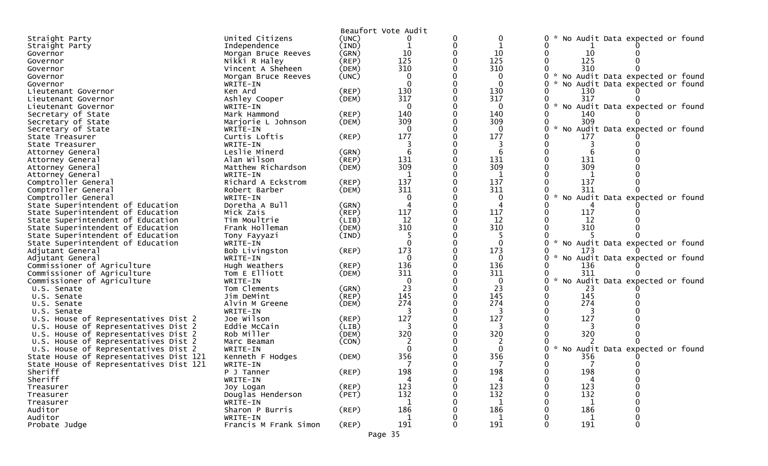Beaufort Vote Audit

| Office | Candidate | Party | Col1 | Col2 | Col3 | Col4 | Col5 | Col6 |
|---|---|---|---|---|---|---|---|---|
| Straight Party | United Citizens | (UNC) | 0 | 0 | 0 | 0 * No Audit Data expected or found | | |
| Straight Party | Independence | (IND) | 1 | 0 | 1 | 0 | 1 | 0 |
| Governor | Morgan Bruce Reeves | (GRN) | 10 | 0 | 10 | 0 | 10 | 0 |
| Governor | Nikki R Haley | (REP) | 125 | 0 | 125 | 0 | 125 | 0 |
| Governor | Vincent A Sheheen | (DEM) | 310 | 0 | 310 | 0 | 310 | 0 |
| Governor | Morgan Bruce Reeves | (UNC) | 0 | 0 | 0 | 0 * No Audit Data expected or found | | |
| Governor | WRITE-IN | | 0 | 0 | 0 | 0 * No Audit Data expected or found | | |
| Lieutenant Governor | Ken Ard | (REP) | 130 | 0 | 130 | 0 | 130 | 0 |
| Lieutenant Governor | Ashley Cooper | (DEM) | 317 | 0 | 317 | 0 | 317 | 0 |
| Lieutenant Governor | WRITE-IN | | 0 | 0 | 0 | 0 * No Audit Data expected or found | | |
| Secretary of State | Mark Hammond | (REP) | 140 | 0 | 140 | 0 | 140 | 0 |
| Secretary of State | Marjorie L Johnson | (DEM) | 309 | 0 | 309 | 0 | 309 | 0 |
| Secretary of State | WRITE-IN | | 0 | 0 | 0 | 0 * No Audit Data expected or found | | |
| State Treasurer | Curtis Loftis | (REP) | 177 | 0 | 177 | 0 | 177 | 0 |
| State Treasurer | WRITE-IN | | 3 | 0 | 3 | 0 | 3 | 0 |
| Attorney General | Leslie Minerd | (GRN) | 6 | 0 | 6 | 0 | 6 | 0 |
| Attorney General | Alan Wilson | (REP) | 131 | 0 | 131 | 0 | 131 | 0 |
| Attorney General | Matthew Richardson | (DEM) | 309 | 0 | 309 | 0 | 309 | 0 |
| Attorney General | WRITE-IN | | 1 | 0 | 1 | 0 | 1 | 0 |
| Comptroller General | Richard A Eckstrom | (REP) | 137 | 0 | 137 | 0 | 137 | 0 |
| Comptroller General | Robert Barber | (DEM) | 311 | 0 | 311 | 0 | 311 | 0 |
| Comptroller General | WRITE-IN | | 0 | 0 | 0 | 0 * No Audit Data expected or found | | |
| State Superintendent of Education | Doretha A Bull | (GRN) | 4 | 0 | 4 | 0 | 4 | 0 |
| State Superintendent of Education | Mick Zais | (REP) | 117 | 0 | 117 | 0 | 117 | 0 |
| State Superintendent of Education | Tim Moultrie | (LIB) | 12 | 0 | 12 | 0 | 12 | 0 |
| State Superintendent of Education | Frank Holleman | (DEM) | 310 | 0 | 310 | 0 | 310 | 0 |
| State Superintendent of Education | Tony Fayyazi | (IND) | 5 | 0 | 5 | 0 | 5 | 0 |
| State Superintendent of Education | WRITE-IN | | 0 | 0 | 0 | 0 * No Audit Data expected or found | | |
| Adjutant General | Bob Livingston | (REP) | 173 | 0 | 173 | 0 | 173 | 0 |
| Adjutant General | WRITE-IN | | 0 | 0 | 0 | 0 * No Audit Data expected or found | | |
| Commissioner of Agriculture | Hugh Weathers | (REP) | 136 | 0 | 136 | 0 | 136 | 0 |
| Commissioner of Agriculture | Tom E Elliott | (DEM) | 311 | 0 | 311 | 0 | 311 | 0 |
| Commissioner of Agriculture | WRITE-IN | | 0 | 0 | 0 | 0 * No Audit Data expected or found | | |
| U.S. Senate | Tom Clements | (GRN) | 23 | 0 | 23 | 0 | 23 | 0 |
| U.S. Senate | Jim DeMint | (REP) | 145 | 0 | 145 | 0 | 145 | 0 |
| U.S. Senate | Alvin M Greene | (DEM) | 274 | 0 | 274 | 0 | 274 | 0 |
| U.S. Senate | WRITE-IN | | 3 | 0 | 3 | 0 | 3 | 0 |
| U.S. House of Representatives Dist 2 | Joe Wilson | (REP) | 127 | 0 | 127 | 0 | 127 | 0 |
| U.S. House of Representatives Dist 2 | Eddie McCain | (LIB) | 3 | 0 | 3 | 0 | 3 | 0 |
| U.S. House of Representatives Dist 2 | Rob Miller | (DEM) | 320 | 0 | 320 | 0 | 320 | 0 |
| U.S. House of Representatives Dist 2 | Marc Beaman | (CON) | 2 | 0 | 2 | 0 | 2 | 0 |
| U.S. House of Representatives Dist 2 | WRITE-IN | | 0 | 0 | 0 | 0 * No Audit Data expected or found | | |
| State House of Representatives Dist 121 | Kenneth F Hodges | (DEM) | 356 | 0 | 356 | 0 | 356 | 0 |
| State House of Representatives Dist 121 | WRITE-IN | | 7 | 0 | 7 | 0 | 7 | 0 |
| Sheriff | P J Tanner | (REP) | 198 | 0 | 198 | 0 | 198 | 0 |
| Sheriff | WRITE-IN | | 4 | 0 | 4 | 0 | 4 | 0 |
| Treasurer | Joy Logan | (REP) | 123 | 0 | 123 | 0 | 123 | 0 |
| Treasurer | Douglas Henderson | (PET) | 132 | 0 | 132 | 0 | 132 | 0 |
| Treasurer | WRITE-IN | | 1 | 0 | 1 | 0 | 1 | 0 |
| Auditor | Sharon P Burris | (REP) | 186 | 0 | 186 | 0 | 186 | 0 |
| Auditor | WRITE-IN | | 1 | 0 | 1 | 0 | 1 | 0 |
| Probate Judge | Francis M Frank Simon | (REP) | 191 | 0 | 191 | 0 | 191 | 0 |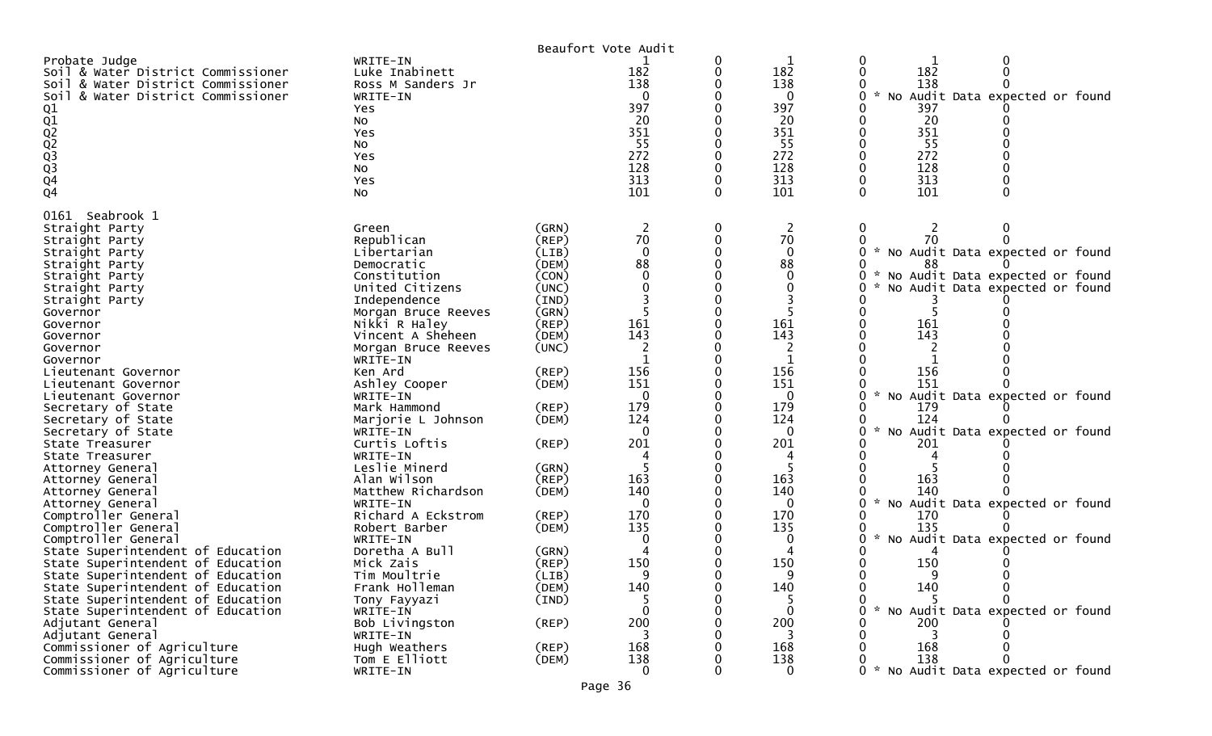Beaufort Vote Audit

| | | | | | | | | |
|---|---|---|---|---|---|---|---|---|
| Probate Judge | WRITE-IN | | 1 | 0 | 1 | 0 | 1 | 0 |
| Soil & Water District Commissioner | Luke Inabinett | | 182 | 0 | 182 | 0 | 182 | 0 |
| Soil & Water District Commissioner | Ross M Sanders Jr | | 138 | 0 | 138 | 0 | 138 | 0 |
| Soil & Water District Commissioner | WRITE-IN | | 0 | 0 | 0 | 0 * No Audit Data expected or found | | |
| Q1 | Yes | | 397 | 0 | 397 | 0 | 397 | 0 |
| Q1 | No | | 20 | 0 | 20 | 0 | 20 | 0 |
| Q2 | Yes | | 351 | 0 | 351 | 0 | 351 | 0 |
| Q2 | No | | 55 | 0 | 55 | 0 | 55 | 0 |
| Q3 | Yes | | 272 | 0 | 272 | 0 | 272 | 0 |
| Q3 | No | | 128 | 0 | 128 | 0 | 128 | 0 |
| Q4 | Yes | | 313 | 0 | 313 | 0 | 313 | 0 |
| Q4 | No | | 101 | 0 | 101 | 0 | 101 | 0 |

0161 Seabrook 1

| | | | | | | | | |
|---|---|---|---|---|---|---|---|---|
| Straight Party | Green | (GRN) | 2 | 0 | 2 | 0 | 2 | 0 |
| Straight Party | Republican | (REP) | 70 | 0 | 70 | 0 | 70 | 0 |
| Straight Party | Libertarian | (LIB) | 0 | 0 | 0 | 0 * No Audit Data expected or found | | |
| Straight Party | Democratic | (DEM) | 88 | 0 | 88 | 0 | 88 | 0 |
| Straight Party | Constitution | (CON) | 0 | 0 | 0 | 0 * No Audit Data expected or found | | |
| Straight Party | United Citizens | (UNC) | 0 | 0 | 0 | 0 * No Audit Data expected or found | | |
| Straight Party | Independence | (IND) | 3 | 0 | 3 | 0 | 3 | 0 |
| Governor | Morgan Bruce Reeves | (GRN) | 5 | 0 | 5 | 0 | 5 | 0 |
| Governor | Nikki R Haley | (REP) | 161 | 0 | 161 | 0 | 161 | 0 |
| Governor | Vincent A Sheheen | (DEM) | 143 | 0 | 143 | 0 | 143 | 0 |
| Governor | Morgan Bruce Reeves | (UNC) | 2 | 0 | 2 | 0 | 2 | 0 |
| Governor | WRITE-IN | | 1 | 0 | 1 | 0 | 1 | 0 |
| Lieutenant Governor | Ken Ard | (REP) | 156 | 0 | 156 | 0 | 156 | 0 |
| Lieutenant Governor | Ashley Cooper | (DEM) | 151 | 0 | 151 | 0 | 151 | 0 |
| Lieutenant Governor | WRITE-IN | | 0 | 0 | 0 | 0 * No Audit Data expected or found | | |
| Secretary of State | Mark Hammond | (REP) | 179 | 0 | 179 | 0 | 179 | 0 |
| Secretary of State | Marjorie L Johnson | (DEM) | 124 | 0 | 124 | 0 | 124 | 0 |
| Secretary of State | WRITE-IN | | 0 | 0 | 0 | 0 * No Audit Data expected or found | | |
| State Treasurer | Curtis Loftis | (REP) | 201 | 0 | 201 | 0 | 201 | 0 |
| State Treasurer | WRITE-IN | | 4 | 0 | 4 | 0 | 4 | 0 |
| Attorney General | Leslie Minerd | (GRN) | 5 | 0 | 5 | 0 | 5 | 0 |
| Attorney General | Alan Wilson | (REP) | 163 | 0 | 163 | 0 | 163 | 0 |
| Attorney General | Matthew Richardson | (DEM) | 140 | 0 | 140 | 0 | 140 | 0 |
| Attorney General | WRITE-IN | | 0 | 0 | 0 | 0 * No Audit Data expected or found | | |
| Comptroller General | Richard A Eckstrom | (REP) | 170 | 0 | 170 | 0 | 170 | 0 |
| Comptroller General | Robert Barber | (DEM) | 135 | 0 | 135 | 0 | 135 | 0 |
| Comptroller General | WRITE-IN | | 0 | 0 | 0 | 0 * No Audit Data expected or found | | |
| State Superintendent of Education | Doretha A Bull | (GRN) | 4 | 0 | 4 | 0 | 4 | 0 |
| State Superintendent of Education | Mick Zais | (REP) | 150 | 0 | 150 | 0 | 150 | 0 |
| State Superintendent of Education | Tim Moultrie | (LIB) | 9 | 0 | 9 | 0 | 9 | 0 |
| State Superintendent of Education | Frank Holleman | (DEM) | 140 | 0 | 140 | 0 | 140 | 0 |
| State Superintendent of Education | Tony Fayyazi | (IND) | 5 | 0 | 5 | 0 | 5 | 0 |
| State Superintendent of Education | WRITE-IN | | 0 | 0 | 0 | 0 * No Audit Data expected or found | | |
| Adjutant General | Bob Livingston | (REP) | 200 | 0 | 200 | 0 | 200 | 0 |
| Adjutant General | WRITE-IN | | 3 | 0 | 3 | 0 | 3 | 0 |
| Commissioner of Agriculture | Hugh Weathers | (REP) | 168 | 0 | 168 | 0 | 168 | 0 |
| Commissioner of Agriculture | Tom E Elliott | (DEM) | 138 | 0 | 138 | 0 | 138 | 0 |
| Commissioner of Agriculture | WRITE-IN | | 0 | 0 | 0 | 0 * No Audit Data expected or found | | |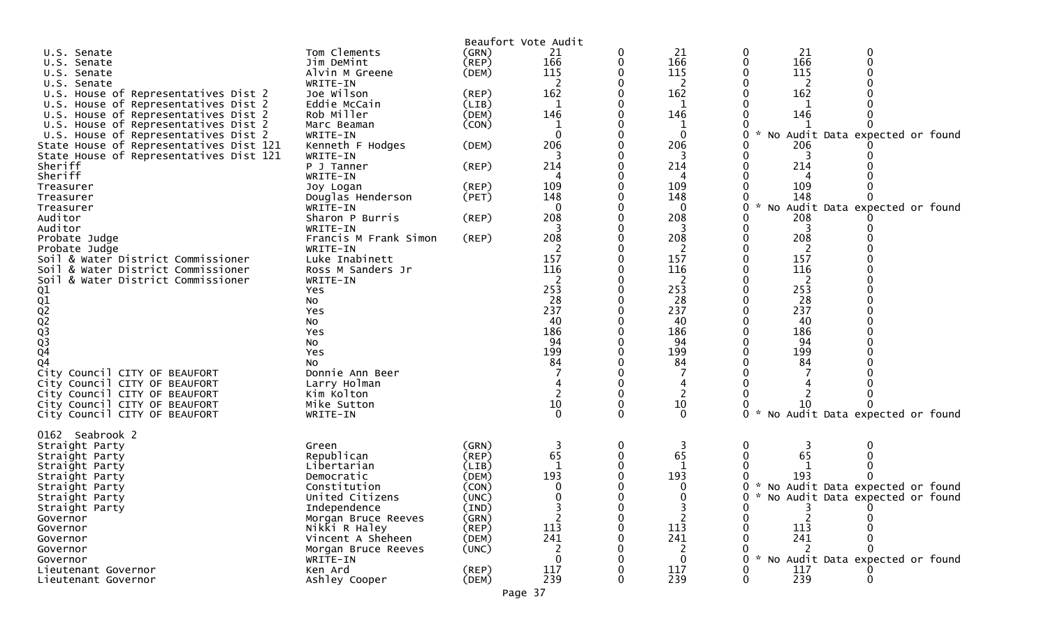Beaufort Vote Audit

| Contest | Candidate | Party | | | | | | |
|---|---|---|---|---|---|---|---|---|
| U.S. Senate | Tom Clements | (GRN) | 21 | 0 | 21 | 0 | 21 | 0 |
| U.S. Senate | Jim DeMint | (REP) | 166 | 0 | 166 | 0 | 166 | 0 |
| U.S. Senate | Alvin M Greene | (DEM) | 115 | 0 | 115 | 0 | 115 | 0 |
| U.S. Senate | WRITE-IN | | 2 | 0 | 2 | 0 | 2 | 0 |
| U.S. House of Representatives Dist 2 | Joe Wilson | (REP) | 162 | 0 | 162 | 0 | 162 | 0 |
| U.S. House of Representatives Dist 2 | Eddie McCain | (LIB) | 1 | 0 | 1 | 0 | 1 | 0 |
| U.S. House of Representatives Dist 2 | Rob Miller | (DEM) | 146 | 0 | 146 | 0 | 146 | 0 |
| U.S. House of Representatives Dist 2 | Marc Beaman | (CON) | 1 | 0 | 1 | 0 | 1 | 0 |
| U.S. House of Representatives Dist 2 | WRITE-IN | | 0 | 0 | 0 | 0 * No Audit Data expected or found | | |
| State House of Representatives Dist 121 | Kenneth F Hodges | (DEM) | 206 | 0 | 206 | 0 | 206 | 0 |
| State House of Representatives Dist 121 | WRITE-IN | | 3 | 0 | 3 | 0 | 3 | 0 |
| Sheriff | P J Tanner | (REP) | 214 | 0 | 214 | 0 | 214 | 0 |
| Sheriff | WRITE-IN | | 4 | 0 | 4 | 0 | 4 | 0 |
| Treasurer | Joy Logan | (REP) | 109 | 0 | 109 | 0 | 109 | 0 |
| Treasurer | Douglas Henderson | (PET) | 148 | 0 | 148 | 0 | 148 | 0 |
| Treasurer | WRITE-IN | | 0 | 0 | 0 | 0 * No Audit Data expected or found | | |
| Auditor | Sharon P Burris | (REP) | 208 | 0 | 208 | 0 | 208 | 0 |
| Auditor | WRITE-IN | | 3 | 0 | 3 | 0 | 3 | 0 |
| Probate Judge | Francis M Frank Simon | (REP) | 208 | 0 | 208 | 0 | 208 | 0 |
| Probate Judge | WRITE-IN | | 2 | 0 | 2 | 0 | 2 | 0 |
| Soil & Water District Commissioner | Luke Inabinett | | 157 | 0 | 157 | 0 | 157 | 0 |
| Soil & Water District Commissioner | Ross M Sanders Jr | | 116 | 0 | 116 | 0 | 116 | 0 |
| Soil & Water District Commissioner | WRITE-IN | | 2 | 0 | 2 | 0 | 2 | 0 |
| Q1 | Yes | | 253 | 0 | 253 | 0 | 253 | 0 |
| Q1 | No | | 28 | 0 | 28 | 0 | 28 | 0 |
| Q2 | Yes | | 237 | 0 | 237 | 0 | 237 | 0 |
| Q2 | No | | 40 | 0 | 40 | 0 | 40 | 0 |
| Q3 | Yes | | 186 | 0 | 186 | 0 | 186 | 0 |
| Q3 | No | | 94 | 0 | 94 | 0 | 94 | 0 |
| Q4 | Yes | | 199 | 0 | 199 | 0 | 199 | 0 |
| Q4 | No | | 84 | 0 | 84 | 0 | 84 | 0 |
| City Council CITY OF BEAUFORT | Donnie Ann Beer | | 7 | 0 | 7 | 0 | 7 | 0 |
| City Council CITY OF BEAUFORT | Larry Holman | | 4 | 0 | 4 | 0 | 4 | 0 |
| City Council CITY OF BEAUFORT | Kim Kolton | | 2 | 0 | 2 | 0 | 2 | 0 |
| City Council CITY OF BEAUFORT | Mike Sutton | | 10 | 0 | 10 | 0 | 10 | 0 |
| City Council CITY OF BEAUFORT | WRITE-IN | | 0 | 0 | 0 | 0 * No Audit Data expected or found | | |

0162 Seabrook 2

| Contest | Candidate | Party | | | | | | |
|---|---|---|---|---|---|---|---|---|
| Straight Party | Green | (GRN) | 3 | 0 | 3 | 0 | 3 | 0 |
| Straight Party | Republican | (REP) | 65 | 0 | 65 | 0 | 65 | 0 |
| Straight Party | Libertarian | (LIB) | 1 | 0 | 1 | 0 | 1 | 0 |
| Straight Party | Democratic | (DEM) | 193 | 0 | 193 | 0 | 193 | 0 |
| Straight Party | Constitution | (CON) | 0 | 0 | 0 | 0 * No Audit Data expected or found | | |
| Straight Party | United Citizens | (UNC) | 0 | 0 | 0 | 0 * No Audit Data expected or found | | |
| Straight Party | Independence | (IND) | 3 | 0 | 3 | 0 | 3 | 0 |
| Governor | Morgan Bruce Reeves | (GRN) | 2 | 0 | 2 | 0 | 2 | 0 |
| Governor | Nikki R Haley | (REP) | 113 | 0 | 113 | 0 | 113 | 0 |
| Governor | Vincent A Sheheen | (DEM) | 241 | 0 | 241 | 0 | 241 | 0 |
| Governor | Morgan Bruce Reeves | (UNC) | 2 | 0 | 2 | 0 | 2 | 0 |
| Governor | WRITE-IN | | 0 | 0 | 0 | 0 * No Audit Data expected or found | | |
| Lieutenant Governor | Ken Ard | (REP) | 117 | 0 | 117 | 0 | 117 | 0 |
| Lieutenant Governor | Ashley Cooper | (DEM) | 239 | 0 | 239 | 0 | 239 | 0 |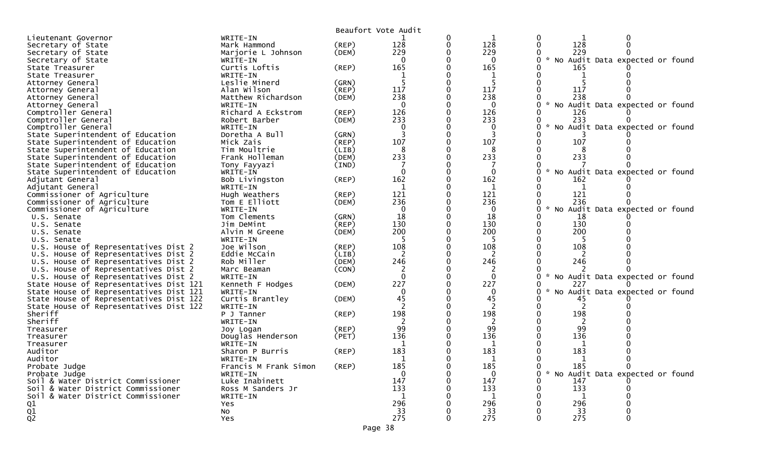Beaufort Vote Audit

| Office | Candidate | Party | | | | | | | |
|---|---|---|---|---|---|---|---|---|---|
| Lieutenant Governor | WRITE-IN | | 1 | 0 | 1 | 0 | 1 | 0 | |
| Secretary of State | Mark Hammond | (REP) | 128 | 0 | 128 | 0 | 128 | 0 | |
| Secretary of State | Marjorie L Johnson | (DEM) | 229 | 0 | 229 | 0 | 229 | 0 | |
| Secretary of State | WRITE-IN | | 0 | 0 | 0 | 0 | | | * No Audit Data expected or found |
| State Treasurer | Curtis Loftis | (REP) | 165 | 0 | 165 | 0 | 165 | 0 | |
| State Treasurer | WRITE-IN | | 1 | 0 | 1 | 0 | 1 | 0 | |
| Attorney General | Leslie Minerd | (GRN) | 5 | 0 | 5 | 0 | 5 | 0 | |
| Attorney General | Alan Wilson | (REP) | 117 | 0 | 117 | 0 | 117 | 0 | |
| Attorney General | Matthew Richardson | (DEM) | 238 | 0 | 238 | 0 | 238 | 0 | |
| Attorney General | WRITE-IN | | 0 | 0 | 0 | 0 | | | * No Audit Data expected or found |
| Comptroller General | Richard A Eckstrom | (REP) | 126 | 0 | 126 | 0 | 126 | 0 | |
| Comptroller General | Robert Barber | (DEM) | 233 | 0 | 233 | 0 | 233 | 0 | |
| Comptroller General | WRITE-IN | | 0 | 0 | 0 | 0 | | | * No Audit Data expected or found |
| State Superintendent of Education | Doretha A Bull | (GRN) | 3 | 0 | 3 | 0 | 3 | 0 | |
| State Superintendent of Education | Mick Zais | (REP) | 107 | 0 | 107 | 0 | 107 | 0 | |
| State Superintendent of Education | Tim Moultrie | (LIB) | 8 | 0 | 8 | 0 | 8 | 0 | |
| State Superintendent of Education | Frank Holleman | (DEM) | 233 | 0 | 233 | 0 | 233 | 0 | |
| State Superintendent of Education | Tony Fayyazi | (IND) | 7 | 0 | 7 | 0 | 7 | 0 | |
| State Superintendent of Education | WRITE-IN | | 0 | 0 | 0 | 0 | | | * No Audit Data expected or found |
| Adjutant General | Bob Livingston | (REP) | 162 | 0 | 162 | 0 | 162 | 0 | |
| Adjutant General | WRITE-IN | | 1 | 0 | 1 | 0 | 1 | 0 | |
| Commissioner of Agriculture | Hugh Weathers | (REP) | 121 | 0 | 121 | 0 | 121 | 0 | |
| Commissioner of Agriculture | Tom E Elliott | (DEM) | 236 | 0 | 236 | 0 | 236 | 0 | |
| Commissioner of Agriculture | WRITE-IN | | 0 | 0 | 0 | 0 | | | * No Audit Data expected or found |
| U.S. Senate | Tom Clements | (GRN) | 18 | 0 | 18 | 0 | 18 | 0 | |
| U.S. Senate | Jim DeMint | (REP) | 130 | 0 | 130 | 0 | 130 | 0 | |
| U.S. Senate | Alvin M Greene | (DEM) | 200 | 0 | 200 | 0 | 200 | 0 | |
| U.S. Senate | WRITE-IN | | 5 | 0 | 5 | 0 | 5 | 0 | |
| U.S. House of Representatives Dist 2 | Joe Wilson | (REP) | 108 | 0 | 108 | 0 | 108 | 0 | |
| U.S. House of Representatives Dist 2 | Eddie McCain | (LIB) | 2 | 0 | 2 | 0 | 2 | 0 | |
| U.S. House of Representatives Dist 2 | Rob Miller | (DEM) | 246 | 0 | 246 | 0 | 246 | 0 | |
| U.S. House of Representatives Dist 2 | Marc Beaman | (CON) | 2 | 0 | 2 | 0 | 2 | 0 | |
| U.S. House of Representatives Dist 2 | WRITE-IN | | 0 | 0 | 0 | 0 | | | * No Audit Data expected or found |
| State House of Representatives Dist 121 | Kenneth F Hodges | (DEM) | 227 | 0 | 227 | 0 | 227 | 0 | |
| State House of Representatives Dist 121 | WRITE-IN | | 0 | 0 | 0 | 0 | | | * No Audit Data expected or found |
| State House of Representatives Dist 122 | Curtis Brantley | (DEM) | 45 | 0 | 45 | 0 | 45 | 0 | |
| State House of Representatives Dist 122 | WRITE-IN | | 2 | 0 | 2 | 0 | 2 | 0 | |
| Sheriff | P J Tanner | (REP) | 198 | 0 | 198 | 0 | 198 | 0 | |
| Sheriff | WRITE-IN | | 2 | 0 | 2 | 0 | 2 | 0 | |
| Treasurer | Joy Logan | (REP) | 99 | 0 | 99 | 0 | 99 | 0 | |
| Treasurer | Douglas Henderson | (PET) | 136 | 0 | 136 | 0 | 136 | 0 | |
| Treasurer | WRITE-IN | | 1 | 0 | 1 | 0 | 1 | 0 | |
| Auditor | Sharon P Burris | (REP) | 183 | 0 | 183 | 0 | 183 | 0 | |
| Auditor | WRITE-IN | | 1 | 0 | 1 | 0 | 1 | 0 | |
| Probate Judge | Francis M Frank Simon | (REP) | 185 | 0 | 185 | 0 | 185 | 0 | |
| Probate Judge | WRITE-IN | | 0 | 0 | 0 | 0 | | | * No Audit Data expected or found |
| Soil & Water District Commissioner | Luke Inabinett | | 147 | 0 | 147 | 0 | 147 | 0 | |
| Soil & Water District Commissioner | Ross M Sanders Jr | | 133 | 0 | 133 | 0 | 133 | 0 | |
| Soil & Water District Commissioner | WRITE-IN | | 1 | 0 | 1 | 0 | 1 | 0 | |
| Q1 | Yes | | 296 | 0 | 296 | 0 | 296 | 0 | |
| Q1 | No | | 33 | 0 | 33 | 0 | 33 | 0 | |
| Q2 | Yes | | 275 | 0 | 275 | 0 | 275 | 0 | |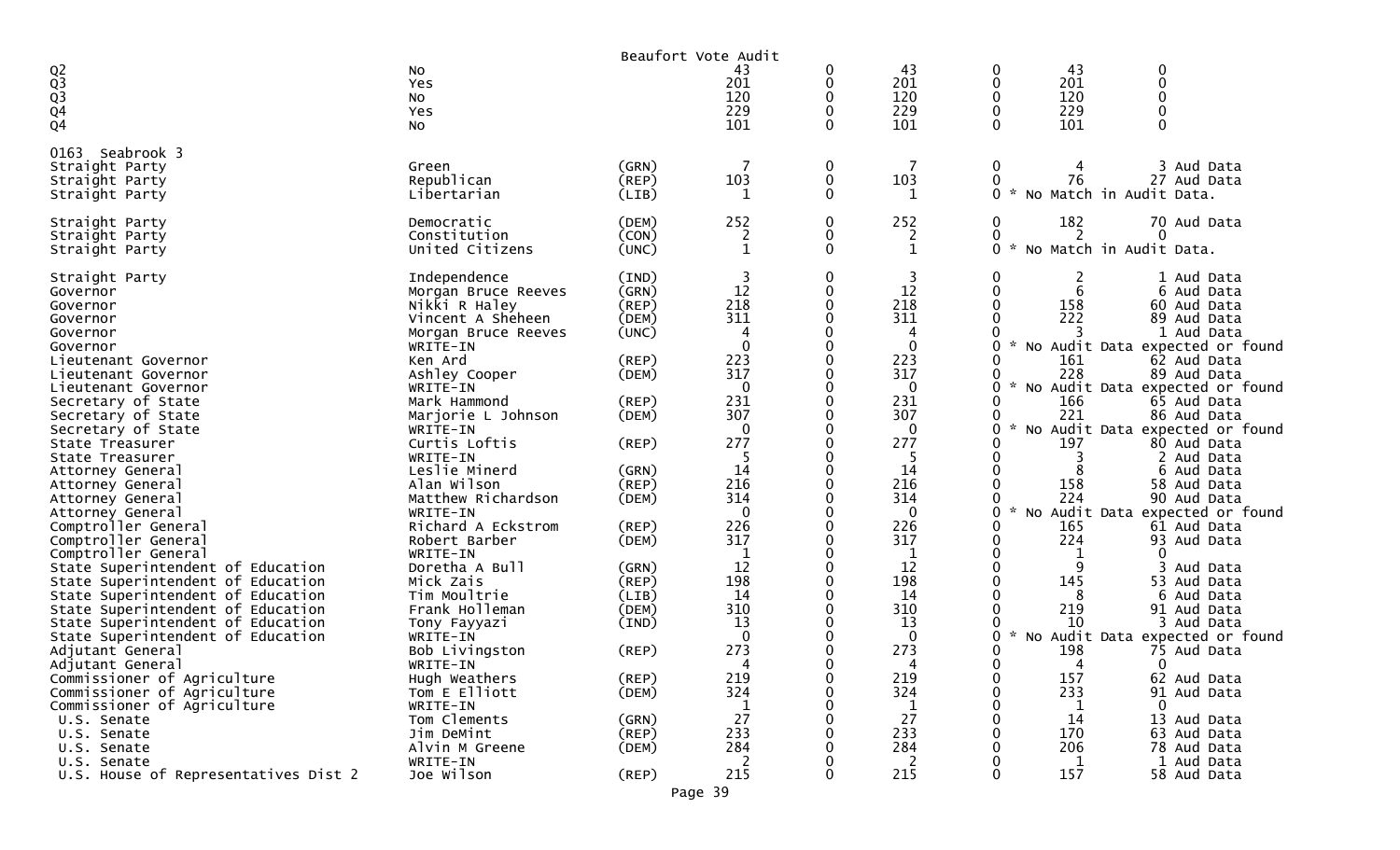Beaufort Vote Audit

| | | | | | | | | |
|---|---|---|---|---|---|---|---|---|
| Q2 | No | | 43 | 0 | 43 | 0 | 43 | 0 |
| Q3 | Yes | | 201 | 0 | 201 | 0 | 201 | 0 |
| Q3 | No | | 120 | 0 | 120 | 0 | 120 | 0 |
| Q4 | Yes | | 229 | 0 | 229 | 0 | 229 | 0 |
| Q4 | No | | 101 | 0 | 101 | 0 | 101 | 0 |

0163 Seabrook 3

| | | | | | | | | |
|---|---|---|---|---|---|---|---|---|
| Straight Party | Green | (GRN) | 7 | 0 | 7 | 0 | 4 | 3 Aud Data |
| Straight Party | Republican | (REP) | 103 | 0 | 103 | 0 | 76 | 27 Aud Data |
| Straight Party | Libertarian | (LIB) | 1 | 0 | 1 | 0 * | No Match in Audit Data. | |
| Straight Party | Democratic | (DEM) | 252 | 0 | 252 | 0 | 182 | 70 Aud Data |
| Straight Party | Constitution | (CON) | 2 | 0 | 2 | 0 | 2 | 0 |
| Straight Party | United Citizens | (UNC) | 1 | 0 | 1 | 0 * | No Match in Audit Data. | |
| Straight Party | Independence | (IND) | 3 | 0 | 3 | 0 | 2 | 1 Aud Data |
| Governor | Morgan Bruce Reeves | (GRN) | 12 | 0 | 12 | 0 | 6 | 6 Aud Data |
| Governor | Nikki R Haley | (REP) | 218 | 0 | 218 | 0 | 158 | 60 Aud Data |
| Governor | Vincent A Sheheen | (DEM) | 311 | 0 | 311 | 0 | 222 | 89 Aud Data |
| Governor | Morgan Bruce Reeves | (UNC) | 4 | 0 | 4 | 0 | 3 | 1 Aud Data |
| Governor | WRITE-IN | | 0 | 0 | 0 | 0 * | No Audit Data expected or found | |
| Lieutenant Governor | Ken Ard | (REP) | 223 | 0 | 223 | 0 | 161 | 62 Aud Data |
| Lieutenant Governor | Ashley Cooper | (DEM) | 317 | 0 | 317 | 0 | 228 | 89 Aud Data |
| Lieutenant Governor | WRITE-IN | | 0 | 0 | 0 | 0 * | No Audit Data expected or found | |
| Secretary of State | Mark Hammond | (REP) | 231 | 0 | 231 | 0 | 166 | 65 Aud Data |
| Secretary of State | Marjorie L Johnson | (DEM) | 307 | 0 | 307 | 0 | 221 | 86 Aud Data |
| Secretary of State | WRITE-IN | | 0 | 0 | 0 | 0 * | No Audit Data expected or found | |
| State Treasurer | Curtis Loftis | (REP) | 277 | 0 | 277 | 0 | 197 | 80 Aud Data |
| State Treasurer | WRITE-IN | | 5 | 0 | 5 | 0 | 3 | 2 Aud Data |
| Attorney General | Leslie Minerd | (GRN) | 14 | 0 | 14 | 0 | 8 | 6 Aud Data |
| Attorney General | Alan Wilson | (REP) | 216 | 0 | 216 | 0 | 158 | 58 Aud Data |
| Attorney General | Matthew Richardson | (DEM) | 314 | 0 | 314 | 0 | 224 | 90 Aud Data |
| Attorney General | WRITE-IN | | 0 | 0 | 0 | 0 * | No Audit Data expected or found | |
| Comptroller General | Richard A Eckstrom | (REP) | 226 | 0 | 226 | 0 | 165 | 61 Aud Data |
| Comptroller General | Robert Barber | (DEM) | 317 | 0 | 317 | 0 | 224 | 93 Aud Data |
| Comptroller General | WRITE-IN | | 1 | 0 | 1 | 0 | 1 | 0 |
| State Superintendent of Education | Doretha A Bull | (GRN) | 12 | 0 | 12 | 0 | 9 | 3 Aud Data |
| State Superintendent of Education | Mick Zais | (REP) | 198 | 0 | 198 | 0 | 145 | 53 Aud Data |
| State Superintendent of Education | Tim Moultrie | (LIB) | 14 | 0 | 14 | 0 | 8 | 6 Aud Data |
| State Superintendent of Education | Frank Holleman | (DEM) | 310 | 0 | 310 | 0 | 219 | 91 Aud Data |
| State Superintendent of Education | Tony Fayyazi | (IND) | 13 | 0 | 13 | 0 | 10 | 3 Aud Data |
| State Superintendent of Education | WRITE-IN | | 0 | 0 | 0 | 0 * | No Audit Data expected or found | |
| Adjutant General | Bob Livingston | (REP) | 273 | 0 | 273 | 0 | 198 | 75 Aud Data |
| Adjutant General | WRITE-IN | | 4 | 0 | 4 | 0 | 4 | 0 |
| Commissioner of Agriculture | Hugh Weathers | (REP) | 219 | 0 | 219 | 0 | 157 | 62 Aud Data |
| Commissioner of Agriculture | Tom E Elliott | (DEM) | 324 | 0 | 324 | 0 | 233 | 91 Aud Data |
| Commissioner of Agriculture | WRITE-IN | | 1 | 0 | 1 | 0 | 1 | 0 |
| U.S. Senate | Tom Clements | (GRN) | 27 | 0 | 27 | 0 | 14 | 13 Aud Data |
| U.S. Senate | Jim DeMint | (REP) | 233 | 0 | 233 | 0 | 170 | 63 Aud Data |
| U.S. Senate | Alvin M Greene | (DEM) | 284 | 0 | 284 | 0 | 206 | 78 Aud Data |
| U.S. Senate | WRITE-IN | | 2 | 0 | 2 | 0 | 1 | 1 Aud Data |
| U.S. House of Representatives Dist 2 | Joe Wilson | (REP) | 215 | 0 | 215 | 0 | 157 | 58 Aud Data |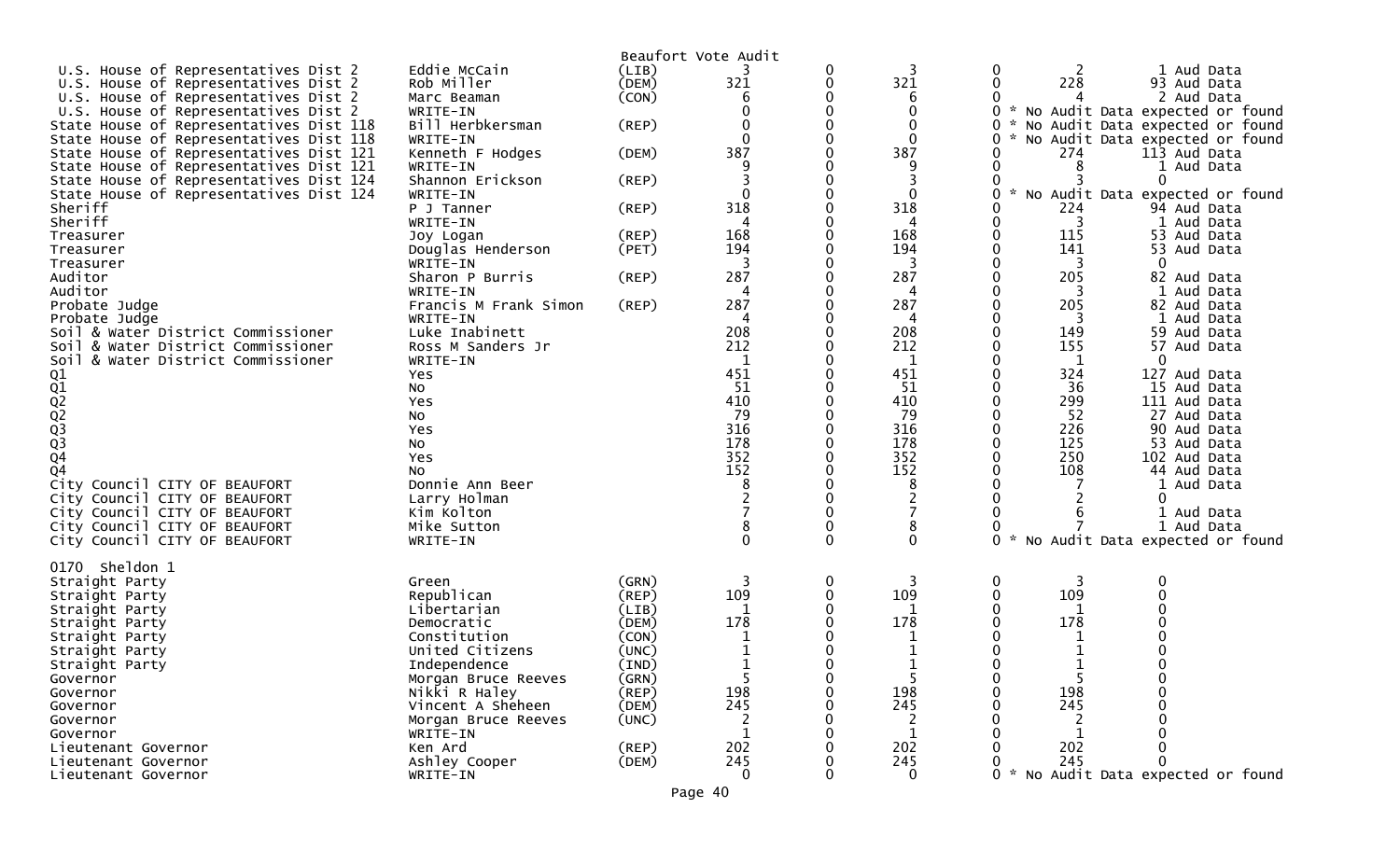Beaufort Vote Audit

| Contest | Candidate | Party | Votes | | | | | Audit |
|---|---|---|---|---|---|---|---|---|
| U.S. House of Representatives Dist 2 | Eddie McCain | (LIB) | 3 | 0 | 3 | 0 | 2 | 1 Aud Data |
| U.S. House of Representatives Dist 2 | Rob Miller | (DEM) | 321 | 0 | 321 | 0 | 228 | 93 Aud Data |
| U.S. House of Representatives Dist 2 | Marc Beaman | (CON) | 6 | 0 | 6 | 0 | 4 | 2 Aud Data |
| U.S. House of Representatives Dist 2 | WRITE-IN | | 0 | 0 | 0 | 0 | * No Audit Data expected or found | |
| State House of Representatives Dist 118 | Bill Herbkersman | (REP) | 0 | 0 | 0 | 0 | * No Audit Data expected or found | |
| State House of Representatives Dist 118 | WRITE-IN | | 0 | 0 | 0 | 0 | * No Audit Data expected or found | |
| State House of Representatives Dist 121 | Kenneth F Hodges | (DEM) | 387 | 0 | 387 | 0 | 274 | 113 Aud Data |
| State House of Representatives Dist 121 | WRITE-IN | | 9 | 0 | 9 | 0 | 8 | 1 Aud Data |
| State House of Representatives Dist 124 | Shannon Erickson | (REP) | 3 | 0 | 3 | 0 | 3 | 0 |
| State House of Representatives Dist 124 | WRITE-IN | | 0 | 0 | 0 | 0 | * No Audit Data expected or found | |
| Sheriff | P J Tanner | (REP) | 318 | 0 | 318 | 0 | 224 | 94 Aud Data |
| Sheriff | WRITE-IN | | 4 | 0 | 4 | 0 | 3 | 1 Aud Data |
| Treasurer | Joy Logan | (REP) | 168 | 0 | 168 | 0 | 115 | 53 Aud Data |
| Treasurer | Douglas Henderson | (PET) | 194 | 0 | 194 | 0 | 141 | 53 Aud Data |
| Treasurer | WRITE-IN | | 3 | 0 | 3 | 0 | 3 | 0 |
| Auditor | Sharon P Burris | (REP) | 287 | 0 | 287 | 0 | 205 | 82 Aud Data |
| Auditor | WRITE-IN | | 4 | 0 | 4 | 0 | 3 | 1 Aud Data |
| Probate Judge | Francis M Frank Simon | (REP) | 287 | 0 | 287 | 0 | 205 | 82 Aud Data |
| Probate Judge | WRITE-IN | | 4 | 0 | 4 | 0 | 3 | 1 Aud Data |
| Soil & Water District Commissioner | Luke Inabinett | | 208 | 0 | 208 | 0 | 149 | 59 Aud Data |
| Soil & Water District Commissioner | Ross M Sanders Jr | | 212 | 0 | 212 | 0 | 155 | 57 Aud Data |
| Soil & Water District Commissioner | WRITE-IN | | 1 | 0 | 1 | 0 | 1 | 0 |
| Q1 | Yes | | 451 | 0 | 451 | 0 | 324 | 127 Aud Data |
| Q1 | No | | 51 | 0 | 51 | 0 | 36 | 15 Aud Data |
| Q2 | Yes | | 410 | 0 | 410 | 0 | 299 | 111 Aud Data |
| Q2 | No | | 79 | 0 | 79 | 0 | 52 | 27 Aud Data |
| Q3 | Yes | | 316 | 0 | 316 | 0 | 226 | 90 Aud Data |
| Q3 | No | | 178 | 0 | 178 | 0 | 125 | 53 Aud Data |
| Q4 | Yes | | 352 | 0 | 352 | 0 | 250 | 102 Aud Data |
| Q4 | No | | 152 | 0 | 152 | 0 | 108 | 44 Aud Data |
| City Council CITY OF BEAUFORT | Donnie Ann Beer | | 8 | 0 | 8 | 0 | 7 | 1 Aud Data |
| City Council CITY OF BEAUFORT | Larry Holman | | 2 | 0 | 2 | 0 | 2 | 0 |
| City Council CITY OF BEAUFORT | Kim Kolton | | 7 | 0 | 7 | 0 | 6 | 1 Aud Data |
| City Council CITY OF BEAUFORT | Mike Sutton | | 8 | 0 | 8 | 0 | 7 | 1 Aud Data |
| City Council CITY OF BEAUFORT | WRITE-IN | | 0 | 0 | 0 | 0 | * No Audit Data expected or found | |

0170 Sheldon 1

| Contest | Candidate | Party | Votes | | | | | Audit |
|---|---|---|---|---|---|---|---|---|
| Straight Party | Green | (GRN) | 3 | 0 | 3 | 0 | 3 | 0 |
| Straight Party | Republican | (REP) | 109 | 0 | 109 | 0 | 109 | 0 |
| Straight Party | Libertarian | (LIB) | 1 | 0 | 1 | 0 | 1 | 0 |
| Straight Party | Democratic | (DEM) | 178 | 0 | 178 | 0 | 178 | 0 |
| Straight Party | Constitution | (CON) | 1 | 0 | 1 | 0 | 1 | 0 |
| Straight Party | United Citizens | (UNC) | 1 | 0 | 1 | 0 | 1 | 0 |
| Straight Party | Independence | (IND) | 1 | 0 | 1 | 0 | 1 | 0 |
| Governor | Morgan Bruce Reeves | (GRN) | 5 | 0 | 5 | 0 | 5 | 0 |
| Governor | Nikki R Haley | (REP) | 198 | 0 | 198 | 0 | 198 | 0 |
| Governor | Vincent A Sheheen | (DEM) | 245 | 0 | 245 | 0 | 245 | 0 |
| Governor | Morgan Bruce Reeves | (UNC) | 2 | 0 | 2 | 0 | 2 | 0 |
| Governor | WRITE-IN | | 1 | 0 | 1 | 0 | 1 | 0 |
| Lieutenant Governor | Ken Ard | (REP) | 202 | 0 | 202 | 0 | 202 | 0 |
| Lieutenant Governor | Ashley Cooper | (DEM) | 245 | 0 | 245 | 0 | 245 | 0 |
| Lieutenant Governor | WRITE-IN | | 0 | 0 | 0 | 0 | * No Audit Data expected or found | |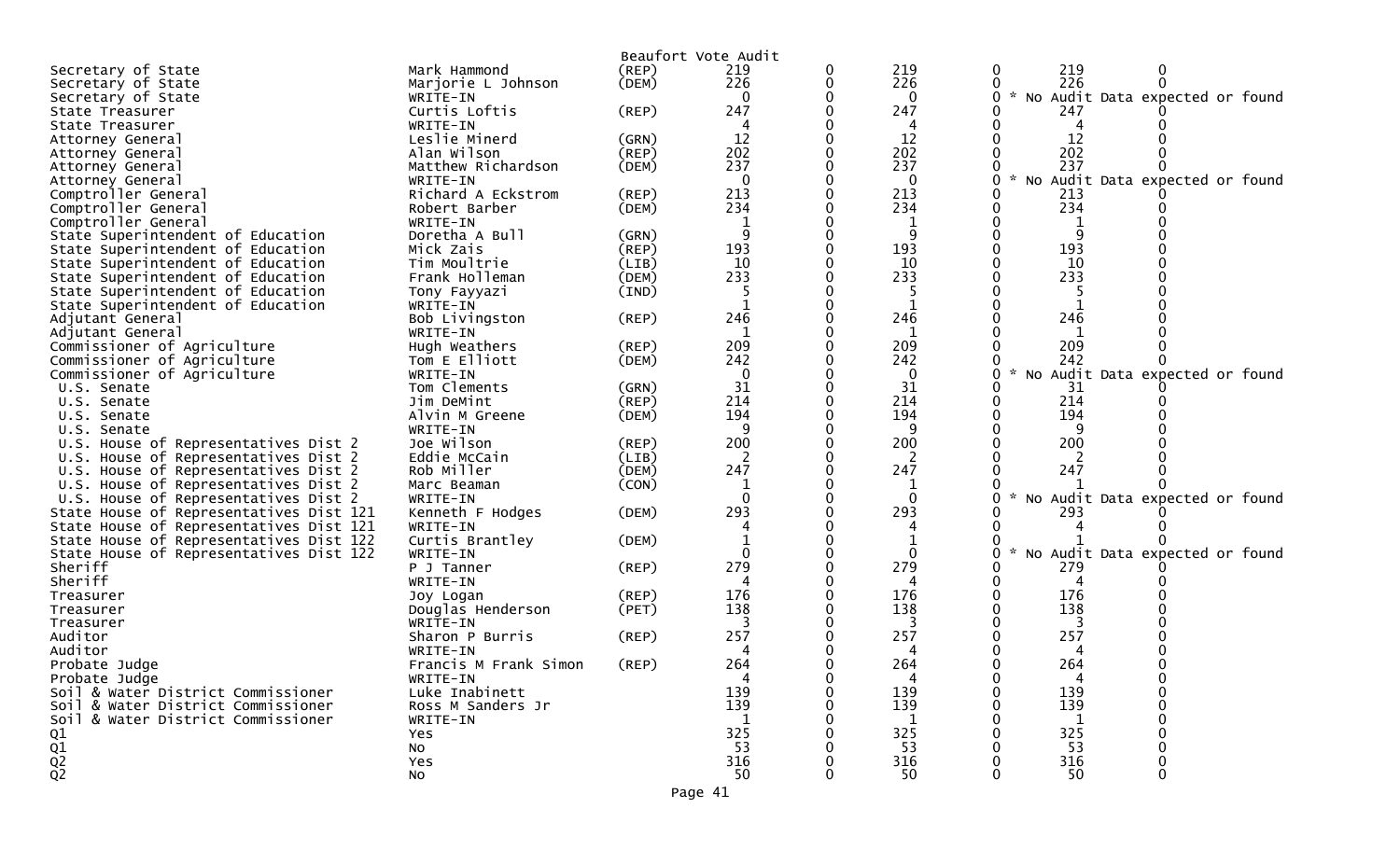Beaufort Vote Audit

| Office | Candidate | Party | | | | | | |
|---|---|---|---|---|---|---|---|---|
| Secretary of State | Mark Hammond | (REP) | 219 | 0 | 219 | 0 | 219 | 0 |
| Secretary of State | Marjorie L Johnson | (DEM) | 226 | 0 | 226 | 0 | 226 | 0 |
| Secretary of State | WRITE-IN | | 0 | 0 | 0 | 0 | * No Audit Data expected or found | |
| State Treasurer | Curtis Loftis | (REP) | 247 | 0 | 247 | 0 | 247 | 0 |
| State Treasurer | WRITE-IN | | 4 | 0 | 4 | 0 | 4 | 0 |
| Attorney General | Leslie Minerd | (GRN) | 12 | 0 | 12 | 0 | 12 | 0 |
| Attorney General | Alan Wilson | (REP) | 202 | 0 | 202 | 0 | 202 | 0 |
| Attorney General | Matthew Richardson | (DEM) | 237 | 0 | 237 | 0 | 237 | 0 |
| Attorney General | WRITE-IN | | 0 | 0 | 0 | 0 | * No Audit Data expected or found | |
| Comptroller General | Richard A Eckstrom | (REP) | 213 | 0 | 213 | 0 | 213 | 0 |
| Comptroller General | Robert Barber | (DEM) | 234 | 0 | 234 | 0 | 234 | 0 |
| Comptroller General | WRITE-IN | | 1 | 0 | 1 | 0 | 1 | 0 |
| State Superintendent of Education | Doretha A Bull | (GRN) | 9 | 0 | 9 | 0 | 9 | 0 |
| State Superintendent of Education | Mick Zais | (REP) | 193 | 0 | 193 | 0 | 193 | 0 |
| State Superintendent of Education | Tim Moultrie | (LIB) | 10 | 0 | 10 | 0 | 10 | 0 |
| State Superintendent of Education | Frank Holleman | (DEM) | 233 | 0 | 233 | 0 | 233 | 0 |
| State Superintendent of Education | Tony Fayyazi | (IND) | 5 | 0 | 5 | 0 | 5 | 0 |
| State Superintendent of Education | WRITE-IN | | 1 | 0 | 1 | 0 | 1 | 0 |
| Adjutant General | Bob Livingston | (REP) | 246 | 0 | 246 | 0 | 246 | 0 |
| Adjutant General | WRITE-IN | | 1 | 0 | 1 | 0 | 1 | 0 |
| Commissioner of Agriculture | Hugh Weathers | (REP) | 209 | 0 | 209 | 0 | 209 | 0 |
| Commissioner of Agriculture | Tom E Elliott | (DEM) | 242 | 0 | 242 | 0 | 242 | 0 |
| Commissioner of Agriculture | WRITE-IN | | 0 | 0 | 0 | 0 | * No Audit Data expected or found | |
| U.S. Senate | Tom Clements | (GRN) | 31 | 0 | 31 | 0 | 31 | 0 |
| U.S. Senate | Jim DeMint | (REP) | 214 | 0 | 214 | 0 | 214 | 0 |
| U.S. Senate | Alvin M Greene | (DEM) | 194 | 0 | 194 | 0 | 194 | 0 |
| U.S. Senate | WRITE-IN | | 9 | 0 | 9 | 0 | 9 | 0 |
| U.S. House of Representatives Dist 2 | Joe Wilson | (REP) | 200 | 0 | 200 | 0 | 200 | 0 |
| U.S. House of Representatives Dist 2 | Eddie McCain | (LIB) | 2 | 0 | 2 | 0 | 2 | 0 |
| U.S. House of Representatives Dist 2 | Rob Miller | (DEM) | 247 | 0 | 247 | 0 | 247 | 0 |
| U.S. House of Representatives Dist 2 | Marc Beaman | (CON) | 1 | 0 | 1 | 0 | 1 | 0 |
| U.S. House of Representatives Dist 2 | WRITE-IN | | 0 | 0 | 0 | 0 | * No Audit Data expected or found | |
| State House of Representatives Dist 121 | Kenneth F Hodges | (DEM) | 293 | 0 | 293 | 0 | 293 | 0 |
| State House of Representatives Dist 121 | WRITE-IN | | 4 | 0 | 4 | 0 | 4 | 0 |
| State House of Representatives Dist 122 | Curtis Brantley | (DEM) | 1 | 0 | 1 | 0 | 1 | 0 |
| State House of Representatives Dist 122 | WRITE-IN | | 0 | 0 | 0 | 0 | * No Audit Data expected or found | |
| Sheriff | P J Tanner | (REP) | 279 | 0 | 279 | 0 | 279 | 0 |
| Sheriff | WRITE-IN | | 4 | 0 | 4 | 0 | 4 | 0 |
| Treasurer | Joy Logan | (REP) | 176 | 0 | 176 | 0 | 176 | 0 |
| Treasurer | Douglas Henderson | (PET) | 138 | 0 | 138 | 0 | 138 | 0 |
| Treasurer | WRITE-IN | | 3 | 0 | 3 | 0 | 3 | 0 |
| Auditor | Sharon P Burris | (REP) | 257 | 0 | 257 | 0 | 257 | 0 |
| Auditor | WRITE-IN | | 4 | 0 | 4 | 0 | 4 | 0 |
| Probate Judge | Francis M Frank Simon | (REP) | 264 | 0 | 264 | 0 | 264 | 0 |
| Probate Judge | WRITE-IN | | 4 | 0 | 4 | 0 | 4 | 0 |
| Soil & Water District Commissioner | Luke Inabinett | | 139 | 0 | 139 | 0 | 139 | 0 |
| Soil & Water District Commissioner | Ross M Sanders Jr | | 139 | 0 | 139 | 0 | 139 | 0 |
| Soil & Water District Commissioner | WRITE-IN | | 1 | 0 | 1 | 0 | 1 | 0 |
| Q1 | Yes | | 325 | 0 | 325 | 0 | 325 | 0 |
| Q1 | No | | 53 | 0 | 53 | 0 | 53 | 0 |
| Q2 | Yes | | 316 | 0 | 316 | 0 | 316 | 0 |
| Q2 | No | | 50 | 0 | 50 | 0 | 50 | 0 |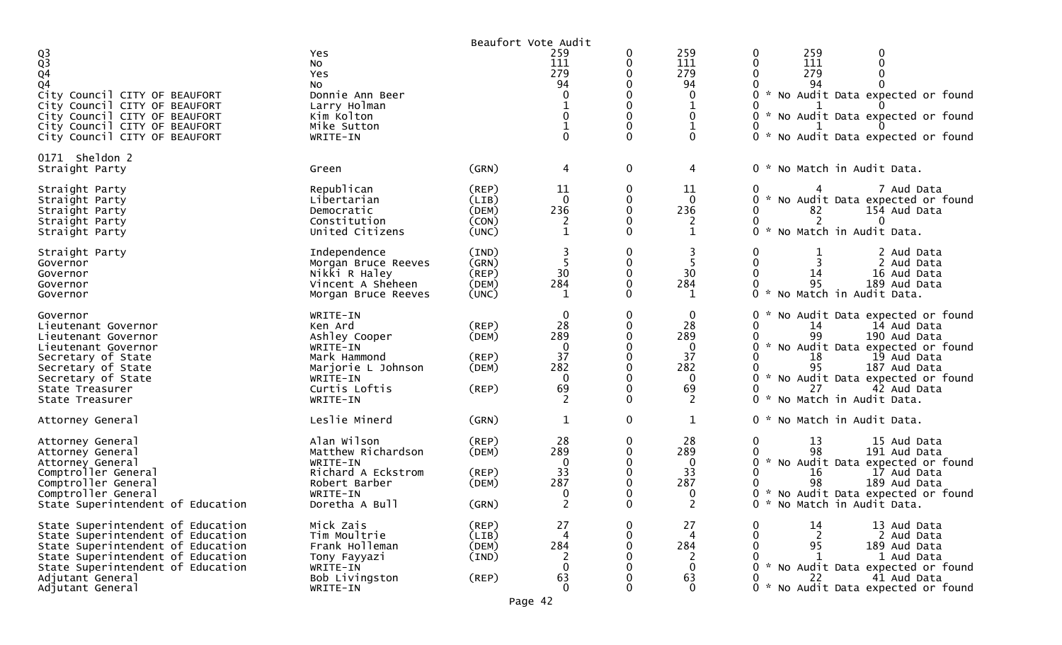Beaufort Vote Audit

| | | | | | | | | |
|---|---|---|---|---|---|---|---|---|
| Q3 | Yes | | 259 | 0 | 259 | 0 | 259 | 0 |
| Q3 | No | | 111 | 0 | 111 | 0 | 111 | 0 |
| Q4 | Yes | | 279 | 0 | 279 | 0 | 279 | 0 |
| Q4 | No | | 94 | 0 | 94 | 0 | 94 | 0 |
| City Council CITY OF BEAUFORT | Donnie Ann Beer | | 0 | 0 | 0 | 0 * No Audit Data expected or found | | |
| City Council CITY OF BEAUFORT | Larry Holman | | 1 | 0 | 1 | 0 | 1 | 0 |
| City Council CITY OF BEAUFORT | Kim Kolton | | 0 | 0 | 0 | 0 * No Audit Data expected or found | | |
| City Council CITY OF BEAUFORT | Mike Sutton | | 1 | 0 | 1 | 0 | 1 | 0 |
| City Council CITY OF BEAUFORT | WRITE-IN | | 0 | 0 | 0 | 0 * No Audit Data expected or found | | |
| 0171 Sheldon 2 | | | | | | | | |
| Straight Party | Green | (GRN) | 4 | 0 | 4 | 0 * No Match in Audit Data. | | |
| Straight Party | Republican | (REP) | 11 | 0 | 11 | 0 | 4 | 7 Aud Data |
| Straight Party | Libertarian | (LIB) | 0 | 0 | 0 | 0 * No Audit Data expected or found | | |
| Straight Party | Democratic | (DEM) | 236 | 0 | 236 | 0 | 82 | 154 Aud Data |
| Straight Party | Constitution | (CON) | 2 | 0 | 2 | 0 | 2 | 0 |
| Straight Party | United Citizens | (UNC) | 1 | 0 | 1 | 0 * No Match in Audit Data. | | |
| Straight Party | Independence | (IND) | 3 | 0 | 3 | 0 | 1 | 2 Aud Data |
| Governor | Morgan Bruce Reeves | (GRN) | 5 | 0 | 5 | 0 | 3 | 2 Aud Data |
| Governor | Nikki R Haley | (REP) | 30 | 0 | 30 | 0 | 14 | 16 Aud Data |
| Governor | Vincent A Sheheen | (DEM) | 284 | 0 | 284 | 0 | 95 | 189 Aud Data |
| Governor | Morgan Bruce Reeves | (UNC) | 1 | 0 | 1 | 0 * No Match in Audit Data. | | |
| Governor | WRITE-IN | | 0 | 0 | 0 | 0 * No Audit Data expected or found | | |
| Lieutenant Governor | Ken Ard | (REP) | 28 | 0 | 28 | 0 | 14 | 14 Aud Data |
| Lieutenant Governor | Ashley Cooper | (DEM) | 289 | 0 | 289 | 0 | 99 | 190 Aud Data |
| Lieutenant Governor | WRITE-IN | | 0 | 0 | 0 | 0 * No Audit Data expected or found | | |
| Secretary of State | Mark Hammond | (REP) | 37 | 0 | 37 | 0 | 18 | 19 Aud Data |
| Secretary of State | Marjorie L Johnson | (DEM) | 282 | 0 | 282 | 0 | 95 | 187 Aud Data |
| Secretary of State | WRITE-IN | | 0 | 0 | 0 | 0 * No Audit Data expected or found | | |
| State Treasurer | Curtis Loftis | (REP) | 69 | 0 | 69 | 0 | 27 | 42 Aud Data |
| State Treasurer | WRITE-IN | | 2 | 0 | 2 | 0 * No Match in Audit Data. | | |
| Attorney General | Leslie Minerd | (GRN) | 1 | 0 | 1 | 0 * No Match in Audit Data. | | |
| Attorney General | Alan Wilson | (REP) | 28 | 0 | 28 | 0 | 13 | 15 Aud Data |
| Attorney General | Matthew Richardson | (DEM) | 289 | 0 | 289 | 0 | 98 | 191 Aud Data |
| Attorney General | WRITE-IN | | 0 | 0 | 0 | 0 * No Audit Data expected or found | | |
| Comptroller General | Richard A Eckstrom | (REP) | 33 | 0 | 33 | 0 | 16 | 17 Aud Data |
| Comptroller General | Robert Barber | (DEM) | 287 | 0 | 287 | 0 | 98 | 189 Aud Data |
| Comptroller General | WRITE-IN | | 0 | 0 | 0 | 0 * No Audit Data expected or found | | |
| State Superintendent of Education | Doretha A Bull | (GRN) | 2 | 0 | 2 | 0 * No Match in Audit Data. | | |
| State Superintendent of Education | Mick Zais | (REP) | 27 | 0 | 27 | 0 | 14 | 13 Aud Data |
| State Superintendent of Education | Tim Moultrie | (LIB) | 4 | 0 | 4 | 0 | 2 | 2 Aud Data |
| State Superintendent of Education | Frank Holleman | (DEM) | 284 | 0 | 284 | 0 | 95 | 189 Aud Data |
| State Superintendent of Education | Tony Fayyazi | (IND) | 2 | 0 | 2 | 0 | 1 | 1 Aud Data |
| State Superintendent of Education | WRITE-IN | | 0 | 0 | 0 | 0 * No Audit Data expected or found | | |
| Adjutant General | Bob Livingston | (REP) | 63 | 0 | 63 | 0 | 22 | 41 Aud Data |
| Adjutant General | WRITE-IN | | 0 | 0 | 0 | 0 * No Audit Data expected or found | | |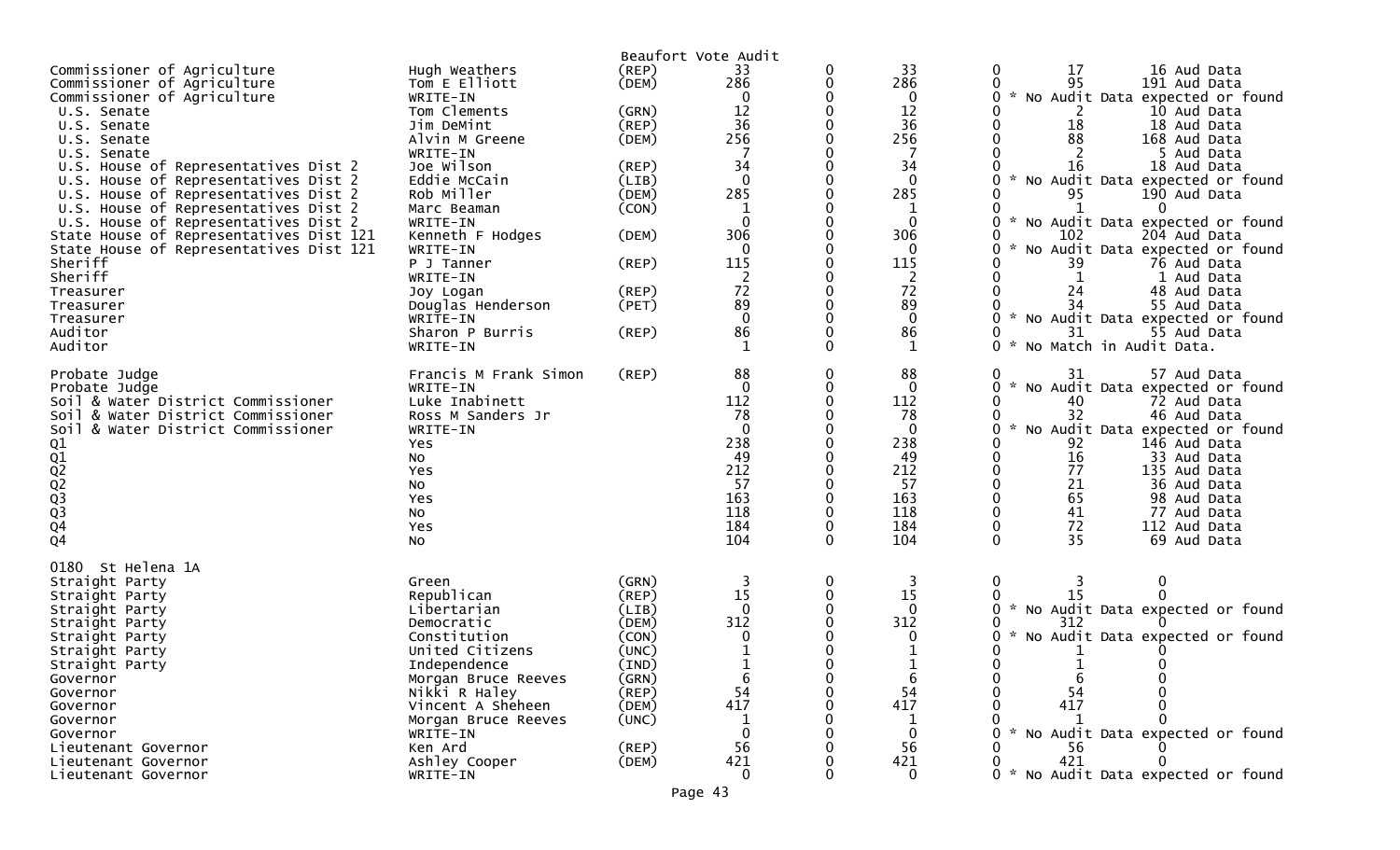Beaufort Vote Audit

| Contest | Candidate | Party | Votes | | Total | | | Audit |
|---|---|---|---|---|---|---|---|---|
| Commissioner of Agriculture | Hugh Weathers | (REP) | 33 | 0 | 33 | 0 | 17 | 16 Aud Data |
| Commissioner of Agriculture | Tom E Elliott | (DEM) | 286 | 0 | 286 | 0 | 95 | 191 Aud Data |
| Commissioner of Agriculture | WRITE-IN | | 0 | 0 | 0 | 0 | * No Audit Data expected or found | |
| U.S. Senate | Tom Clements | (GRN) | 12 | 0 | 12 | 0 | 2 | 10 Aud Data |
| U.S. Senate | Jim DeMint | (REP) | 36 | 0 | 36 | 0 | 18 | 18 Aud Data |
| U.S. Senate | Alvin M Greene | (DEM) | 256 | 0 | 256 | 0 | 88 | 168 Aud Data |
| U.S. Senate | WRITE-IN | | 7 | 0 | 7 | 0 | 2 | 5 Aud Data |
| U.S. House of Representatives Dist 2 | Joe Wilson | (REP) | 34 | 0 | 34 | 0 | 16 | 18 Aud Data |
| U.S. House of Representatives Dist 2 | Eddie McCain | (LIB) | 0 | 0 | 0 | 0 | * No Audit Data expected or found | |
| U.S. House of Representatives Dist 2 | Rob Miller | (DEM) | 285 | 0 | 285 | 0 | 95 | 190 Aud Data |
| U.S. House of Representatives Dist 2 | Marc Beaman | (CON) | 1 | 0 | 1 | 0 | 1 | 0 |
| U.S. House of Representatives Dist 2 | WRITE-IN | | 0 | 0 | 0 | 0 | * No Audit Data expected or found | |
| State House of Representatives Dist 121 | Kenneth F Hodges | (DEM) | 306 | 0 | 306 | 0 | 102 | 204 Aud Data |
| State House of Representatives Dist 121 | WRITE-IN | | 0 | 0 | 0 | 0 | * No Audit Data expected or found | |
| Sheriff | P J Tanner | (REP) | 115 | 0 | 115 | 0 | 39 | 76 Aud Data |
| Sheriff | WRITE-IN | | 2 | 0 | 2 | 0 | 1 | 1 Aud Data |
| Treasurer | Joy Logan | (REP) | 72 | 0 | 72 | 0 | 24 | 48 Aud Data |
| Treasurer | Douglas Henderson | (PET) | 89 | 0 | 89 | 0 | 34 | 55 Aud Data |
| Treasurer | WRITE-IN | | 0 | 0 | 0 | 0 | * No Audit Data expected or found | |
| Auditor | Sharon P Burris | (REP) | 86 | 0 | 86 | 0 | 31 | 55 Aud Data |
| Auditor | WRITE-IN | | 1 | 0 | 1 | 0 | * No Match in Audit Data. | |
| Probate Judge | Francis M Frank Simon | (REP) | 88 | 0 | 88 | 0 | 31 | 57 Aud Data |
| Probate Judge | WRITE-IN | | 0 | 0 | 0 | 0 | * No Audit Data expected or found | |
| Soil & Water District Commissioner | Luke Inabinett | | 112 | 0 | 112 | 0 | 40 | 72 Aud Data |
| Soil & Water District Commissioner | Ross M Sanders Jr | | 78 | 0 | 78 | 0 | 32 | 46 Aud Data |
| Soil & Water District Commissioner | WRITE-IN | | 0 | 0 | 0 | 0 | * No Audit Data expected or found | |
| Q1 | Yes | | 238 | 0 | 238 | 0 | 92 | 146 Aud Data |
| Q1 | No | | 49 | 0 | 49 | 0 | 16 | 33 Aud Data |
| Q2 | Yes | | 212 | 0 | 212 | 0 | 77 | 135 Aud Data |
| Q2 | No | | 57 | 0 | 57 | 0 | 21 | 36 Aud Data |
| Q3 | Yes | | 163 | 0 | 163 | 0 | 65 | 98 Aud Data |
| Q3 | No | | 118 | 0 | 118 | 0 | 41 | 77 Aud Data |
| Q4 | Yes | | 184 | 0 | 184 | 0 | 72 | 112 Aud Data |
| Q4 | No | | 104 | 0 | 104 | 0 | 35 | 69 Aud Data |

0180 St Helena 1A

| Contest | Candidate | Party | Votes | | Total | | | Audit |
|---|---|---|---|---|---|---|---|---|
| Straight Party | Green | (GRN) | 3 | 0 | 3 | 0 | 3 | 0 |
| Straight Party | Republican | (REP) | 15 | 0 | 15 | 0 | 15 | 0 |
| Straight Party | Libertarian | (LIB) | 0 | 0 | 0 | 0 | * No Audit Data expected or found | |
| Straight Party | Democratic | (DEM) | 312 | 0 | 312 | 0 | 312 | 0 |
| Straight Party | Constitution | (CON) | 0 | 0 | 0 | 0 | * No Audit Data expected or found | |
| Straight Party | United Citizens | (UNC) | 1 | 0 | 1 | 0 | 1 | 0 |
| Straight Party | Independence | (IND) | 1 | 0 | 1 | 0 | 1 | 0 |
| Governor | Morgan Bruce Reeves | (GRN) | 6 | 0 | 6 | 0 | 6 | 0 |
| Governor | Nikki R Haley | (REP) | 54 | 0 | 54 | 0 | 54 | 0 |
| Governor | Vincent A Sheheen | (DEM) | 417 | 0 | 417 | 0 | 417 | 0 |
| Governor | Morgan Bruce Reeves | (UNC) | 1 | 0 | 1 | 0 | 1 | 0 |
| Governor | WRITE-IN | | 0 | 0 | 0 | 0 | * No Audit Data expected or found | |
| Lieutenant Governor | Ken Ard | (REP) | 56 | 0 | 56 | 0 | 56 | 0 |
| Lieutenant Governor | Ashley Cooper | (DEM) | 421 | 0 | 421 | 0 | 421 | 0 |
| Lieutenant Governor | WRITE-IN | | 0 | 0 | 0 | 0 | * No Audit Data expected or found | |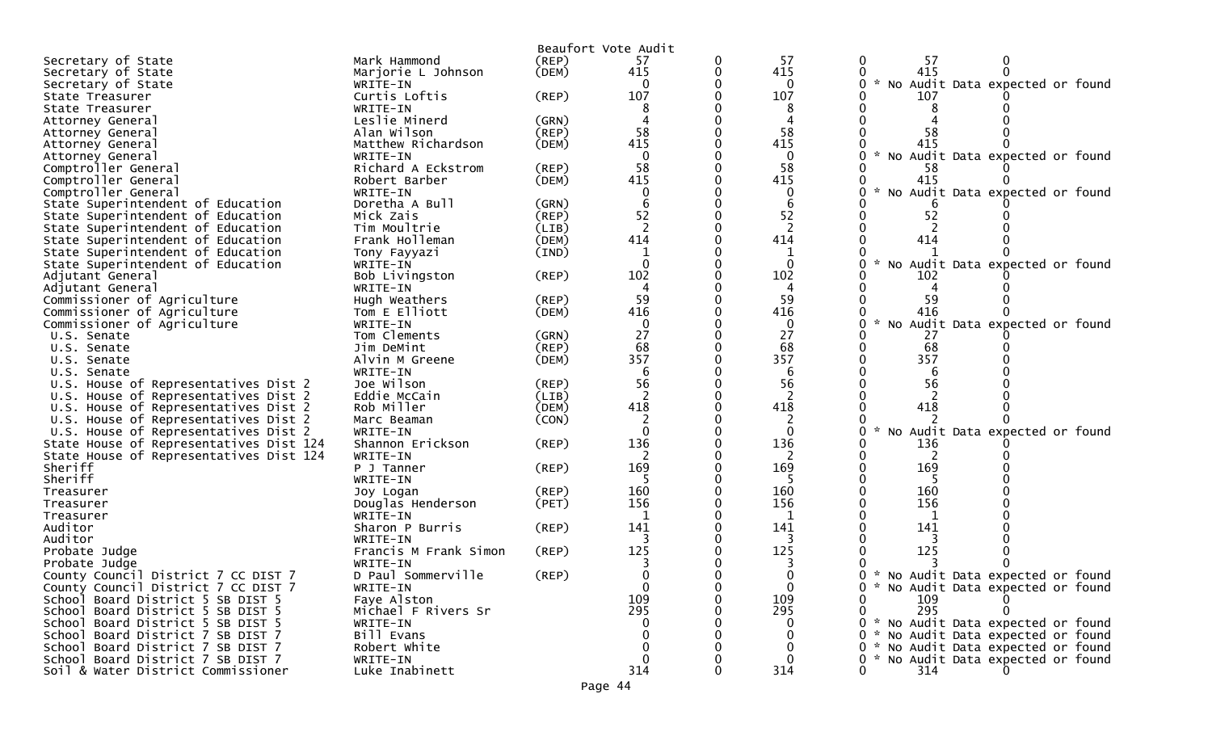Beaufort Vote Audit

| Office | Candidate | Party | | | | | | |
|---|---|---|---|---|---|---|---|---|
| Secretary of State | Mark Hammond | (REP) | 57 | 0 | 57 | 0 | 57 | 0 |
| Secretary of State | Marjorie L Johnson | (DEM) | 415 | 0 | 415 | 0 | 415 | 0 |
| Secretary of State | WRITE-IN | | 0 | 0 | 0 | 0 | * No Audit Data expected or found | |
| State Treasurer | Curtis Loftis | (REP) | 107 | 0 | 107 | 0 | 107 | 0 |
| State Treasurer | WRITE-IN | | 8 | 0 | 8 | 0 | 8 | 0 |
| Attorney General | Leslie Minerd | (GRN) | 4 | 0 | 4 | 0 | 4 | 0 |
| Attorney General | Alan Wilson | (REP) | 58 | 0 | 58 | 0 | 58 | 0 |
| Attorney General | Matthew Richardson | (DEM) | 415 | 0 | 415 | 0 | 415 | 0 |
| Attorney General | WRITE-IN | | 0 | 0 | 0 | 0 | * No Audit Data expected or found | |
| Comptroller General | Richard A Eckstrom | (REP) | 58 | 0 | 58 | 0 | 58 | 0 |
| Comptroller General | Robert Barber | (DEM) | 415 | 0 | 415 | 0 | 415 | 0 |
| Comptroller General | WRITE-IN | | 0 | 0 | 0 | 0 | * No Audit Data expected or found | |
| State Superintendent of Education | Doretha A Bull | (GRN) | 6 | 0 | 6 | 0 | 6 | 0 |
| State Superintendent of Education | Mick Zais | (REP) | 52 | 0 | 52 | 0 | 52 | 0 |
| State Superintendent of Education | Tim Moultrie | (LIB) | 2 | 0 | 2 | 0 | 2 | 0 |
| State Superintendent of Education | Frank Holleman | (DEM) | 414 | 0 | 414 | 0 | 414 | 0 |
| State Superintendent of Education | Tony Fayyazi | (IND) | 1 | 0 | 1 | 0 | 1 | 0 |
| State Superintendent of Education | WRITE-IN | | 0 | 0 | 0 | 0 | * No Audit Data expected or found | |
| Adjutant General | Bob Livingston | (REP) | 102 | 0 | 102 | 0 | 102 | 0 |
| Adjutant General | WRITE-IN | | 4 | 0 | 4 | 0 | 4 | 0 |
| Commissioner of Agriculture | Hugh Weathers | (REP) | 59 | 0 | 59 | 0 | 59 | 0 |
| Commissioner of Agriculture | Tom E Elliott | (DEM) | 416 | 0 | 416 | 0 | 416 | 0 |
| Commissioner of Agriculture | WRITE-IN | | 0 | 0 | 0 | 0 | * No Audit Data expected or found | |
| U.S. Senate | Tom Clements | (GRN) | 27 | 0 | 27 | 0 | 27 | 0 |
| U.S. Senate | Jim DeMint | (REP) | 68 | 0 | 68 | 0 | 68 | 0 |
| U.S. Senate | Alvin M Greene | (DEM) | 357 | 0 | 357 | 0 | 357 | 0 |
| U.S. Senate | WRITE-IN | | 6 | 0 | 6 | 0 | 6 | 0 |
| U.S. House of Representatives Dist 2 | Joe Wilson | (REP) | 56 | 0 | 56 | 0 | 56 | 0 |
| U.S. House of Representatives Dist 2 | Eddie McCain | (LIB) | 2 | 0 | 2 | 0 | 2 | 0 |
| U.S. House of Representatives Dist 2 | Rob Miller | (DEM) | 418 | 0 | 418 | 0 | 418 | 0 |
| U.S. House of Representatives Dist 2 | Marc Beaman | (CON) | 2 | 0 | 2 | 0 | 2 | 0 |
| U.S. House of Representatives Dist 2 | WRITE-IN | | 0 | 0 | 0 | 0 | * No Audit Data expected or found | |
| State House of Representatives Dist 124 | Shannon Erickson | (REP) | 136 | 0 | 136 | 0 | 136 | 0 |
| State House of Representatives Dist 124 | WRITE-IN | | 2 | 0 | 2 | 0 | 2 | 0 |
| Sheriff | P J Tanner | (REP) | 169 | 0 | 169 | 0 | 169 | 0 |
| Sheriff | WRITE-IN | | 5 | 0 | 5 | 0 | 5 | 0 |
| Treasurer | Joy Logan | (REP) | 160 | 0 | 160 | 0 | 160 | 0 |
| Treasurer | Douglas Henderson | (PET) | 156 | 0 | 156 | 0 | 156 | 0 |
| Treasurer | WRITE-IN | | 1 | 0 | 1 | 0 | 1 | 0 |
| Auditor | Sharon P Burris | (REP) | 141 | 0 | 141 | 0 | 141 | 0 |
| Auditor | WRITE-IN | | 3 | 0 | 3 | 0 | 3 | 0 |
| Probate Judge | Francis M Frank Simon | (REP) | 125 | 0 | 125 | 0 | 125 | 0 |
| Probate Judge | WRITE-IN | | 3 | 0 | 3 | 0 | 3 | 0 |
| County Council District 7 CC DIST 7 | D Paul Sommerville | (REP) | 0 | 0 | 0 | 0 | * No Audit Data expected or found | |
| County Council District 7 CC DIST 7 | WRITE-IN | | 0 | 0 | 0 | 0 | * No Audit Data expected or found | |
| School Board District 5 SB DIST 5 | Faye Alston | | 109 | 0 | 109 | 0 | 109 | 0 |
| School Board District 5 SB DIST 5 | Michael F Rivers Sr | | 295 | 0 | 295 | 0 | 295 | 0 |
| School Board District 5 SB DIST 5 | WRITE-IN | | 0 | 0 | 0 | 0 | * No Audit Data expected or found | |
| School Board District 7 SB DIST 7 | Bill Evans | | 0 | 0 | 0 | 0 | * No Audit Data expected or found | |
| School Board District 7 SB DIST 7 | Robert White | | 0 | 0 | 0 | 0 | * No Audit Data expected or found | |
| School Board District 7 SB DIST 7 | WRITE-IN | | 0 | 0 | 0 | 0 | * No Audit Data expected or found | |
| Soil & Water District Commissioner | Luke Inabinett | | 314 | 0 | 314 | 0 | 314 | 0 |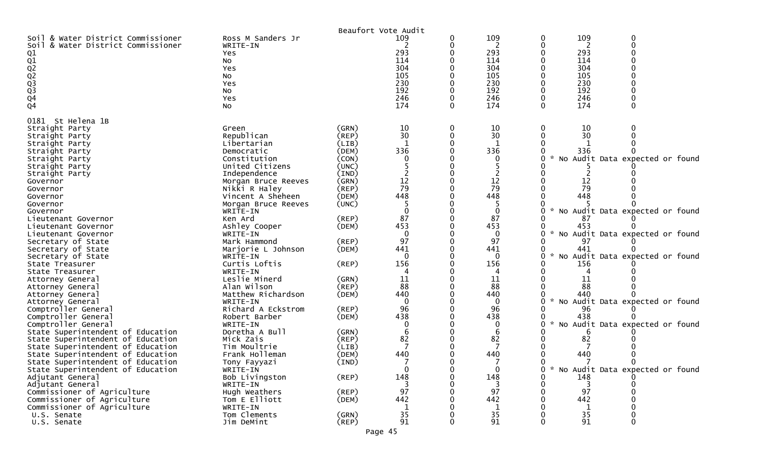Beaufort Vote Audit

| | | | | | | | | |
|---|---|---|---|---|---|---|---|---|
| Soil & Water District Commissioner | Ross M Sanders Jr | | 109 | 0 | 109 | 0 | 109 | 0 |
| Soil & Water District Commissioner | WRITE-IN | | 2 | 0 | 2 | 0 | 2 | 0 |
| Q1 | Yes | | 293 | 0 | 293 | 0 | 293 | 0 |
| Q1 | No | | 114 | 0 | 114 | 0 | 114 | 0 |
| Q2 | Yes | | 304 | 0 | 304 | 0 | 304 | 0 |
| Q2 | No | | 105 | 0 | 105 | 0 | 105 | 0 |
| Q3 | Yes | | 230 | 0 | 230 | 0 | 230 | 0 |
| Q3 | No | | 192 | 0 | 192 | 0 | 192 | 0 |
| Q4 | Yes | | 246 | 0 | 246 | 0 | 246 | 0 |
| Q4 | No | | 174 | 0 | 174 | 0 | 174 | 0 |

0181 St Helena 1B

| | | | | | | | | |
|---|---|---|---|---|---|---|---|---|
| Straight Party | Green | (GRN) | 10 | 0 | 10 | 0 | 10 | 0 |
| Straight Party | Republican | (REP) | 30 | 0 | 30 | 0 | 30 | 0 |
| Straight Party | Libertarian | (LIB) | 1 | 0 | 1 | 0 | 1 | 0 |
| Straight Party | Democratic | (DEM) | 336 | 0 | 336 | 0 | 336 | 0 |
| Straight Party | Constitution | (CON) | 0 | 0 | 0 | 0 * No Audit Data expected or found | | |
| Straight Party | United Citizens | (UNC) | 5 | 0 | 5 | 0 | 5 | 0 |
| Straight Party | Independence | (IND) | 2 | 0 | 2 | 0 | 2 | 0 |
| Governor | Morgan Bruce Reeves | (GRN) | 12 | 0 | 12 | 0 | 12 | 0 |
| Governor | Nikki R Haley | (REP) | 79 | 0 | 79 | 0 | 79 | 0 |
| Governor | Vincent A Sheheen | (DEM) | 448 | 0 | 448 | 0 | 448 | 0 |
| Governor | Morgan Bruce Reeves | (UNC) | 5 | 0 | 5 | 0 | 5 | 0 |
| Governor | WRITE-IN | | 0 | 0 | 0 | 0 * No Audit Data expected or found | | |
| Lieutenant Governor | Ken Ard | (REP) | 87 | 0 | 87 | 0 | 87 | 0 |
| Lieutenant Governor | Ashley Cooper | (DEM) | 453 | 0 | 453 | 0 | 453 | 0 |
| Lieutenant Governor | WRITE-IN | | 0 | 0 | 0 | 0 * No Audit Data expected or found | | |
| Secretary of State | Mark Hammond | (REP) | 97 | 0 | 97 | 0 | 97 | 0 |
| Secretary of State | Marjorie L Johnson | (DEM) | 441 | 0 | 441 | 0 | 441 | 0 |
| Secretary of State | WRITE-IN | | 0 | 0 | 0 | 0 * No Audit Data expected or found | | |
| State Treasurer | Curtis Loftis | (REP) | 156 | 0 | 156 | 0 | 156 | 0 |
| State Treasurer | WRITE-IN | | 4 | 0 | 4 | 0 | 4 | 0 |
| Attorney General | Leslie Minerd | (GRN) | 11 | 0 | 11 | 0 | 11 | 0 |
| Attorney General | Alan Wilson | (REP) | 88 | 0 | 88 | 0 | 88 | 0 |
| Attorney General | Matthew Richardson | (DEM) | 440 | 0 | 440 | 0 | 440 | 0 |
| Attorney General | WRITE-IN | | 0 | 0 | 0 | 0 * No Audit Data expected or found | | |
| Comptroller General | Richard A Eckstrom | (REP) | 96 | 0 | 96 | 0 | 96 | 0 |
| Comptroller General | Robert Barber | (DEM) | 438 | 0 | 438 | 0 | 438 | 0 |
| Comptroller General | WRITE-IN | | 0 | 0 | 0 | 0 * No Audit Data expected or found | | |
| State Superintendent of Education | Doretha A Bull | (GRN) | 6 | 0 | 6 | 0 | 6 | 0 |
| State Superintendent of Education | Mick Zais | (REP) | 82 | 0 | 82 | 0 | 82 | 0 |
| State Superintendent of Education | Tim Moultrie | (LIB) | 7 | 0 | 7 | 0 | 7 | 0 |
| State Superintendent of Education | Frank Holleman | (DEM) | 440 | 0 | 440 | 0 | 440 | 0 |
| State Superintendent of Education | Tony Fayyazi | (IND) | 7 | 0 | 7 | 0 | 7 | 0 |
| State Superintendent of Education | WRITE-IN | | 0 | 0 | 0 | 0 * No Audit Data expected or found | | |
| Adjutant General | Bob Livingston | (REP) | 148 | 0 | 148 | 0 | 148 | 0 |
| Adjutant General | WRITE-IN | | 3 | 0 | 3 | 0 | 3 | 0 |
| Commissioner of Agriculture | Hugh Weathers | (REP) | 97 | 0 | 97 | 0 | 97 | 0 |
| Commissioner of Agriculture | Tom E Elliott | (DEM) | 442 | 0 | 442 | 0 | 442 | 0 |
| Commissioner of Agriculture | WRITE-IN | | 1 | 0 | 1 | 0 | 1 | 0 |
| U.S. Senate | Tom Clements | (GRN) | 35 | 0 | 35 | 0 | 35 | 0 |
| U.S. Senate | Jim DeMint | (REP) | 91 | 0 | 91 | 0 | 91 | 0 |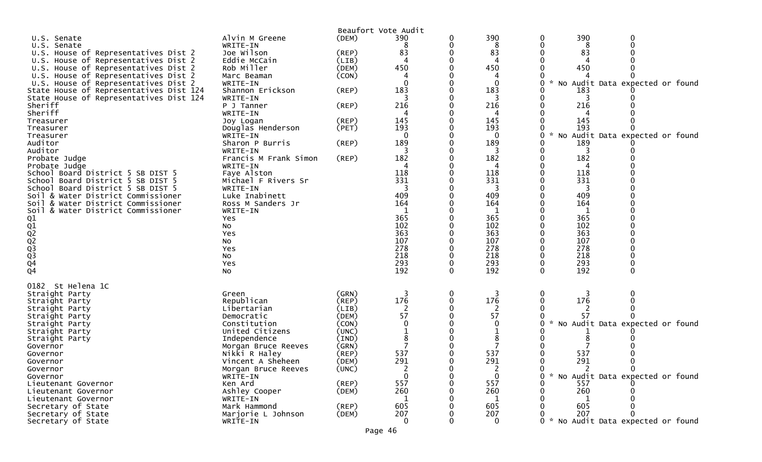Beaufort Vote Audit

| Contest | Candidate | Party | | | | | | |
|---|---|---|---|---|---|---|---|---|
| U.S. Senate | Alvin M Greene | (DEM) | 390 | 0 | 390 | 0 | 390 | 0 |
| U.S. Senate | WRITE-IN | | 8 | 0 | 8 | 0 | 8 | 0 |
| U.S. House of Representatives Dist 2 | Joe Wilson | (REP) | 83 | 0 | 83 | 0 | 83 | 0 |
| U.S. House of Representatives Dist 2 | Eddie McCain | (LIB) | 4 | 0 | 4 | 0 | 4 | 0 |
| U.S. House of Representatives Dist 2 | Rob Miller | (DEM) | 450 | 0 | 450 | 0 | 450 | 0 |
| U.S. House of Representatives Dist 2 | Marc Beaman | (CON) | 4 | 0 | 4 | 0 | 4 | 0 |
| U.S. House of Representatives Dist 2 | WRITE-IN | | 0 | 0 | 0 | 0 * No Audit Data expected or found | | |
| State House of Representatives Dist 124 | Shannon Erickson | (REP) | 183 | 0 | 183 | 0 | 183 | 0 |
| State House of Representatives Dist 124 | WRITE-IN | | 3 | 0 | 3 | 0 | 3 | 0 |
| Sheriff | P J Tanner | (REP) | 216 | 0 | 216 | 0 | 216 | 0 |
| Sheriff | WRITE-IN | | 4 | 0 | 4 | 0 | 4 | 0 |
| Treasurer | Joy Logan | (REP) | 145 | 0 | 145 | 0 | 145 | 0 |
| Treasurer | Douglas Henderson | (PET) | 193 | 0 | 193 | 0 | 193 | 0 |
| Treasurer | WRITE-IN | | 0 | 0 | 0 | 0 * No Audit Data expected or found | | |
| Auditor | Sharon P Burris | (REP) | 189 | 0 | 189 | 0 | 189 | 0 |
| Auditor | WRITE-IN | | 3 | 0 | 3 | 0 | 3 | 0 |
| Probate Judge | Francis M Frank Simon | (REP) | 182 | 0 | 182 | 0 | 182 | 0 |
| Probate Judge | WRITE-IN | | 4 | 0 | 4 | 0 | 4 | 0 |
| School Board District 5 SB DIST 5 | Faye Alston | | 118 | 0 | 118 | 0 | 118 | 0 |
| School Board District 5 SB DIST 5 | Michael F Rivers Sr | | 331 | 0 | 331 | 0 | 331 | 0 |
| School Board District 5 SB DIST 5 | WRITE-IN | | 3 | 0 | 3 | 0 | 3 | 0 |
| Soil & Water District Commissioner | Luke Inabinett | | 409 | 0 | 409 | 0 | 409 | 0 |
| Soil & Water District Commissioner | Ross M Sanders Jr | | 164 | 0 | 164 | 0 | 164 | 0 |
| Soil & Water District Commissioner | WRITE-IN | | 1 | 0 | 1 | 0 | 1 | 0 |
| Q1 | Yes | | 365 | 0 | 365 | 0 | 365 | 0 |
| Q1 | No | | 102 | 0 | 102 | 0 | 102 | 0 |
| Q2 | Yes | | 363 | 0 | 363 | 0 | 363 | 0 |
| Q2 | No | | 107 | 0 | 107 | 0 | 107 | 0 |
| Q3 | Yes | | 278 | 0 | 278 | 0 | 278 | 0 |
| Q3 | No | | 218 | 0 | 218 | 0 | 218 | 0 |
| Q4 | Yes | | 293 | 0 | 293 | 0 | 293 | 0 |
| Q4 | No | | 192 | 0 | 192 | 0 | 192 | 0 |

0182 St Helena 1C

| Contest | Candidate | Party | | | | | | |
|---|---|---|---|---|---|---|---|---|
| Straight Party | Green | (GRN) | 3 | 0 | 3 | 0 | 3 | 0 |
| Straight Party | Republican | (REP) | 176 | 0 | 176 | 0 | 176 | 0 |
| Straight Party | Libertarian | (LIB) | 2 | 0 | 2 | 0 | 2 | 0 |
| Straight Party | Democratic | (DEM) | 57 | 0 | 57 | 0 | 57 | 0 |
| Straight Party | Constitution | (CON) | 0 | 0 | 0 | 0 * No Audit Data expected or found | | |
| Straight Party | United Citizens | (UNC) | 1 | 0 | 1 | 0 | 1 | 0 |
| Straight Party | Independence | (IND) | 8 | 0 | 8 | 0 | 8 | 0 |
| Governor | Morgan Bruce Reeves | (GRN) | 7 | 0 | 7 | 0 | 7 | 0 |
| Governor | Nikki R Haley | (REP) | 537 | 0 | 537 | 0 | 537 | 0 |
| Governor | Vincent A Sheheen | (DEM) | 291 | 0 | 291 | 0 | 291 | 0 |
| Governor | Morgan Bruce Reeves | (UNC) | 2 | 0 | 2 | 0 | 2 | 0 |
| Governor | WRITE-IN | | 0 | 0 | 0 | 0 * No Audit Data expected or found | | |
| Lieutenant Governor | Ken Ard | (REP) | 557 | 0 | 557 | 0 | 557 | 0 |
| Lieutenant Governor | Ashley Cooper | (DEM) | 260 | 0 | 260 | 0 | 260 | 0 |
| Lieutenant Governor | WRITE-IN | | 1 | 0 | 1 | 0 | 1 | 0 |
| Secretary of State | Mark Hammond | (REP) | 605 | 0 | 605 | 0 | 605 | 0 |
| Secretary of State | Marjorie L Johnson | (DEM) | 207 | 0 | 207 | 0 | 207 | 0 |
| Secretary of State | WRITE-IN | | 0 | 0 | 0 | 0 * No Audit Data expected or found | | |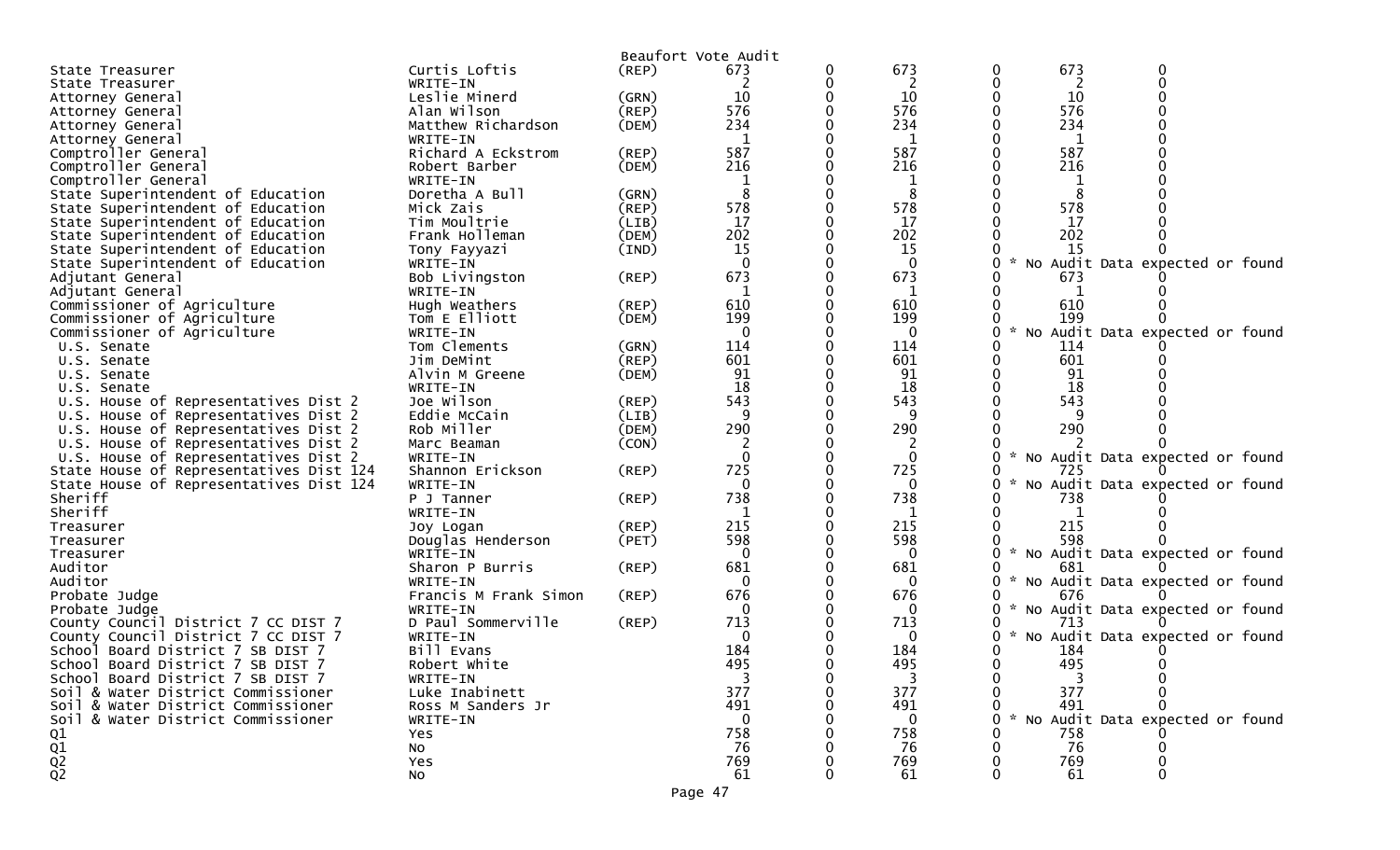Beaufort Vote Audit

| Office | Candidate | Party | | | | | | |
|---|---|---|---|---|---|---|---|---|
| State Treasurer | Curtis Loftis | (REP) | 673 | 0 | 673 | 0 | 673 | 0 |
| State Treasurer | WRITE-IN | | 2 | 0 | 2 | 0 | 2 | 0 |
| Attorney General | Leslie Minerd | (GRN) | 10 | 0 | 10 | 0 | 10 | 0 |
| Attorney General | Alan Wilson | (REP) | 576 | 0 | 576 | 0 | 576 | 0 |
| Attorney General | Matthew Richardson | (DEM) | 234 | 0 | 234 | 0 | 234 | 0 |
| Attorney General | WRITE-IN | | 1 | 0 | 1 | 0 | 1 | 0 |
| Comptroller General | Richard A Eckstrom | (REP) | 587 | 0 | 587 | 0 | 587 | 0 |
| Comptroller General | Robert Barber | (DEM) | 216 | 0 | 216 | 0 | 216 | 0 |
| Comptroller General | WRITE-IN | | 1 | 0 | 1 | 0 | 1 | 0 |
| State Superintendent of Education | Doretha A Bull | (GRN) | 8 | 0 | 8 | 0 | 8 | 0 |
| State Superintendent of Education | Mick Zais | (REP) | 578 | 0 | 578 | 0 | 578 | 0 |
| State Superintendent of Education | Tim Moultrie | (LIB) | 17 | 0 | 17 | 0 | 17 | 0 |
| State Superintendent of Education | Frank Holleman | (DEM) | 202 | 0 | 202 | 0 | 202 | 0 |
| State Superintendent of Education | Tony Fayyazi | (IND) | 15 | 0 | 15 | 0 | 15 | 0 |
| State Superintendent of Education | WRITE-IN | | 0 | 0 | 0 | 0 | * No Audit Data expected or found | |
| Adjutant General | Bob Livingston | (REP) | 673 | 0 | 673 | 0 | 673 | 0 |
| Adjutant General | WRITE-IN | | 1 | 0 | 1 | 0 | 1 | 0 |
| Commissioner of Agriculture | Hugh Weathers | (REP) | 610 | 0 | 610 | 0 | 610 | 0 |
| Commissioner of Agriculture | Tom E Elliott | (DEM) | 199 | 0 | 199 | 0 | 199 | 0 |
| Commissioner of Agriculture | WRITE-IN | | 0 | 0 | 0 | 0 | * No Audit Data expected or found | |
| U.S. Senate | Tom Clements | (GRN) | 114 | 0 | 114 | 0 | 114 | 0 |
| U.S. Senate | Jim DeMint | (REP) | 601 | 0 | 601 | 0 | 601 | 0 |
| U.S. Senate | Alvin M Greene | (DEM) | 91 | 0 | 91 | 0 | 91 | 0 |
| U.S. Senate | WRITE-IN | | 18 | 0 | 18 | 0 | 18 | 0 |
| U.S. House of Representatives Dist 2 | Joe Wilson | (REP) | 543 | 0 | 543 | 0 | 543 | 0 |
| U.S. House of Representatives Dist 2 | Eddie McCain | (LIB) | 9 | 0 | 9 | 0 | 9 | 0 |
| U.S. House of Representatives Dist 2 | Rob Miller | (DEM) | 290 | 0 | 290 | 0 | 290 | 0 |
| U.S. House of Representatives Dist 2 | Marc Beaman | (CON) | 2 | 0 | 2 | 0 | 2 | 0 |
| U.S. House of Representatives Dist 2 | WRITE-IN | | 0 | 0 | 0 | 0 | * No Audit Data expected or found | |
| State House of Representatives Dist 124 | Shannon Erickson | (REP) | 725 | 0 | 725 | 0 | 725 | 0 |
| State House of Representatives Dist 124 | WRITE-IN | | 0 | 0 | 0 | 0 | * No Audit Data expected or found | |
| Sheriff | P J Tanner | (REP) | 738 | 0 | 738 | 0 | 738 | 0 |
| Sheriff | WRITE-IN | | 1 | 0 | 1 | 0 | 1 | 0 |
| Treasurer | Joy Logan | (REP) | 215 | 0 | 215 | 0 | 215 | 0 |
| Treasurer | Douglas Henderson | (PET) | 598 | 0 | 598 | 0 | 598 | 0 |
| Treasurer | WRITE-IN | | 0 | 0 | 0 | 0 | * No Audit Data expected or found | |
| Auditor | Sharon P Burris | (REP) | 681 | 0 | 681 | 0 | 681 | 0 |
| Auditor | WRITE-IN | | 0 | 0 | 0 | 0 | * No Audit Data expected or found | |
| Probate Judge | Francis M Frank Simon | (REP) | 676 | 0 | 676 | 0 | 676 | 0 |
| Probate Judge | WRITE-IN | | 0 | 0 | 0 | 0 | * No Audit Data expected or found | |
| County Council District 7 CC DIST 7 | D Paul Sommerville | (REP) | 713 | 0 | 713 | 0 | 713 | 0 |
| County Council District 7 CC DIST 7 | WRITE-IN | | 0 | 0 | 0 | 0 | * No Audit Data expected or found | |
| School Board District 7 SB DIST 7 | Bill Evans | | 184 | 0 | 184 | 0 | 184 | 0 |
| School Board District 7 SB DIST 7 | Robert White | | 495 | 0 | 495 | 0 | 495 | 0 |
| School Board District 7 SB DIST 7 | WRITE-IN | | 3 | 0 | 3 | 0 | 3 | 0 |
| Soil & Water District Commissioner | Luke Inabinett | | 377 | 0 | 377 | 0 | 377 | 0 |
| Soil & Water District Commissioner | Ross M Sanders Jr | | 491 | 0 | 491 | 0 | 491 | 0 |
| Soil & Water District Commissioner | WRITE-IN | | 0 | 0 | 0 | 0 | * No Audit Data expected or found | |
| Q1 | Yes | | 758 | 0 | 758 | 0 | 758 | 0 |
| Q1 | No | | 76 | 0 | 76 | 0 | 76 | 0 |
| Q2 | Yes | | 769 | 0 | 769 | 0 | 769 | 0 |
| Q2 | No | | 61 | 0 | 61 | 0 | 61 | 0 |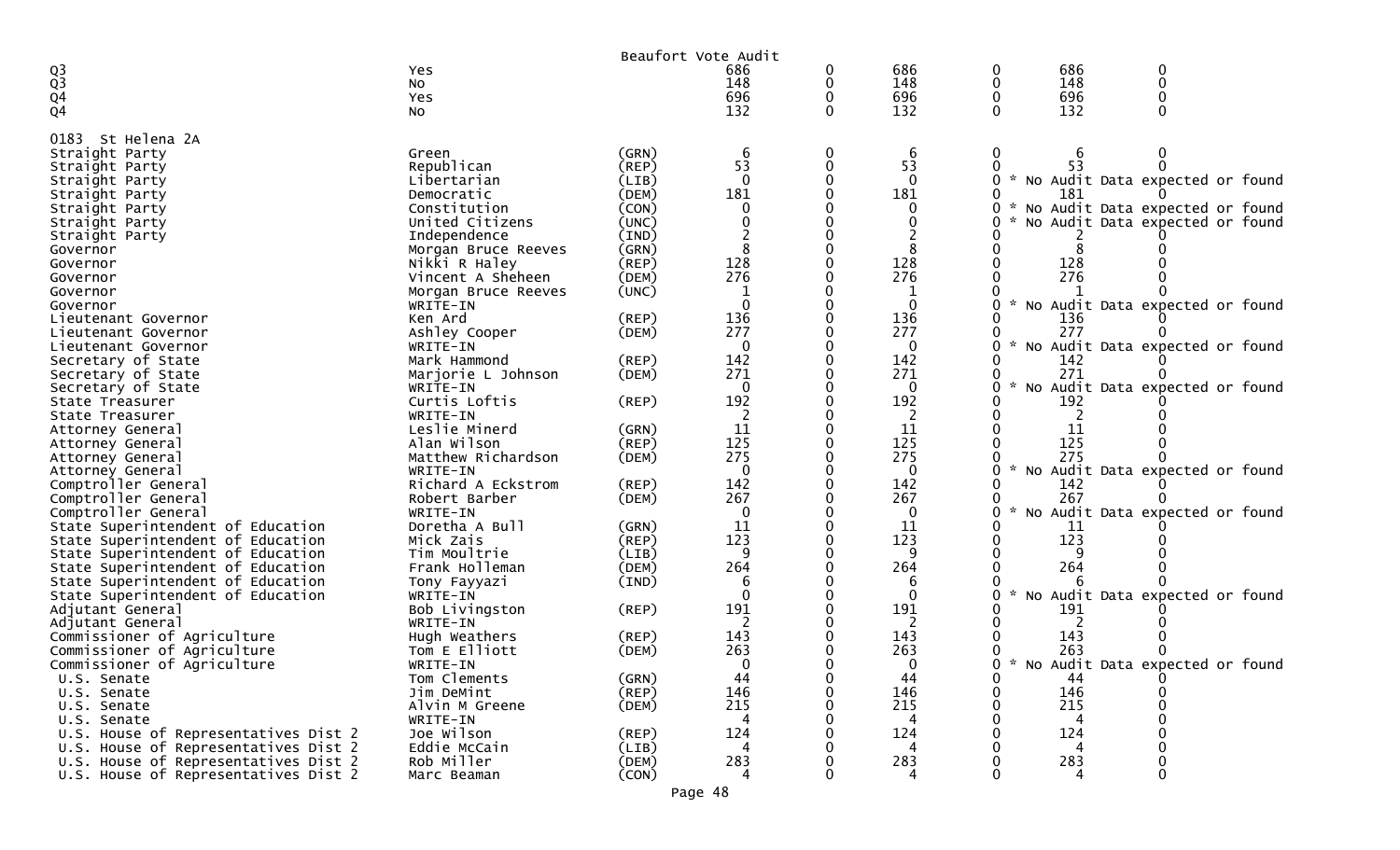Beaufort Vote Audit

| | | | | | | | | |
|---|---|---|---|---|---|---|---|---|
| Q3 | Yes | | 686 | 0 | 686 | 0 | 686 | 0 |
| Q3 | No | | 148 | 0 | 148 | 0 | 148 | 0 |
| Q4 | Yes | | 696 | 0 | 696 | 0 | 696 | 0 |
| Q4 | No | | 132 | 0 | 132 | 0 | 132 | 0 |

0183 St Helena 2A

| | | | | | | | | |
|---|---|---|---|---|---|---|---|---|
| Straight Party | Green | (GRN) | 6 | 0 | 6 | 0 | 6 | 0 |
| Straight Party | Republican | (REP) | 53 | 0 | 53 | 0 | 53 | 0 |
| Straight Party | Libertarian | (LIB) | 0 | 0 | 0 | 0 | * No Audit Data expected or found | |
| Straight Party | Democratic | (DEM) | 181 | 0 | 181 | 0 | 181 | 0 |
| Straight Party | Constitution | (CON) | 0 | 0 | 0 | 0 | * No Audit Data expected or found | |
| Straight Party | United Citizens | (UNC) | 0 | 0 | 0 | 0 | * No Audit Data expected or found | |
| Straight Party | Independence | (IND) | 2 | 0 | 2 | 0 | 2 | 0 |
| Governor | Morgan Bruce Reeves | (GRN) | 8 | 0 | 8 | 0 | 8 | 0 |
| Governor | Nikki R Haley | (REP) | 128 | 0 | 128 | 0 | 128 | 0 |
| Governor | Vincent A Sheheen | (DEM) | 276 | 0 | 276 | 0 | 276 | 0 |
| Governor | Morgan Bruce Reeves | (UNC) | 1 | 0 | 1 | 0 | 1 | 0 |
| Governor | WRITE-IN | | 0 | 0 | 0 | 0 | * No Audit Data expected or found | |
| Lieutenant Governor | Ken Ard | (REP) | 136 | 0 | 136 | 0 | 136 | 0 |
| Lieutenant Governor | Ashley Cooper | (DEM) | 277 | 0 | 277 | 0 | 277 | 0 |
| Lieutenant Governor | WRITE-IN | | 0 | 0 | 0 | 0 | * No Audit Data expected or found | |
| Secretary of State | Mark Hammond | (REP) | 142 | 0 | 142 | 0 | 142 | 0 |
| Secretary of State | Marjorie L Johnson | (DEM) | 271 | 0 | 271 | 0 | 271 | 0 |
| Secretary of State | WRITE-IN | | 0 | 0 | 0 | 0 | * No Audit Data expected or found | |
| State Treasurer | Curtis Loftis | (REP) | 192 | 0 | 192 | 0 | 192 | 0 |
| State Treasurer | WRITE-IN | | 2 | 0 | 2 | 0 | 2 | 0 |
| Attorney General | Leslie Minerd | (GRN) | 11 | 0 | 11 | 0 | 11 | 0 |
| Attorney General | Alan Wilson | (REP) | 125 | 0 | 125 | 0 | 125 | 0 |
| Attorney General | Matthew Richardson | (DEM) | 275 | 0 | 275 | 0 | 275 | 0 |
| Attorney General | WRITE-IN | | 0 | 0 | 0 | 0 | * No Audit Data expected or found | |
| Comptroller General | Richard A Eckstrom | (REP) | 142 | 0 | 142 | 0 | 142 | 0 |
| Comptroller General | Robert Barber | (DEM) | 267 | 0 | 267 | 0 | 267 | 0 |
| Comptroller General | WRITE-IN | | 0 | 0 | 0 | 0 | * No Audit Data expected or found | |
| State Superintendent of Education | Doretha A Bull | (GRN) | 11 | 0 | 11 | 0 | 11 | 0 |
| State Superintendent of Education | Mick Zais | (REP) | 123 | 0 | 123 | 0 | 123 | 0 |
| State Superintendent of Education | Tim Moultrie | (LIB) | 9 | 0 | 9 | 0 | 9 | 0 |
| State Superintendent of Education | Frank Holleman | (DEM) | 264 | 0 | 264 | 0 | 264 | 0 |
| State Superintendent of Education | Tony Fayyazi | (IND) | 6 | 0 | 6 | 0 | 6 | 0 |
| State Superintendent of Education | WRITE-IN | | 0 | 0 | 0 | 0 | * No Audit Data expected or found | |
| Adjutant General | Bob Livingston | (REP) | 191 | 0 | 191 | 0 | 191 | 0 |
| Adjutant General | WRITE-IN | | 2 | 0 | 2 | 0 | 2 | 0 |
| Commissioner of Agriculture | Hugh Weathers | (REP) | 143 | 0 | 143 | 0 | 143 | 0 |
| Commissioner of Agriculture | Tom E Elliott | (DEM) | 263 | 0 | 263 | 0 | 263 | 0 |
| Commissioner of Agriculture | WRITE-IN | | 0 | 0 | 0 | 0 | * No Audit Data expected or found | |
| U.S. Senate | Tom Clements | (GRN) | 44 | 0 | 44 | 0 | 44 | 0 |
| U.S. Senate | Jim DeMint | (REP) | 146 | 0 | 146 | 0 | 146 | 0 |
| U.S. Senate | Alvin M Greene | (DEM) | 215 | 0 | 215 | 0 | 215 | 0 |
| U.S. Senate | WRITE-IN | | 4 | 0 | 4 | 0 | 4 | 0 |
| U.S. House of Representatives Dist 2 | Joe Wilson | (REP) | 124 | 0 | 124 | 0 | 124 | 0 |
| U.S. House of Representatives Dist 2 | Eddie McCain | (LIB) | 4 | 0 | 4 | 0 | 4 | 0 |
| U.S. House of Representatives Dist 2 | Rob Miller | (DEM) | 283 | 0 | 283 | 0 | 283 | 0 |
| U.S. House of Representatives Dist 2 | Marc Beaman | (CON) | 4 | 0 | 4 | 0 | 4 | 0 |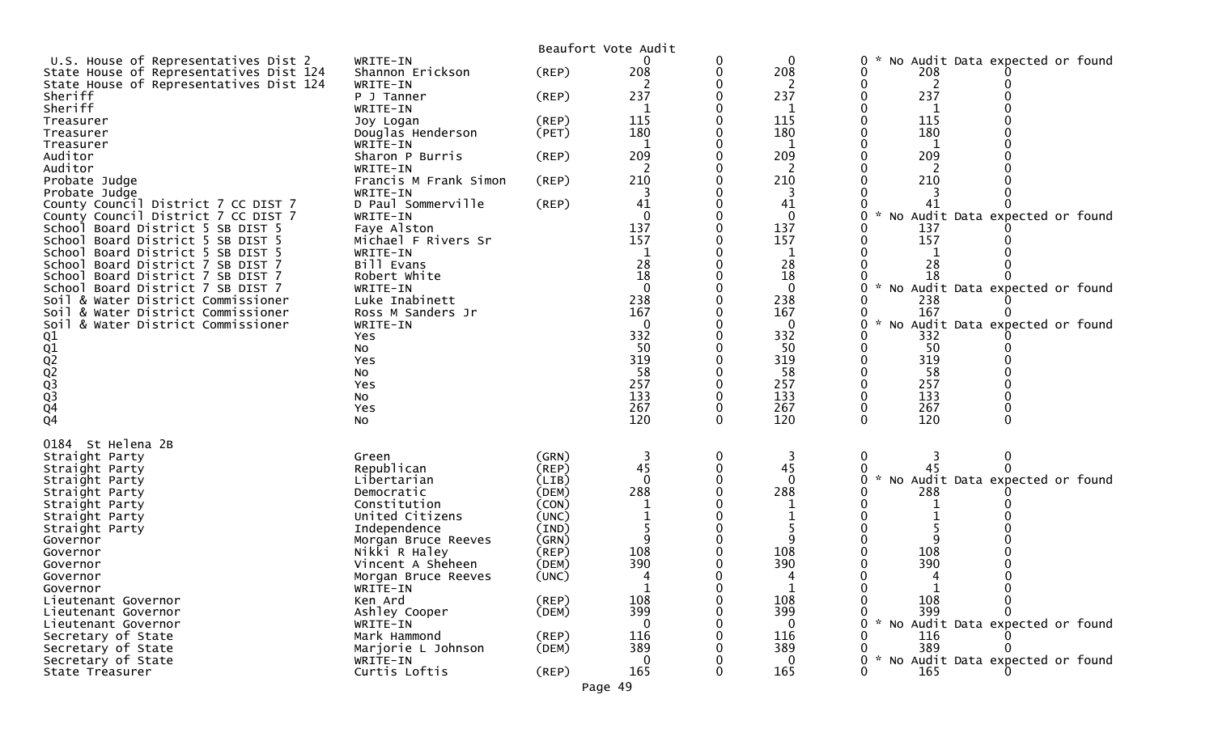Beaufort Vote Audit

| Contest | Candidate | Party | Votes | | | | | |
|---|---|---|---|---|---|---|---|---|
| U.S. House of Representatives Dist 2 | WRITE-IN | | 0 | 0 | 0 | 0 | * No Audit Data expected or found | |
| State House of Representatives Dist 124 | Shannon Erickson | (REP) | 208 | 0 | 208 | 0 | 208 | 0 |
| State House of Representatives Dist 124 | WRITE-IN | | 2 | 0 | 2 | 0 | 2 | 0 |
| Sheriff | P J Tanner | (REP) | 237 | 0 | 237 | 0 | 237 | 0 |
| Sheriff | WRITE-IN | | 1 | 0 | 1 | 0 | 1 | 0 |
| Treasurer | Joy Logan | (REP) | 115 | 0 | 115 | 0 | 115 | 0 |
| Treasurer | Douglas Henderson | (PET) | 180 | 0 | 180 | 0 | 180 | 0 |
| Treasurer | WRITE-IN | | 1 | 0 | 1 | 0 | 1 | 0 |
| Auditor | Sharon P Burris | (REP) | 209 | 0 | 209 | 0 | 209 | 0 |
| Auditor | WRITE-IN | | 2 | 0 | 2 | 0 | 2 | 0 |
| Probate Judge | Francis M Frank Simon | (REP) | 210 | 0 | 210 | 0 | 210 | 0 |
| Probate Judge | WRITE-IN | | 3 | 0 | 3 | 0 | 3 | 0 |
| County Council District 7 CC DIST 7 | D Paul Sommerville | (REP) | 41 | 0 | 41 | 0 | 41 | 0 |
| County Council District 7 CC DIST 7 | WRITE-IN | | 0 | 0 | 0 | 0 | * No Audit Data expected or found | |
| School Board District 5 SB DIST 5 | Faye Alston | | 137 | 0 | 137 | 0 | 137 | 0 |
| School Board District 5 SB DIST 5 | Michael F Rivers Sr | | 157 | 0 | 157 | 0 | 157 | 0 |
| School Board District 5 SB DIST 5 | WRITE-IN | | 1 | 0 | 1 | 0 | 1 | 0 |
| School Board District 7 SB DIST 7 | Bill Evans | | 28 | 0 | 28 | 0 | 28 | 0 |
| School Board District 7 SB DIST 7 | Robert White | | 18 | 0 | 18 | 0 | 18 | 0 |
| School Board District 7 SB DIST 7 | WRITE-IN | | 0 | 0 | 0 | 0 | * No Audit Data expected or found | |
| Soil & Water District Commissioner | Luke Inabinett | | 238 | 0 | 238 | 0 | 238 | 0 |
| Soil & Water District Commissioner | Ross M Sanders Jr | | 167 | 0 | 167 | 0 | 167 | 0 |
| Soil & Water District Commissioner | WRITE-IN | | 0 | 0 | 0 | 0 | * No Audit Data expected or found | |
| Q1 | Yes | | 332 | 0 | 332 | 0 | 332 | 0 |
| Q1 | No | | 50 | 0 | 50 | 0 | 50 | 0 |
| Q2 | Yes | | 319 | 0 | 319 | 0 | 319 | 0 |
| Q2 | No | | 58 | 0 | 58 | 0 | 58 | 0 |
| Q3 | Yes | | 257 | 0 | 257 | 0 | 257 | 0 |
| Q3 | No | | 133 | 0 | 133 | 0 | 133 | 0 |
| Q4 | Yes | | 267 | 0 | 267 | 0 | 267 | 0 |
| Q4 | No | | 120 | 0 | 120 | 0 | 120 | 0 |

0184 St Helena 2B

| Contest | Candidate | Party | Votes | | | | | |
|---|---|---|---|---|---|---|---|---|
| Straight Party | Green | (GRN) | 3 | 0 | 3 | 0 | 3 | 0 |
| Straight Party | Republican | (REP) | 45 | 0 | 45 | 0 | 45 | 0 |
| Straight Party | Libertarian | (LIB) | 0 | 0 | 0 | 0 | * No Audit Data expected or found | |
| Straight Party | Democratic | (DEM) | 288 | 0 | 288 | 0 | 288 | 0 |
| Straight Party | Constitution | (CON) | 1 | 0 | 1 | 0 | 1 | 0 |
| Straight Party | United Citizens | (UNC) | 1 | 0 | 1 | 0 | 1 | 0 |
| Straight Party | Independence | (IND) | 5 | 0 | 5 | 0 | 5 | 0 |
| Governor | Morgan Bruce Reeves | (GRN) | 9 | 0 | 9 | 0 | 9 | 0 |
| Governor | Nikki R Haley | (REP) | 108 | 0 | 108 | 0 | 108 | 0 |
| Governor | Vincent A Sheheen | (DEM) | 390 | 0 | 390 | 0 | 390 | 0 |
| Governor | Morgan Bruce Reeves | (UNC) | 4 | 0 | 4 | 0 | 4 | 0 |
| Governor | WRITE-IN | | 1 | 0 | 1 | 0 | 1 | 0 |
| Lieutenant Governor | Ken Ard | (REP) | 108 | 0 | 108 | 0 | 108 | 0 |
| Lieutenant Governor | Ashley Cooper | (DEM) | 399 | 0 | 399 | 0 | 399 | 0 |
| Lieutenant Governor | WRITE-IN | | 0 | 0 | 0 | 0 | * No Audit Data expected or found | |
| Secretary of State | Mark Hammond | (REP) | 116 | 0 | 116 | 0 | 116 | 0 |
| Secretary of State | Marjorie L Johnson | (DEM) | 389 | 0 | 389 | 0 | 389 | 0 |
| Secretary of State | WRITE-IN | | 0 | 0 | 0 | 0 | * No Audit Data expected or found | |
| State Treasurer | Curtis Loftis | (REP) | 165 | 0 | 165 | 0 | 165 | 0 |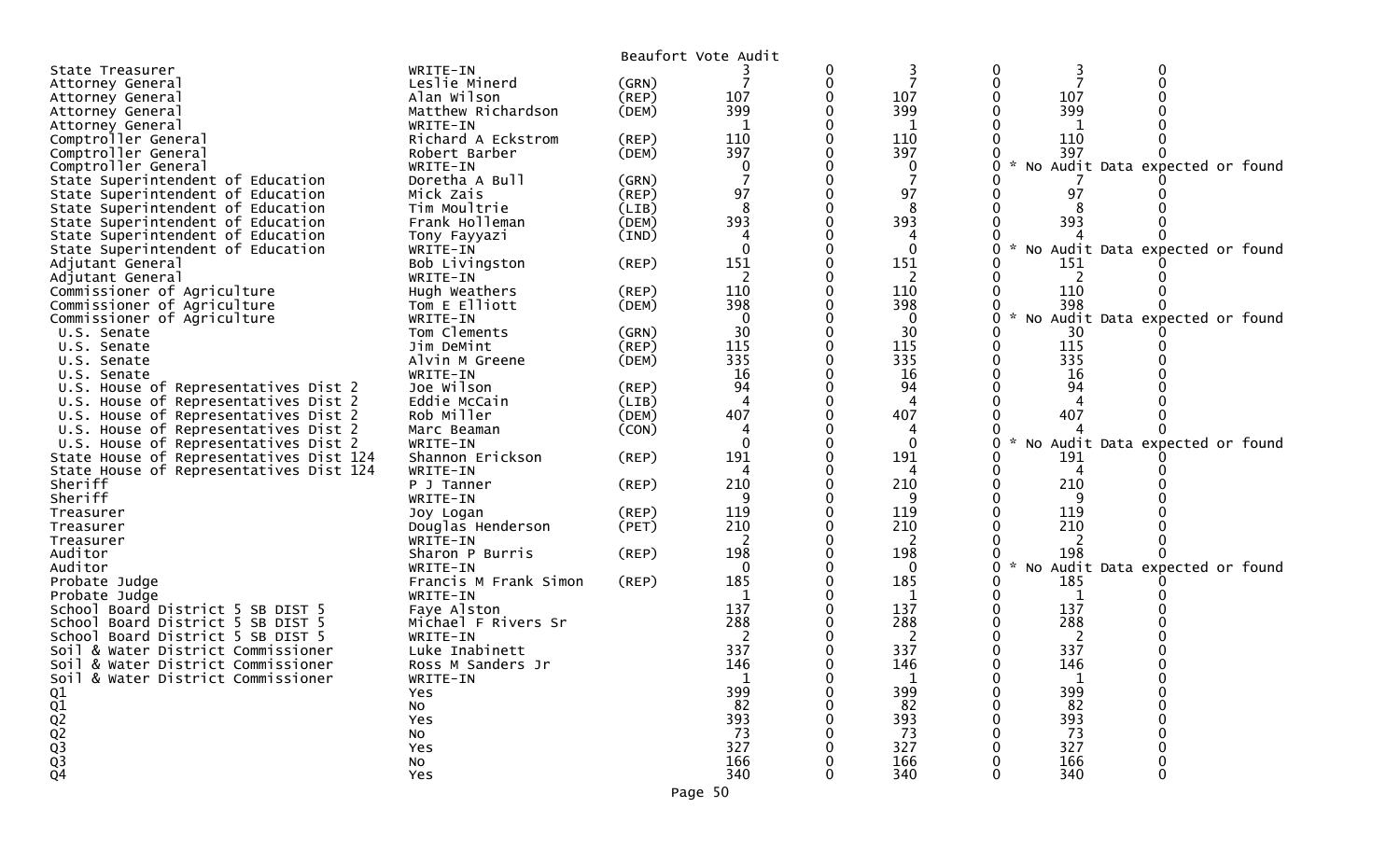Beaufort Vote Audit

| | | | | | | | | |
|---|---|---|---|---|---|---|---|---|
| State Treasurer | WRITE-IN | | 3 | 0 | 3 | 0 | 3 | 0 |
| Attorney General | Leslie Minerd | (GRN) | 7 | 0 | 7 | 0 | 7 | 0 |
| Attorney General | Alan Wilson | (REP) | 107 | 0 | 107 | 0 | 107 | 0 |
| Attorney General | Matthew Richardson | (DEM) | 399 | 0 | 399 | 0 | 399 | 0 |
| Attorney General | WRITE-IN | | 1 | 0 | 1 | 0 | 1 | 0 |
| Comptroller General | Richard A Eckstrom | (REP) | 110 | 0 | 110 | 0 | 110 | 0 |
| Comptroller General | Robert Barber | (DEM) | 397 | 0 | 397 | 0 | 397 | 0 |
| Comptroller General | WRITE-IN | | 0 | 0 | 0 | 0 | * No Audit Data expected or found | |
| State Superintendent of Education | Doretha A Bull | (GRN) | 7 | 0 | 7 | 0 | 7 | 0 |
| State Superintendent of Education | Mick Zais | (REP) | 97 | 0 | 97 | 0 | 97 | 0 |
| State Superintendent of Education | Tim Moultrie | (LIB) | 8 | 0 | 8 | 0 | 8 | 0 |
| State Superintendent of Education | Frank Holleman | (DEM) | 393 | 0 | 393 | 0 | 393 | 0 |
| State Superintendent of Education | Tony Fayyazi | (IND) | 4 | 0 | 4 | 0 | 4 | 0 |
| State Superintendent of Education | WRITE-IN | | 0 | 0 | 0 | 0 | * No Audit Data expected or found | |
| Adjutant General | Bob Livingston | (REP) | 151 | 0 | 151 | 0 | 151 | 0 |
| Adjutant General | WRITE-IN | | 2 | 0 | 2 | 0 | 2 | 0 |
| Commissioner of Agriculture | Hugh Weathers | (REP) | 110 | 0 | 110 | 0 | 110 | 0 |
| Commissioner of Agriculture | Tom E Elliott | (DEM) | 398 | 0 | 398 | 0 | 398 | 0 |
| Commissioner of Agriculture | WRITE-IN | | 0 | 0 | 0 | 0 | * No Audit Data expected or found | |
| U.S. Senate | Tom Clements | (GRN) | 30 | 0 | 30 | 0 | 30 | 0 |
| U.S. Senate | Jim DeMint | (REP) | 115 | 0 | 115 | 0 | 115 | 0 |
| U.S. Senate | Alvin M Greene | (DEM) | 335 | 0 | 335 | 0 | 335 | 0 |
| U.S. Senate | WRITE-IN | | 16 | 0 | 16 | 0 | 16 | 0 |
| U.S. House of Representatives Dist 2 | Joe Wilson | (REP) | 94 | 0 | 94 | 0 | 94 | 0 |
| U.S. House of Representatives Dist 2 | Eddie McCain | (LIB) | 4 | 0 | 4 | 0 | 4 | 0 |
| U.S. House of Representatives Dist 2 | Rob Miller | (DEM) | 407 | 0 | 407 | 0 | 407 | 0 |
| U.S. House of Representatives Dist 2 | Marc Beaman | (CON) | 4 | 0 | 4 | 0 | 4 | 0 |
| U.S. House of Representatives Dist 2 | WRITE-IN | | 0 | 0 | 0 | 0 | * No Audit Data expected or found | |
| State House of Representatives Dist 124 | Shannon Erickson | (REP) | 191 | 0 | 191 | 0 | 191 | 0 |
| State House of Representatives Dist 124 | WRITE-IN | | 4 | 0 | 4 | 0 | 4 | 0 |
| Sheriff | P J Tanner | (REP) | 210 | 0 | 210 | 0 | 210 | 0 |
| Sheriff | WRITE-IN | | 9 | 0 | 9 | 0 | 9 | 0 |
| Treasurer | Joy Logan | (REP) | 119 | 0 | 119 | 0 | 119 | 0 |
| Treasurer | Douglas Henderson | (PET) | 210 | 0 | 210 | 0 | 210 | 0 |
| Treasurer | WRITE-IN | | 2 | 0 | 2 | 0 | 2 | 0 |
| Auditor | Sharon P Burris | (REP) | 198 | 0 | 198 | 0 | 198 | 0 |
| Auditor | WRITE-IN | | 0 | 0 | 0 | 0 | * No Audit Data expected or found | |
| Probate Judge | Francis M Frank Simon | (REP) | 185 | 0 | 185 | 0 | 185 | 0 |
| Probate Judge | WRITE-IN | | 1 | 0 | 1 | 0 | 1 | 0 |
| School Board District 5 SB DIST 5 | Faye Alston | | 137 | 0 | 137 | 0 | 137 | 0 |
| School Board District 5 SB DIST 5 | Michael F Rivers Sr | | 288 | 0 | 288 | 0 | 288 | 0 |
| School Board District 5 SB DIST 5 | WRITE-IN | | 2 | 0 | 2 | 0 | 2 | 0 |
| Soil & Water District Commissioner | Luke Inabinett | | 337 | 0 | 337 | 0 | 337 | 0 |
| Soil & Water District Commissioner | Ross M Sanders Jr | | 146 | 0 | 146 | 0 | 146 | 0 |
| Soil & Water District Commissioner | WRITE-IN | | 1 | 0 | 1 | 0 | 1 | 0 |
| Q1 | Yes | | 399 | 0 | 399 | 0 | 399 | 0 |
| Q1 | No | | 82 | 0 | 82 | 0 | 82 | 0 |
| Q2 | Yes | | 393 | 0 | 393 | 0 | 393 | 0 |
| Q2 | No | | 73 | 0 | 73 | 0 | 73 | 0 |
| Q3 | Yes | | 327 | 0 | 327 | 0 | 327 | 0 |
| Q3 | No | | 166 | 0 | 166 | 0 | 166 | 0 |
| Q4 | Yes | | 340 | 0 | 340 | 0 | 340 | 0 |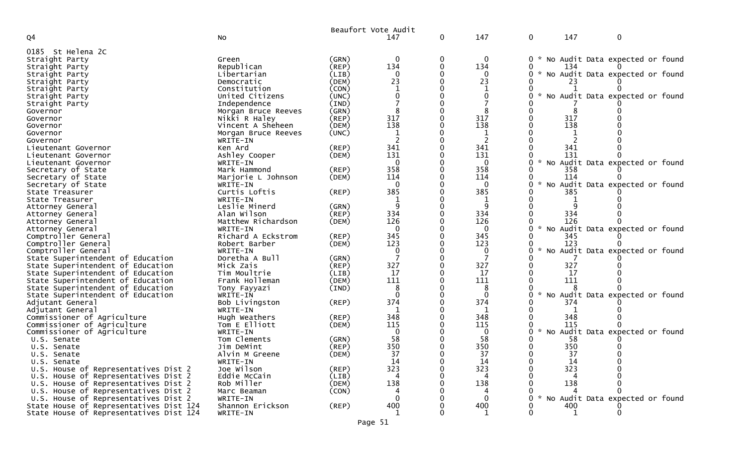Beaufort Vote Audit

| Q4 | No | | 147 | 0 | 147 | 0 | 147 | 0 |
|---|---|---|---|---|---|---|---|---|
| **0185 St Helena 2C** | | | | | | | | |
| Straight Party | Green | (GRN) | 0 | 0 | 0 | 0 | * No Audit Data expected or found | |
| Straight Party | Republican | (REP) | 134 | 0 | 134 | 0 | 134 | 0 |
| Straight Party | Libertarian | (LIB) | 0 | 0 | 0 | 0 | * No Audit Data expected or found | |
| Straight Party | Democratic | (DEM) | 23 | 0 | 23 | 0 | 23 | 0 |
| Straight Party | Constitution | (CON) | 1 | 0 | 1 | 0 | 1 | 0 |
| Straight Party | United Citizens | (UNC) | 0 | 0 | 0 | 0 | * No Audit Data expected or found | |
| Straight Party | Independence | (IND) | 7 | 0 | 7 | 0 | 7 | 0 |
| Governor | Morgan Bruce Reeves | (GRN) | 8 | 0 | 8 | 0 | 8 | 0 |
| Governor | Nikki R Haley | (REP) | 317 | 0 | 317 | 0 | 317 | 0 |
| Governor | Vincent A Sheheen | (DEM) | 138 | 0 | 138 | 0 | 138 | 0 |
| Governor | Morgan Bruce Reeves | (UNC) | 1 | 0 | 1 | 0 | 1 | 0 |
| Governor | WRITE-IN | | 2 | 0 | 2 | 0 | 2 | 0 |
| Lieutenant Governor | Ken Ard | (REP) | 341 | 0 | 341 | 0 | 341 | 0 |
| Lieutenant Governor | Ashley Cooper | (DEM) | 131 | 0 | 131 | 0 | 131 | 0 |
| Lieutenant Governor | WRITE-IN | | 0 | 0 | 0 | 0 | * No Audit Data expected or found | |
| Secretary of State | Mark Hammond | (REP) | 358 | 0 | 358 | 0 | 358 | 0 |
| Secretary of State | Marjorie L Johnson | (DEM) | 114 | 0 | 114 | 0 | 114 | 0 |
| Secretary of State | WRITE-IN | | 0 | 0 | 0 | 0 | * No Audit Data expected or found | |
| State Treasurer | Curtis Loftis | (REP) | 385 | 0 | 385 | 0 | 385 | 0 |
| State Treasurer | WRITE-IN | | 1 | 0 | 1 | 0 | 1 | 0 |
| Attorney General | Leslie Minerd | (GRN) | 9 | 0 | 9 | 0 | 9 | 0 |
| Attorney General | Alan Wilson | (REP) | 334 | 0 | 334 | 0 | 334 | 0 |
| Attorney General | Matthew Richardson | (DEM) | 126 | 0 | 126 | 0 | 126 | 0 |
| Attorney General | WRITE-IN | | 0 | 0 | 0 | 0 | * No Audit Data expected or found | |
| Comptroller General | Richard A Eckstrom | (REP) | 345 | 0 | 345 | 0 | 345 | 0 |
| Comptroller General | Robert Barber | (DEM) | 123 | 0 | 123 | 0 | 123 | 0 |
| Comptroller General | WRITE-IN | | 0 | 0 | 0 | 0 | * No Audit Data expected or found | |
| State Superintendent of Education | Doretha A Bull | (GRN) | 7 | 0 | 7 | 0 | 7 | 0 |
| State Superintendent of Education | Mick Zais | (REP) | 327 | 0 | 327 | 0 | 327 | 0 |
| State Superintendent of Education | Tim Moultrie | (LIB) | 17 | 0 | 17 | 0 | 17 | 0 |
| State Superintendent of Education | Frank Holleman | (DEM) | 111 | 0 | 111 | 0 | 111 | 0 |
| State Superintendent of Education | Tony Fayyazi | (IND) | 8 | 0 | 8 | 0 | 8 | 0 |
| State Superintendent of Education | WRITE-IN | | 0 | 0 | 0 | 0 | * No Audit Data expected or found | |
| Adjutant General | Bob Livingston | (REP) | 374 | 0 | 374 | 0 | 374 | 0 |
| Adjutant General | WRITE-IN | | 1 | 0 | 1 | 0 | 1 | 0 |
| Commissioner of Agriculture | Hugh Weathers | (REP) | 348 | 0 | 348 | 0 | 348 | 0 |
| Commissioner of Agriculture | Tom E Elliott | (DEM) | 115 | 0 | 115 | 0 | 115 | 0 |
| Commissioner of Agriculture | WRITE-IN | | 0 | 0 | 0 | 0 | * No Audit Data expected or found | |
| U.S. Senate | Tom Clements | (GRN) | 58 | 0 | 58 | 0 | 58 | 0 |
| U.S. Senate | Jim DeMint | (REP) | 350 | 0 | 350 | 0 | 350 | 0 |
| U.S. Senate | Alvin M Greene | (DEM) | 37 | 0 | 37 | 0 | 37 | 0 |
| U.S. Senate | WRITE-IN | | 14 | 0 | 14 | 0 | 14 | 0 |
| U.S. House of Representatives Dist 2 | Joe Wilson | (REP) | 323 | 0 | 323 | 0 | 323 | 0 |
| U.S. House of Representatives Dist 2 | Eddie McCain | (LIB) | 4 | 0 | 4 | 0 | 4 | 0 |
| U.S. House of Representatives Dist 2 | Rob Miller | (DEM) | 138 | 0 | 138 | 0 | 138 | 0 |
| U.S. House of Representatives Dist 2 | Marc Beaman | (CON) | 4 | 0 | 4 | 0 | 4 | 0 |
| U.S. House of Representatives Dist 2 | WRITE-IN | | 0 | 0 | 0 | 0 | * No Audit Data expected or found | |
| State House of Representatives Dist 124 | Shannon Erickson | (REP) | 400 | 0 | 400 | 0 | 400 | 0 |
| State House of Representatives Dist 124 | WRITE-IN | | 1 | 0 | 1 | 0 | 1 | 0 |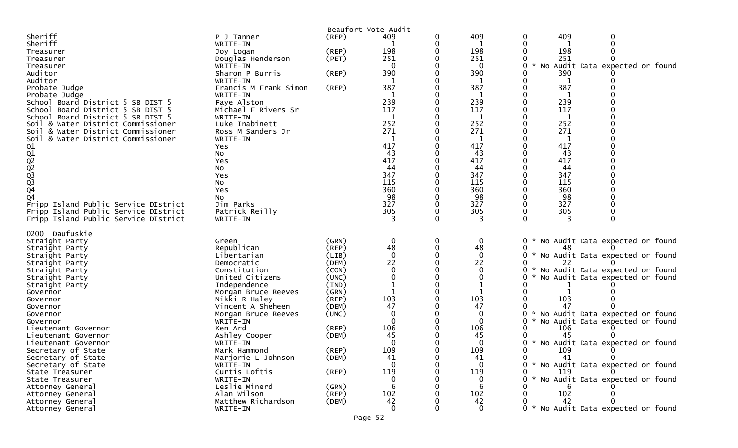Beaufort Vote Audit

| Contest | Candidate | Party | | | | | | |
|---|---|---|---|---|---|---|---|---|
| Sheriff | P J Tanner | (REP) | 409 | 0 | 409 | 0 | 409 | 0 |
| Sheriff | WRITE-IN | | 1 | 0 | 1 | 0 | 1 | 0 |
| Treasurer | Joy Logan | (REP) | 198 | 0 | 198 | 0 | 198 | 0 |
| Treasurer | Douglas Henderson | (PET) | 251 | 0 | 251 | 0 | 251 | 0 |
| Treasurer | WRITE-IN | | 0 | 0 | 0 | 0 * No Audit Data expected or found | | |
| Auditor | Sharon P Burris | (REP) | 390 | 0 | 390 | 0 | 390 | 0 |
| Auditor | WRITE-IN | | 1 | 0 | 1 | 0 | 1 | 0 |
| Probate Judge | Francis M Frank Simon | (REP) | 387 | 0 | 387 | 0 | 387 | 0 |
| Probate Judge | WRITE-IN | | 1 | 0 | 1 | 0 | 1 | 0 |
| School Board District 5 SB DIST 5 | Faye Alston | | 239 | 0 | 239 | 0 | 239 | 0 |
| School Board District 5 SB DIST 5 | Michael F Rivers Sr | | 117 | 0 | 117 | 0 | 117 | 0 |
| School Board District 5 SB DIST 5 | WRITE-IN | | 1 | 0 | 1 | 0 | 1 | 0 |
| Soil & Water District Commissioner | Luke Inabinett | | 252 | 0 | 252 | 0 | 252 | 0 |
| Soil & Water District Commissioner | Ross M Sanders Jr | | 271 | 0 | 271 | 0 | 271 | 0 |
| Soil & Water District Commissioner | WRITE-IN | | 1 | 0 | 1 | 0 | 1 | 0 |
| Q1 | Yes | | 417 | 0 | 417 | 0 | 417 | 0 |
| Q1 | No | | 43 | 0 | 43 | 0 | 43 | 0 |
| Q2 | Yes | | 417 | 0 | 417 | 0 | 417 | 0 |
| Q2 | No | | 44 | 0 | 44 | 0 | 44 | 0 |
| Q3 | Yes | | 347 | 0 | 347 | 0 | 347 | 0 |
| Q3 | No | | 115 | 0 | 115 | 0 | 115 | 0 |
| Q4 | Yes | | 360 | 0 | 360 | 0 | 360 | 0 |
| Q4 | No | | 98 | 0 | 98 | 0 | 98 | 0 |
| Fripp Island Public Service DIstrict | Jim Parks | | 327 | 0 | 327 | 0 | 327 | 0 |
| Fripp Island Public Service DIstrict | Patrick Reilly | | 305 | 0 | 305 | 0 | 305 | 0 |
| Fripp Island Public Service DIstrict | WRITE-IN | | 3 | 0 | 3 | 0 | 3 | 0 |
| **0200 Daufuskie** | | | | | | | | |
| Straight Party | Green | (GRN) | 0 | 0 | 0 | 0 * No Audit Data expected or found | | |
| Straight Party | Republican | (REP) | 48 | 0 | 48 | 0 | 48 | 0 |
| Straight Party | Libertarian | (LIB) | 0 | 0 | 0 | 0 * No Audit Data expected or found | | |
| Straight Party | Democratic | (DEM) | 22 | 0 | 22 | 0 | 22 | 0 |
| Straight Party | Constitution | (CON) | 0 | 0 | 0 | 0 * No Audit Data expected or found | | |
| Straight Party | United Citizens | (UNC) | 0 | 0 | 0 | 0 * No Audit Data expected or found | | |
| Straight Party | Independence | (IND) | 1 | 0 | 1 | 0 | 1 | 0 |
| Governor | Morgan Bruce Reeves | (GRN) | 1 | 0 | 1 | 0 | 1 | 0 |
| Governor | Nikki R Haley | (REP) | 103 | 0 | 103 | 0 | 103 | 0 |
| Governor | Vincent A Sheheen | (DEM) | 47 | 0 | 47 | 0 | 47 | 0 |
| Governor | Morgan Bruce Reeves | (UNC) | 0 | 0 | 0 | 0 * No Audit Data expected or found | | |
| Governor | WRITE-IN | | 0 | 0 | 0 | 0 * No Audit Data expected or found | | |
| Lieutenant Governor | Ken Ard | (REP) | 106 | 0 | 106 | 0 | 106 | 0 |
| Lieutenant Governor | Ashley Cooper | (DEM) | 45 | 0 | 45 | 0 | 45 | 0 |
| Lieutenant Governor | WRITE-IN | | 0 | 0 | 0 | 0 * No Audit Data expected or found | | |
| Secretary of State | Mark Hammond | (REP) | 109 | 0 | 109 | 0 | 109 | 0 |
| Secretary of State | Marjorie L Johnson | (DEM) | 41 | 0 | 41 | 0 | 41 | 0 |
| Secretary of State | WRITE-IN | | 0 | 0 | 0 | 0 * No Audit Data expected or found | | |
| State Treasurer | Curtis Loftis | (REP) | 119 | 0 | 119 | 0 | 119 | 0 |
| State Treasurer | WRITE-IN | | 0 | 0 | 0 | 0 * No Audit Data expected or found | | |
| Attorney General | Leslie Minerd | (GRN) | 6 | 0 | 6 | 0 | 6 | 0 |
| Attorney General | Alan Wilson | (REP) | 102 | 0 | 102 | 0 | 102 | 0 |
| Attorney General | Matthew Richardson | (DEM) | 42 | 0 | 42 | 0 | 42 | 0 |
| Attorney General | WRITE-IN | | 0 | 0 | 0 | 0 * No Audit Data expected or found | | |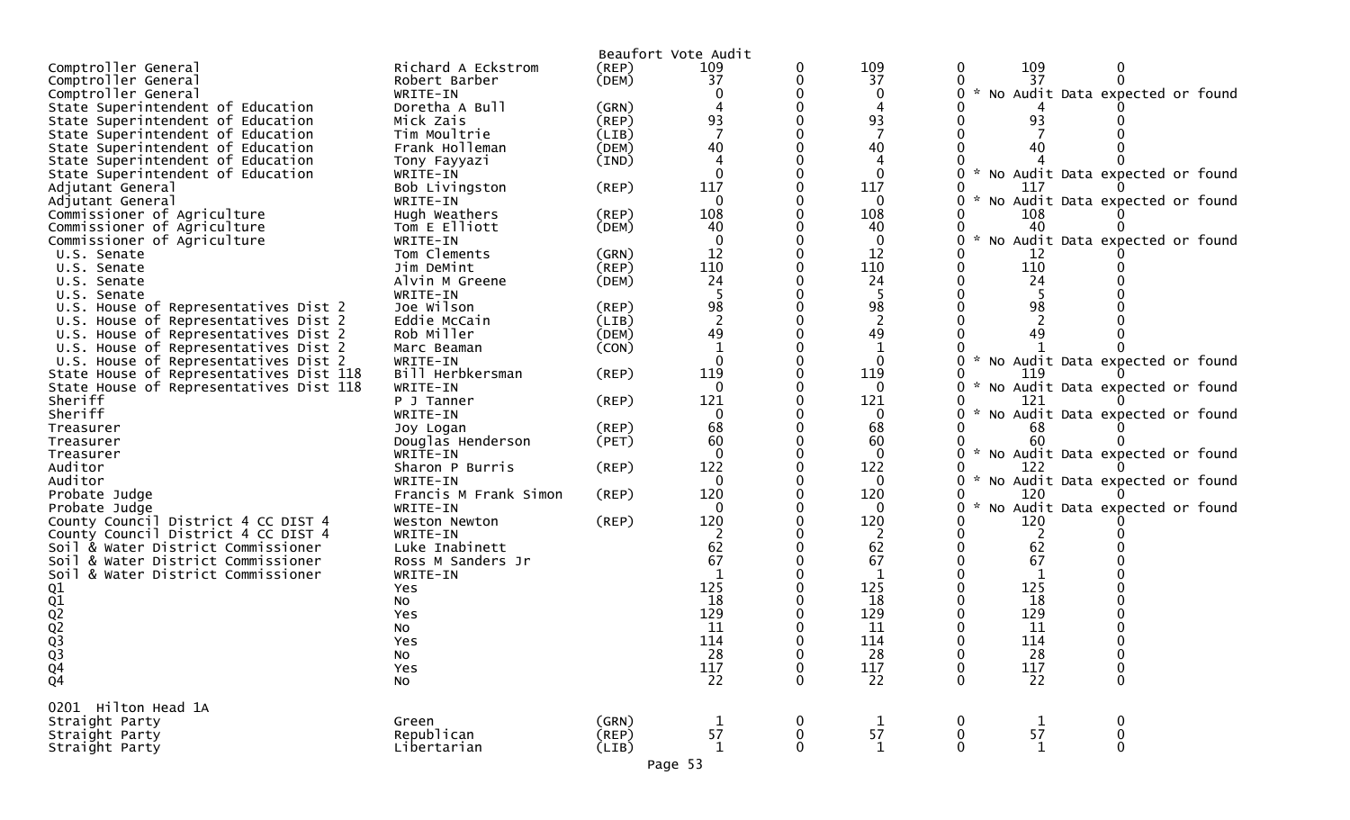Beaufort Vote Audit

| Contest | Candidate | Party | | | | | | |
|---|---|---|---|---|---|---|---|---|
| Comptroller General | Richard A Eckstrom | (REP) | 109 | 0 | 109 | 0 | 109 | 0 |
| Comptroller General | Robert Barber | (DEM) | 37 | 0 | 37 | 0 | 37 | 0 |
| Comptroller General | WRITE-IN | | 0 | 0 | 0 | 0 | * No Audit Data expected or found | |
| State Superintendent of Education | Doretha A Bull | (GRN) | 4 | 0 | 4 | 0 | 4 | 0 |
| State Superintendent of Education | Mick Zais | (REP) | 93 | 0 | 93 | 0 | 93 | 0 |
| State Superintendent of Education | Tim Moultrie | (LIB) | 7 | 0 | 7 | 0 | 7 | 0 |
| State Superintendent of Education | Frank Holleman | (DEM) | 40 | 0 | 40 | 0 | 40 | 0 |
| State Superintendent of Education | Tony Fayyazi | (IND) | 4 | 0 | 4 | 0 | 4 | 0 |
| State Superintendent of Education | WRITE-IN | | 0 | 0 | 0 | 0 | * No Audit Data expected or found | |
| Adjutant General | Bob Livingston | (REP) | 117 | 0 | 117 | 0 | 117 | 0 |
| Adjutant General | WRITE-IN | | 0 | 0 | 0 | 0 | * No Audit Data expected or found | |
| Commissioner of Agriculture | Hugh Weathers | (REP) | 108 | 0 | 108 | 0 | 108 | 0 |
| Commissioner of Agriculture | Tom E Elliott | (DEM) | 40 | 0 | 40 | 0 | 40 | 0 |
| Commissioner of Agriculture | WRITE-IN | | 0 | 0 | 0 | 0 | * No Audit Data expected or found | |
| U.S. Senate | Tom Clements | (GRN) | 12 | 0 | 12 | 0 | 12 | 0 |
| U.S. Senate | Jim DeMint | (REP) | 110 | 0 | 110 | 0 | 110 | 0 |
| U.S. Senate | Alvin M Greene | (DEM) | 24 | 0 | 24 | 0 | 24 | 0 |
| U.S. Senate | WRITE-IN | | 5 | 0 | 5 | 0 | 5 | 0 |
| U.S. House of Representatives Dist 2 | Joe Wilson | (REP) | 98 | 0 | 98 | 0 | 98 | 0 |
| U.S. House of Representatives Dist 2 | Eddie McCain | (LIB) | 2 | 0 | 2 | 0 | 2 | 0 |
| U.S. House of Representatives Dist 2 | Rob Miller | (DEM) | 49 | 0 | 49 | 0 | 49 | 0 |
| U.S. House of Representatives Dist 2 | Marc Beaman | (CON) | 1 | 0 | 1 | 0 | 1 | 0 |
| U.S. House of Representatives Dist 2 | WRITE-IN | | 0 | 0 | 0 | 0 | * No Audit Data expected or found | |
| State House of Representatives Dist 118 | Bill Herbkersman | (REP) | 119 | 0 | 119 | 0 | 119 | 0 |
| State House of Representatives Dist 118 | WRITE-IN | | 0 | 0 | 0 | 0 | * No Audit Data expected or found | |
| Sheriff | P J Tanner | (REP) | 121 | 0 | 121 | 0 | 121 | 0 |
| Sheriff | WRITE-IN | | 0 | 0 | 0 | 0 | * No Audit Data expected or found | |
| Treasurer | Joy Logan | (REP) | 68 | 0 | 68 | 0 | 68 | 0 |
| Treasurer | Douglas Henderson | (PET) | 60 | 0 | 60 | 0 | 60 | 0 |
| Treasurer | WRITE-IN | | 0 | 0 | 0 | 0 | * No Audit Data expected or found | |
| Auditor | Sharon P Burris | (REP) | 122 | 0 | 122 | 0 | 122 | 0 |
| Auditor | WRITE-IN | | 0 | 0 | 0 | 0 | * No Audit Data expected or found | |
| Probate Judge | Francis M Frank Simon | (REP) | 120 | 0 | 120 | 0 | 120 | 0 |
| Probate Judge | WRITE-IN | | 0 | 0 | 0 | 0 | * No Audit Data expected or found | |
| County Council District 4 CC DIST 4 | Weston Newton | (REP) | 120 | 0 | 120 | 0 | 120 | 0 |
| County Council District 4 CC DIST 4 | WRITE-IN | | 2 | 0 | 2 | 0 | 2 | 0 |
| Soil & Water District Commissioner | Luke Inabinett | | 62 | 0 | 62 | 0 | 62 | 0 |
| Soil & Water District Commissioner | Ross M Sanders Jr | | 67 | 0 | 67 | 0 | 67 | 0 |
| Soil & Water District Commissioner | WRITE-IN | | 1 | 0 | 1 | 0 | 1 | 0 |
| Q1 | Yes | | 125 | 0 | 125 | 0 | 125 | 0 |
| Q1 | No | | 18 | 0 | 18 | 0 | 18 | 0 |
| Q2 | Yes | | 129 | 0 | 129 | 0 | 129 | 0 |
| Q2 | No | | 11 | 0 | 11 | 0 | 11 | 0 |
| Q3 | Yes | | 114 | 0 | 114 | 0 | 114 | 0 |
| Q3 | No | | 28 | 0 | 28 | 0 | 28 | 0 |
| Q4 | Yes | | 117 | 0 | 117 | 0 | 117 | 0 |
| Q4 | No | | 22 | 0 | 22 | 0 | 22 | 0 |

0201 Hilton Head 1A

| Contest | Candidate | Party | | | | | | |
|---|---|---|---|---|---|---|---|---|
| Straight Party | Green | (GRN) | 1 | 0 | 1 | 0 | 1 | 0 |
| Straight Party | Republican | (REP) | 57 | 0 | 57 | 0 | 57 | 0 |
| Straight Party | Libertarian | (LIB) | 1 | 0 | 1 | 0 | 1 | 0 |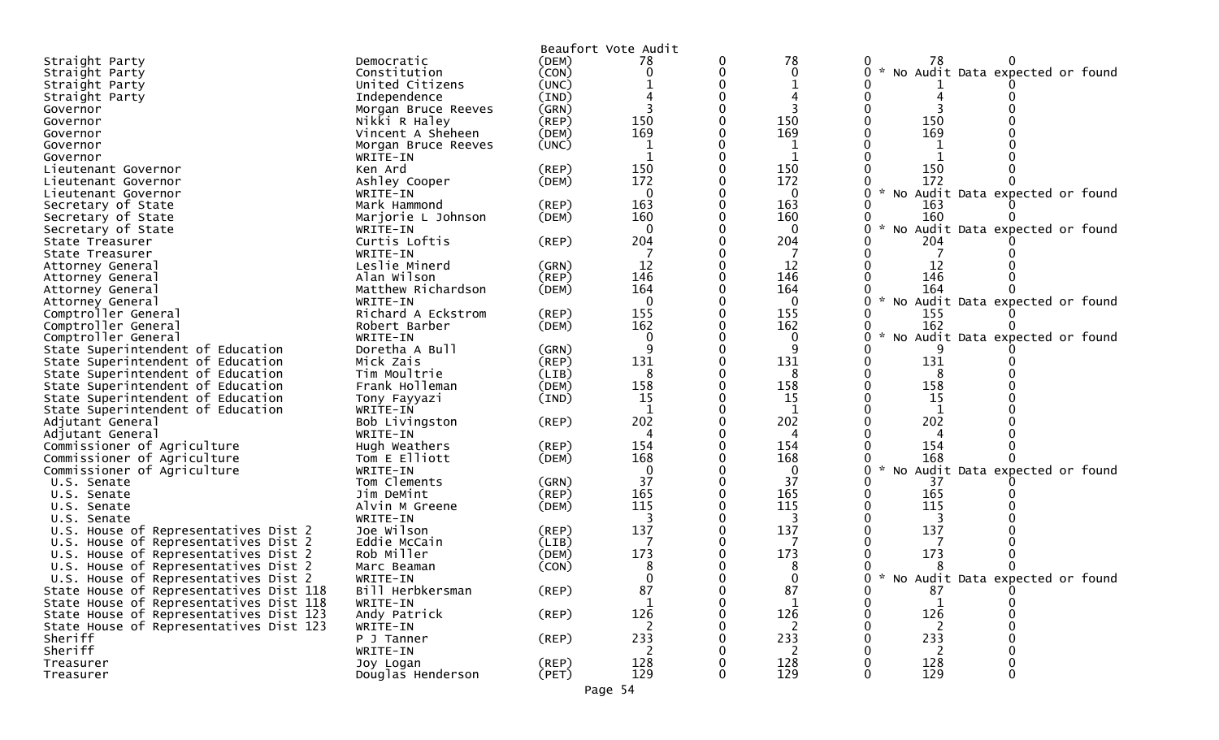Beaufort Vote Audit

| Contest | Candidate | Party | | | | | | |
|---|---|---|---|---|---|---|---|---|
| Straight Party | Democratic | (DEM) | 78 | 0 | 78 | 0 | 78 | 0 |
| Straight Party | Constitution | (CON) | 0 | 0 | 0 | 0 | * No Audit Data expected or found | |
| Straight Party | United Citizens | (UNC) | 1 | 0 | 1 | 0 | 1 | 0 |
| Straight Party | Independence | (IND) | 4 | 0 | 4 | 0 | 4 | 0 |
| Governor | Morgan Bruce Reeves | (GRN) | 3 | 0 | 3 | 0 | 3 | 0 |
| Governor | Nikki R Haley | (REP) | 150 | 0 | 150 | 0 | 150 | 0 |
| Governor | Vincent A Sheheen | (DEM) | 169 | 0 | 169 | 0 | 169 | 0 |
| Governor | Morgan Bruce Reeves | (UNC) | 1 | 0 | 1 | 0 | 1 | 0 |
| Governor | WRITE-IN | | 1 | 0 | 1 | 0 | 1 | 0 |
| Lieutenant Governor | Ken Ard | (REP) | 150 | 0 | 150 | 0 | 150 | 0 |
| Lieutenant Governor | Ashley Cooper | (DEM) | 172 | 0 | 172 | 0 | 172 | 0 |
| Lieutenant Governor | WRITE-IN | | 0 | 0 | 0 | 0 | * No Audit Data expected or found | |
| Secretary of State | Mark Hammond | (REP) | 163 | 0 | 163 | 0 | 163 | 0 |
| Secretary of State | Marjorie L Johnson | (DEM) | 160 | 0 | 160 | 0 | 160 | 0 |
| Secretary of State | WRITE-IN | | 0 | 0 | 0 | 0 | * No Audit Data expected or found | |
| State Treasurer | Curtis Loftis | (REP) | 204 | 0 | 204 | 0 | 204 | 0 |
| State Treasurer | WRITE-IN | | 7 | 0 | 7 | 0 | 7 | 0 |
| Attorney General | Leslie Minerd | (GRN) | 12 | 0 | 12 | 0 | 12 | 0 |
| Attorney General | Alan Wilson | (REP) | 146 | 0 | 146 | 0 | 146 | 0 |
| Attorney General | Matthew Richardson | (DEM) | 164 | 0 | 164 | 0 | 164 | 0 |
| Attorney General | WRITE-IN | | 0 | 0 | 0 | 0 | * No Audit Data expected or found | |
| Comptroller General | Richard A Eckstrom | (REP) | 155 | 0 | 155 | 0 | 155 | 0 |
| Comptroller General | Robert Barber | (DEM) | 162 | 0 | 162 | 0 | 162 | 0 |
| Comptroller General | WRITE-IN | | 0 | 0 | 0 | 0 | * No Audit Data expected or found | |
| State Superintendent of Education | Doretha A Bull | (GRN) | 9 | 0 | 9 | 0 | 9 | 0 |
| State Superintendent of Education | Mick Zais | (REP) | 131 | 0 | 131 | 0 | 131 | 0 |
| State Superintendent of Education | Tim Moultrie | (LIB) | 8 | 0 | 8 | 0 | 8 | 0 |
| State Superintendent of Education | Frank Holleman | (DEM) | 158 | 0 | 158 | 0 | 158 | 0 |
| State Superintendent of Education | Tony Fayyazi | (IND) | 15 | 0 | 15 | 0 | 15 | 0 |
| State Superintendent of Education | WRITE-IN | | 1 | 0 | 1 | 0 | 1 | 0 |
| Adjutant General | Bob Livingston | (REP) | 202 | 0 | 202 | 0 | 202 | 0 |
| Adjutant General | WRITE-IN | | 4 | 0 | 4 | 0 | 4 | 0 |
| Commissioner of Agriculture | Hugh Weathers | (REP) | 154 | 0 | 154 | 0 | 154 | 0 |
| Commissioner of Agriculture | Tom E Elliott | (DEM) | 168 | 0 | 168 | 0 | 168 | 0 |
| Commissioner of Agriculture | WRITE-IN | | 0 | 0 | 0 | 0 | * No Audit Data expected or found | |
| U.S. Senate | Tom Clements | (GRN) | 37 | 0 | 37 | 0 | 37 | 0 |
| U.S. Senate | Jim DeMint | (REP) | 165 | 0 | 165 | 0 | 165 | 0 |
| U.S. Senate | Alvin M Greene | (DEM) | 115 | 0 | 115 | 0 | 115 | 0 |
| U.S. Senate | WRITE-IN | | 3 | 0 | 3 | 0 | 3 | 0 |
| U.S. House of Representatives Dist 2 | Joe Wilson | (REP) | 137 | 0 | 137 | 0 | 137 | 0 |
| U.S. House of Representatives Dist 2 | Eddie McCain | (LIB) | 7 | 0 | 7 | 0 | 7 | 0 |
| U.S. House of Representatives Dist 2 | Rob Miller | (DEM) | 173 | 0 | 173 | 0 | 173 | 0 |
| U.S. House of Representatives Dist 2 | Marc Beaman | (CON) | 8 | 0 | 8 | 0 | 8 | 0 |
| U.S. House of Representatives Dist 2 | WRITE-IN | | 0 | 0 | 0 | 0 | * No Audit Data expected or found | |
| State House of Representatives Dist 118 | Bill Herbkersman | (REP) | 87 | 0 | 87 | 0 | 87 | 0 |
| State House of Representatives Dist 118 | WRITE-IN | | 1 | 0 | 1 | 0 | 1 | 0 |
| State House of Representatives Dist 123 | Andy Patrick | (REP) | 126 | 0 | 126 | 0 | 126 | 0 |
| State House of Representatives Dist 123 | WRITE-IN | | 2 | 0 | 2 | 0 | 2 | 0 |
| Sheriff | P J Tanner | (REP) | 233 | 0 | 233 | 0 | 233 | 0 |
| Sheriff | WRITE-IN | | 2 | 0 | 2 | 0 | 2 | 0 |
| Treasurer | Joy Logan | (REP) | 128 | 0 | 128 | 0 | 128 | 0 |
| Treasurer | Douglas Henderson | (PET) | 129 | 0 | 129 | 0 | 129 | 0 |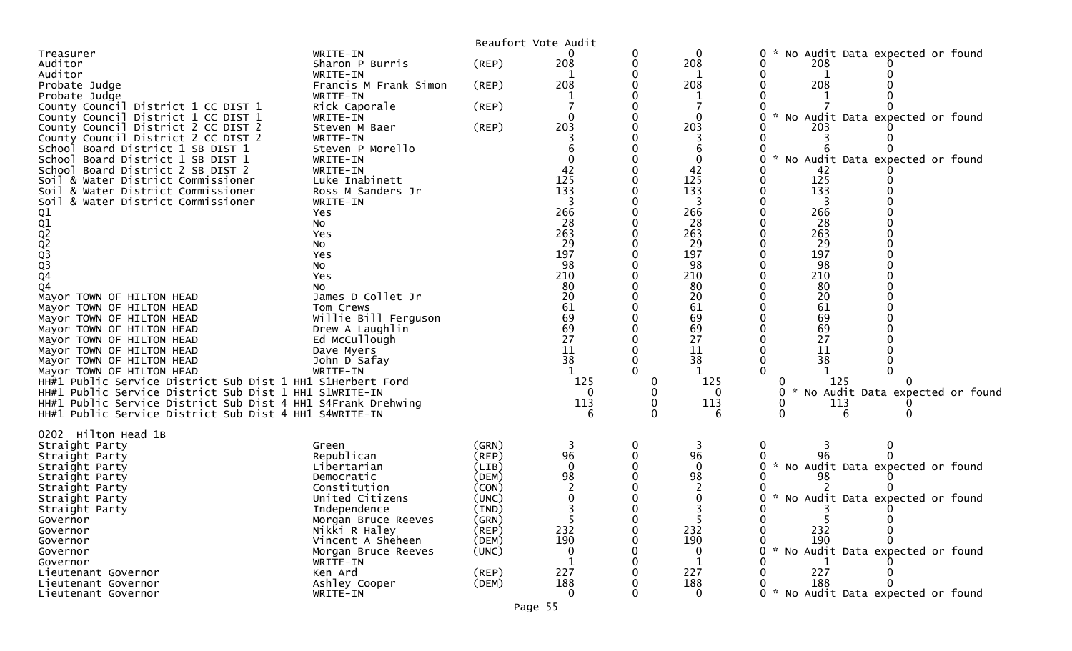Beaufort Vote Audit

| Contest | Candidate | Party | | | | | | | |
|---|---|---|---|---|---|---|---|---|---|
| Treasurer | WRITE-IN | | 0 | 0 | 0 | 0 | * No Audit Data expected or found | | |
| Auditor | Sharon P Burris | (REP) | 208 | 0 | 208 | 0 | 208 | 0 | |
| Auditor | WRITE-IN | | 1 | 0 | 1 | 0 | 1 | 0 | |
| Probate Judge | Francis M Frank Simon | (REP) | 208 | 0 | 208 | 0 | 208 | 0 | |
| Probate Judge | WRITE-IN | | 1 | 0 | 1 | 0 | 1 | 0 | |
| County Council District 1 CC DIST 1 | Rick Caporale | (REP) | 7 | 0 | 7 | 0 | 7 | 0 | |
| County Council District 1 CC DIST 1 | WRITE-IN | | 0 | 0 | 0 | 0 | * No Audit Data expected or found | | |
| County Council District 2 CC DIST 2 | Steven M Baer | (REP) | 203 | 0 | 203 | 0 | 203 | 0 | |
| County Council District 2 CC DIST 2 | WRITE-IN | | 3 | 0 | 3 | 0 | 3 | 0 | |
| School Board District 1 SB DIST 1 | Steven P Morello | | 6 | 0 | 6 | 0 | 6 | 0 | |
| School Board District 1 SB DIST 1 | WRITE-IN | | 0 | 0 | 0 | 0 | * No Audit Data expected or found | | |
| School Board District 2 SB DIST 2 | WRITE-IN | | 42 | 0 | 42 | 0 | 42 | 0 | |
| Soil & Water District Commissioner | Luke Inabinett | | 125 | 0 | 125 | 0 | 125 | 0 | |
| Soil & Water District Commissioner | Ross M Sanders Jr | | 133 | 0 | 133 | 0 | 133 | 0 | |
| Soil & Water District Commissioner | WRITE-IN | | 3 | 0 | 3 | 0 | 3 | 0 | |
| Q1 | Yes | | 266 | 0 | 266 | 0 | 266 | 0 | |
| Q1 | No | | 28 | 0 | 28 | 0 | 28 | 0 | |
| Q2 | Yes | | 263 | 0 | 263 | 0 | 263 | 0 | |
| Q2 | No | | 29 | 0 | 29 | 0 | 29 | 0 | |
| Q3 | Yes | | 197 | 0 | 197 | 0 | 197 | 0 | |
| Q3 | No | | 98 | 0 | 98 | 0 | 98 | 0 | |
| Q4 | Yes | | 210 | 0 | 210 | 0 | 210 | 0 | |
| Q4 | No | | 80 | 0 | 80 | 0 | 80 | 0 | |
| Mayor TOWN OF HILTON HEAD | James D Collet Jr | | 20 | 0 | 20 | 0 | 20 | 0 | |
| Mayor TOWN OF HILTON HEAD | Tom Crews | | 61 | 0 | 61 | 0 | 61 | 0 | |
| Mayor TOWN OF HILTON HEAD | Willie Bill Ferguson | | 69 | 0 | 69 | 0 | 69 | 0 | |
| Mayor TOWN OF HILTON HEAD | Drew A Laughlin | | 69 | 0 | 69 | 0 | 69 | 0 | |
| Mayor TOWN OF HILTON HEAD | Ed McCullough | | 27 | 0 | 27 | 0 | 27 | 0 | |
| Mayor TOWN OF HILTON HEAD | Dave Myers | | 11 | 0 | 11 | 0 | 11 | 0 | |
| Mayor TOWN OF HILTON HEAD | John D Safay | | 38 | 0 | 38 | 0 | 38 | 0 | |
| Mayor TOWN OF HILTON HEAD | WRITE-IN | | 1 | 0 | 1 | 0 | 1 | 0 | |
| HH#1 Public Service District Sub Dist 1 HH1 S1 | Herbert Ford | | 125 | 0 | 125 | 0 | 125 | 0 | |
| HH#1 Public Service District Sub Dist 1 HH1 S1 | WRITE-IN | | 0 | 0 | 0 | 0 | * No Audit Data expected or found | | |
| HH#1 Public Service District Sub Dist 4 HH1 S4 | Frank Drehwing | | 113 | 0 | 113 | 0 | 113 | 0 | |
| HH#1 Public Service District Sub Dist 4 HH1 S4 | WRITE-IN | | 6 | 0 | 6 | 0 | 6 | 0 | |

0202 Hilton Head 1B

| Contest | Candidate | Party | | | | | | | |
|---|---|---|---|---|---|---|---|---|---|
| Straight Party | Green | (GRN) | 3 | 0 | 3 | 0 | 3 | 0 | |
| Straight Party | Republican | (REP) | 96 | 0 | 96 | 0 | 96 | 0 | |
| Straight Party | Libertarian | (LIB) | 0 | 0 | 0 | 0 | * No Audit Data expected or found | | |
| Straight Party | Democratic | (DEM) | 98 | 0 | 98 | 0 | 98 | 0 | |
| Straight Party | Constitution | (CON) | 2 | 0 | 2 | 0 | 2 | 0 | |
| Straight Party | United Citizens | (UNC) | 0 | 0 | 0 | 0 | * No Audit Data expected or found | | |
| Straight Party | Independence | (IND) | 3 | 0 | 3 | 0 | 3 | 0 | |
| Governor | Morgan Bruce Reeves | (GRN) | 5 | 0 | 5 | 0 | 5 | 0 | |
| Governor | Nikki R Haley | (REP) | 232 | 0 | 232 | 0 | 232 | 0 | |
| Governor | Vincent A Sheheen | (DEM) | 190 | 0 | 190 | 0 | 190 | 0 | |
| Governor | Morgan Bruce Reeves | (UNC) | 0 | 0 | 0 | 0 | * No Audit Data expected or found | | |
| Governor | WRITE-IN | | 1 | 0 | 1 | 0 | 1 | 0 | |
| Lieutenant Governor | Ken Ard | (REP) | 227 | 0 | 227 | 0 | 227 | 0 | |
| Lieutenant Governor | Ashley Cooper | (DEM) | 188 | 0 | 188 | 0 | 188 | 0 | |
| Lieutenant Governor | WRITE-IN | | 0 | 0 | 0 | 0 | * No Audit Data expected or found | | |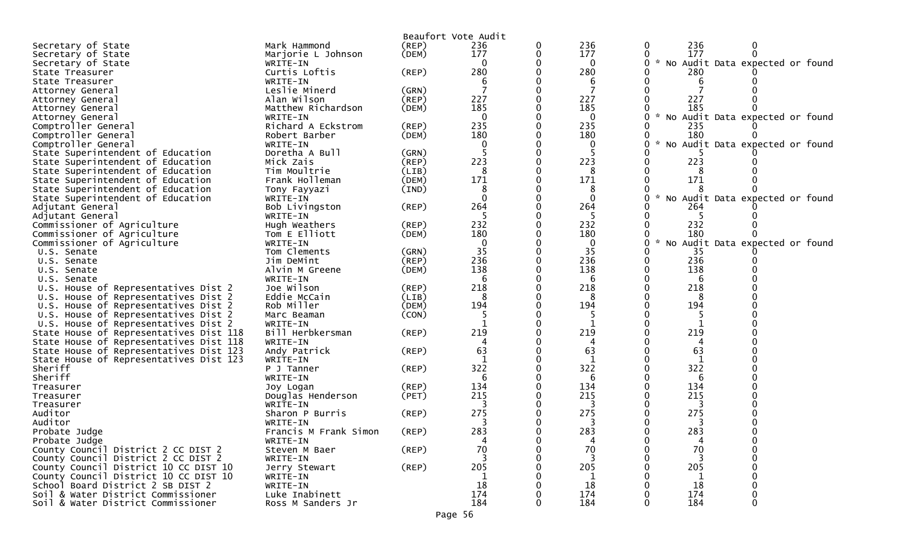Beaufort Vote Audit

| Office | Candidate | Party | | | | | | |
|---|---|---|---|---|---|---|---|---|
| Secretary of State | Mark Hammond | (REP) | 236 | 0 | 236 | 0 | 236 | 0 |
| Secretary of State | Marjorie L Johnson | (DEM) | 177 | 0 | 177 | 0 | 177 | 0 |
| Secretary of State | WRITE-IN | | 0 | 0 | 0 | 0 | * No Audit Data expected or found | |
| State Treasurer | Curtis Loftis | (REP) | 280 | 0 | 280 | 0 | 280 | 0 |
| State Treasurer | WRITE-IN | | 6 | 0 | 6 | 0 | 6 | 0 |
| Attorney General | Leslie Minerd | (GRN) | 7 | 0 | 7 | 0 | 7 | 0 |
| Attorney General | Alan Wilson | (REP) | 227 | 0 | 227 | 0 | 227 | 0 |
| Attorney General | Matthew Richardson | (DEM) | 185 | 0 | 185 | 0 | 185 | 0 |
| Attorney General | WRITE-IN | | 0 | 0 | 0 | 0 | * No Audit Data expected or found | |
| Comptroller General | Richard A Eckstrom | (REP) | 235 | 0 | 235 | 0 | 235 | 0 |
| Comptroller General | Robert Barber | (DEM) | 180 | 0 | 180 | 0 | 180 | 0 |
| Comptroller General | WRITE-IN | | 0 | 0 | 0 | 0 | * No Audit Data expected or found | |
| State Superintendent of Education | Doretha A Bull | (GRN) | 5 | 0 | 5 | 0 | 5 | 0 |
| State Superintendent of Education | Mick Zais | (REP) | 223 | 0 | 223 | 0 | 223 | 0 |
| State Superintendent of Education | Tim Moultrie | (LIB) | 8 | 0 | 8 | 0 | 8 | 0 |
| State Superintendent of Education | Frank Holleman | (DEM) | 171 | 0 | 171 | 0 | 171 | 0 |
| State Superintendent of Education | Tony Fayyazi | (IND) | 8 | 0 | 8 | 0 | 8 | 0 |
| State Superintendent of Education | WRITE-IN | | 0 | 0 | 0 | 0 | * No Audit Data expected or found | |
| Adjutant General | Bob Livingston | (REP) | 264 | 0 | 264 | 0 | 264 | 0 |
| Adjutant General | WRITE-IN | | 5 | 0 | 5 | 0 | 5 | 0 |
| Commissioner of Agriculture | Hugh Weathers | (REP) | 232 | 0 | 232 | 0 | 232 | 0 |
| Commissioner of Agriculture | Tom E Elliott | (DEM) | 180 | 0 | 180 | 0 | 180 | 0 |
| Commissioner of Agriculture | WRITE-IN | | 0 | 0 | 0 | 0 | * No Audit Data expected or found | |
| U.S. Senate | Tom Clements | (GRN) | 35 | 0 | 35 | 0 | 35 | 0 |
| U.S. Senate | Jim DeMint | (REP) | 236 | 0 | 236 | 0 | 236 | 0 |
| U.S. Senate | Alvin M Greene | (DEM) | 138 | 0 | 138 | 0 | 138 | 0 |
| U.S. Senate | WRITE-IN | | 6 | 0 | 6 | 0 | 6 | 0 |
| U.S. House of Representatives Dist 2 | Joe Wilson | (REP) | 218 | 0 | 218 | 0 | 218 | 0 |
| U.S. House of Representatives Dist 2 | Eddie McCain | (LIB) | 8 | 0 | 8 | 0 | 8 | 0 |
| U.S. House of Representatives Dist 2 | Rob Miller | (DEM) | 194 | 0 | 194 | 0 | 194 | 0 |
| U.S. House of Representatives Dist 2 | Marc Beaman | (CON) | 5 | 0 | 5 | 0 | 5 | 0 |
| U.S. House of Representatives Dist 2 | WRITE-IN | | 1 | 0 | 1 | 0 | 1 | 0 |
| State House of Representatives Dist 118 | Bill Herbkersman | (REP) | 219 | 0 | 219 | 0 | 219 | 0 |
| State House of Representatives Dist 118 | WRITE-IN | | 4 | 0 | 4 | 0 | 4 | 0 |
| State House of Representatives Dist 123 | Andy Patrick | (REP) | 63 | 0 | 63 | 0 | 63 | 0 |
| State House of Representatives Dist 123 | WRITE-IN | | 1 | 0 | 1 | 0 | 1 | 0 |
| Sheriff | P J Tanner | (REP) | 322 | 0 | 322 | 0 | 322 | 0 |
| Sheriff | WRITE-IN | | 6 | 0 | 6 | 0 | 6 | 0 |
| Treasurer | Joy Logan | (REP) | 134 | 0 | 134 | 0 | 134 | 0 |
| Treasurer | Douglas Henderson | (PET) | 215 | 0 | 215 | 0 | 215 | 0 |
| Treasurer | WRITE-IN | | 3 | 0 | 3 | 0 | 3 | 0 |
| Auditor | Sharon P Burris | (REP) | 275 | 0 | 275 | 0 | 275 | 0 |
| Auditor | WRITE-IN | | 3 | 0 | 3 | 0 | 3 | 0 |
| Probate Judge | Francis M Frank Simon | (REP) | 283 | 0 | 283 | 0 | 283 | 0 |
| Probate Judge | WRITE-IN | | 4 | 0 | 4 | 0 | 4 | 0 |
| County Council District 2 CC DIST 2 | Steven M Baer | (REP) | 70 | 0 | 70 | 0 | 70 | 0 |
| County Council District 2 CC DIST 2 | WRITE-IN | | 3 | 0 | 3 | 0 | 3 | 0 |
| County Council District 10 CC DIST 10 | Jerry Stewart | (REP) | 205 | 0 | 205 | 0 | 205 | 0 |
| County Council District 10 CC DIST 10 | WRITE-IN | | 1 | 0 | 1 | 0 | 1 | 0 |
| School Board District 2 SB DIST 2 | WRITE-IN | | 18 | 0 | 18 | 0 | 18 | 0 |
| Soil & Water District Commissioner | Luke Inabinett | | 174 | 0 | 174 | 0 | 174 | 0 |
| Soil & Water District Commissioner | Ross M Sanders Jr | | 184 | 0 | 184 | 0 | 184 | 0 |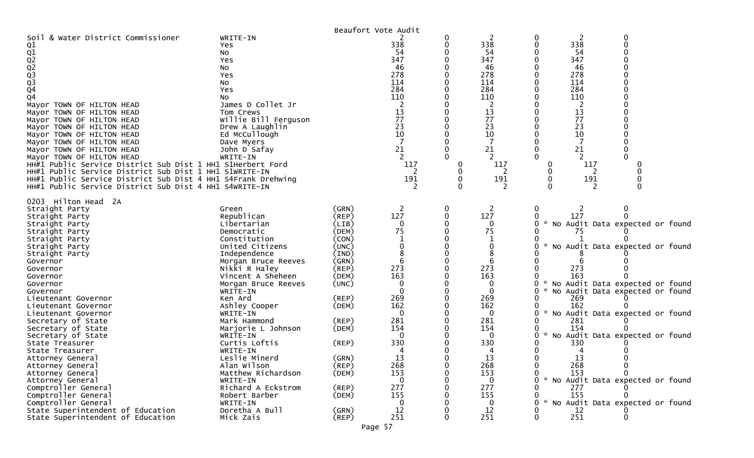Beaufort Vote Audit

| | | | | | | | | |
|---|---|---|---|---|---|---|---|---|
| Soil & Water District Commissioner | WRITE-IN | | 2 | 0 | 2 | 0 | 2 | 0 |
| Q1 | Yes | | 338 | 0 | 338 | 0 | 338 | 0 |
| Q1 | No | | 54 | 0 | 54 | 0 | 54 | 0 |
| Q2 | Yes | | 347 | 0 | 347 | 0 | 347 | 0 |
| Q2 | No | | 46 | 0 | 46 | 0 | 46 | 0 |
| Q3 | Yes | | 278 | 0 | 278 | 0 | 278 | 0 |
| Q3 | No | | 114 | 0 | 114 | 0 | 114 | 0 |
| Q4 | Yes | | 284 | 0 | 284 | 0 | 284 | 0 |
| Q4 | No | | 110 | 0 | 110 | 0 | 110 | 0 |
| Mayor TOWN OF HILTON HEAD | James D Collet Jr | | 2 | 0 | 2 | 0 | 2 | 0 |
| Mayor TOWN OF HILTON HEAD | Tom Crews | | 13 | 0 | 13 | 0 | 13 | 0 |
| Mayor TOWN OF HILTON HEAD | Willie Bill Ferguson | | 77 | 0 | 77 | 0 | 77 | 0 |
| Mayor TOWN OF HILTON HEAD | Drew A Laughlin | | 23 | 0 | 23 | 0 | 23 | 0 |
| Mayor TOWN OF HILTON HEAD | Ed McCullough | | 10 | 0 | 10 | 0 | 10 | 0 |
| Mayor TOWN OF HILTON HEAD | Dave Myers | | 7 | 0 | 7 | 0 | 7 | 0 |
| Mayor TOWN OF HILTON HEAD | John D Safay | | 21 | 0 | 21 | 0 | 21 | 0 |
| Mayor TOWN OF HILTON HEAD | WRITE-IN | | 2 | 0 | 2 | 0 | 2 | 0 |
| HH#1 Public Service District Sub Dist 1 HH1 S1 | Herbert Ford | | 117 | 0 | 117 | 0 | 117 | 0 |
| HH#1 Public Service District Sub Dist 1 HH1 S1 | WRITE-IN | | 2 | 0 | 2 | 0 | 2 | 0 |
| HH#1 Public Service District Sub Dist 4 HH1 S4 | Frank Drehwing | | 191 | 0 | 191 | 0 | 191 | 0 |
| HH#1 Public Service District Sub Dist 4 HH1 S4 | WRITE-IN | | 2 | 0 | 2 | 0 | 2 | 0 |

0203 Hilton Head 2A

| | | | | | | | | |
|---|---|---|---|---|---|---|---|---|
| Straight Party | Green | (GRN) | 2 | 0 | 2 | 0 | 2 | 0 |
| Straight Party | Republican | (REP) | 127 | 0 | 127 | 0 | 127 | 0 |
| Straight Party | Libertarian | (LIB) | 0 | 0 | 0 | 0 * No Audit Data expected or found | | |
| Straight Party | Democratic | (DEM) | 75 | 0 | 75 | 0 | 75 | 0 |
| Straight Party | Constitution | (CON) | 1 | 0 | 1 | 0 | 1 | 0 |
| Straight Party | United Citizens | (UNC) | 0 | 0 | 0 | 0 * No Audit Data expected or found | | |
| Straight Party | Independence | (IND) | 8 | 0 | 8 | 0 | 8 | 0 |
| Governor | Morgan Bruce Reeves | (GRN) | 6 | 0 | 6 | 0 | 6 | 0 |
| Governor | Nikki R Haley | (REP) | 273 | 0 | 273 | 0 | 273 | 0 |
| Governor | Vincent A Sheheen | (DEM) | 163 | 0 | 163 | 0 | 163 | 0 |
| Governor | Morgan Bruce Reeves | (UNC) | 0 | 0 | 0 | 0 * No Audit Data expected or found | | |
| Governor | WRITE-IN | | 0 | 0 | 0 | 0 * No Audit Data expected or found | | |
| Lieutenant Governor | Ken Ard | (REP) | 269 | 0 | 269 | 0 | 269 | 0 |
| Lieutenant Governor | Ashley Cooper | (DEM) | 162 | 0 | 162 | 0 | 162 | 0 |
| Lieutenant Governor | WRITE-IN | | 0 | 0 | 0 | 0 * No Audit Data expected or found | | |
| Secretary of State | Mark Hammond | (REP) | 281 | 0 | 281 | 0 | 281 | 0 |
| Secretary of State | Marjorie L Johnson | (DEM) | 154 | 0 | 154 | 0 | 154 | 0 |
| Secretary of State | WRITE-IN | | 0 | 0 | 0 | 0 * No Audit Data expected or found | | |
| State Treasurer | Curtis Loftis | (REP) | 330 | 0 | 330 | 0 | 330 | 0 |
| State Treasurer | WRITE-IN | | 4 | 0 | 4 | 0 | 4 | 0 |
| Attorney General | Leslie Minerd | (GRN) | 13 | 0 | 13 | 0 | 13 | 0 |
| Attorney General | Alan Wilson | (REP) | 268 | 0 | 268 | 0 | 268 | 0 |
| Attorney General | Matthew Richardson | (DEM) | 153 | 0 | 153 | 0 | 153 | 0 |
| Attorney General | WRITE-IN | | 0 | 0 | 0 | 0 * No Audit Data expected or found | | |
| Comptroller General | Richard A Eckstrom | (REP) | 277 | 0 | 277 | 0 | 277 | 0 |
| Comptroller General | Robert Barber | (DEM) | 155 | 0 | 155 | 0 | 155 | 0 |
| Comptroller General | WRITE-IN | | 0 | 0 | 0 | 0 * No Audit Data expected or found | | |
| State Superintendent of Education | Doretha A Bull | (GRN) | 12 | 0 | 12 | 0 | 12 | 0 |
| State Superintendent of Education | Mick Zais | (REP) | 251 | 0 | 251 | 0 | 251 | 0 |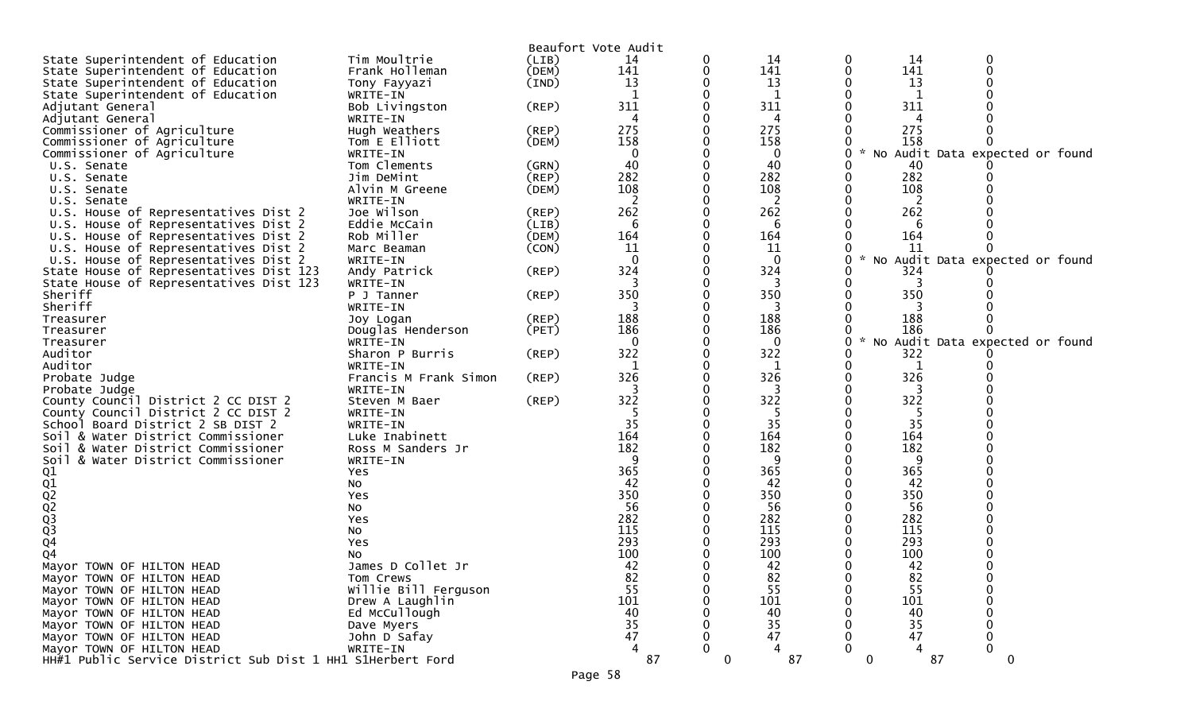Beaufort Vote Audit

| Office | Candidate | Party | | | | | | |
|---|---|---|---|---|---|---|---|---|
| State Superintendent of Education | Tim Moultrie | (LIB) | 14 | 0 | 14 | 0 | 14 | 0 |
| State Superintendent of Education | Frank Holleman | (DEM) | 141 | 0 | 141 | 0 | 141 | 0 |
| State Superintendent of Education | Tony Fayyazi | (IND) | 13 | 0 | 13 | 0 | 13 | 0 |
| State Superintendent of Education | WRITE-IN | | 1 | 0 | 1 | 0 | 1 | 0 |
| Adjutant General | Bob Livingston | (REP) | 311 | 0 | 311 | 0 | 311 | 0 |
| Adjutant General | WRITE-IN | | 4 | 0 | 4 | 0 | 4 | 0 |
| Commissioner of Agriculture | Hugh Weathers | (REP) | 275 | 0 | 275 | 0 | 275 | 0 |
| Commissioner of Agriculture | Tom E Elliott | (DEM) | 158 | 0 | 158 | 0 | 158 | 0 |
| Commissioner of Agriculture | WRITE-IN | | 0 | 0 | 0 | 0 | * No Audit Data expected or found | |
| U.S. Senate | Tom Clements | (GRN) | 40 | 0 | 40 | 0 | 40 | 0 |
| U.S. Senate | Jim DeMint | (REP) | 282 | 0 | 282 | 0 | 282 | 0 |
| U.S. Senate | Alvin M Greene | (DEM) | 108 | 0 | 108 | 0 | 108 | 0 |
| U.S. Senate | WRITE-IN | | 2 | 0 | 2 | 0 | 2 | 0 |
| U.S. House of Representatives Dist 2 | Joe Wilson | (REP) | 262 | 0 | 262 | 0 | 262 | 0 |
| U.S. House of Representatives Dist 2 | Eddie McCain | (LIB) | 6 | 0 | 6 | 0 | 6 | 0 |
| U.S. House of Representatives Dist 2 | Rob Miller | (DEM) | 164 | 0 | 164 | 0 | 164 | 0 |
| U.S. House of Representatives Dist 2 | Marc Beaman | (CON) | 11 | 0 | 11 | 0 | 11 | 0 |
| U.S. House of Representatives Dist 2 | WRITE-IN | | 0 | 0 | 0 | 0 | * No Audit Data expected or found | |
| State House of Representatives Dist 123 | Andy Patrick | (REP) | 324 | 0 | 324 | 0 | 324 | 0 |
| State House of Representatives Dist 123 | WRITE-IN | | 3 | 0 | 3 | 0 | 3 | 0 |
| Sheriff | P J Tanner | (REP) | 350 | 0 | 350 | 0 | 350 | 0 |
| Sheriff | WRITE-IN | | 3 | 0 | 3 | 0 | 3 | 0 |
| Treasurer | Joy Logan | (REP) | 188 | 0 | 188 | 0 | 188 | 0 |
| Treasurer | Douglas Henderson | (PET) | 186 | 0 | 186 | 0 | 186 | 0 |
| Treasurer | WRITE-IN | | 0 | 0 | 0 | 0 | * No Audit Data expected or found | |
| Auditor | Sharon P Burris | (REP) | 322 | 0 | 322 | 0 | 322 | 0 |
| Auditor | WRITE-IN | | 1 | 0 | 1 | 0 | 1 | 0 |
| Probate Judge | Francis M Frank Simon | (REP) | 326 | 0 | 326 | 0 | 326 | 0 |
| Probate Judge | WRITE-IN | | 3 | 0 | 3 | 0 | 3 | 0 |
| County Council District 2 CC DIST 2 | Steven M Baer | (REP) | 322 | 0 | 322 | 0 | 322 | 0 |
| County Council District 2 CC DIST 2 | WRITE-IN | | 5 | 0 | 5 | 0 | 5 | 0 |
| School Board District 2 SB DIST 2 | WRITE-IN | | 35 | 0 | 35 | 0 | 35 | 0 |
| Soil & Water District Commissioner | Luke Inabinett | | 164 | 0 | 164 | 0 | 164 | 0 |
| Soil & Water District Commissioner | Ross M Sanders Jr | | 182 | 0 | 182 | 0 | 182 | 0 |
| Soil & Water District Commissioner | WRITE-IN | | 9 | 0 | 9 | 0 | 9 | 0 |
| Q1 | Yes | | 365 | 0 | 365 | 0 | 365 | 0 |
| Q1 | No | | 42 | 0 | 42 | 0 | 42 | 0 |
| Q2 | Yes | | 350 | 0 | 350 | 0 | 350 | 0 |
| Q2 | No | | 56 | 0 | 56 | 0 | 56 | 0 |
| Q3 | Yes | | 282 | 0 | 282 | 0 | 282 | 0 |
| Q3 | No | | 115 | 0 | 115 | 0 | 115 | 0 |
| Q4 | Yes | | 293 | 0 | 293 | 0 | 293 | 0 |
| Q4 | No | | 100 | 0 | 100 | 0 | 100 | 0 |
| Mayor TOWN OF HILTON HEAD | James D Collet Jr | | 42 | 0 | 42 | 0 | 42 | 0 |
| Mayor TOWN OF HILTON HEAD | Tom Crews | | 82 | 0 | 82 | 0 | 82 | 0 |
| Mayor TOWN OF HILTON HEAD | Willie Bill Ferguson | | 55 | 0 | 55 | 0 | 55 | 0 |
| Mayor TOWN OF HILTON HEAD | Drew A Laughlin | | 101 | 0 | 101 | 0 | 101 | 0 |
| Mayor TOWN OF HILTON HEAD | Ed McCullough | | 40 | 0 | 40 | 0 | 40 | 0 |
| Mayor TOWN OF HILTON HEAD | Dave Myers | | 35 | 0 | 35 | 0 | 35 | 0 |
| Mayor TOWN OF HILTON HEAD | John D Safay | | 47 | 0 | 47 | 0 | 47 | 0 |
| Mayor TOWN OF HILTON HEAD | WRITE-IN | | 4 | 0 | 4 | 0 | 4 | 0 |
| HH#1 Public Service District Sub Dist 1 HH1 S1 | Herbert Ford | | 87 | 0 | 87 | 0 | 87 | 0 |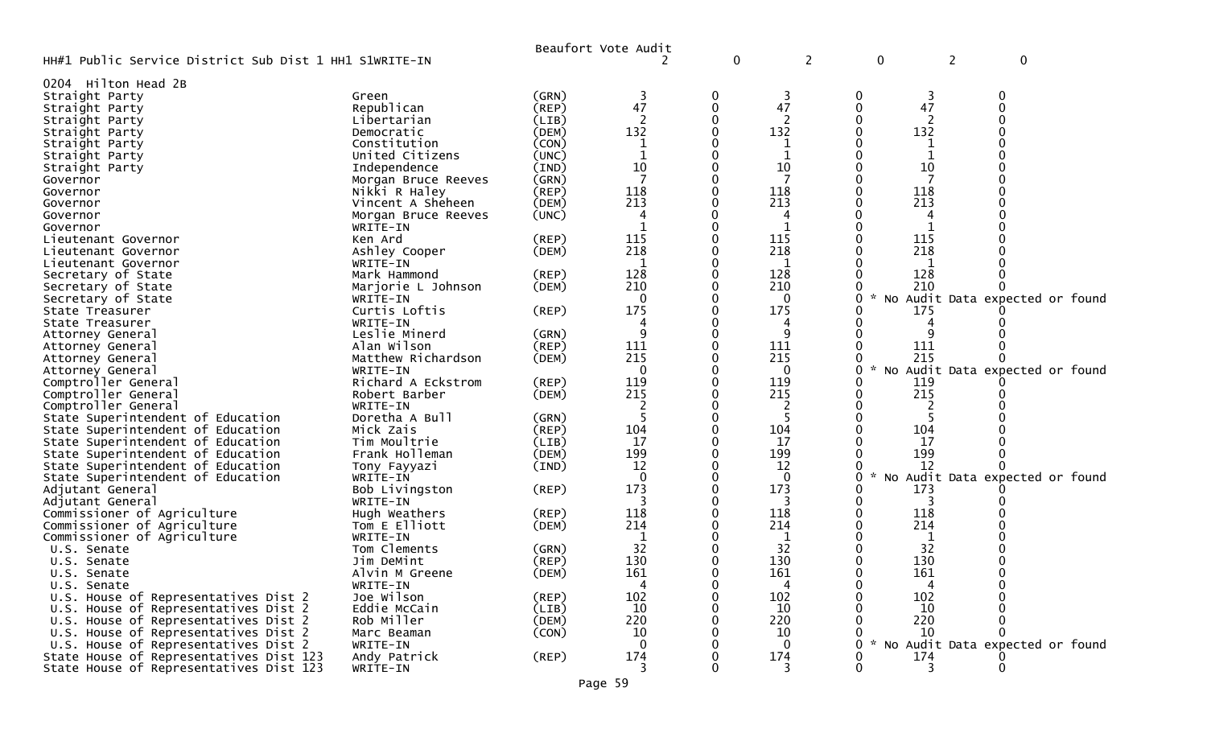Beaufort Vote Audit

| HH#1 Public Service District Sub Dist 1 HH1 S1WRITE-IN | | | 2 | 0 | 2 | 0 | 2 | 0 |
|---|---|---|---|---|---|---|---|---|
| 0204 Hilton Head 2B | | | | | | | | |
| Straight Party | Green | (GRN) | 3 | 0 | 3 | 0 | 3 | 0 |
| Straight Party | Republican | (REP) | 47 | 0 | 47 | 0 | 47 | 0 |
| Straight Party | Libertarian | (LIB) | 2 | 0 | 2 | 0 | 2 | 0 |
| Straight Party | Democratic | (DEM) | 132 | 0 | 132 | 0 | 132 | 0 |
| Straight Party | Constitution | (CON) | 1 | 0 | 1 | 0 | 1 | 0 |
| Straight Party | United Citizens | (UNC) | 1 | 0 | 1 | 0 | 1 | 0 |
| Straight Party | Independence | (IND) | 10 | 0 | 10 | 0 | 10 | 0 |
| Governor | Morgan Bruce Reeves | (GRN) | 7 | 0 | 7 | 0 | 7 | 0 |
| Governor | Nikki R Haley | (REP) | 118 | 0 | 118 | 0 | 118 | 0 |
| Governor | Vincent A Sheheen | (DEM) | 213 | 0 | 213 | 0 | 213 | 0 |
| Governor | Morgan Bruce Reeves | (UNC) | 4 | 0 | 4 | 0 | 4 | 0 |
| Governor | WRITE-IN | | 1 | 0 | 1 | 0 | 1 | 0 |
| Lieutenant Governor | Ken Ard | (REP) | 115 | 0 | 115 | 0 | 115 | 0 |
| Lieutenant Governor | Ashley Cooper | (DEM) | 218 | 0 | 218 | 0 | 218 | 0 |
| Lieutenant Governor | WRITE-IN | | 1 | 0 | 1 | 0 | 1 | 0 |
| Secretary of State | Mark Hammond | (REP) | 128 | 0 | 128 | 0 | 128 | 0 |
| Secretary of State | Marjorie L Johnson | (DEM) | 210 | 0 | 210 | 0 | 210 | 0 |
| Secretary of State | WRITE-IN | | 0 | 0 | 0 | 0 * No Audit Data expected or found | | |
| State Treasurer | Curtis Loftis | (REP) | 175 | 0 | 175 | 0 | 175 | 0 |
| State Treasurer | WRITE-IN | | 4 | 0 | 4 | 0 | 4 | 0 |
| Attorney General | Leslie Minerd | (GRN) | 9 | 0 | 9 | 0 | 9 | 0 |
| Attorney General | Alan Wilson | (REP) | 111 | 0 | 111 | 0 | 111 | 0 |
| Attorney General | Matthew Richardson | (DEM) | 215 | 0 | 215 | 0 | 215 | 0 |
| Attorney General | WRITE-IN | | 0 | 0 | 0 | 0 * No Audit Data expected or found | | |
| Comptroller General | Richard A Eckstrom | (REP) | 119 | 0 | 119 | 0 | 119 | 0 |
| Comptroller General | Robert Barber | (DEM) | 215 | 0 | 215 | 0 | 215 | 0 |
| Comptroller General | WRITE-IN | | 2 | 0 | 2 | 0 | 2 | 0 |
| State Superintendent of Education | Doretha A Bull | (GRN) | 5 | 0 | 5 | 0 | 5 | 0 |
| State Superintendent of Education | Mick Zais | (REP) | 104 | 0 | 104 | 0 | 104 | 0 |
| State Superintendent of Education | Tim Moultrie | (LIB) | 17 | 0 | 17 | 0 | 17 | 0 |
| State Superintendent of Education | Frank Holleman | (DEM) | 199 | 0 | 199 | 0 | 199 | 0 |
| State Superintendent of Education | Tony Fayyazi | (IND) | 12 | 0 | 12 | 0 | 12 | 0 |
| State Superintendent of Education | WRITE-IN | | 0 | 0 | 0 | 0 * No Audit Data expected or found | | |
| Adjutant General | Bob Livingston | (REP) | 173 | 0 | 173 | 0 | 173 | 0 |
| Adjutant General | WRITE-IN | | 3 | 0 | 3 | 0 | 3 | 0 |
| Commissioner of Agriculture | Hugh Weathers | (REP) | 118 | 0 | 118 | 0 | 118 | 0 |
| Commissioner of Agriculture | Tom E Elliott | (DEM) | 214 | 0 | 214 | 0 | 214 | 0 |
| Commissioner of Agriculture | WRITE-IN | | 1 | 0 | 1 | 0 | 1 | 0 |
| U.S. Senate | Tom Clements | (GRN) | 32 | 0 | 32 | 0 | 32 | 0 |
| U.S. Senate | Jim DeMint | (REP) | 130 | 0 | 130 | 0 | 130 | 0 |
| U.S. Senate | Alvin M Greene | (DEM) | 161 | 0 | 161 | 0 | 161 | 0 |
| U.S. Senate | WRITE-IN | | 4 | 0 | 4 | 0 | 4 | 0 |
| U.S. House of Representatives Dist 2 | Joe Wilson | (REP) | 102 | 0 | 102 | 0 | 102 | 0 |
| U.S. House of Representatives Dist 2 | Eddie McCain | (LIB) | 10 | 0 | 10 | 0 | 10 | 0 |
| U.S. House of Representatives Dist 2 | Rob Miller | (DEM) | 220 | 0 | 220 | 0 | 220 | 0 |
| U.S. House of Representatives Dist 2 | Marc Beaman | (CON) | 10 | 0 | 10 | 0 | 10 | 0 |
| U.S. House of Representatives Dist 2 | WRITE-IN | | 0 | 0 | 0 | 0 * No Audit Data expected or found | | |
| State House of Representatives Dist 123 | Andy Patrick | (REP) | 174 | 0 | 174 | 0 | 174 | 0 |
| State House of Representatives Dist 123 | WRITE-IN | | 3 | 0 | 3 | 0 | 3 | 0 |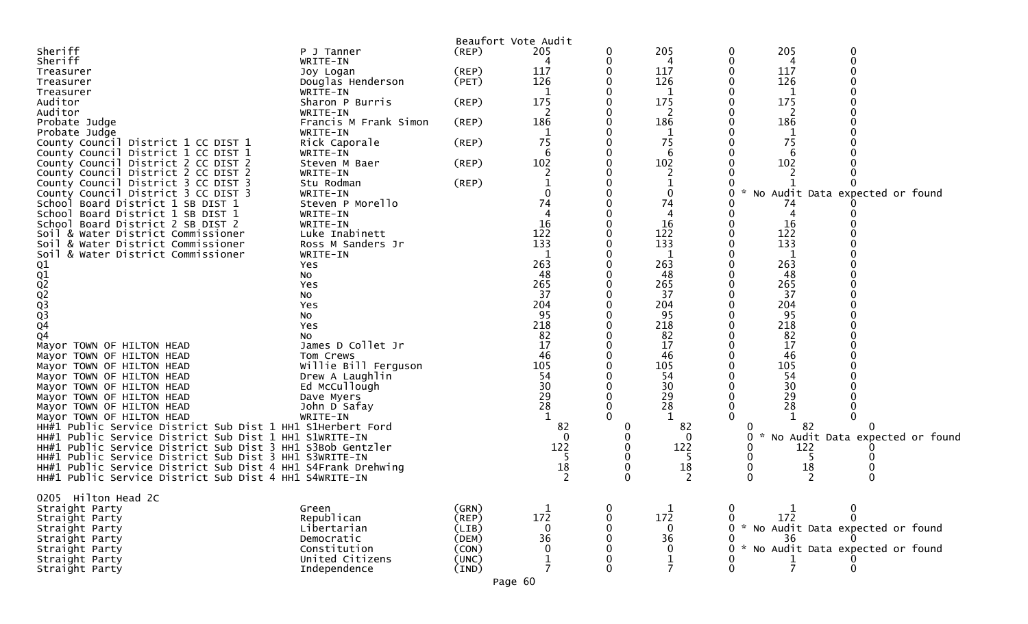Beaufort Vote Audit

| Contest | Candidate | Party | | | | | | |
|---|---|---|---|---|---|---|---|---|
| Sheriff | P J Tanner | (REP) | 205 | 0 | 205 | 0 | 205 | 0 |
| Sheriff | WRITE-IN | | 4 | 0 | 4 | 0 | 4 | 0 |
| Treasurer | Joy Logan | (REP) | 117 | 0 | 117 | 0 | 117 | 0 |
| Treasurer | Douglas Henderson | (PET) | 126 | 0 | 126 | 0 | 126 | 0 |
| Treasurer | WRITE-IN | | 1 | 0 | 1 | 0 | 1 | 0 |
| Auditor | Sharon P Burris | (REP) | 175 | 0 | 175 | 0 | 175 | 0 |
| Auditor | WRITE-IN | | 2 | 0 | 2 | 0 | 2 | 0 |
| Probate Judge | Francis M Frank Simon | (REP) | 186 | 0 | 186 | 0 | 186 | 0 |
| Probate Judge | WRITE-IN | | 1 | 0 | 1 | 0 | 1 | 0 |
| County Council District 1 CC DIST 1 | Rick Caporale | (REP) | 75 | 0 | 75 | 0 | 75 | 0 |
| County Council District 1 CC DIST 1 | WRITE-IN | | 6 | 0 | 6 | 0 | 6 | 0 |
| County Council District 2 CC DIST 2 | Steven M Baer | (REP) | 102 | 0 | 102 | 0 | 102 | 0 |
| County Council District 2 CC DIST 2 | WRITE-IN | | 2 | 0 | 2 | 0 | 2 | 0 |
| County Council District 3 CC DIST 3 | Stu Rodman | (REP) | 1 | 0 | 1 | 0 | 1 | 0 |
| County Council District 3 CC DIST 3 | WRITE-IN | | 0 | 0 | 0 | 0 * No Audit Data expected or found | | |
| School Board District 1 SB DIST 1 | Steven P Morello | | 74 | 0 | 74 | 0 | 74 | 0 |
| School Board District 1 SB DIST 1 | WRITE-IN | | 4 | 0 | 4 | 0 | 4 | 0 |
| School Board District 2 SB DIST 2 | WRITE-IN | | 16 | 0 | 16 | 0 | 16 | 0 |
| Soil & Water District Commissioner | Luke Inabinett | | 122 | 0 | 122 | 0 | 122 | 0 |
| Soil & Water District Commissioner | Ross M Sanders Jr | | 133 | 0 | 133 | 0 | 133 | 0 |
| Soil & Water District Commissioner | WRITE-IN | | 1 | 0 | 1 | 0 | 1 | 0 |
| Q1 | Yes | | 263 | 0 | 263 | 0 | 263 | 0 |
| Q1 | No | | 48 | 0 | 48 | 0 | 48 | 0 |
| Q2 | Yes | | 265 | 0 | 265 | 0 | 265 | 0 |
| Q2 | No | | 37 | 0 | 37 | 0 | 37 | 0 |
| Q3 | Yes | | 204 | 0 | 204 | 0 | 204 | 0 |
| Q3 | No | | 95 | 0 | 95 | 0 | 95 | 0 |
| Q4 | Yes | | 218 | 0 | 218 | 0 | 218 | 0 |
| Q4 | No | | 82 | 0 | 82 | 0 | 82 | 0 |
| Mayor TOWN OF HILTON HEAD | James D Collet Jr | | 17 | 0 | 17 | 0 | 17 | 0 |
| Mayor TOWN OF HILTON HEAD | Tom Crews | | 46 | 0 | 46 | 0 | 46 | 0 |
| Mayor TOWN OF HILTON HEAD | Willie Bill Ferguson | | 105 | 0 | 105 | 0 | 105 | 0 |
| Mayor TOWN OF HILTON HEAD | Drew A Laughlin | | 54 | 0 | 54 | 0 | 54 | 0 |
| Mayor TOWN OF HILTON HEAD | Ed McCullough | | 30 | 0 | 30 | 0 | 30 | 0 |
| Mayor TOWN OF HILTON HEAD | Dave Myers | | 29 | 0 | 29 | 0 | 29 | 0 |
| Mayor TOWN OF HILTON HEAD | John D Safay | | 28 | 0 | 28 | 0 | 28 | 0 |
| Mayor TOWN OF HILTON HEAD | WRITE-IN | | 1 | 0 | 1 | 0 | 1 | 0 |
| HH#1 Public Service District Sub Dist 1 HH1 S1 | Herbert Ford | | 82 | 0 | 82 | 0 | 82 | 0 |
| HH#1 Public Service District Sub Dist 1 HH1 S1 | WRITE-IN | | 0 | 0 | 0 | 0 * No Audit Data expected or found | | |
| HH#1 Public Service District Sub Dist 3 HH1 S3 | Bob Gentzler | | 122 | 0 | 122 | 0 | 122 | 0 |
| HH#1 Public Service District Sub Dist 3 HH1 S3 | WRITE-IN | | 5 | 0 | 5 | 0 | 5 | 0 |
| HH#1 Public Service District Sub Dist 4 HH1 S4 | Frank Drehwing | | 18 | 0 | 18 | 0 | 18 | 0 |
| HH#1 Public Service District Sub Dist 4 HH1 S4 | WRITE-IN | | 2 | 0 | 2 | 0 | 2 | 0 |

## 0205 Hilton Head 2C

| Contest | Candidate | Party | | | | | | |
|---|---|---|---|---|---|---|---|---|
| Straight Party | Green | (GRN) | 1 | 0 | 1 | 0 | 1 | 0 |
| Straight Party | Republican | (REP) | 172 | 0 | 172 | 0 | 172 | 0 |
| Straight Party | Libertarian | (LIB) | 0 | 0 | 0 | 0 * No Audit Data expected or found | | |
| Straight Party | Democratic | (DEM) | 36 | 0 | 36 | 0 | 36 | 0 |
| Straight Party | Constitution | (CON) | 0 | 0 | 0 | 0 * No Audit Data expected or found | | |
| Straight Party | United Citizens | (UNC) | 1 | 0 | 1 | 0 | 1 | 0 |
| Straight Party | Independence | (IND) | 7 | 0 | 7 | 0 | 7 | 0 |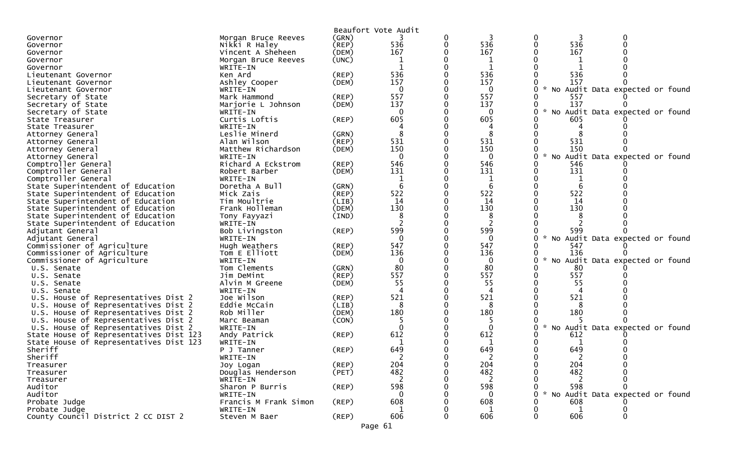Beaufort Vote Audit

| Office | Candidate | Party | | | | | | |
|---|---|---|---|---|---|---|---|---|
| Governor | Morgan Bruce Reeves | (GRN) | 3 | 0 | 3 | 0 | 3 | 0 |
| Governor | Nikki R Haley | (REP) | 536 | 0 | 536 | 0 | 536 | 0 |
| Governor | Vincent A Sheheen | (DEM) | 167 | 0 | 167 | 0 | 167 | 0 |
| Governor | Morgan Bruce Reeves | (UNC) | 1 | 0 | 1 | 0 | 1 | 0 |
| Governor | WRITE-IN | | 1 | 0 | 1 | 0 | 1 | 0 |
| Lieutenant Governor | Ken Ard | (REP) | 536 | 0 | 536 | 0 | 536 | 0 |
| Lieutenant Governor | Ashley Cooper | (DEM) | 157 | 0 | 157 | 0 | 157 | 0 |
| Lieutenant Governor | WRITE-IN | | 0 | 0 | 0 | 0 * No Audit Data expected or found | | |
| Secretary of State | Mark Hammond | (REP) | 557 | 0 | 557 | 0 | 557 | 0 |
| Secretary of State | Marjorie L Johnson | (DEM) | 137 | 0 | 137 | 0 | 137 | 0 |
| Secretary of State | WRITE-IN | | 0 | 0 | 0 | 0 * No Audit Data expected or found | | |
| State Treasurer | Curtis Loftis | (REP) | 605 | 0 | 605 | 0 | 605 | 0 |
| State Treasurer | WRITE-IN | | 4 | 0 | 4 | 0 | 4 | 0 |
| Attorney General | Leslie Minerd | (GRN) | 8 | 0 | 8 | 0 | 8 | 0 |
| Attorney General | Alan Wilson | (REP) | 531 | 0 | 531 | 0 | 531 | 0 |
| Attorney General | Matthew Richardson | (DEM) | 150 | 0 | 150 | 0 | 150 | 0 |
| Attorney General | WRITE-IN | | 0 | 0 | 0 | 0 * No Audit Data expected or found | | |
| Comptroller General | Richard A Eckstrom | (REP) | 546 | 0 | 546 | 0 | 546 | 0 |
| Comptroller General | Robert Barber | (DEM) | 131 | 0 | 131 | 0 | 131 | 0 |
| Comptroller General | WRITE-IN | | 1 | 0 | 1 | 0 | 1 | 0 |
| State Superintendent of Education | Doretha A Bull | (GRN) | 6 | 0 | 6 | 0 | 6 | 0 |
| State Superintendent of Education | Mick Zais | (REP) | 522 | 0 | 522 | 0 | 522 | 0 |
| State Superintendent of Education | Tim Moultrie | (LIB) | 14 | 0 | 14 | 0 | 14 | 0 |
| State Superintendent of Education | Frank Holleman | (DEM) | 130 | 0 | 130 | 0 | 130 | 0 |
| State Superintendent of Education | Tony Fayyazi | (IND) | 8 | 0 | 8 | 0 | 8 | 0 |
| State Superintendent of Education | WRITE-IN | | 2 | 0 | 2 | 0 | 2 | 0 |
| Adjutant General | Bob Livingston | (REP) | 599 | 0 | 599 | 0 | 599 | 0 |
| Adjutant General | WRITE-IN | | 0 | 0 | 0 | 0 * No Audit Data expected or found | | |
| Commissioner of Agriculture | Hugh Weathers | (REP) | 547 | 0 | 547 | 0 | 547 | 0 |
| Commissioner of Agriculture | Tom E Elliott | (DEM) | 136 | 0 | 136 | 0 | 136 | 0 |
| Commissioner of Agriculture | WRITE-IN | | 0 | 0 | 0 | 0 * No Audit Data expected or found | | |
| U.S. Senate | Tom Clements | (GRN) | 80 | 0 | 80 | 0 | 80 | 0 |
| U.S. Senate | Jim DeMint | (REP) | 557 | 0 | 557 | 0 | 557 | 0 |
| U.S. Senate | Alvin M Greene | (DEM) | 55 | 0 | 55 | 0 | 55 | 0 |
| U.S. Senate | WRITE-IN | | 4 | 0 | 4 | 0 | 4 | 0 |
| U.S. House of Representatives Dist 2 | Joe Wilson | (REP) | 521 | 0 | 521 | 0 | 521 | 0 |
| U.S. House of Representatives Dist 2 | Eddie McCain | (LIB) | 8 | 0 | 8 | 0 | 8 | 0 |
| U.S. House of Representatives Dist 2 | Rob Miller | (DEM) | 180 | 0 | 180 | 0 | 180 | 0 |
| U.S. House of Representatives Dist 2 | Marc Beaman | (CON) | 5 | 0 | 5 | 0 | 5 | 0 |
| U.S. House of Representatives Dist 2 | WRITE-IN | | 0 | 0 | 0 | 0 * No Audit Data expected or found | | |
| State House of Representatives Dist 123 | Andy Patrick | (REP) | 612 | 0 | 612 | 0 | 612 | 0 |
| State House of Representatives Dist 123 | WRITE-IN | | 1 | 0 | 1 | 0 | 1 | 0 |
| Sheriff | P J Tanner | (REP) | 649 | 0 | 649 | 0 | 649 | 0 |
| Sheriff | WRITE-IN | | 2 | 0 | 2 | 0 | 2 | 0 |
| Treasurer | Joy Logan | (REP) | 204 | 0 | 204 | 0 | 204 | 0 |
| Treasurer | Douglas Henderson | (PET) | 482 | 0 | 482 | 0 | 482 | 0 |
| Treasurer | WRITE-IN | | 2 | 0 | 2 | 0 | 2 | 0 |
| Auditor | Sharon P Burris | (REP) | 598 | 0 | 598 | 0 | 598 | 0 |
| Auditor | WRITE-IN | | 0 | 0 | 0 | 0 * No Audit Data expected or found | | |
| Probate Judge | Francis M Frank Simon | (REP) | 608 | 0 | 608 | 0 | 608 | 0 |
| Probate Judge | WRITE-IN | | 1 | 0 | 1 | 0 | 1 | 0 |
| County Council District 2 CC DIST 2 | Steven M Baer | (REP) | 606 | 0 | 606 | 0 | 606 | 0 |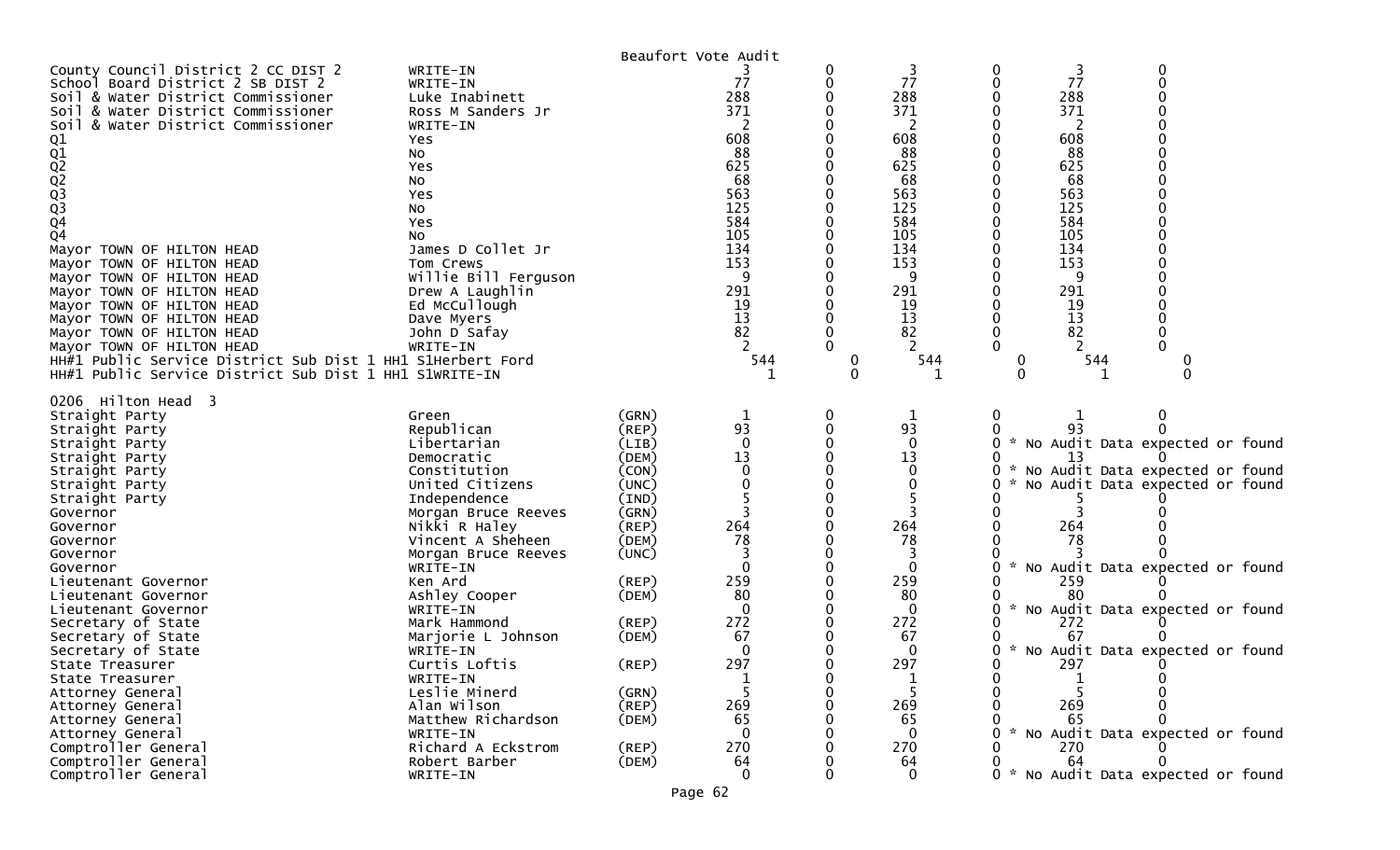Beaufort Vote Audit

| | | | | | | | | |
|---|---|---|---|---|---|---|---|---|
| County Council District 2 CC DIST 2 | WRITE-IN | | 3 | 0 | 3 | 0 | 3 | 0 |
| School Board District 2 SB DIST 2 | WRITE-IN | | 77 | 0 | 77 | 0 | 77 | 0 |
| Soil & Water District Commissioner | Luke Inabinett | | 288 | 0 | 288 | 0 | 288 | 0 |
| Soil & Water District Commissioner | Ross M Sanders Jr | | 371 | 0 | 371 | 0 | 371 | 0 |
| Soil & Water District Commissioner | WRITE-IN | | 2 | 0 | 2 | 0 | 2 | 0 |
| Q1 | Yes | | 608 | 0 | 608 | 0 | 608 | 0 |
| Q1 | No | | 88 | 0 | 88 | 0 | 88 | 0 |
| Q2 | Yes | | 625 | 0 | 625 | 0 | 625 | 0 |
| Q2 | No | | 68 | 0 | 68 | 0 | 68 | 0 |
| Q3 | Yes | | 563 | 0 | 563 | 0 | 563 | 0 |
| Q3 | No | | 125 | 0 | 125 | 0 | 125 | 0 |
| Q4 | Yes | | 584 | 0 | 584 | 0 | 584 | 0 |
| Q4 | No | | 105 | 0 | 105 | 0 | 105 | 0 |
| Mayor TOWN OF HILTON HEAD | James D Collet Jr | | 134 | 0 | 134 | 0 | 134 | 0 |
| Mayor TOWN OF HILTON HEAD | Tom Crews | | 153 | 0 | 153 | 0 | 153 | 0 |
| Mayor TOWN OF HILTON HEAD | Willie Bill Ferguson | | 9 | 0 | 9 | 0 | 9 | 0 |
| Mayor TOWN OF HILTON HEAD | Drew A Laughlin | | 291 | 0 | 291 | 0 | 291 | 0 |
| Mayor TOWN OF HILTON HEAD | Ed McCullough | | 19 | 0 | 19 | 0 | 19 | 0 |
| Mayor TOWN OF HILTON HEAD | Dave Myers | | 13 | 0 | 13 | 0 | 13 | 0 |
| Mayor TOWN OF HILTON HEAD | John D Safay | | 82 | 0 | 82 | 0 | 82 | 0 |
| Mayor TOWN OF HILTON HEAD | WRITE-IN | | 2 | 0 | 2 | 0 | 2 | 0 |
| HH#1 Public Service District Sub Dist 1 HH1 S1 | Herbert Ford | | 544 | 0 | 544 | 0 | 544 | 0 |
| HH#1 Public Service District Sub Dist 1 HH1 S1 | WRITE-IN | | 1 | 0 | 1 | 0 | 1 | 0 |

0206 Hilton Head 3

| | | | | | | | | |
|---|---|---|---|---|---|---|---|---|
| Straight Party | Green | (GRN) | 1 | 0 | 1 | 0 | 1 | 0 |
| Straight Party | Republican | (REP) | 93 | 0 | 93 | 0 | 93 | 0 |
| Straight Party | Libertarian | (LIB) | 0 | 0 | 0 | 0 | * No Audit Data expected or found | |
| Straight Party | Democratic | (DEM) | 13 | 0 | 13 | 0 | 13 | 0 |
| Straight Party | Constitution | (CON) | 0 | 0 | 0 | 0 | * No Audit Data expected or found | |
| Straight Party | United Citizens | (UNC) | 0 | 0 | 0 | 0 | * No Audit Data expected or found | |
| Straight Party | Independence | (IND) | 5 | 0 | 5 | 0 | 5 | 0 |
| Governor | Morgan Bruce Reeves | (GRN) | 3 | 0 | 3 | 0 | 3 | 0 |
| Governor | Nikki R Haley | (REP) | 264 | 0 | 264 | 0 | 264 | 0 |
| Governor | Vincent A Sheheen | (DEM) | 78 | 0 | 78 | 0 | 78 | 0 |
| Governor | Morgan Bruce Reeves | (UNC) | 3 | 0 | 3 | 0 | 3 | 0 |
| Governor | WRITE-IN | | 0 | 0 | 0 | 0 | * No Audit Data expected or found | |
| Lieutenant Governor | Ken Ard | (REP) | 259 | 0 | 259 | 0 | 259 | 0 |
| Lieutenant Governor | Ashley Cooper | (DEM) | 80 | 0 | 80 | 0 | 80 | 0 |
| Lieutenant Governor | WRITE-IN | | 0 | 0 | 0 | 0 | * No Audit Data expected or found | |
| Secretary of State | Mark Hammond | (REP) | 272 | 0 | 272 | 0 | 272 | 0 |
| Secretary of State | Marjorie L Johnson | (DEM) | 67 | 0 | 67 | 0 | 67 | 0 |
| Secretary of State | WRITE-IN | | 0 | 0 | 0 | 0 | * No Audit Data expected or found | |
| State Treasurer | Curtis Loftis | (REP) | 297 | 0 | 297 | 0 | 297 | 0 |
| State Treasurer | WRITE-IN | | 1 | 0 | 1 | 0 | 1 | 0 |
| Attorney General | Leslie Minerd | (GRN) | 5 | 0 | 5 | 0 | 5 | 0 |
| Attorney General | Alan Wilson | (REP) | 269 | 0 | 269 | 0 | 269 | 0 |
| Attorney General | Matthew Richardson | (DEM) | 65 | 0 | 65 | 0 | 65 | 0 |
| Attorney General | WRITE-IN | | 0 | 0 | 0 | 0 | * No Audit Data expected or found | |
| Comptroller General | Richard A Eckstrom | (REP) | 270 | 0 | 270 | 0 | 270 | 0 |
| Comptroller General | Robert Barber | (DEM) | 64 | 0 | 64 | 0 | 64 | 0 |
| Comptroller General | WRITE-IN | | 0 | 0 | 0 | 0 | * No Audit Data expected or found | |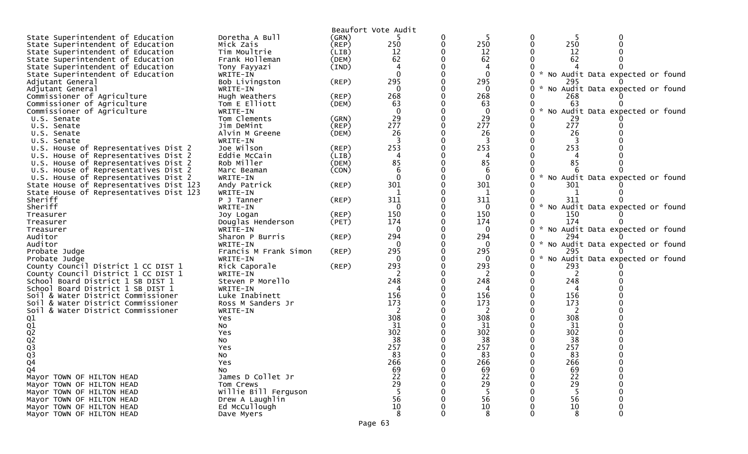Beaufort Vote Audit

| Contest | Candidate | Party | | | | | | |
|---|---|---|---|---|---|---|---|---|
| State Superintendent of Education | Doretha A Bull | (GRN) | 5 | 0 | 5 | 0 | 5 | 0 |
| State Superintendent of Education | Mick Zais | (REP) | 250 | 0 | 250 | 0 | 250 | 0 |
| State Superintendent of Education | Tim Moultrie | (LIB) | 12 | 0 | 12 | 0 | 12 | 0 |
| State Superintendent of Education | Frank Holleman | (DEM) | 62 | 0 | 62 | 0 | 62 | 0 |
| State Superintendent of Education | Tony Fayyazi | (IND) | 4 | 0 | 4 | 0 | 4 | 0 |
| State Superintendent of Education | WRITE-IN | | 0 | 0 | 0 | 0 | * No Audit Data expected or found | |
| Adjutant General | Bob Livingston | (REP) | 295 | 0 | 295 | 0 | 295 | 0 |
| Adjutant General | WRITE-IN | | 0 | 0 | 0 | 0 | * No Audit Data expected or found | |
| Commissioner of Agriculture | Hugh Weathers | (REP) | 268 | 0 | 268 | 0 | 268 | 0 |
| Commissioner of Agriculture | Tom E Elliott | (DEM) | 63 | 0 | 63 | 0 | 63 | 0 |
| Commissioner of Agriculture | WRITE-IN | | 0 | 0 | 0 | 0 | * No Audit Data expected or found | |
| U.S. Senate | Tom Clements | (GRN) | 29 | 0 | 29 | 0 | 29 | 0 |
| U.S. Senate | Jim DeMint | (REP) | 277 | 0 | 277 | 0 | 277 | 0 |
| U.S. Senate | Alvin M Greene | (DEM) | 26 | 0 | 26 | 0 | 26 | 0 |
| U.S. Senate | WRITE-IN | | 3 | 0 | 3 | 0 | 3 | 0 |
| U.S. House of Representatives Dist 2 | Joe Wilson | (REP) | 253 | 0 | 253 | 0 | 253 | 0 |
| U.S. House of Representatives Dist 2 | Eddie McCain | (LIB) | 4 | 0 | 4 | 0 | 4 | 0 |
| U.S. House of Representatives Dist 2 | Rob Miller | (DEM) | 85 | 0 | 85 | 0 | 85 | 0 |
| U.S. House of Representatives Dist 2 | Marc Beaman | (CON) | 6 | 0 | 6 | 0 | 6 | 0 |
| U.S. House of Representatives Dist 2 | WRITE-IN | | 0 | 0 | 0 | 0 | * No Audit Data expected or found | |
| State House of Representatives Dist 123 | Andy Patrick | (REP) | 301 | 0 | 301 | 0 | 301 | 0 |
| State House of Representatives Dist 123 | WRITE-IN | | 1 | 0 | 1 | 0 | 1 | 0 |
| Sheriff | P J Tanner | (REP) | 311 | 0 | 311 | 0 | 311 | 0 |
| Sheriff | WRITE-IN | | 0 | 0 | 0 | 0 | * No Audit Data expected or found | |
| Treasurer | Joy Logan | (REP) | 150 | 0 | 150 | 0 | 150 | 0 |
| Treasurer | Douglas Henderson | (PET) | 174 | 0 | 174 | 0 | 174 | 0 |
| Treasurer | WRITE-IN | | 0 | 0 | 0 | 0 | * No Audit Data expected or found | |
| Auditor | Sharon P Burris | (REP) | 294 | 0 | 294 | 0 | 294 | 0 |
| Auditor | WRITE-IN | | 0 | 0 | 0 | 0 | * No Audit Data expected or found | |
| Probate Judge | Francis M Frank Simon | (REP) | 295 | 0 | 295 | 0 | 295 | 0 |
| Probate Judge | WRITE-IN | | 0 | 0 | 0 | 0 | * No Audit Data expected or found | |
| County Council District 1 CC DIST 1 | Rick Caporale | (REP) | 293 | 0 | 293 | 0 | 293 | 0 |
| County Council District 1 CC DIST 1 | WRITE-IN | | 2 | 0 | 2 | 0 | 2 | 0 |
| School Board District 1 SB DIST 1 | Steven P Morello | | 248 | 0 | 248 | 0 | 248 | 0 |
| School Board District 1 SB DIST 1 | WRITE-IN | | 4 | 0 | 4 | 0 | 4 | 0 |
| Soil & Water District Commissioner | Luke Inabinett | | 156 | 0 | 156 | 0 | 156 | 0 |
| Soil & Water District Commissioner | Ross M Sanders Jr | | 173 | 0 | 173 | 0 | 173 | 0 |
| Soil & Water District Commissioner | WRITE-IN | | 2 | 0 | 2 | 0 | 2 | 0 |
| Q1 | Yes | | 308 | 0 | 308 | 0 | 308 | 0 |
| Q1 | No | | 31 | 0 | 31 | 0 | 31 | 0 |
| Q2 | Yes | | 302 | 0 | 302 | 0 | 302 | 0 |
| Q2 | No | | 38 | 0 | 38 | 0 | 38 | 0 |
| Q3 | Yes | | 257 | 0 | 257 | 0 | 257 | 0 |
| Q3 | No | | 83 | 0 | 83 | 0 | 83 | 0 |
| Q4 | Yes | | 266 | 0 | 266 | 0 | 266 | 0 |
| Q4 | No | | 69 | 0 | 69 | 0 | 69 | 0 |
| Mayor TOWN OF HILTON HEAD | James D Collet Jr | | 22 | 0 | 22 | 0 | 22 | 0 |
| Mayor TOWN OF HILTON HEAD | Tom Crews | | 29 | 0 | 29 | 0 | 29 | 0 |
| Mayor TOWN OF HILTON HEAD | Willie Bill Ferguson | | 5 | 0 | 5 | 0 | 5 | 0 |
| Mayor TOWN OF HILTON HEAD | Drew A Laughlin | | 56 | 0 | 56 | 0 | 56 | 0 |
| Mayor TOWN OF HILTON HEAD | Ed McCullough | | 10 | 0 | 10 | 0 | 10 | 0 |
| Mayor TOWN OF HILTON HEAD | Dave Myers | | 8 | 0 | 8 | 0 | 8 | 0 |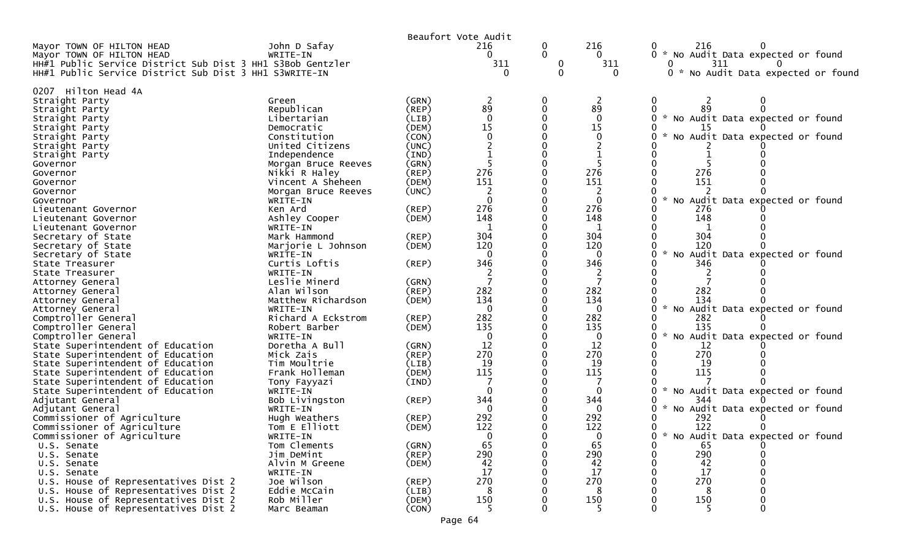Beaufort Vote Audit

| Contest | Candidate | Party | Col1 | Col2 | Col3 | Col4 | Col5 | Col6 |
|---|---|---|---|---|---|---|---|---|
| Mayor TOWN OF HILTON HEAD | John D Safay | | 216 | 0 | 216 | 0 | 216 | 0 |
| Mayor TOWN OF HILTON HEAD | WRITE-IN | | 0 | 0 | 0 | 0 * No Audit Data expected or found | | |
| HH#1 Public Service District Sub Dist 3 HH1 S3 | Bob Gentzler | | 311 | 0 | 311 | 0 | 311 | 0 |
| HH#1 Public Service District Sub Dist 3 HH1 S3 | WRITE-IN | | 0 | 0 | 0 | 0 * No Audit Data expected or found | | |

0207 Hilton Head 4A

| Contest | Candidate | Party | Col1 | Col2 | Col3 | Col4 | Col5 | Col6 |
|---|---|---|---|---|---|---|---|---|
| Straight Party | Green | (GRN) | 2 | 0 | 2 | 0 | 2 | 0 |
| Straight Party | Republican | (REP) | 89 | 0 | 89 | 0 | 89 | 0 |
| Straight Party | Libertarian | (LIB) | 0 | 0 | 0 | 0 * No Audit Data expected or found | | |
| Straight Party | Democratic | (DEM) | 15 | 0 | 15 | 0 | 15 | 0 |
| Straight Party | Constitution | (CON) | 0 | 0 | 0 | 0 * No Audit Data expected or found | | |
| Straight Party | United Citizens | (UNC) | 2 | 0 | 2 | 0 | 2 | 0 |
| Straight Party | Independence | (IND) | 1 | 0 | 1 | 0 | 1 | 0 |
| Governor | Morgan Bruce Reeves | (GRN) | 5 | 0 | 5 | 0 | 5 | 0 |
| Governor | Nikki R Haley | (REP) | 276 | 0 | 276 | 0 | 276 | 0 |
| Governor | Vincent A Sheheen | (DEM) | 151 | 0 | 151 | 0 | 151 | 0 |
| Governor | Morgan Bruce Reeves | (UNC) | 2 | 0 | 2 | 0 | 2 | 0 |
| Governor | WRITE-IN | | 0 | 0 | 0 | 0 * No Audit Data expected or found | | |
| Lieutenant Governor | Ken Ard | (REP) | 276 | 0 | 276 | 0 | 276 | 0 |
| Lieutenant Governor | Ashley Cooper | (DEM) | 148 | 0 | 148 | 0 | 148 | 0 |
| Lieutenant Governor | WRITE-IN | | 1 | 0 | 1 | 0 | 1 | 0 |
| Secretary of State | Mark Hammond | (REP) | 304 | 0 | 304 | 0 | 304 | 0 |
| Secretary of State | Marjorie L Johnson | (DEM) | 120 | 0 | 120 | 0 | 120 | 0 |
| Secretary of State | WRITE-IN | | 0 | 0 | 0 | 0 * No Audit Data expected or found | | |
| State Treasurer | Curtis Loftis | (REP) | 346 | 0 | 346 | 0 | 346 | 0 |
| State Treasurer | WRITE-IN | | 2 | 0 | 2 | 0 | 2 | 0 |
| Attorney General | Leslie Minerd | (GRN) | 7 | 0 | 7 | 0 | 7 | 0 |
| Attorney General | Alan Wilson | (REP) | 282 | 0 | 282 | 0 | 282 | 0 |
| Attorney General | Matthew Richardson | (DEM) | 134 | 0 | 134 | 0 | 134 | 0 |
| Attorney General | WRITE-IN | | 0 | 0 | 0 | 0 * No Audit Data expected or found | | |
| Comptroller General | Richard A Eckstrom | (REP) | 282 | 0 | 282 | 0 | 282 | 0 |
| Comptroller General | Robert Barber | (DEM) | 135 | 0 | 135 | 0 | 135 | 0 |
| Comptroller General | WRITE-IN | | 0 | 0 | 0 | 0 * No Audit Data expected or found | | |
| State Superintendent of Education | Doretha A Bull | (GRN) | 12 | 0 | 12 | 0 | 12 | 0 |
| State Superintendent of Education | Mick Zais | (REP) | 270 | 0 | 270 | 0 | 270 | 0 |
| State Superintendent of Education | Tim Moultrie | (LIB) | 19 | 0 | 19 | 0 | 19 | 0 |
| State Superintendent of Education | Frank Holleman | (DEM) | 115 | 0 | 115 | 0 | 115 | 0 |
| State Superintendent of Education | Tony Fayyazi | (IND) | 7 | 0 | 7 | 0 | 7 | 0 |
| State Superintendent of Education | WRITE-IN | | 0 | 0 | 0 | 0 * No Audit Data expected or found | | |
| Adjutant General | Bob Livingston | (REP) | 344 | 0 | 344 | 0 | 344 | 0 |
| Adjutant General | WRITE-IN | | 0 | 0 | 0 | 0 * No Audit Data expected or found | | |
| Commissioner of Agriculture | Hugh Weathers | (REP) | 292 | 0 | 292 | 0 | 292 | 0 |
| Commissioner of Agriculture | Tom E Elliott | (DEM) | 122 | 0 | 122 | 0 | 122 | 0 |
| Commissioner of Agriculture | WRITE-IN | | 0 | 0 | 0 | 0 * No Audit Data expected or found | | |
| U.S. Senate | Tom Clements | (GRN) | 65 | 0 | 65 | 0 | 65 | 0 |
| U.S. Senate | Jim DeMint | (REP) | 290 | 0 | 290 | 0 | 290 | 0 |
| U.S. Senate | Alvin M Greene | (DEM) | 42 | 0 | 42 | 0 | 42 | 0 |
| U.S. Senate | WRITE-IN | | 17 | 0 | 17 | 0 | 17 | 0 |
| U.S. House of Representatives Dist 2 | Joe Wilson | (REP) | 270 | 0 | 270 | 0 | 270 | 0 |
| U.S. House of Representatives Dist 2 | Eddie McCain | (LIB) | 8 | 0 | 8 | 0 | 8 | 0 |
| U.S. House of Representatives Dist 2 | Rob Miller | (DEM) | 150 | 0 | 150 | 0 | 150 | 0 |
| U.S. House of Representatives Dist 2 | Marc Beaman | (CON) | 5 | 0 | 5 | 0 | 5 | 0 |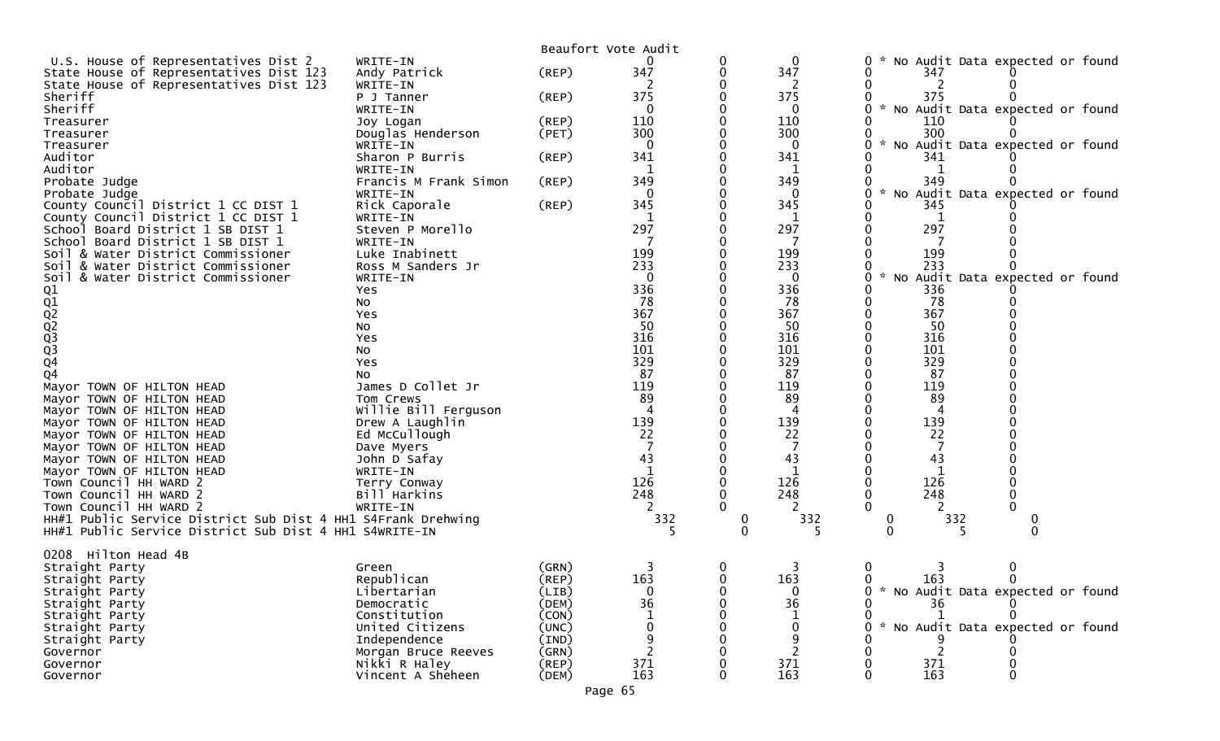Beaufort Vote Audit

| Contest | Candidate | Party | | | | | | |
|---|---|---|---|---|---|---|---|---|
| U.S. House of Representatives Dist 2 | WRITE-IN | | 0 | 0 | 0 | 0 * No Audit Data expected or found | | |
| State House of Representatives Dist 123 | Andy Patrick | (REP) | 347 | 0 | 347 | 0 | 347 | 0 |
| State House of Representatives Dist 123 | WRITE-IN | | 2 | 0 | 2 | 0 | 2 | 0 |
| Sheriff | P J Tanner | (REP) | 375 | 0 | 375 | 0 | 375 | 0 |
| Sheriff | WRITE-IN | | 0 | 0 | 0 | 0 * No Audit Data expected or found | | |
| Treasurer | Joy Logan | (REP) | 110 | 0 | 110 | 0 | 110 | 0 |
| Treasurer | Douglas Henderson | (PET) | 300 | 0 | 300 | 0 | 300 | 0 |
| Treasurer | WRITE-IN | | 0 | 0 | 0 | 0 * No Audit Data expected or found | | |
| Auditor | Sharon P Burris | (REP) | 341 | 0 | 341 | 0 | 341 | 0 |
| Auditor | WRITE-IN | | 1 | 0 | 1 | 0 | 1 | 0 |
| Probate Judge | Francis M Frank Simon | (REP) | 349 | 0 | 349 | 0 | 349 | 0 |
| Probate Judge | WRITE-IN | | 0 | 0 | 0 | 0 * No Audit Data expected or found | | |
| County Council District 1 CC DIST 1 | Rick Caporale | (REP) | 345 | 0 | 345 | 0 | 345 | 0 |
| County Council District 1 CC DIST 1 | WRITE-IN | | 1 | 0 | 1 | 0 | 1 | 0 |
| School Board District 1 SB DIST 1 | Steven P Morello | | 297 | 0 | 297 | 0 | 297 | 0 |
| School Board District 1 SB DIST 1 | WRITE-IN | | 7 | 0 | 7 | 0 | 7 | 0 |
| Soil & Water District Commissioner | Luke Inabinett | | 199 | 0 | 199 | 0 | 199 | 0 |
| Soil & Water District Commissioner | Ross M Sanders Jr | | 233 | 0 | 233 | 0 | 233 | 0 |
| Soil & Water District Commissioner | WRITE-IN | | 0 | 0 | 0 | 0 * No Audit Data expected or found | | |
| Q1 | Yes | | 336 | 0 | 336 | 0 | 336 | 0 |
| Q1 | No | | 78 | 0 | 78 | 0 | 78 | 0 |
| Q2 | Yes | | 367 | 0 | 367 | 0 | 367 | 0 |
| Q2 | No | | 50 | 0 | 50 | 0 | 50 | 0 |
| Q3 | Yes | | 316 | 0 | 316 | 0 | 316 | 0 |
| Q3 | No | | 101 | 0 | 101 | 0 | 101 | 0 |
| Q4 | Yes | | 329 | 0 | 329 | 0 | 329 | 0 |
| Q4 | No | | 87 | 0 | 87 | 0 | 87 | 0 |
| Mayor TOWN OF HILTON HEAD | James D Collet Jr | | 119 | 0 | 119 | 0 | 119 | 0 |
| Mayor TOWN OF HILTON HEAD | Tom Crews | | 89 | 0 | 89 | 0 | 89 | 0 |
| Mayor TOWN OF HILTON HEAD | Willie Bill Ferguson | | 4 | 0 | 4 | 0 | 4 | 0 |
| Mayor TOWN OF HILTON HEAD | Drew A Laughlin | | 139 | 0 | 139 | 0 | 139 | 0 |
| Mayor TOWN OF HILTON HEAD | Ed McCullough | | 22 | 0 | 22 | 0 | 22 | 0 |
| Mayor TOWN OF HILTON HEAD | Dave Myers | | 7 | 0 | 7 | 0 | 7 | 0 |
| Mayor TOWN OF HILTON HEAD | John D Safay | | 43 | 0 | 43 | 0 | 43 | 0 |
| Mayor TOWN OF HILTON HEAD | WRITE-IN | | 1 | 0 | 1 | 0 | 1 | 0 |
| Town Council HH WARD 2 | Terry Conway | | 126 | 0 | 126 | 0 | 126 | 0 |
| Town Council HH WARD 2 | Bill Harkins | | 248 | 0 | 248 | 0 | 248 | 0 |
| Town Council HH WARD 2 | WRITE-IN | | 2 | 0 | 2 | 0 | 2 | 0 |
| HH#1 Public Service District Sub Dist 4 HH1 S4 | Frank Drehwing | | 332 | 0 | 332 | 0 | 332 | 0 |
| HH#1 Public Service District Sub Dist 4 HH1 S4 | WRITE-IN | | 5 | 0 | 5 | 0 | 5 | 0 |

0208 Hilton Head 4B

| Contest | Candidate | Party | | | | | | |
|---|---|---|---|---|---|---|---|---|
| Straight Party | Green | (GRN) | 3 | 0 | 3 | 0 | 3 | 0 |
| Straight Party | Republican | (REP) | 163 | 0 | 163 | 0 | 163 | 0 |
| Straight Party | Libertarian | (LIB) | 0 | 0 | 0 | 0 * No Audit Data expected or found | | |
| Straight Party | Democratic | (DEM) | 36 | 0 | 36 | 0 | 36 | 0 |
| Straight Party | Constitution | (CON) | 1 | 0 | 1 | 0 | 1 | 0 |
| Straight Party | United Citizens | (UNC) | 0 | 0 | 0 | 0 * No Audit Data expected or found | | |
| Straight Party | Independence | (IND) | 9 | 0 | 9 | 0 | 9 | 0 |
| Governor | Morgan Bruce Reeves | (GRN) | 2 | 0 | 2 | 0 | 2 | 0 |
| Governor | Nikki R Haley | (REP) | 371 | 0 | 371 | 0 | 371 | 0 |
| Governor | Vincent A Sheheen | (DEM) | 163 | 0 | 163 | 0 | 163 | 0 |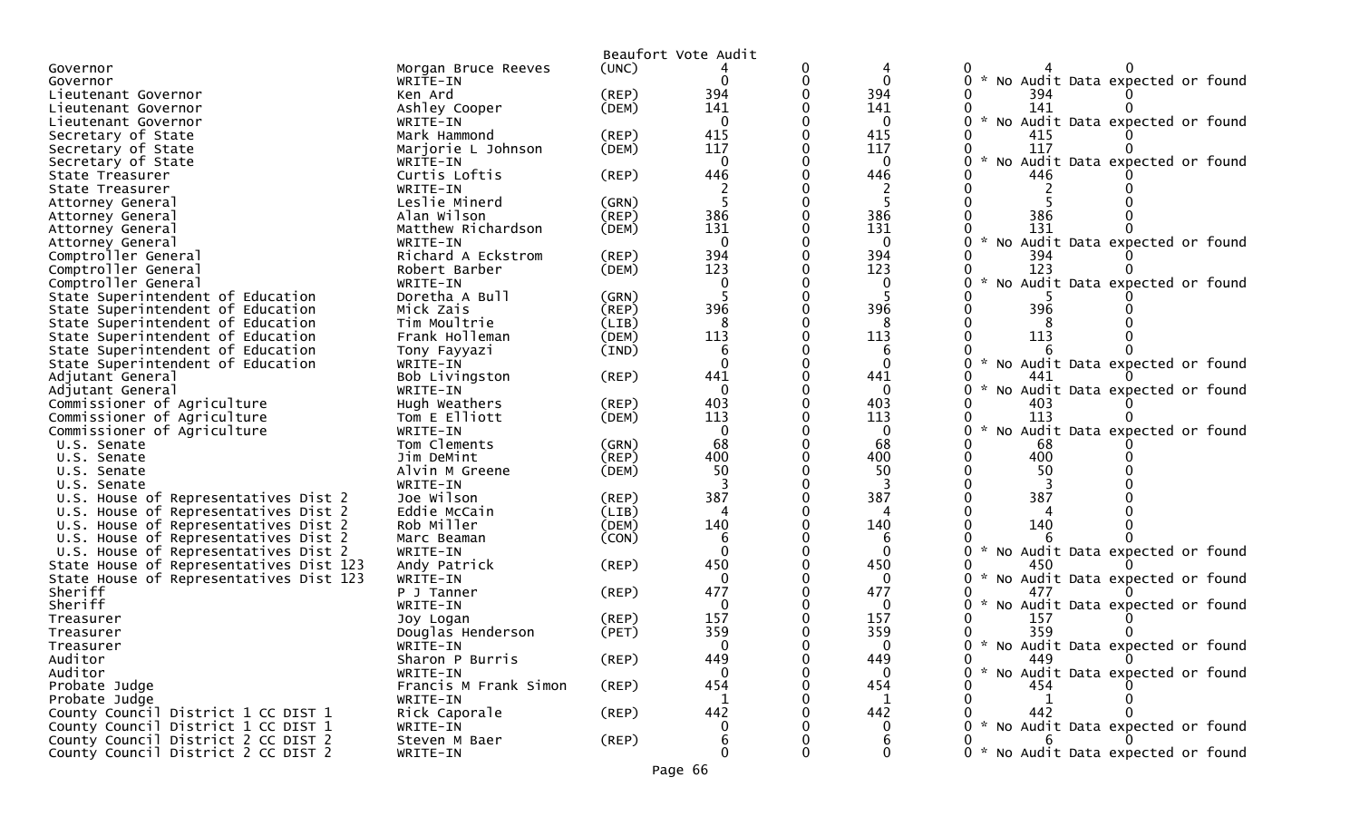Beaufort Vote Audit

| Office | Candidate | Party | | | | | | |
|---|---|---|---|---|---|---|---|---|
| Governor | Morgan Bruce Reeves | (UNC) | 4 | 0 | 4 | 0 | 4 | 0 |
| Governor | WRITE-IN | | 0 | 0 | 0 | 0 | * No Audit Data expected or found | |
| Lieutenant Governor | Ken Ard | (REP) | 394 | 0 | 394 | 0 | 394 | 0 |
| Lieutenant Governor | Ashley Cooper | (DEM) | 141 | 0 | 141 | 0 | 141 | 0 |
| Lieutenant Governor | WRITE-IN | | 0 | 0 | 0 | 0 | * No Audit Data expected or found | |
| Secretary of State | Mark Hammond | (REP) | 415 | 0 | 415 | 0 | 415 | 0 |
| Secretary of State | Marjorie L Johnson | (DEM) | 117 | 0 | 117 | 0 | 117 | 0 |
| Secretary of State | WRITE-IN | | 0 | 0 | 0 | 0 | * No Audit Data expected or found | |
| State Treasurer | Curtis Loftis | (REP) | 446 | 0 | 446 | 0 | 446 | 0 |
| State Treasurer | WRITE-IN | | 2 | 0 | 2 | 0 | 2 | 0 |
| Attorney General | Leslie Minerd | (GRN) | 5 | 0 | 5 | 0 | 5 | 0 |
| Attorney General | Alan Wilson | (REP) | 386 | 0 | 386 | 0 | 386 | 0 |
| Attorney General | Matthew Richardson | (DEM) | 131 | 0 | 131 | 0 | 131 | 0 |
| Attorney General | WRITE-IN | | 0 | 0 | 0 | 0 | * No Audit Data expected or found | |
| Comptroller General | Richard A Eckstrom | (REP) | 394 | 0 | 394 | 0 | 394 | 0 |
| Comptroller General | Robert Barber | (DEM) | 123 | 0 | 123 | 0 | 123 | 0 |
| Comptroller General | WRITE-IN | | 0 | 0 | 0 | 0 | * No Audit Data expected or found | |
| State Superintendent of Education | Doretha A Bull | (GRN) | 5 | 0 | 5 | 0 | 5 | 0 |
| State Superintendent of Education | Mick Zais | (REP) | 396 | 0 | 396 | 0 | 396 | 0 |
| State Superintendent of Education | Tim Moultrie | (LIB) | 8 | 0 | 8 | 0 | 8 | 0 |
| State Superintendent of Education | Frank Holleman | (DEM) | 113 | 0 | 113 | 0 | 113 | 0 |
| State Superintendent of Education | Tony Fayyazi | (IND) | 6 | 0 | 6 | 0 | 6 | 0 |
| State Superintendent of Education | WRITE-IN | | 0 | 0 | 0 | 0 | * No Audit Data expected or found | |
| Adjutant General | Bob Livingston | (REP) | 441 | 0 | 441 | 0 | 441 | 0 |
| Adjutant General | WRITE-IN | | 0 | 0 | 0 | 0 | * No Audit Data expected or found | |
| Commissioner of Agriculture | Hugh Weathers | (REP) | 403 | 0 | 403 | 0 | 403 | 0 |
| Commissioner of Agriculture | Tom E Elliott | (DEM) | 113 | 0 | 113 | 0 | 113 | 0 |
| Commissioner of Agriculture | WRITE-IN | | 0 | 0 | 0 | 0 | * No Audit Data expected or found | |
| U.S. Senate | Tom Clements | (GRN) | 68 | 0 | 68 | 0 | 68 | 0 |
| U.S. Senate | Jim DeMint | (REP) | 400 | 0 | 400 | 0 | 400 | 0 |
| U.S. Senate | Alvin M Greene | (DEM) | 50 | 0 | 50 | 0 | 50 | 0 |
| U.S. Senate | WRITE-IN | | 3 | 0 | 3 | 0 | 3 | 0 |
| U.S. House of Representatives Dist 2 | Joe Wilson | (REP) | 387 | 0 | 387 | 0 | 387 | 0 |
| U.S. House of Representatives Dist 2 | Eddie McCain | (LIB) | 4 | 0 | 4 | 0 | 4 | 0 |
| U.S. House of Representatives Dist 2 | Rob Miller | (DEM) | 140 | 0 | 140 | 0 | 140 | 0 |
| U.S. House of Representatives Dist 2 | Marc Beaman | (CON) | 6 | 0 | 6 | 0 | 6 | 0 |
| U.S. House of Representatives Dist 2 | WRITE-IN | | 0 | 0 | 0 | 0 | * No Audit Data expected or found | |
| State House of Representatives Dist 123 | Andy Patrick | (REP) | 450 | 0 | 450 | 0 | 450 | 0 |
| State House of Representatives Dist 123 | WRITE-IN | | 0 | 0 | 0 | 0 | * No Audit Data expected or found | |
| Sheriff | P J Tanner | (REP) | 477 | 0 | 477 | 0 | 477 | 0 |
| Sheriff | WRITE-IN | | 0 | 0 | 0 | 0 | * No Audit Data expected or found | |
| Treasurer | Joy Logan | (REP) | 157 | 0 | 157 | 0 | 157 | 0 |
| Treasurer | Douglas Henderson | (PET) | 359 | 0 | 359 | 0 | 359 | 0 |
| Treasurer | WRITE-IN | | 0 | 0 | 0 | 0 | * No Audit Data expected or found | |
| Auditor | Sharon P Burris | (REP) | 449 | 0 | 449 | 0 | 449 | 0 |
| Auditor | WRITE-IN | | 0 | 0 | 0 | 0 | * No Audit Data expected or found | |
| Probate Judge | Francis M Frank Simon | (REP) | 454 | 0 | 454 | 0 | 454 | 0 |
| Probate Judge | WRITE-IN | | 1 | 0 | 1 | 0 | 1 | 0 |
| County Council District 1 CC DIST 1 | Rick Caporale | (REP) | 442 | 0 | 442 | 0 | 442 | 0 |
| County Council District 1 CC DIST 1 | WRITE-IN | | 0 | 0 | 0 | 0 | * No Audit Data expected or found | |
| County Council District 2 CC DIST 2 | Steven M Baer | (REP) | 6 | 0 | 6 | 0 | 6 | 0 |
| County Council District 2 CC DIST 2 | WRITE-IN | | 0 | 0 | 0 | 0 | * No Audit Data expected or found | |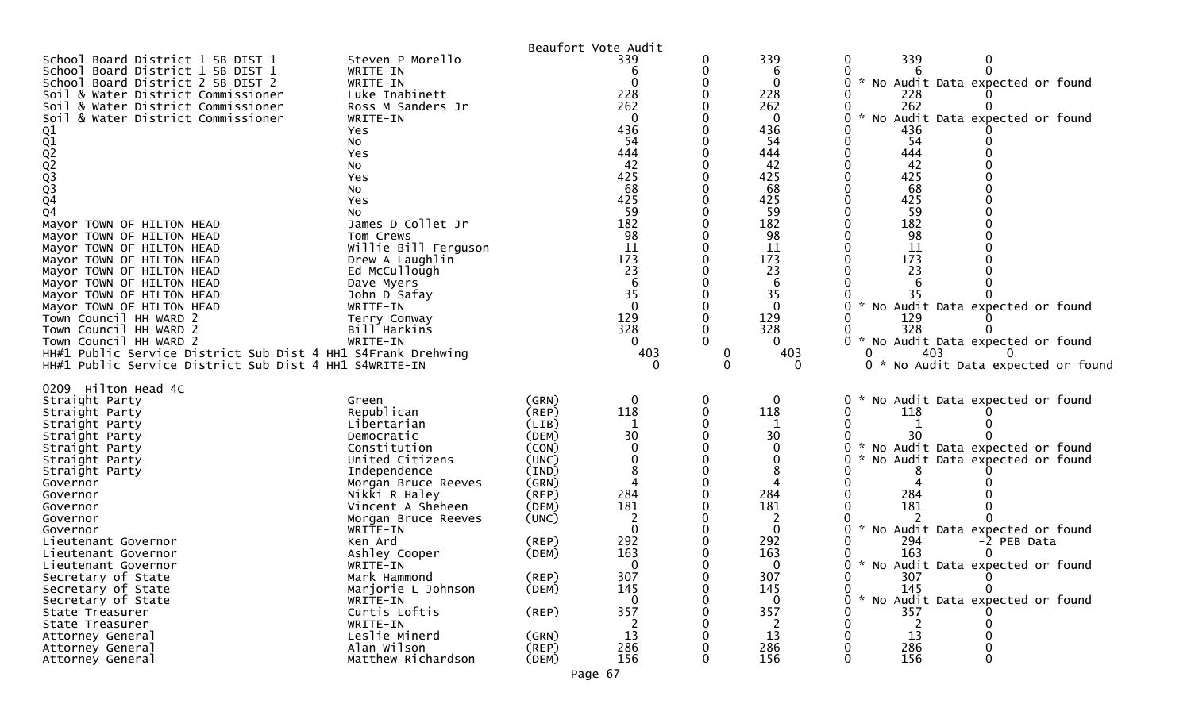Beaufort Vote Audit

| Contest | Candidate | Party | Votes | | | | | |
|---|---|---|---|---|---|---|---|---|
| School Board District 1 SB DIST 1 | Steven P Morello | | 339 | 0 | 339 | 0 | 339 | 0 |
| School Board District 1 SB DIST 1 | WRITE-IN | | 6 | 0 | 6 | 0 | 6 | 0 |
| School Board District 2 SB DIST 2 | WRITE-IN | | 0 | 0 | 0 | 0 | * No Audit Data expected or found | |
| Soil & Water District Commissioner | Luke Inabinett | | 228 | 0 | 228 | 0 | 228 | 0 |
| Soil & Water District Commissioner | Ross M Sanders Jr | | 262 | 0 | 262 | 0 | 262 | 0 |
| Soil & Water District Commissioner | WRITE-IN | | 0 | 0 | 0 | 0 | * No Audit Data expected or found | |
| Q1 | Yes | | 436 | 0 | 436 | 0 | 436 | 0 |
| Q1 | No | | 54 | 0 | 54 | 0 | 54 | 0 |
| Q2 | Yes | | 444 | 0 | 444 | 0 | 444 | 0 |
| Q2 | No | | 42 | 0 | 42 | 0 | 42 | 0 |
| Q3 | Yes | | 425 | 0 | 425 | 0 | 425 | 0 |
| Q3 | No | | 68 | 0 | 68 | 0 | 68 | 0 |
| Q4 | Yes | | 425 | 0 | 425 | 0 | 425 | 0 |
| Q4 | No | | 59 | 0 | 59 | 0 | 59 | 0 |
| Mayor TOWN OF HILTON HEAD | James D Collet Jr | | 182 | 0 | 182 | 0 | 182 | 0 |
| Mayor TOWN OF HILTON HEAD | Tom Crews | | 98 | 0 | 98 | 0 | 98 | 0 |
| Mayor TOWN OF HILTON HEAD | Willie Bill Ferguson | | 11 | 0 | 11 | 0 | 11 | 0 |
| Mayor TOWN OF HILTON HEAD | Drew A Laughlin | | 173 | 0 | 173 | 0 | 173 | 0 |
| Mayor TOWN OF HILTON HEAD | Ed McCullough | | 23 | 0 | 23 | 0 | 23 | 0 |
| Mayor TOWN OF HILTON HEAD | Dave Myers | | 6 | 0 | 6 | 0 | 6 | 0 |
| Mayor TOWN OF HILTON HEAD | John D Safay | | 35 | 0 | 35 | 0 | 35 | 0 |
| Mayor TOWN OF HILTON HEAD | WRITE-IN | | 0 | 0 | 0 | 0 | * No Audit Data expected or found | |
| Town Council HH WARD 2 | Terry Conway | | 129 | 0 | 129 | 0 | 129 | 0 |
| Town Council HH WARD 2 | Bill Harkins | | 328 | 0 | 328 | 0 | 328 | 0 |
| Town Council HH WARD 2 | WRITE-IN | | 0 | 0 | 0 | 0 | * No Audit Data expected or found | |
| HH#1 Public Service District Sub Dist 4 HH1 S4 | Frank Drehwing | | 403 | 0 | 403 | 0 | 403 | 0 |
| HH#1 Public Service District Sub Dist 4 HH1 S4 | WRITE-IN | | 0 | 0 | 0 | 0 | * No Audit Data expected or found | |

0209 Hilton Head 4C

| Contest | Candidate | Party | Votes | | | | | |
|---|---|---|---|---|---|---|---|---|
| Straight Party | Green | (GRN) | 0 | 0 | 0 | 0 | * No Audit Data expected or found | |
| Straight Party | Republican | (REP) | 118 | 0 | 118 | 0 | 118 | 0 |
| Straight Party | Libertarian | (LIB) | 1 | 0 | 1 | 0 | 1 | 0 |
| Straight Party | Democratic | (DEM) | 30 | 0 | 30 | 0 | 30 | 0 |
| Straight Party | Constitution | (CON) | 0 | 0 | 0 | 0 | * No Audit Data expected or found | |
| Straight Party | United Citizens | (UNC) | 0 | 0 | 0 | 0 | * No Audit Data expected or found | |
| Straight Party | Independence | (IND) | 8 | 0 | 8 | 0 | 8 | 0 |
| Governor | Morgan Bruce Reeves | (GRN) | 4 | 0 | 4 | 0 | 4 | 0 |
| Governor | Nikki R Haley | (REP) | 284 | 0 | 284 | 0 | 284 | 0 |
| Governor | Vincent A Sheheen | (DEM) | 181 | 0 | 181 | 0 | 181 | 0 |
| Governor | Morgan Bruce Reeves | (UNC) | 2 | 0 | 2 | 0 | 2 | 0 |
| Governor | WRITE-IN | | 0 | 0 | 0 | 0 | * No Audit Data expected or found | |
| Lieutenant Governor | Ken Ard | (REP) | 292 | 0 | 292 | 0 | 294 | -2 PEB Data |
| Lieutenant Governor | Ashley Cooper | (DEM) | 163 | 0 | 163 | 0 | 163 | 0 |
| Lieutenant Governor | WRITE-IN | | 0 | 0 | 0 | 0 | * No Audit Data expected or found | |
| Secretary of State | Mark Hammond | (REP) | 307 | 0 | 307 | 0 | 307 | 0 |
| Secretary of State | Marjorie L Johnson | (DEM) | 145 | 0 | 145 | 0 | 145 | 0 |
| Secretary of State | WRITE-IN | | 0 | 0 | 0 | 0 | * No Audit Data expected or found | |
| State Treasurer | Curtis Loftis | (REP) | 357 | 0 | 357 | 0 | 357 | 0 |
| State Treasurer | WRITE-IN | | 2 | 0 | 2 | 0 | 2 | 0 |
| Attorney General | Leslie Minerd | (GRN) | 13 | 0 | 13 | 0 | 13 | 0 |
| Attorney General | Alan Wilson | (REP) | 286 | 0 | 286 | 0 | 286 | 0 |
| Attorney General | Matthew Richardson | (DEM) | 156 | 0 | 156 | 0 | 156 | 0 |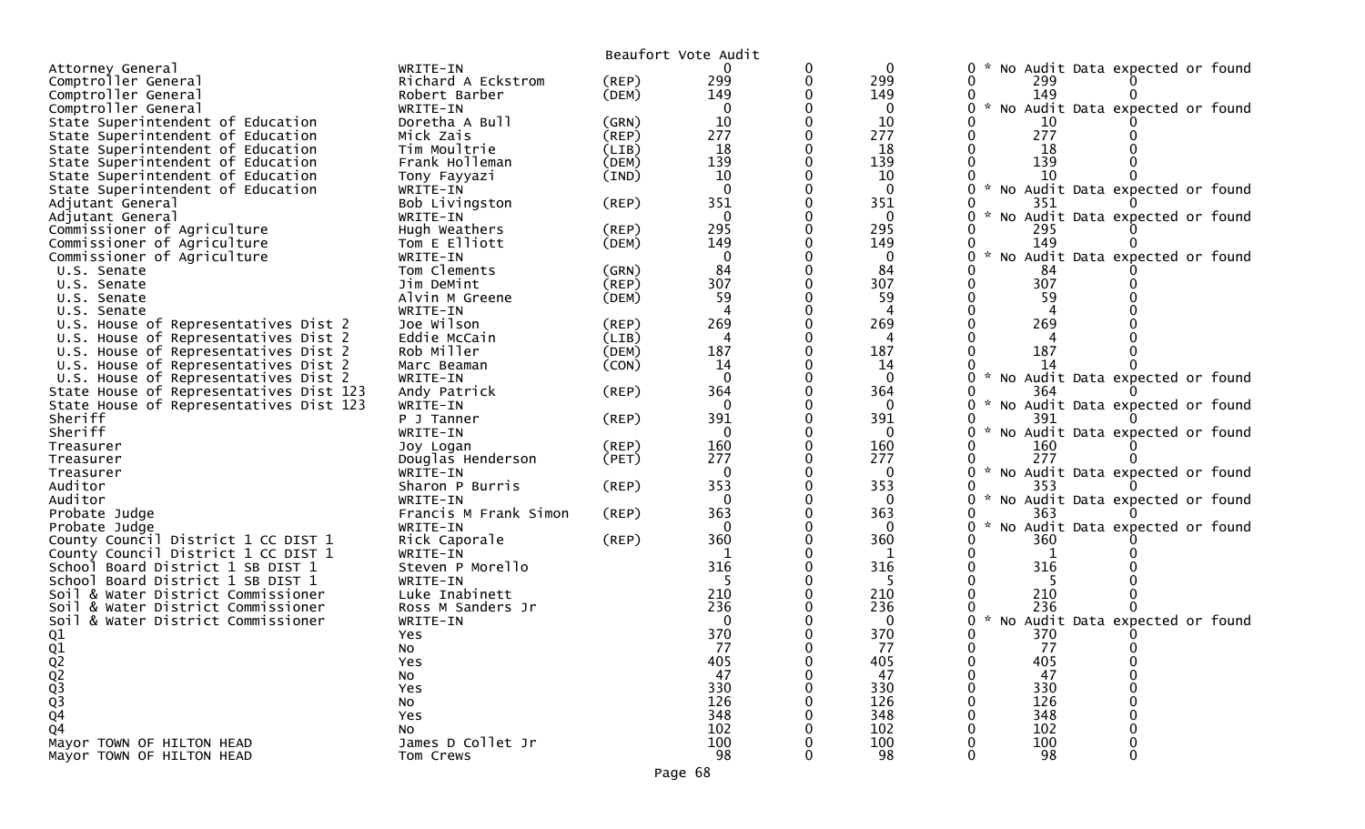Beaufort Vote Audit

| Contest | Candidate | Party | | | | | | | |
|---|---|---|---|---|---|---|---|---|---|
| Attorney General | WRITE-IN | | 0 | 0 | 0 | 0 | * No Audit Data expected or found | | |
| Comptroller General | Richard A Eckstrom | (REP) | 299 | 0 | 299 | 0 | 299 | 0 | |
| Comptroller General | Robert Barber | (DEM) | 149 | 0 | 149 | 0 | 149 | 0 | |
| Comptroller General | WRITE-IN | | 0 | 0 | 0 | 0 | * No Audit Data expected or found | | |
| State Superintendent of Education | Doretha A Bull | (GRN) | 10 | 0 | 10 | 0 | 10 | 0 | |
| State Superintendent of Education | Mick Zais | (REP) | 277 | 0 | 277 | 0 | 277 | 0 | |
| State Superintendent of Education | Tim Moultrie | (LIB) | 18 | 0 | 18 | 0 | 18 | 0 | |
| State Superintendent of Education | Frank Holleman | (DEM) | 139 | 0 | 139 | 0 | 139 | 0 | |
| State Superintendent of Education | Tony Fayyazi | (IND) | 10 | 0 | 10 | 0 | 10 | 0 | |
| State Superintendent of Education | WRITE-IN | | 0 | 0 | 0 | 0 | * No Audit Data expected or found | | |
| Adjutant General | Bob Livingston | (REP) | 351 | 0 | 351 | 0 | 351 | 0 | |
| Adjutant General | WRITE-IN | | 0 | 0 | 0 | 0 | * No Audit Data expected or found | | |
| Commissioner of Agriculture | Hugh Weathers | (REP) | 295 | 0 | 295 | 0 | 295 | 0 | |
| Commissioner of Agriculture | Tom E Elliott | (DEM) | 149 | 0 | 149 | 0 | 149 | 0 | |
| Commissioner of Agriculture | WRITE-IN | | 0 | 0 | 0 | 0 | * No Audit Data expected or found | | |
| U.S. Senate | Tom Clements | (GRN) | 84 | 0 | 84 | 0 | 84 | 0 | |
| U.S. Senate | Jim DeMint | (REP) | 307 | 0 | 307 | 0 | 307 | 0 | |
| U.S. Senate | Alvin M Greene | (DEM) | 59 | 0 | 59 | 0 | 59 | 0 | |
| U.S. Senate | WRITE-IN | | 4 | 0 | 4 | 0 | 4 | 0 | |
| U.S. House of Representatives Dist 2 | Joe Wilson | (REP) | 269 | 0 | 269 | 0 | 269 | 0 | |
| U.S. House of Representatives Dist 2 | Eddie McCain | (LIB) | 4 | 0 | 4 | 0 | 4 | 0 | |
| U.S. House of Representatives Dist 2 | Rob Miller | (DEM) | 187 | 0 | 187 | 0 | 187 | 0 | |
| U.S. House of Representatives Dist 2 | Marc Beaman | (CON) | 14 | 0 | 14 | 0 | 14 | 0 | |
| U.S. House of Representatives Dist 2 | WRITE-IN | | 0 | 0 | 0 | 0 | * No Audit Data expected or found | | |
| State House of Representatives Dist 123 | Andy Patrick | (REP) | 364 | 0 | 364 | 0 | 364 | 0 | |
| State House of Representatives Dist 123 | WRITE-IN | | 0 | 0 | 0 | 0 | * No Audit Data expected or found | | |
| Sheriff | P J Tanner | (REP) | 391 | 0 | 391 | 0 | 391 | 0 | |
| Sheriff | WRITE-IN | | 0 | 0 | 0 | 0 | * No Audit Data expected or found | | |
| Treasurer | Joy Logan | (REP) | 160 | 0 | 160 | 0 | 160 | 0 | |
| Treasurer | Douglas Henderson | (PET) | 277 | 0 | 277 | 0 | 277 | 0 | |
| Treasurer | WRITE-IN | | 0 | 0 | 0 | 0 | * No Audit Data expected or found | | |
| Auditor | Sharon P Burris | (REP) | 353 | 0 | 353 | 0 | 353 | 0 | |
| Auditor | WRITE-IN | | 0 | 0 | 0 | 0 | * No Audit Data expected or found | | |
| Probate Judge | Francis M Frank Simon | (REP) | 363 | 0 | 363 | 0 | 363 | 0 | |
| Probate Judge | WRITE-IN | | 0 | 0 | 0 | 0 | * No Audit Data expected or found | | |
| County Council District 1 CC DIST 1 | Rick Caporale | (REP) | 360 | 0 | 360 | 0 | 360 | 0 | |
| County Council District 1 CC DIST 1 | WRITE-IN | | 1 | 0 | 1 | 0 | 1 | 0 | |
| School Board District 1 SB DIST 1 | Steven P Morello | | 316 | 0 | 316 | 0 | 316 | 0 | |
| School Board District 1 SB DIST 1 | WRITE-IN | | 5 | 0 | 5 | 0 | 5 | 0 | |
| Soil & Water District Commissioner | Luke Inabinett | | 210 | 0 | 210 | 0 | 210 | 0 | |
| Soil & Water District Commissioner | Ross M Sanders Jr | | 236 | 0 | 236 | 0 | 236 | 0 | |
| Soil & Water District Commissioner | WRITE-IN | | 0 | 0 | 0 | 0 | * No Audit Data expected or found | | |
| Q1 | Yes | | 370 | 0 | 370 | 0 | 370 | 0 | |
| Q1 | No | | 77 | 0 | 77 | 0 | 77 | 0 | |
| Q2 | Yes | | 405 | 0 | 405 | 0 | 405 | 0 | |
| Q2 | No | | 47 | 0 | 47 | 0 | 47 | 0 | |
| Q3 | Yes | | 330 | 0 | 330 | 0 | 330 | 0 | |
| Q3 | No | | 126 | 0 | 126 | 0 | 126 | 0 | |
| Q4 | Yes | | 348 | 0 | 348 | 0 | 348 | 0 | |
| Q4 | No | | 102 | 0 | 102 | 0 | 102 | 0 | |
| Mayor TOWN OF HILTON HEAD | James D Collet Jr | | 100 | 0 | 100 | 0 | 100 | 0 | |
| Mayor TOWN OF HILTON HEAD | Tom Crews | | 98 | 0 | 98 | 0 | 98 | 0 | |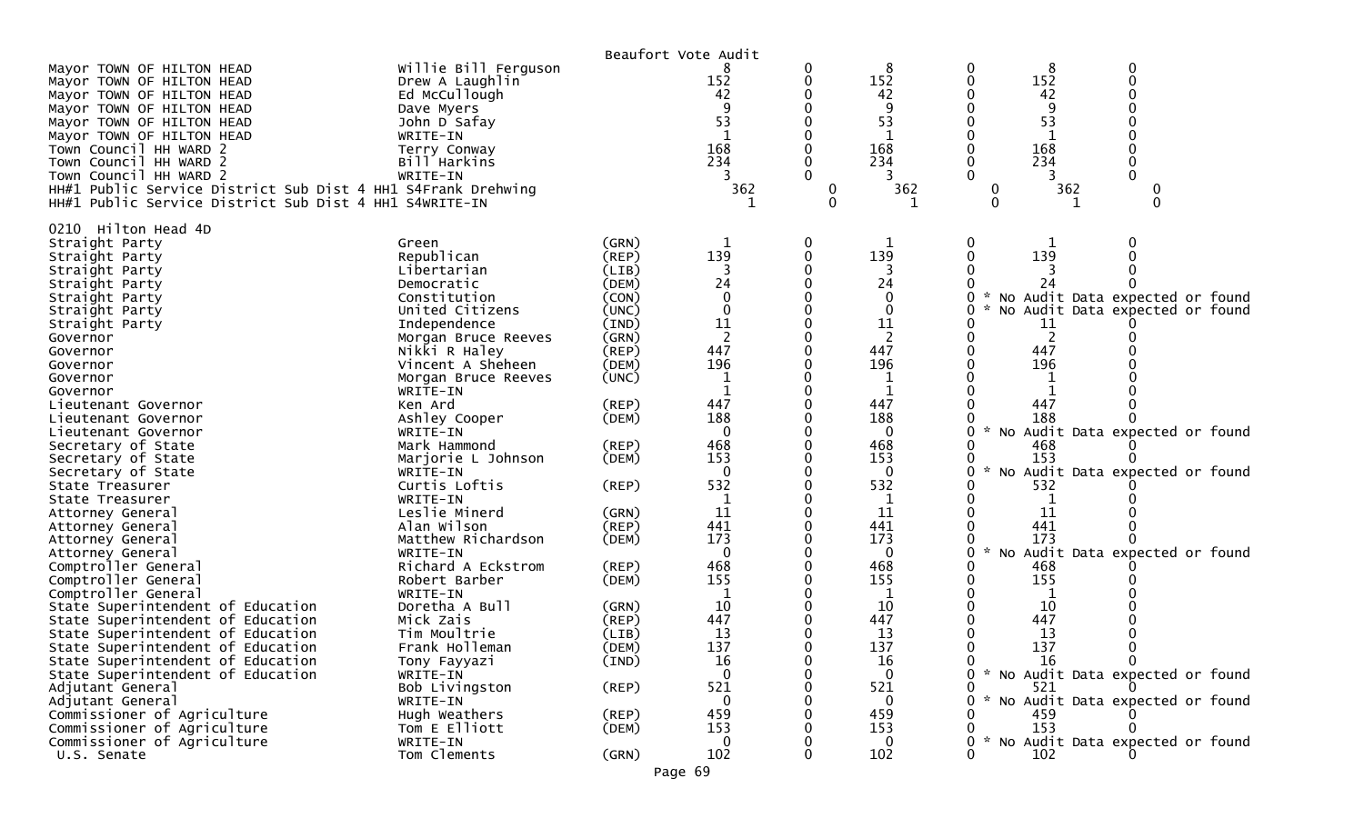Beaufort Vote Audit

| Contest | Candidate | Party | | | | | | |
|---|---|---|---|---|---|---|---|---|
| Mayor TOWN OF HILTON HEAD | Willie Bill Ferguson | | 8 | 0 | 8 | 0 | 8 | 0 |
| Mayor TOWN OF HILTON HEAD | Drew A Laughlin | | 152 | 0 | 152 | 0 | 152 | 0 |
| Mayor TOWN OF HILTON HEAD | Ed McCullough | | 42 | 0 | 42 | 0 | 42 | 0 |
| Mayor TOWN OF HILTON HEAD | Dave Myers | | 9 | 0 | 9 | 0 | 9 | 0 |
| Mayor TOWN OF HILTON HEAD | John D Safay | | 53 | 0 | 53 | 0 | 53 | 0 |
| Mayor TOWN OF HILTON HEAD | WRITE-IN | | 1 | 0 | 1 | 0 | 1 | 0 |
| Town Council HH WARD 2 | Terry Conway | | 168 | 0 | 168 | 0 | 168 | 0 |
| Town Council HH WARD 2 | Bill Harkins | | 234 | 0 | 234 | 0 | 234 | 0 |
| Town Council HH WARD 2 | WRITE-IN | | 3 | 0 | 3 | 0 | 3 | 0 |
| HH#1 Public Service District Sub Dist 4 HH1 S4 | Frank Drehwing | | 362 | 0 | 362 | 0 | 362 | 0 |
| HH#1 Public Service District Sub Dist 4 HH1 S4 | WRITE-IN | | 1 | 0 | 1 | 0 | 1 | 0 |

0210 Hilton Head 4D

| Contest | Candidate | Party | | | | | | |
|---|---|---|---|---|---|---|---|---|
| Straight Party | Green | (GRN) | 1 | 0 | 1 | 0 | 1 | 0 |
| Straight Party | Republican | (REP) | 139 | 0 | 139 | 0 | 139 | 0 |
| Straight Party | Libertarian | (LIB) | 3 | 0 | 3 | 0 | 3 | 0 |
| Straight Party | Democratic | (DEM) | 24 | 0 | 24 | 0 | 24 | 0 |
| Straight Party | Constitution | (CON) | 0 | 0 | 0 | 0 | * No Audit Data expected or found | |
| Straight Party | United Citizens | (UNC) | 0 | 0 | 0 | 0 | * No Audit Data expected or found | |
| Straight Party | Independence | (IND) | 11 | 0 | 11 | 0 | 11 | 0 |
| Governor | Morgan Bruce Reeves | (GRN) | 2 | 0 | 2 | 0 | 2 | 0 |
| Governor | Nikki R Haley | (REP) | 447 | 0 | 447 | 0 | 447 | 0 |
| Governor | Vincent A Sheheen | (DEM) | 196 | 0 | 196 | 0 | 196 | 0 |
| Governor | Morgan Bruce Reeves | (UNC) | 1 | 0 | 1 | 0 | 1 | 0 |
| Governor | WRITE-IN | | 1 | 0 | 1 | 0 | 1 | 0 |
| Lieutenant Governor | Ken Ard | (REP) | 447 | 0 | 447 | 0 | 447 | 0 |
| Lieutenant Governor | Ashley Cooper | (DEM) | 188 | 0 | 188 | 0 | 188 | 0 |
| Lieutenant Governor | WRITE-IN | | 0 | 0 | 0 | 0 | * No Audit Data expected or found | |
| Secretary of State | Mark Hammond | (REP) | 468 | 0 | 468 | 0 | 468 | 0 |
| Secretary of State | Marjorie L Johnson | (DEM) | 153 | 0 | 153 | 0 | 153 | 0 |
| Secretary of State | WRITE-IN | | 0 | 0 | 0 | 0 | * No Audit Data expected or found | |
| State Treasurer | Curtis Loftis | (REP) | 532 | 0 | 532 | 0 | 532 | 0 |
| State Treasurer | WRITE-IN | | 1 | 0 | 1 | 0 | 1 | 0 |
| Attorney General | Leslie Minerd | (GRN) | 11 | 0 | 11 | 0 | 11 | 0 |
| Attorney General | Alan Wilson | (REP) | 441 | 0 | 441 | 0 | 441 | 0 |
| Attorney General | Matthew Richardson | (DEM) | 173 | 0 | 173 | 0 | 173 | 0 |
| Attorney General | WRITE-IN | | 0 | 0 | 0 | 0 | * No Audit Data expected or found | |
| Comptroller General | Richard A Eckstrom | (REP) | 468 | 0 | 468 | 0 | 468 | 0 |
| Comptroller General | Robert Barber | (DEM) | 155 | 0 | 155 | 0 | 155 | 0 |
| Comptroller General | WRITE-IN | | 1 | 0 | 1 | 0 | 1 | 0 |
| State Superintendent of Education | Doretha A Bull | (GRN) | 10 | 0 | 10 | 0 | 10 | 0 |
| State Superintendent of Education | Mick Zais | (REP) | 447 | 0 | 447 | 0 | 447 | 0 |
| State Superintendent of Education | Tim Moultrie | (LIB) | 13 | 0 | 13 | 0 | 13 | 0 |
| State Superintendent of Education | Frank Holleman | (DEM) | 137 | 0 | 137 | 0 | 137 | 0 |
| State Superintendent of Education | Tony Fayyazi | (IND) | 16 | 0 | 16 | 0 | 16 | 0 |
| State Superintendent of Education | WRITE-IN | | 0 | 0 | 0 | 0 | * No Audit Data expected or found | |
| Adjutant General | Bob Livingston | (REP) | 521 | 0 | 521 | 0 | 521 | 0 |
| Adjutant General | WRITE-IN | | 0 | 0 | 0 | 0 | * No Audit Data expected or found | |
| Commissioner of Agriculture | Hugh Weathers | (REP) | 459 | 0 | 459 | 0 | 459 | 0 |
| Commissioner of Agriculture | Tom E Elliott | (DEM) | 153 | 0 | 153 | 0 | 153 | 0 |
| Commissioner of Agriculture | WRITE-IN | | 0 | 0 | 0 | 0 | * No Audit Data expected or found | |
| U.S. Senate | Tom Clements | (GRN) | 102 | 0 | 102 | 0 | 102 | 0 |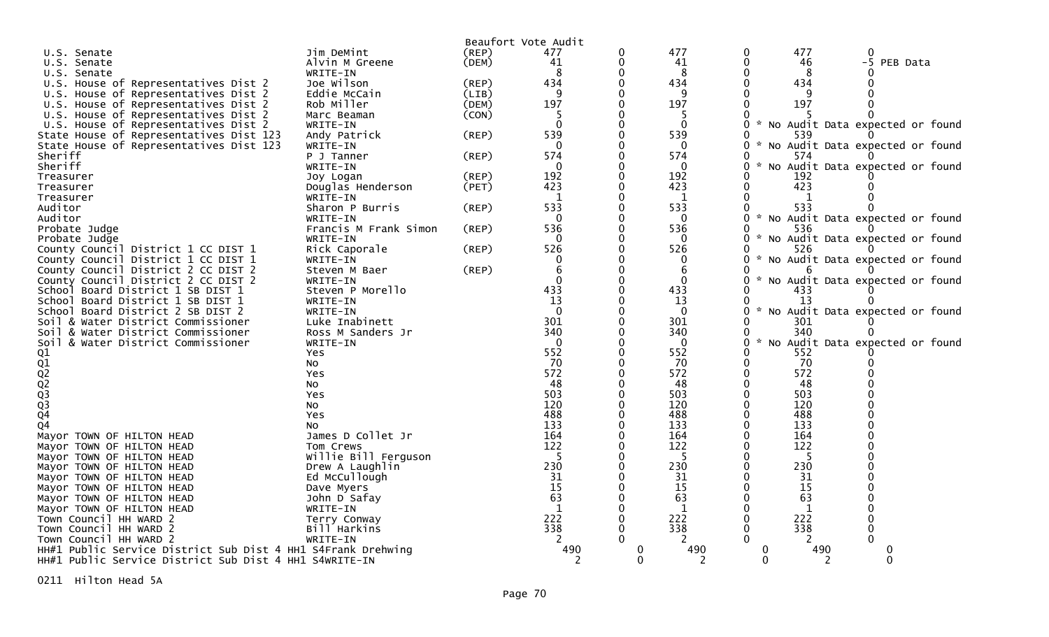Beaufort Vote Audit

| Contest | Candidate | Party | | | | | | |
|---|---|---|---|---|---|---|---|---|
| U.S. Senate | Jim DeMint | (REP) | 477 | 0 | 477 | 0 | 477 | 0 |
| U.S. Senate | Alvin M Greene | (DEM) | 41 | 0 | 41 | 0 | 46 | -5 PEB Data |
| U.S. Senate | WRITE-IN | | 8 | 0 | 8 | 0 | 8 | 0 |
| U.S. House of Representatives Dist 2 | Joe Wilson | (REP) | 434 | 0 | 434 | 0 | 434 | 0 |
| U.S. House of Representatives Dist 2 | Eddie McCain | (LIB) | 9 | 0 | 9 | 0 | 9 | 0 |
| U.S. House of Representatives Dist 2 | Rob Miller | (DEM) | 197 | 0 | 197 | 0 | 197 | 0 |
| U.S. House of Representatives Dist 2 | Marc Beaman | (CON) | 5 | 0 | 5 | 0 | 5 | 0 |
| U.S. House of Representatives Dist 2 | WRITE-IN | | 0 | 0 | 0 | 0 | * No Audit Data expected or found | |
| State House of Representatives Dist 123 | Andy Patrick | (REP) | 539 | 0 | 539 | 0 | 539 | 0 |
| State House of Representatives Dist 123 | WRITE-IN | | 0 | 0 | 0 | 0 | * No Audit Data expected or found | |
| Sheriff | P J Tanner | (REP) | 574 | 0 | 574 | 0 | 574 | 0 |
| Sheriff | WRITE-IN | | 0 | 0 | 0 | 0 | * No Audit Data expected or found | |
| Treasurer | Joy Logan | (REP) | 192 | 0 | 192 | 0 | 192 | 0 |
| Treasurer | Douglas Henderson | (PET) | 423 | 0 | 423 | 0 | 423 | 0 |
| Treasurer | WRITE-IN | | 1 | 0 | 1 | 0 | 1 | 0 |
| Auditor | Sharon P Burris | (REP) | 533 | 0 | 533 | 0 | 533 | 0 |
| Auditor | WRITE-IN | | 0 | 0 | 0 | 0 | * No Audit Data expected or found | |
| Probate Judge | Francis M Frank Simon | (REP) | 536 | 0 | 536 | 0 | 536 | 0 |
| Probate Judge | WRITE-IN | | 0 | 0 | 0 | 0 | * No Audit Data expected or found | |
| County Council District 1 CC DIST 1 | Rick Caporale | (REP) | 526 | 0 | 526 | 0 | 526 | 0 |
| County Council District 1 CC DIST 1 | WRITE-IN | | 0 | 0 | 0 | 0 | * No Audit Data expected or found | |
| County Council District 2 CC DIST 2 | Steven M Baer | (REP) | 6 | 0 | 6 | 0 | 6 | 0 |
| County Council District 2 CC DIST 2 | WRITE-IN | | 0 | 0 | 0 | 0 | * No Audit Data expected or found | |
| School Board District 1 SB DIST 1 | Steven P Morello | | 433 | 0 | 433 | 0 | 433 | 0 |
| School Board District 1 SB DIST 1 | WRITE-IN | | 13 | 0 | 13 | 0 | 13 | 0 |
| School Board District 2 SB DIST 2 | WRITE-IN | | 0 | 0 | 0 | 0 | * No Audit Data expected or found | |
| Soil & Water District Commissioner | Luke Inabinett | | 301 | 0 | 301 | 0 | 301 | 0 |
| Soil & Water District Commissioner | Ross M Sanders Jr | | 340 | 0 | 340 | 0 | 340 | 0 |
| Soil & Water District Commissioner | WRITE-IN | | 0 | 0 | 0 | 0 | * No Audit Data expected or found | |
| Q1 | Yes | | 552 | 0 | 552 | 0 | 552 | 0 |
| Q1 | No | | 70 | 0 | 70 | 0 | 70 | 0 |
| Q2 | Yes | | 572 | 0 | 572 | 0 | 572 | 0 |
| Q2 | No | | 48 | 0 | 48 | 0 | 48 | 0 |
| Q3 | Yes | | 503 | 0 | 503 | 0 | 503 | 0 |
| Q3 | No | | 120 | 0 | 120 | 0 | 120 | 0 |
| Q4 | Yes | | 488 | 0 | 488 | 0 | 488 | 0 |
| Q4 | No | | 133 | 0 | 133 | 0 | 133 | 0 |
| Mayor TOWN OF HILTON HEAD | James D Collet Jr | | 164 | 0 | 164 | 0 | 164 | 0 |
| Mayor TOWN OF HILTON HEAD | Tom Crews | | 122 | 0 | 122 | 0 | 122 | 0 |
| Mayor TOWN OF HILTON HEAD | Willie Bill Ferguson | | 5 | 0 | 5 | 0 | 5 | 0 |
| Mayor TOWN OF HILTON HEAD | Drew A Laughlin | | 230 | 0 | 230 | 0 | 230 | 0 |
| Mayor TOWN OF HILTON HEAD | Ed McCullough | | 31 | 0 | 31 | 0 | 31 | 0 |
| Mayor TOWN OF HILTON HEAD | Dave Myers | | 15 | 0 | 15 | 0 | 15 | 0 |
| Mayor TOWN OF HILTON HEAD | John D Safay | | 63 | 0 | 63 | 0 | 63 | 0 |
| Mayor TOWN OF HILTON HEAD | WRITE-IN | | 1 | 0 | 1 | 0 | 1 | 0 |
| Town Council HH WARD 2 | Terry Conway | | 222 | 0 | 222 | 0 | 222 | 0 |
| Town Council HH WARD 2 | Bill Harkins | | 338 | 0 | 338 | 0 | 338 | 0 |
| Town Council HH WARD 2 | WRITE-IN | | 2 | 0 | 2 | 0 | 2 | 0 |
| HH#1 Public Service District Sub Dist 4 HH1 S4 | Frank Drehwing | | 490 | 0 | 490 | 0 | 490 | 0 |
| HH#1 Public Service District Sub Dist 4 HH1 S4 | WRITE-IN | | 2 | 0 | 2 | 0 | 2 | 0 |

0211 Hilton Head 5A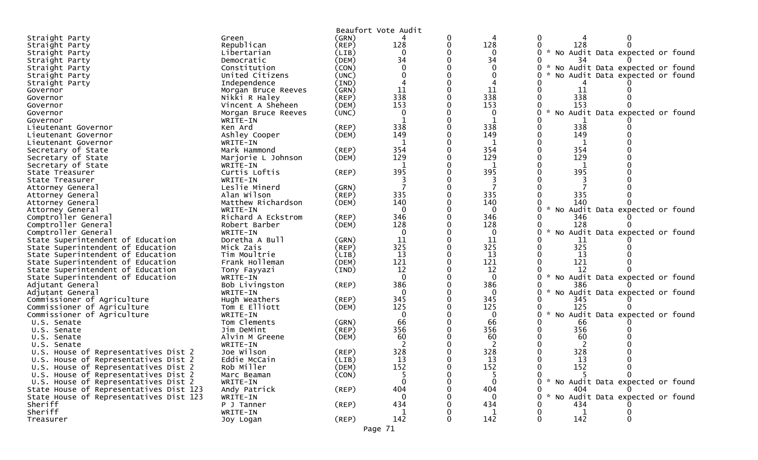Beaufort Vote Audit

| | | | | | | | | |
|---|---|---|---|---|---|---|---|---|
| Straight Party | Green | (GRN) | 4 | 0 | 4 | 0 | 4 | 0 |
| Straight Party | Republican | (REP) | 128 | 0 | 128 | 0 | 128 | 0 |
| Straight Party | Libertarian | (LIB) | 0 | 0 | 0 | 0 * No Audit Data expected or found | | |
| Straight Party | Democratic | (DEM) | 34 | 0 | 34 | 0 | 34 | 0 |
| Straight Party | Constitution | (CON) | 0 | 0 | 0 | 0 * No Audit Data expected or found | | |
| Straight Party | United Citizens | (UNC) | 0 | 0 | 0 | 0 * No Audit Data expected or found | | |
| Straight Party | Independence | (IND) | 4 | 0 | 4 | 0 | 4 | 0 |
| Governor | Morgan Bruce Reeves | (GRN) | 11 | 0 | 11 | 0 | 11 | 0 |
| Governor | Nikki R Haley | (REP) | 338 | 0 | 338 | 0 | 338 | 0 |
| Governor | Vincent A Sheheen | (DEM) | 153 | 0 | 153 | 0 | 153 | 0 |
| Governor | Morgan Bruce Reeves | (UNC) | 0 | 0 | 0 | 0 * No Audit Data expected or found | | |
| Governor | WRITE-IN | | 1 | 0 | 1 | 0 | 1 | 0 |
| Lieutenant Governor | Ken Ard | (REP) | 338 | 0 | 338 | 0 | 338 | 0 |
| Lieutenant Governor | Ashley Cooper | (DEM) | 149 | 0 | 149 | 0 | 149 | 0 |
| Lieutenant Governor | WRITE-IN | | 1 | 0 | 1 | 0 | 1 | 0 |
| Secretary of State | Mark Hammond | (REP) | 354 | 0 | 354 | 0 | 354 | 0 |
| Secretary of State | Marjorie L Johnson | (DEM) | 129 | 0 | 129 | 0 | 129 | 0 |
| Secretary of State | WRITE-IN | | 1 | 0 | 1 | 0 | 1 | 0 |
| State Treasurer | Curtis Loftis | (REP) | 395 | 0 | 395 | 0 | 395 | 0 |
| State Treasurer | WRITE-IN | | 3 | 0 | 3 | 0 | 3 | 0 |
| Attorney General | Leslie Minerd | (GRN) | 7 | 0 | 7 | 0 | 7 | 0 |
| Attorney General | Alan Wilson | (REP) | 335 | 0 | 335 | 0 | 335 | 0 |
| Attorney General | Matthew Richardson | (DEM) | 140 | 0 | 140 | 0 | 140 | 0 |
| Attorney General | WRITE-IN | | 0 | 0 | 0 | 0 * No Audit Data expected or found | | |
| Comptroller General | Richard A Eckstrom | (REP) | 346 | 0 | 346 | 0 | 346 | 0 |
| Comptroller General | Robert Barber | (DEM) | 128 | 0 | 128 | 0 | 128 | 0 |
| Comptroller General | WRITE-IN | | 0 | 0 | 0 | 0 * No Audit Data expected or found | | |
| State Superintendent of Education | Doretha A Bull | (GRN) | 11 | 0 | 11 | 0 | 11 | 0 |
| State Superintendent of Education | Mick Zais | (REP) | 325 | 0 | 325 | 0 | 325 | 0 |
| State Superintendent of Education | Tim Moultrie | (LIB) | 13 | 0 | 13 | 0 | 13 | 0 |
| State Superintendent of Education | Frank Holleman | (DEM) | 121 | 0 | 121 | 0 | 121 | 0 |
| State Superintendent of Education | Tony Fayyazi | (IND) | 12 | 0 | 12 | 0 | 12 | 0 |
| State Superintendent of Education | WRITE-IN | | 0 | 0 | 0 | 0 * No Audit Data expected or found | | |
| Adjutant General | Bob Livingston | (REP) | 386 | 0 | 386 | 0 | 386 | 0 |
| Adjutant General | WRITE-IN | | 0 | 0 | 0 | 0 * No Audit Data expected or found | | |
| Commissioner of Agriculture | Hugh Weathers | (REP) | 345 | 0 | 345 | 0 | 345 | 0 |
| Commissioner of Agriculture | Tom E Elliott | (DEM) | 125 | 0 | 125 | 0 | 125 | 0 |
| Commissioner of Agriculture | WRITE-IN | | 0 | 0 | 0 | 0 * No Audit Data expected or found | | |
| U.S. Senate | Tom Clements | (GRN) | 66 | 0 | 66 | 0 | 66 | 0 |
| U.S. Senate | Jim DeMint | (REP) | 356 | 0 | 356 | 0 | 356 | 0 |
| U.S. Senate | Alvin M Greene | (DEM) | 60 | 0 | 60 | 0 | 60 | 0 |
| U.S. Senate | WRITE-IN | | 2 | 0 | 2 | 0 | 2 | 0 |
| U.S. House of Representatives Dist 2 | Joe Wilson | (REP) | 328 | 0 | 328 | 0 | 328 | 0 |
| U.S. House of Representatives Dist 2 | Eddie McCain | (LIB) | 13 | 0 | 13 | 0 | 13 | 0 |
| U.S. House of Representatives Dist 2 | Rob Miller | (DEM) | 152 | 0 | 152 | 0 | 152 | 0 |
| U.S. House of Representatives Dist 2 | Marc Beaman | (CON) | 5 | 0 | 5 | 0 | 5 | 0 |
| U.S. House of Representatives Dist 2 | WRITE-IN | | 0 | 0 | 0 | 0 * No Audit Data expected or found | | |
| State House of Representatives Dist 123 | Andy Patrick | (REP) | 404 | 0 | 404 | 0 | 404 | 0 |
| State House of Representatives Dist 123 | WRITE-IN | | 0 | 0 | 0 | 0 * No Audit Data expected or found | | |
| Sheriff | P J Tanner | (REP) | 434 | 0 | 434 | 0 | 434 | 0 |
| Sheriff | WRITE-IN | | 1 | 0 | 1 | 0 | 1 | 0 |
| Treasurer | Joy Logan | (REP) | 142 | 0 | 142 | 0 | 142 | 0 |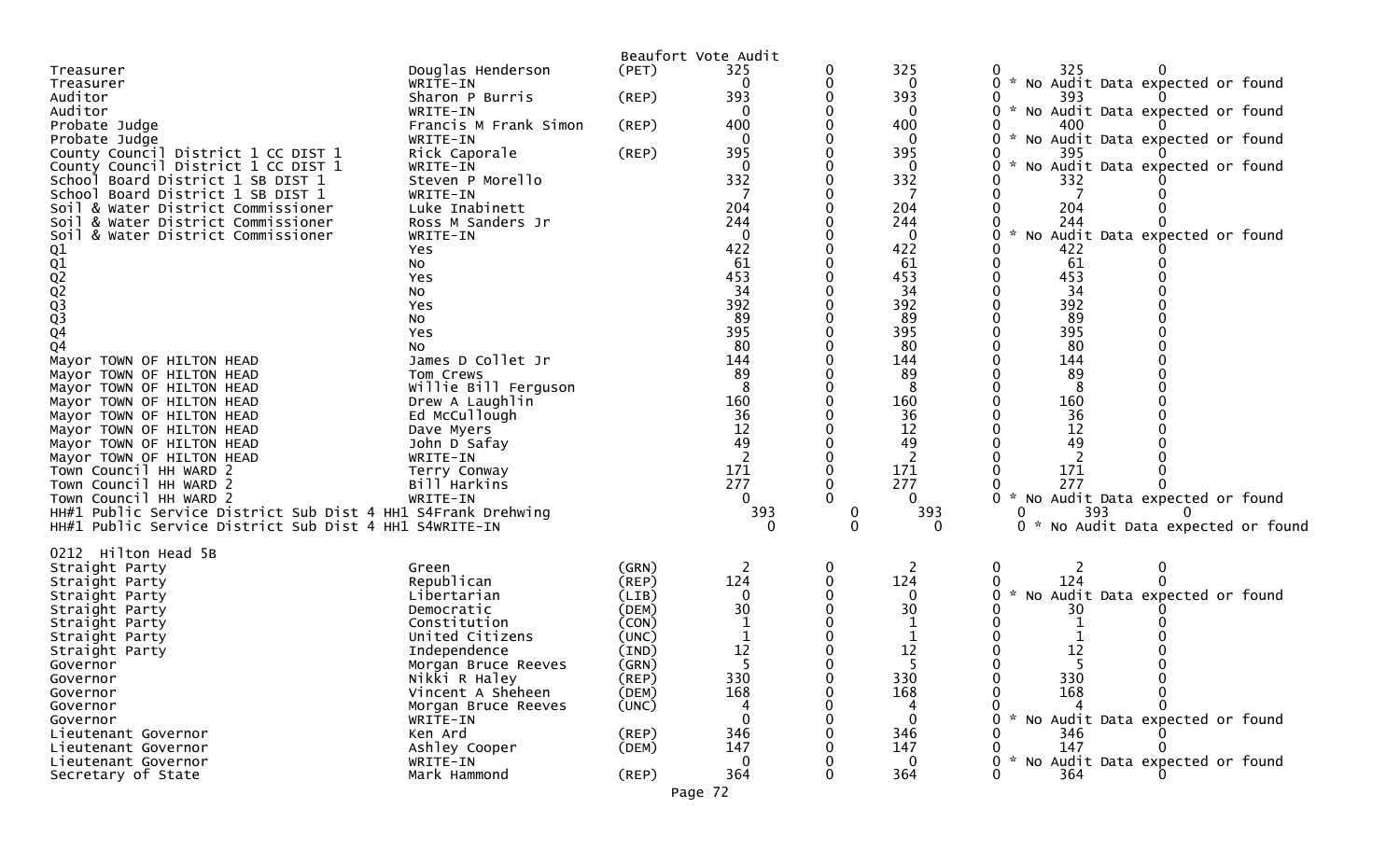Beaufort Vote Audit

| Office | Candidate | Party | | | | | | |
|---|---|---|---|---|---|---|---|---|
| Treasurer | Douglas Henderson | (PET) | 325 | 0 | 325 | 0 | 325 | 0 |
| Treasurer | WRITE-IN | | 0 | 0 | 0 | 0 | * No Audit Data expected or found | |
| Auditor | Sharon P Burris | (REP) | 393 | 0 | 393 | 0 | 393 | 0 |
| Auditor | WRITE-IN | | 0 | 0 | 0 | 0 | * No Audit Data expected or found | |
| Probate Judge | Francis M Frank Simon | (REP) | 400 | 0 | 400 | 0 | 400 | 0 |
| Probate Judge | WRITE-IN | | 0 | 0 | 0 | 0 | * No Audit Data expected or found | |
| County Council District 1 CC DIST 1 | Rick Caporale | (REP) | 395 | 0 | 395 | 0 | 395 | 0 |
| County Council District 1 CC DIST 1 | WRITE-IN | | 0 | 0 | 0 | 0 | * No Audit Data expected or found | |
| School Board District 1 SB DIST 1 | Steven P Morello | | 332 | 0 | 332 | 0 | 332 | 0 |
| School Board District 1 SB DIST 1 | WRITE-IN | | 7 | 0 | 7 | 0 | 7 | 0 |
| Soil & Water District Commissioner | Luke Inabinett | | 204 | 0 | 204 | 0 | 204 | 0 |
| Soil & Water District Commissioner | Ross M Sanders Jr | | 244 | 0 | 244 | 0 | 244 | 0 |
| Soil & Water District Commissioner | WRITE-IN | | 0 | 0 | 0 | 0 | * No Audit Data expected or found | |
| Q1 | Yes | | 422 | 0 | 422 | 0 | 422 | 0 |
| Q1 | No | | 61 | 0 | 61 | 0 | 61 | 0 |
| Q2 | Yes | | 453 | 0 | 453 | 0 | 453 | 0 |
| Q2 | No | | 34 | 0 | 34 | 0 | 34 | 0 |
| Q3 | Yes | | 392 | 0 | 392 | 0 | 392 | 0 |
| Q3 | No | | 89 | 0 | 89 | 0 | 89 | 0 |
| Q4 | Yes | | 395 | 0 | 395 | 0 | 395 | 0 |
| Q4 | No | | 80 | 0 | 80 | 0 | 80 | 0 |
| Mayor TOWN OF HILTON HEAD | James D Collet Jr | | 144 | 0 | 144 | 0 | 144 | 0 |
| Mayor TOWN OF HILTON HEAD | Tom Crews | | 89 | 0 | 89 | 0 | 89 | 0 |
| Mayor TOWN OF HILTON HEAD | Willie Bill Ferguson | | 8 | 0 | 8 | 0 | 8 | 0 |
| Mayor TOWN OF HILTON HEAD | Drew A Laughlin | | 160 | 0 | 160 | 0 | 160 | 0 |
| Mayor TOWN OF HILTON HEAD | Ed McCullough | | 36 | 0 | 36 | 0 | 36 | 0 |
| Mayor TOWN OF HILTON HEAD | Dave Myers | | 12 | 0 | 12 | 0 | 12 | 0 |
| Mayor TOWN OF HILTON HEAD | John D Safay | | 49 | 0 | 49 | 0 | 49 | 0 |
| Mayor TOWN OF HILTON HEAD | WRITE-IN | | 2 | 0 | 2 | 0 | 2 | 0 |
| Town Council HH WARD 2 | Terry Conway | | 171 | 0 | 171 | 0 | 171 | 0 |
| Town Council HH WARD 2 | Bill Harkins | | 277 | 0 | 277 | 0 | 277 | 0 |
| Town Council HH WARD 2 | WRITE-IN | | 0 | 0 | 0 | 0 | * No Audit Data expected or found | |
| HH#1 Public Service District Sub Dist 4 HH1 S4 | Frank Drehwing | | 393 | 0 | 393 | 0 | 393 | 0 |
| HH#1 Public Service District Sub Dist 4 HH1 S4 | WRITE-IN | | 0 | 0 | 0 | 0 | * No Audit Data expected or found | |

0212 Hilton Head 5B

| Office | Candidate | Party | | | | | | |
|---|---|---|---|---|---|---|---|---|
| Straight Party | Green | (GRN) | 2 | 0 | 2 | 0 | 2 | 0 |
| Straight Party | Republican | (REP) | 124 | 0 | 124 | 0 | 124 | 0 |
| Straight Party | Libertarian | (LIB) | 0 | 0 | 0 | 0 | * No Audit Data expected or found | |
| Straight Party | Democratic | (DEM) | 30 | 0 | 30 | 0 | 30 | 0 |
| Straight Party | Constitution | (CON) | 1 | 0 | 1 | 0 | 1 | 0 |
| Straight Party | United Citizens | (UNC) | 1 | 0 | 1 | 0 | 1 | 0 |
| Straight Party | Independence | (IND) | 12 | 0 | 12 | 0 | 12 | 0 |
| Governor | Morgan Bruce Reeves | (GRN) | 5 | 0 | 5 | 0 | 5 | 0 |
| Governor | Nikki R Haley | (REP) | 330 | 0 | 330 | 0 | 330 | 0 |
| Governor | Vincent A Sheheen | (DEM) | 168 | 0 | 168 | 0 | 168 | 0 |
| Governor | Morgan Bruce Reeves | (UNC) | 4 | 0 | 4 | 0 | 4 | 0 |
| Governor | WRITE-IN | | 0 | 0 | 0 | 0 | * No Audit Data expected or found | |
| Lieutenant Governor | Ken Ard | (REP) | 346 | 0 | 346 | 0 | 346 | 0 |
| Lieutenant Governor | Ashley Cooper | (DEM) | 147 | 0 | 147 | 0 | 147 | 0 |
| Lieutenant Governor | WRITE-IN | | 0 | 0 | 0 | 0 | * No Audit Data expected or found | |
| Secretary of State | Mark Hammond | (REP) | 364 | 0 | 364 | 0 | 364 | 0 |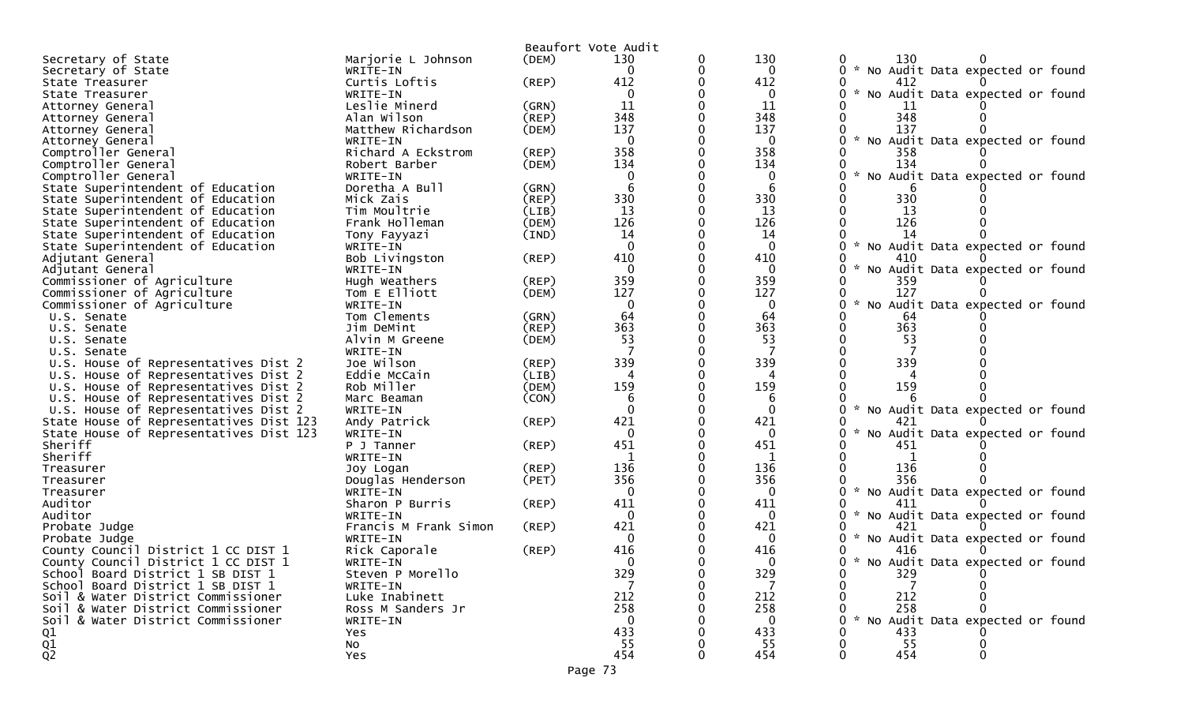Beaufort Vote Audit

| Office | Candidate | Party | | | | | | |
|---|---|---|---|---|---|---|---|---|
| Secretary of State | Marjorie L Johnson | (DEM) | 130 | 0 | 130 | 0 | 130 | 0 |
| Secretary of State | WRITE-IN | | 0 | 0 | 0 | 0 | * No Audit Data expected or found | |
| State Treasurer | Curtis Loftis | (REP) | 412 | 0 | 412 | 0 | 412 | 0 |
| State Treasurer | WRITE-IN | | 0 | 0 | 0 | 0 | * No Audit Data expected or found | |
| Attorney General | Leslie Minerd | (GRN) | 11 | 0 | 11 | 0 | 11 | 0 |
| Attorney General | Alan Wilson | (REP) | 348 | 0 | 348 | 0 | 348 | 0 |
| Attorney General | Matthew Richardson | (DEM) | 137 | 0 | 137 | 0 | 137 | 0 |
| Attorney General | WRITE-IN | | 0 | 0 | 0 | 0 | * No Audit Data expected or found | |
| Comptroller General | Richard A Eckstrom | (REP) | 358 | 0 | 358 | 0 | 358 | 0 |
| Comptroller General | Robert Barber | (DEM) | 134 | 0 | 134 | 0 | 134 | 0 |
| Comptroller General | WRITE-IN | | 0 | 0 | 0 | 0 | * No Audit Data expected or found | |
| State Superintendent of Education | Doretha A Bull | (GRN) | 6 | 0 | 6 | 0 | 6 | 0 |
| State Superintendent of Education | Mick Zais | (REP) | 330 | 0 | 330 | 0 | 330 | 0 |
| State Superintendent of Education | Tim Moultrie | (LIB) | 13 | 0 | 13 | 0 | 13 | 0 |
| State Superintendent of Education | Frank Holleman | (DEM) | 126 | 0 | 126 | 0 | 126 | 0 |
| State Superintendent of Education | Tony Fayyazi | (IND) | 14 | 0 | 14 | 0 | 14 | 0 |
| State Superintendent of Education | WRITE-IN | | 0 | 0 | 0 | 0 | * No Audit Data expected or found | |
| Adjutant General | Bob Livingston | (REP) | 410 | 0 | 410 | 0 | 410 | 0 |
| Adjutant General | WRITE-IN | | 0 | 0 | 0 | 0 | * No Audit Data expected or found | |
| Commissioner of Agriculture | Hugh Weathers | (REP) | 359 | 0 | 359 | 0 | 359 | 0 |
| Commissioner of Agriculture | Tom E Elliott | (DEM) | 127 | 0 | 127 | 0 | 127 | 0 |
| Commissioner of Agriculture | WRITE-IN | | 0 | 0 | 0 | 0 | * No Audit Data expected or found | |
| U.S. Senate | Tom Clements | (GRN) | 64 | 0 | 64 | 0 | 64 | 0 |
| U.S. Senate | Jim DeMint | (REP) | 363 | 0 | 363 | 0 | 363 | 0 |
| U.S. Senate | Alvin M Greene | (DEM) | 53 | 0 | 53 | 0 | 53 | 0 |
| U.S. Senate | WRITE-IN | | 7 | 0 | 7 | 0 | 7 | 0 |
| U.S. House of Representatives Dist 2 | Joe Wilson | (REP) | 339 | 0 | 339 | 0 | 339 | 0 |
| U.S. House of Representatives Dist 2 | Eddie McCain | (LIB) | 4 | 0 | 4 | 0 | 4 | 0 |
| U.S. House of Representatives Dist 2 | Rob Miller | (DEM) | 159 | 0 | 159 | 0 | 159 | 0 |
| U.S. House of Representatives Dist 2 | Marc Beaman | (CON) | 6 | 0 | 6 | 0 | 6 | 0 |
| U.S. House of Representatives Dist 2 | WRITE-IN | | 0 | 0 | 0 | 0 | * No Audit Data expected or found | |
| State House of Representatives Dist 123 | Andy Patrick | (REP) | 421 | 0 | 421 | 0 | 421 | 0 |
| State House of Representatives Dist 123 | WRITE-IN | | 0 | 0 | 0 | 0 | * No Audit Data expected or found | |
| Sheriff | P J Tanner | (REP) | 451 | 0 | 451 | 0 | 451 | 0 |
| Sheriff | WRITE-IN | | 1 | 0 | 1 | 0 | 1 | 0 |
| Treasurer | Joy Logan | (REP) | 136 | 0 | 136 | 0 | 136 | 0 |
| Treasurer | Douglas Henderson | (PET) | 356 | 0 | 356 | 0 | 356 | 0 |
| Treasurer | WRITE-IN | | 0 | 0 | 0 | 0 | * No Audit Data expected or found | |
| Auditor | Sharon P Burris | (REP) | 411 | 0 | 411 | 0 | 411 | 0 |
| Auditor | WRITE-IN | | 0 | 0 | 0 | 0 | * No Audit Data expected or found | |
| Probate Judge | Francis M Frank Simon | (REP) | 421 | 0 | 421 | 0 | 421 | 0 |
| Probate Judge | WRITE-IN | | 0 | 0 | 0 | 0 | * No Audit Data expected or found | |
| County Council District 1 CC DIST 1 | Rick Caporale | (REP) | 416 | 0 | 416 | 0 | 416 | 0 |
| County Council District 1 CC DIST 1 | WRITE-IN | | 0 | 0 | 0 | 0 | * No Audit Data expected or found | |
| School Board District 1 SB DIST 1 | Steven P Morello | | 329 | 0 | 329 | 0 | 329 | 0 |
| School Board District 1 SB DIST 1 | WRITE-IN | | 7 | 0 | 7 | 0 | 7 | 0 |
| Soil & Water District Commissioner | Luke Inabinett | | 212 | 0 | 212 | 0 | 212 | 0 |
| Soil & Water District Commissioner | Ross M Sanders Jr | | 258 | 0 | 258 | 0 | 258 | 0 |
| Soil & Water District Commissioner | WRITE-IN | | 0 | 0 | 0 | 0 | * No Audit Data expected or found | |
| Q1 | Yes | | 433 | 0 | 433 | 0 | 433 | 0 |
| Q1 | No | | 55 | 0 | 55 | 0 | 55 | 0 |
| Q2 | Yes | | 454 | 0 | 454 | 0 | 454 | 0 |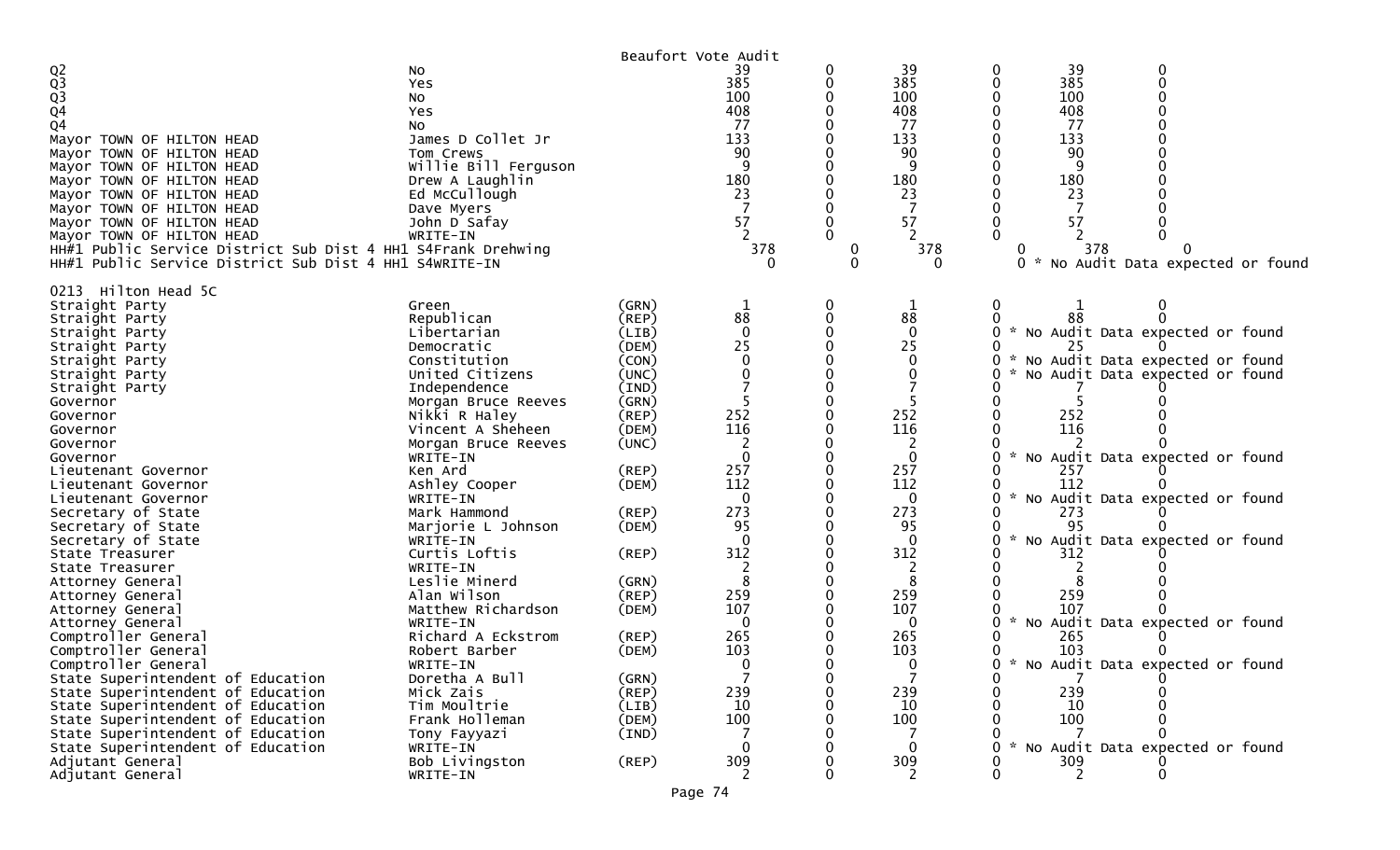Beaufort Vote Audit

| | | | | | | | | |
|---|---|---|---|---|---|---|---|---|
| Q2 | No | | 39 | 0 | 39 | 0 | 39 | 0 |
| Q3 | Yes | | 385 | 0 | 385 | 0 | 385 | 0 |
| Q3 | No | | 100 | 0 | 100 | 0 | 100 | 0 |
| Q4 | Yes | | 408 | 0 | 408 | 0 | 408 | 0 |
| Q4 | No | | 77 | 0 | 77 | 0 | 77 | 0 |
| Mayor TOWN OF HILTON HEAD | James D Collet Jr | | 133 | 0 | 133 | 0 | 133 | 0 |
| Mayor TOWN OF HILTON HEAD | Tom Crews | | 90 | 0 | 90 | 0 | 90 | 0 |
| Mayor TOWN OF HILTON HEAD | Willie Bill Ferguson | | 9 | 0 | 9 | 0 | 9 | 0 |
| Mayor TOWN OF HILTON HEAD | Drew A Laughlin | | 180 | 0 | 180 | 0 | 180 | 0 |
| Mayor TOWN OF HILTON HEAD | Ed McCullough | | 23 | 0 | 23 | 0 | 23 | 0 |
| Mayor TOWN OF HILTON HEAD | Dave Myers | | 7 | 0 | 7 | 0 | 7 | 0 |
| Mayor TOWN OF HILTON HEAD | John D Safay | | 57 | 0 | 57 | 0 | 57 | 0 |
| Mayor TOWN OF HILTON HEAD | WRITE-IN | | 2 | 0 | 2 | 0 | 2 | 0 |
| HH#1 Public Service District Sub Dist 4 HH1 S4 | Frank Drehwing | | 378 | 0 | 378 | 0 | 378 | 0 |
| HH#1 Public Service District Sub Dist 4 HH1 S4 | WRITE-IN | | 0 | 0 | 0 | 0 * No Audit Data expected or found | | |

0213 Hilton Head 5C

| | | | | | | | | |
|---|---|---|---|---|---|---|---|---|
| Straight Party | Green | (GRN) | 1 | 0 | 1 | 0 | 1 | 0 |
| Straight Party | Republican | (REP) | 88 | 0 | 88 | 0 | 88 | 0 |
| Straight Party | Libertarian | (LIB) | 0 | 0 | 0 | 0 * No Audit Data expected or found | | |
| Straight Party | Democratic | (DEM) | 25 | 0 | 25 | 0 | 25 | 0 |
| Straight Party | Constitution | (CON) | 0 | 0 | 0 | 0 * No Audit Data expected or found | | |
| Straight Party | United Citizens | (UNC) | 0 | 0 | 0 | 0 * No Audit Data expected or found | | |
| Straight Party | Independence | (IND) | 7 | 0 | 7 | 0 | 7 | 0 |
| Governor | Morgan Bruce Reeves | (GRN) | 5 | 0 | 5 | 0 | 5 | 0 |
| Governor | Nikki R Haley | (REP) | 252 | 0 | 252 | 0 | 252 | 0 |
| Governor | Vincent A Sheheen | (DEM) | 116 | 0 | 116 | 0 | 116 | 0 |
| Governor | Morgan Bruce Reeves | (UNC) | 2 | 0 | 2 | 0 | 2 | 0 |
| Governor | WRITE-IN | | 0 | 0 | 0 | 0 * No Audit Data expected or found | | |
| Lieutenant Governor | Ken Ard | (REP) | 257 | 0 | 257 | 0 | 257 | 0 |
| Lieutenant Governor | Ashley Cooper | (DEM) | 112 | 0 | 112 | 0 | 112 | 0 |
| Lieutenant Governor | WRITE-IN | | 0 | 0 | 0 | 0 * No Audit Data expected or found | | |
| Secretary of State | Mark Hammond | (REP) | 273 | 0 | 273 | 0 | 273 | 0 |
| Secretary of State | Marjorie L Johnson | (DEM) | 95 | 0 | 95 | 0 | 95 | 0 |
| Secretary of State | WRITE-IN | | 0 | 0 | 0 | 0 * No Audit Data expected or found | | |
| State Treasurer | Curtis Loftis | (REP) | 312 | 0 | 312 | 0 | 312 | 0 |
| State Treasurer | WRITE-IN | | 2 | 0 | 2 | 0 | 2 | 0 |
| Attorney General | Leslie Minerd | (GRN) | 8 | 0 | 8 | 0 | 8 | 0 |
| Attorney General | Alan Wilson | (REP) | 259 | 0 | 259 | 0 | 259 | 0 |
| Attorney General | Matthew Richardson | (DEM) | 107 | 0 | 107 | 0 | 107 | 0 |
| Attorney General | WRITE-IN | | 0 | 0 | 0 | 0 * No Audit Data expected or found | | |
| Comptroller General | Richard A Eckstrom | (REP) | 265 | 0 | 265 | 0 | 265 | 0 |
| Comptroller General | Robert Barber | (DEM) | 103 | 0 | 103 | 0 | 103 | 0 |
| Comptroller General | WRITE-IN | | 0 | 0 | 0 | 0 * No Audit Data expected or found | | |
| State Superintendent of Education | Doretha A Bull | (GRN) | 7 | 0 | 7 | 0 | 7 | 0 |
| State Superintendent of Education | Mick Zais | (REP) | 239 | 0 | 239 | 0 | 239 | 0 |
| State Superintendent of Education | Tim Moultrie | (LIB) | 10 | 0 | 10 | 0 | 10 | 0 |
| State Superintendent of Education | Frank Holleman | (DEM) | 100 | 0 | 100 | 0 | 100 | 0 |
| State Superintendent of Education | Tony Fayyazi | (IND) | 7 | 0 | 7 | 0 | 7 | 0 |
| State Superintendent of Education | WRITE-IN | | 0 | 0 | 0 | 0 * No Audit Data expected or found | | |
| Adjutant General | Bob Livingston | (REP) | 309 | 0 | 309 | 0 | 309 | 0 |
| Adjutant General | WRITE-IN | | 2 | 0 | 2 | 0 | 2 | 0 |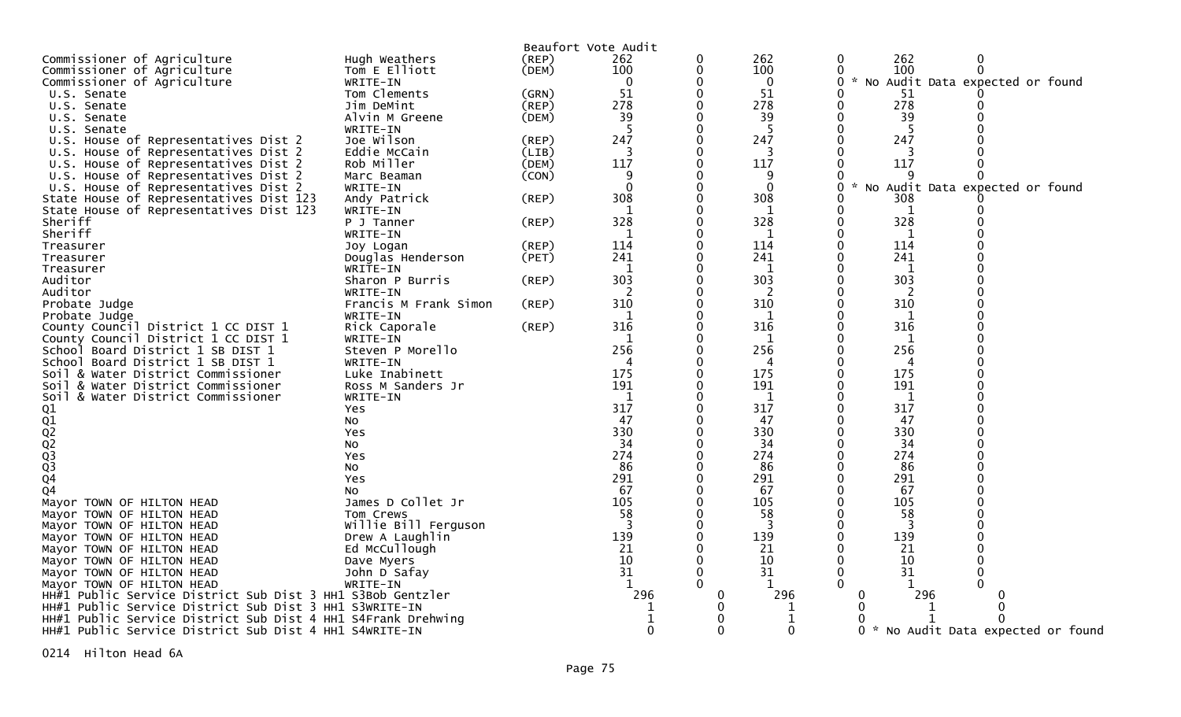Beaufort Vote Audit

| | | | | | | | | | |
|---|---|---|---|---|---|---|---|---|---|
| Commissioner of Agriculture | Hugh Weathers | (REP) | 262 | 0 | 262 | 0 | 262 | 0 | |
| Commissioner of Agriculture | Tom E Elliott | (DEM) | 100 | 0 | 100 | 0 | 100 | 0 | |
| Commissioner of Agriculture | WRITE-IN | | 0 | 0 | 0 | 0 | * No Audit Data expected or found | | |
| U.S. Senate | Tom Clements | (GRN) | 51 | 0 | 51 | 0 | 51 | 0 | |
| U.S. Senate | Jim DeMint | (REP) | 278 | 0 | 278 | 0 | 278 | 0 | |
| U.S. Senate | Alvin M Greene | (DEM) | 39 | 0 | 39 | 0 | 39 | 0 | |
| U.S. Senate | WRITE-IN | | 5 | 0 | 5 | 0 | 5 | 0 | |
| U.S. House of Representatives Dist 2 | Joe Wilson | (REP) | 247 | 0 | 247 | 0 | 247 | 0 | |
| U.S. House of Representatives Dist 2 | Eddie McCain | (LIB) | 3 | 0 | 3 | 0 | 3 | 0 | |
| U.S. House of Representatives Dist 2 | Rob Miller | (DEM) | 117 | 0 | 117 | 0 | 117 | 0 | |
| U.S. House of Representatives Dist 2 | Marc Beaman | (CON) | 9 | 0 | 9 | 0 | 9 | 0 | |
| U.S. House of Representatives Dist 2 | WRITE-IN | | 0 | 0 | 0 | 0 | * No Audit Data expected or found | | |
| State House of Representatives Dist 123 | Andy Patrick | (REP) | 308 | 0 | 308 | 0 | 308 | 0 | |
| State House of Representatives Dist 123 | WRITE-IN | | 1 | 0 | 1 | 0 | 1 | 0 | |
| Sheriff | P J Tanner | (REP) | 328 | 0 | 328 | 0 | 328 | 0 | |
| Sheriff | WRITE-IN | | 1 | 0 | 1 | 0 | 1 | 0 | |
| Treasurer | Joy Logan | (REP) | 114 | 0 | 114 | 0 | 114 | 0 | |
| Treasurer | Douglas Henderson | (PET) | 241 | 0 | 241 | 0 | 241 | 0 | |
| Treasurer | WRITE-IN | | 1 | 0 | 1 | 0 | 1 | 0 | |
| Auditor | Sharon P Burris | (REP) | 303 | 0 | 303 | 0 | 303 | 0 | |
| Auditor | WRITE-IN | | 2 | 0 | 2 | 0 | 2 | 0 | |
| Probate Judge | Francis M Frank Simon | (REP) | 310 | 0 | 310 | 0 | 310 | 0 | |
| Probate Judge | WRITE-IN | | 1 | 0 | 1 | 0 | 1 | 0 | |
| County Council District 1 CC DIST 1 | Rick Caporale | (REP) | 316 | 0 | 316 | 0 | 316 | 0 | |
| County Council District 1 CC DIST 1 | WRITE-IN | | 1 | 0 | 1 | 0 | 1 | 0 | |
| School Board District 1 SB DIST 1 | Steven P Morello | | 256 | 0 | 256 | 0 | 256 | 0 | |
| School Board District 1 SB DIST 1 | WRITE-IN | | 4 | 0 | 4 | 0 | 4 | 0 | |
| Soil & Water District Commissioner | Luke Inabinett | | 175 | 0 | 175 | 0 | 175 | 0 | |
| Soil & Water District Commissioner | Ross M Sanders Jr | | 191 | 0 | 191 | 0 | 191 | 0 | |
| Soil & Water District Commissioner | WRITE-IN | | 1 | 0 | 1 | 0 | 1 | 0 | |
| Q1 | Yes | | 317 | 0 | 317 | 0 | 317 | 0 | |
| Q1 | No | | 47 | 0 | 47 | 0 | 47 | 0 | |
| Q2 | Yes | | 330 | 0 | 330 | 0 | 330 | 0 | |
| Q2 | No | | 34 | 0 | 34 | 0 | 34 | 0 | |
| Q3 | Yes | | 274 | 0 | 274 | 0 | 274 | 0 | |
| Q3 | No | | 86 | 0 | 86 | 0 | 86 | 0 | |
| Q4 | Yes | | 291 | 0 | 291 | 0 | 291 | 0 | |
| Q4 | No | | 67 | 0 | 67 | 0 | 67 | 0 | |
| Mayor TOWN OF HILTON HEAD | James D Collet Jr | | 105 | 0 | 105 | 0 | 105 | 0 | |
| Mayor TOWN OF HILTON HEAD | Tom Crews | | 58 | 0 | 58 | 0 | 58 | 0 | |
| Mayor TOWN OF HILTON HEAD | Willie Bill Ferguson | | 3 | 0 | 3 | 0 | 3 | 0 | |
| Mayor TOWN OF HILTON HEAD | Drew A Laughlin | | 139 | 0 | 139 | 0 | 139 | 0 | |
| Mayor TOWN OF HILTON HEAD | Ed McCullough | | 21 | 0 | 21 | 0 | 21 | 0 | |
| Mayor TOWN OF HILTON HEAD | Dave Myers | | 10 | 0 | 10 | 0 | 10 | 0 | |
| Mayor TOWN OF HILTON HEAD | John D Safay | | 31 | 0 | 31 | 0 | 31 | 0 | |
| Mayor TOWN OF HILTON HEAD | WRITE-IN | | 1 | 0 | 1 | 0 | 1 | 0 | |
| HH#1 Public Service District Sub Dist 3 HH1 S3 | Bob Gentzler | | 296 | 0 | 296 | 0 | 296 | 0 | |
| HH#1 Public Service District Sub Dist 3 HH1 S3 | WRITE-IN | | 1 | 0 | 1 | 0 | 1 | 0 | |
| HH#1 Public Service District Sub Dist 4 HH1 S4 | Frank Drehwing | | 1 | 0 | 1 | 0 | 1 | 0 | |
| HH#1 Public Service District Sub Dist 4 HH1 S4 | WRITE-IN | | 0 | 0 | 0 | 0 | * No Audit Data expected or found | | |

0214 Hilton Head 6A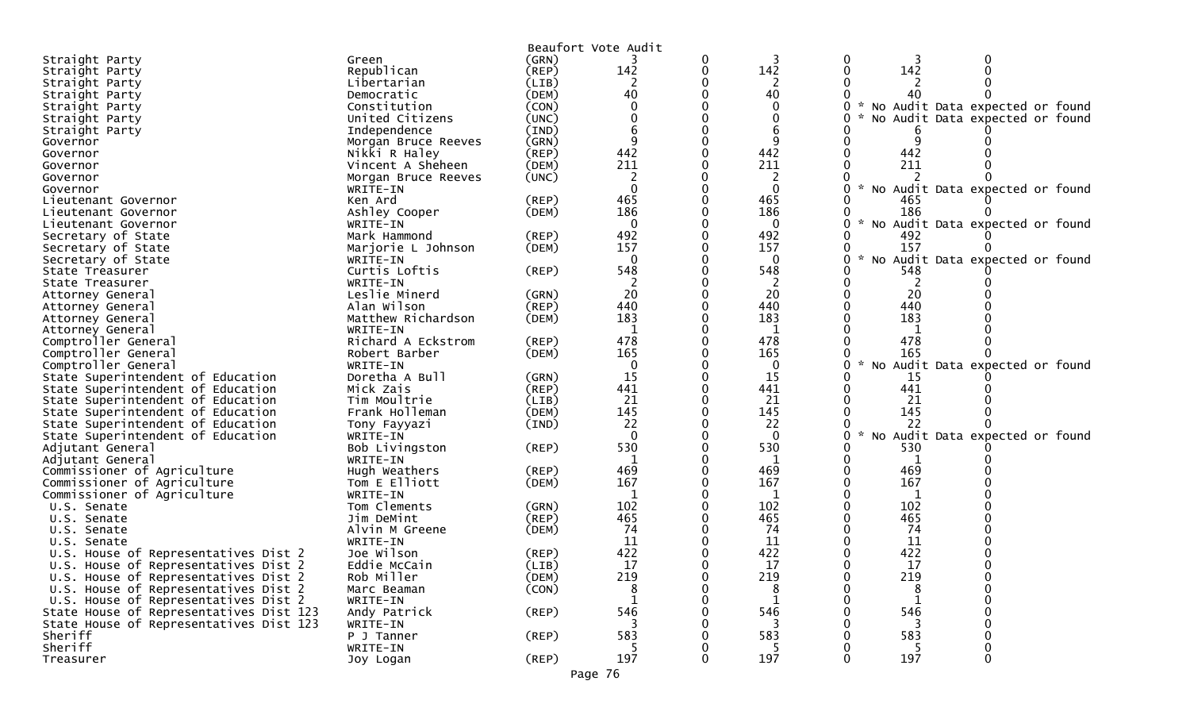Beaufort Vote Audit

| | | | | | | | | |
|---|---|---|---|---|---|---|---|---|
| Straight Party | Green | (GRN) | 3 | 0 | 3 | 0 | 3 | 0 |
| Straight Party | Republican | (REP) | 142 | 0 | 142 | 0 | 142 | 0 |
| Straight Party | Libertarian | (LIB) | 2 | 0 | 2 | 0 | 2 | 0 |
| Straight Party | Democratic | (DEM) | 40 | 0 | 40 | 0 | 40 | 0 |
| Straight Party | Constitution | (CON) | 0 | 0 | 0 | 0 | * No Audit Data expected or found | |
| Straight Party | United Citizens | (UNC) | 0 | 0 | 0 | 0 | * No Audit Data expected or found | |
| Straight Party | Independence | (IND) | 6 | 0 | 6 | 0 | 6 | 0 |
| Governor | Morgan Bruce Reeves | (GRN) | 9 | 0 | 9 | 0 | 9 | 0 |
| Governor | Nikki R Haley | (REP) | 442 | 0 | 442 | 0 | 442 | 0 |
| Governor | Vincent A Sheheen | (DEM) | 211 | 0 | 211 | 0 | 211 | 0 |
| Governor | Morgan Bruce Reeves | (UNC) | 2 | 0 | 2 | 0 | 2 | 0 |
| Governor | WRITE-IN | | 0 | 0 | 0 | 0 | * No Audit Data expected or found | |
| Lieutenant Governor | Ken Ard | (REP) | 465 | 0 | 465 | 0 | 465 | 0 |
| Lieutenant Governor | Ashley Cooper | (DEM) | 186 | 0 | 186 | 0 | 186 | 0 |
| Lieutenant Governor | WRITE-IN | | 0 | 0 | 0 | 0 | * No Audit Data expected or found | |
| Secretary of State | Mark Hammond | (REP) | 492 | 0 | 492 | 0 | 492 | 0 |
| Secretary of State | Marjorie L Johnson | (DEM) | 157 | 0 | 157 | 0 | 157 | 0 |
| Secretary of State | WRITE-IN | | 0 | 0 | 0 | 0 | * No Audit Data expected or found | |
| State Treasurer | Curtis Loftis | (REP) | 548 | 0 | 548 | 0 | 548 | 0 |
| State Treasurer | WRITE-IN | | 2 | 0 | 2 | 0 | 2 | 0 |
| Attorney General | Leslie Minerd | (GRN) | 20 | 0 | 20 | 0 | 20 | 0 |
| Attorney General | Alan Wilson | (REP) | 440 | 0 | 440 | 0 | 440 | 0 |
| Attorney General | Matthew Richardson | (DEM) | 183 | 0 | 183 | 0 | 183 | 0 |
| Attorney General | WRITE-IN | | 1 | 0 | 1 | 0 | 1 | 0 |
| Comptroller General | Richard A Eckstrom | (REP) | 478 | 0 | 478 | 0 | 478 | 0 |
| Comptroller General | Robert Barber | (DEM) | 165 | 0 | 165 | 0 | 165 | 0 |
| Comptroller General | WRITE-IN | | 0 | 0 | 0 | 0 | * No Audit Data expected or found | |
| State Superintendent of Education | Doretha A Bull | (GRN) | 15 | 0 | 15 | 0 | 15 | 0 |
| State Superintendent of Education | Mick Zais | (REP) | 441 | 0 | 441 | 0 | 441 | 0 |
| State Superintendent of Education | Tim Moultrie | (LIB) | 21 | 0 | 21 | 0 | 21 | 0 |
| State Superintendent of Education | Frank Holleman | (DEM) | 145 | 0 | 145 | 0 | 145 | 0 |
| State Superintendent of Education | Tony Fayyazi | (IND) | 22 | 0 | 22 | 0 | 22 | 0 |
| State Superintendent of Education | WRITE-IN | | 0 | 0 | 0 | 0 | * No Audit Data expected or found | |
| Adjutant General | Bob Livingston | (REP) | 530 | 0 | 530 | 0 | 530 | 0 |
| Adjutant General | WRITE-IN | | 1 | 0 | 1 | 0 | 1 | 0 |
| Commissioner of Agriculture | Hugh Weathers | (REP) | 469 | 0 | 469 | 0 | 469 | 0 |
| Commissioner of Agriculture | Tom E Elliott | (DEM) | 167 | 0 | 167 | 0 | 167 | 0 |
| Commissioner of Agriculture | WRITE-IN | | 1 | 0 | 1 | 0 | 1 | 0 |
| U.S. Senate | Tom Clements | (GRN) | 102 | 0 | 102 | 0 | 102 | 0 |
| U.S. Senate | Jim DeMint | (REP) | 465 | 0 | 465 | 0 | 465 | 0 |
| U.S. Senate | Alvin M Greene | (DEM) | 74 | 0 | 74 | 0 | 74 | 0 |
| U.S. Senate | WRITE-IN | | 11 | 0 | 11 | 0 | 11 | 0 |
| U.S. House of Representatives Dist 2 | Joe Wilson | (REP) | 422 | 0 | 422 | 0 | 422 | 0 |
| U.S. House of Representatives Dist 2 | Eddie McCain | (LIB) | 17 | 0 | 17 | 0 | 17 | 0 |
| U.S. House of Representatives Dist 2 | Rob Miller | (DEM) | 219 | 0 | 219 | 0 | 219 | 0 |
| U.S. House of Representatives Dist 2 | Marc Beaman | (CON) | 8 | 0 | 8 | 0 | 8 | 0 |
| U.S. House of Representatives Dist 2 | WRITE-IN | | 1 | 0 | 1 | 0 | 1 | 0 |
| State House of Representatives Dist 123 | Andy Patrick | (REP) | 546 | 0 | 546 | 0 | 546 | 0 |
| State House of Representatives Dist 123 | WRITE-IN | | 3 | 0 | 3 | 0 | 3 | 0 |
| Sheriff | P J Tanner | (REP) | 583 | 0 | 583 | 0 | 583 | 0 |
| Sheriff | WRITE-IN | | 5 | 0 | 5 | 0 | 5 | 0 |
| Treasurer | Joy Logan | (REP) | 197 | 0 | 197 | 0 | 197 | 0 |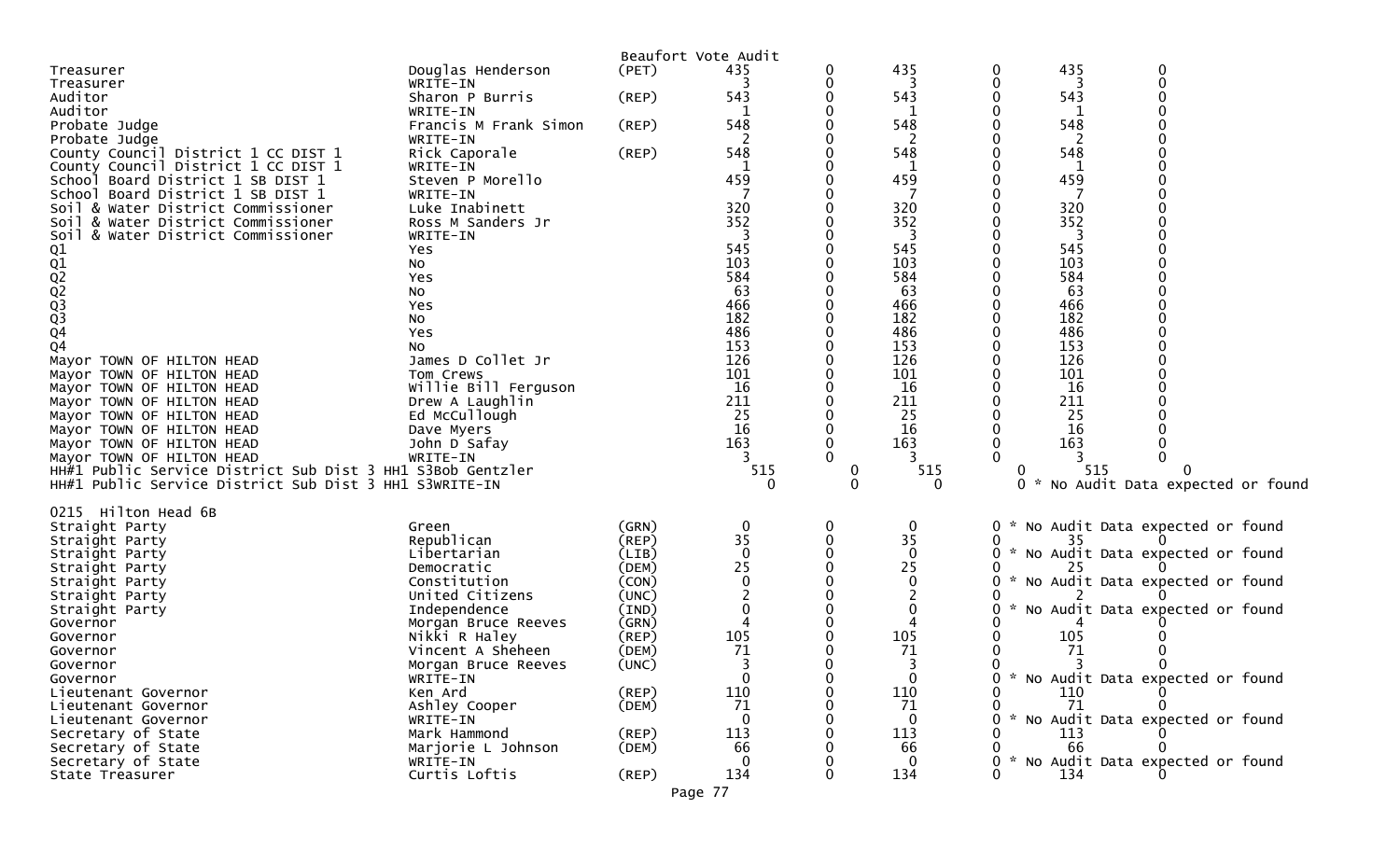Beaufort Vote Audit

| Contest | Candidate | Party | | | | | | |
|---|---|---|---|---|---|---|---|---|
| Treasurer | Douglas Henderson | (PET) | 435 | 0 | 435 | 0 | 435 | 0 |
| Treasurer | WRITE-IN | | 3 | 0 | 3 | 0 | 3 | 0 |
| Auditor | Sharon P Burris | (REP) | 543 | 0 | 543 | 0 | 543 | 0 |
| Auditor | WRITE-IN | | 1 | 0 | 1 | 0 | 1 | 0 |
| Probate Judge | Francis M Frank Simon | (REP) | 548 | 0 | 548 | 0 | 548 | 0 |
| Probate Judge | WRITE-IN | | 2 | 0 | 2 | 0 | 2 | 0 |
| County Council District 1 CC DIST 1 | Rick Caporale | (REP) | 548 | 0 | 548 | 0 | 548 | 0 |
| County Council District 1 CC DIST 1 | WRITE-IN | | 1 | 0 | 1 | 0 | 1 | 0 |
| School Board District 1 SB DIST 1 | Steven P Morello | | 459 | 0 | 459 | 0 | 459 | 0 |
| School Board District 1 SB DIST 1 | WRITE-IN | | 7 | 0 | 7 | 0 | 7 | 0 |
| Soil & Water District Commissioner | Luke Inabinett | | 320 | 0 | 320 | 0 | 320 | 0 |
| Soil & Water District Commissioner | Ross M Sanders Jr | | 352 | 0 | 352 | 0 | 352 | 0 |
| Soil & Water District Commissioner | WRITE-IN | | 3 | 0 | 3 | 0 | 3 | 0 |
| Q1 | Yes | | 545 | 0 | 545 | 0 | 545 | 0 |
| Q1 | No | | 103 | 0 | 103 | 0 | 103 | 0 |
| Q2 | Yes | | 584 | 0 | 584 | 0 | 584 | 0 |
| Q2 | No | | 63 | 0 | 63 | 0 | 63 | 0 |
| Q3 | Yes | | 466 | 0 | 466 | 0 | 466 | 0 |
| Q3 | No | | 182 | 0 | 182 | 0 | 182 | 0 |
| Q4 | Yes | | 486 | 0 | 486 | 0 | 486 | 0 |
| Q4 | No | | 153 | 0 | 153 | 0 | 153 | 0 |
| Mayor TOWN OF HILTON HEAD | James D Collet Jr | | 126 | 0 | 126 | 0 | 126 | 0 |
| Mayor TOWN OF HILTON HEAD | Tom Crews | | 101 | 0 | 101 | 0 | 101 | 0 |
| Mayor TOWN OF HILTON HEAD | Willie Bill Ferguson | | 16 | 0 | 16 | 0 | 16 | 0 |
| Mayor TOWN OF HILTON HEAD | Drew A Laughlin | | 211 | 0 | 211 | 0 | 211 | 0 |
| Mayor TOWN OF HILTON HEAD | Ed McCullough | | 25 | 0 | 25 | 0 | 25 | 0 |
| Mayor TOWN OF HILTON HEAD | Dave Myers | | 16 | 0 | 16 | 0 | 16 | 0 |
| Mayor TOWN OF HILTON HEAD | John D Safay | | 163 | 0 | 163 | 0 | 163 | 0 |
| Mayor TOWN OF HILTON HEAD | WRITE-IN | | 3 | 0 | 3 | 0 | 3 | 0 |
| HH#1 Public Service District Sub Dist 3 HH1 S3 | Bob Gentzler | | 515 | 0 | 515 | 0 | 515 | 0 |
| HH#1 Public Service District Sub Dist 3 HH1 S3 | WRITE-IN | | 0 | 0 | 0 | 0 * No Audit Data expected or found | | |

0215 Hilton Head 6B

| Contest | Candidate | Party | | | | | | |
|---|---|---|---|---|---|---|---|---|
| Straight Party | Green | (GRN) | 0 | 0 | 0 | 0 * No Audit Data expected or found | | |
| Straight Party | Republican | (REP) | 35 | 0 | 35 | 0 | 35 | 0 |
| Straight Party | Libertarian | (LIB) | 0 | 0 | 0 | 0 * No Audit Data expected or found | | |
| Straight Party | Democratic | (DEM) | 25 | 0 | 25 | 0 | 25 | 0 |
| Straight Party | Constitution | (CON) | 0 | 0 | 0 | 0 * No Audit Data expected or found | | |
| Straight Party | United Citizens | (UNC) | 2 | 0 | 2 | 0 | 2 | 0 |
| Straight Party | Independence | (IND) | 0 | 0 | 0 | 0 * No Audit Data expected or found | | |
| Governor | Morgan Bruce Reeves | (GRN) | 4 | 0 | 4 | 0 | 4 | 0 |
| Governor | Nikki R Haley | (REP) | 105 | 0 | 105 | 0 | 105 | 0 |
| Governor | Vincent A Sheheen | (DEM) | 71 | 0 | 71 | 0 | 71 | 0 |
| Governor | Morgan Bruce Reeves | (UNC) | 3 | 0 | 3 | 0 | 3 | 0 |
| Governor | WRITE-IN | | 0 | 0 | 0 | 0 * No Audit Data expected or found | | |
| Lieutenant Governor | Ken Ard | (REP) | 110 | 0 | 110 | 0 | 110 | 0 |
| Lieutenant Governor | Ashley Cooper | (DEM) | 71 | 0 | 71 | 0 | 71 | 0 |
| Lieutenant Governor | WRITE-IN | | 0 | 0 | 0 | 0 * No Audit Data expected or found | | |
| Secretary of State | Mark Hammond | (REP) | 113 | 0 | 113 | 0 | 113 | 0 |
| Secretary of State | Marjorie L Johnson | (DEM) | 66 | 0 | 66 | 0 | 66 | 0 |
| Secretary of State | WRITE-IN | | 0 | 0 | 0 | 0 * No Audit Data expected or found | | |
| State Treasurer | Curtis Loftis | (REP) | 134 | 0 | 134 | 0 | 134 | 0 |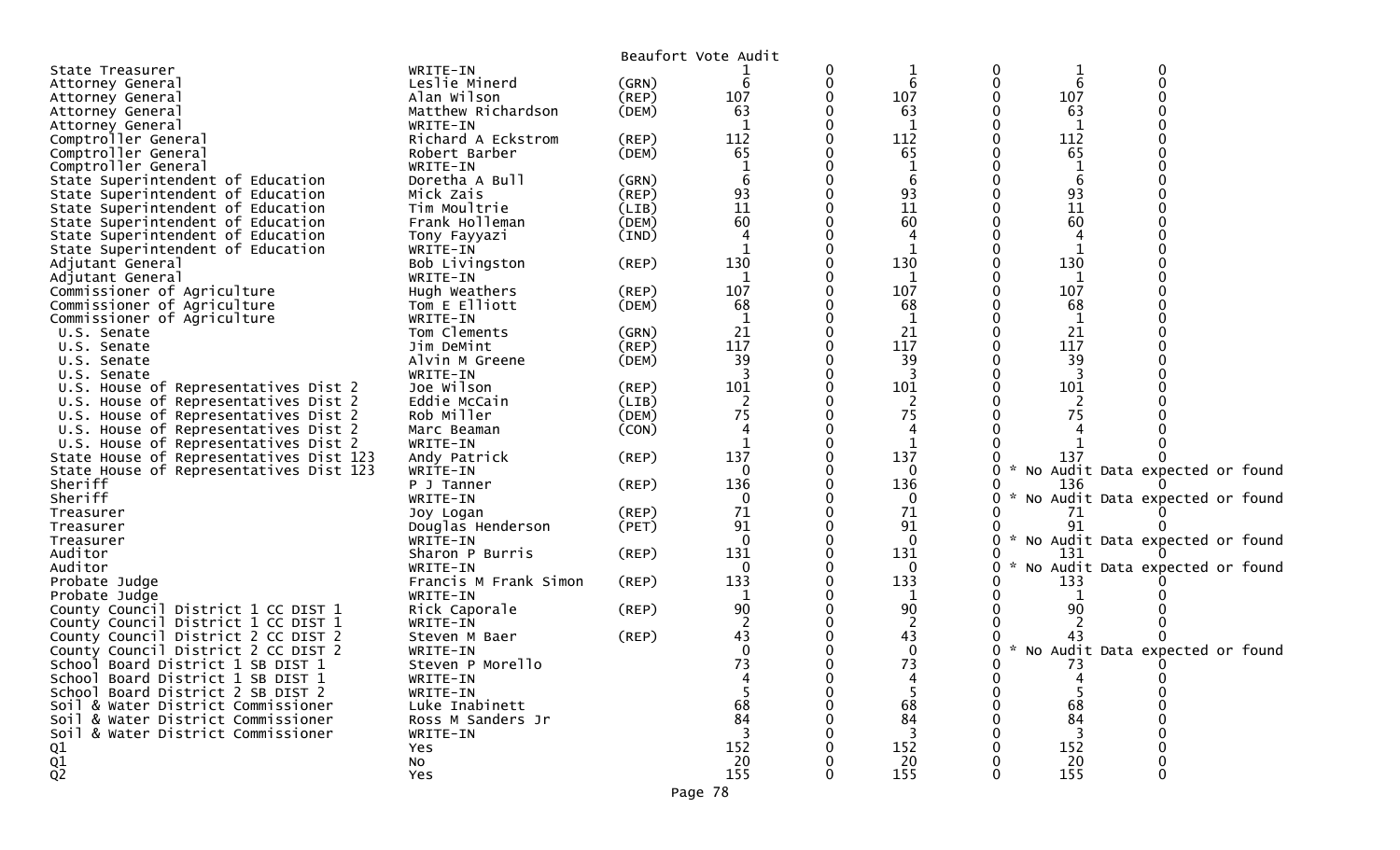Beaufort Vote Audit

| | | | | | | | | |
|---|---|---|---|---|---|---|---|---|
| State Treasurer | WRITE-IN | | 1 | 0 | 1 | 0 | 1 | 0 |
| Attorney General | Leslie Minerd | (GRN) | 6 | 0 | 6 | 0 | 6 | 0 |
| Attorney General | Alan Wilson | (REP) | 107 | 0 | 107 | 0 | 107 | 0 |
| Attorney General | Matthew Richardson | (DEM) | 63 | 0 | 63 | 0 | 63 | 0 |
| Attorney General | WRITE-IN | | 1 | 0 | 1 | 0 | 1 | 0 |
| Comptroller General | Richard A Eckstrom | (REP) | 112 | 0 | 112 | 0 | 112 | 0 |
| Comptroller General | Robert Barber | (DEM) | 65 | 0 | 65 | 0 | 65 | 0 |
| Comptroller General | WRITE-IN | | 1 | 0 | 1 | 0 | 1 | 0 |
| State Superintendent of Education | Doretha A Bull | (GRN) | 6 | 0 | 6 | 0 | 6 | 0 |
| State Superintendent of Education | Mick Zais | (REP) | 93 | 0 | 93 | 0 | 93 | 0 |
| State Superintendent of Education | Tim Moultrie | (LIB) | 11 | 0 | 11 | 0 | 11 | 0 |
| State Superintendent of Education | Frank Holleman | (DEM) | 60 | 0 | 60 | 0 | 60 | 0 |
| State Superintendent of Education | Tony Fayyazi | (IND) | 4 | 0 | 4 | 0 | 4 | 0 |
| State Superintendent of Education | WRITE-IN | | 1 | 0 | 1 | 0 | 1 | 0 |
| Adjutant General | Bob Livingston | (REP) | 130 | 0 | 130 | 0 | 130 | 0 |
| Adjutant General | WRITE-IN | | 1 | 0 | 1 | 0 | 1 | 0 |
| Commissioner of Agriculture | Hugh Weathers | (REP) | 107 | 0 | 107 | 0 | 107 | 0 |
| Commissioner of Agriculture | Tom E Elliott | (DEM) | 68 | 0 | 68 | 0 | 68 | 0 |
| Commissioner of Agriculture | WRITE-IN | | 1 | 0 | 1 | 0 | 1 | 0 |
| U.S. Senate | Tom Clements | (GRN) | 21 | 0 | 21 | 0 | 21 | 0 |
| U.S. Senate | Jim DeMint | (REP) | 117 | 0 | 117 | 0 | 117 | 0 |
| U.S. Senate | Alvin M Greene | (DEM) | 39 | 0 | 39 | 0 | 39 | 0 |
| U.S. Senate | WRITE-IN | | 3 | 0 | 3 | 0 | 3 | 0 |
| U.S. House of Representatives Dist 2 | Joe Wilson | (REP) | 101 | 0 | 101 | 0 | 101 | 0 |
| U.S. House of Representatives Dist 2 | Eddie McCain | (LIB) | 2 | 0 | 2 | 0 | 2 | 0 |
| U.S. House of Representatives Dist 2 | Rob Miller | (DEM) | 75 | 0 | 75 | 0 | 75 | 0 |
| U.S. House of Representatives Dist 2 | Marc Beaman | (CON) | 4 | 0 | 4 | 0 | 4 | 0 |
| U.S. House of Representatives Dist 2 | WRITE-IN | | 1 | 0 | 1 | 0 | 1 | 0 |
| State House of Representatives Dist 123 | Andy Patrick | (REP) | 137 | 0 | 137 | 0 | 137 | 0 |
| State House of Representatives Dist 123 | WRITE-IN | | 0 | 0 | 0 | 0 | * No Audit Data expected or found | |
| Sheriff | P J Tanner | (REP) | 136 | 0 | 136 | 0 | 136 | 0 |
| Sheriff | WRITE-IN | | 0 | 0 | 0 | 0 | * No Audit Data expected or found | |
| Treasurer | Joy Logan | (REP) | 71 | 0 | 71 | 0 | 71 | 0 |
| Treasurer | Douglas Henderson | (PET) | 91 | 0 | 91 | 0 | 91 | 0 |
| Treasurer | WRITE-IN | | 0 | 0 | 0 | 0 | * No Audit Data expected or found | |
| Auditor | Sharon P Burris | (REP) | 131 | 0 | 131 | 0 | 131 | 0 |
| Auditor | WRITE-IN | | 0 | 0 | 0 | 0 | * No Audit Data expected or found | |
| Probate Judge | Francis M Frank Simon | (REP) | 133 | 0 | 133 | 0 | 133 | 0 |
| Probate Judge | WRITE-IN | | 1 | 0 | 1 | 0 | 1 | 0 |
| County Council District 1 CC DIST 1 | Rick Caporale | (REP) | 90 | 0 | 90 | 0 | 90 | 0 |
| County Council District 1 CC DIST 1 | WRITE-IN | | 2 | 0 | 2 | 0 | 2 | 0 |
| County Council District 2 CC DIST 2 | Steven M Baer | (REP) | 43 | 0 | 43 | 0 | 43 | 0 |
| County Council District 2 CC DIST 2 | WRITE-IN | | 0 | 0 | 0 | 0 | * No Audit Data expected or found | |
| School Board District 1 SB DIST 1 | Steven P Morello | | 73 | 0 | 73 | 0 | 73 | 0 |
| School Board District 1 SB DIST 1 | WRITE-IN | | 4 | 0 | 4 | 0 | 4 | 0 |
| School Board District 2 SB DIST 2 | WRITE-IN | | 5 | 0 | 5 | 0 | 5 | 0 |
| Soil & Water District Commissioner | Luke Inabinett | | 68 | 0 | 68 | 0 | 68 | 0 |
| Soil & Water District Commissioner | Ross M Sanders Jr | | 84 | 0 | 84 | 0 | 84 | 0 |
| Soil & Water District Commissioner | WRITE-IN | | 3 | 0 | 3 | 0 | 3 | 0 |
| Q1 | Yes | | 152 | 0 | 152 | 0 | 152 | 0 |
| Q1 | No | | 20 | 0 | 20 | 0 | 20 | 0 |
| Q2 | Yes | | 155 | 0 | 155 | 0 | 155 | 0 |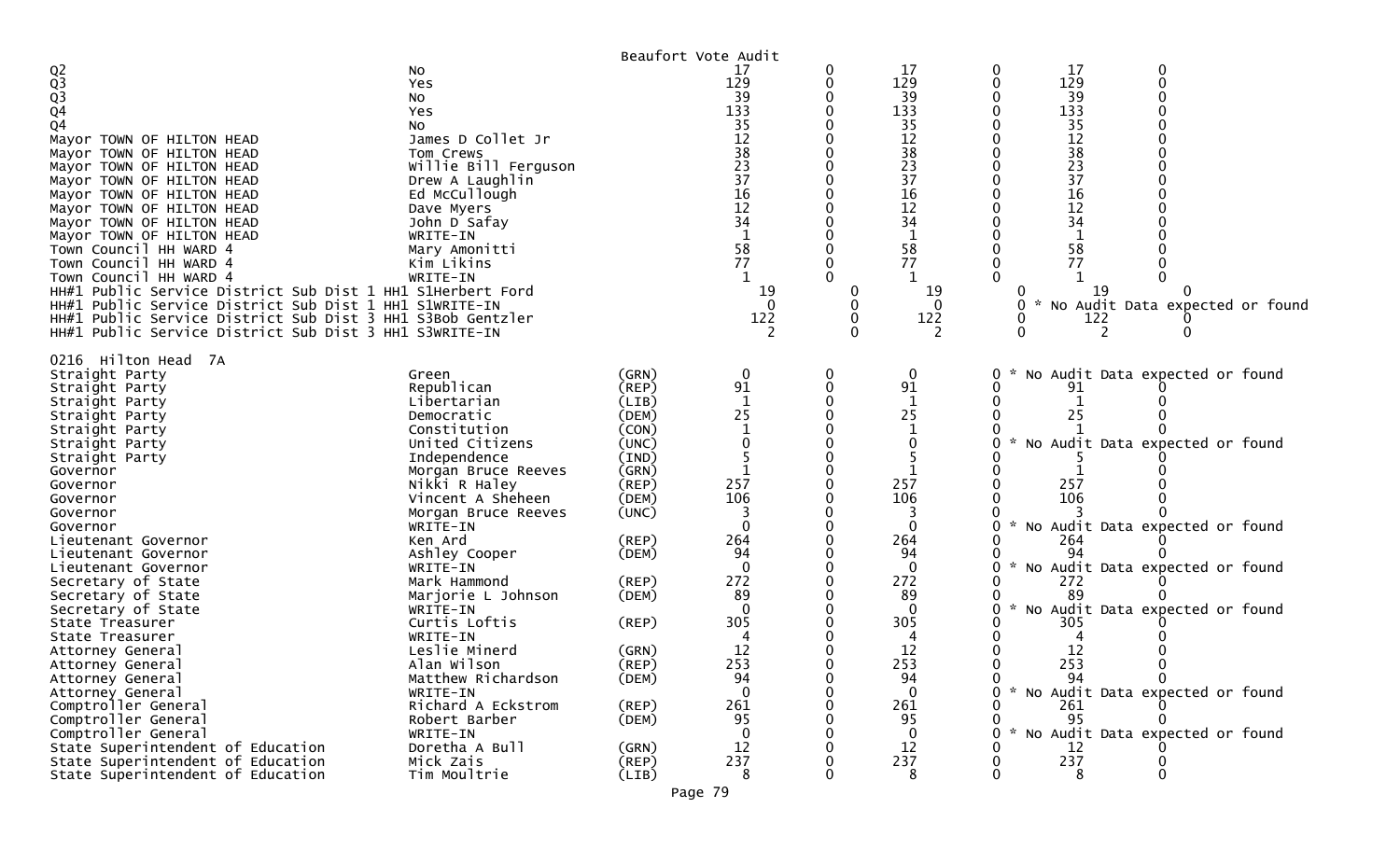Beaufort Vote Audit

| | | | | | | | | |
|---|---|---|---|---|---|---|---|---|
| Q2 | No | | 17 | 0 | 17 | 0 | 17 | 0 |
| Q3 | Yes | | 129 | 0 | 129 | 0 | 129 | 0 |
| Q3 | No | | 39 | 0 | 39 | 0 | 39 | 0 |
| Q4 | Yes | | 133 | 0 | 133 | 0 | 133 | 0 |
| Q4 | No | | 35 | 0 | 35 | 0 | 35 | 0 |
| Mayor TOWN OF HILTON HEAD | James D Collet Jr | | 12 | 0 | 12 | 0 | 12 | 0 |
| Mayor TOWN OF HILTON HEAD | Tom Crews | | 38 | 0 | 38 | 0 | 38 | 0 |
| Mayor TOWN OF HILTON HEAD | Willie Bill Ferguson | | 23 | 0 | 23 | 0 | 23 | 0 |
| Mayor TOWN OF HILTON HEAD | Drew A Laughlin | | 37 | 0 | 37 | 0 | 37 | 0 |
| Mayor TOWN OF HILTON HEAD | Ed McCullough | | 16 | 0 | 16 | 0 | 16 | 0 |
| Mayor TOWN OF HILTON HEAD | Dave Myers | | 12 | 0 | 12 | 0 | 12 | 0 |
| Mayor TOWN OF HILTON HEAD | John D Safay | | 34 | 0 | 34 | 0 | 34 | 0 |
| Mayor TOWN OF HILTON HEAD | WRITE-IN | | 1 | 0 | 1 | 0 | 1 | 0 |
| Town Council HH WARD 4 | Mary Amonitti | | 58 | 0 | 58 | 0 | 58 | 0 |
| Town Council HH WARD 4 | Kim Likins | | 77 | 0 | 77 | 0 | 77 | 0 |
| Town Council HH WARD 4 | WRITE-IN | | 1 | 0 | 1 | 0 | 1 | 0 |
| HH#1 Public Service District Sub Dist 1 HH1 S1 | Herbert Ford | | 19 | 0 | 19 | 0 | 19 | 0 |
| HH#1 Public Service District Sub Dist 1 HH1 S1 | WRITE-IN | | 0 | 0 | 0 | 0 * No Audit Data expected or found | | |
| HH#1 Public Service District Sub Dist 3 HH1 S3 | Bob Gentzler | | 122 | 0 | 122 | 0 | 122 | 0 |
| HH#1 Public Service District Sub Dist 3 HH1 S3 | WRITE-IN | | 2 | 0 | 2 | 0 | 2 | 0 |

0216 Hilton Head 7A

| | | | | | | | | |
|---|---|---|---|---|---|---|---|---|
| Straight Party | Green | (GRN) | 0 | 0 | 0 | 0 * No Audit Data expected or found | | |
| Straight Party | Republican | (REP) | 91 | 0 | 91 | 0 | 91 | 0 |
| Straight Party | Libertarian | (LIB) | 1 | 0 | 1 | 0 | 1 | 0 |
| Straight Party | Democratic | (DEM) | 25 | 0 | 25 | 0 | 25 | 0 |
| Straight Party | Constitution | (CON) | 1 | 0 | 1 | 0 | 1 | 0 |
| Straight Party | United Citizens | (UNC) | 0 | 0 | 0 | 0 * No Audit Data expected or found | | |
| Straight Party | Independence | (IND) | 5 | 0 | 5 | 0 | 5 | 0 |
| Governor | Morgan Bruce Reeves | (GRN) | 1 | 0 | 1 | 0 | 1 | 0 |
| Governor | Nikki R Haley | (REP) | 257 | 0 | 257 | 0 | 257 | 0 |
| Governor | Vincent A Sheheen | (DEM) | 106 | 0 | 106 | 0 | 106 | 0 |
| Governor | Morgan Bruce Reeves | (UNC) | 3 | 0 | 3 | 0 | 3 | 0 |
| Governor | WRITE-IN | | 0 | 0 | 0 | 0 * No Audit Data expected or found | | |
| Lieutenant Governor | Ken Ard | (REP) | 264 | 0 | 264 | 0 | 264 | 0 |
| Lieutenant Governor | Ashley Cooper | (DEM) | 94 | 0 | 94 | 0 | 94 | 0 |
| Lieutenant Governor | WRITE-IN | | 0 | 0 | 0 | 0 * No Audit Data expected or found | | |
| Secretary of State | Mark Hammond | (REP) | 272 | 0 | 272 | 0 | 272 | 0 |
| Secretary of State | Marjorie L Johnson | (DEM) | 89 | 0 | 89 | 0 | 89 | 0 |
| Secretary of State | WRITE-IN | | 0 | 0 | 0 | 0 * No Audit Data expected or found | | |
| State Treasurer | Curtis Loftis | (REP) | 305 | 0 | 305 | 0 | 305 | 0 |
| State Treasurer | WRITE-IN | | 4 | 0 | 4 | 0 | 4 | 0 |
| Attorney General | Leslie Minerd | (GRN) | 12 | 0 | 12 | 0 | 12 | 0 |
| Attorney General | Alan Wilson | (REP) | 253 | 0 | 253 | 0 | 253 | 0 |
| Attorney General | Matthew Richardson | (DEM) | 94 | 0 | 94 | 0 | 94 | 0 |
| Attorney General | WRITE-IN | | 0 | 0 | 0 | 0 * No Audit Data expected or found | | |
| Comptroller General | Richard A Eckstrom | (REP) | 261 | 0 | 261 | 0 | 261 | 0 |
| Comptroller General | Robert Barber | (DEM) | 95 | 0 | 95 | 0 | 95 | 0 |
| Comptroller General | WRITE-IN | | 0 | 0 | 0 | 0 * No Audit Data expected or found | | |
| State Superintendent of Education | Doretha A Bull | (GRN) | 12 | 0 | 12 | 0 | 12 | 0 |
| State Superintendent of Education | Mick Zais | (REP) | 237 | 0 | 237 | 0 | 237 | 0 |
| State Superintendent of Education | Tim Moultrie | (LIB) | 8 | 0 | 8 | 0 | 8 | 0 |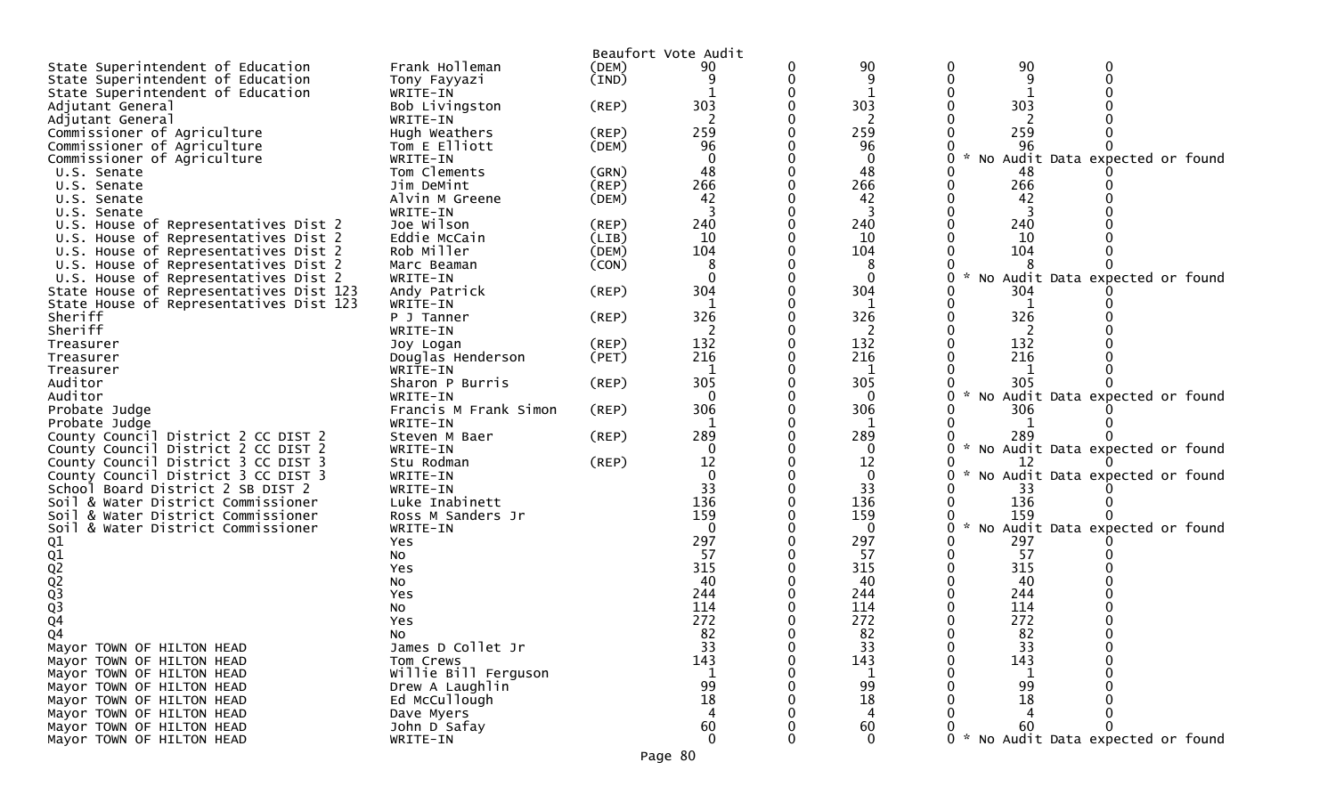Beaufort Vote Audit

| Contest | Candidate | Party | | | | | | |
|---|---|---|---|---|---|---|---|---|
| State Superintendent of Education | Frank Holleman | (DEM) | 90 | 0 | 90 | 0 | 90 | 0 |
| State Superintendent of Education | Tony Fayyazi | (IND) | 9 | 0 | 9 | 0 | 9 | 0 |
| State Superintendent of Education | WRITE-IN | | 1 | 0 | 1 | 0 | 1 | 0 |
| Adjutant General | Bob Livingston | (REP) | 303 | 0 | 303 | 0 | 303 | 0 |
| Adjutant General | WRITE-IN | | 2 | 0 | 2 | 0 | 2 | 0 |
| Commissioner of Agriculture | Hugh Weathers | (REP) | 259 | 0 | 259 | 0 | 259 | 0 |
| Commissioner of Agriculture | Tom E Elliott | (DEM) | 96 | 0 | 96 | 0 | 96 | 0 |
| Commissioner of Agriculture | WRITE-IN | | 0 | 0 | 0 | 0 | * No Audit Data expected or found | |
| U.S. Senate | Tom Clements | (GRN) | 48 | 0 | 48 | 0 | 48 | 0 |
| U.S. Senate | Jim DeMint | (REP) | 266 | 0 | 266 | 0 | 266 | 0 |
| U.S. Senate | Alvin M Greene | (DEM) | 42 | 0 | 42 | 0 | 42 | 0 |
| U.S. Senate | WRITE-IN | | 3 | 0 | 3 | 0 | 3 | 0 |
| U.S. House of Representatives Dist 2 | Joe Wilson | (REP) | 240 | 0 | 240 | 0 | 240 | 0 |
| U.S. House of Representatives Dist 2 | Eddie McCain | (LIB) | 10 | 0 | 10 | 0 | 10 | 0 |
| U.S. House of Representatives Dist 2 | Rob Miller | (DEM) | 104 | 0 | 104 | 0 | 104 | 0 |
| U.S. House of Representatives Dist 2 | Marc Beaman | (CON) | 8 | 0 | 8 | 0 | 8 | 0 |
| U.S. House of Representatives Dist 2 | WRITE-IN | | 0 | 0 | 0 | 0 | * No Audit Data expected or found | |
| State House of Representatives Dist 123 | Andy Patrick | (REP) | 304 | 0 | 304 | 0 | 304 | 0 |
| State House of Representatives Dist 123 | WRITE-IN | | 1 | 0 | 1 | 0 | 1 | 0 |
| Sheriff | P J Tanner | (REP) | 326 | 0 | 326 | 0 | 326 | 0 |
| Sheriff | WRITE-IN | | 2 | 0 | 2 | 0 | 2 | 0 |
| Treasurer | Joy Logan | (REP) | 132 | 0 | 132 | 0 | 132 | 0 |
| Treasurer | Douglas Henderson | (PET) | 216 | 0 | 216 | 0 | 216 | 0 |
| Treasurer | WRITE-IN | | 1 | 0 | 1 | 0 | 1 | 0 |
| Auditor | Sharon P Burris | (REP) | 305 | 0 | 305 | 0 | 305 | 0 |
| Auditor | WRITE-IN | | 0 | 0 | 0 | 0 | * No Audit Data expected or found | |
| Probate Judge | Francis M Frank Simon | (REP) | 306 | 0 | 306 | 0 | 306 | 0 |
| Probate Judge | WRITE-IN | | 1 | 0 | 1 | 0 | 1 | 0 |
| County Council District 2 CC DIST 2 | Steven M Baer | (REP) | 289 | 0 | 289 | 0 | 289 | 0 |
| County Council District 2 CC DIST 2 | WRITE-IN | | 0 | 0 | 0 | 0 | * No Audit Data expected or found | |
| County Council District 3 CC DIST 3 | Stu Rodman | (REP) | 12 | 0 | 12 | 0 | 12 | 0 |
| County Council District 3 CC DIST 3 | WRITE-IN | | 0 | 0 | 0 | 0 | * No Audit Data expected or found | |
| School Board District 2 SB DIST 2 | WRITE-IN | | 33 | 0 | 33 | 0 | 33 | 0 |
| Soil & Water District Commissioner | Luke Inabinett | | 136 | 0 | 136 | 0 | 136 | 0 |
| Soil & Water District Commissioner | Ross M Sanders Jr | | 159 | 0 | 159 | 0 | 159 | 0 |
| Soil & Water District Commissioner | WRITE-IN | | 0 | 0 | 0 | 0 | * No Audit Data expected or found | |
| Q1 | Yes | | 297 | 0 | 297 | 0 | 297 | 0 |
| Q1 | No | | 57 | 0 | 57 | 0 | 57 | 0 |
| Q2 | Yes | | 315 | 0 | 315 | 0 | 315 | 0 |
| Q2 | No | | 40 | 0 | 40 | 0 | 40 | 0 |
| Q3 | Yes | | 244 | 0 | 244 | 0 | 244 | 0 |
| Q3 | No | | 114 | 0 | 114 | 0 | 114 | 0 |
| Q4 | Yes | | 272 | 0 | 272 | 0 | 272 | 0 |
| Q4 | No | | 82 | 0 | 82 | 0 | 82 | 0 |
| Mayor TOWN OF HILTON HEAD | James D Collet Jr | | 33 | 0 | 33 | 0 | 33 | 0 |
| Mayor TOWN OF HILTON HEAD | Tom Crews | | 143 | 0 | 143 | 0 | 143 | 0 |
| Mayor TOWN OF HILTON HEAD | Willie Bill Ferguson | | 1 | 0 | 1 | 0 | 1 | 0 |
| Mayor TOWN OF HILTON HEAD | Drew A Laughlin | | 99 | 0 | 99 | 0 | 99 | 0 |
| Mayor TOWN OF HILTON HEAD | Ed McCullough | | 18 | 0 | 18 | 0 | 18 | 0 |
| Mayor TOWN OF HILTON HEAD | Dave Myers | | 4 | 0 | 4 | 0 | 4 | 0 |
| Mayor TOWN OF HILTON HEAD | John D Safay | | 60 | 0 | 60 | 0 | 60 | 0 |
| Mayor TOWN OF HILTON HEAD | WRITE-IN | | 0 | 0 | 0 | 0 | * No Audit Data expected or found | |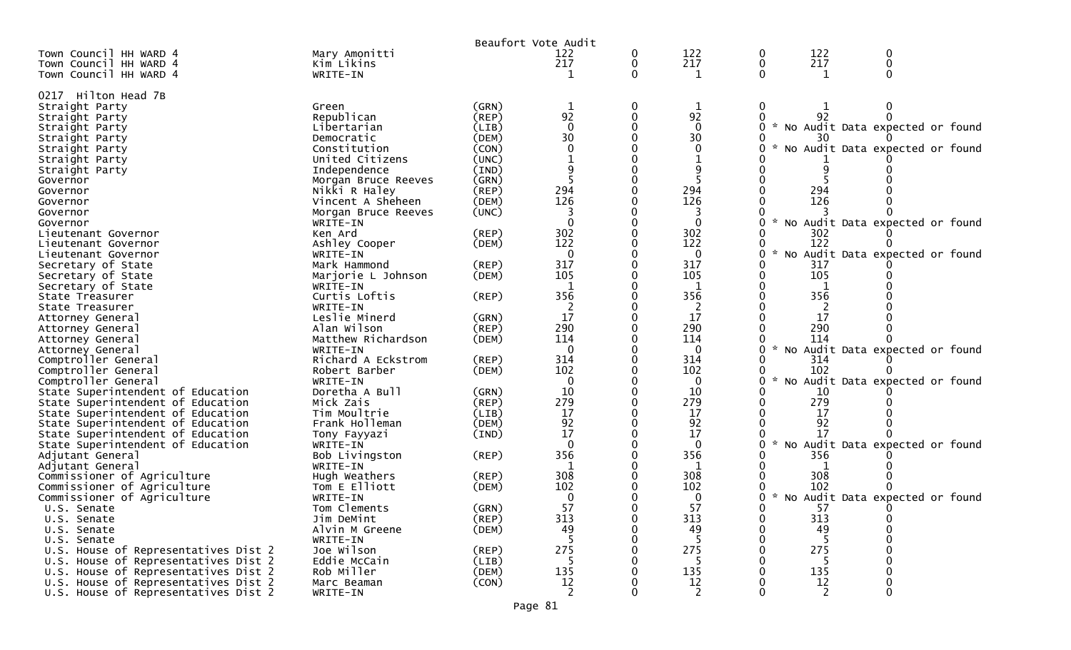Beaufort Vote Audit

| | | | | | | | | |
|---|---|---|---|---|---|---|---|---|
| Town Council HH WARD 4 | Mary Amonitti | | 122 | 0 | 122 | 0 | 122 | 0 |
| Town Council HH WARD 4 | Kim Likins | | 217 | 0 | 217 | 0 | 217 | 0 |
| Town Council HH WARD 4 | WRITE-IN | | 1 | 0 | 1 | 0 | 1 | 0 |

0217 Hilton Head 7B

| | | | | | | | | |
|---|---|---|---|---|---|---|---|---|
| Straight Party | Green | (GRN) | 1 | 0 | 1 | 0 | 1 | 0 |
| Straight Party | Republican | (REP) | 92 | 0 | 92 | 0 | 92 | 0 |
| Straight Party | Libertarian | (LIB) | 0 | 0 | 0 | 0 | * No Audit Data expected or found | |
| Straight Party | Democratic | (DEM) | 30 | 0 | 30 | 0 | 30 | 0 |
| Straight Party | Constitution | (CON) | 0 | 0 | 0 | 0 | * No Audit Data expected or found | |
| Straight Party | United Citizens | (UNC) | 1 | 0 | 1 | 0 | 1 | 0 |
| Straight Party | Independence | (IND) | 9 | 0 | 9 | 0 | 9 | 0 |
| Governor | Morgan Bruce Reeves | (GRN) | 5 | 0 | 5 | 0 | 5 | 0 |
| Governor | Nikki R Haley | (REP) | 294 | 0 | 294 | 0 | 294 | 0 |
| Governor | Vincent A Sheheen | (DEM) | 126 | 0 | 126 | 0 | 126 | 0 |
| Governor | Morgan Bruce Reeves | (UNC) | 3 | 0 | 3 | 0 | 3 | 0 |
| Governor | WRITE-IN | | 0 | 0 | 0 | 0 | * No Audit Data expected or found | |
| Lieutenant Governor | Ken Ard | (REP) | 302 | 0 | 302 | 0 | 302 | 0 |
| Lieutenant Governor | Ashley Cooper | (DEM) | 122 | 0 | 122 | 0 | 122 | 0 |
| Lieutenant Governor | WRITE-IN | | 0 | 0 | 0 | 0 | * No Audit Data expected or found | |
| Secretary of State | Mark Hammond | (REP) | 317 | 0 | 317 | 0 | 317 | 0 |
| Secretary of State | Marjorie L Johnson | (DEM) | 105 | 0 | 105 | 0 | 105 | 0 |
| Secretary of State | WRITE-IN | | 1 | 0 | 1 | 0 | 1 | 0 |
| State Treasurer | Curtis Loftis | (REP) | 356 | 0 | 356 | 0 | 356 | 0 |
| State Treasurer | WRITE-IN | | 2 | 0 | 2 | 0 | 2 | 0 |
| Attorney General | Leslie Minerd | (GRN) | 17 | 0 | 17 | 0 | 17 | 0 |
| Attorney General | Alan Wilson | (REP) | 290 | 0 | 290 | 0 | 290 | 0 |
| Attorney General | Matthew Richardson | (DEM) | 114 | 0 | 114 | 0 | 114 | 0 |
| Attorney General | WRITE-IN | | 0 | 0 | 0 | 0 | * No Audit Data expected or found | |
| Comptroller General | Richard A Eckstrom | (REP) | 314 | 0 | 314 | 0 | 314 | 0 |
| Comptroller General | Robert Barber | (DEM) | 102 | 0 | 102 | 0 | 102 | 0 |
| Comptroller General | WRITE-IN | | 0 | 0 | 0 | 0 | * No Audit Data expected or found | |
| State Superintendent of Education | Doretha A Bull | (GRN) | 10 | 0 | 10 | 0 | 10 | 0 |
| State Superintendent of Education | Mick Zais | (REP) | 279 | 0 | 279 | 0 | 279 | 0 |
| State Superintendent of Education | Tim Moultrie | (LIB) | 17 | 0 | 17 | 0 | 17 | 0 |
| State Superintendent of Education | Frank Holleman | (DEM) | 92 | 0 | 92 | 0 | 92 | 0 |
| State Superintendent of Education | Tony Fayyazi | (IND) | 17 | 0 | 17 | 0 | 17 | 0 |
| State Superintendent of Education | WRITE-IN | | 0 | 0 | 0 | 0 | * No Audit Data expected or found | |
| Adjutant General | Bob Livingston | (REP) | 356 | 0 | 356 | 0 | 356 | 0 |
| Adjutant General | WRITE-IN | | 1 | 0 | 1 | 0 | 1 | 0 |
| Commissioner of Agriculture | Hugh Weathers | (REP) | 308 | 0 | 308 | 0 | 308 | 0 |
| Commissioner of Agriculture | Tom E Elliott | (DEM) | 102 | 0 | 102 | 0 | 102 | 0 |
| Commissioner of Agriculture | WRITE-IN | | 0 | 0 | 0 | 0 | * No Audit Data expected or found | |
| U.S. Senate | Tom Clements | (GRN) | 57 | 0 | 57 | 0 | 57 | 0 |
| U.S. Senate | Jim DeMint | (REP) | 313 | 0 | 313 | 0 | 313 | 0 |
| U.S. Senate | Alvin M Greene | (DEM) | 49 | 0 | 49 | 0 | 49 | 0 |
| U.S. Senate | WRITE-IN | | 5 | 0 | 5 | 0 | 5 | 0 |
| U.S. House of Representatives Dist 2 | Joe Wilson | (REP) | 275 | 0 | 275 | 0 | 275 | 0 |
| U.S. House of Representatives Dist 2 | Eddie McCain | (LIB) | 5 | 0 | 5 | 0 | 5 | 0 |
| U.S. House of Representatives Dist 2 | Rob Miller | (DEM) | 135 | 0 | 135 | 0 | 135 | 0 |
| U.S. House of Representatives Dist 2 | Marc Beaman | (CON) | 12 | 0 | 12 | 0 | 12 | 0 |
| U.S. House of Representatives Dist 2 | WRITE-IN | | 2 | 0 | 2 | 0 | 2 | 0 |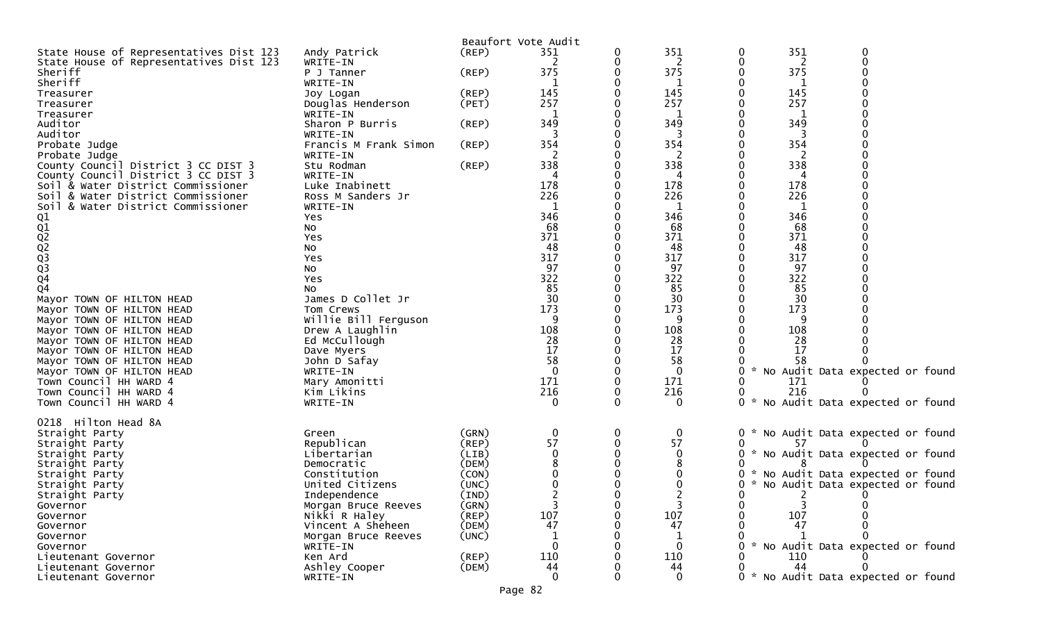Beaufort Vote Audit

| | | | | | | | | |
|---|---|---|---|---|---|---|---|---|
| State House of Representatives Dist 123 | Andy Patrick | (REP) | 351 | 0 | 351 | 0 | 351 | 0 |
| State House of Representatives Dist 123 | WRITE-IN | | 2 | 0 | 2 | 0 | 2 | 0 |
| Sheriff | P J Tanner | (REP) | 375 | 0 | 375 | 0 | 375 | 0 |
| Sheriff | WRITE-IN | | 1 | 0 | 1 | 0 | 1 | 0 |
| Treasurer | Joy Logan | (REP) | 145 | 0 | 145 | 0 | 145 | 0 |
| Treasurer | Douglas Henderson | (PET) | 257 | 0 | 257 | 0 | 257 | 0 |
| Treasurer | WRITE-IN | | 1 | 0 | 1 | 0 | 1 | 0 |
| Auditor | Sharon P Burris | (REP) | 349 | 0 | 349 | 0 | 349 | 0 |
| Auditor | WRITE-IN | | 3 | 0 | 3 | 0 | 3 | 0 |
| Probate Judge | Francis M Frank Simon | (REP) | 354 | 0 | 354 | 0 | 354 | 0 |
| Probate Judge | WRITE-IN | | 2 | 0 | 2 | 0 | 2 | 0 |
| County Council District 3 CC DIST 3 | Stu Rodman | (REP) | 338 | 0 | 338 | 0 | 338 | 0 |
| County Council District 3 CC DIST 3 | WRITE-IN | | 4 | 0 | 4 | 0 | 4 | 0 |
| Soil & Water District Commissioner | Luke Inabinett | | 178 | 0 | 178 | 0 | 178 | 0 |
| Soil & Water District Commissioner | Ross M Sanders Jr | | 226 | 0 | 226 | 0 | 226 | 0 |
| Soil & Water District Commissioner | WRITE-IN | | 1 | 0 | 1 | 0 | 1 | 0 |
| Q1 | Yes | | 346 | 0 | 346 | 0 | 346 | 0 |
| Q1 | No | | 68 | 0 | 68 | 0 | 68 | 0 |
| Q2 | Yes | | 371 | 0 | 371 | 0 | 371 | 0 |
| Q2 | No | | 48 | 0 | 48 | 0 | 48 | 0 |
| Q3 | Yes | | 317 | 0 | 317 | 0 | 317 | 0 |
| Q3 | No | | 97 | 0 | 97 | 0 | 97 | 0 |
| Q4 | Yes | | 322 | 0 | 322 | 0 | 322 | 0 |
| Q4 | No | | 85 | 0 | 85 | 0 | 85 | 0 |
| Mayor TOWN OF HILTON HEAD | James D Collet Jr | | 30 | 0 | 30 | 0 | 30 | 0 |
| Mayor TOWN OF HILTON HEAD | Tom Crews | | 173 | 0 | 173 | 0 | 173 | 0 |
| Mayor TOWN OF HILTON HEAD | Willie Bill Ferguson | | 9 | 0 | 9 | 0 | 9 | 0 |
| Mayor TOWN OF HILTON HEAD | Drew A Laughlin | | 108 | 0 | 108 | 0 | 108 | 0 |
| Mayor TOWN OF HILTON HEAD | Ed McCullough | | 28 | 0 | 28 | 0 | 28 | 0 |
| Mayor TOWN OF HILTON HEAD | Dave Myers | | 17 | 0 | 17 | 0 | 17 | 0 |
| Mayor TOWN OF HILTON HEAD | John D Safay | | 58 | 0 | 58 | 0 | 58 | 0 |
| Mayor TOWN OF HILTON HEAD | WRITE-IN | | 0 | 0 | 0 | 0 | * No Audit Data expected or found | |
| Town Council HH WARD 4 | Mary Amonitti | | 171 | 0 | 171 | 0 | 171 | 0 |
| Town Council HH WARD 4 | Kim Likins | | 216 | 0 | 216 | 0 | 216 | 0 |
| Town Council HH WARD 4 | WRITE-IN | | 0 | 0 | 0 | 0 | * No Audit Data expected or found | |

0218 Hilton Head 8A

| | | | | | | | | |
|---|---|---|---|---|---|---|---|---|
| Straight Party | Green | (GRN) | 0 | 0 | 0 | 0 | * No Audit Data expected or found | |
| Straight Party | Republican | (REP) | 57 | 0 | 57 | 0 | 57 | 0 |
| Straight Party | Libertarian | (LIB) | 0 | 0 | 0 | 0 | * No Audit Data expected or found | |
| Straight Party | Democratic | (DEM) | 8 | 0 | 8 | 0 | 8 | 0 |
| Straight Party | Constitution | (CON) | 0 | 0 | 0 | 0 | * No Audit Data expected or found | |
| Straight Party | United Citizens | (UNC) | 0 | 0 | 0 | 0 | * No Audit Data expected or found | |
| Straight Party | Independence | (IND) | 2 | 0 | 2 | 0 | 2 | 0 |
| Governor | Morgan Bruce Reeves | (GRN) | 3 | 0 | 3 | 0 | 3 | 0 |
| Governor | Nikki R Haley | (REP) | 107 | 0 | 107 | 0 | 107 | 0 |
| Governor | Vincent A Sheheen | (DEM) | 47 | 0 | 47 | 0 | 47 | 0 |
| Governor | Morgan Bruce Reeves | (UNC) | 1 | 0 | 1 | 0 | 1 | 0 |
| Governor | WRITE-IN | | 0 | 0 | 0 | 0 | * No Audit Data expected or found | |
| Lieutenant Governor | Ken Ard | (REP) | 110 | 0 | 110 | 0 | 110 | 0 |
| Lieutenant Governor | Ashley Cooper | (DEM) | 44 | 0 | 44 | 0 | 44 | 0 |
| Lieutenant Governor | WRITE-IN | | 0 | 0 | 0 | 0 | * No Audit Data expected or found | |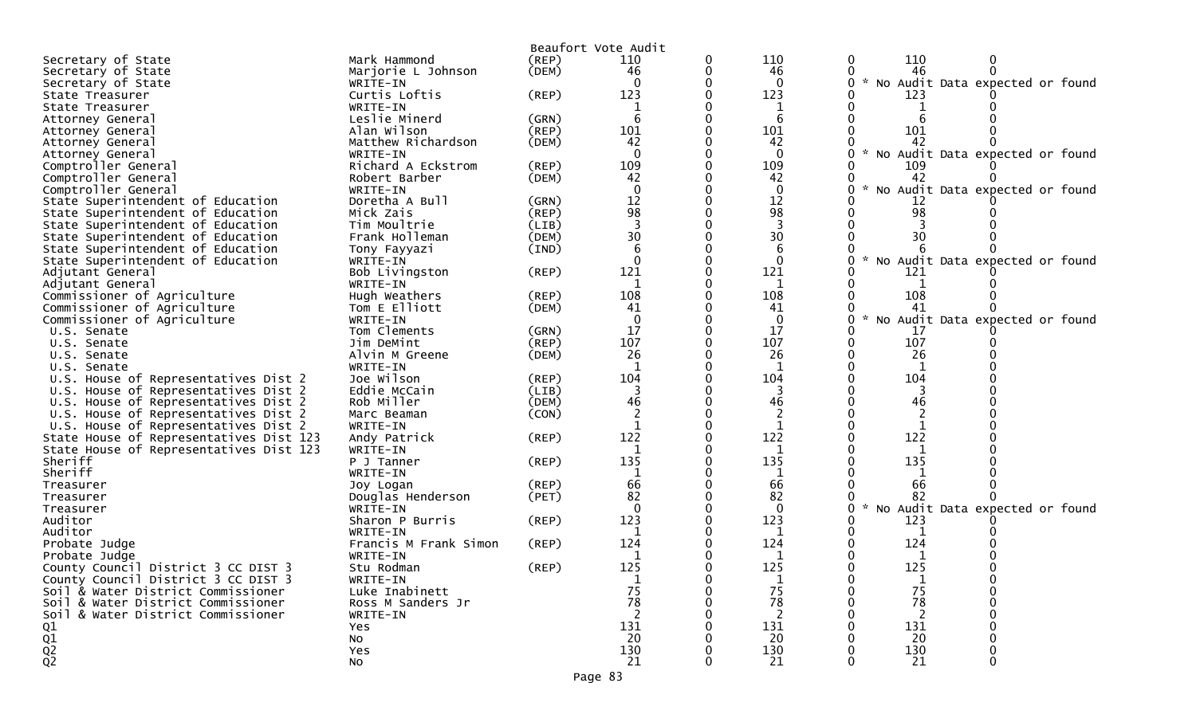Beaufort Vote Audit

| | | | | | | | | |
|---|---|---|---|---|---|---|---|---|
| Secretary of State | Mark Hammond | (REP) | 110 | 0 | 110 | 0 | 110 | 0 |
| Secretary of State | Marjorie L Johnson | (DEM) | 46 | 0 | 46 | 0 | 46 | 0 |
| Secretary of State | WRITE-IN | | 0 | 0 | 0 | 0 | * No Audit Data expected or found | |
| State Treasurer | Curtis Loftis | (REP) | 123 | 0 | 123 | 0 | 123 | 0 |
| State Treasurer | WRITE-IN | | 1 | 0 | 1 | 0 | 1 | 0 |
| Attorney General | Leslie Minerd | (GRN) | 6 | 0 | 6 | 0 | 6 | 0 |
| Attorney General | Alan Wilson | (REP) | 101 | 0 | 101 | 0 | 101 | 0 |
| Attorney General | Matthew Richardson | (DEM) | 42 | 0 | 42 | 0 | 42 | 0 |
| Attorney General | WRITE-IN | | 0 | 0 | 0 | 0 | * No Audit Data expected or found | |
| Comptroller General | Richard A Eckstrom | (REP) | 109 | 0 | 109 | 0 | 109 | 0 |
| Comptroller General | Robert Barber | (DEM) | 42 | 0 | 42 | 0 | 42 | 0 |
| Comptroller General | WRITE-IN | | 0 | 0 | 0 | 0 | * No Audit Data expected or found | |
| State Superintendent of Education | Doretha A Bull | (GRN) | 12 | 0 | 12 | 0 | 12 | 0 |
| State Superintendent of Education | Mick Zais | (REP) | 98 | 0 | 98 | 0 | 98 | 0 |
| State Superintendent of Education | Tim Moultrie | (LIB) | 3 | 0 | 3 | 0 | 3 | 0 |
| State Superintendent of Education | Frank Holleman | (DEM) | 30 | 0 | 30 | 0 | 30 | 0 |
| State Superintendent of Education | Tony Fayyazi | (IND) | 6 | 0 | 6 | 0 | 6 | 0 |
| State Superintendent of Education | WRITE-IN | | 0 | 0 | 0 | 0 | * No Audit Data expected or found | |
| Adjutant General | Bob Livingston | (REP) | 121 | 0 | 121 | 0 | 121 | 0 |
| Adjutant General | WRITE-IN | | 1 | 0 | 1 | 0 | 1 | 0 |
| Commissioner of Agriculture | Hugh Weathers | (REP) | 108 | 0 | 108 | 0 | 108 | 0 |
| Commissioner of Agriculture | Tom E Elliott | (DEM) | 41 | 0 | 41 | 0 | 41 | 0 |
| Commissioner of Agriculture | WRITE-IN | | 0 | 0 | 0 | 0 | * No Audit Data expected or found | |
| U.S. Senate | Tom Clements | (GRN) | 17 | 0 | 17 | 0 | 17 | 0 |
| U.S. Senate | Jim DeMint | (REP) | 107 | 0 | 107 | 0 | 107 | 0 |
| U.S. Senate | Alvin M Greene | (DEM) | 26 | 0 | 26 | 0 | 26 | 0 |
| U.S. Senate | WRITE-IN | | 1 | 0 | 1 | 0 | 1 | 0 |
| U.S. House of Representatives Dist 2 | Joe Wilson | (REP) | 104 | 0 | 104 | 0 | 104 | 0 |
| U.S. House of Representatives Dist 2 | Eddie McCain | (LIB) | 3 | 0 | 3 | 0 | 3 | 0 |
| U.S. House of Representatives Dist 2 | Rob Miller | (DEM) | 46 | 0 | 46 | 0 | 46 | 0 |
| U.S. House of Representatives Dist 2 | Marc Beaman | (CON) | 2 | 0 | 2 | 0 | 2 | 0 |
| U.S. House of Representatives Dist 2 | WRITE-IN | | 1 | 0 | 1 | 0 | 1 | 0 |
| State House of Representatives Dist 123 | Andy Patrick | (REP) | 122 | 0 | 122 | 0 | 122 | 0 |
| State House of Representatives Dist 123 | WRITE-IN | | 1 | 0 | 1 | 0 | 1 | 0 |
| Sheriff | P J Tanner | (REP) | 135 | 0 | 135 | 0 | 135 | 0 |
| Sheriff | WRITE-IN | | 1 | 0 | 1 | 0 | 1 | 0 |
| Treasurer | Joy Logan | (REP) | 66 | 0 | 66 | 0 | 66 | 0 |
| Treasurer | Douglas Henderson | (PET) | 82 | 0 | 82 | 0 | 82 | 0 |
| Treasurer | WRITE-IN | | 0 | 0 | 0 | 0 | * No Audit Data expected or found | |
| Auditor | Sharon P Burris | (REP) | 123 | 0 | 123 | 0 | 123 | 0 |
| Auditor | WRITE-IN | | 1 | 0 | 1 | 0 | 1 | 0 |
| Probate Judge | Francis M Frank Simon | (REP) | 124 | 0 | 124 | 0 | 124 | 0 |
| Probate Judge | WRITE-IN | | 1 | 0 | 1 | 0 | 1 | 0 |
| County Council District 3 CC DIST 3 | Stu Rodman | (REP) | 125 | 0 | 125 | 0 | 125 | 0 |
| County Council District 3 CC DIST 3 | WRITE-IN | | 1 | 0 | 1 | 0 | 1 | 0 |
| Soil & Water District Commissioner | Luke Inabinett | | 75 | 0 | 75 | 0 | 75 | 0 |
| Soil & Water District Commissioner | Ross M Sanders Jr | | 78 | 0 | 78 | 0 | 78 | 0 |
| Soil & Water District Commissioner | WRITE-IN | | 2 | 0 | 2 | 0 | 2 | 0 |
| Q1 | Yes | | 131 | 0 | 131 | 0 | 131 | 0 |
| Q1 | No | | 20 | 0 | 20 | 0 | 20 | 0 |
| Q2 | Yes | | 130 | 0 | 130 | 0 | 130 | 0 |
| Q2 | No | | 21 | 0 | 21 | 0 | 21 | 0 |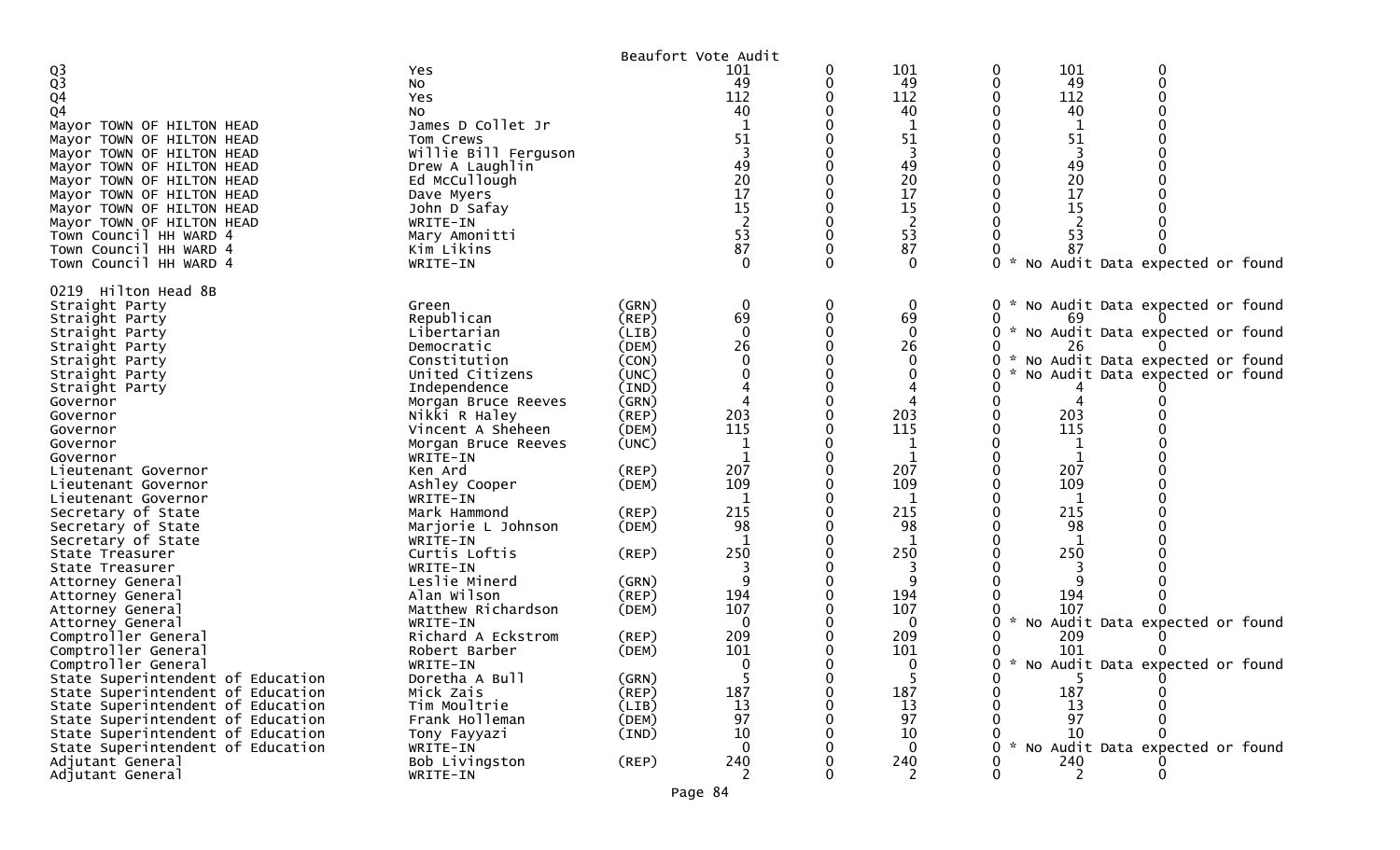Beaufort Vote Audit

| | | | | | | | | |
|---|---|---|---|---|---|---|---|---|
| Q3 | Yes | | 101 | 0 | 101 | 0 | 101 | 0 |
| Q3 | No | | 49 | 0 | 49 | 0 | 49 | 0 |
| Q4 | Yes | | 112 | 0 | 112 | 0 | 112 | 0 |
| Q4 | No | | 40 | 0 | 40 | 0 | 40 | 0 |
| Mayor TOWN OF HILTON HEAD | James D Collet Jr | | 1 | 0 | 1 | 0 | 1 | 0 |
| Mayor TOWN OF HILTON HEAD | Tom Crews | | 51 | 0 | 51 | 0 | 51 | 0 |
| Mayor TOWN OF HILTON HEAD | Willie Bill Ferguson | | 3 | 0 | 3 | 0 | 3 | 0 |
| Mayor TOWN OF HILTON HEAD | Drew A Laughlin | | 49 | 0 | 49 | 0 | 49 | 0 |
| Mayor TOWN OF HILTON HEAD | Ed McCullough | | 20 | 0 | 20 | 0 | 20 | 0 |
| Mayor TOWN OF HILTON HEAD | Dave Myers | | 17 | 0 | 17 | 0 | 17 | 0 |
| Mayor TOWN OF HILTON HEAD | John D Safay | | 15 | 0 | 15 | 0 | 15 | 0 |
| Mayor TOWN OF HILTON HEAD | WRITE-IN | | 2 | 0 | 2 | 0 | 2 | 0 |
| Town Council HH WARD 4 | Mary Amonitti | | 53 | 0 | 53 | 0 | 53 | 0 |
| Town Council HH WARD 4 | Kim Likins | | 87 | 0 | 87 | 0 | 87 | 0 |
| Town Council HH WARD 4 | WRITE-IN | | 0 | 0 | 0 | 0 * No Audit Data expected or found | | |
| **0219 Hilton Head 8B** | | | | | | | | |
| Straight Party | Green | (GRN) | 0 | 0 | 0 | 0 * No Audit Data expected or found | | |
| Straight Party | Republican | (REP) | 69 | 0 | 69 | 0 | 69 | 0 |
| Straight Party | Libertarian | (LIB) | 0 | 0 | 0 | 0 * No Audit Data expected or found | | |
| Straight Party | Democratic | (DEM) | 26 | 0 | 26 | 0 | 26 | 0 |
| Straight Party | Constitution | (CON) | 0 | 0 | 0 | 0 * No Audit Data expected or found | | |
| Straight Party | United Citizens | (UNC) | 0 | 0 | 0 | 0 * No Audit Data expected or found | | |
| Straight Party | Independence | (IND) | 4 | 0 | 4 | 0 | 4 | 0 |
| Governor | Morgan Bruce Reeves | (GRN) | 4 | 0 | 4 | 0 | 4 | 0 |
| Governor | Nikki R Haley | (REP) | 203 | 0 | 203 | 0 | 203 | 0 |
| Governor | Vincent A Sheheen | (DEM) | 115 | 0 | 115 | 0 | 115 | 0 |
| Governor | Morgan Bruce Reeves | (UNC) | 1 | 0 | 1 | 0 | 1 | 0 |
| Governor | WRITE-IN | | 1 | 0 | 1 | 0 | 1 | 0 |
| Lieutenant Governor | Ken Ard | (REP) | 207 | 0 | 207 | 0 | 207 | 0 |
| Lieutenant Governor | Ashley Cooper | (DEM) | 109 | 0 | 109 | 0 | 109 | 0 |
| Lieutenant Governor | WRITE-IN | | 1 | 0 | 1 | 0 | 1 | 0 |
| Secretary of State | Mark Hammond | (REP) | 215 | 0 | 215 | 0 | 215 | 0 |
| Secretary of State | Marjorie L Johnson | (DEM) | 98 | 0 | 98 | 0 | 98 | 0 |
| Secretary of State | WRITE-IN | | 1 | 0 | 1 | 0 | 1 | 0 |
| State Treasurer | Curtis Loftis | (REP) | 250 | 0 | 250 | 0 | 250 | 0 |
| State Treasurer | WRITE-IN | | 3 | 0 | 3 | 0 | 3 | 0 |
| Attorney General | Leslie Minerd | (GRN) | 9 | 0 | 9 | 0 | 9 | 0 |
| Attorney General | Alan Wilson | (REP) | 194 | 0 | 194 | 0 | 194 | 0 |
| Attorney General | Matthew Richardson | (DEM) | 107 | 0 | 107 | 0 | 107 | 0 |
| Attorney General | WRITE-IN | | 0 | 0 | 0 | 0 * No Audit Data expected or found | | |
| Comptroller General | Richard A Eckstrom | (REP) | 209 | 0 | 209 | 0 | 209 | 0 |
| Comptroller General | Robert Barber | (DEM) | 101 | 0 | 101 | 0 | 101 | 0 |
| Comptroller General | WRITE-IN | | 0 | 0 | 0 | 0 * No Audit Data expected or found | | |
| State Superintendent of Education | Doretha A Bull | (GRN) | 5 | 0 | 5 | 0 | 5 | 0 |
| State Superintendent of Education | Mick Zais | (REP) | 187 | 0 | 187 | 0 | 187 | 0 |
| State Superintendent of Education | Tim Moultrie | (LIB) | 13 | 0 | 13 | 0 | 13 | 0 |
| State Superintendent of Education | Frank Holleman | (DEM) | 97 | 0 | 97 | 0 | 97 | 0 |
| State Superintendent of Education | Tony Fayyazi | (IND) | 10 | 0 | 10 | 0 | 10 | 0 |
| State Superintendent of Education | WRITE-IN | | 0 | 0 | 0 | 0 * No Audit Data expected or found | | |
| Adjutant General | Bob Livingston | (REP) | 240 | 0 | 240 | 0 | 240 | 0 |
| Adjutant General | WRITE-IN | | 2 | 0 | 2 | 0 | 2 | 0 |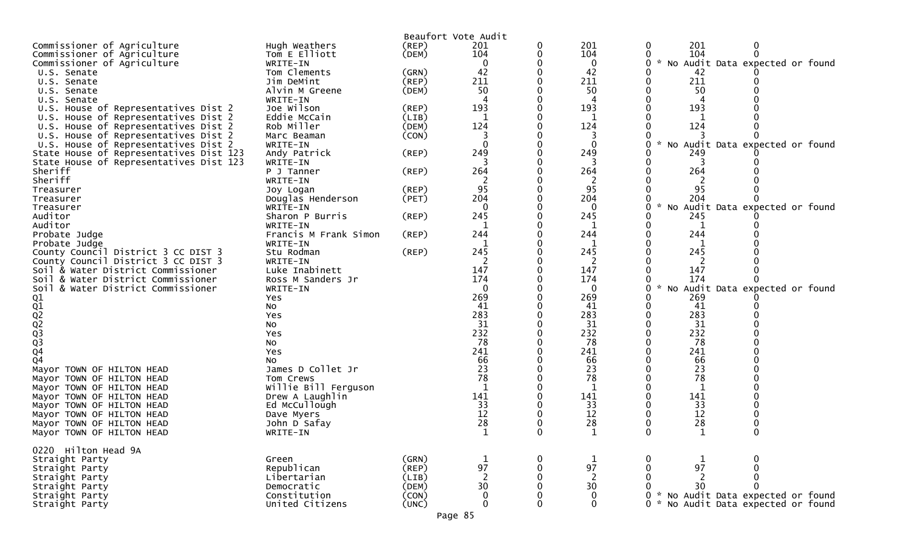Beaufort Vote Audit

| Contest | Candidate | Party | | | | | | |
|---|---|---|---|---|---|---|---|---|
| Commissioner of Agriculture | Hugh Weathers | (REP) | 201 | 0 | 201 | 0 | 201 | 0 |
| Commissioner of Agriculture | Tom E Elliott | (DEM) | 104 | 0 | 104 | 0 | 104 | 0 |
| Commissioner of Agriculture | WRITE-IN | | 0 | 0 | 0 | 0 * No Audit Data expected or found | | |
| U.S. Senate | Tom Clements | (GRN) | 42 | 0 | 42 | 0 | 42 | 0 |
| U.S. Senate | Jim DeMint | (REP) | 211 | 0 | 211 | 0 | 211 | 0 |
| U.S. Senate | Alvin M Greene | (DEM) | 50 | 0 | 50 | 0 | 50 | 0 |
| U.S. Senate | WRITE-IN | | 4 | 0 | 4 | 0 | 4 | 0 |
| U.S. House of Representatives Dist 2 | Joe Wilson | (REP) | 193 | 0 | 193 | 0 | 193 | 0 |
| U.S. House of Representatives Dist 2 | Eddie McCain | (LIB) | 1 | 0 | 1 | 0 | 1 | 0 |
| U.S. House of Representatives Dist 2 | Rob Miller | (DEM) | 124 | 0 | 124 | 0 | 124 | 0 |
| U.S. House of Representatives Dist 2 | Marc Beaman | (CON) | 3 | 0 | 3 | 0 | 3 | 0 |
| U.S. House of Representatives Dist 2 | WRITE-IN | | 0 | 0 | 0 | 0 * No Audit Data expected or found | | |
| State House of Representatives Dist 123 | Andy Patrick | (REP) | 249 | 0 | 249 | 0 | 249 | 0 |
| State House of Representatives Dist 123 | WRITE-IN | | 3 | 0 | 3 | 0 | 3 | 0 |
| Sheriff | P J Tanner | (REP) | 264 | 0 | 264 | 0 | 264 | 0 |
| Sheriff | WRITE-IN | | 2 | 0 | 2 | 0 | 2 | 0 |
| Treasurer | Joy Logan | (REP) | 95 | 0 | 95 | 0 | 95 | 0 |
| Treasurer | Douglas Henderson | (PET) | 204 | 0 | 204 | 0 | 204 | 0 |
| Treasurer | WRITE-IN | | 0 | 0 | 0 | 0 * No Audit Data expected or found | | |
| Auditor | Sharon P Burris | (REP) | 245 | 0 | 245 | 0 | 245 | 0 |
| Auditor | WRITE-IN | | 1 | 0 | 1 | 0 | 1 | 0 |
| Probate Judge | Francis M Frank Simon | (REP) | 244 | 0 | 244 | 0 | 244 | 0 |
| Probate Judge | WRITE-IN | | 1 | 0 | 1 | 0 | 1 | 0 |
| County Council District 3 CC DIST 3 | Stu Rodman | (REP) | 245 | 0 | 245 | 0 | 245 | 0 |
| County Council District 3 CC DIST 3 | WRITE-IN | | 2 | 0 | 2 | 0 | 2 | 0 |
| Soil & Water District Commissioner | Luke Inabinett | | 147 | 0 | 147 | 0 | 147 | 0 |
| Soil & Water District Commissioner | Ross M Sanders Jr | | 174 | 0 | 174 | 0 | 174 | 0 |
| Soil & Water District Commissioner | WRITE-IN | | 0 | 0 | 0 | 0 * No Audit Data expected or found | | |
| Q1 | Yes | | 269 | 0 | 269 | 0 | 269 | 0 |
| Q1 | No | | 41 | 0 | 41 | 0 | 41 | 0 |
| Q2 | Yes | | 283 | 0 | 283 | 0 | 283 | 0 |
| Q2 | No | | 31 | 0 | 31 | 0 | 31 | 0 |
| Q3 | Yes | | 232 | 0 | 232 | 0 | 232 | 0 |
| Q3 | No | | 78 | 0 | 78 | 0 | 78 | 0 |
| Q4 | Yes | | 241 | 0 | 241 | 0 | 241 | 0 |
| Q4 | No | | 66 | 0 | 66 | 0 | 66 | 0 |
| Mayor TOWN OF HILTON HEAD | James D Collet Jr | | 23 | 0 | 23 | 0 | 23 | 0 |
| Mayor TOWN OF HILTON HEAD | Tom Crews | | 78 | 0 | 78 | 0 | 78 | 0 |
| Mayor TOWN OF HILTON HEAD | Willie Bill Ferguson | | 1 | 0 | 1 | 0 | 1 | 0 |
| Mayor TOWN OF HILTON HEAD | Drew A Laughlin | | 141 | 0 | 141 | 0 | 141 | 0 |
| Mayor TOWN OF HILTON HEAD | Ed McCullough | | 33 | 0 | 33 | 0 | 33 | 0 |
| Mayor TOWN OF HILTON HEAD | Dave Myers | | 12 | 0 | 12 | 0 | 12 | 0 |
| Mayor TOWN OF HILTON HEAD | John D Safay | | 28 | 0 | 28 | 0 | 28 | 0 |
| Mayor TOWN OF HILTON HEAD | WRITE-IN | | 1 | 0 | 1 | 0 | 1 | 0 |

0220 Hilton Head 9A

| Contest | Candidate | Party | | | | | | |
|---|---|---|---|---|---|---|---|---|
| Straight Party | Green | (GRN) | 1 | 0 | 1 | 0 | 1 | 0 |
| Straight Party | Republican | (REP) | 97 | 0 | 97 | 0 | 97 | 0 |
| Straight Party | Libertarian | (LIB) | 2 | 0 | 2 | 0 | 2 | 0 |
| Straight Party | Democratic | (DEM) | 30 | 0 | 30 | 0 | 30 | 0 |
| Straight Party | Constitution | (CON) | 0 | 0 | 0 | 0 * No Audit Data expected or found | | |
| Straight Party | United Citizens | (UNC) | 0 | 0 | 0 | 0 * No Audit Data expected or found | | |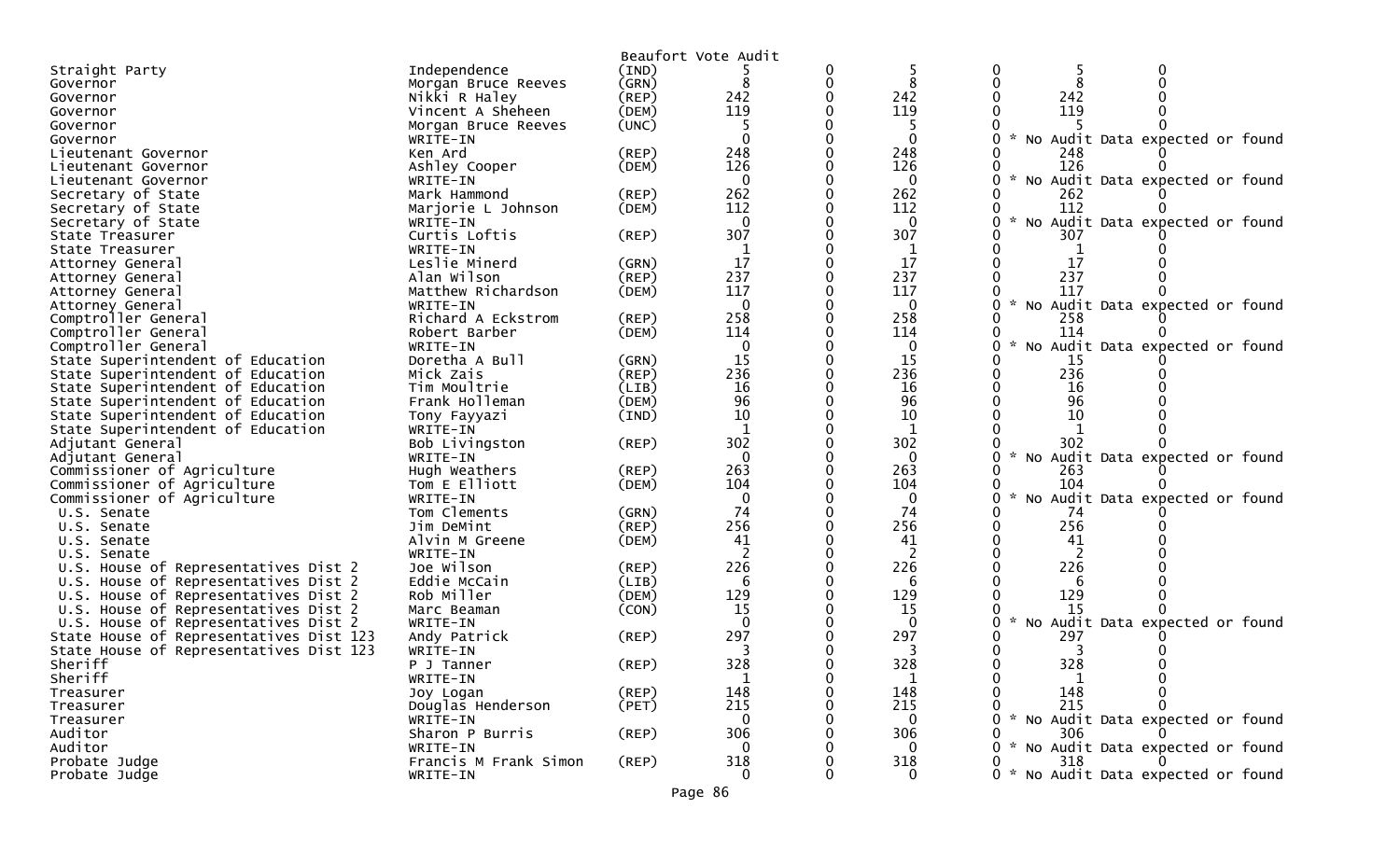Beaufort Vote Audit

| Office | Candidate | Party | | | | | | | |
|---|---|---|---|---|---|---|---|---|---|
| Straight Party | Independence | (IND) | 5 | 0 | 5 | 0 | 5 | 0 | |
| Governor | Morgan Bruce Reeves | (GRN) | 8 | 0 | 8 | 0 | 8 | 0 | |
| Governor | Nikki R Haley | (REP) | 242 | 0 | 242 | 0 | 242 | 0 | |
| Governor | Vincent A Sheheen | (DEM) | 119 | 0 | 119 | 0 | 119 | 0 | |
| Governor | Morgan Bruce Reeves | (UNC) | 5 | 0 | 5 | 0 | 5 | 0 | |
| Governor | WRITE-IN | | 0 | 0 | 0 | 0 | | | * No Audit Data expected or found |
| Lieutenant Governor | Ken Ard | (REP) | 248 | 0 | 248 | 0 | 248 | 0 | |
| Lieutenant Governor | Ashley Cooper | (DEM) | 126 | 0 | 126 | 0 | 126 | 0 | |
| Lieutenant Governor | WRITE-IN | | 0 | 0 | 0 | 0 | | | * No Audit Data expected or found |
| Secretary of State | Mark Hammond | (REP) | 262 | 0 | 262 | 0 | 262 | 0 | |
| Secretary of State | Marjorie L Johnson | (DEM) | 112 | 0 | 112 | 0 | 112 | 0 | |
| Secretary of State | WRITE-IN | | 0 | 0 | 0 | 0 | | | * No Audit Data expected or found |
| State Treasurer | Curtis Loftis | (REP) | 307 | 0 | 307 | 0 | 307 | 0 | |
| State Treasurer | WRITE-IN | | 1 | 0 | 1 | 0 | 1 | 0 | |
| Attorney General | Leslie Minerd | (GRN) | 17 | 0 | 17 | 0 | 17 | 0 | |
| Attorney General | Alan Wilson | (REP) | 237 | 0 | 237 | 0 | 237 | 0 | |
| Attorney General | Matthew Richardson | (DEM) | 117 | 0 | 117 | 0 | 117 | 0 | |
| Attorney General | WRITE-IN | | 0 | 0 | 0 | 0 | | | * No Audit Data expected or found |
| Comptroller General | Richard A Eckstrom | (REP) | 258 | 0 | 258 | 0 | 258 | 0 | |
| Comptroller General | Robert Barber | (DEM) | 114 | 0 | 114 | 0 | 114 | 0 | |
| Comptroller General | WRITE-IN | | 0 | 0 | 0 | 0 | | | * No Audit Data expected or found |
| State Superintendent of Education | Doretha A Bull | (GRN) | 15 | 0 | 15 | 0 | 15 | 0 | |
| State Superintendent of Education | Mick Zais | (REP) | 236 | 0 | 236 | 0 | 236 | 0 | |
| State Superintendent of Education | Tim Moultrie | (LIB) | 16 | 0 | 16 | 0 | 16 | 0 | |
| State Superintendent of Education | Frank Holleman | (DEM) | 96 | 0 | 96 | 0 | 96 | 0 | |
| State Superintendent of Education | Tony Fayyazi | (IND) | 10 | 0 | 10 | 0 | 10 | 0 | |
| State Superintendent of Education | WRITE-IN | | 1 | 0 | 1 | 0 | 1 | 0 | |
| Adjutant General | Bob Livingston | (REP) | 302 | 0 | 302 | 0 | 302 | 0 | |
| Adjutant General | WRITE-IN | | 0 | 0 | 0 | 0 | | | * No Audit Data expected or found |
| Commissioner of Agriculture | Hugh Weathers | (REP) | 263 | 0 | 263 | 0 | 263 | 0 | |
| Commissioner of Agriculture | Tom E Elliott | (DEM) | 104 | 0 | 104 | 0 | 104 | 0 | |
| Commissioner of Agriculture | WRITE-IN | | 0 | 0 | 0 | 0 | | | * No Audit Data expected or found |
| U.S. Senate | Tom Clements | (GRN) | 74 | 0 | 74 | 0 | 74 | 0 | |
| U.S. Senate | Jim DeMint | (REP) | 256 | 0 | 256 | 0 | 256 | 0 | |
| U.S. Senate | Alvin M Greene | (DEM) | 41 | 0 | 41 | 0 | 41 | 0 | |
| U.S. Senate | WRITE-IN | | 2 | 0 | 2 | 0 | 2 | 0 | |
| U.S. House of Representatives Dist 2 | Joe Wilson | (REP) | 226 | 0 | 226 | 0 | 226 | 0 | |
| U.S. House of Representatives Dist 2 | Eddie McCain | (LIB) | 6 | 0 | 6 | 0 | 6 | 0 | |
| U.S. House of Representatives Dist 2 | Rob Miller | (DEM) | 129 | 0 | 129 | 0 | 129 | 0 | |
| U.S. House of Representatives Dist 2 | Marc Beaman | (CON) | 15 | 0 | 15 | 0 | 15 | 0 | |
| U.S. House of Representatives Dist 2 | WRITE-IN | | 0 | 0 | 0 | 0 | | | * No Audit Data expected or found |
| State House of Representatives Dist 123 | Andy Patrick | (REP) | 297 | 0 | 297 | 0 | 297 | 0 | |
| State House of Representatives Dist 123 | WRITE-IN | | 3 | 0 | 3 | 0 | 3 | 0 | |
| Sheriff | P J Tanner | (REP) | 328 | 0 | 328 | 0 | 328 | 0 | |
| Sheriff | WRITE-IN | | 1 | 0 | 1 | 0 | 1 | 0 | |
| Treasurer | Joy Logan | (REP) | 148 | 0 | 148 | 0 | 148 | 0 | |
| Treasurer | Douglas Henderson | (PET) | 215 | 0 | 215 | 0 | 215 | 0 | |
| Treasurer | WRITE-IN | | 0 | 0 | 0 | 0 | | | * No Audit Data expected or found |
| Auditor | Sharon P Burris | (REP) | 306 | 0 | 306 | 0 | 306 | 0 | |
| Auditor | WRITE-IN | | 0 | 0 | 0 | 0 | | | * No Audit Data expected or found |
| Probate Judge | Francis M Frank Simon | (REP) | 318 | 0 | 318 | 0 | 318 | 0 | |
| Probate Judge | WRITE-IN | | 0 | 0 | 0 | 0 | | | * No Audit Data expected or found |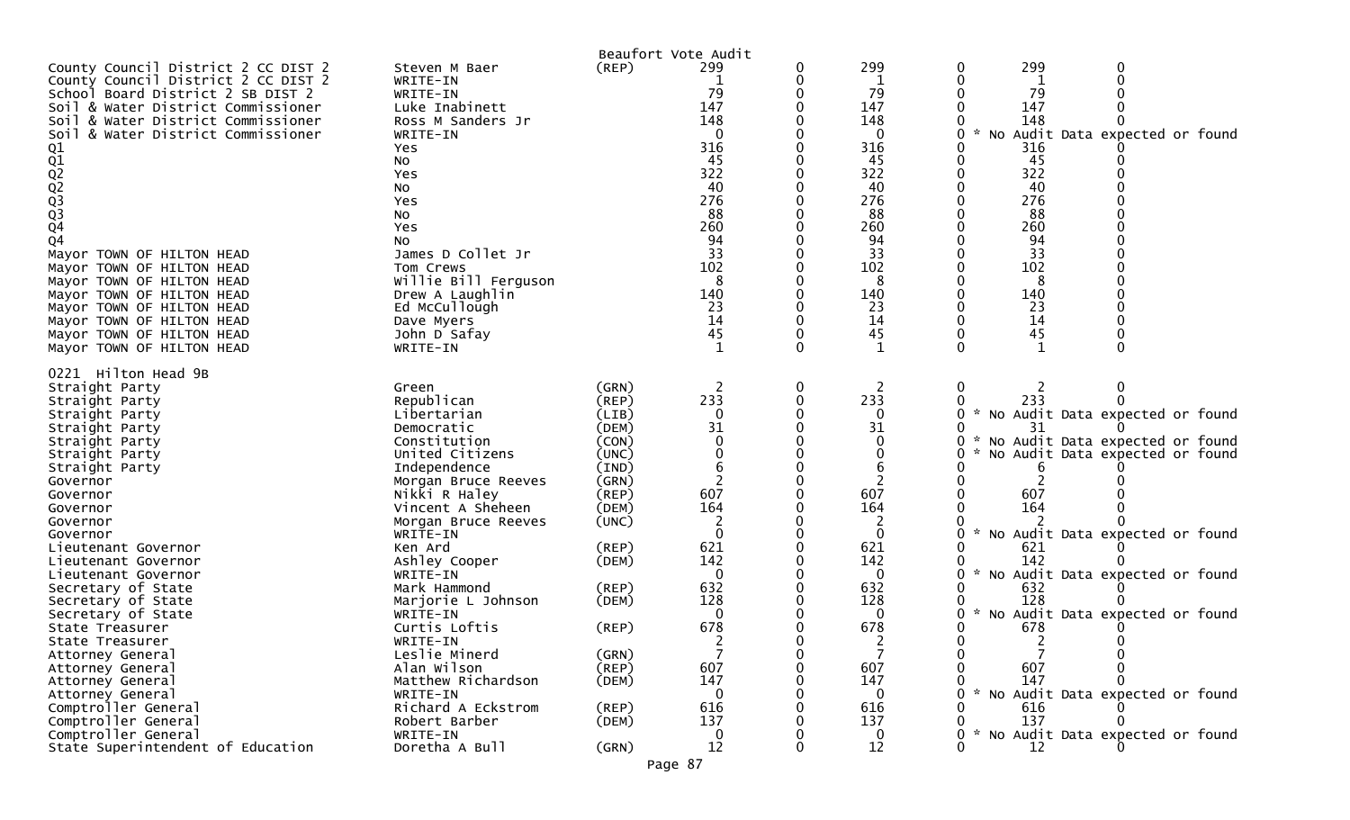Beaufort Vote Audit

| Contest | Candidate | Party | Votes | | | | | |
|---|---|---|---|---|---|---|---|---|
| County Council District 2 CC DIST 2 | Steven M Baer | (REP) | 299 | 0 | 299 | 0 | 299 | 0 |
| County Council District 2 CC DIST 2 | WRITE-IN | | 1 | 0 | 1 | 0 | 1 | 0 |
| School Board District 2 SB DIST 2 | WRITE-IN | | 79 | 0 | 79 | 0 | 79 | 0 |
| Soil & Water District Commissioner | Luke Inabinett | | 147 | 0 | 147 | 0 | 147 | 0 |
| Soil & Water District Commissioner | Ross M Sanders Jr | | 148 | 0 | 148 | 0 | 148 | 0 |
| Soil & Water District Commissioner | WRITE-IN | | 0 | 0 | 0 | 0 | * No Audit Data expected or found | |
| Q1 | Yes | | 316 | 0 | 316 | 0 | 316 | 0 |
| Q1 | No | | 45 | 0 | 45 | 0 | 45 | 0 |
| Q2 | Yes | | 322 | 0 | 322 | 0 | 322 | 0 |
| Q2 | No | | 40 | 0 | 40 | 0 | 40 | 0 |
| Q3 | Yes | | 276 | 0 | 276 | 0 | 276 | 0 |
| Q3 | No | | 88 | 0 | 88 | 0 | 88 | 0 |
| Q4 | Yes | | 260 | 0 | 260 | 0 | 260 | 0 |
| Q4 | No | | 94 | 0 | 94 | 0 | 94 | 0 |
| Mayor TOWN OF HILTON HEAD | James D Collet Jr | | 33 | 0 | 33 | 0 | 33 | 0 |
| Mayor TOWN OF HILTON HEAD | Tom Crews | | 102 | 0 | 102 | 0 | 102 | 0 |
| Mayor TOWN OF HILTON HEAD | Willie Bill Ferguson | | 8 | 0 | 8 | 0 | 8 | 0 |
| Mayor TOWN OF HILTON HEAD | Drew A Laughlin | | 140 | 0 | 140 | 0 | 140 | 0 |
| Mayor TOWN OF HILTON HEAD | Ed McCullough | | 23 | 0 | 23 | 0 | 23 | 0 |
| Mayor TOWN OF HILTON HEAD | Dave Myers | | 14 | 0 | 14 | 0 | 14 | 0 |
| Mayor TOWN OF HILTON HEAD | John D Safay | | 45 | 0 | 45 | 0 | 45 | 0 |
| Mayor TOWN OF HILTON HEAD | WRITE-IN | | 1 | 0 | 1 | 0 | 1 | 0 |

0221 Hilton Head 9B

| Contest | Candidate | Party | Votes | | | | | |
|---|---|---|---|---|---|---|---|---|
| Straight Party | Green | (GRN) | 2 | 0 | 2 | 0 | 2 | 0 |
| Straight Party | Republican | (REP) | 233 | 0 | 233 | 0 | 233 | 0 |
| Straight Party | Libertarian | (LIB) | 0 | 0 | 0 | 0 | * No Audit Data expected or found | |
| Straight Party | Democratic | (DEM) | 31 | 0 | 31 | 0 | 31 | 0 |
| Straight Party | Constitution | (CON) | 0 | 0 | 0 | 0 | * No Audit Data expected or found | |
| Straight Party | United Citizens | (UNC) | 0 | 0 | 0 | 0 | * No Audit Data expected or found | |
| Straight Party | Independence | (IND) | 6 | 0 | 6 | 0 | 6 | 0 |
| Governor | Morgan Bruce Reeves | (GRN) | 2 | 0 | 2 | 0 | 2 | 0 |
| Governor | Nikki R Haley | (REP) | 607 | 0 | 607 | 0 | 607 | 0 |
| Governor | Vincent A Sheheen | (DEM) | 164 | 0 | 164 | 0 | 164 | 0 |
| Governor | Morgan Bruce Reeves | (UNC) | 2 | 0 | 2 | 0 | 2 | 0 |
| Governor | WRITE-IN | | 0 | 0 | 0 | 0 | * No Audit Data expected or found | |
| Lieutenant Governor | Ken Ard | (REP) | 621 | 0 | 621 | 0 | 621 | 0 |
| Lieutenant Governor | Ashley Cooper | (DEM) | 142 | 0 | 142 | 0 | 142 | 0 |
| Lieutenant Governor | WRITE-IN | | 0 | 0 | 0 | 0 | * No Audit Data expected or found | |
| Secretary of State | Mark Hammond | (REP) | 632 | 0 | 632 | 0 | 632 | 0 |
| Secretary of State | Marjorie L Johnson | (DEM) | 128 | 0 | 128 | 0 | 128 | 0 |
| Secretary of State | WRITE-IN | | 0 | 0 | 0 | 0 | * No Audit Data expected or found | |
| State Treasurer | Curtis Loftis | (REP) | 678 | 0 | 678 | 0 | 678 | 0 |
| State Treasurer | WRITE-IN | | 2 | 0 | 2 | 0 | 2 | 0 |
| Attorney General | Leslie Minerd | (GRN) | 7 | 0 | 7 | 0 | 7 | 0 |
| Attorney General | Alan Wilson | (REP) | 607 | 0 | 607 | 0 | 607 | 0 |
| Attorney General | Matthew Richardson | (DEM) | 147 | 0 | 147 | 0 | 147 | 0 |
| Attorney General | WRITE-IN | | 0 | 0 | 0 | 0 | * No Audit Data expected or found | |
| Comptroller General | Richard A Eckstrom | (REP) | 616 | 0 | 616 | 0 | 616 | 0 |
| Comptroller General | Robert Barber | (DEM) | 137 | 0 | 137 | 0 | 137 | 0 |
| Comptroller General | WRITE-IN | | 0 | 0 | 0 | 0 | * No Audit Data expected or found | |
| State Superintendent of Education | Doretha A Bull | (GRN) | 12 | 0 | 12 | 0 | 12 | 0 |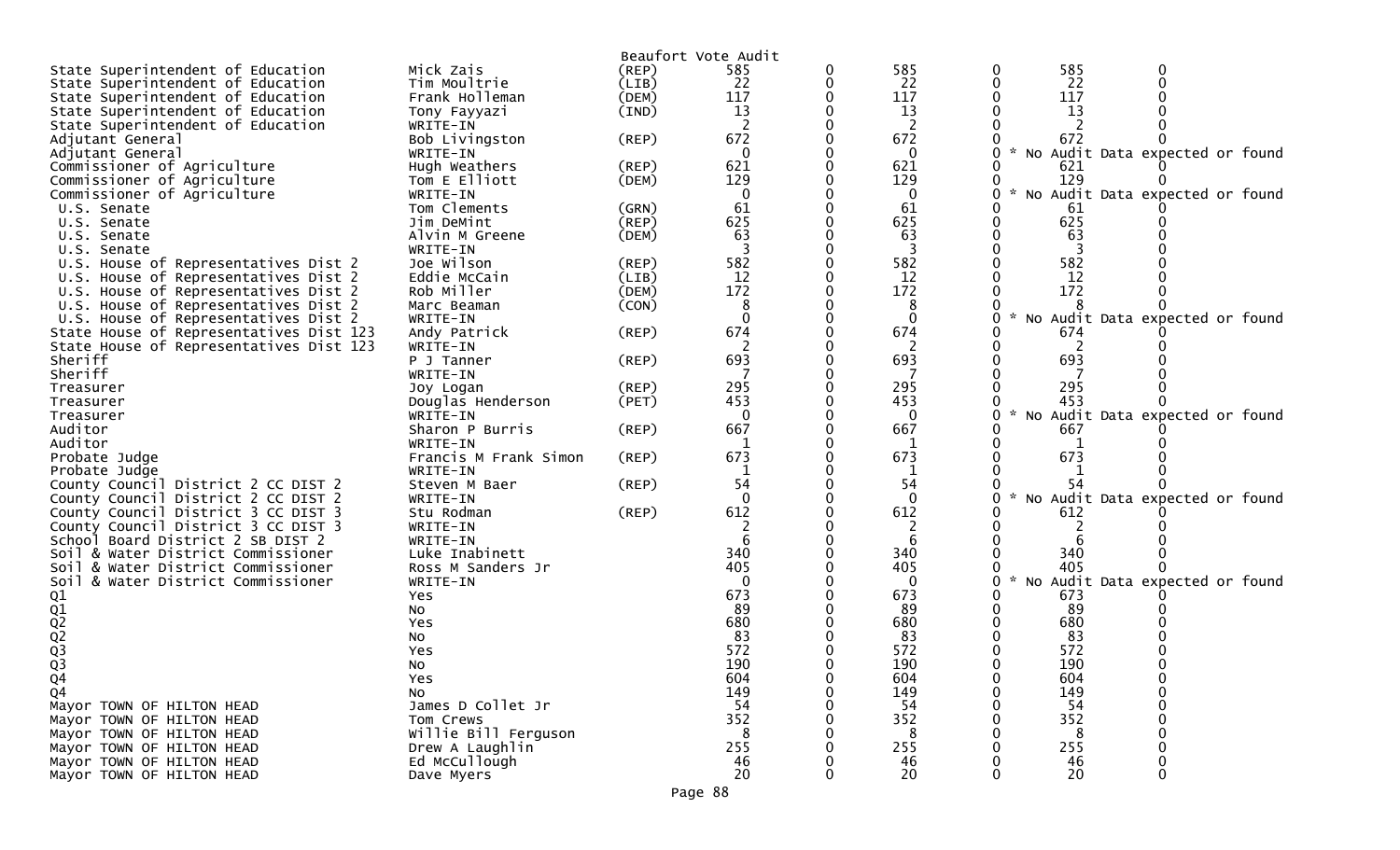Beaufort Vote Audit

| Contest | Candidate | Party | | | | | | |
|---|---|---|---|---|---|---|---|---|
| State Superintendent of Education | Mick Zais | (REP) | 585 | 0 | 585 | 0 | 585 | 0 |
| State Superintendent of Education | Tim Moultrie | (LIB) | 22 | 0 | 22 | 0 | 22 | 0 |
| State Superintendent of Education | Frank Holleman | (DEM) | 117 | 0 | 117 | 0 | 117 | 0 |
| State Superintendent of Education | Tony Fayyazi | (IND) | 13 | 0 | 13 | 0 | 13 | 0 |
| State Superintendent of Education | WRITE-IN | | 2 | 0 | 2 | 0 | 2 | 0 |
| Adjutant General | Bob Livingston | (REP) | 672 | 0 | 672 | 0 | 672 | 0 |
| Adjutant General | WRITE-IN | | 0 | 0 | 0 | 0 | * No Audit Data expected or found | |
| Commissioner of Agriculture | Hugh Weathers | (REP) | 621 | 0 | 621 | 0 | 621 | 0 |
| Commissioner of Agriculture | Tom E Elliott | (DEM) | 129 | 0 | 129 | 0 | 129 | 0 |
| Commissioner of Agriculture | WRITE-IN | | 0 | 0 | 0 | 0 | * No Audit Data expected or found | |
| U.S. Senate | Tom Clements | (GRN) | 61 | 0 | 61 | 0 | 61 | 0 |
| U.S. Senate | Jim DeMint | (REP) | 625 | 0 | 625 | 0 | 625 | 0 |
| U.S. Senate | Alvin M Greene | (DEM) | 63 | 0 | 63 | 0 | 63 | 0 |
| U.S. Senate | WRITE-IN | | 3 | 0 | 3 | 0 | 3 | 0 |
| U.S. House of Representatives Dist 2 | Joe Wilson | (REP) | 582 | 0 | 582 | 0 | 582 | 0 |
| U.S. House of Representatives Dist 2 | Eddie McCain | (LIB) | 12 | 0 | 12 | 0 | 12 | 0 |
| U.S. House of Representatives Dist 2 | Rob Miller | (DEM) | 172 | 0 | 172 | 0 | 172 | 0 |
| U.S. House of Representatives Dist 2 | Marc Beaman | (CON) | 8 | 0 | 8 | 0 | 8 | 0 |
| U.S. House of Representatives Dist 2 | WRITE-IN | | 0 | 0 | 0 | 0 | * No Audit Data expected or found | |
| State House of Representatives Dist 123 | Andy Patrick | (REP) | 674 | 0 | 674 | 0 | 674 | 0 |
| State House of Representatives Dist 123 | WRITE-IN | | 2 | 0 | 2 | 0 | 2 | 0 |
| Sheriff | P J Tanner | (REP) | 693 | 0 | 693 | 0 | 693 | 0 |
| Sheriff | WRITE-IN | | 7 | 0 | 7 | 0 | 7 | 0 |
| Treasurer | Joy Logan | (REP) | 295 | 0 | 295 | 0 | 295 | 0 |
| Treasurer | Douglas Henderson | (PET) | 453 | 0 | 453 | 0 | 453 | 0 |
| Treasurer | WRITE-IN | | 0 | 0 | 0 | 0 | * No Audit Data expected or found | |
| Auditor | Sharon P Burris | (REP) | 667 | 0 | 667 | 0 | 667 | 0 |
| Auditor | WRITE-IN | | 1 | 0 | 1 | 0 | 1 | 0 |
| Probate Judge | Francis M Frank Simon | (REP) | 673 | 0 | 673 | 0 | 673 | 0 |
| Probate Judge | WRITE-IN | | 1 | 0 | 1 | 0 | 1 | 0 |
| County Council District 2 CC DIST 2 | Steven M Baer | (REP) | 54 | 0 | 54 | 0 | 54 | 0 |
| County Council District 2 CC DIST 2 | WRITE-IN | | 0 | 0 | 0 | 0 | * No Audit Data expected or found | |
| County Council District 3 CC DIST 3 | Stu Rodman | (REP) | 612 | 0 | 612 | 0 | 612 | 0 |
| County Council District 3 CC DIST 3 | WRITE-IN | | 2 | 0 | 2 | 0 | 2 | 0 |
| School Board District 2 SB DIST 2 | WRITE-IN | | 6 | 0 | 6 | 0 | 6 | 0 |
| Soil & Water District Commissioner | Luke Inabinett | | 340 | 0 | 340 | 0 | 340 | 0 |
| Soil & Water District Commissioner | Ross M Sanders Jr | | 405 | 0 | 405 | 0 | 405 | 0 |
| Soil & Water District Commissioner | WRITE-IN | | 0 | 0 | 0 | 0 | * No Audit Data expected or found | |
| Q1 | Yes | | 673 | 0 | 673 | 0 | 673 | 0 |
| Q1 | No | | 89 | 0 | 89 | 0 | 89 | 0 |
| Q2 | Yes | | 680 | 0 | 680 | 0 | 680 | 0 |
| Q2 | No | | 83 | 0 | 83 | 0 | 83 | 0 |
| Q3 | Yes | | 572 | 0 | 572 | 0 | 572 | 0 |
| Q3 | No | | 190 | 0 | 190 | 0 | 190 | 0 |
| Q4 | Yes | | 604 | 0 | 604 | 0 | 604 | 0 |
| Q4 | No | | 149 | 0 | 149 | 0 | 149 | 0 |
| Mayor TOWN OF HILTON HEAD | James D Collet Jr | | 54 | 0 | 54 | 0 | 54 | 0 |
| Mayor TOWN OF HILTON HEAD | Tom Crews | | 352 | 0 | 352 | 0 | 352 | 0 |
| Mayor TOWN OF HILTON HEAD | Willie Bill Ferguson | | 8 | 0 | 8 | 0 | 8 | 0 |
| Mayor TOWN OF HILTON HEAD | Drew A Laughlin | | 255 | 0 | 255 | 0 | 255 | 0 |
| Mayor TOWN OF HILTON HEAD | Ed McCullough | | 46 | 0 | 46 | 0 | 46 | 0 |
| Mayor TOWN OF HILTON HEAD | Dave Myers | | 20 | 0 | 20 | 0 | 20 | 0 |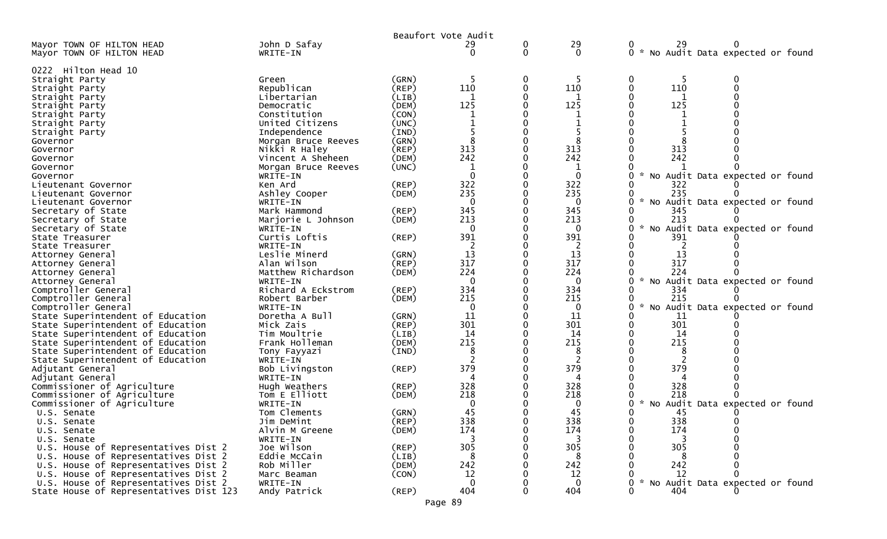Beaufort Vote Audit

| | | | | | | | | |
|---|---|---|---|---|---|---|---|---|
| Mayor TOWN OF HILTON HEAD | John D Safay | | 29 | 0 | 29 | 0 | 29 | 0 |
| Mayor TOWN OF HILTON HEAD | WRITE-IN | | 0 | 0 | 0 | 0 | * No Audit Data expected or found | |

0222 Hilton Head 10

| | | | | | | | | |
|---|---|---|---|---|---|---|---|---|
| Straight Party | Green | (GRN) | 5 | 0 | 5 | 0 | 5 | 0 |
| Straight Party | Republican | (REP) | 110 | 0 | 110 | 0 | 110 | 0 |
| Straight Party | Libertarian | (LIB) | 1 | 0 | 1 | 0 | 1 | 0 |
| Straight Party | Democratic | (DEM) | 125 | 0 | 125 | 0 | 125 | 0 |
| Straight Party | Constitution | (CON) | 1 | 0 | 1 | 0 | 1 | 0 |
| Straight Party | United Citizens | (UNC) | 1 | 0 | 1 | 0 | 1 | 0 |
| Straight Party | Independence | (IND) | 5 | 0 | 5 | 0 | 5 | 0 |
| Governor | Morgan Bruce Reeves | (GRN) | 8 | 0 | 8 | 0 | 8 | 0 |
| Governor | Nikki R Haley | (REP) | 313 | 0 | 313 | 0 | 313 | 0 |
| Governor | Vincent A Sheheen | (DEM) | 242 | 0 | 242 | 0 | 242 | 0 |
| Governor | Morgan Bruce Reeves | (UNC) | 1 | 0 | 1 | 0 | 1 | 0 |
| Governor | WRITE-IN | | 0 | 0 | 0 | 0 | * No Audit Data expected or found | |
| Lieutenant Governor | Ken Ard | (REP) | 322 | 0 | 322 | 0 | 322 | 0 |
| Lieutenant Governor | Ashley Cooper | (DEM) | 235 | 0 | 235 | 0 | 235 | 0 |
| Lieutenant Governor | WRITE-IN | | 0 | 0 | 0 | 0 | * No Audit Data expected or found | |
| Secretary of State | Mark Hammond | (REP) | 345 | 0 | 345 | 0 | 345 | 0 |
| Secretary of State | Marjorie L Johnson | (DEM) | 213 | 0 | 213 | 0 | 213 | 0 |
| Secretary of State | WRITE-IN | | 0 | 0 | 0 | 0 | * No Audit Data expected or found | |
| State Treasurer | Curtis Loftis | (REP) | 391 | 0 | 391 | 0 | 391 | 0 |
| State Treasurer | WRITE-IN | | 2 | 0 | 2 | 0 | 2 | 0 |
| Attorney General | Leslie Minerd | (GRN) | 13 | 0 | 13 | 0 | 13 | 0 |
| Attorney General | Alan Wilson | (REP) | 317 | 0 | 317 | 0 | 317 | 0 |
| Attorney General | Matthew Richardson | (DEM) | 224 | 0 | 224 | 0 | 224 | 0 |
| Attorney General | WRITE-IN | | 0 | 0 | 0 | 0 | * No Audit Data expected or found | |
| Comptroller General | Richard A Eckstrom | (REP) | 334 | 0 | 334 | 0 | 334 | 0 |
| Comptroller General | Robert Barber | (DEM) | 215 | 0 | 215 | 0 | 215 | 0 |
| Comptroller General | WRITE-IN | | 0 | 0 | 0 | 0 | * No Audit Data expected or found | |
| State Superintendent of Education | Doretha A Bull | (GRN) | 11 | 0 | 11 | 0 | 11 | 0 |
| State Superintendent of Education | Mick Zais | (REP) | 301 | 0 | 301 | 0 | 301 | 0 |
| State Superintendent of Education | Tim Moultrie | (LIB) | 14 | 0 | 14 | 0 | 14 | 0 |
| State Superintendent of Education | Frank Holleman | (DEM) | 215 | 0 | 215 | 0 | 215 | 0 |
| State Superintendent of Education | Tony Fayyazi | (IND) | 8 | 0 | 8 | 0 | 8 | 0 |
| State Superintendent of Education | WRITE-IN | | 2 | 0 | 2 | 0 | 2 | 0 |
| Adjutant General | Bob Livingston | (REP) | 379 | 0 | 379 | 0 | 379 | 0 |
| Adjutant General | WRITE-IN | | 4 | 0 | 4 | 0 | 4 | 0 |
| Commissioner of Agriculture | Hugh Weathers | (REP) | 328 | 0 | 328 | 0 | 328 | 0 |
| Commissioner of Agriculture | Tom E Elliott | (DEM) | 218 | 0 | 218 | 0 | 218 | 0 |
| Commissioner of Agriculture | WRITE-IN | | 0 | 0 | 0 | 0 | * No Audit Data expected or found | |
| U.S. Senate | Tom Clements | (GRN) | 45 | 0 | 45 | 0 | 45 | 0 |
| U.S. Senate | Jim DeMint | (REP) | 338 | 0 | 338 | 0 | 338 | 0 |
| U.S. Senate | Alvin M Greene | (DEM) | 174 | 0 | 174 | 0 | 174 | 0 |
| U.S. Senate | WRITE-IN | | 3 | 0 | 3 | 0 | 3 | 0 |
| U.S. House of Representatives Dist 2 | Joe Wilson | (REP) | 305 | 0 | 305 | 0 | 305 | 0 |
| U.S. House of Representatives Dist 2 | Eddie McCain | (LIB) | 8 | 0 | 8 | 0 | 8 | 0 |
| U.S. House of Representatives Dist 2 | Rob Miller | (DEM) | 242 | 0 | 242 | 0 | 242 | 0 |
| U.S. House of Representatives Dist 2 | Marc Beaman | (CON) | 12 | 0 | 12 | 0 | 12 | 0 |
| U.S. House of Representatives Dist 2 | WRITE-IN | | 0 | 0 | 0 | 0 | * No Audit Data expected or found | |
| State House of Representatives Dist 123 | Andy Patrick | (REP) | 404 | 0 | 404 | 0 | 404 | 0 |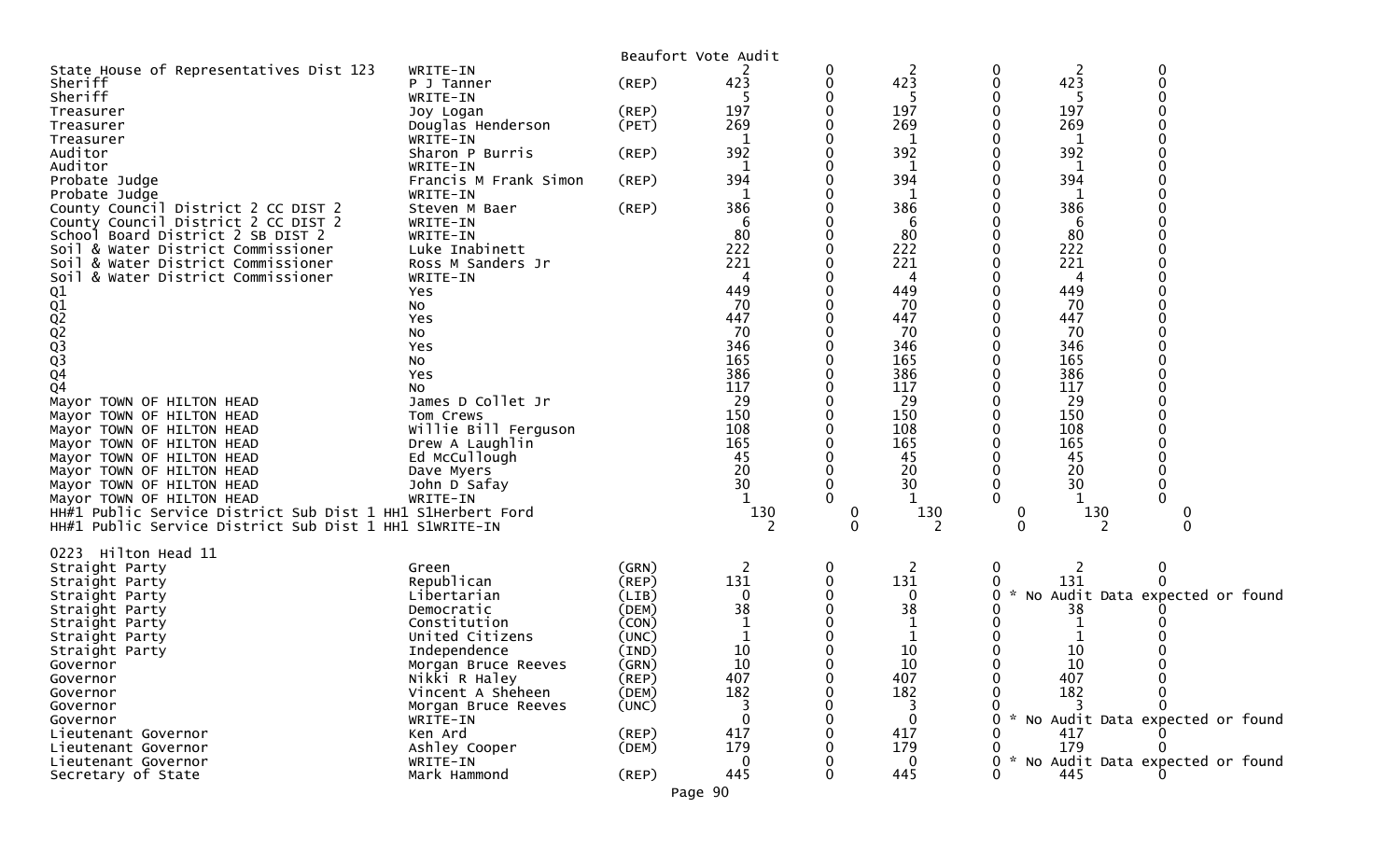Beaufort Vote Audit

| Contest | Candidate | Party | | | | | | |
|---|---|---|---|---|---|---|---|---|
| State House of Representatives Dist 123 | WRITE-IN | | 2 | 0 | 2 | 0 | 2 | 0 |
| Sheriff | P J Tanner | (REP) | 423 | 0 | 423 | 0 | 423 | 0 |
| Sheriff | WRITE-IN | | 5 | 0 | 5 | 0 | 5 | 0 |
| Treasurer | Joy Logan | (REP) | 197 | 0 | 197 | 0 | 197 | 0 |
| Treasurer | Douglas Henderson | (PET) | 269 | 0 | 269 | 0 | 269 | 0 |
| Treasurer | WRITE-IN | | 1 | 0 | 1 | 0 | 1 | 0 |
| Auditor | Sharon P Burris | (REP) | 392 | 0 | 392 | 0 | 392 | 0 |
| Auditor | WRITE-IN | | 1 | 0 | 1 | 0 | 1 | 0 |
| Probate Judge | Francis M Frank Simon | (REP) | 394 | 0 | 394 | 0 | 394 | 0 |
| Probate Judge | WRITE-IN | | 1 | 0 | 1 | 0 | 1 | 0 |
| County Council District 2 CC DIST 2 | Steven M Baer | (REP) | 386 | 0 | 386 | 0 | 386 | 0 |
| County Council District 2 CC DIST 2 | WRITE-IN | | 6 | 0 | 6 | 0 | 6 | 0 |
| School Board District 2 SB DIST 2 | WRITE-IN | | 80 | 0 | 80 | 0 | 80 | 0 |
| Soil & Water District Commissioner | Luke Inabinett | | 222 | 0 | 222 | 0 | 222 | 0 |
| Soil & Water District Commissioner | Ross M Sanders Jr | | 221 | 0 | 221 | 0 | 221 | 0 |
| Soil & Water District Commissioner | WRITE-IN | | 4 | 0 | 4 | 0 | 4 | 0 |
| Q1 | Yes | | 449 | 0 | 449 | 0 | 449 | 0 |
| Q1 | No | | 70 | 0 | 70 | 0 | 70 | 0 |
| Q2 | Yes | | 447 | 0 | 447 | 0 | 447 | 0 |
| Q2 | No | | 70 | 0 | 70 | 0 | 70 | 0 |
| Q3 | Yes | | 346 | 0 | 346 | 0 | 346 | 0 |
| Q3 | No | | 165 | 0 | 165 | 0 | 165 | 0 |
| Q4 | Yes | | 386 | 0 | 386 | 0 | 386 | 0 |
| Q4 | No | | 117 | 0 | 117 | 0 | 117 | 0 |
| Mayor TOWN OF HILTON HEAD | James D Collet Jr | | 29 | 0 | 29 | 0 | 29 | 0 |
| Mayor TOWN OF HILTON HEAD | Tom Crews | | 150 | 0 | 150 | 0 | 150 | 0 |
| Mayor TOWN OF HILTON HEAD | Willie Bill Ferguson | | 108 | 0 | 108 | 0 | 108 | 0 |
| Mayor TOWN OF HILTON HEAD | Drew A Laughlin | | 165 | 0 | 165 | 0 | 165 | 0 |
| Mayor TOWN OF HILTON HEAD | Ed McCullough | | 45 | 0 | 45 | 0 | 45 | 0 |
| Mayor TOWN OF HILTON HEAD | Dave Myers | | 20 | 0 | 20 | 0 | 20 | 0 |
| Mayor TOWN OF HILTON HEAD | John D Safay | | 30 | 0 | 30 | 0 | 30 | 0 |
| Mayor TOWN OF HILTON HEAD | WRITE-IN | | 1 | 0 | 1 | 0 | 1 | 0 |
| HH#1 Public Service District Sub Dist 1 HH1 S1 | Herbert Ford | | 130 | 0 | 130 | 0 | 130 | 0 |
| HH#1 Public Service District Sub Dist 1 HH1 S1 | WRITE-IN | | 2 | 0 | 2 | 0 | 2 | 0 |

0223 Hilton Head 11

| Contest | Candidate | Party | | | | | | |
|---|---|---|---|---|---|---|---|---|
| Straight Party | Green | (GRN) | 2 | 0 | 2 | 0 | 2 | 0 |
| Straight Party | Republican | (REP) | 131 | 0 | 131 | 0 | 131 | 0 |
| Straight Party | Libertarian | (LIB) | 0 | 0 | 0 | 0 | * No Audit Data expected or found | |
| Straight Party | Democratic | (DEM) | 38 | 0 | 38 | 0 | 38 | 0 |
| Straight Party | Constitution | (CON) | 1 | 0 | 1 | 0 | 1 | 0 |
| Straight Party | United Citizens | (UNC) | 1 | 0 | 1 | 0 | 1 | 0 |
| Straight Party | Independence | (IND) | 10 | 0 | 10 | 0 | 10 | 0 |
| Governor | Morgan Bruce Reeves | (GRN) | 10 | 0 | 10 | 0 | 10 | 0 |
| Governor | Nikki R Haley | (REP) | 407 | 0 | 407 | 0 | 407 | 0 |
| Governor | Vincent A Sheheen | (DEM) | 182 | 0 | 182 | 0 | 182 | 0 |
| Governor | Morgan Bruce Reeves | (UNC) | 3 | 0 | 3 | 0 | 3 | 0 |
| Governor | WRITE-IN | | 0 | 0 | 0 | 0 | * No Audit Data expected or found | |
| Lieutenant Governor | Ken Ard | (REP) | 417 | 0 | 417 | 0 | 417 | 0 |
| Lieutenant Governor | Ashley Cooper | (DEM) | 179 | 0 | 179 | 0 | 179 | 0 |
| Lieutenant Governor | WRITE-IN | | 0 | 0 | 0 | 0 | * No Audit Data expected or found | |
| Secretary of State | Mark Hammond | (REP) | 445 | 0 | 445 | 0 | 445 | 0 |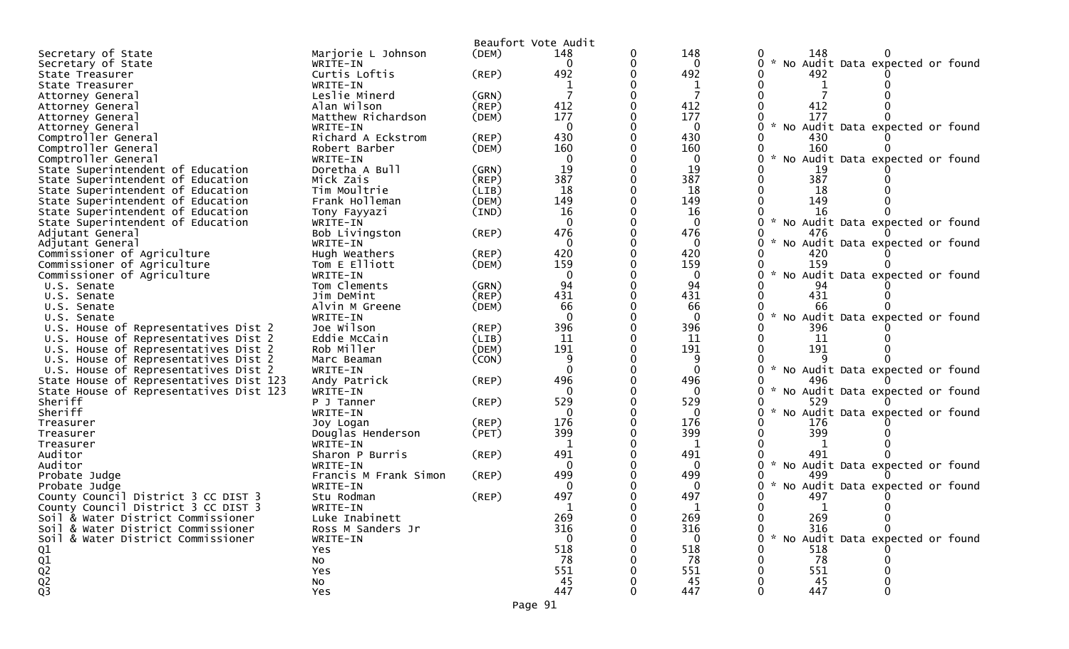Beaufort Vote Audit

| | | | | | | | | |
|---|---|---|---|---|---|---|---|---|
| Secretary of State | Marjorie L Johnson | (DEM) | 148 | 0 | 148 | 0 | 148 | 0 |
| Secretary of State | WRITE-IN | | 0 | 0 | 0 | 0 | * No Audit Data expected or found | |
| State Treasurer | Curtis Loftis | (REP) | 492 | 0 | 492 | 0 | 492 | 0 |
| State Treasurer | WRITE-IN | | 1 | 0 | 1 | 0 | 1 | 0 |
| Attorney General | Leslie Minerd | (GRN) | 7 | 0 | 7 | 0 | 7 | 0 |
| Attorney General | Alan Wilson | (REP) | 412 | 0 | 412 | 0 | 412 | 0 |
| Attorney General | Matthew Richardson | (DEM) | 177 | 0 | 177 | 0 | 177 | 0 |
| Attorney General | WRITE-IN | | 0 | 0 | 0 | 0 | * No Audit Data expected or found | |
| Comptroller General | Richard A Eckstrom | (REP) | 430 | 0 | 430 | 0 | 430 | 0 |
| Comptroller General | Robert Barber | (DEM) | 160 | 0 | 160 | 0 | 160 | 0 |
| Comptroller General | WRITE-IN | | 0 | 0 | 0 | 0 | * No Audit Data expected or found | |
| State Superintendent of Education | Doretha A Bull | (GRN) | 19 | 0 | 19 | 0 | 19 | 0 |
| State Superintendent of Education | Mick Zais | (REP) | 387 | 0 | 387 | 0 | 387 | 0 |
| State Superintendent of Education | Tim Moultrie | (LIB) | 18 | 0 | 18 | 0 | 18 | 0 |
| State Superintendent of Education | Frank Holleman | (DEM) | 149 | 0 | 149 | 0 | 149 | 0 |
| State Superintendent of Education | Tony Fayyazi | (IND) | 16 | 0 | 16 | 0 | 16 | 0 |
| State Superintendent of Education | WRITE-IN | | 0 | 0 | 0 | 0 | * No Audit Data expected or found | |
| Adjutant General | Bob Livingston | (REP) | 476 | 0 | 476 | 0 | 476 | 0 |
| Adjutant General | WRITE-IN | | 0 | 0 | 0 | 0 | * No Audit Data expected or found | |
| Commissioner of Agriculture | Hugh Weathers | (REP) | 420 | 0 | 420 | 0 | 420 | 0 |
| Commissioner of Agriculture | Tom E Elliott | (DEM) | 159 | 0 | 159 | 0 | 159 | 0 |
| Commissioner of Agriculture | WRITE-IN | | 0 | 0 | 0 | 0 | * No Audit Data expected or found | |
| U.S. Senate | Tom Clements | (GRN) | 94 | 0 | 94 | 0 | 94 | 0 |
| U.S. Senate | Jim DeMint | (REP) | 431 | 0 | 431 | 0 | 431 | 0 |
| U.S. Senate | Alvin M Greene | (DEM) | 66 | 0 | 66 | 0 | 66 | 0 |
| U.S. Senate | WRITE-IN | | 0 | 0 | 0 | 0 | * No Audit Data expected or found | |
| U.S. House of Representatives Dist 2 | Joe Wilson | (REP) | 396 | 0 | 396 | 0 | 396 | 0 |
| U.S. House of Representatives Dist 2 | Eddie McCain | (LIB) | 11 | 0 | 11 | 0 | 11 | 0 |
| U.S. House of Representatives Dist 2 | Rob Miller | (DEM) | 191 | 0 | 191 | 0 | 191 | 0 |
| U.S. House of Representatives Dist 2 | Marc Beaman | (CON) | 9 | 0 | 9 | 0 | 9 | 0 |
| U.S. House of Representatives Dist 2 | WRITE-IN | | 0 | 0 | 0 | 0 | * No Audit Data expected or found | |
| State House of Representatives Dist 123 | Andy Patrick | (REP) | 496 | 0 | 496 | 0 | 496 | 0 |
| State House of Representatives Dist 123 | WRITE-IN | | 0 | 0 | 0 | 0 | * No Audit Data expected or found | |
| Sheriff | P J Tanner | (REP) | 529 | 0 | 529 | 0 | 529 | 0 |
| Sheriff | WRITE-IN | | 0 | 0 | 0 | 0 | * No Audit Data expected or found | |
| Treasurer | Joy Logan | (REP) | 176 | 0 | 176 | 0 | 176 | 0 |
| Treasurer | Douglas Henderson | (PET) | 399 | 0 | 399 | 0 | 399 | 0 |
| Treasurer | WRITE-IN | | 1 | 0 | 1 | 0 | 1 | 0 |
| Auditor | Sharon P Burris | (REP) | 491 | 0 | 491 | 0 | 491 | 0 |
| Auditor | WRITE-IN | | 0 | 0 | 0 | 0 | * No Audit Data expected or found | |
| Probate Judge | Francis M Frank Simon | (REP) | 499 | 0 | 499 | 0 | 499 | 0 |
| Probate Judge | WRITE-IN | | 0 | 0 | 0 | 0 | * No Audit Data expected or found | |
| County Council District 3 CC DIST 3 | Stu Rodman | (REP) | 497 | 0 | 497 | 0 | 497 | 0 |
| County Council District 3 CC DIST 3 | WRITE-IN | | 1 | 0 | 1 | 0 | 1 | 0 |
| Soil & Water District Commissioner | Luke Inabinett | | 269 | 0 | 269 | 0 | 269 | 0 |
| Soil & Water District Commissioner | Ross M Sanders Jr | | 316 | 0 | 316 | 0 | 316 | 0 |
| Soil & Water District Commissioner | WRITE-IN | | 0 | 0 | 0 | 0 | * No Audit Data expected or found | |
| Q1 | Yes | | 518 | 0 | 518 | 0 | 518 | 0 |
| Q1 | No | | 78 | 0 | 78 | 0 | 78 | 0 |
| Q2 | Yes | | 551 | 0 | 551 | 0 | 551 | 0 |
| Q2 | No | | 45 | 0 | 45 | 0 | 45 | 0 |
| Q3 | Yes | | 447 | 0 | 447 | 0 | 447 | 0 |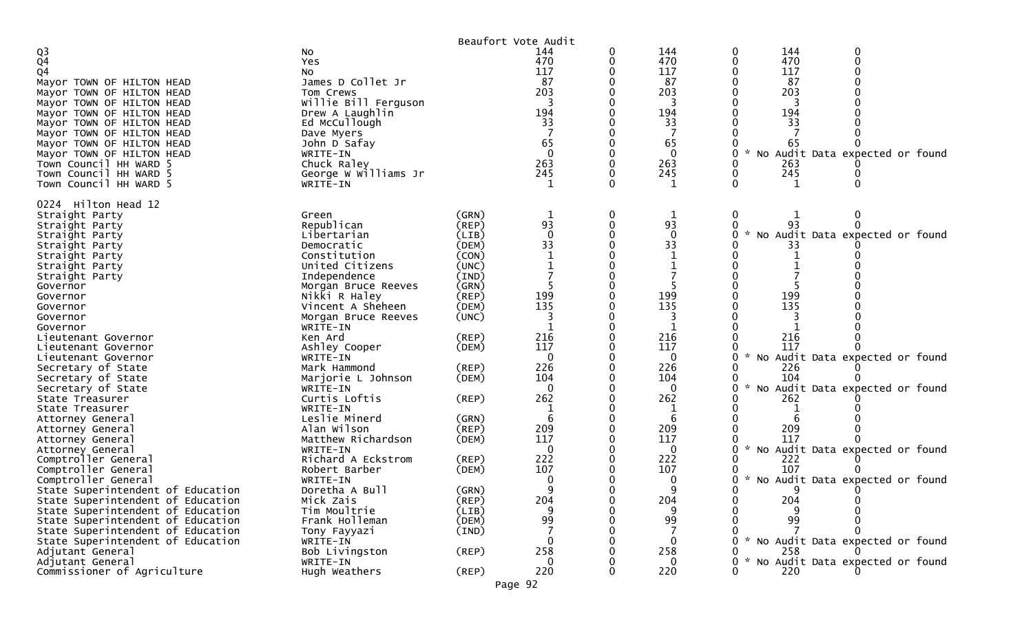Beaufort Vote Audit

| | | | | | | | | |
|---|---|---|---|---|---|---|---|---|
| Q3 | No | | 144 | 0 | 144 | 0 | 144 | 0 |
| Q4 | Yes | | 470 | 0 | 470 | 0 | 470 | 0 |
| Q4 | No | | 117 | 0 | 117 | 0 | 117 | 0 |
| Mayor TOWN OF HILTON HEAD | James D Collet Jr | | 87 | 0 | 87 | 0 | 87 | 0 |
| Mayor TOWN OF HILTON HEAD | Tom Crews | | 203 | 0 | 203 | 0 | 203 | 0 |
| Mayor TOWN OF HILTON HEAD | Willie Bill Ferguson | | 3 | 0 | 3 | 0 | 3 | 0 |
| Mayor TOWN OF HILTON HEAD | Drew A Laughlin | | 194 | 0 | 194 | 0 | 194 | 0 |
| Mayor TOWN OF HILTON HEAD | Ed McCullough | | 33 | 0 | 33 | 0 | 33 | 0 |
| Mayor TOWN OF HILTON HEAD | Dave Myers | | 7 | 0 | 7 | 0 | 7 | 0 |
| Mayor TOWN OF HILTON HEAD | John D Safay | | 65 | 0 | 65 | 0 | 65 | 0 |
| Mayor TOWN OF HILTON HEAD | WRITE-IN | | 0 | 0 | 0 | 0 * | No Audit Data expected or found | |
| Town Council HH WARD 5 | Chuck Raley | | 263 | 0 | 263 | 0 | 263 | 0 |
| Town Council HH WARD 5 | George W Williams Jr | | 245 | 0 | 245 | 0 | 245 | 0 |
| Town Council HH WARD 5 | WRITE-IN | | 1 | 0 | 1 | 0 | 1 | 0 |

0224 Hilton Head 12

| | | | | | | | | |
|---|---|---|---|---|---|---|---|---|
| Straight Party | Green | (GRN) | 1 | 0 | 1 | 0 | 1 | 0 |
| Straight Party | Republican | (REP) | 93 | 0 | 93 | 0 | 93 | 0 |
| Straight Party | Libertarian | (LIB) | 0 | 0 | 0 | 0 * | No Audit Data expected or found | |
| Straight Party | Democratic | (DEM) | 33 | 0 | 33 | 0 | 33 | 0 |
| Straight Party | Constitution | (CON) | 1 | 0 | 1 | 0 | 1 | 0 |
| Straight Party | United Citizens | (UNC) | 1 | 0 | 1 | 0 | 1 | 0 |
| Straight Party | Independence | (IND) | 7 | 0 | 7 | 0 | 7 | 0 |
| Governor | Morgan Bruce Reeves | (GRN) | 5 | 0 | 5 | 0 | 5 | 0 |
| Governor | Nikki R Haley | (REP) | 199 | 0 | 199 | 0 | 199 | 0 |
| Governor | Vincent A Sheheen | (DEM) | 135 | 0 | 135 | 0 | 135 | 0 |
| Governor | Morgan Bruce Reeves | (UNC) | 3 | 0 | 3 | 0 | 3 | 0 |
| Governor | WRITE-IN | | 1 | 0 | 1 | 0 | 1 | 0 |
| Lieutenant Governor | Ken Ard | (REP) | 216 | 0 | 216 | 0 | 216 | 0 |
| Lieutenant Governor | Ashley Cooper | (DEM) | 117 | 0 | 117 | 0 | 117 | 0 |
| Lieutenant Governor | WRITE-IN | | 0 | 0 | 0 | 0 * | No Audit Data expected or found | |
| Secretary of State | Mark Hammond | (REP) | 226 | 0 | 226 | 0 | 226 | 0 |
| Secretary of State | Marjorie L Johnson | (DEM) | 104 | 0 | 104 | 0 | 104 | 0 |
| Secretary of State | WRITE-IN | | 0 | 0 | 0 | 0 * | No Audit Data expected or found | |
| State Treasurer | Curtis Loftis | (REP) | 262 | 0 | 262 | 0 | 262 | 0 |
| State Treasurer | WRITE-IN | | 1 | 0 | 1 | 0 | 1 | 0 |
| Attorney General | Leslie Minerd | (GRN) | 6 | 0 | 6 | 0 | 6 | 0 |
| Attorney General | Alan Wilson | (REP) | 209 | 0 | 209 | 0 | 209 | 0 |
| Attorney General | Matthew Richardson | (DEM) | 117 | 0 | 117 | 0 | 117 | 0 |
| Attorney General | WRITE-IN | | 0 | 0 | 0 | 0 * | No Audit Data expected or found | |
| Comptroller General | Richard A Eckstrom | (REP) | 222 | 0 | 222 | 0 | 222 | 0 |
| Comptroller General | Robert Barber | (DEM) | 107 | 0 | 107 | 0 | 107 | 0 |
| Comptroller General | WRITE-IN | | 0 | 0 | 0 | 0 * | No Audit Data expected or found | |
| State Superintendent of Education | Doretha A Bull | (GRN) | 9 | 0 | 9 | 0 | 9 | 0 |
| State Superintendent of Education | Mick Zais | (REP) | 204 | 0 | 204 | 0 | 204 | 0 |
| State Superintendent of Education | Tim Moultrie | (LIB) | 9 | 0 | 9 | 0 | 9 | 0 |
| State Superintendent of Education | Frank Holleman | (DEM) | 99 | 0 | 99 | 0 | 99 | 0 |
| State Superintendent of Education | Tony Fayyazi | (IND) | 7 | 0 | 7 | 0 | 7 | 0 |
| State Superintendent of Education | WRITE-IN | | 0 | 0 | 0 | 0 * | No Audit Data expected or found | |
| Adjutant General | Bob Livingston | (REP) | 258 | 0 | 258 | 0 | 258 | 0 |
| Adjutant General | WRITE-IN | | 0 | 0 | 0 | 0 * | No Audit Data expected or found | |
| Commissioner of Agriculture | Hugh Weathers | (REP) | 220 | 0 | 220 | 0 | 220 | 0 |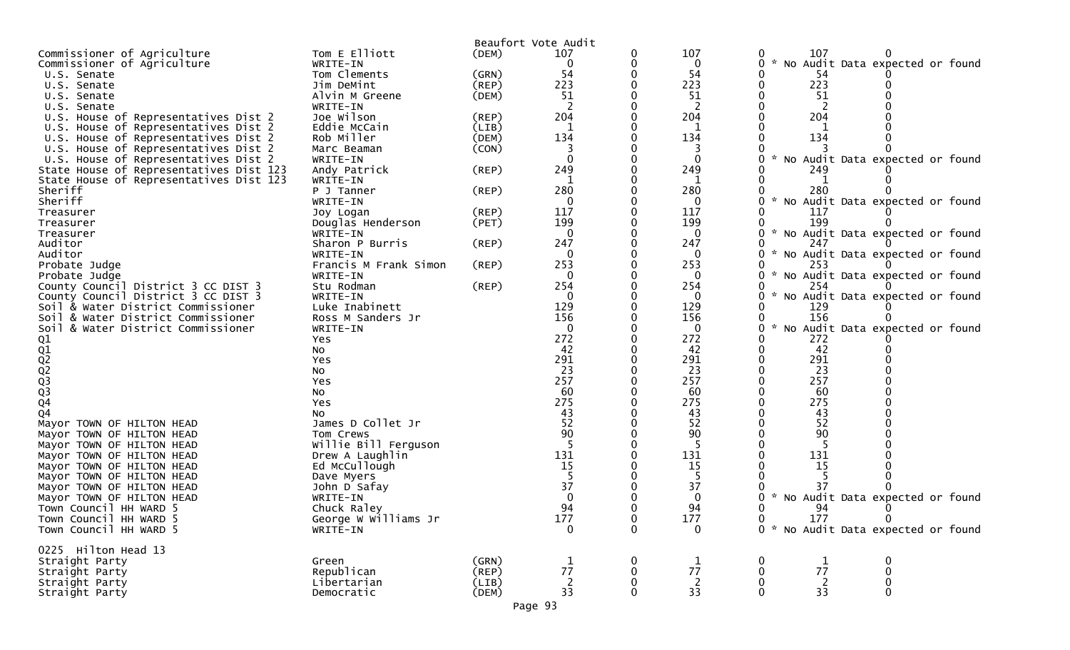Beaufort Vote Audit

| Office | Candidate | Party | | | | | | |
|---|---|---|---|---|---|---|---|---|
| Commissioner of Agriculture | Tom E Elliott | (DEM) | 107 | 0 | 107 | 0 | 107 | 0 |
| Commissioner of Agriculture | WRITE-IN | | 0 | 0 | 0 | 0 | * No Audit Data expected or found | |
| U.S. Senate | Tom Clements | (GRN) | 54 | 0 | 54 | 0 | 54 | 0 |
| U.S. Senate | Jim DeMint | (REP) | 223 | 0 | 223 | 0 | 223 | 0 |
| U.S. Senate | Alvin M Greene | (DEM) | 51 | 0 | 51 | 0 | 51 | 0 |
| U.S. Senate | WRITE-IN | | 2 | 0 | 2 | 0 | 2 | 0 |
| U.S. House of Representatives Dist 2 | Joe Wilson | (REP) | 204 | 0 | 204 | 0 | 204 | 0 |
| U.S. House of Representatives Dist 2 | Eddie McCain | (LIB) | 1 | 0 | 1 | 0 | 1 | 0 |
| U.S. House of Representatives Dist 2 | Rob Miller | (DEM) | 134 | 0 | 134 | 0 | 134 | 0 |
| U.S. House of Representatives Dist 2 | Marc Beaman | (CON) | 3 | 0 | 3 | 0 | 3 | 0 |
| U.S. House of Representatives Dist 2 | WRITE-IN | | 0 | 0 | 0 | 0 | * No Audit Data expected or found | |
| State House of Representatives Dist 123 | Andy Patrick | (REP) | 249 | 0 | 249 | 0 | 249 | 0 |
| State House of Representatives Dist 123 | WRITE-IN | | 1 | 0 | 1 | 0 | 1 | 0 |
| Sheriff | P J Tanner | (REP) | 280 | 0 | 280 | 0 | 280 | 0 |
| Sheriff | WRITE-IN | | 0 | 0 | 0 | 0 | * No Audit Data expected or found | |
| Treasurer | Joy Logan | (REP) | 117 | 0 | 117 | 0 | 117 | 0 |
| Treasurer | Douglas Henderson | (PET) | 199 | 0 | 199 | 0 | 199 | 0 |
| Treasurer | WRITE-IN | | 0 | 0 | 0 | 0 | * No Audit Data expected or found | |
| Auditor | Sharon P Burris | (REP) | 247 | 0 | 247 | 0 | 247 | 0 |
| Auditor | WRITE-IN | | 0 | 0 | 0 | 0 | * No Audit Data expected or found | |
| Probate Judge | Francis M Frank Simon | (REP) | 253 | 0 | 253 | 0 | 253 | 0 |
| Probate Judge | WRITE-IN | | 0 | 0 | 0 | 0 | * No Audit Data expected or found | |
| County Council District 3 CC DIST 3 | Stu Rodman | (REP) | 254 | 0 | 254 | 0 | 254 | 0 |
| County Council District 3 CC DIST 3 | WRITE-IN | | 0 | 0 | 0 | 0 | * No Audit Data expected or found | |
| Soil & Water District Commissioner | Luke Inabinett | | 129 | 0 | 129 | 0 | 129 | 0 |
| Soil & Water District Commissioner | Ross M Sanders Jr | | 156 | 0 | 156 | 0 | 156 | 0 |
| Soil & Water District Commissioner | WRITE-IN | | 0 | 0 | 0 | 0 | * No Audit Data expected or found | |
| Q1 | Yes | | 272 | 0 | 272 | 0 | 272 | 0 |
| Q1 | No | | 42 | 0 | 42 | 0 | 42 | 0 |
| Q2 | Yes | | 291 | 0 | 291 | 0 | 291 | 0 |
| Q2 | No | | 23 | 0 | 23 | 0 | 23 | 0 |
| Q3 | Yes | | 257 | 0 | 257 | 0 | 257 | 0 |
| Q3 | No | | 60 | 0 | 60 | 0 | 60 | 0 |
| Q4 | Yes | | 275 | 0 | 275 | 0 | 275 | 0 |
| Q4 | No | | 43 | 0 | 43 | 0 | 43 | 0 |
| Mayor TOWN OF HILTON HEAD | James D Collet Jr | | 52 | 0 | 52 | 0 | 52 | 0 |
| Mayor TOWN OF HILTON HEAD | Tom Crews | | 90 | 0 | 90 | 0 | 90 | 0 |
| Mayor TOWN OF HILTON HEAD | Willie Bill Ferguson | | 5 | 0 | 5 | 0 | 5 | 0 |
| Mayor TOWN OF HILTON HEAD | Drew A Laughlin | | 131 | 0 | 131 | 0 | 131 | 0 |
| Mayor TOWN OF HILTON HEAD | Ed McCullough | | 15 | 0 | 15 | 0 | 15 | 0 |
| Mayor TOWN OF HILTON HEAD | Dave Myers | | 5 | 0 | 5 | 0 | 5 | 0 |
| Mayor TOWN OF HILTON HEAD | John D Safay | | 37 | 0 | 37 | 0 | 37 | 0 |
| Mayor TOWN OF HILTON HEAD | WRITE-IN | | 0 | 0 | 0 | 0 | * No Audit Data expected or found | |
| Town Council HH WARD 5 | Chuck Raley | | 94 | 0 | 94 | 0 | 94 | 0 |
| Town Council HH WARD 5 | George W Williams Jr | | 177 | 0 | 177 | 0 | 177 | 0 |
| Town Council HH WARD 5 | WRITE-IN | | 0 | 0 | 0 | 0 | * No Audit Data expected or found | |

0225 Hilton Head 13

| Office | Candidate | Party | | | | | | |
|---|---|---|---|---|---|---|---|---|
| Straight Party | Green | (GRN) | 1 | 0 | 1 | 0 | 1 | 0 |
| Straight Party | Republican | (REP) | 77 | 0 | 77 | 0 | 77 | 0 |
| Straight Party | Libertarian | (LIB) | 2 | 0 | 2 | 0 | 2 | 0 |
| Straight Party | Democratic | (DEM) | 33 | 0 | 33 | 0 | 33 | 0 |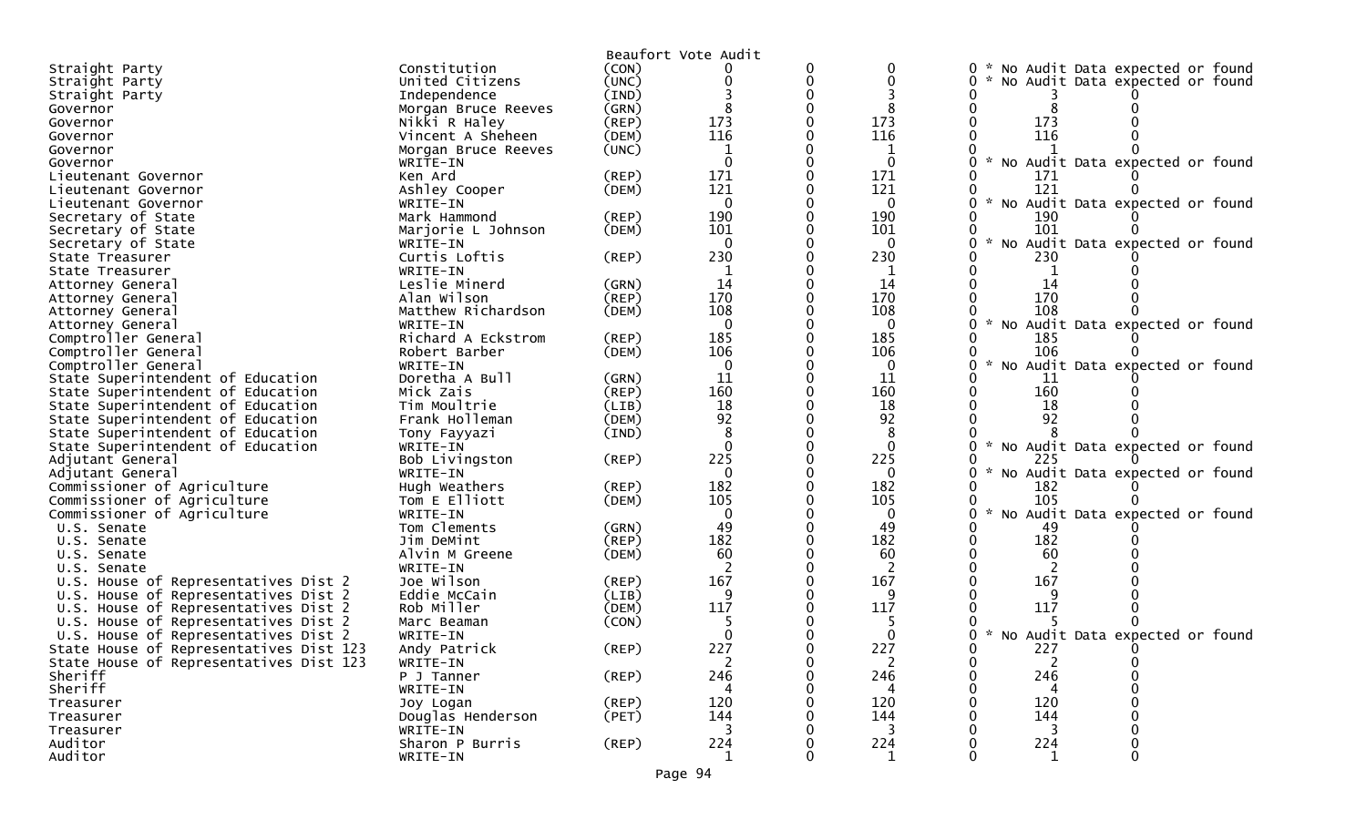Beaufort Vote Audit

| Office | Candidate | Party | | | | | | | |
|---|---|---|---|---|---|---|---|---|---|
| Straight Party | Constitution | (CON) | 0 | 0 | 0 | 0 | * No Audit Data expected or found | | |
| Straight Party | United Citizens | (UNC) | 0 | 0 | 0 | 0 | * No Audit Data expected or found | | |
| Straight Party | Independence | (IND) | 3 | 0 | 3 | 0 | 3 | 0 | |
| Governor | Morgan Bruce Reeves | (GRN) | 8 | 0 | 8 | 0 | 8 | 0 | |
| Governor | Nikki R Haley | (REP) | 173 | 0 | 173 | 0 | 173 | 0 | |
| Governor | Vincent A Sheheen | (DEM) | 116 | 0 | 116 | 0 | 116 | 0 | |
| Governor | Morgan Bruce Reeves | (UNC) | 1 | 0 | 1 | 0 | 1 | 0 | |
| Governor | WRITE-IN | | 0 | 0 | 0 | 0 | * No Audit Data expected or found | | |
| Lieutenant Governor | Ken Ard | (REP) | 171 | 0 | 171 | 0 | 171 | 0 | |
| Lieutenant Governor | Ashley Cooper | (DEM) | 121 | 0 | 121 | 0 | 121 | 0 | |
| Lieutenant Governor | WRITE-IN | | 0 | 0 | 0 | 0 | * No Audit Data expected or found | | |
| Secretary of State | Mark Hammond | (REP) | 190 | 0 | 190 | 0 | 190 | 0 | |
| Secretary of State | Marjorie L Johnson | (DEM) | 101 | 0 | 101 | 0 | 101 | 0 | |
| Secretary of State | WRITE-IN | | 0 | 0 | 0 | 0 | * No Audit Data expected or found | | |
| State Treasurer | Curtis Loftis | (REP) | 230 | 0 | 230 | 0 | 230 | 0 | |
| State Treasurer | WRITE-IN | | 1 | 0 | 1 | 0 | 1 | 0 | |
| Attorney General | Leslie Minerd | (GRN) | 14 | 0 | 14 | 0 | 14 | 0 | |
| Attorney General | Alan Wilson | (REP) | 170 | 0 | 170 | 0 | 170 | 0 | |
| Attorney General | Matthew Richardson | (DEM) | 108 | 0 | 108 | 0 | 108 | 0 | |
| Attorney General | WRITE-IN | | 0 | 0 | 0 | 0 | * No Audit Data expected or found | | |
| Comptroller General | Richard A Eckstrom | (REP) | 185 | 0 | 185 | 0 | 185 | 0 | |
| Comptroller General | Robert Barber | (DEM) | 106 | 0 | 106 | 0 | 106 | 0 | |
| Comptroller General | WRITE-IN | | 0 | 0 | 0 | 0 | * No Audit Data expected or found | | |
| State Superintendent of Education | Doretha A Bull | (GRN) | 11 | 0 | 11 | 0 | 11 | 0 | |
| State Superintendent of Education | Mick Zais | (REP) | 160 | 0 | 160 | 0 | 160 | 0 | |
| State Superintendent of Education | Tim Moultrie | (LIB) | 18 | 0 | 18 | 0 | 18 | 0 | |
| State Superintendent of Education | Frank Holleman | (DEM) | 92 | 0 | 92 | 0 | 92 | 0 | |
| State Superintendent of Education | Tony Fayyazi | (IND) | 8 | 0 | 8 | 0 | 8 | 0 | |
| State Superintendent of Education | WRITE-IN | | 0 | 0 | 0 | 0 | * No Audit Data expected or found | | |
| Adjutant General | Bob Livingston | (REP) | 225 | 0 | 225 | 0 | 225 | 0 | |
| Adjutant General | WRITE-IN | | 0 | 0 | 0 | 0 | * No Audit Data expected or found | | |
| Commissioner of Agriculture | Hugh Weathers | (REP) | 182 | 0 | 182 | 0 | 182 | 0 | |
| Commissioner of Agriculture | Tom E Elliott | (DEM) | 105 | 0 | 105 | 0 | 105 | 0 | |
| Commissioner of Agriculture | WRITE-IN | | 0 | 0 | 0 | 0 | * No Audit Data expected or found | | |
| U.S. Senate | Tom Clements | (GRN) | 49 | 0 | 49 | 0 | 49 | 0 | |
| U.S. Senate | Jim DeMint | (REP) | 182 | 0 | 182 | 0 | 182 | 0 | |
| U.S. Senate | Alvin M Greene | (DEM) | 60 | 0 | 60 | 0 | 60 | 0 | |
| U.S. Senate | WRITE-IN | | 2 | 0 | 2 | 0 | 2 | 0 | |
| U.S. House of Representatives Dist 2 | Joe Wilson | (REP) | 167 | 0 | 167 | 0 | 167 | 0 | |
| U.S. House of Representatives Dist 2 | Eddie McCain | (LIB) | 9 | 0 | 9 | 0 | 9 | 0 | |
| U.S. House of Representatives Dist 2 | Rob Miller | (DEM) | 117 | 0 | 117 | 0 | 117 | 0 | |
| U.S. House of Representatives Dist 2 | Marc Beaman | (CON) | 5 | 0 | 5 | 0 | 5 | 0 | |
| U.S. House of Representatives Dist 2 | WRITE-IN | | 0 | 0 | 0 | 0 | * No Audit Data expected or found | | |
| State House of Representatives Dist 123 | Andy Patrick | (REP) | 227 | 0 | 227 | 0 | 227 | 0 | |
| State House of Representatives Dist 123 | WRITE-IN | | 2 | 0 | 2 | 0 | 2 | 0 | |
| Sheriff | P J Tanner | (REP) | 246 | 0 | 246 | 0 | 246 | 0 | |
| Sheriff | WRITE-IN | | 4 | 0 | 4 | 0 | 4 | 0 | |
| Treasurer | Joy Logan | (REP) | 120 | 0 | 120 | 0 | 120 | 0 | |
| Treasurer | Douglas Henderson | (PET) | 144 | 0 | 144 | 0 | 144 | 0 | |
| Treasurer | WRITE-IN | | 3 | 0 | 3 | 0 | 3 | 0 | |
| Auditor | Sharon P Burris | (REP) | 224 | 0 | 224 | 0 | 224 | 0 | |
| Auditor | WRITE-IN | | 1 | 0 | 1 | 0 | 1 | 0 | |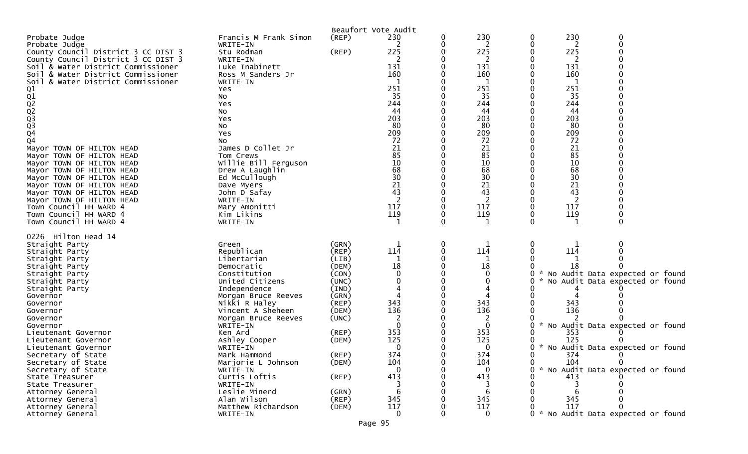Beaufort Vote Audit

| Contest | Candidate | Party | | | | | | |
|---|---|---|---|---|---|---|---|---|
| Probate Judge | Francis M Frank Simon | (REP) | 230 | 0 | 230 | 0 | 230 | 0 |
| Probate Judge | WRITE-IN | | 2 | 0 | 2 | 0 | 2 | 0 |
| County Council District 3 CC DIST 3 | Stu Rodman | (REP) | 225 | 0 | 225 | 0 | 225 | 0 |
| County Council District 3 CC DIST 3 | WRITE-IN | | 2 | 0 | 2 | 0 | 2 | 0 |
| Soil & Water District Commissioner | Luke Inabinett | | 131 | 0 | 131 | 0 | 131 | 0 |
| Soil & Water District Commissioner | Ross M Sanders Jr | | 160 | 0 | 160 | 0 | 160 | 0 |
| Soil & Water District Commissioner | WRITE-IN | | 1 | 0 | 1 | 0 | 1 | 0 |
| Q1 | Yes | | 251 | 0 | 251 | 0 | 251 | 0 |
| Q1 | No | | 35 | 0 | 35 | 0 | 35 | 0 |
| Q2 | Yes | | 244 | 0 | 244 | 0 | 244 | 0 |
| Q2 | No | | 44 | 0 | 44 | 0 | 44 | 0 |
| Q3 | Yes | | 203 | 0 | 203 | 0 | 203 | 0 |
| Q3 | No | | 80 | 0 | 80 | 0 | 80 | 0 |
| Q4 | Yes | | 209 | 0 | 209 | 0 | 209 | 0 |
| Q4 | No | | 72 | 0 | 72 | 0 | 72 | 0 |
| Mayor TOWN OF HILTON HEAD | James D Collet Jr | | 21 | 0 | 21 | 0 | 21 | 0 |
| Mayor TOWN OF HILTON HEAD | Tom Crews | | 85 | 0 | 85 | 0 | 85 | 0 |
| Mayor TOWN OF HILTON HEAD | Willie Bill Ferguson | | 10 | 0 | 10 | 0 | 10 | 0 |
| Mayor TOWN OF HILTON HEAD | Drew A Laughlin | | 68 | 0 | 68 | 0 | 68 | 0 |
| Mayor TOWN OF HILTON HEAD | Ed McCullough | | 30 | 0 | 30 | 0 | 30 | 0 |
| Mayor TOWN OF HILTON HEAD | Dave Myers | | 21 | 0 | 21 | 0 | 21 | 0 |
| Mayor TOWN OF HILTON HEAD | John D Safay | | 43 | 0 | 43 | 0 | 43 | 0 |
| Mayor TOWN OF HILTON HEAD | WRITE-IN | | 2 | 0 | 2 | 0 | 2 | 0 |
| Town Council HH WARD 4 | Mary Amonitti | | 117 | 0 | 117 | 0 | 117 | 0 |
| Town Council HH WARD 4 | Kim Likins | | 119 | 0 | 119 | 0 | 119 | 0 |
| Town Council HH WARD 4 | WRITE-IN | | 1 | 0 | 1 | 0 | 1 | 0 |

0226 Hilton Head 14

| Contest | Candidate | Party | | | | | | |
|---|---|---|---|---|---|---|---|---|
| Straight Party | Green | (GRN) | 1 | 0 | 1 | 0 | 1 | 0 |
| Straight Party | Republican | (REP) | 114 | 0 | 114 | 0 | 114 | 0 |
| Straight Party | Libertarian | (LIB) | 1 | 0 | 1 | 0 | 1 | 0 |
| Straight Party | Democratic | (DEM) | 18 | 0 | 18 | 0 | 18 | 0 |
| Straight Party | Constitution | (CON) | 0 | 0 | 0 | 0 | * No Audit Data expected or found | |
| Straight Party | United Citizens | (UNC) | 0 | 0 | 0 | 0 | * No Audit Data expected or found | |
| Straight Party | Independence | (IND) | 4 | 0 | 4 | 0 | 4 | 0 |
| Governor | Morgan Bruce Reeves | (GRN) | 4 | 0 | 4 | 0 | 4 | 0 |
| Governor | Nikki R Haley | (REP) | 343 | 0 | 343 | 0 | 343 | 0 |
| Governor | Vincent A Sheheen | (DEM) | 136 | 0 | 136 | 0 | 136 | 0 |
| Governor | Morgan Bruce Reeves | (UNC) | 2 | 0 | 2 | 0 | 2 | 0 |
| Governor | WRITE-IN | | 0 | 0 | 0 | 0 | * No Audit Data expected or found | |
| Lieutenant Governor | Ken Ard | (REP) | 353 | 0 | 353 | 0 | 353 | 0 |
| Lieutenant Governor | Ashley Cooper | (DEM) | 125 | 0 | 125 | 0 | 125 | 0 |
| Lieutenant Governor | WRITE-IN | | 0 | 0 | 0 | 0 | * No Audit Data expected or found | |
| Secretary of State | Mark Hammond | (REP) | 374 | 0 | 374 | 0 | 374 | 0 |
| Secretary of State | Marjorie L Johnson | (DEM) | 104 | 0 | 104 | 0 | 104 | 0 |
| Secretary of State | WRITE-IN | | 0 | 0 | 0 | 0 | * No Audit Data expected or found | |
| State Treasurer | Curtis Loftis | (REP) | 413 | 0 | 413 | 0 | 413 | 0 |
| State Treasurer | WRITE-IN | | 3 | 0 | 3 | 0 | 3 | 0 |
| Attorney General | Leslie Minerd | (GRN) | 6 | 0 | 6 | 0 | 6 | 0 |
| Attorney General | Alan Wilson | (REP) | 345 | 0 | 345 | 0 | 345 | 0 |
| Attorney General | Matthew Richardson | (DEM) | 117 | 0 | 117 | 0 | 117 | 0 |
| Attorney General | WRITE-IN | | 0 | 0 | 0 | 0 | * No Audit Data expected or found | |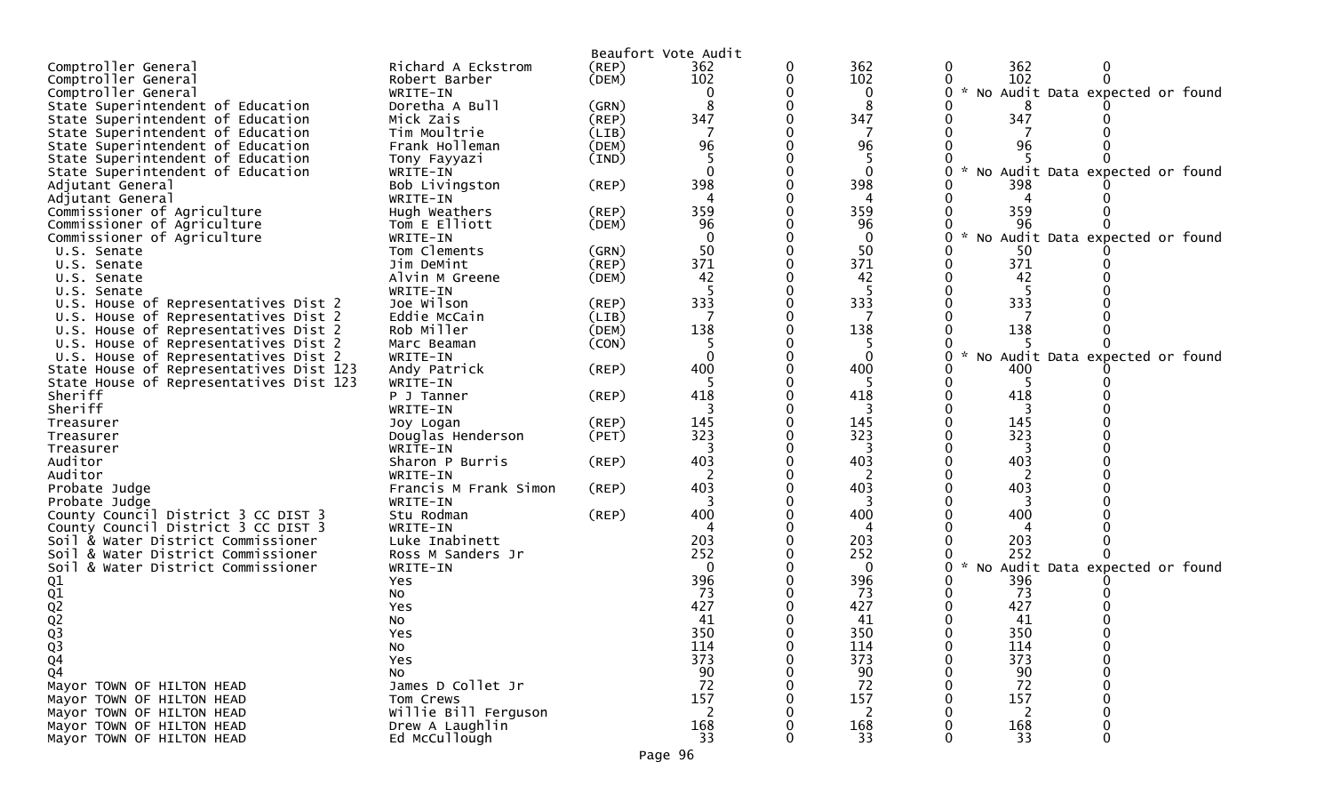Beaufort Vote Audit

| | | | | | | | | |
|---|---|---|---|---|---|---|---|---|
| Comptroller General | Richard A Eckstrom | (REP) | 362 | 0 | 362 | 0 | 362 | 0 |
| Comptroller General | Robert Barber | (DEM) | 102 | 0 | 102 | 0 | 102 | 0 |
| Comptroller General | WRITE-IN | | 0 | 0 | 0 | 0 | * No Audit Data expected or found | |
| State Superintendent of Education | Doretha A Bull | (GRN) | 8 | 0 | 8 | 0 | 8 | 0 |
| State Superintendent of Education | Mick Zais | (REP) | 347 | 0 | 347 | 0 | 347 | 0 |
| State Superintendent of Education | Tim Moultrie | (LIB) | 7 | 0 | 7 | 0 | 7 | 0 |
| State Superintendent of Education | Frank Holleman | (DEM) | 96 | 0 | 96 | 0 | 96 | 0 |
| State Superintendent of Education | Tony Fayyazi | (IND) | 5 | 0 | 5 | 0 | 5 | 0 |
| State Superintendent of Education | WRITE-IN | | 0 | 0 | 0 | 0 | * No Audit Data expected or found | |
| Adjutant General | Bob Livingston | (REP) | 398 | 0 | 398 | 0 | 398 | 0 |
| Adjutant General | WRITE-IN | | 4 | 0 | 4 | 0 | 4 | 0 |
| Commissioner of Agriculture | Hugh Weathers | (REP) | 359 | 0 | 359 | 0 | 359 | 0 |
| Commissioner of Agriculture | Tom E Elliott | (DEM) | 96 | 0 | 96 | 0 | 96 | 0 |
| Commissioner of Agriculture | WRITE-IN | | 0 | 0 | 0 | 0 | * No Audit Data expected or found | |
| U.S. Senate | Tom Clements | (GRN) | 50 | 0 | 50 | 0 | 50 | 0 |
| U.S. Senate | Jim DeMint | (REP) | 371 | 0 | 371 | 0 | 371 | 0 |
| U.S. Senate | Alvin M Greene | (DEM) | 42 | 0 | 42 | 0 | 42 | 0 |
| U.S. Senate | WRITE-IN | | 5 | 0 | 5 | 0 | 5 | 0 |
| U.S. House of Representatives Dist 2 | Joe Wilson | (REP) | 333 | 0 | 333 | 0 | 333 | 0 |
| U.S. House of Representatives Dist 2 | Eddie McCain | (LIB) | 7 | 0 | 7 | 0 | 7 | 0 |
| U.S. House of Representatives Dist 2 | Rob Miller | (DEM) | 138 | 0 | 138 | 0 | 138 | 0 |
| U.S. House of Representatives Dist 2 | Marc Beaman | (CON) | 5 | 0 | 5 | 0 | 5 | 0 |
| U.S. House of Representatives Dist 2 | WRITE-IN | | 0 | 0 | 0 | 0 | * No Audit Data expected or found | |
| State House of Representatives Dist 123 | Andy Patrick | (REP) | 400 | 0 | 400 | 0 | 400 | 0 |
| State House of Representatives Dist 123 | WRITE-IN | | 5 | 0 | 5 | 0 | 5 | 0 |
| Sheriff | P J Tanner | (REP) | 418 | 0 | 418 | 0 | 418 | 0 |
| Sheriff | WRITE-IN | | 3 | 0 | 3 | 0 | 3 | 0 |
| Treasurer | Joy Logan | (REP) | 145 | 0 | 145 | 0 | 145 | 0 |
| Treasurer | Douglas Henderson | (PET) | 323 | 0 | 323 | 0 | 323 | 0 |
| Treasurer | WRITE-IN | | 3 | 0 | 3 | 0 | 3 | 0 |
| Auditor | Sharon P Burris | (REP) | 403 | 0 | 403 | 0 | 403 | 0 |
| Auditor | WRITE-IN | | 2 | 0 | 2 | 0 | 2 | 0 |
| Probate Judge | Francis M Frank Simon | (REP) | 403 | 0 | 403 | 0 | 403 | 0 |
| Probate Judge | WRITE-IN | | 3 | 0 | 3 | 0 | 3 | 0 |
| County Council District 3 CC DIST 3 | Stu Rodman | (REP) | 400 | 0 | 400 | 0 | 400 | 0 |
| County Council District 3 CC DIST 3 | WRITE-IN | | 4 | 0 | 4 | 0 | 4 | 0 |
| Soil & Water District Commissioner | Luke Inabinett | | 203 | 0 | 203 | 0 | 203 | 0 |
| Soil & Water District Commissioner | Ross M Sanders Jr | | 252 | 0 | 252 | 0 | 252 | 0 |
| Soil & Water District Commissioner | WRITE-IN | | 0 | 0 | 0 | 0 | * No Audit Data expected or found | |
| Q1 | Yes | | 396 | 0 | 396 | 0 | 396 | 0 |
| Q1 | No | | 73 | 0 | 73 | 0 | 73 | 0 |
| Q2 | Yes | | 427 | 0 | 427 | 0 | 427 | 0 |
| Q2 | No | | 41 | 0 | 41 | 0 | 41 | 0 |
| Q3 | Yes | | 350 | 0 | 350 | 0 | 350 | 0 |
| Q3 | No | | 114 | 0 | 114 | 0 | 114 | 0 |
| Q4 | Yes | | 373 | 0 | 373 | 0 | 373 | 0 |
| Q4 | No | | 90 | 0 | 90 | 0 | 90 | 0 |
| Mayor TOWN OF HILTON HEAD | James D Collet Jr | | 72 | 0 | 72 | 0 | 72 | 0 |
| Mayor TOWN OF HILTON HEAD | Tom Crews | | 157 | 0 | 157 | 0 | 157 | 0 |
| Mayor TOWN OF HILTON HEAD | Willie Bill Ferguson | | 2 | 0 | 2 | 0 | 2 | 0 |
| Mayor TOWN OF HILTON HEAD | Drew A Laughlin | | 168 | 0 | 168 | 0 | 168 | 0 |
| Mayor TOWN OF HILTON HEAD | Ed McCullough | | 33 | 0 | 33 | 0 | 33 | 0 |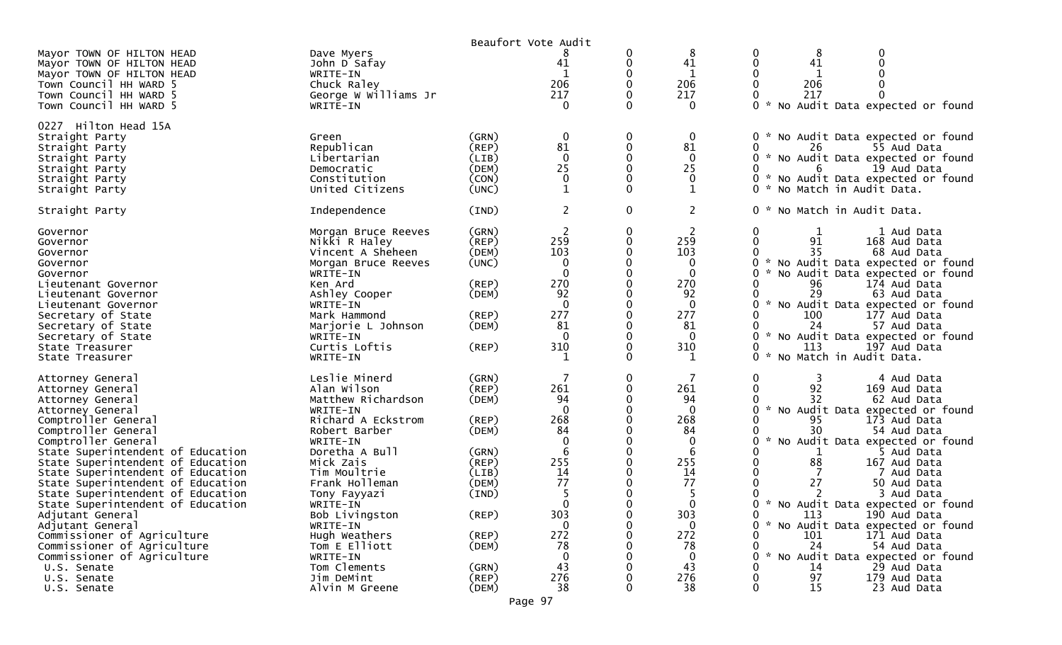Beaufort Vote Audit

| Contest | Candidate | Party | Votes | | | | | |
|---|---|---|---|---|---|---|---|---|
| Mayor TOWN OF HILTON HEAD | Dave Myers | | 8 | 0 | 8 | 0 | 8 | 0 |
| Mayor TOWN OF HILTON HEAD | John D Safay | | 41 | 0 | 41 | 0 | 41 | 0 |
| Mayor TOWN OF HILTON HEAD | WRITE-IN | | 1 | 0 | 1 | 0 | 1 | 0 |
| Town Council HH WARD 5 | Chuck Raley | | 206 | 0 | 206 | 0 | 206 | 0 |
| Town Council HH WARD 5 | George W Williams Jr | | 217 | 0 | 217 | 0 | 217 | 0 |
| Town Council HH WARD 5 | WRITE-IN | | 0 | 0 | 0 | 0 * No Audit Data expected or found | | |
| **0227 Hilton Head 15A** | | | | | | | | |
| Straight Party | Green | (GRN) | 0 | 0 | 0 | 0 * No Audit Data expected or found | | |
| Straight Party | Republican | (REP) | 81 | 0 | 81 | 0 | 26 | 55 Aud Data |
| Straight Party | Libertarian | (LIB) | 0 | 0 | 0 | 0 * No Audit Data expected or found | | |
| Straight Party | Democratic | (DEM) | 25 | 0 | 25 | 0 | 6 | 19 Aud Data |
| Straight Party | Constitution | (CON) | 0 | 0 | 0 | 0 * No Audit Data expected or found | | |
| Straight Party | United Citizens | (UNC) | 1 | 0 | 1 | 0 * No Match in Audit Data. | | |
| Straight Party | Independence | (IND) | 2 | 0 | 2 | 0 * No Match in Audit Data. | | |
| Governor | Morgan Bruce Reeves | (GRN) | 2 | 0 | 2 | 0 | 1 | 1 Aud Data |
| Governor | Nikki R Haley | (REP) | 259 | 0 | 259 | 0 | 91 | 168 Aud Data |
| Governor | Vincent A Sheheen | (DEM) | 103 | 0 | 103 | 0 | 35 | 68 Aud Data |
| Governor | Morgan Bruce Reeves | (UNC) | 0 | 0 | 0 | 0 * No Audit Data expected or found | | |
| Governor | WRITE-IN | | 0 | 0 | 0 | 0 * No Audit Data expected or found | | |
| Lieutenant Governor | Ken Ard | (REP) | 270 | 0 | 270 | 0 | 96 | 174 Aud Data |
| Lieutenant Governor | Ashley Cooper | (DEM) | 92 | 0 | 92 | 0 | 29 | 63 Aud Data |
| Lieutenant Governor | WRITE-IN | | 0 | 0 | 0 | 0 * No Audit Data expected or found | | |
| Secretary of State | Mark Hammond | (REP) | 277 | 0 | 277 | 0 | 100 | 177 Aud Data |
| Secretary of State | Marjorie L Johnson | (DEM) | 81 | 0 | 81 | 0 | 24 | 57 Aud Data |
| Secretary of State | WRITE-IN | | 0 | 0 | 0 | 0 * No Audit Data expected or found | | |
| State Treasurer | Curtis Loftis | (REP) | 310 | 0 | 310 | 0 | 113 | 197 Aud Data |
| State Treasurer | WRITE-IN | | 1 | 0 | 1 | 0 * No Match in Audit Data. | | |
| Attorney General | Leslie Minerd | (GRN) | 7 | 0 | 7 | 0 | 3 | 4 Aud Data |
| Attorney General | Alan Wilson | (REP) | 261 | 0 | 261 | 0 | 92 | 169 Aud Data |
| Attorney General | Matthew Richardson | (DEM) | 94 | 0 | 94 | 0 | 32 | 62 Aud Data |
| Attorney General | WRITE-IN | | 0 | 0 | 0 | 0 * No Audit Data expected or found | | |
| Comptroller General | Richard A Eckstrom | (REP) | 268 | 0 | 268 | 0 | 95 | 173 Aud Data |
| Comptroller General | Robert Barber | (DEM) | 84 | 0 | 84 | 0 | 30 | 54 Aud Data |
| Comptroller General | WRITE-IN | | 0 | 0 | 0 | 0 * No Audit Data expected or found | | |
| State Superintendent of Education | Doretha A Bull | (GRN) | 6 | 0 | 6 | 0 | 1 | 5 Aud Data |
| State Superintendent of Education | Mick Zais | (REP) | 255 | 0 | 255 | 0 | 88 | 167 Aud Data |
| State Superintendent of Education | Tim Moultrie | (LIB) | 14 | 0 | 14 | 0 | 7 | 7 Aud Data |
| State Superintendent of Education | Frank Holleman | (DEM) | 77 | 0 | 77 | 0 | 27 | 50 Aud Data |
| State Superintendent of Education | Tony Fayyazi | (IND) | 5 | 0 | 5 | 0 | 2 | 3 Aud Data |
| State Superintendent of Education | WRITE-IN | | 0 | 0 | 0 | 0 * No Audit Data expected or found | | |
| Adjutant General | Bob Livingston | (REP) | 303 | 0 | 303 | 0 | 113 | 190 Aud Data |
| Adjutant General | WRITE-IN | | 0 | 0 | 0 | 0 * No Audit Data expected or found | | |
| Commissioner of Agriculture | Hugh Weathers | (REP) | 272 | 0 | 272 | 0 | 101 | 171 Aud Data |
| Commissioner of Agriculture | Tom E Elliott | (DEM) | 78 | 0 | 78 | 0 | 24 | 54 Aud Data |
| Commissioner of Agriculture | WRITE-IN | | 0 | 0 | 0 | 0 * No Audit Data expected or found | | |
| U.S. Senate | Tom Clements | (GRN) | 43 | 0 | 43 | 0 | 14 | 29 Aud Data |
| U.S. Senate | Jim DeMint | (REP) | 276 | 0 | 276 | 0 | 97 | 179 Aud Data |
| U.S. Senate | Alvin M Greene | (DEM) | 38 | 0 | 38 | 0 | 15 | 23 Aud Data |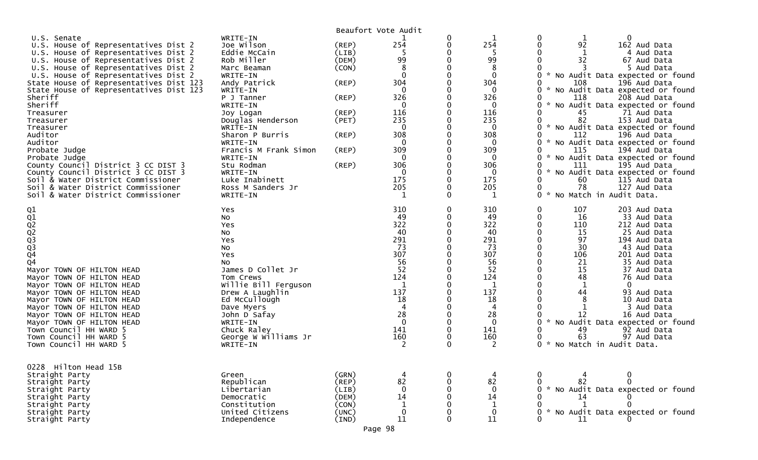Beaufort Vote Audit

| Contest | Candidate | Party | Votes | | | | | |
|---|---|---|---|---|---|---|---|---|
| U.S. Senate | WRITE-IN | | 1 | 0 | 1 | 0 | 1 | 0 |
| U.S. House of Representatives Dist 2 | Joe Wilson | (REP) | 254 | 0 | 254 | 0 | 92 | 162 Aud Data |
| U.S. House of Representatives Dist 2 | Eddie McCain | (LIB) | 5 | 0 | 5 | 0 | 1 | 4 Aud Data |
| U.S. House of Representatives Dist 2 | Rob Miller | (DEM) | 99 | 0 | 99 | 0 | 32 | 67 Aud Data |
| U.S. House of Representatives Dist 2 | Marc Beaman | (CON) | 8 | 0 | 8 | 0 | 3 | 5 Aud Data |
| U.S. House of Representatives Dist 2 | WRITE-IN | | 0 | 0 | 0 | 0 * No Audit Data expected or found | | |
| State House of Representatives Dist 123 | Andy Patrick | (REP) | 304 | 0 | 304 | 0 | 108 | 196 Aud Data |
| State House of Representatives Dist 123 | WRITE-IN | | 0 | 0 | 0 | 0 * No Audit Data expected or found | | |
| Sheriff | P J Tanner | (REP) | 326 | 0 | 326 | 0 | 118 | 208 Aud Data |
| Sheriff | WRITE-IN | | 0 | 0 | 0 | 0 * No Audit Data expected or found | | |
| Treasurer | Joy Logan | (REP) | 116 | 0 | 116 | 0 | 45 | 71 Aud Data |
| Treasurer | Douglas Henderson | (PET) | 235 | 0 | 235 | 0 | 82 | 153 Aud Data |
| Treasurer | WRITE-IN | | 0 | 0 | 0 | 0 * No Audit Data expected or found | | |
| Auditor | Sharon P Burris | (REP) | 308 | 0 | 308 | 0 | 112 | 196 Aud Data |
| Auditor | WRITE-IN | | 0 | 0 | 0 | 0 * No Audit Data expected or found | | |
| Probate Judge | Francis M Frank Simon | (REP) | 309 | 0 | 309 | 0 | 115 | 194 Aud Data |
| Probate Judge | WRITE-IN | | 0 | 0 | 0 | 0 * No Audit Data expected or found | | |
| County Council District 3 CC DIST 3 | Stu Rodman | (REP) | 306 | 0 | 306 | 0 | 111 | 195 Aud Data |
| County Council District 3 CC DIST 3 | WRITE-IN | | 0 | 0 | 0 | 0 * No Audit Data expected or found | | |
| Soil & Water District Commissioner | Luke Inabinett | | 175 | 0 | 175 | 0 | 60 | 115 Aud Data |
| Soil & Water District Commissioner | Ross M Sanders Jr | | 205 | 0 | 205 | 0 | 78 | 127 Aud Data |
| Soil & Water District Commissioner | WRITE-IN | | 1 | 0 | 1 | 0 * No Match in Audit Data. | | |
| Q1 | Yes | | 310 | 0 | 310 | 0 | 107 | 203 Aud Data |
| Q1 | No | | 49 | 0 | 49 | 0 | 16 | 33 Aud Data |
| Q2 | Yes | | 322 | 0 | 322 | 0 | 110 | 212 Aud Data |
| Q2 | No | | 40 | 0 | 40 | 0 | 15 | 25 Aud Data |
| Q3 | Yes | | 291 | 0 | 291 | 0 | 97 | 194 Aud Data |
| Q3 | No | | 73 | 0 | 73 | 0 | 30 | 43 Aud Data |
| Q4 | Yes | | 307 | 0 | 307 | 0 | 106 | 201 Aud Data |
| Q4 | No | | 56 | 0 | 56 | 0 | 21 | 35 Aud Data |
| Mayor TOWN OF HILTON HEAD | James D Collet Jr | | 52 | 0 | 52 | 0 | 15 | 37 Aud Data |
| Mayor TOWN OF HILTON HEAD | Tom Crews | | 124 | 0 | 124 | 0 | 48 | 76 Aud Data |
| Mayor TOWN OF HILTON HEAD | Willie Bill Ferguson | | 1 | 0 | 1 | 0 | 1 | 0 |
| Mayor TOWN OF HILTON HEAD | Drew A Laughlin | | 137 | 0 | 137 | 0 | 44 | 93 Aud Data |
| Mayor TOWN OF HILTON HEAD | Ed McCullough | | 18 | 0 | 18 | 0 | 8 | 10 Aud Data |
| Mayor TOWN OF HILTON HEAD | Dave Myers | | 4 | 0 | 4 | 0 | 1 | 3 Aud Data |
| Mayor TOWN OF HILTON HEAD | John D Safay | | 28 | 0 | 28 | 0 | 12 | 16 Aud Data |
| Mayor TOWN OF HILTON HEAD | WRITE-IN | | 0 | 0 | 0 | 0 * No Audit Data expected or found | | |
| Town Council HH WARD 5 | Chuck Raley | | 141 | 0 | 141 | 0 | 49 | 92 Aud Data |
| Town Council HH WARD 5 | George W Williams Jr | | 160 | 0 | 160 | 0 | 63 | 97 Aud Data |
| Town Council HH WARD 5 | WRITE-IN | | 2 | 0 | 2 | 0 * No Match in Audit Data. | | |

0228 Hilton Head 15B

| Contest | Candidate | Party | Votes | | | | | |
|---|---|---|---|---|---|---|---|---|
| Straight Party | Green | (GRN) | 4 | 0 | 4 | 0 | 4 | 0 |
| Straight Party | Republican | (REP) | 82 | 0 | 82 | 0 | 82 | 0 |
| Straight Party | Libertarian | (LIB) | 0 | 0 | 0 | 0 * No Audit Data expected or found | | |
| Straight Party | Democratic | (DEM) | 14 | 0 | 14 | 0 | 14 | 0 |
| Straight Party | Constitution | (CON) | 1 | 0 | 1 | 0 | 1 | 0 |
| Straight Party | United Citizens | (UNC) | 0 | 0 | 0 | 0 * No Audit Data expected or found | | |
| Straight Party | Independence | (IND) | 11 | 0 | 11 | 0 | 11 | 0 |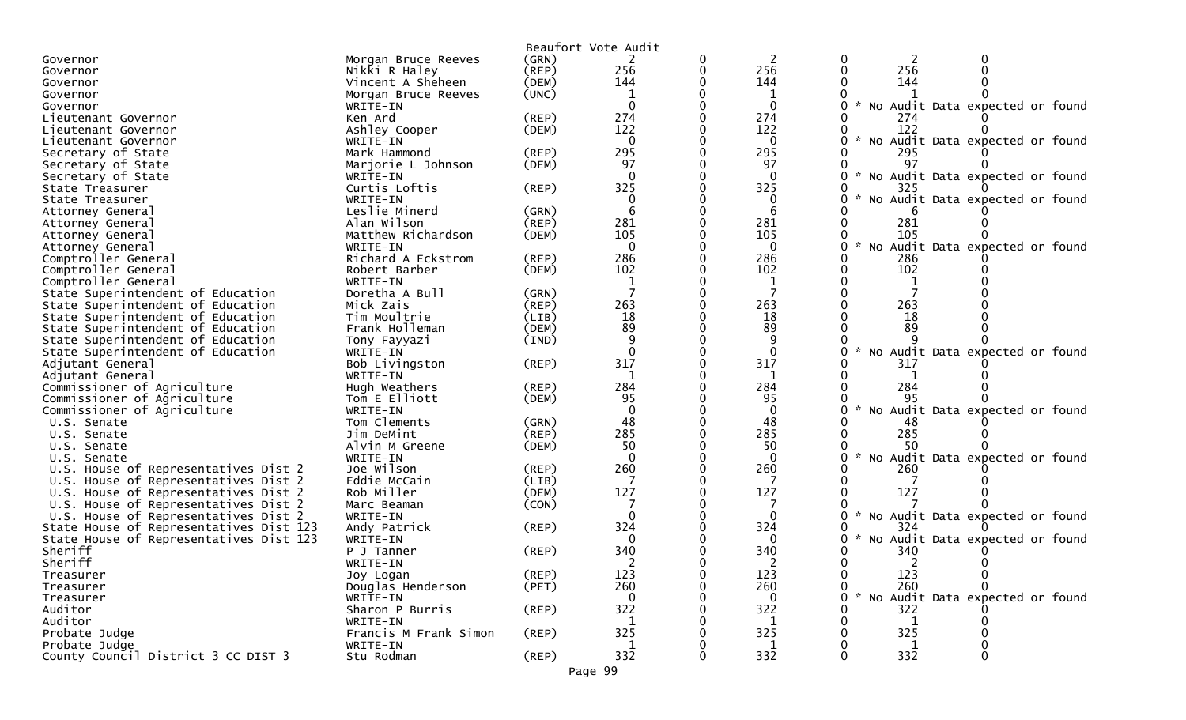Beaufort Vote Audit

| Office | Candidate | Party | | | | | | | |
|---|---|---|---|---|---|---|---|---|---|
| Governor | Morgan Bruce Reeves | (GRN) | 2 | 0 | 2 | 0 | 2 | 0 | |
| Governor | Nikki R Haley | (REP) | 256 | 0 | 256 | 0 | 256 | 0 | |
| Governor | Vincent A Sheheen | (DEM) | 144 | 0 | 144 | 0 | 144 | 0 | |
| Governor | Morgan Bruce Reeves | (UNC) | 1 | 0 | 1 | 0 | 1 | 0 | |
| Governor | WRITE-IN | | 0 | 0 | 0 | 0 | | | * No Audit Data expected or found |
| Lieutenant Governor | Ken Ard | (REP) | 274 | 0 | 274 | 0 | 274 | 0 | |
| Lieutenant Governor | Ashley Cooper | (DEM) | 122 | 0 | 122 | 0 | 122 | 0 | |
| Lieutenant Governor | WRITE-IN | | 0 | 0 | 0 | 0 | | | * No Audit Data expected or found |
| Secretary of State | Mark Hammond | (REP) | 295 | 0 | 295 | 0 | 295 | 0 | |
| Secretary of State | Marjorie L Johnson | (DEM) | 97 | 0 | 97 | 0 | 97 | 0 | |
| Secretary of State | WRITE-IN | | 0 | 0 | 0 | 0 | | | * No Audit Data expected or found |
| State Treasurer | Curtis Loftis | (REP) | 325 | 0 | 325 | 0 | 325 | 0 | |
| State Treasurer | WRITE-IN | | 0 | 0 | 0 | 0 | | | * No Audit Data expected or found |
| Attorney General | Leslie Minerd | (GRN) | 6 | 0 | 6 | 0 | 6 | 0 | |
| Attorney General | Alan Wilson | (REP) | 281 | 0 | 281 | 0 | 281 | 0 | |
| Attorney General | Matthew Richardson | (DEM) | 105 | 0 | 105 | 0 | 105 | 0 | |
| Attorney General | WRITE-IN | | 0 | 0 | 0 | 0 | | | * No Audit Data expected or found |
| Comptroller General | Richard A Eckstrom | (REP) | 286 | 0 | 286 | 0 | 286 | 0 | |
| Comptroller General | Robert Barber | (DEM) | 102 | 0 | 102 | 0 | 102 | 0 | |
| Comptroller General | WRITE-IN | | 1 | 0 | 1 | 0 | 1 | 0 | |
| State Superintendent of Education | Doretha A Bull | (GRN) | 7 | 0 | 7 | 0 | 7 | 0 | |
| State Superintendent of Education | Mick Zais | (REP) | 263 | 0 | 263 | 0 | 263 | 0 | |
| State Superintendent of Education | Tim Moultrie | (LIB) | 18 | 0 | 18 | 0 | 18 | 0 | |
| State Superintendent of Education | Frank Holleman | (DEM) | 89 | 0 | 89 | 0 | 89 | 0 | |
| State Superintendent of Education | Tony Fayyazi | (IND) | 9 | 0 | 9 | 0 | 9 | 0 | |
| State Superintendent of Education | WRITE-IN | | 0 | 0 | 0 | 0 | | | * No Audit Data expected or found |
| Adjutant General | Bob Livingston | (REP) | 317 | 0 | 317 | 0 | 317 | 0 | |
| Adjutant General | WRITE-IN | | 1 | 0 | 1 | 0 | 1 | 0 | |
| Commissioner of Agriculture | Hugh Weathers | (REP) | 284 | 0 | 284 | 0 | 284 | 0 | |
| Commissioner of Agriculture | Tom E Elliott | (DEM) | 95 | 0 | 95 | 0 | 95 | 0 | |
| Commissioner of Agriculture | WRITE-IN | | 0 | 0 | 0 | 0 | | | * No Audit Data expected or found |
| U.S. Senate | Tom Clements | (GRN) | 48 | 0 | 48 | 0 | 48 | 0 | |
| U.S. Senate | Jim DeMint | (REP) | 285 | 0 | 285 | 0 | 285 | 0 | |
| U.S. Senate | Alvin M Greene | (DEM) | 50 | 0 | 50 | 0 | 50 | 0 | |
| U.S. Senate | WRITE-IN | | 0 | 0 | 0 | 0 | | | * No Audit Data expected or found |
| U.S. House of Representatives Dist 2 | Joe Wilson | (REP) | 260 | 0 | 260 | 0 | 260 | 0 | |
| U.S. House of Representatives Dist 2 | Eddie McCain | (LIB) | 7 | 0 | 7 | 0 | 7 | 0 | |
| U.S. House of Representatives Dist 2 | Rob Miller | (DEM) | 127 | 0 | 127 | 0 | 127 | 0 | |
| U.S. House of Representatives Dist 2 | Marc Beaman | (CON) | 7 | 0 | 7 | 0 | 7 | 0 | |
| U.S. House of Representatives Dist 2 | WRITE-IN | | 0 | 0 | 0 | 0 | | | * No Audit Data expected or found |
| State House of Representatives Dist 123 | Andy Patrick | (REP) | 324 | 0 | 324 | 0 | 324 | 0 | |
| State House of Representatives Dist 123 | WRITE-IN | | 0 | 0 | 0 | 0 | | | * No Audit Data expected or found |
| Sheriff | P J Tanner | (REP) | 340 | 0 | 340 | 0 | 340 | 0 | |
| Sheriff | WRITE-IN | | 2 | 0 | 2 | 0 | 2 | 0 | |
| Treasurer | Joy Logan | (REP) | 123 | 0 | 123 | 0 | 123 | 0 | |
| Treasurer | Douglas Henderson | (PET) | 260 | 0 | 260 | 0 | 260 | 0 | |
| Treasurer | WRITE-IN | | 0 | 0 | 0 | 0 | | | * No Audit Data expected or found |
| Auditor | Sharon P Burris | (REP) | 322 | 0 | 322 | 0 | 322 | 0 | |
| Auditor | WRITE-IN | | 1 | 0 | 1 | 0 | 1 | 0 | |
| Probate Judge | Francis M Frank Simon | (REP) | 325 | 0 | 325 | 0 | 325 | 0 | |
| Probate Judge | WRITE-IN | | 1 | 0 | 1 | 0 | 1 | 0 | |
| County Council District 3 CC DIST 3 | Stu Rodman | (REP) | 332 | 0 | 332 | 0 | 332 | 0 | |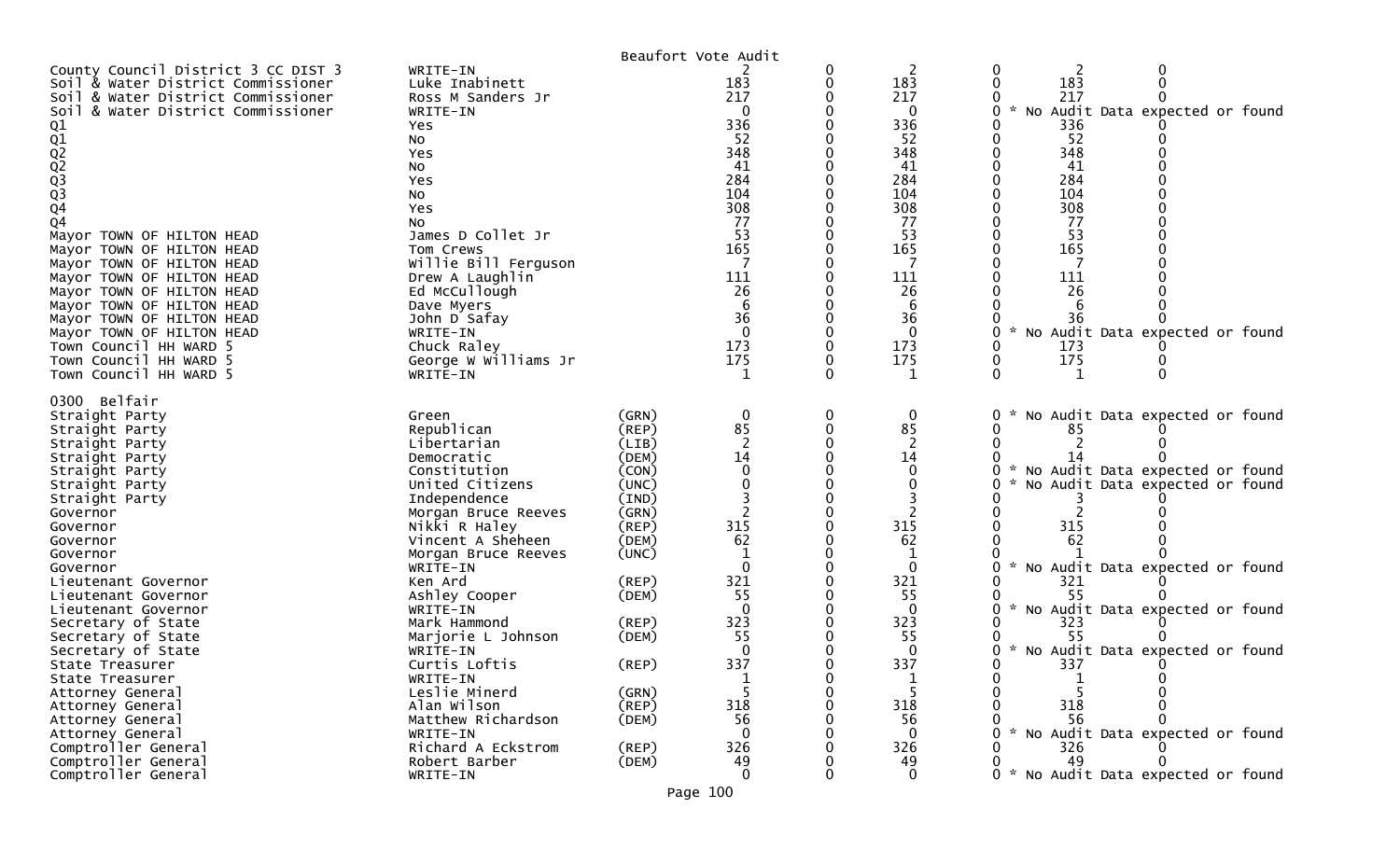Beaufort Vote Audit

| Contest | Candidate | Party | Votes | | | | | |
|---|---|---|---|---|---|---|---|---|
| County Council District 3 CC DIST 3 | WRITE-IN | | 2 | 0 | 2 | 0 | 2 | 0 |
| Soil & Water District Commissioner | Luke Inabinett | | 183 | 0 | 183 | 0 | 183 | 0 |
| Soil & Water District Commissioner | Ross M Sanders Jr | | 217 | 0 | 217 | 0 | 217 | 0 |
| Soil & Water District Commissioner | WRITE-IN | | 0 | 0 | 0 | 0 | * No Audit Data expected or found | |
| Q1 | Yes | | 336 | 0 | 336 | 0 | 336 | 0 |
| Q1 | No | | 52 | 0 | 52 | 0 | 52 | 0 |
| Q2 | Yes | | 348 | 0 | 348 | 0 | 348 | 0 |
| Q2 | No | | 41 | 0 | 41 | 0 | 41 | 0 |
| Q3 | Yes | | 284 | 0 | 284 | 0 | 284 | 0 |
| Q3 | No | | 104 | 0 | 104 | 0 | 104 | 0 |
| Q4 | Yes | | 308 | 0 | 308 | 0 | 308 | 0 |
| Q4 | No | | 77 | 0 | 77 | 0 | 77 | 0 |
| Mayor TOWN OF HILTON HEAD | James D Collet Jr | | 53 | 0 | 53 | 0 | 53 | 0 |
| Mayor TOWN OF HILTON HEAD | Tom Crews | | 165 | 0 | 165 | 0 | 165 | 0 |
| Mayor TOWN OF HILTON HEAD | Willie Bill Ferguson | | 7 | 0 | 7 | 0 | 7 | 0 |
| Mayor TOWN OF HILTON HEAD | Drew A Laughlin | | 111 | 0 | 111 | 0 | 111 | 0 |
| Mayor TOWN OF HILTON HEAD | Ed McCullough | | 26 | 0 | 26 | 0 | 26 | 0 |
| Mayor TOWN OF HILTON HEAD | Dave Myers | | 6 | 0 | 6 | 0 | 6 | 0 |
| Mayor TOWN OF HILTON HEAD | John D Safay | | 36 | 0 | 36 | 0 | 36 | 0 |
| Mayor TOWN OF HILTON HEAD | WRITE-IN | | 0 | 0 | 0 | 0 | * No Audit Data expected or found | |
| Town Council HH WARD 5 | Chuck Raley | | 173 | 0 | 173 | 0 | 173 | 0 |
| Town Council HH WARD 5 | George W Williams Jr | | 175 | 0 | 175 | 0 | 175 | 0 |
| Town Council HH WARD 5 | WRITE-IN | | 1 | 0 | 1 | 0 | 1 | 0 |

0300 Belfair

| Contest | Candidate | Party | Votes | | | | | |
|---|---|---|---|---|---|---|---|---|
| Straight Party | Green | (GRN) | 0 | 0 | 0 | 0 | * No Audit Data expected or found | |
| Straight Party | Republican | (REP) | 85 | 0 | 85 | 0 | 85 | 0 |
| Straight Party | Libertarian | (LIB) | 2 | 0 | 2 | 0 | 2 | 0 |
| Straight Party | Democratic | (DEM) | 14 | 0 | 14 | 0 | 14 | 0 |
| Straight Party | Constitution | (CON) | 0 | 0 | 0 | 0 | * No Audit Data expected or found | |
| Straight Party | United Citizens | (UNC) | 0 | 0 | 0 | 0 | * No Audit Data expected or found | |
| Straight Party | Independence | (IND) | 3 | 0 | 3 | 0 | 3 | 0 |
| Governor | Morgan Bruce Reeves | (GRN) | 2 | 0 | 2 | 0 | 2 | 0 |
| Governor | Nikki R Haley | (REP) | 315 | 0 | 315 | 0 | 315 | 0 |
| Governor | Vincent A Sheheen | (DEM) | 62 | 0 | 62 | 0 | 62 | 0 |
| Governor | Morgan Bruce Reeves | (UNC) | 1 | 0 | 1 | 0 | 1 | 0 |
| Governor | WRITE-IN | | 0 | 0 | 0 | 0 | * No Audit Data expected or found | |
| Lieutenant Governor | Ken Ard | (REP) | 321 | 0 | 321 | 0 | 321 | 0 |
| Lieutenant Governor | Ashley Cooper | (DEM) | 55 | 0 | 55 | 0 | 55 | 0 |
| Lieutenant Governor | WRITE-IN | | 0 | 0 | 0 | 0 | * No Audit Data expected or found | |
| Secretary of State | Mark Hammond | (REP) | 323 | 0 | 323 | 0 | 323 | 0 |
| Secretary of State | Marjorie L Johnson | (DEM) | 55 | 0 | 55 | 0 | 55 | 0 |
| Secretary of State | WRITE-IN | | 0 | 0 | 0 | 0 | * No Audit Data expected or found | |
| State Treasurer | Curtis Loftis | (REP) | 337 | 0 | 337 | 0 | 337 | 0 |
| State Treasurer | WRITE-IN | | 1 | 0 | 1 | 0 | 1 | 0 |
| Attorney General | Leslie Minerd | (GRN) | 5 | 0 | 5 | 0 | 5 | 0 |
| Attorney General | Alan Wilson | (REP) | 318 | 0 | 318 | 0 | 318 | 0 |
| Attorney General | Matthew Richardson | (DEM) | 56 | 0 | 56 | 0 | 56 | 0 |
| Attorney General | WRITE-IN | | 0 | 0 | 0 | 0 | * No Audit Data expected or found | |
| Comptroller General | Richard A Eckstrom | (REP) | 326 | 0 | 326 | 0 | 326 | 0 |
| Comptroller General | Robert Barber | (DEM) | 49 | 0 | 49 | 0 | 49 | 0 |
| Comptroller General | WRITE-IN | | 0 | 0 | 0 | 0 | * No Audit Data expected or found | |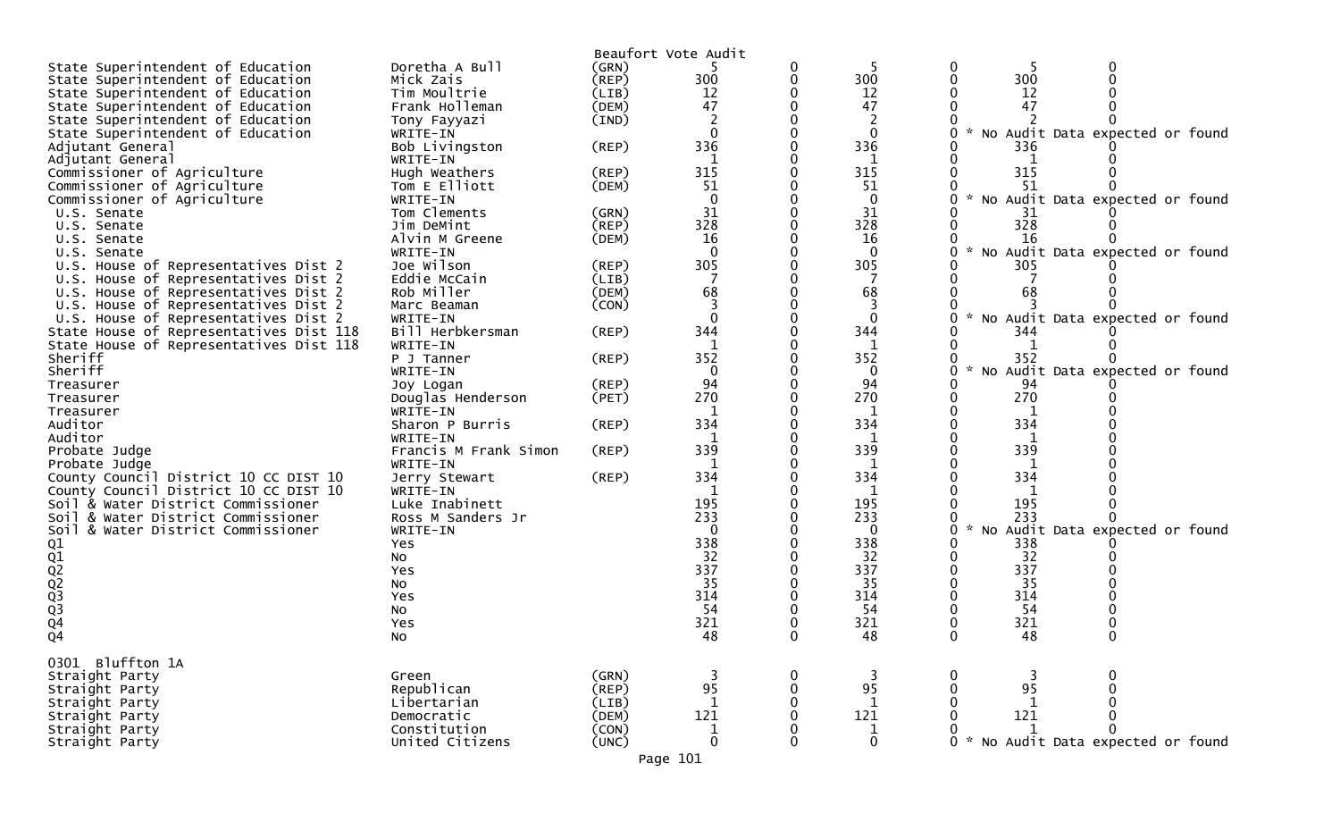Beaufort Vote Audit

| Contest | Candidate | Party | | | | | | |
|---|---|---|---|---|---|---|---|---|
| State Superintendent of Education | Doretha A Bull | (GRN) | 5 | 0 | 5 | 0 | 5 | 0 |
| State Superintendent of Education | Mick Zais | (REP) | 300 | 0 | 300 | 0 | 300 | 0 |
| State Superintendent of Education | Tim Moultrie | (LIB) | 12 | 0 | 12 | 0 | 12 | 0 |
| State Superintendent of Education | Frank Holleman | (DEM) | 47 | 0 | 47 | 0 | 47 | 0 |
| State Superintendent of Education | Tony Fayyazi | (IND) | 2 | 0 | 2 | 0 | 2 | 0 |
| State Superintendent of Education | WRITE-IN | | 0 | 0 | 0 | 0 | * No Audit Data expected or found | |
| Adjutant General | Bob Livingston | (REP) | 336 | 0 | 336 | 0 | 336 | 0 |
| Adjutant General | WRITE-IN | | 1 | 0 | 1 | 0 | 1 | 0 |
| Commissioner of Agriculture | Hugh Weathers | (REP) | 315 | 0 | 315 | 0 | 315 | 0 |
| Commissioner of Agriculture | Tom E Elliott | (DEM) | 51 | 0 | 51 | 0 | 51 | 0 |
| Commissioner of Agriculture | WRITE-IN | | 0 | 0 | 0 | 0 | * No Audit Data expected or found | |
| U.S. Senate | Tom Clements | (GRN) | 31 | 0 | 31 | 0 | 31 | 0 |
| U.S. Senate | Jim DeMint | (REP) | 328 | 0 | 328 | 0 | 328 | 0 |
| U.S. Senate | Alvin M Greene | (DEM) | 16 | 0 | 16 | 0 | 16 | 0 |
| U.S. Senate | WRITE-IN | | 0 | 0 | 0 | 0 | * No Audit Data expected or found | |
| U.S. House of Representatives Dist 2 | Joe Wilson | (REP) | 305 | 0 | 305 | 0 | 305 | 0 |
| U.S. House of Representatives Dist 2 | Eddie McCain | (LIB) | 7 | 0 | 7 | 0 | 7 | 0 |
| U.S. House of Representatives Dist 2 | Rob Miller | (DEM) | 68 | 0 | 68 | 0 | 68 | 0 |
| U.S. House of Representatives Dist 2 | Marc Beaman | (CON) | 3 | 0 | 3 | 0 | 3 | 0 |
| U.S. House of Representatives Dist 2 | WRITE-IN | | 0 | 0 | 0 | 0 | * No Audit Data expected or found | |
| State House of Representatives Dist 118 | Bill Herbkersman | (REP) | 344 | 0 | 344 | 0 | 344 | 0 |
| State House of Representatives Dist 118 | WRITE-IN | | 1 | 0 | 1 | 0 | 1 | 0 |
| Sheriff | P J Tanner | (REP) | 352 | 0 | 352 | 0 | 352 | 0 |
| Sheriff | WRITE-IN | | 0 | 0 | 0 | 0 | * No Audit Data expected or found | |
| Treasurer | Joy Logan | (REP) | 94 | 0 | 94 | 0 | 94 | 0 |
| Treasurer | Douglas Henderson | (PET) | 270 | 0 | 270 | 0 | 270 | 0 |
| Treasurer | WRITE-IN | | 1 | 0 | 1 | 0 | 1 | 0 |
| Auditor | Sharon P Burris | (REP) | 334 | 0 | 334 | 0 | 334 | 0 |
| Auditor | WRITE-IN | | 1 | 0 | 1 | 0 | 1 | 0 |
| Probate Judge | Francis M Frank Simon | (REP) | 339 | 0 | 339 | 0 | 339 | 0 |
| Probate Judge | WRITE-IN | | 1 | 0 | 1 | 0 | 1 | 0 |
| County Council District 10 CC DIST 10 | Jerry Stewart | (REP) | 334 | 0 | 334 | 0 | 334 | 0 |
| County Council District 10 CC DIST 10 | WRITE-IN | | 1 | 0 | 1 | 0 | 1 | 0 |
| Soil & Water District Commissioner | Luke Inabinett | | 195 | 0 | 195 | 0 | 195 | 0 |
| Soil & Water District Commissioner | Ross M Sanders Jr | | 233 | 0 | 233 | 0 | 233 | 0 |
| Soil & Water District Commissioner | WRITE-IN | | 0 | 0 | 0 | 0 | * No Audit Data expected or found | |
| Q1 | Yes | | 338 | 0 | 338 | 0 | 338 | 0 |
| Q1 | No | | 32 | 0 | 32 | 0 | 32 | 0 |
| Q2 | Yes | | 337 | 0 | 337 | 0 | 337 | 0 |
| Q2 | No | | 35 | 0 | 35 | 0 | 35 | 0 |
| Q3 | Yes | | 314 | 0 | 314 | 0 | 314 | 0 |
| Q3 | No | | 54 | 0 | 54 | 0 | 54 | 0 |
| Q4 | Yes | | 321 | 0 | 321 | 0 | 321 | 0 |
| Q4 | No | | 48 | 0 | 48 | 0 | 48 | 0 |

0301 Bluffton 1A

| Contest | Candidate | Party | | | | | | |
|---|---|---|---|---|---|---|---|---|
| Straight Party | Green | (GRN) | 3 | 0 | 3 | 0 | 3 | 0 |
| Straight Party | Republican | (REP) | 95 | 0 | 95 | 0 | 95 | 0 |
| Straight Party | Libertarian | (LIB) | 1 | 0 | 1 | 0 | 1 | 0 |
| Straight Party | Democratic | (DEM) | 121 | 0 | 121 | 0 | 121 | 0 |
| Straight Party | Constitution | (CON) | 1 | 0 | 1 | 0 | 1 | 0 |
| Straight Party | United Citizens | (UNC) | 0 | 0 | 0 | 0 | * No Audit Data expected or found | |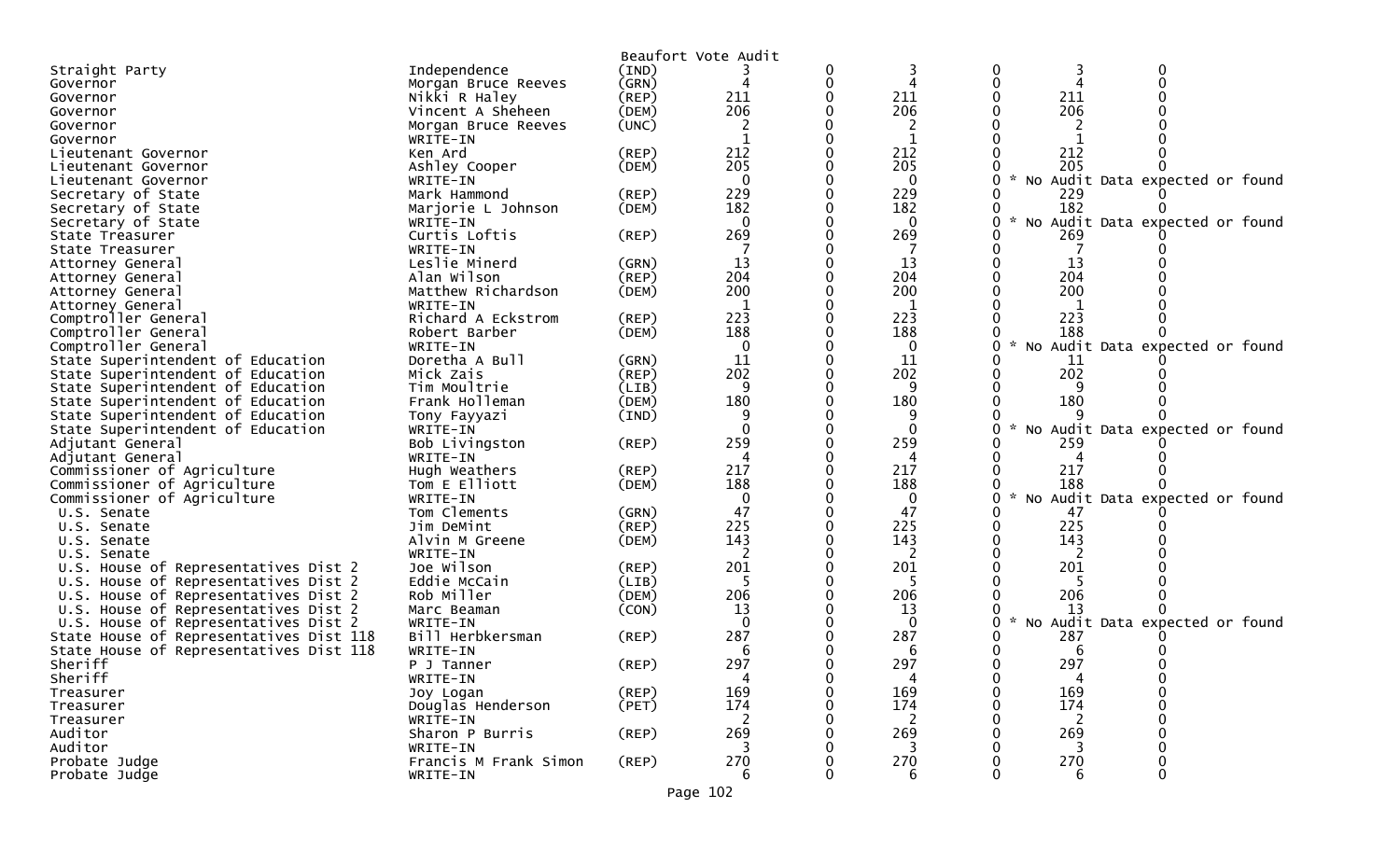Beaufort Vote Audit

| Contest | Candidate | Party | Votes | | | | | |
|---|---|---|---|---|---|---|---|---|
| Straight Party | Independence | (IND) | 3 | 0 | 3 | 0 | 3 | 0 |
| Governor | Morgan Bruce Reeves | (GRN) | 4 | 0 | 4 | 0 | 4 | 0 |
| Governor | Nikki R Haley | (REP) | 211 | 0 | 211 | 0 | 211 | 0 |
| Governor | Vincent A Sheheen | (DEM) | 206 | 0 | 206 | 0 | 206 | 0 |
| Governor | Morgan Bruce Reeves | (UNC) | 2 | 0 | 2 | 0 | 2 | 0 |
| Governor | WRITE-IN | | 1 | 0 | 1 | 0 | 1 | 0 |
| Lieutenant Governor | Ken Ard | (REP) | 212 | 0 | 212 | 0 | 212 | 0 |
| Lieutenant Governor | Ashley Cooper | (DEM) | 205 | 0 | 205 | 0 | 205 | 0 |
| Lieutenant Governor | WRITE-IN | | 0 | 0 | 0 | 0 | * No Audit Data expected or found | |
| Secretary of State | Mark Hammond | (REP) | 229 | 0 | 229 | 0 | 229 | 0 |
| Secretary of State | Marjorie L Johnson | (DEM) | 182 | 0 | 182 | 0 | 182 | 0 |
| Secretary of State | WRITE-IN | | 0 | 0 | 0 | 0 | * No Audit Data expected or found | |
| State Treasurer | Curtis Loftis | (REP) | 269 | 0 | 269 | 0 | 269 | 0 |
| State Treasurer | WRITE-IN | | 7 | 0 | 7 | 0 | 7 | 0 |
| Attorney General | Leslie Minerd | (GRN) | 13 | 0 | 13 | 0 | 13 | 0 |
| Attorney General | Alan Wilson | (REP) | 204 | 0 | 204 | 0 | 204 | 0 |
| Attorney General | Matthew Richardson | (DEM) | 200 | 0 | 200 | 0 | 200 | 0 |
| Attorney General | WRITE-IN | | 1 | 0 | 1 | 0 | 1 | 0 |
| Comptroller General | Richard A Eckstrom | (REP) | 223 | 0 | 223 | 0 | 223 | 0 |
| Comptroller General | Robert Barber | (DEM) | 188 | 0 | 188 | 0 | 188 | 0 |
| Comptroller General | WRITE-IN | | 0 | 0 | 0 | 0 | * No Audit Data expected or found | |
| State Superintendent of Education | Doretha A Bull | (GRN) | 11 | 0 | 11 | 0 | 11 | 0 |
| State Superintendent of Education | Mick Zais | (REP) | 202 | 0 | 202 | 0 | 202 | 0 |
| State Superintendent of Education | Tim Moultrie | (LIB) | 9 | 0 | 9 | 0 | 9 | 0 |
| State Superintendent of Education | Frank Holleman | (DEM) | 180 | 0 | 180 | 0 | 180 | 0 |
| State Superintendent of Education | Tony Fayyazi | (IND) | 9 | 0 | 9 | 0 | 9 | 0 |
| State Superintendent of Education | WRITE-IN | | 0 | 0 | 0 | 0 | * No Audit Data expected or found | |
| Adjutant General | Bob Livingston | (REP) | 259 | 0 | 259 | 0 | 259 | 0 |
| Adjutant General | WRITE-IN | | 4 | 0 | 4 | 0 | 4 | 0 |
| Commissioner of Agriculture | Hugh Weathers | (REP) | 217 | 0 | 217 | 0 | 217 | 0 |
| Commissioner of Agriculture | Tom E Elliott | (DEM) | 188 | 0 | 188 | 0 | 188 | 0 |
| Commissioner of Agriculture | WRITE-IN | | 0 | 0 | 0 | 0 | * No Audit Data expected or found | |
| U.S. Senate | Tom Clements | (GRN) | 47 | 0 | 47 | 0 | 47 | 0 |
| U.S. Senate | Jim DeMint | (REP) | 225 | 0 | 225 | 0 | 225 | 0 |
| U.S. Senate | Alvin M Greene | (DEM) | 143 | 0 | 143 | 0 | 143 | 0 |
| U.S. Senate | WRITE-IN | | 2 | 0 | 2 | 0 | 2 | 0 |
| U.S. House of Representatives Dist 2 | Joe Wilson | (REP) | 201 | 0 | 201 | 0 | 201 | 0 |
| U.S. House of Representatives Dist 2 | Eddie McCain | (LIB) | 5 | 0 | 5 | 0 | 5 | 0 |
| U.S. House of Representatives Dist 2 | Rob Miller | (DEM) | 206 | 0 | 206 | 0 | 206 | 0 |
| U.S. House of Representatives Dist 2 | Marc Beaman | (CON) | 13 | 0 | 13 | 0 | 13 | 0 |
| U.S. House of Representatives Dist 2 | WRITE-IN | | 0 | 0 | 0 | 0 | * No Audit Data expected or found | |
| State House of Representatives Dist 118 | Bill Herbkersman | (REP) | 287 | 0 | 287 | 0 | 287 | 0 |
| State House of Representatives Dist 118 | WRITE-IN | | 6 | 0 | 6 | 0 | 6 | 0 |
| Sheriff | P J Tanner | (REP) | 297 | 0 | 297 | 0 | 297 | 0 |
| Sheriff | WRITE-IN | | 4 | 0 | 4 | 0 | 4 | 0 |
| Treasurer | Joy Logan | (REP) | 169 | 0 | 169 | 0 | 169 | 0 |
| Treasurer | Douglas Henderson | (PET) | 174 | 0 | 174 | 0 | 174 | 0 |
| Treasurer | WRITE-IN | | 2 | 0 | 2 | 0 | 2 | 0 |
| Auditor | Sharon P Burris | (REP) | 269 | 0 | 269 | 0 | 269 | 0 |
| Auditor | WRITE-IN | | 3 | 0 | 3 | 0 | 3 | 0 |
| Probate Judge | Francis M Frank Simon | (REP) | 270 | 0 | 270 | 0 | 270 | 0 |
| Probate Judge | WRITE-IN | | 6 | 0 | 6 | 0 | 6 | 0 |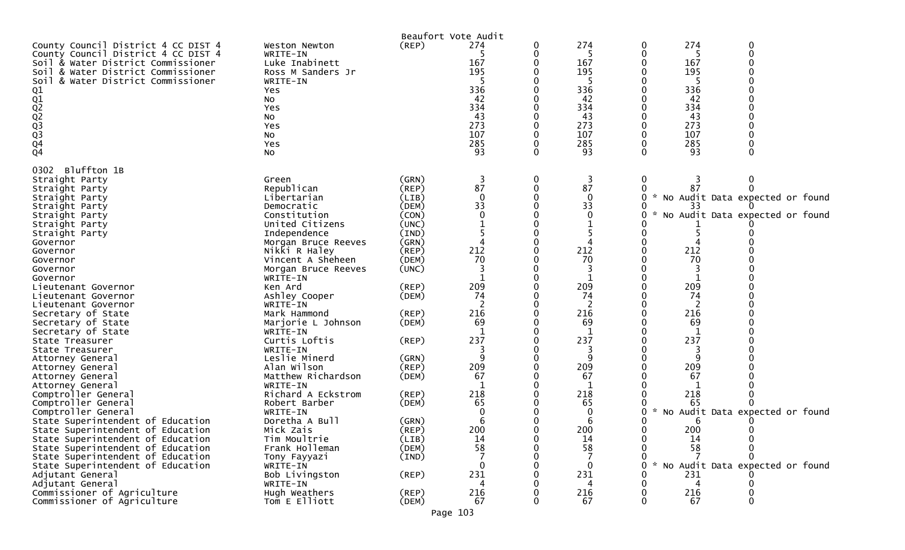Beaufort Vote Audit

| Contest | Candidate | Party | | | | | | |
|---|---|---|---|---|---|---|---|---|
| County Council District 4 CC DIST 4 | Weston Newton | (REP) | 274 | 0 | 274 | 0 | 274 | 0 |
| County Council District 4 CC DIST 4 | WRITE-IN | | 5 | 0 | 5 | 0 | 5 | 0 |
| Soil & Water District Commissioner | Luke Inabinett | | 167 | 0 | 167 | 0 | 167 | 0 |
| Soil & Water District Commissioner | Ross M Sanders Jr | | 195 | 0 | 195 | 0 | 195 | 0 |
| Soil & Water District Commissioner | WRITE-IN | | 5 | 0 | 5 | 0 | 5 | 0 |
| Q1 | Yes | | 336 | 0 | 336 | 0 | 336 | 0 |
| Q1 | No | | 42 | 0 | 42 | 0 | 42 | 0 |
| Q2 | Yes | | 334 | 0 | 334 | 0 | 334 | 0 |
| Q2 | No | | 43 | 0 | 43 | 0 | 43 | 0 |
| Q3 | Yes | | 273 | 0 | 273 | 0 | 273 | 0 |
| Q3 | No | | 107 | 0 | 107 | 0 | 107 | 0 |
| Q4 | Yes | | 285 | 0 | 285 | 0 | 285 | 0 |
| Q4 | No | | 93 | 0 | 93 | 0 | 93 | 0 |

0302 Bluffton 1B

| Contest | Candidate | Party | | | | | | |
|---|---|---|---|---|---|---|---|---|
| Straight Party | Green | (GRN) | 3 | 0 | 3 | 0 | 3 | 0 |
| Straight Party | Republican | (REP) | 87 | 0 | 87 | 0 | 87 | 0 |
| Straight Party | Libertarian | (LIB) | 0 | 0 | 0 | 0 * No Audit Data expected or found | | |
| Straight Party | Democratic | (DEM) | 33 | 0 | 33 | 0 | 33 | 0 |
| Straight Party | Constitution | (CON) | 0 | 0 | 0 | 0 * No Audit Data expected or found | | |
| Straight Party | United Citizens | (UNC) | 1 | 0 | 1 | 0 | 1 | 0 |
| Straight Party | Independence | (IND) | 5 | 0 | 5 | 0 | 5 | 0 |
| Governor | Morgan Bruce Reeves | (GRN) | 4 | 0 | 4 | 0 | 4 | 0 |
| Governor | Nikki R Haley | (REP) | 212 | 0 | 212 | 0 | 212 | 0 |
| Governor | Vincent A Sheheen | (DEM) | 70 | 0 | 70 | 0 | 70 | 0 |
| Governor | Morgan Bruce Reeves | (UNC) | 3 | 0 | 3 | 0 | 3 | 0 |
| Governor | WRITE-IN | | 1 | 0 | 1 | 0 | 1 | 0 |
| Lieutenant Governor | Ken Ard | (REP) | 209 | 0 | 209 | 0 | 209 | 0 |
| Lieutenant Governor | Ashley Cooper | (DEM) | 74 | 0 | 74 | 0 | 74 | 0 |
| Lieutenant Governor | WRITE-IN | | 2 | 0 | 2 | 0 | 2 | 0 |
| Secretary of State | Mark Hammond | (REP) | 216 | 0 | 216 | 0 | 216 | 0 |
| Secretary of State | Marjorie L Johnson | (DEM) | 69 | 0 | 69 | 0 | 69 | 0 |
| Secretary of State | WRITE-IN | | 1 | 0 | 1 | 0 | 1 | 0 |
| State Treasurer | Curtis Loftis | (REP) | 237 | 0 | 237 | 0 | 237 | 0 |
| State Treasurer | WRITE-IN | | 3 | 0 | 3 | 0 | 3 | 0 |
| Attorney General | Leslie Minerd | (GRN) | 9 | 0 | 9 | 0 | 9 | 0 |
| Attorney General | Alan Wilson | (REP) | 209 | 0 | 209 | 0 | 209 | 0 |
| Attorney General | Matthew Richardson | (DEM) | 67 | 0 | 67 | 0 | 67 | 0 |
| Attorney General | WRITE-IN | | 1 | 0 | 1 | 0 | 1 | 0 |
| Comptroller General | Richard A Eckstrom | (REP) | 218 | 0 | 218 | 0 | 218 | 0 |
| Comptroller General | Robert Barber | (DEM) | 65 | 0 | 65 | 0 | 65 | 0 |
| Comptroller General | WRITE-IN | | 0 | 0 | 0 | 0 * No Audit Data expected or found | | |
| State Superintendent of Education | Doretha A Bull | (GRN) | 6 | 0 | 6 | 0 | 6 | 0 |
| State Superintendent of Education | Mick Zais | (REP) | 200 | 0 | 200 | 0 | 200 | 0 |
| State Superintendent of Education | Tim Moultrie | (LIB) | 14 | 0 | 14 | 0 | 14 | 0 |
| State Superintendent of Education | Frank Holleman | (DEM) | 58 | 0 | 58 | 0 | 58 | 0 |
| State Superintendent of Education | Tony Fayyazi | (IND) | 7 | 0 | 7 | 0 | 7 | 0 |
| State Superintendent of Education | WRITE-IN | | 0 | 0 | 0 | 0 * No Audit Data expected or found | | |
| Adjutant General | Bob Livingston | (REP) | 231 | 0 | 231 | 0 | 231 | 0 |
| Adjutant General | WRITE-IN | | 4 | 0 | 4 | 0 | 4 | 0 |
| Commissioner of Agriculture | Hugh Weathers | (REP) | 216 | 0 | 216 | 0 | 216 | 0 |
| Commissioner of Agriculture | Tom E Elliott | (DEM) | 67 | 0 | 67 | 0 | 67 | 0 |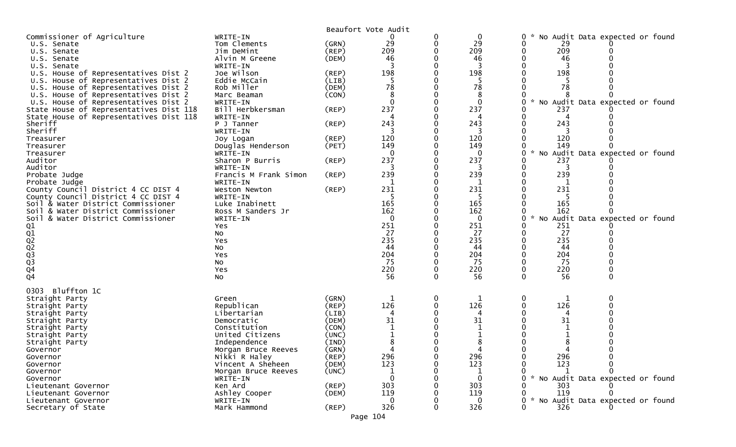Beaufort Vote Audit

| Contest | Candidate | Party | | | | | | |
|---|---|---|---|---|---|---|---|---|
| Commissioner of Agriculture | WRITE-IN | | 0 | 0 | 0 | 0 * No Audit Data expected or found | | |
| U.S. Senate | Tom Clements | (GRN) | 29 | 0 | 29 | 0 | 29 | 0 |
| U.S. Senate | Jim DeMint | (REP) | 209 | 0 | 209 | 0 | 209 | 0 |
| U.S. Senate | Alvin M Greene | (DEM) | 46 | 0 | 46 | 0 | 46 | 0 |
| U.S. Senate | WRITE-IN | | 3 | 0 | 3 | 0 | 3 | 0 |
| U.S. House of Representatives Dist 2 | Joe Wilson | (REP) | 198 | 0 | 198 | 0 | 198 | 0 |
| U.S. House of Representatives Dist 2 | Eddie McCain | (LIB) | 5 | 0 | 5 | 0 | 5 | 0 |
| U.S. House of Representatives Dist 2 | Rob Miller | (DEM) | 78 | 0 | 78 | 0 | 78 | 0 |
| U.S. House of Representatives Dist 2 | Marc Beaman | (CON) | 8 | 0 | 8 | 0 | 8 | 0 |
| U.S. House of Representatives Dist 2 | WRITE-IN | | 0 | 0 | 0 | 0 * No Audit Data expected or found | | |
| State House of Representatives Dist 118 | Bill Herbkersman | (REP) | 237 | 0 | 237 | 0 | 237 | 0 |
| State House of Representatives Dist 118 | WRITE-IN | | 4 | 0 | 4 | 0 | 4 | 0 |
| Sheriff | P J Tanner | (REP) | 243 | 0 | 243 | 0 | 243 | 0 |
| Sheriff | WRITE-IN | | 3 | 0 | 3 | 0 | 3 | 0 |
| Treasurer | Joy Logan | (REP) | 120 | 0 | 120 | 0 | 120 | 0 |
| Treasurer | Douglas Henderson | (PET) | 149 | 0 | 149 | 0 | 149 | 0 |
| Treasurer | WRITE-IN | | 0 | 0 | 0 | 0 * No Audit Data expected or found | | |
| Auditor | Sharon P Burris | (REP) | 237 | 0 | 237 | 0 | 237 | 0 |
| Auditor | WRITE-IN | | 3 | 0 | 3 | 0 | 3 | 0 |
| Probate Judge | Francis M Frank Simon | (REP) | 239 | 0 | 239 | 0 | 239 | 0 |
| Probate Judge | WRITE-IN | | 1 | 0 | 1 | 0 | 1 | 0 |
| County Council District 4 CC DIST 4 | Weston Newton | (REP) | 231 | 0 | 231 | 0 | 231 | 0 |
| County Council District 4 CC DIST 4 | WRITE-IN | | 5 | 0 | 5 | 0 | 5 | 0 |
| Soil & Water District Commissioner | Luke Inabinett | | 165 | 0 | 165 | 0 | 165 | 0 |
| Soil & Water District Commissioner | Ross M Sanders Jr | | 162 | 0 | 162 | 0 | 162 | 0 |
| Soil & Water District Commissioner | WRITE-IN | | 0 | 0 | 0 | 0 * No Audit Data expected or found | | |
| Q1 | Yes | | 251 | 0 | 251 | 0 | 251 | 0 |
| Q1 | No | | 27 | 0 | 27 | 0 | 27 | 0 |
| Q2 | Yes | | 235 | 0 | 235 | 0 | 235 | 0 |
| Q2 | No | | 44 | 0 | 44 | 0 | 44 | 0 |
| Q3 | Yes | | 204 | 0 | 204 | 0 | 204 | 0 |
| Q3 | No | | 75 | 0 | 75 | 0 | 75 | 0 |
| Q4 | Yes | | 220 | 0 | 220 | 0 | 220 | 0 |
| Q4 | No | | 56 | 0 | 56 | 0 | 56 | 0 |

0303 Bluffton 1C

| Contest | Candidate | Party | | | | | | |
|---|---|---|---|---|---|---|---|---|
| Straight Party | Green | (GRN) | 1 | 0 | 1 | 0 | 1 | 0 |
| Straight Party | Republican | (REP) | 126 | 0 | 126 | 0 | 126 | 0 |
| Straight Party | Libertarian | (LIB) | 4 | 0 | 4 | 0 | 4 | 0 |
| Straight Party | Democratic | (DEM) | 31 | 0 | 31 | 0 | 31 | 0 |
| Straight Party | Constitution | (CON) | 1 | 0 | 1 | 0 | 1 | 0 |
| Straight Party | United Citizens | (UNC) | 1 | 0 | 1 | 0 | 1 | 0 |
| Straight Party | Independence | (IND) | 8 | 0 | 8 | 0 | 8 | 0 |
| Governor | Morgan Bruce Reeves | (GRN) | 4 | 0 | 4 | 0 | 4 | 0 |
| Governor | Nikki R Haley | (REP) | 296 | 0 | 296 | 0 | 296 | 0 |
| Governor | Vincent A Sheheen | (DEM) | 123 | 0 | 123 | 0 | 123 | 0 |
| Governor | Morgan Bruce Reeves | (UNC) | 1 | 0 | 1 | 0 | 1 | 0 |
| Governor | WRITE-IN | | 0 | 0 | 0 | 0 * No Audit Data expected or found | | |
| Lieutenant Governor | Ken Ard | (REP) | 303 | 0 | 303 | 0 | 303 | 0 |
| Lieutenant Governor | Ashley Cooper | (DEM) | 119 | 0 | 119 | 0 | 119 | 0 |
| Lieutenant Governor | WRITE-IN | | 0 | 0 | 0 | 0 * No Audit Data expected or found | | |
| Secretary of State | Mark Hammond | (REP) | 326 | 0 | 326 | 0 | 326 | 0 |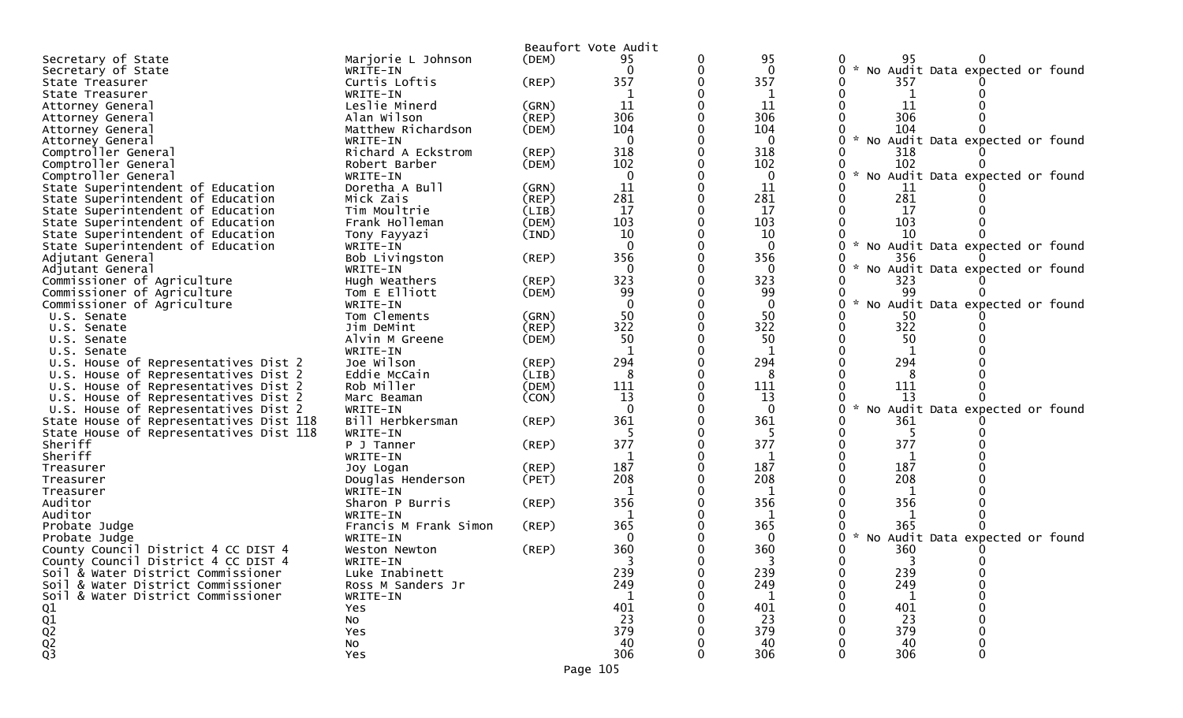Beaufort Vote Audit

| Contest | Candidate | Party | | | | | | |
|---|---|---|---|---|---|---|---|---|
| Secretary of State | Marjorie L Johnson | (DEM) | 95 | 0 | 95 | 0 | 95 | 0 |
| Secretary of State | WRITE-IN | | 0 | 0 | 0 | 0 | * No Audit Data expected or found | |
| State Treasurer | Curtis Loftis | (REP) | 357 | 0 | 357 | 0 | 357 | 0 |
| State Treasurer | WRITE-IN | | 1 | 0 | 1 | 0 | 1 | 0 |
| Attorney General | Leslie Minerd | (GRN) | 11 | 0 | 11 | 0 | 11 | 0 |
| Attorney General | Alan Wilson | (REP) | 306 | 0 | 306 | 0 | 306 | 0 |
| Attorney General | Matthew Richardson | (DEM) | 104 | 0 | 104 | 0 | 104 | 0 |
| Attorney General | WRITE-IN | | 0 | 0 | 0 | 0 | * No Audit Data expected or found | |
| Comptroller General | Richard A Eckstrom | (REP) | 318 | 0 | 318 | 0 | 318 | 0 |
| Comptroller General | Robert Barber | (DEM) | 102 | 0 | 102 | 0 | 102 | 0 |
| Comptroller General | WRITE-IN | | 0 | 0 | 0 | 0 | * No Audit Data expected or found | |
| State Superintendent of Education | Doretha A Bull | (GRN) | 11 | 0 | 11 | 0 | 11 | 0 |
| State Superintendent of Education | Mick Zais | (REP) | 281 | 0 | 281 | 0 | 281 | 0 |
| State Superintendent of Education | Tim Moultrie | (LIB) | 17 | 0 | 17 | 0 | 17 | 0 |
| State Superintendent of Education | Frank Holleman | (DEM) | 103 | 0 | 103 | 0 | 103 | 0 |
| State Superintendent of Education | Tony Fayyazi | (IND) | 10 | 0 | 10 | 0 | 10 | 0 |
| State Superintendent of Education | WRITE-IN | | 0 | 0 | 0 | 0 | * No Audit Data expected or found | |
| Adjutant General | Bob Livingston | (REP) | 356 | 0 | 356 | 0 | 356 | 0 |
| Adjutant General | WRITE-IN | | 0 | 0 | 0 | 0 | * No Audit Data expected or found | |
| Commissioner of Agriculture | Hugh Weathers | (REP) | 323 | 0 | 323 | 0 | 323 | 0 |
| Commissioner of Agriculture | Tom E Elliott | (DEM) | 99 | 0 | 99 | 0 | 99 | 0 |
| Commissioner of Agriculture | WRITE-IN | | 0 | 0 | 0 | 0 | * No Audit Data expected or found | |
| U.S. Senate | Tom Clements | (GRN) | 50 | 0 | 50 | 0 | 50 | 0 |
| U.S. Senate | Jim DeMint | (REP) | 322 | 0 | 322 | 0 | 322 | 0 |
| U.S. Senate | Alvin M Greene | (DEM) | 50 | 0 | 50 | 0 | 50 | 0 |
| U.S. Senate | WRITE-IN | | 1 | 0 | 1 | 0 | 1 | 0 |
| U.S. House of Representatives Dist 2 | Joe Wilson | (REP) | 294 | 0 | 294 | 0 | 294 | 0 |
| U.S. House of Representatives Dist 2 | Eddie McCain | (LIB) | 8 | 0 | 8 | 0 | 8 | 0 |
| U.S. House of Representatives Dist 2 | Rob Miller | (DEM) | 111 | 0 | 111 | 0 | 111 | 0 |
| U.S. House of Representatives Dist 2 | Marc Beaman | (CON) | 13 | 0 | 13 | 0 | 13 | 0 |
| U.S. House of Representatives Dist 2 | WRITE-IN | | 0 | 0 | 0 | 0 | * No Audit Data expected or found | |
| State House of Representatives Dist 118 | Bill Herbkersman | (REP) | 361 | 0 | 361 | 0 | 361 | 0 |
| State House of Representatives Dist 118 | WRITE-IN | | 5 | 0 | 5 | 0 | 5 | 0 |
| Sheriff | P J Tanner | (REP) | 377 | 0 | 377 | 0 | 377 | 0 |
| Sheriff | WRITE-IN | | 1 | 0 | 1 | 0 | 1 | 0 |
| Treasurer | Joy Logan | (REP) | 187 | 0 | 187 | 0 | 187 | 0 |
| Treasurer | Douglas Henderson | (PET) | 208 | 0 | 208 | 0 | 208 | 0 |
| Treasurer | WRITE-IN | | 1 | 0 | 1 | 0 | 1 | 0 |
| Auditor | Sharon P Burris | (REP) | 356 | 0 | 356 | 0 | 356 | 0 |
| Auditor | WRITE-IN | | 1 | 0 | 1 | 0 | 1 | 0 |
| Probate Judge | Francis M Frank Simon | (REP) | 365 | 0 | 365 | 0 | 365 | 0 |
| Probate Judge | WRITE-IN | | 0 | 0 | 0 | 0 | * No Audit Data expected or found | |
| County Council District 4 CC DIST 4 | Weston Newton | (REP) | 360 | 0 | 360 | 0 | 360 | 0 |
| County Council District 4 CC DIST 4 | WRITE-IN | | 3 | 0 | 3 | 0 | 3 | 0 |
| Soil & Water District Commissioner | Luke Inabinett | | 239 | 0 | 239 | 0 | 239 | 0 |
| Soil & Water District Commissioner | Ross M Sanders Jr | | 249 | 0 | 249 | 0 | 249 | 0 |
| Soil & Water District Commissioner | WRITE-IN | | 1 | 0 | 1 | 0 | 1 | 0 |
| Q1 | Yes | | 401 | 0 | 401 | 0 | 401 | 0 |
| Q1 | No | | 23 | 0 | 23 | 0 | 23 | 0 |
| Q2 | Yes | | 379 | 0 | 379 | 0 | 379 | 0 |
| Q2 | No | | 40 | 0 | 40 | 0 | 40 | 0 |
| Q3 | Yes | | 306 | 0 | 306 | 0 | 306 | 0 |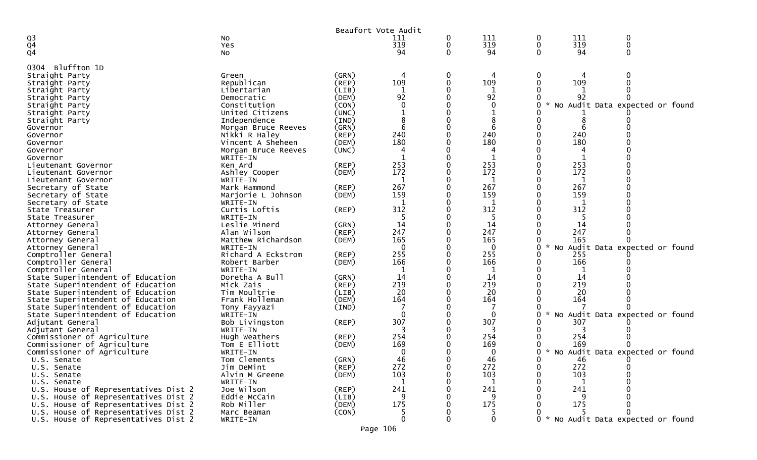Beaufort Vote Audit

| | | | | | | | | |
|---|---|---|---|---|---|---|---|---|
| Q3 | No | | 111 | 0 | 111 | 0 | 111 | 0 |
| Q4 | Yes | | 319 | 0 | 319 | 0 | 319 | 0 |
| Q4 | No | | 94 | 0 | 94 | 0 | 94 | 0 |

0304 Bluffton 1D

| | | | | | | | | |
|---|---|---|---|---|---|---|---|---|
| Straight Party | Green | (GRN) | 4 | 0 | 4 | 0 | 4 | 0 |
| Straight Party | Republican | (REP) | 109 | 0 | 109 | 0 | 109 | 0 |
| Straight Party | Libertarian | (LIB) | 1 | 0 | 1 | 0 | 1 | 0 |
| Straight Party | Democratic | (DEM) | 92 | 0 | 92 | 0 | 92 | 0 |
| Straight Party | Constitution | (CON) | 0 | 0 | 0 | 0 | * No Audit Data expected or found | |
| Straight Party | United Citizens | (UNC) | 1 | 0 | 1 | 0 | 1 | 0 |
| Straight Party | Independence | (IND) | 8 | 0 | 8 | 0 | 8 | 0 |
| Governor | Morgan Bruce Reeves | (GRN) | 6 | 0 | 6 | 0 | 6 | 0 |
| Governor | Nikki R Haley | (REP) | 240 | 0 | 240 | 0 | 240 | 0 |
| Governor | Vincent A Sheheen | (DEM) | 180 | 0 | 180 | 0 | 180 | 0 |
| Governor | Morgan Bruce Reeves | (UNC) | 4 | 0 | 4 | 0 | 4 | 0 |
| Governor | WRITE-IN | | 1 | 0 | 1 | 0 | 1 | 0 |
| Lieutenant Governor | Ken Ard | (REP) | 253 | 0 | 253 | 0 | 253 | 0 |
| Lieutenant Governor | Ashley Cooper | (DEM) | 172 | 0 | 172 | 0 | 172 | 0 |
| Lieutenant Governor | WRITE-IN | | 1 | 0 | 1 | 0 | 1 | 0 |
| Secretary of State | Mark Hammond | (REP) | 267 | 0 | 267 | 0 | 267 | 0 |
| Secretary of State | Marjorie L Johnson | (DEM) | 159 | 0 | 159 | 0 | 159 | 0 |
| Secretary of State | WRITE-IN | | 1 | 0 | 1 | 0 | 1 | 0 |
| State Treasurer | Curtis Loftis | (REP) | 312 | 0 | 312 | 0 | 312 | 0 |
| State Treasurer | WRITE-IN | | 5 | 0 | 5 | 0 | 5 | 0 |
| Attorney General | Leslie Minerd | (GRN) | 14 | 0 | 14 | 0 | 14 | 0 |
| Attorney General | Alan Wilson | (REP) | 247 | 0 | 247 | 0 | 247 | 0 |
| Attorney General | Matthew Richardson | (DEM) | 165 | 0 | 165 | 0 | 165 | 0 |
| Attorney General | WRITE-IN | | 0 | 0 | 0 | 0 | * No Audit Data expected or found | |
| Comptroller General | Richard A Eckstrom | (REP) | 255 | 0 | 255 | 0 | 255 | 0 |
| Comptroller General | Robert Barber | (DEM) | 166 | 0 | 166 | 0 | 166 | 0 |
| Comptroller General | WRITE-IN | | 1 | 0 | 1 | 0 | 1 | 0 |
| State Superintendent of Education | Doretha A Bull | (GRN) | 14 | 0 | 14 | 0 | 14 | 0 |
| State Superintendent of Education | Mick Zais | (REP) | 219 | 0 | 219 | 0 | 219 | 0 |
| State Superintendent of Education | Tim Moultrie | (LIB) | 20 | 0 | 20 | 0 | 20 | 0 |
| State Superintendent of Education | Frank Holleman | (DEM) | 164 | 0 | 164 | 0 | 164 | 0 |
| State Superintendent of Education | Tony Fayyazi | (IND) | 7 | 0 | 7 | 0 | 7 | 0 |
| State Superintendent of Education | WRITE-IN | | 0 | 0 | 0 | 0 | * No Audit Data expected or found | |
| Adjutant General | Bob Livingston | (REP) | 307 | 0 | 307 | 0 | 307 | 0 |
| Adjutant General | WRITE-IN | | 3 | 0 | 3 | 0 | 3 | 0 |
| Commissioner of Agriculture | Hugh Weathers | (REP) | 254 | 0 | 254 | 0 | 254 | 0 |
| Commissioner of Agriculture | Tom E Elliott | (DEM) | 169 | 0 | 169 | 0 | 169 | 0 |
| Commissioner of Agriculture | WRITE-IN | | 0 | 0 | 0 | 0 | * No Audit Data expected or found | |
| U.S. Senate | Tom Clements | (GRN) | 46 | 0 | 46 | 0 | 46 | 0 |
| U.S. Senate | Jim DeMint | (REP) | 272 | 0 | 272 | 0 | 272 | 0 |
| U.S. Senate | Alvin M Greene | (DEM) | 103 | 0 | 103 | 0 | 103 | 0 |
| U.S. Senate | WRITE-IN | | 1 | 0 | 1 | 0 | 1 | 0 |
| U.S. House of Representatives Dist 2 | Joe Wilson | (REP) | 241 | 0 | 241 | 0 | 241 | 0 |
| U.S. House of Representatives Dist 2 | Eddie McCain | (LIB) | 9 | 0 | 9 | 0 | 9 | 0 |
| U.S. House of Representatives Dist 2 | Rob Miller | (DEM) | 175 | 0 | 175 | 0 | 175 | 0 |
| U.S. House of Representatives Dist 2 | Marc Beaman | (CON) | 5 | 0 | 5 | 0 | 5 | 0 |
| U.S. House of Representatives Dist 2 | WRITE-IN | | 0 | 0 | 0 | 0 | * No Audit Data expected or found | |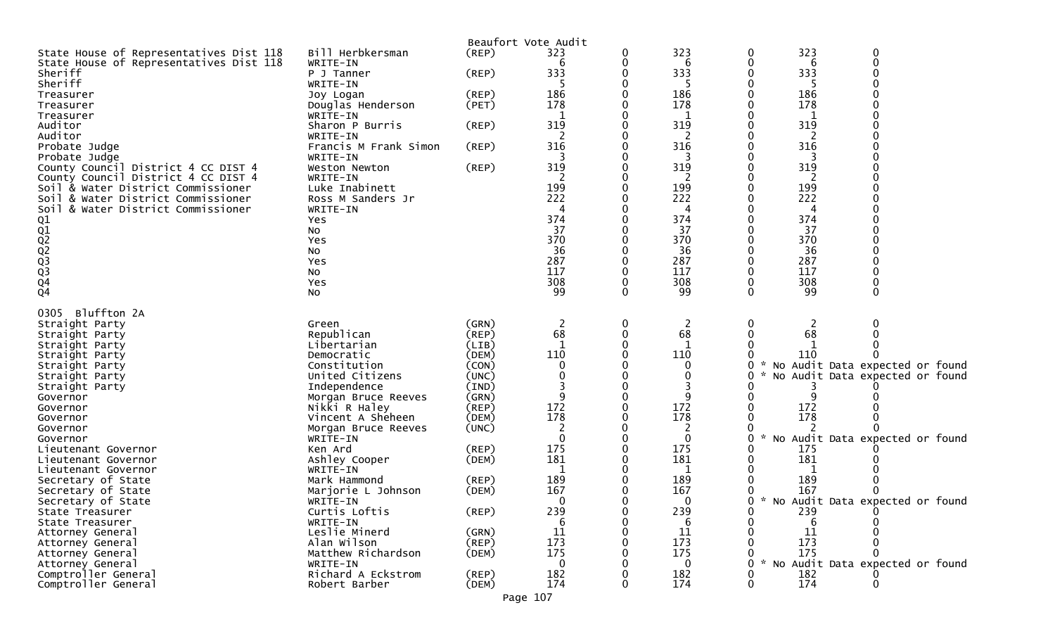Beaufort Vote Audit

| | | | | | | | | |
|---|---|---|---|---|---|---|---|---|
| State House of Representatives Dist 118 | Bill Herbkersman | (REP) | 323 | 0 | 323 | 0 | 323 | 0 |
| State House of Representatives Dist 118 | WRITE-IN | | 6 | 0 | 6 | 0 | 6 | 0 |
| Sheriff | P J Tanner | (REP) | 333 | 0 | 333 | 0 | 333 | 0 |
| Sheriff | WRITE-IN | | 5 | 0 | 5 | 0 | 5 | 0 |
| Treasurer | Joy Logan | (REP) | 186 | 0 | 186 | 0 | 186 | 0 |
| Treasurer | Douglas Henderson | (PET) | 178 | 0 | 178 | 0 | 178 | 0 |
| Treasurer | WRITE-IN | | 1 | 0 | 1 | 0 | 1 | 0 |
| Auditor | Sharon P Burris | (REP) | 319 | 0 | 319 | 0 | 319 | 0 |
| Auditor | WRITE-IN | | 2 | 0 | 2 | 0 | 2 | 0 |
| Probate Judge | Francis M Frank Simon | (REP) | 316 | 0 | 316 | 0 | 316 | 0 |
| Probate Judge | WRITE-IN | | 3 | 0 | 3 | 0 | 3 | 0 |
| County Council District 4 CC DIST 4 | Weston Newton | (REP) | 319 | 0 | 319 | 0 | 319 | 0 |
| County Council District 4 CC DIST 4 | WRITE-IN | | 2 | 0 | 2 | 0 | 2 | 0 |
| Soil & Water District Commissioner | Luke Inabinett | | 199 | 0 | 199 | 0 | 199 | 0 |
| Soil & Water District Commissioner | Ross M Sanders Jr | | 222 | 0 | 222 | 0 | 222 | 0 |
| Soil & Water District Commissioner | WRITE-IN | | 4 | 0 | 4 | 0 | 4 | 0 |
| Q1 | Yes | | 374 | 0 | 374 | 0 | 374 | 0 |
| Q1 | No | | 37 | 0 | 37 | 0 | 37 | 0 |
| Q2 | Yes | | 370 | 0 | 370 | 0 | 370 | 0 |
| Q2 | No | | 36 | 0 | 36 | 0 | 36 | 0 |
| Q3 | Yes | | 287 | 0 | 287 | 0 | 287 | 0 |
| Q3 | No | | 117 | 0 | 117 | 0 | 117 | 0 |
| Q4 | Yes | | 308 | 0 | 308 | 0 | 308 | 0 |
| Q4 | No | | 99 | 0 | 99 | 0 | 99 | 0 |

0305 Bluffton 2A

| | | | | | | | | |
|---|---|---|---|---|---|---|---|---|
| Straight Party | Green | (GRN) | 2 | 0 | 2 | 0 | 2 | 0 |
| Straight Party | Republican | (REP) | 68 | 0 | 68 | 0 | 68 | 0 |
| Straight Party | Libertarian | (LIB) | 1 | 0 | 1 | 0 | 1 | 0 |
| Straight Party | Democratic | (DEM) | 110 | 0 | 110 | 0 | 110 | 0 |
| Straight Party | Constitution | (CON) | 0 | 0 | 0 | 0 | * No Audit Data expected or found | |
| Straight Party | United Citizens | (UNC) | 0 | 0 | 0 | 0 | * No Audit Data expected or found | |
| Straight Party | Independence | (IND) | 3 | 0 | 3 | 0 | 3 | 0 |
| Governor | Morgan Bruce Reeves | (GRN) | 9 | 0 | 9 | 0 | 9 | 0 |
| Governor | Nikki R Haley | (REP) | 172 | 0 | 172 | 0 | 172 | 0 |
| Governor | Vincent A Sheheen | (DEM) | 178 | 0 | 178 | 0 | 178 | 0 |
| Governor | Morgan Bruce Reeves | (UNC) | 2 | 0 | 2 | 0 | 2 | 0 |
| Governor | WRITE-IN | | 0 | 0 | 0 | 0 | * No Audit Data expected or found | |
| Lieutenant Governor | Ken Ard | (REP) | 175 | 0 | 175 | 0 | 175 | 0 |
| Lieutenant Governor | Ashley Cooper | (DEM) | 181 | 0 | 181 | 0 | 181 | 0 |
| Lieutenant Governor | WRITE-IN | | 1 | 0 | 1 | 0 | 1 | 0 |
| Secretary of State | Mark Hammond | (REP) | 189 | 0 | 189 | 0 | 189 | 0 |
| Secretary of State | Marjorie L Johnson | (DEM) | 167 | 0 | 167 | 0 | 167 | 0 |
| Secretary of State | WRITE-IN | | 0 | 0 | 0 | 0 | * No Audit Data expected or found | |
| State Treasurer | Curtis Loftis | (REP) | 239 | 0 | 239 | 0 | 239 | 0 |
| State Treasurer | WRITE-IN | | 6 | 0 | 6 | 0 | 6 | 0 |
| Attorney General | Leslie Minerd | (GRN) | 11 | 0 | 11 | 0 | 11 | 0 |
| Attorney General | Alan Wilson | (REP) | 173 | 0 | 173 | 0 | 173 | 0 |
| Attorney General | Matthew Richardson | (DEM) | 175 | 0 | 175 | 0 | 175 | 0 |
| Attorney General | WRITE-IN | | 0 | 0 | 0 | 0 | * No Audit Data expected or found | |
| Comptroller General | Richard A Eckstrom | (REP) | 182 | 0 | 182 | 0 | 182 | 0 |
| Comptroller General | Robert Barber | (DEM) | 174 | 0 | 174 | 0 | 174 | 0 |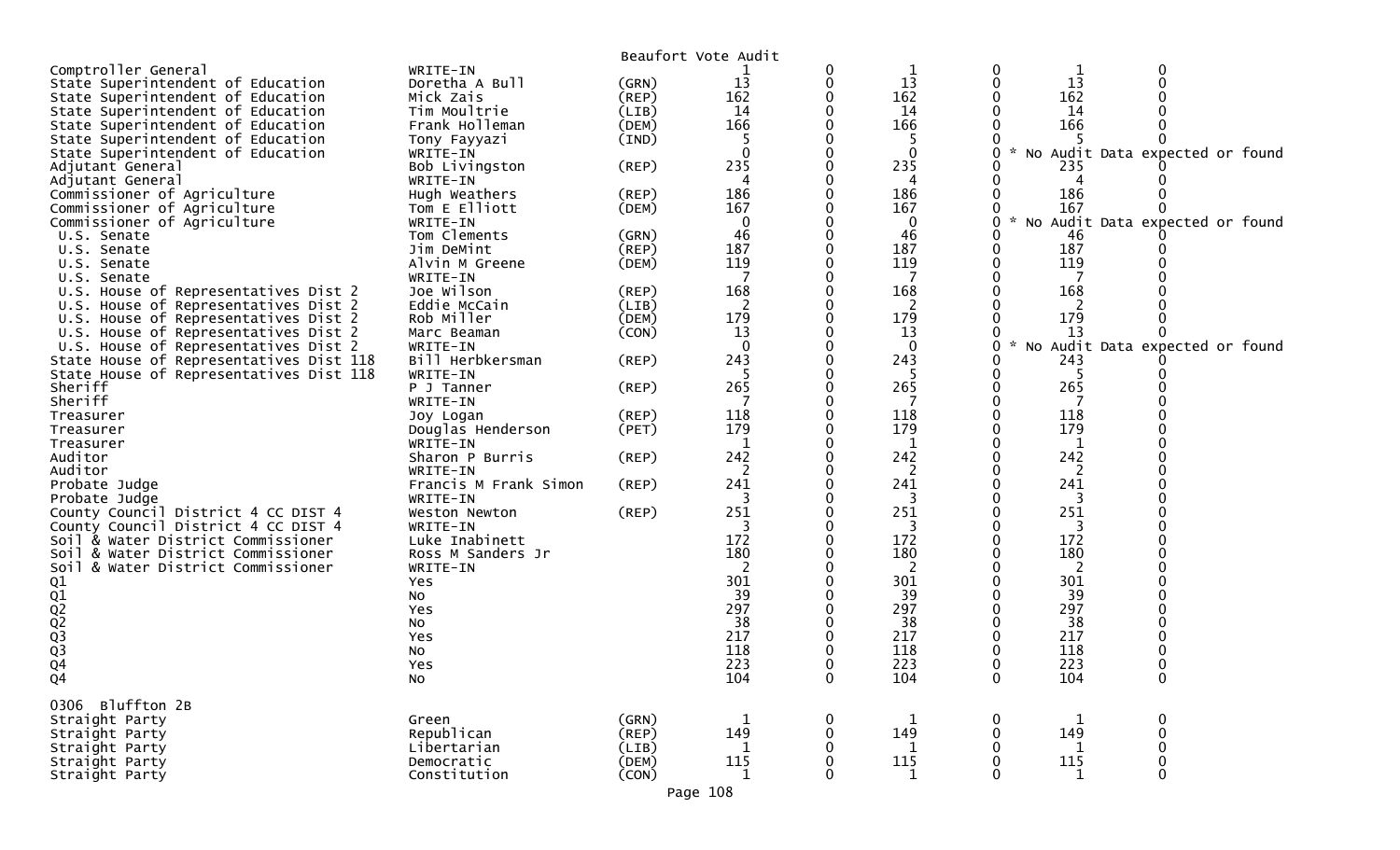Beaufort Vote Audit

| Contest | Candidate | Party | | | | | | |
|---|---|---|---|---|---|---|---|---|
| Comptroller General | WRITE-IN | | 1 | 0 | 1 | 0 | 1 | 0 |
| State Superintendent of Education | Doretha A Bull | (GRN) | 13 | 0 | 13 | 0 | 13 | 0 |
| State Superintendent of Education | Mick Zais | (REP) | 162 | 0 | 162 | 0 | 162 | 0 |
| State Superintendent of Education | Tim Moultrie | (LIB) | 14 | 0 | 14 | 0 | 14 | 0 |
| State Superintendent of Education | Frank Holleman | (DEM) | 166 | 0 | 166 | 0 | 166 | 0 |
| State Superintendent of Education | Tony Fayyazi | (IND) | 5 | 0 | 5 | 0 | 5 | 0 |
| State Superintendent of Education | WRITE-IN | | 0 | 0 | 0 | 0 | * No Audit Data expected or found | |
| Adjutant General | Bob Livingston | (REP) | 235 | 0 | 235 | 0 | 235 | 0 |
| Adjutant General | WRITE-IN | | 4 | 0 | 4 | 0 | 4 | 0 |
| Commissioner of Agriculture | Hugh Weathers | (REP) | 186 | 0 | 186 | 0 | 186 | 0 |
| Commissioner of Agriculture | Tom E Elliott | (DEM) | 167 | 0 | 167 | 0 | 167 | 0 |
| Commissioner of Agriculture | WRITE-IN | | 0 | 0 | 0 | 0 | * No Audit Data expected or found | |
| U.S. Senate | Tom Clements | (GRN) | 46 | 0 | 46 | 0 | 46 | 0 |
| U.S. Senate | Jim DeMint | (REP) | 187 | 0 | 187 | 0 | 187 | 0 |
| U.S. Senate | Alvin M Greene | (DEM) | 119 | 0 | 119 | 0 | 119 | 0 |
| U.S. Senate | WRITE-IN | | 7 | 0 | 7 | 0 | 7 | 0 |
| U.S. House of Representatives Dist 2 | Joe Wilson | (REP) | 168 | 0 | 168 | 0 | 168 | 0 |
| U.S. House of Representatives Dist 2 | Eddie McCain | (LIB) | 2 | 0 | 2 | 0 | 2 | 0 |
| U.S. House of Representatives Dist 2 | Rob Miller | (DEM) | 179 | 0 | 179 | 0 | 179 | 0 |
| U.S. House of Representatives Dist 2 | Marc Beaman | (CON) | 13 | 0 | 13 | 0 | 13 | 0 |
| U.S. House of Representatives Dist 2 | WRITE-IN | | 0 | 0 | 0 | 0 | * No Audit Data expected or found | |
| State House of Representatives Dist 118 | Bill Herbkersman | (REP) | 243 | 0 | 243 | 0 | 243 | 0 |
| State House of Representatives Dist 118 | WRITE-IN | | 5 | 0 | 5 | 0 | 5 | 0 |
| Sheriff | P J Tanner | (REP) | 265 | 0 | 265 | 0 | 265 | 0 |
| Sheriff | WRITE-IN | | 7 | 0 | 7 | 0 | 7 | 0 |
| Treasurer | Joy Logan | (REP) | 118 | 0 | 118 | 0 | 118 | 0 |
| Treasurer | Douglas Henderson | (PET) | 179 | 0 | 179 | 0 | 179 | 0 |
| Treasurer | WRITE-IN | | 1 | 0 | 1 | 0 | 1 | 0 |
| Auditor | Sharon P Burris | (REP) | 242 | 0 | 242 | 0 | 242 | 0 |
| Auditor | WRITE-IN | | 2 | 0 | 2 | 0 | 2 | 0 |
| Probate Judge | Francis M Frank Simon | (REP) | 241 | 0 | 241 | 0 | 241 | 0 |
| Probate Judge | WRITE-IN | | 3 | 0 | 3 | 0 | 3 | 0 |
| County Council District 4 CC DIST 4 | Weston Newton | (REP) | 251 | 0 | 251 | 0 | 251 | 0 |
| County Council District 4 CC DIST 4 | WRITE-IN | | 3 | 0 | 3 | 0 | 3 | 0 |
| Soil & Water District Commissioner | Luke Inabinett | | 172 | 0 | 172 | 0 | 172 | 0 |
| Soil & Water District Commissioner | Ross M Sanders Jr | | 180 | 0 | 180 | 0 | 180 | 0 |
| Soil & Water District Commissioner | WRITE-IN | | 2 | 0 | 2 | 0 | 2 | 0 |
| Q1 | Yes | | 301 | 0 | 301 | 0 | 301 | 0 |
| Q1 | No | | 39 | 0 | 39 | 0 | 39 | 0 |
| Q2 | Yes | | 297 | 0 | 297 | 0 | 297 | 0 |
| Q2 | No | | 38 | 0 | 38 | 0 | 38 | 0 |
| Q3 | Yes | | 217 | 0 | 217 | 0 | 217 | 0 |
| Q3 | No | | 118 | 0 | 118 | 0 | 118 | 0 |
| Q4 | Yes | | 223 | 0 | 223 | 0 | 223 | 0 |
| Q4 | No | | 104 | 0 | 104 | 0 | 104 | 0 |

0306 Bluffton 2B

| Contest | Candidate | Party | | | | | | |
|---|---|---|---|---|---|---|---|---|
| Straight Party | Green | (GRN) | 1 | 0 | 1 | 0 | 1 | 0 |
| Straight Party | Republican | (REP) | 149 | 0 | 149 | 0 | 149 | 0 |
| Straight Party | Libertarian | (LIB) | 1 | 0 | 1 | 0 | 1 | 0 |
| Straight Party | Democratic | (DEM) | 115 | 0 | 115 | 0 | 115 | 0 |
| Straight Party | Constitution | (CON) | 1 | 0 | 1 | 0 | 1 | 0 |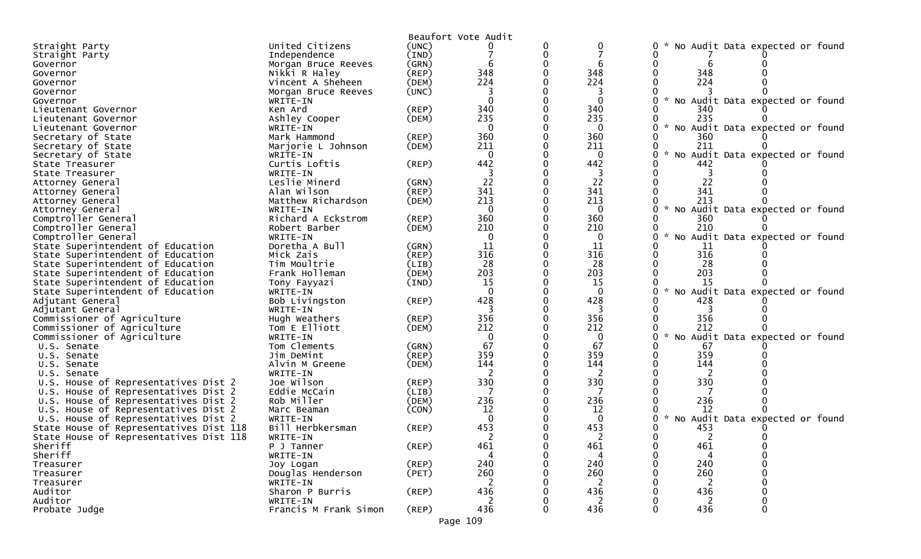Beaufort Vote Audit

| Office | Candidate | Party | | | | | | | |
|---|---|---|---|---|---|---|---|---|---|
| Straight Party | United Citizens | (UNC) | 0 | 0 | 0 | 0 | * No Audit Data expected or found | | |
| Straight Party | Independence | (IND) | 7 | 0 | 7 | 0 | | 7 | 0 |
| Governor | Morgan Bruce Reeves | (GRN) | 6 | 0 | 6 | 0 | | 6 | 0 |
| Governor | Nikki R Haley | (REP) | 348 | 0 | 348 | 0 | | 348 | 0 |
| Governor | Vincent A Sheheen | (DEM) | 224 | 0 | 224 | 0 | | 224 | 0 |
| Governor | Morgan Bruce Reeves | (UNC) | 3 | 0 | 3 | 0 | | 3 | 0 |
| Governor | WRITE-IN | | 0 | 0 | 0 | 0 | * No Audit Data expected or found | | |
| Lieutenant Governor | Ken Ard | (REP) | 340 | 0 | 340 | 0 | | 340 | 0 |
| Lieutenant Governor | Ashley Cooper | (DEM) | 235 | 0 | 235 | 0 | | 235 | 0 |
| Lieutenant Governor | WRITE-IN | | 0 | 0 | 0 | 0 | * No Audit Data expected or found | | |
| Secretary of State | Mark Hammond | (REP) | 360 | 0 | 360 | 0 | | 360 | 0 |
| Secretary of State | Marjorie L Johnson | (DEM) | 211 | 0 | 211 | 0 | | 211 | 0 |
| Secretary of State | WRITE-IN | | 0 | 0 | 0 | 0 | * No Audit Data expected or found | | |
| State Treasurer | Curtis Loftis | (REP) | 442 | 0 | 442 | 0 | | 442 | 0 |
| State Treasurer | WRITE-IN | | 3 | 0 | 3 | 0 | | 3 | 0 |
| Attorney General | Leslie Minerd | (GRN) | 22 | 0 | 22 | 0 | | 22 | 0 |
| Attorney General | Alan Wilson | (REP) | 341 | 0 | 341 | 0 | | 341 | 0 |
| Attorney General | Matthew Richardson | (DEM) | 213 | 0 | 213 | 0 | | 213 | 0 |
| Attorney General | WRITE-IN | | 0 | 0 | 0 | 0 | * No Audit Data expected or found | | |
| Comptroller General | Richard A Eckstrom | (REP) | 360 | 0 | 360 | 0 | | 360 | 0 |
| Comptroller General | Robert Barber | (DEM) | 210 | 0 | 210 | 0 | | 210 | 0 |
| Comptroller General | WRITE-IN | | 0 | 0 | 0 | 0 | * No Audit Data expected or found | | |
| State Superintendent of Education | Doretha A Bull | (GRN) | 11 | 0 | 11 | 0 | | 11 | 0 |
| State Superintendent of Education | Mick Zais | (REP) | 316 | 0 | 316 | 0 | | 316 | 0 |
| State Superintendent of Education | Tim Moultrie | (LIB) | 28 | 0 | 28 | 0 | | 28 | 0 |
| State Superintendent of Education | Frank Holleman | (DEM) | 203 | 0 | 203 | 0 | | 203 | 0 |
| State Superintendent of Education | Tony Fayyazi | (IND) | 15 | 0 | 15 | 0 | | 15 | 0 |
| State Superintendent of Education | WRITE-IN | | 0 | 0 | 0 | 0 | * No Audit Data expected or found | | |
| Adjutant General | Bob Livingston | (REP) | 428 | 0 | 428 | 0 | | 428 | 0 |
| Adjutant General | WRITE-IN | | 3 | 0 | 3 | 0 | | 3 | 0 |
| Commissioner of Agriculture | Hugh Weathers | (REP) | 356 | 0 | 356 | 0 | | 356 | 0 |
| Commissioner of Agriculture | Tom E Elliott | (DEM) | 212 | 0 | 212 | 0 | | 212 | 0 |
| Commissioner of Agriculture | WRITE-IN | | 0 | 0 | 0 | 0 | * No Audit Data expected or found | | |
| U.S. Senate | Tom Clements | (GRN) | 67 | 0 | 67 | 0 | | 67 | 0 |
| U.S. Senate | Jim DeMint | (REP) | 359 | 0 | 359 | 0 | | 359 | 0 |
| U.S. Senate | Alvin M Greene | (DEM) | 144 | 0 | 144 | 0 | | 144 | 0 |
| U.S. Senate | WRITE-IN | | 2 | 0 | 2 | 0 | | 2 | 0 |
| U.S. House of Representatives Dist 2 | Joe Wilson | (REP) | 330 | 0 | 330 | 0 | | 330 | 0 |
| U.S. House of Representatives Dist 2 | Eddie McCain | (LIB) | 7 | 0 | 7 | 0 | | 7 | 0 |
| U.S. House of Representatives Dist 2 | Rob Miller | (DEM) | 236 | 0 | 236 | 0 | | 236 | 0 |
| U.S. House of Representatives Dist 2 | Marc Beaman | (CON) | 12 | 0 | 12 | 0 | | 12 | 0 |
| U.S. House of Representatives Dist 2 | WRITE-IN | | 0 | 0 | 0 | 0 | * No Audit Data expected or found | | |
| State House of Representatives Dist 118 | Bill Herbkersman | (REP) | 453 | 0 | 453 | 0 | | 453 | 0 |
| State House of Representatives Dist 118 | WRITE-IN | | 2 | 0 | 2 | 0 | | 2 | 0 |
| Sheriff | P J Tanner | (REP) | 461 | 0 | 461 | 0 | | 461 | 0 |
| Sheriff | WRITE-IN | | 4 | 0 | 4 | 0 | | 4 | 0 |
| Treasurer | Joy Logan | (REP) | 240 | 0 | 240 | 0 | | 240 | 0 |
| Treasurer | Douglas Henderson | (PET) | 260 | 0 | 260 | 0 | | 260 | 0 |
| Treasurer | WRITE-IN | | 2 | 0 | 2 | 0 | | 2 | 0 |
| Auditor | Sharon P Burris | (REP) | 436 | 0 | 436 | 0 | | 436 | 0 |
| Auditor | WRITE-IN | | 2 | 0 | 2 | 0 | | 2 | 0 |
| Probate Judge | Francis M Frank Simon | (REP) | 436 | 0 | 436 | 0 | | 436 | 0 |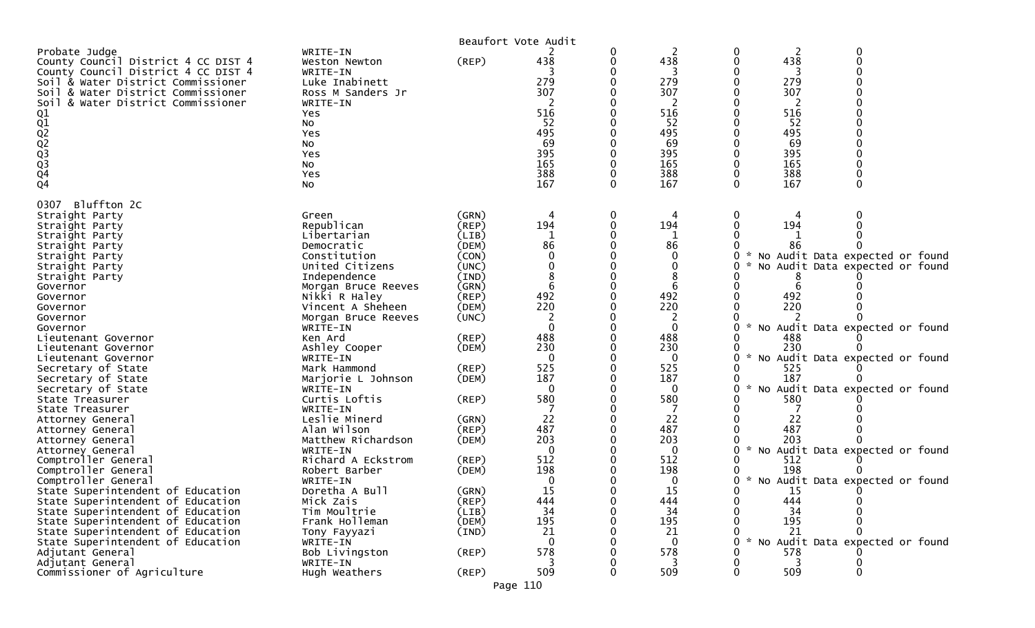Beaufort Vote Audit

| | | | | | | | | |
|---|---|---|---|---|---|---|---|---|
| Probate Judge | WRITE-IN | | 2 | 0 | 2 | 0 | 2 | 0 |
| County Council District 4 CC DIST 4 | Weston Newton | (REP) | 438 | 0 | 438 | 0 | 438 | 0 |
| County Council District 4 CC DIST 4 | WRITE-IN | | 3 | 0 | 3 | 0 | 3 | 0 |
| Soil & Water District Commissioner | Luke Inabinett | | 279 | 0 | 279 | 0 | 279 | 0 |
| Soil & Water District Commissioner | Ross M Sanders Jr | | 307 | 0 | 307 | 0 | 307 | 0 |
| Soil & Water District Commissioner | WRITE-IN | | 2 | 0 | 2 | 0 | 2 | 0 |
| Q1 | Yes | | 516 | 0 | 516 | 0 | 516 | 0 |
| Q1 | No | | 52 | 0 | 52 | 0 | 52 | 0 |
| Q2 | Yes | | 495 | 0 | 495 | 0 | 495 | 0 |
| Q2 | No | | 69 | 0 | 69 | 0 | 69 | 0 |
| Q3 | Yes | | 395 | 0 | 395 | 0 | 395 | 0 |
| Q3 | No | | 165 | 0 | 165 | 0 | 165 | 0 |
| Q4 | Yes | | 388 | 0 | 388 | 0 | 388 | 0 |
| Q4 | No | | 167 | 0 | 167 | 0 | 167 | 0 |

0307 Bluffton 2C

| | | | | | | | | |
|---|---|---|---|---|---|---|---|---|
| Straight Party | Green | (GRN) | 4 | 0 | 4 | 0 | 4 | 0 |
| Straight Party | Republican | (REP) | 194 | 0 | 194 | 0 | 194 | 0 |
| Straight Party | Libertarian | (LIB) | 1 | 0 | 1 | 0 | 1 | 0 |
| Straight Party | Democratic | (DEM) | 86 | 0 | 86 | 0 | 86 | 0 |
| Straight Party | Constitution | (CON) | 0 | 0 | 0 | 0 | * No Audit Data expected or found | |
| Straight Party | United Citizens | (UNC) | 0 | 0 | 0 | 0 | * No Audit Data expected or found | |
| Straight Party | Independence | (IND) | 8 | 0 | 8 | 0 | 8 | 0 |
| Governor | Morgan Bruce Reeves | (GRN) | 6 | 0 | 6 | 0 | 6 | 0 |
| Governor | Nikki R Haley | (REP) | 492 | 0 | 492 | 0 | 492 | 0 |
| Governor | Vincent A Sheheen | (DEM) | 220 | 0 | 220 | 0 | 220 | 0 |
| Governor | Morgan Bruce Reeves | (UNC) | 2 | 0 | 2 | 0 | 2 | 0 |
| Governor | WRITE-IN | | 0 | 0 | 0 | 0 | * No Audit Data expected or found | |
| Lieutenant Governor | Ken Ard | (REP) | 488 | 0 | 488 | 0 | 488 | 0 |
| Lieutenant Governor | Ashley Cooper | (DEM) | 230 | 0 | 230 | 0 | 230 | 0 |
| Lieutenant Governor | WRITE-IN | | 0 | 0 | 0 | 0 | * No Audit Data expected or found | |
| Secretary of State | Mark Hammond | (REP) | 525 | 0 | 525 | 0 | 525 | 0 |
| Secretary of State | Marjorie L Johnson | (DEM) | 187 | 0 | 187 | 0 | 187 | 0 |
| Secretary of State | WRITE-IN | | 0 | 0 | 0 | 0 | * No Audit Data expected or found | |
| State Treasurer | Curtis Loftis | (REP) | 580 | 0 | 580 | 0 | 580 | 0 |
| State Treasurer | WRITE-IN | | 7 | 0 | 7 | 0 | 7 | 0 |
| Attorney General | Leslie Minerd | (GRN) | 22 | 0 | 22 | 0 | 22 | 0 |
| Attorney General | Alan Wilson | (REP) | 487 | 0 | 487 | 0 | 487 | 0 |
| Attorney General | Matthew Richardson | (DEM) | 203 | 0 | 203 | 0 | 203 | 0 |
| Attorney General | WRITE-IN | | 0 | 0 | 0 | 0 | * No Audit Data expected or found | |
| Comptroller General | Richard A Eckstrom | (REP) | 512 | 0 | 512 | 0 | 512 | 0 |
| Comptroller General | Robert Barber | (DEM) | 198 | 0 | 198 | 0 | 198 | 0 |
| Comptroller General | WRITE-IN | | 0 | 0 | 0 | 0 | * No Audit Data expected or found | |
| State Superintendent of Education | Doretha A Bull | (GRN) | 15 | 0 | 15 | 0 | 15 | 0 |
| State Superintendent of Education | Mick Zais | (REP) | 444 | 0 | 444 | 0 | 444 | 0 |
| State Superintendent of Education | Tim Moultrie | (LIB) | 34 | 0 | 34 | 0 | 34 | 0 |
| State Superintendent of Education | Frank Holleman | (DEM) | 195 | 0 | 195 | 0 | 195 | 0 |
| State Superintendent of Education | Tony Fayyazi | (IND) | 21 | 0 | 21 | 0 | 21 | 0 |
| State Superintendent of Education | WRITE-IN | | 0 | 0 | 0 | 0 | * No Audit Data expected or found | |
| Adjutant General | Bob Livingston | (REP) | 578 | 0 | 578 | 0 | 578 | 0 |
| Adjutant General | WRITE-IN | | 3 | 0 | 3 | 0 | 3 | 0 |
| Commissioner of Agriculture | Hugh Weathers | (REP) | 509 | 0 | 509 | 0 | 509 | 0 |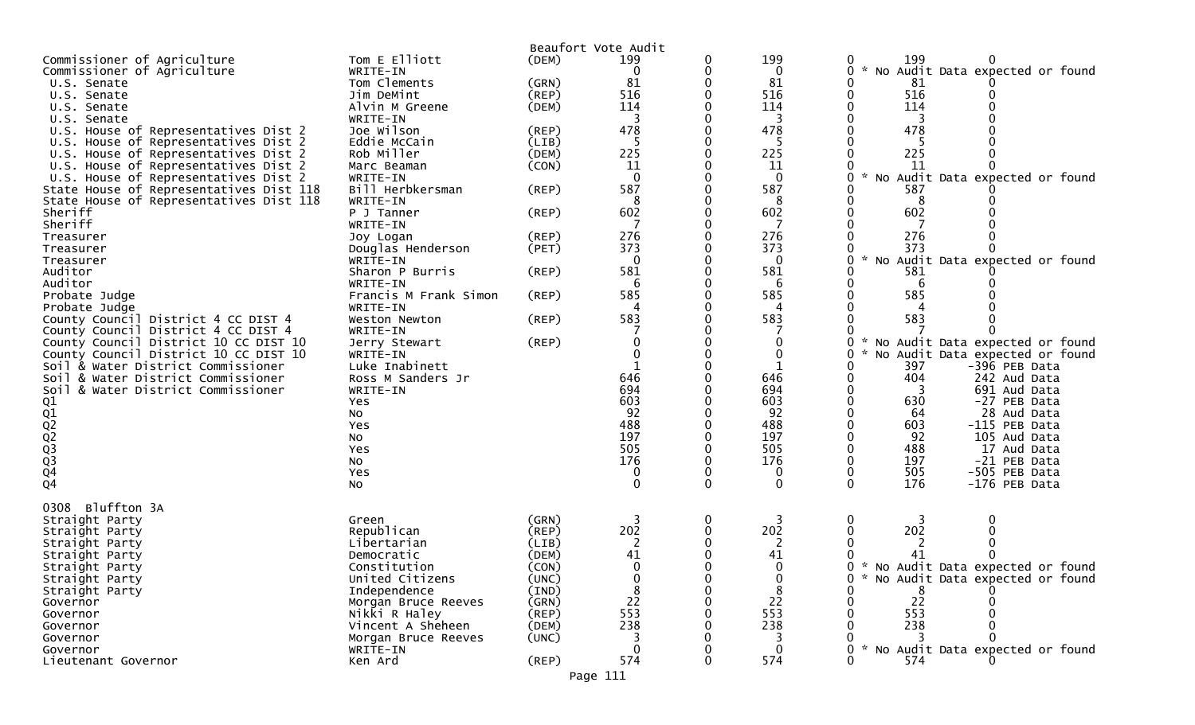Beaufort Vote Audit

| Contest | Candidate | Party | | | | | | |
|---|---|---|---|---|---|---|---|---|
| Commissioner of Agriculture | Tom E Elliott | (DEM) | 199 | 0 | 199 | 0 | 199 | 0 |
| Commissioner of Agriculture | WRITE-IN | | 0 | 0 | 0 | 0 | * No Audit Data expected or found | |
| U.S. Senate | Tom Clements | (GRN) | 81 | 0 | 81 | 0 | 81 | 0 |
| U.S. Senate | Jim DeMint | (REP) | 516 | 0 | 516 | 0 | 516 | 0 |
| U.S. Senate | Alvin M Greene | (DEM) | 114 | 0 | 114 | 0 | 114 | 0 |
| U.S. Senate | WRITE-IN | | 3 | 0 | 3 | 0 | 3 | 0 |
| U.S. House of Representatives Dist 2 | Joe Wilson | (REP) | 478 | 0 | 478 | 0 | 478 | 0 |
| U.S. House of Representatives Dist 2 | Eddie McCain | (LIB) | 5 | 0 | 5 | 0 | 5 | 0 |
| U.S. House of Representatives Dist 2 | Rob Miller | (DEM) | 225 | 0 | 225 | 0 | 225 | 0 |
| U.S. House of Representatives Dist 2 | Marc Beaman | (CON) | 11 | 0 | 11 | 0 | 11 | 0 |
| U.S. House of Representatives Dist 2 | WRITE-IN | | 0 | 0 | 0 | 0 | * No Audit Data expected or found | |
| State House of Representatives Dist 118 | Bill Herbkersman | (REP) | 587 | 0 | 587 | 0 | 587 | 0 |
| State House of Representatives Dist 118 | WRITE-IN | | 8 | 0 | 8 | 0 | 8 | 0 |
| Sheriff | P J Tanner | (REP) | 602 | 0 | 602 | 0 | 602 | 0 |
| Sheriff | WRITE-IN | | 7 | 0 | 7 | 0 | 7 | 0 |
| Treasurer | Joy Logan | (REP) | 276 | 0 | 276 | 0 | 276 | 0 |
| Treasurer | Douglas Henderson | (PET) | 373 | 0 | 373 | 0 | 373 | 0 |
| Treasurer | WRITE-IN | | 0 | 0 | 0 | 0 | * No Audit Data expected or found | |
| Auditor | Sharon P Burris | (REP) | 581 | 0 | 581 | 0 | 581 | 0 |
| Auditor | WRITE-IN | | 6 | 0 | 6 | 0 | 6 | 0 |
| Probate Judge | Francis M Frank Simon | (REP) | 585 | 0 | 585 | 0 | 585 | 0 |
| Probate Judge | WRITE-IN | | 4 | 0 | 4 | 0 | 4 | 0 |
| County Council District 4 CC DIST 4 | Weston Newton | (REP) | 583 | 0 | 583 | 0 | 583 | 0 |
| County Council District 4 CC DIST 4 | WRITE-IN | | 7 | 0 | 7 | 0 | 7 | 0 |
| County Council District 10 CC DIST 10 | Jerry Stewart | (REP) | 0 | 0 | 0 | 0 | * No Audit Data expected or found | |
| County Council District 10 CC DIST 10 | WRITE-IN | | 0 | 0 | 0 | 0 | * No Audit Data expected or found | |
| Soil & Water District Commissioner | Luke Inabinett | | 1 | 0 | 1 | 0 | 397 | -396 PEB Data |
| Soil & Water District Commissioner | Ross M Sanders Jr | | 646 | 0 | 646 | 0 | 404 | 242 Aud Data |
| Soil & Water District Commissioner | WRITE-IN | | 694 | 0 | 694 | 0 | 3 | 691 Aud Data |
| Q1 | Yes | | 603 | 0 | 603 | 0 | 630 | -27 PEB Data |
| Q1 | No | | 92 | 0 | 92 | 0 | 64 | 28 Aud Data |
| Q2 | Yes | | 488 | 0 | 488 | 0 | 603 | -115 PEB Data |
| Q2 | No | | 197 | 0 | 197 | 0 | 92 | 105 Aud Data |
| Q3 | Yes | | 505 | 0 | 505 | 0 | 488 | 17 Aud Data |
| Q3 | No | | 176 | 0 | 176 | 0 | 197 | -21 PEB Data |
| Q4 | Yes | | 0 | 0 | 0 | 0 | 505 | -505 PEB Data |
| Q4 | No | | 0 | 0 | 0 | 0 | 176 | -176 PEB Data |

0308 Bluffton 3A

| Contest | Candidate | Party | | | | | | |
|---|---|---|---|---|---|---|---|---|
| Straight Party | Green | (GRN) | 3 | 0 | 3 | 0 | 3 | 0 |
| Straight Party | Republican | (REP) | 202 | 0 | 202 | 0 | 202 | 0 |
| Straight Party | Libertarian | (LIB) | 2 | 0 | 2 | 0 | 2 | 0 |
| Straight Party | Democratic | (DEM) | 41 | 0 | 41 | 0 | 41 | 0 |
| Straight Party | Constitution | (CON) | 0 | 0 | 0 | 0 | * No Audit Data expected or found | |
| Straight Party | United Citizens | (UNC) | 0 | 0 | 0 | 0 | * No Audit Data expected or found | |
| Straight Party | Independence | (IND) | 8 | 0 | 8 | 0 | 8 | 0 |
| Governor | Morgan Bruce Reeves | (GRN) | 22 | 0 | 22 | 0 | 22 | 0 |
| Governor | Nikki R Haley | (REP) | 553 | 0 | 553 | 0 | 553 | 0 |
| Governor | Vincent A Sheheen | (DEM) | 238 | 0 | 238 | 0 | 238 | 0 |
| Governor | Morgan Bruce Reeves | (UNC) | 3 | 0 | 3 | 0 | 3 | 0 |
| Governor | WRITE-IN | | 0 | 0 | 0 | 0 | * No Audit Data expected or found | |
| Lieutenant Governor | Ken Ard | (REP) | 574 | 0 | 574 | 0 | 574 | 0 |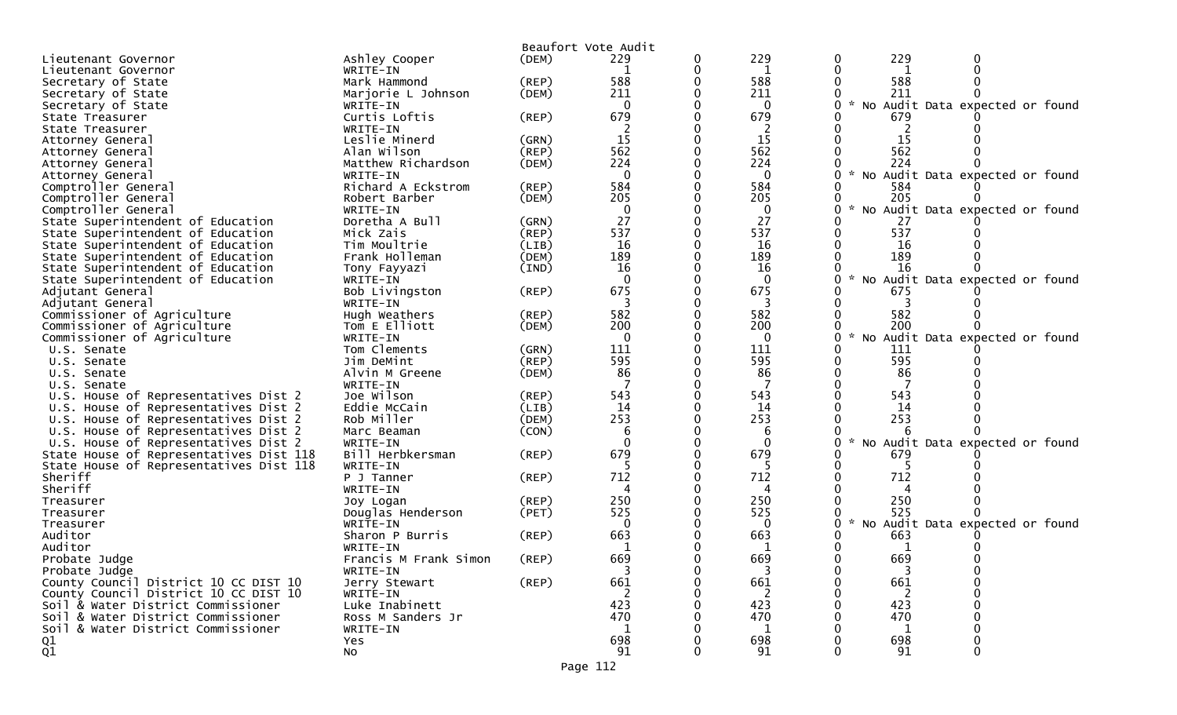Beaufort Vote Audit

| | | | | | | | | | |
|---|---|---|---|---|---|---|---|---|---|
| Lieutenant Governor | Ashley Cooper | (DEM) | 229 | 0 | 229 | 0 | 229 | 0 | |
| Lieutenant Governor | WRITE-IN | | 1 | 0 | 1 | 0 | 1 | 0 | |
| Secretary of State | Mark Hammond | (REP) | 588 | 0 | 588 | 0 | 588 | 0 | |
| Secretary of State | Marjorie L Johnson | (DEM) | 211 | 0 | 211 | 0 | 211 | 0 | |
| Secretary of State | WRITE-IN | | 0 | 0 | 0 | 0 | * No Audit Data expected or found | | |
| State Treasurer | Curtis Loftis | (REP) | 679 | 0 | 679 | 0 | 679 | 0 | |
| State Treasurer | WRITE-IN | | 2 | 0 | 2 | 0 | 2 | 0 | |
| Attorney General | Leslie Minerd | (GRN) | 15 | 0 | 15 | 0 | 15 | 0 | |
| Attorney General | Alan Wilson | (REP) | 562 | 0 | 562 | 0 | 562 | 0 | |
| Attorney General | Matthew Richardson | (DEM) | 224 | 0 | 224 | 0 | 224 | 0 | |
| Attorney General | WRITE-IN | | 0 | 0 | 0 | 0 | * No Audit Data expected or found | | |
| Comptroller General | Richard A Eckstrom | (REP) | 584 | 0 | 584 | 0 | 584 | 0 | |
| Comptroller General | Robert Barber | (DEM) | 205 | 0 | 205 | 0 | 205 | 0 | |
| Comptroller General | WRITE-IN | | 0 | 0 | 0 | 0 | * No Audit Data expected or found | | |
| State Superintendent of Education | Doretha A Bull | (GRN) | 27 | 0 | 27 | 0 | 27 | 0 | |
| State Superintendent of Education | Mick Zais | (REP) | 537 | 0 | 537 | 0 | 537 | 0 | |
| State Superintendent of Education | Tim Moultrie | (LIB) | 16 | 0 | 16 | 0 | 16 | 0 | |
| State Superintendent of Education | Frank Holleman | (DEM) | 189 | 0 | 189 | 0 | 189 | 0 | |
| State Superintendent of Education | Tony Fayyazi | (IND) | 16 | 0 | 16 | 0 | 16 | 0 | |
| State Superintendent of Education | WRITE-IN | | 0 | 0 | 0 | 0 | * No Audit Data expected or found | | |
| Adjutant General | Bob Livingston | (REP) | 675 | 0 | 675 | 0 | 675 | 0 | |
| Adjutant General | WRITE-IN | | 3 | 0 | 3 | 0 | 3 | 0 | |
| Commissioner of Agriculture | Hugh Weathers | (REP) | 582 | 0 | 582 | 0 | 582 | 0 | |
| Commissioner of Agriculture | Tom E Elliott | (DEM) | 200 | 0 | 200 | 0 | 200 | 0 | |
| Commissioner of Agriculture | WRITE-IN | | 0 | 0 | 0 | 0 | * No Audit Data expected or found | | |
| U.S. Senate | Tom Clements | (GRN) | 111 | 0 | 111 | 0 | 111 | 0 | |
| U.S. Senate | Jim DeMint | (REP) | 595 | 0 | 595 | 0 | 595 | 0 | |
| U.S. Senate | Alvin M Greene | (DEM) | 86 | 0 | 86 | 0 | 86 | 0 | |
| U.S. Senate | WRITE-IN | | 7 | 0 | 7 | 0 | 7 | 0 | |
| U.S. House of Representatives Dist 2 | Joe Wilson | (REP) | 543 | 0 | 543 | 0 | 543 | 0 | |
| U.S. House of Representatives Dist 2 | Eddie McCain | (LIB) | 14 | 0 | 14 | 0 | 14 | 0 | |
| U.S. House of Representatives Dist 2 | Rob Miller | (DEM) | 253 | 0 | 253 | 0 | 253 | 0 | |
| U.S. House of Representatives Dist 2 | Marc Beaman | (CON) | 6 | 0 | 6 | 0 | 6 | 0 | |
| U.S. House of Representatives Dist 2 | WRITE-IN | | 0 | 0 | 0 | 0 | * No Audit Data expected or found | | |
| State House of Representatives Dist 118 | Bill Herbkersman | (REP) | 679 | 0 | 679 | 0 | 679 | 0 | |
| State House of Representatives Dist 118 | WRITE-IN | | 5 | 0 | 5 | 0 | 5 | 0 | |
| Sheriff | P J Tanner | (REP) | 712 | 0 | 712 | 0 | 712 | 0 | |
| Sheriff | WRITE-IN | | 4 | 0 | 4 | 0 | 4 | 0 | |
| Treasurer | Joy Logan | (REP) | 250 | 0 | 250 | 0 | 250 | 0 | |
| Treasurer | Douglas Henderson | (PET) | 525 | 0 | 525 | 0 | 525 | 0 | |
| Treasurer | WRITE-IN | | 0 | 0 | 0 | 0 | * No Audit Data expected or found | | |
| Auditor | Sharon P Burris | (REP) | 663 | 0 | 663 | 0 | 663 | 0 | |
| Auditor | WRITE-IN | | 1 | 0 | 1 | 0 | 1 | 0 | |
| Probate Judge | Francis M Frank Simon | (REP) | 669 | 0 | 669 | 0 | 669 | 0 | |
| Probate Judge | WRITE-IN | | 3 | 0 | 3 | 0 | 3 | 0 | |
| County Council District 10 CC DIST 10 | Jerry Stewart | (REP) | 661 | 0 | 661 | 0 | 661 | 0 | |
| County Council District 10 CC DIST 10 | WRITE-IN | | 2 | 0 | 2 | 0 | 2 | 0 | |
| Soil & Water District Commissioner | Luke Inabinett | | 423 | 0 | 423 | 0 | 423 | 0 | |
| Soil & Water District Commissioner | Ross M Sanders Jr | | 470 | 0 | 470 | 0 | 470 | 0 | |
| Soil & Water District Commissioner | WRITE-IN | | 1 | 0 | 1 | 0 | 1 | 0 | |
| Q1 | Yes | | 698 | 0 | 698 | 0 | 698 | 0 | |
| Q1 | No | | 91 | 0 | 91 | 0 | 91 | 0 | |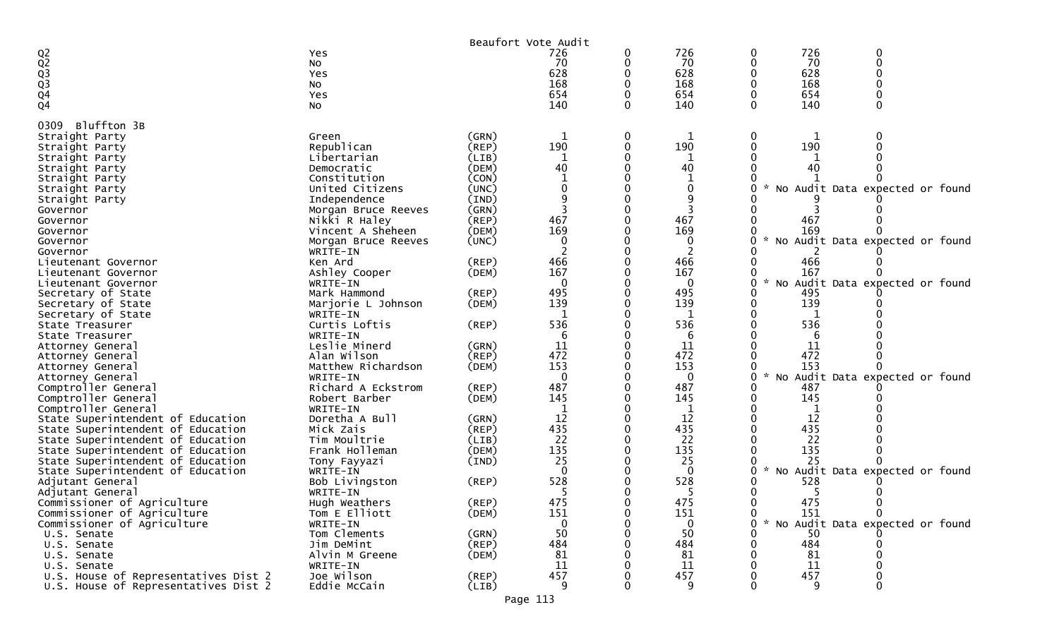Beaufort Vote Audit

| | | | | | | | | |
|---|---|---|---|---|---|---|---|---|
| Q2 | Yes | | 726 | 0 | 726 | 0 | 726 | 0 |
| Q2 | No | | 70 | 0 | 70 | 0 | 70 | 0 |
| Q3 | Yes | | 628 | 0 | 628 | 0 | 628 | 0 |
| Q3 | No | | 168 | 0 | 168 | 0 | 168 | 0 |
| Q4 | Yes | | 654 | 0 | 654 | 0 | 654 | 0 |
| Q4 | No | | 140 | 0 | 140 | 0 | 140 | 0 |

0309 Bluffton 3B

| | | | | | | | | |
|---|---|---|---|---|---|---|---|---|
| Straight Party | Green | (GRN) | 1 | 0 | 1 | 0 | 1 | 0 |
| Straight Party | Republican | (REP) | 190 | 0 | 190 | 0 | 190 | 0 |
| Straight Party | Libertarian | (LIB) | 1 | 0 | 1 | 0 | 1 | 0 |
| Straight Party | Democratic | (DEM) | 40 | 0 | 40 | 0 | 40 | 0 |
| Straight Party | Constitution | (CON) | 1 | 0 | 1 | 0 | 1 | 0 |
| Straight Party | United Citizens | (UNC) | 0 | 0 | 0 | 0 | * No Audit Data expected or found | |
| Straight Party | Independence | (IND) | 9 | 0 | 9 | 0 | 9 | 0 |
| Governor | Morgan Bruce Reeves | (GRN) | 3 | 0 | 3 | 0 | 3 | 0 |
| Governor | Nikki R Haley | (REP) | 467 | 0 | 467 | 0 | 467 | 0 |
| Governor | Vincent A Sheheen | (DEM) | 169 | 0 | 169 | 0 | 169 | 0 |
| Governor | Morgan Bruce Reeves | (UNC) | 0 | 0 | 0 | 0 | * No Audit Data expected or found | |
| Governor | WRITE-IN | | 2 | 0 | 2 | 0 | 2 | 0 |
| Lieutenant Governor | Ken Ard | (REP) | 466 | 0 | 466 | 0 | 466 | 0 |
| Lieutenant Governor | Ashley Cooper | (DEM) | 167 | 0 | 167 | 0 | 167 | 0 |
| Lieutenant Governor | WRITE-IN | | 0 | 0 | 0 | 0 | * No Audit Data expected or found | |
| Secretary of State | Mark Hammond | (REP) | 495 | 0 | 495 | 0 | 495 | 0 |
| Secretary of State | Marjorie L Johnson | (DEM) | 139 | 0 | 139 | 0 | 139 | 0 |
| Secretary of State | WRITE-IN | | 1 | 0 | 1 | 0 | 1 | 0 |
| State Treasurer | Curtis Loftis | (REP) | 536 | 0 | 536 | 0 | 536 | 0 |
| State Treasurer | WRITE-IN | | 6 | 0 | 6 | 0 | 6 | 0 |
| Attorney General | Leslie Minerd | (GRN) | 11 | 0 | 11 | 0 | 11 | 0 |
| Attorney General | Alan Wilson | (REP) | 472 | 0 | 472 | 0 | 472 | 0 |
| Attorney General | Matthew Richardson | (DEM) | 153 | 0 | 153 | 0 | 153 | 0 |
| Attorney General | WRITE-IN | | 0 | 0 | 0 | 0 | * No Audit Data expected or found | |
| Comptroller General | Richard A Eckstrom | (REP) | 487 | 0 | 487 | 0 | 487 | 0 |
| Comptroller General | Robert Barber | (DEM) | 145 | 0 | 145 | 0 | 145 | 0 |
| Comptroller General | WRITE-IN | | 1 | 0 | 1 | 0 | 1 | 0 |
| State Superintendent of Education | Doretha A Bull | (GRN) | 12 | 0 | 12 | 0 | 12 | 0 |
| State Superintendent of Education | Mick Zais | (REP) | 435 | 0 | 435 | 0 | 435 | 0 |
| State Superintendent of Education | Tim Moultrie | (LIB) | 22 | 0 | 22 | 0 | 22 | 0 |
| State Superintendent of Education | Frank Holleman | (DEM) | 135 | 0 | 135 | 0 | 135 | 0 |
| State Superintendent of Education | Tony Fayyazi | (IND) | 25 | 0 | 25 | 0 | 25 | 0 |
| State Superintendent of Education | WRITE-IN | | 0 | 0 | 0 | 0 | * No Audit Data expected or found | |
| Adjutant General | Bob Livingston | (REP) | 528 | 0 | 528 | 0 | 528 | 0 |
| Adjutant General | WRITE-IN | | 5 | 0 | 5 | 0 | 5 | 0 |
| Commissioner of Agriculture | Hugh Weathers | (REP) | 475 | 0 | 475 | 0 | 475 | 0 |
| Commissioner of Agriculture | Tom E Elliott | (DEM) | 151 | 0 | 151 | 0 | 151 | 0 |
| Commissioner of Agriculture | WRITE-IN | | 0 | 0 | 0 | 0 | * No Audit Data expected or found | |
| U.S. Senate | Tom Clements | (GRN) | 50 | 0 | 50 | 0 | 50 | 0 |
| U.S. Senate | Jim DeMint | (REP) | 484 | 0 | 484 | 0 | 484 | 0 |
| U.S. Senate | Alvin M Greene | (DEM) | 81 | 0 | 81 | 0 | 81 | 0 |
| U.S. Senate | WRITE-IN | | 11 | 0 | 11 | 0 | 11 | 0 |
| U.S. House of Representatives Dist 2 | Joe Wilson | (REP) | 457 | 0 | 457 | 0 | 457 | 0 |
| U.S. House of Representatives Dist 2 | Eddie McCain | (LIB) | 9 | 0 | 9 | 0 | 9 | 0 |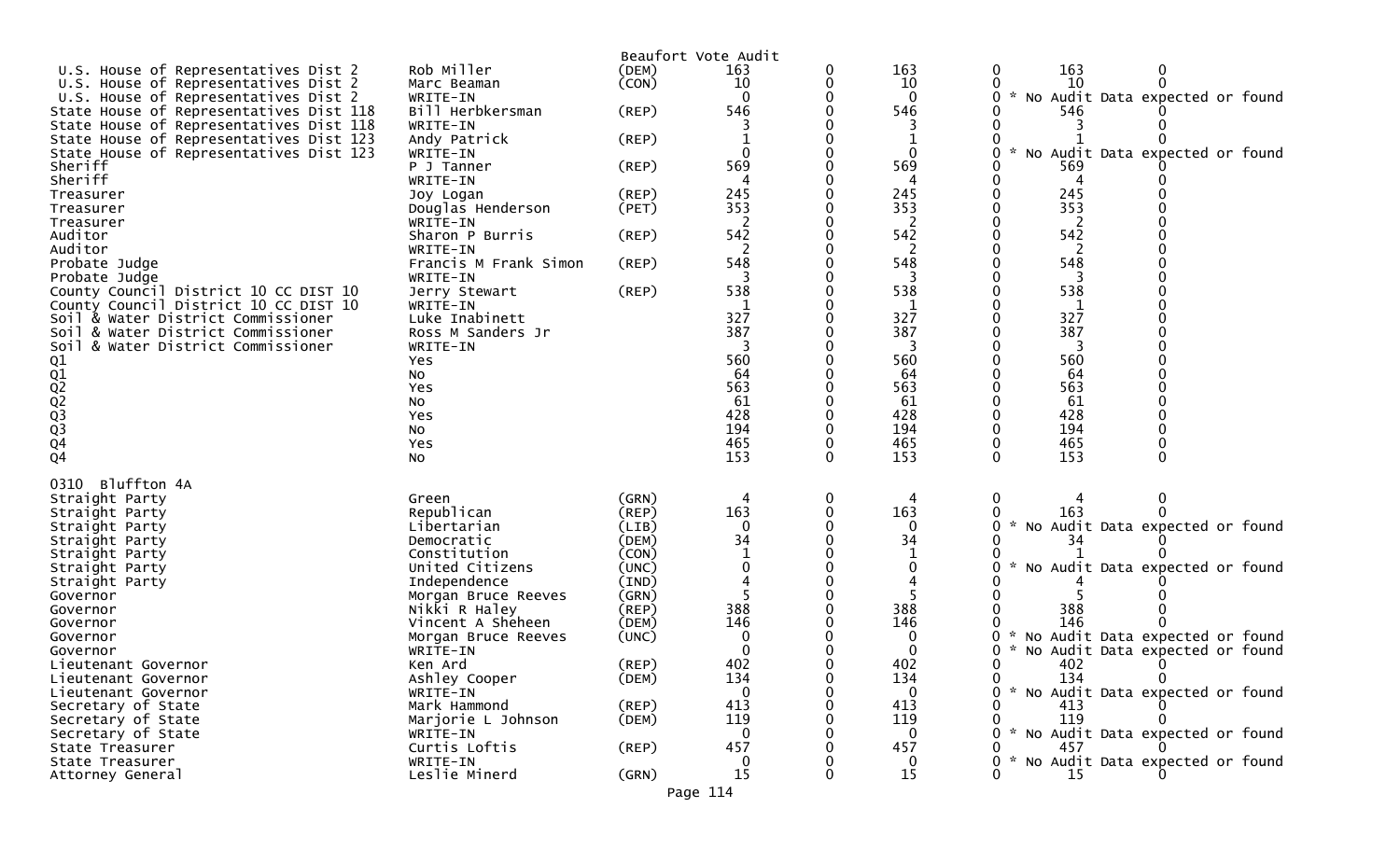Beaufort Vote Audit

| | | | | | | | | |
|---|---|---|---|---|---|---|---|---|
| U.S. House of Representatives Dist 2 | Rob Miller | (DEM) | 163 | 0 | 163 | 0 | 163 | 0 |
| U.S. House of Representatives Dist 2 | Marc Beaman | (CON) | 10 | 0 | 10 | 0 | 10 | 0 |
| U.S. House of Representatives Dist 2 | WRITE-IN | | 0 | 0 | 0 | 0 | * No Audit Data expected or found | |
| State House of Representatives Dist 118 | Bill Herbkersman | (REP) | 546 | 0 | 546 | 0 | 546 | 0 |
| State House of Representatives Dist 118 | WRITE-IN | | 3 | 0 | 3 | 0 | 3 | 0 |
| State House of Representatives Dist 123 | Andy Patrick | (REP) | 1 | 0 | 1 | 0 | 1 | 0 |
| State House of Representatives Dist 123 | WRITE-IN | | 0 | 0 | 0 | 0 | * No Audit Data expected or found | |
| Sheriff | P J Tanner | (REP) | 569 | 0 | 569 | 0 | 569 | 0 |
| Sheriff | WRITE-IN | | 4 | 0 | 4 | 0 | 4 | 0 |
| Treasurer | Joy Logan | (REP) | 245 | 0 | 245 | 0 | 245 | 0 |
| Treasurer | Douglas Henderson | (PET) | 353 | 0 | 353 | 0 | 353 | 0 |
| Treasurer | WRITE-IN | | 2 | 0 | 2 | 0 | 2 | 0 |
| Auditor | Sharon P Burris | (REP) | 542 | 0 | 542 | 0 | 542 | 0 |
| Auditor | WRITE-IN | | 2 | 0 | 2 | 0 | 2 | 0 |
| Probate Judge | Francis M Frank Simon | (REP) | 548 | 0 | 548 | 0 | 548 | 0 |
| Probate Judge | WRITE-IN | | 3 | 0 | 3 | 0 | 3 | 0 |
| County Council District 10 CC DIST 10 | Jerry Stewart | (REP) | 538 | 0 | 538 | 0 | 538 | 0 |
| County Council District 10 CC DIST 10 | WRITE-IN | | 1 | 0 | 1 | 0 | 1 | 0 |
| Soil & Water District Commissioner | Luke Inabinett | | 327 | 0 | 327 | 0 | 327 | 0 |
| Soil & Water District Commissioner | Ross M Sanders Jr | | 387 | 0 | 387 | 0 | 387 | 0 |
| Soil & Water District Commissioner | WRITE-IN | | 3 | 0 | 3 | 0 | 3 | 0 |
| Q1 | Yes | | 560 | 0 | 560 | 0 | 560 | 0 |
| Q1 | No | | 64 | 0 | 64 | 0 | 64 | 0 |
| Q2 | Yes | | 563 | 0 | 563 | 0 | 563 | 0 |
| Q2 | No | | 61 | 0 | 61 | 0 | 61 | 0 |
| Q3 | Yes | | 428 | 0 | 428 | 0 | 428 | 0 |
| Q3 | No | | 194 | 0 | 194 | 0 | 194 | 0 |
| Q4 | Yes | | 465 | 0 | 465 | 0 | 465 | 0 |
| Q4 | No | | 153 | 0 | 153 | 0 | 153 | 0 |

0310 Bluffton 4A

| | | | | | | | | |
|---|---|---|---|---|---|---|---|---|
| Straight Party | Green | (GRN) | 4 | 0 | 4 | 0 | 4 | 0 |
| Straight Party | Republican | (REP) | 163 | 0 | 163 | 0 | 163 | 0 |
| Straight Party | Libertarian | (LIB) | 0 | 0 | 0 | 0 | * No Audit Data expected or found | |
| Straight Party | Democratic | (DEM) | 34 | 0 | 34 | 0 | 34 | 0 |
| Straight Party | Constitution | (CON) | 1 | 0 | 1 | 0 | 1 | 0 |
| Straight Party | United Citizens | (UNC) | 0 | 0 | 0 | 0 | * No Audit Data expected or found | |
| Straight Party | Independence | (IND) | 4 | 0 | 4 | 0 | 4 | 0 |
| Governor | Morgan Bruce Reeves | (GRN) | 5 | 0 | 5 | 0 | 5 | 0 |
| Governor | Nikki R Haley | (REP) | 388 | 0 | 388 | 0 | 388 | 0 |
| Governor | Vincent A Sheheen | (DEM) | 146 | 0 | 146 | 0 | 146 | 0 |
| Governor | Morgan Bruce Reeves | (UNC) | 0 | 0 | 0 | 0 | * No Audit Data expected or found | |
| Governor | WRITE-IN | | 0 | 0 | 0 | 0 | * No Audit Data expected or found | |
| Lieutenant Governor | Ken Ard | (REP) | 402 | 0 | 402 | 0 | 402 | 0 |
| Lieutenant Governor | Ashley Cooper | (DEM) | 134 | 0 | 134 | 0 | 134 | 0 |
| Lieutenant Governor | WRITE-IN | | 0 | 0 | 0 | 0 | * No Audit Data expected or found | |
| Secretary of State | Mark Hammond | (REP) | 413 | 0 | 413 | 0 | 413 | 0 |
| Secretary of State | Marjorie L Johnson | (DEM) | 119 | 0 | 119 | 0 | 119 | 0 |
| Secretary of State | WRITE-IN | | 0 | 0 | 0 | 0 | * No Audit Data expected or found | |
| State Treasurer | Curtis Loftis | (REP) | 457 | 0 | 457 | 0 | 457 | 0 |
| State Treasurer | WRITE-IN | | 0 | 0 | 0 | 0 | * No Audit Data expected or found | |
| Attorney General | Leslie Minerd | (GRN) | 15 | 0 | 15 | 0 | 15 | 0 |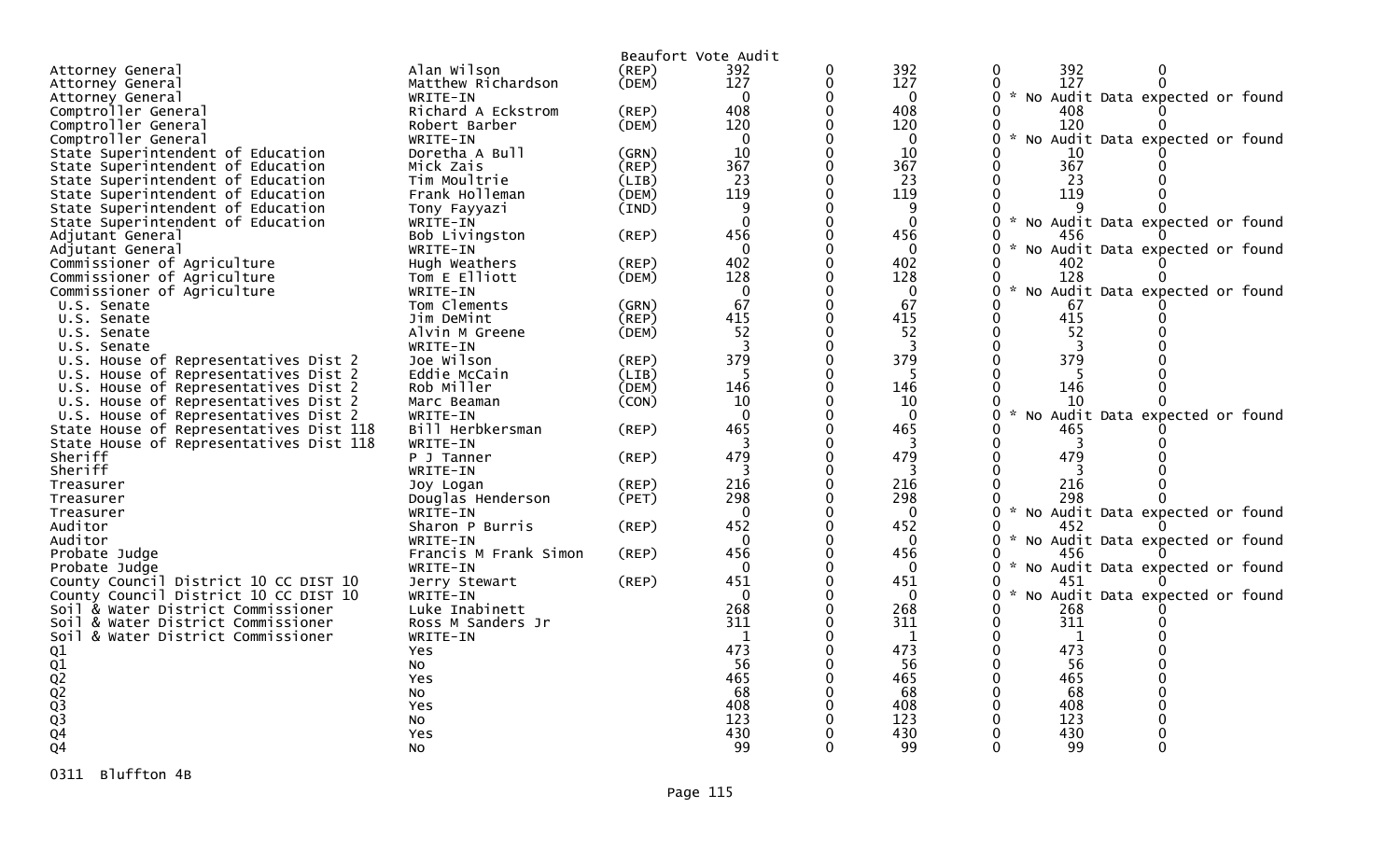Beaufort Vote Audit

| Office | Candidate | Party | | | | | | |
|---|---|---|---|---|---|---|---|---|
| Attorney General | Alan Wilson | (REP) | 392 | 0 | 392 | 0 | 392 | 0 |
| Attorney General | Matthew Richardson | (DEM) | 127 | 0 | 127 | 0 | 127 | 0 |
| Attorney General | WRITE-IN | | 0 | 0 | 0 | 0 | * No Audit Data expected or found | |
| Comptroller General | Richard A Eckstrom | (REP) | 408 | 0 | 408 | 0 | 408 | 0 |
| Comptroller General | Robert Barber | (DEM) | 120 | 0 | 120 | 0 | 120 | 0 |
| Comptroller General | WRITE-IN | | 0 | 0 | 0 | 0 | * No Audit Data expected or found | |
| State Superintendent of Education | Doretha A Bull | (GRN) | 10 | 0 | 10 | 0 | 10 | 0 |
| State Superintendent of Education | Mick Zais | (REP) | 367 | 0 | 367 | 0 | 367 | 0 |
| State Superintendent of Education | Tim Moultrie | (LIB) | 23 | 0 | 23 | 0 | 23 | 0 |
| State Superintendent of Education | Frank Holleman | (DEM) | 119 | 0 | 119 | 0 | 119 | 0 |
| State Superintendent of Education | Tony Fayyazi | (IND) | 9 | 0 | 9 | 0 | 9 | 0 |
| State Superintendent of Education | WRITE-IN | | 0 | 0 | 0 | 0 | * No Audit Data expected or found | |
| Adjutant General | Bob Livingston | (REP) | 456 | 0 | 456 | 0 | 456 | 0 |
| Adjutant General | WRITE-IN | | 0 | 0 | 0 | 0 | * No Audit Data expected or found | |
| Commissioner of Agriculture | Hugh Weathers | (REP) | 402 | 0 | 402 | 0 | 402 | 0 |
| Commissioner of Agriculture | Tom E Elliott | (DEM) | 128 | 0 | 128 | 0 | 128 | 0 |
| Commissioner of Agriculture | WRITE-IN | | 0 | 0 | 0 | 0 | * No Audit Data expected or found | |
| U.S. Senate | Tom Clements | (GRN) | 67 | 0 | 67 | 0 | 67 | 0 |
| U.S. Senate | Jim DeMint | (REP) | 415 | 0 | 415 | 0 | 415 | 0 |
| U.S. Senate | Alvin M Greene | (DEM) | 52 | 0 | 52 | 0 | 52 | 0 |
| U.S. Senate | WRITE-IN | | 3 | 0 | 3 | 0 | 3 | 0 |
| U.S. House of Representatives Dist 2 | Joe Wilson | (REP) | 379 | 0 | 379 | 0 | 379 | 0 |
| U.S. House of Representatives Dist 2 | Eddie McCain | (LIB) | 5 | 0 | 5 | 0 | 5 | 0 |
| U.S. House of Representatives Dist 2 | Rob Miller | (DEM) | 146 | 0 | 146 | 0 | 146 | 0 |
| U.S. House of Representatives Dist 2 | Marc Beaman | (CON) | 10 | 0 | 10 | 0 | 10 | 0 |
| U.S. House of Representatives Dist 2 | WRITE-IN | | 0 | 0 | 0 | 0 | * No Audit Data expected or found | |
| State House of Representatives Dist 118 | Bill Herbkersman | (REP) | 465 | 0 | 465 | 0 | 465 | 0 |
| State House of Representatives Dist 118 | WRITE-IN | | 3 | 0 | 3 | 0 | 3 | 0 |
| Sheriff | P J Tanner | (REP) | 479 | 0 | 479 | 0 | 479 | 0 |
| Sheriff | WRITE-IN | | 3 | 0 | 3 | 0 | 3 | 0 |
| Treasurer | Joy Logan | (REP) | 216 | 0 | 216 | 0 | 216 | 0 |
| Treasurer | Douglas Henderson | (PET) | 298 | 0 | 298 | 0 | 298 | 0 |
| Treasurer | WRITE-IN | | 0 | 0 | 0 | 0 | * No Audit Data expected or found | |
| Auditor | Sharon P Burris | (REP) | 452 | 0 | 452 | 0 | 452 | 0 |
| Auditor | WRITE-IN | | 0 | 0 | 0 | 0 | * No Audit Data expected or found | |
| Probate Judge | Francis M Frank Simon | (REP) | 456 | 0 | 456 | 0 | 456 | 0 |
| Probate Judge | WRITE-IN | | 0 | 0 | 0 | 0 | * No Audit Data expected or found | |
| County Council District 10 CC DIST 10 | Jerry Stewart | (REP) | 451 | 0 | 451 | 0 | 451 | 0 |
| County Council District 10 CC DIST 10 | WRITE-IN | | 0 | 0 | 0 | 0 | * No Audit Data expected or found | |
| Soil & Water District Commissioner | Luke Inabinett | | 268 | 0 | 268 | 0 | 268 | 0 |
| Soil & Water District Commissioner | Ross M Sanders Jr | | 311 | 0 | 311 | 0 | 311 | 0 |
| Soil & Water District Commissioner | WRITE-IN | | 1 | 0 | 1 | 0 | 1 | 0 |
| Q1 | Yes | | 473 | 0 | 473 | 0 | 473 | 0 |
| Q1 | No | | 56 | 0 | 56 | 0 | 56 | 0 |
| Q2 | Yes | | 465 | 0 | 465 | 0 | 465 | 0 |
| Q2 | No | | 68 | 0 | 68 | 0 | 68 | 0 |
| Q3 | Yes | | 408 | 0 | 408 | 0 | 408 | 0 |
| Q3 | No | | 123 | 0 | 123 | 0 | 123 | 0 |
| Q4 | Yes | | 430 | 0 | 430 | 0 | 430 | 0 |
| Q4 | No | | 99 | 0 | 99 | 0 | 99 | 0 |

0311 Bluffton 4B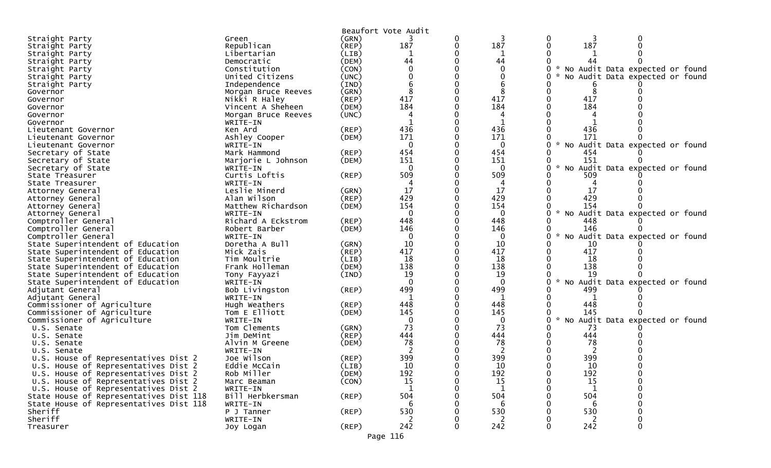Beaufort Vote Audit

| | | | | | | | | |
|---|---|---|---|---|---|---|---|---|
| Straight Party | Green | (GRN) | 3 | 0 | 3 | 0 | 3 | 0 |
| Straight Party | Republican | (REP) | 187 | 0 | 187 | 0 | 187 | 0 |
| Straight Party | Libertarian | (LIB) | 1 | 0 | 1 | 0 | 1 | 0 |
| Straight Party | Democratic | (DEM) | 44 | 0 | 44 | 0 | 44 | 0 |
| Straight Party | Constitution | (CON) | 0 | 0 | 0 | 0 | * No Audit Data expected or found | |
| Straight Party | United Citizens | (UNC) | 0 | 0 | 0 | 0 | * No Audit Data expected or found | |
| Straight Party | Independence | (IND) | 6 | 0 | 6 | 0 | 6 | 0 |
| Governor | Morgan Bruce Reeves | (GRN) | 8 | 0 | 8 | 0 | 8 | 0 |
| Governor | Nikki R Haley | (REP) | 417 | 0 | 417 | 0 | 417 | 0 |
| Governor | Vincent A Sheheen | (DEM) | 184 | 0 | 184 | 0 | 184 | 0 |
| Governor | Morgan Bruce Reeves | (UNC) | 4 | 0 | 4 | 0 | 4 | 0 |
| Governor | WRITE-IN | | 1 | 0 | 1 | 0 | 1 | 0 |
| Lieutenant Governor | Ken Ard | (REP) | 436 | 0 | 436 | 0 | 436 | 0 |
| Lieutenant Governor | Ashley Cooper | (DEM) | 171 | 0 | 171 | 0 | 171 | 0 |
| Lieutenant Governor | WRITE-IN | | 0 | 0 | 0 | 0 | * No Audit Data expected or found | |
| Secretary of State | Mark Hammond | (REP) | 454 | 0 | 454 | 0 | 454 | 0 |
| Secretary of State | Marjorie L Johnson | (DEM) | 151 | 0 | 151 | 0 | 151 | 0 |
| Secretary of State | WRITE-IN | | 0 | 0 | 0 | 0 | * No Audit Data expected or found | |
| State Treasurer | Curtis Loftis | (REP) | 509 | 0 | 509 | 0 | 509 | 0 |
| State Treasurer | WRITE-IN | | 4 | 0 | 4 | 0 | 4 | 0 |
| Attorney General | Leslie Minerd | (GRN) | 17 | 0 | 17 | 0 | 17 | 0 |
| Attorney General | Alan Wilson | (REP) | 429 | 0 | 429 | 0 | 429 | 0 |
| Attorney General | Matthew Richardson | (DEM) | 154 | 0 | 154 | 0 | 154 | 0 |
| Attorney General | WRITE-IN | | 0 | 0 | 0 | 0 | * No Audit Data expected or found | |
| Comptroller General | Richard A Eckstrom | (REP) | 448 | 0 | 448 | 0 | 448 | 0 |
| Comptroller General | Robert Barber | (DEM) | 146 | 0 | 146 | 0 | 146 | 0 |
| Comptroller General | WRITE-IN | | 0 | 0 | 0 | 0 | * No Audit Data expected or found | |
| State Superintendent of Education | Doretha A Bull | (GRN) | 10 | 0 | 10 | 0 | 10 | 0 |
| State Superintendent of Education | Mick Zais | (REP) | 417 | 0 | 417 | 0 | 417 | 0 |
| State Superintendent of Education | Tim Moultrie | (LIB) | 18 | 0 | 18 | 0 | 18 | 0 |
| State Superintendent of Education | Frank Holleman | (DEM) | 138 | 0 | 138 | 0 | 138 | 0 |
| State Superintendent of Education | Tony Fayyazi | (IND) | 19 | 0 | 19 | 0 | 19 | 0 |
| State Superintendent of Education | WRITE-IN | | 0 | 0 | 0 | 0 | * No Audit Data expected or found | |
| Adjutant General | Bob Livingston | (REP) | 499 | 0 | 499 | 0 | 499 | 0 |
| Adjutant General | WRITE-IN | | 1 | 0 | 1 | 0 | 1 | 0 |
| Commissioner of Agriculture | Hugh Weathers | (REP) | 448 | 0 | 448 | 0 | 448 | 0 |
| Commissioner of Agriculture | Tom E Elliott | (DEM) | 145 | 0 | 145 | 0 | 145 | 0 |
| Commissioner of Agriculture | WRITE-IN | | 0 | 0 | 0 | 0 | * No Audit Data expected or found | |
| U.S. Senate | Tom Clements | (GRN) | 73 | 0 | 73 | 0 | 73 | 0 |
| U.S. Senate | Jim DeMint | (REP) | 444 | 0 | 444 | 0 | 444 | 0 |
| U.S. Senate | Alvin M Greene | (DEM) | 78 | 0 | 78 | 0 | 78 | 0 |
| U.S. Senate | WRITE-IN | | 2 | 0 | 2 | 0 | 2 | 0 |
| U.S. House of Representatives Dist 2 | Joe Wilson | (REP) | 399 | 0 | 399 | 0 | 399 | 0 |
| U.S. House of Representatives Dist 2 | Eddie McCain | (LIB) | 10 | 0 | 10 | 0 | 10 | 0 |
| U.S. House of Representatives Dist 2 | Rob Miller | (DEM) | 192 | 0 | 192 | 0 | 192 | 0 |
| U.S. House of Representatives Dist 2 | Marc Beaman | (CON) | 15 | 0 | 15 | 0 | 15 | 0 |
| U.S. House of Representatives Dist 2 | WRITE-IN | | 1 | 0 | 1 | 0 | 1 | 0 |
| State House of Representatives Dist 118 | Bill Herbkersman | (REP) | 504 | 0 | 504 | 0 | 504 | 0 |
| State House of Representatives Dist 118 | WRITE-IN | | 6 | 0 | 6 | 0 | 6 | 0 |
| Sheriff | P J Tanner | (REP) | 530 | 0 | 530 | 0 | 530 | 0 |
| Sheriff | WRITE-IN | | 2 | 0 | 2 | 0 | 2 | 0 |
| Treasurer | Joy Logan | (REP) | 242 | 0 | 242 | 0 | 242 | 0 |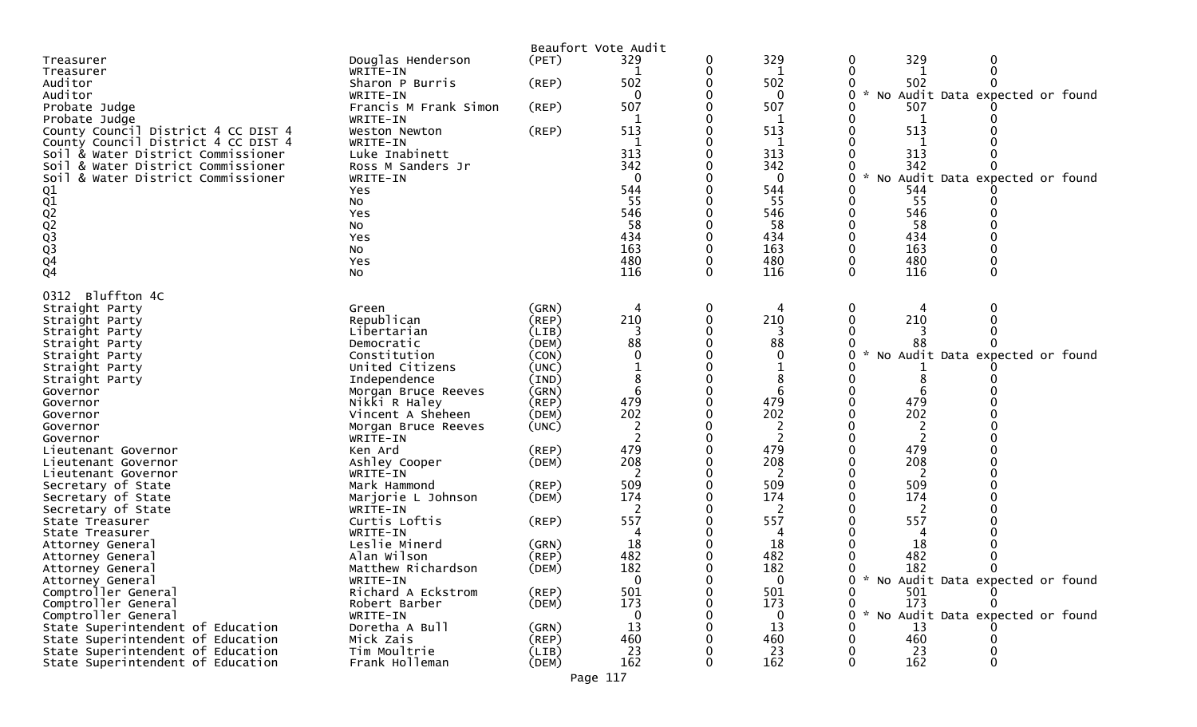Beaufort Vote Audit

| | | | | | | | | |
|---|---|---|---|---|---|---|---|---|
| Treasurer | Douglas Henderson | (PET) | 329 | 0 | 329 | 0 | 329 | 0 |
| Treasurer | WRITE-IN | | 1 | 0 | 1 | 0 | 1 | 0 |
| Auditor | Sharon P Burris | (REP) | 502 | 0 | 502 | 0 | 502 | 0 |
| Auditor | WRITE-IN | | 0 | 0 | 0 | 0 | * No Audit Data expected or found | |
| Probate Judge | Francis M Frank Simon | (REP) | 507 | 0 | 507 | 0 | 507 | 0 |
| Probate Judge | WRITE-IN | | 1 | 0 | 1 | 0 | 1 | 0 |
| County Council District 4 CC DIST 4 | Weston Newton | (REP) | 513 | 0 | 513 | 0 | 513 | 0 |
| County Council District 4 CC DIST 4 | WRITE-IN | | 1 | 0 | 1 | 0 | 1 | 0 |
| Soil & Water District Commissioner | Luke Inabinett | | 313 | 0 | 313 | 0 | 313 | 0 |
| Soil & Water District Commissioner | Ross M Sanders Jr | | 342 | 0 | 342 | 0 | 342 | 0 |
| Soil & Water District Commissioner | WRITE-IN | | 0 | 0 | 0 | 0 | * No Audit Data expected or found | |
| Q1 | Yes | | 544 | 0 | 544 | 0 | 544 | 0 |
| Q1 | No | | 55 | 0 | 55 | 0 | 55 | 0 |
| Q2 | Yes | | 546 | 0 | 546 | 0 | 546 | 0 |
| Q2 | No | | 58 | 0 | 58 | 0 | 58 | 0 |
| Q3 | Yes | | 434 | 0 | 434 | 0 | 434 | 0 |
| Q3 | No | | 163 | 0 | 163 | 0 | 163 | 0 |
| Q4 | Yes | | 480 | 0 | 480 | 0 | 480 | 0 |
| Q4 | No | | 116 | 0 | 116 | 0 | 116 | 0 |

0312 Bluffton 4C

| | | | | | | | | |
|---|---|---|---|---|---|---|---|---|
| Straight Party | Green | (GRN) | 4 | 0 | 4 | 0 | 4 | 0 |
| Straight Party | Republican | (REP) | 210 | 0 | 210 | 0 | 210 | 0 |
| Straight Party | Libertarian | (LIB) | 3 | 0 | 3 | 0 | 3 | 0 |
| Straight Party | Democratic | (DEM) | 88 | 0 | 88 | 0 | 88 | 0 |
| Straight Party | Constitution | (CON) | 0 | 0 | 0 | 0 | * No Audit Data expected or found | |
| Straight Party | United Citizens | (UNC) | 1 | 0 | 1 | 0 | 1 | 0 |
| Straight Party | Independence | (IND) | 8 | 0 | 8 | 0 | 8 | 0 |
| Governor | Morgan Bruce Reeves | (GRN) | 6 | 0 | 6 | 0 | 6 | 0 |
| Governor | Nikki R Haley | (REP) | 479 | 0 | 479 | 0 | 479 | 0 |
| Governor | Vincent A Sheheen | (DEM) | 202 | 0 | 202 | 0 | 202 | 0 |
| Governor | Morgan Bruce Reeves | (UNC) | 2 | 0 | 2 | 0 | 2 | 0 |
| Governor | WRITE-IN | | 2 | 0 | 2 | 0 | 2 | 0 |
| Lieutenant Governor | Ken Ard | (REP) | 479 | 0 | 479 | 0 | 479 | 0 |
| Lieutenant Governor | Ashley Cooper | (DEM) | 208 | 0 | 208 | 0 | 208 | 0 |
| Lieutenant Governor | WRITE-IN | | 2 | 0 | 2 | 0 | 2 | 0 |
| Secretary of State | Mark Hammond | (REP) | 509 | 0 | 509 | 0 | 509 | 0 |
| Secretary of State | Marjorie L Johnson | (DEM) | 174 | 0 | 174 | 0 | 174 | 0 |
| Secretary of State | WRITE-IN | | 2 | 0 | 2 | 0 | 2 | 0 |
| State Treasurer | Curtis Loftis | (REP) | 557 | 0 | 557 | 0 | 557 | 0 |
| State Treasurer | WRITE-IN | | 4 | 0 | 4 | 0 | 4 | 0 |
| Attorney General | Leslie Minerd | (GRN) | 18 | 0 | 18 | 0 | 18 | 0 |
| Attorney General | Alan Wilson | (REP) | 482 | 0 | 482 | 0 | 482 | 0 |
| Attorney General | Matthew Richardson | (DEM) | 182 | 0 | 182 | 0 | 182 | 0 |
| Attorney General | WRITE-IN | | 0 | 0 | 0 | 0 | * No Audit Data expected or found | |
| Comptroller General | Richard A Eckstrom | (REP) | 501 | 0 | 501 | 0 | 501 | 0 |
| Comptroller General | Robert Barber | (DEM) | 173 | 0 | 173 | 0 | 173 | 0 |
| Comptroller General | WRITE-IN | | 0 | 0 | 0 | 0 | * No Audit Data expected or found | |
| State Superintendent of Education | Doretha A Bull | (GRN) | 13 | 0 | 13 | 0 | 13 | 0 |
| State Superintendent of Education | Mick Zais | (REP) | 460 | 0 | 460 | 0 | 460 | 0 |
| State Superintendent of Education | Tim Moultrie | (LIB) | 23 | 0 | 23 | 0 | 23 | 0 |
| State Superintendent of Education | Frank Holleman | (DEM) | 162 | 0 | 162 | 0 | 162 | 0 |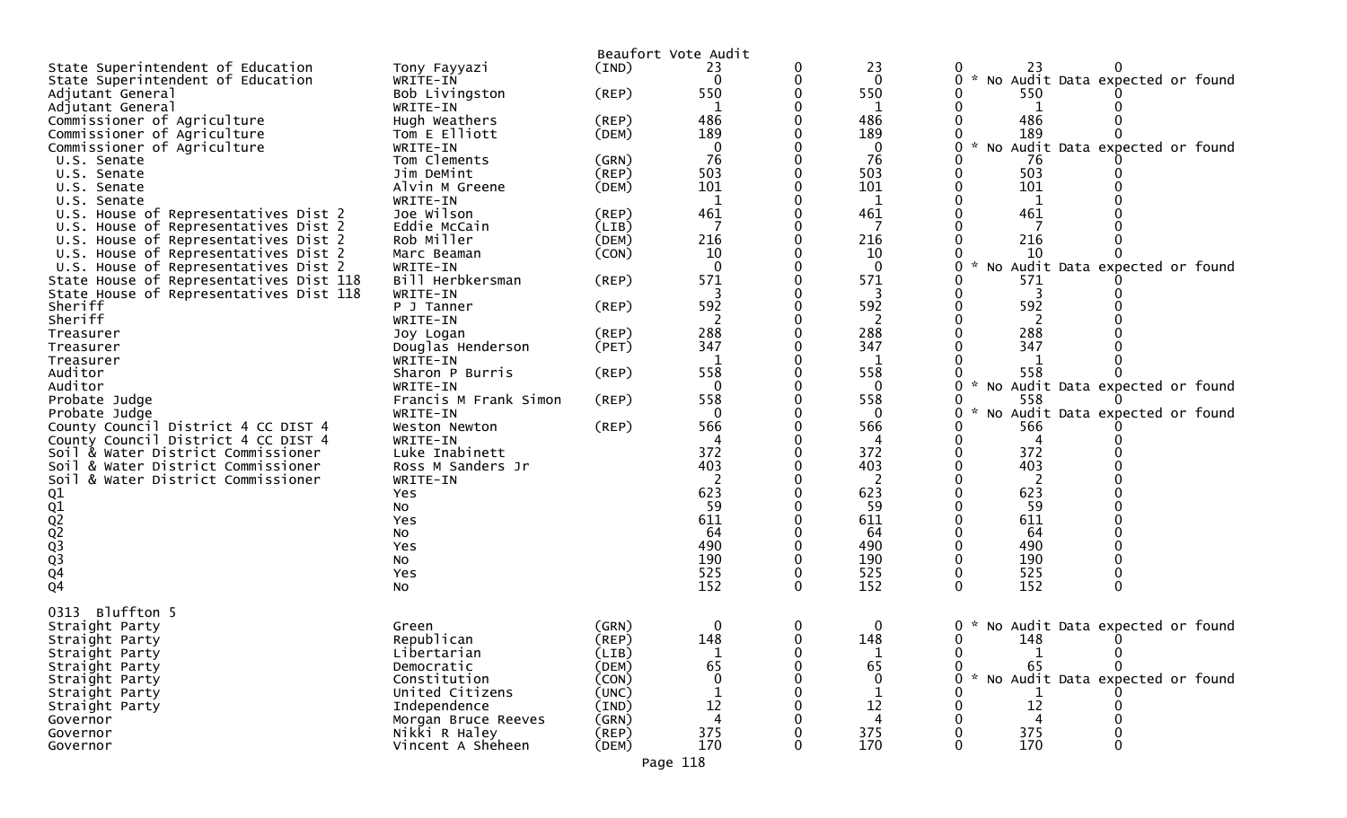Beaufort Vote Audit

| | | | | | | | | |
|---|---|---|---|---|---|---|---|---|
| State Superintendent of Education | Tony Fayyazi | (IND) | 23 | 0 | 23 | 0 | 23 | 0 |
| State Superintendent of Education | WRITE-IN | | 0 | 0 | 0 | 0 | * No Audit Data expected or found | |
| Adjutant General | Bob Livingston | (REP) | 550 | 0 | 550 | 0 | 550 | 0 |
| Adjutant General | WRITE-IN | | 1 | 0 | 1 | 0 | 1 | 0 |
| Commissioner of Agriculture | Hugh Weathers | (REP) | 486 | 0 | 486 | 0 | 486 | 0 |
| Commissioner of Agriculture | Tom E Elliott | (DEM) | 189 | 0 | 189 | 0 | 189 | 0 |
| Commissioner of Agriculture | WRITE-IN | | 0 | 0 | 0 | 0 | * No Audit Data expected or found | |
| U.S. Senate | Tom Clements | (GRN) | 76 | 0 | 76 | 0 | 76 | 0 |
| U.S. Senate | Jim DeMint | (REP) | 503 | 0 | 503 | 0 | 503 | 0 |
| U.S. Senate | Alvin M Greene | (DEM) | 101 | 0 | 101 | 0 | 101 | 0 |
| U.S. Senate | WRITE-IN | | 1 | 0 | 1 | 0 | 1 | 0 |
| U.S. House of Representatives Dist 2 | Joe Wilson | (REP) | 461 | 0 | 461 | 0 | 461 | 0 |
| U.S. House of Representatives Dist 2 | Eddie McCain | (LIB) | 7 | 0 | 7 | 0 | 7 | 0 |
| U.S. House of Representatives Dist 2 | Rob Miller | (DEM) | 216 | 0 | 216 | 0 | 216 | 0 |
| U.S. House of Representatives Dist 2 | Marc Beaman | (CON) | 10 | 0 | 10 | 0 | 10 | 0 |
| U.S. House of Representatives Dist 2 | WRITE-IN | | 0 | 0 | 0 | 0 | * No Audit Data expected or found | |
| State House of Representatives Dist 118 | Bill Herbkersman | (REP) | 571 | 0 | 571 | 0 | 571 | 0 |
| State House of Representatives Dist 118 | WRITE-IN | | 3 | 0 | 3 | 0 | 3 | 0 |
| Sheriff | P J Tanner | (REP) | 592 | 0 | 592 | 0 | 592 | 0 |
| Sheriff | WRITE-IN | | 2 | 0 | 2 | 0 | 2 | 0 |
| Treasurer | Joy Logan | (REP) | 288 | 0 | 288 | 0 | 288 | 0 |
| Treasurer | Douglas Henderson | (PET) | 347 | 0 | 347 | 0 | 347 | 0 |
| Treasurer | WRITE-IN | | 1 | 0 | 1 | 0 | 1 | 0 |
| Auditor | Sharon P Burris | (REP) | 558 | 0 | 558 | 0 | 558 | 0 |
| Auditor | WRITE-IN | | 0 | 0 | 0 | 0 | * No Audit Data expected or found | |
| Probate Judge | Francis M Frank Simon | (REP) | 558 | 0 | 558 | 0 | 558 | 0 |
| Probate Judge | WRITE-IN | | 0 | 0 | 0 | 0 | * No Audit Data expected or found | |
| County Council District 4 CC DIST 4 | Weston Newton | (REP) | 566 | 0 | 566 | 0 | 566 | 0 |
| County Council District 4 CC DIST 4 | WRITE-IN | | 4 | 0 | 4 | 0 | 4 | 0 |
| Soil & Water District Commissioner | Luke Inabinett | | 372 | 0 | 372 | 0 | 372 | 0 |
| Soil & Water District Commissioner | Ross M Sanders Jr | | 403 | 0 | 403 | 0 | 403 | 0 |
| Soil & Water District Commissioner | WRITE-IN | | 2 | 0 | 2 | 0 | 2 | 0 |
| Q1 | Yes | | 623 | 0 | 623 | 0 | 623 | 0 |
| Q1 | No | | 59 | 0 | 59 | 0 | 59 | 0 |
| Q2 | Yes | | 611 | 0 | 611 | 0 | 611 | 0 |
| Q2 | No | | 64 | 0 | 64 | 0 | 64 | 0 |
| Q3 | Yes | | 490 | 0 | 490 | 0 | 490 | 0 |
| Q3 | No | | 190 | 0 | 190 | 0 | 190 | 0 |
| Q4 | Yes | | 525 | 0 | 525 | 0 | 525 | 0 |
| Q4 | No | | 152 | 0 | 152 | 0 | 152 | 0 |

0313 Bluffton 5

| | | | | | | | | |
|---|---|---|---|---|---|---|---|---|
| Straight Party | Green | (GRN) | 0 | 0 | 0 | 0 | * No Audit Data expected or found | |
| Straight Party | Republican | (REP) | 148 | 0 | 148 | 0 | 148 | 0 |
| Straight Party | Libertarian | (LIB) | 1 | 0 | 1 | 0 | 1 | 0 |
| Straight Party | Democratic | (DEM) | 65 | 0 | 65 | 0 | 65 | 0 |
| Straight Party | Constitution | (CON) | 0 | 0 | 0 | 0 | * No Audit Data expected or found | |
| Straight Party | United Citizens | (UNC) | 1 | 0 | 1 | 0 | 1 | 0 |
| Straight Party | Independence | (IND) | 12 | 0 | 12 | 0 | 12 | 0 |
| Governor | Morgan Bruce Reeves | (GRN) | 4 | 0 | 4 | 0 | 4 | 0 |
| Governor | Nikki R Haley | (REP) | 375 | 0 | 375 | 0 | 375 | 0 |
| Governor | Vincent A Sheheen | (DEM) | 170 | 0 | 170 | 0 | 170 | 0 |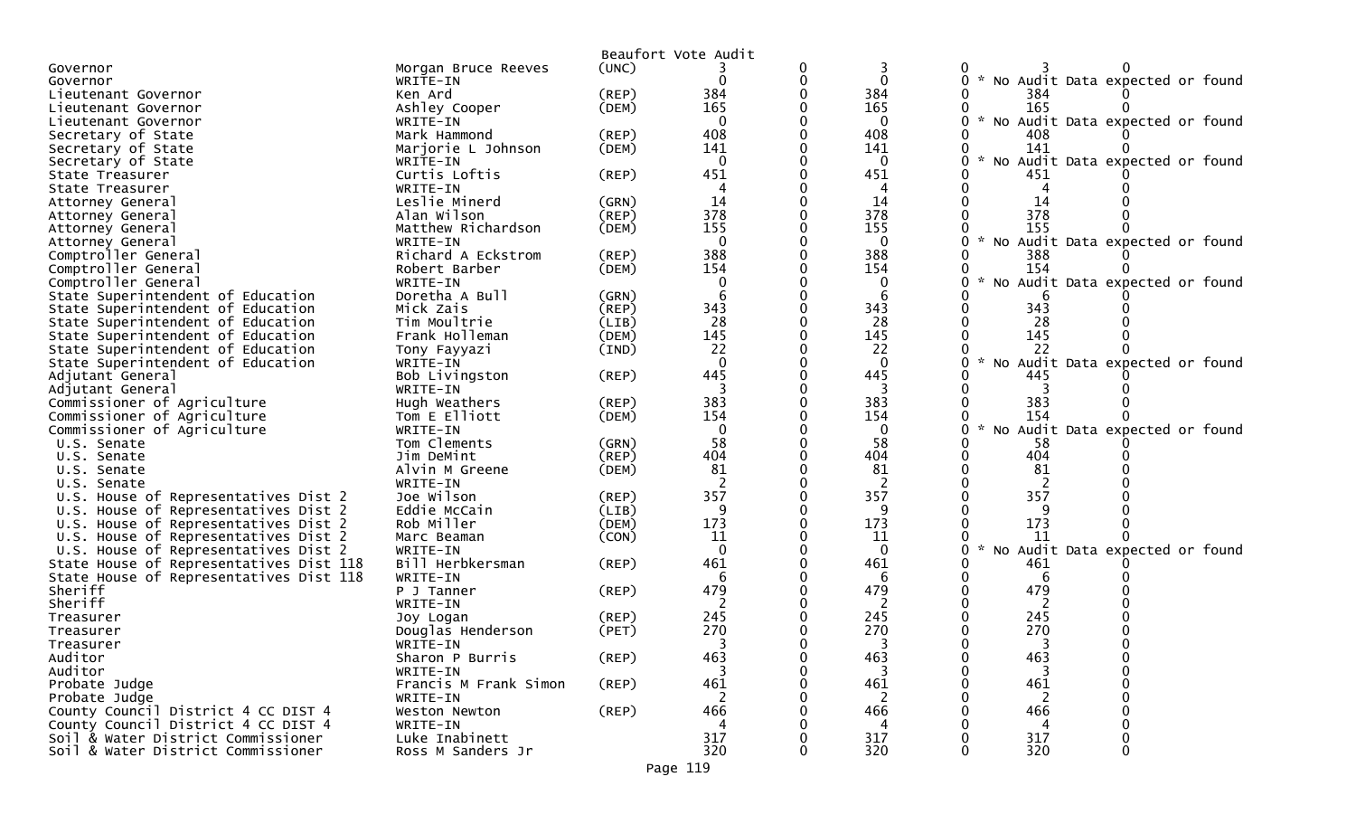Beaufort Vote Audit

| Office | Candidate | Party | | | | | | |
|---|---|---|---|---|---|---|---|---|
| Governor | Morgan Bruce Reeves | (UNC) | 3 | 0 | 3 | 0 | 3 | 0 |
| Governor | WRITE-IN | | 0 | 0 | 0 | 0 | * No Audit Data expected or found | |
| Lieutenant Governor | Ken Ard | (REP) | 384 | 0 | 384 | 0 | 384 | 0 |
| Lieutenant Governor | Ashley Cooper | (DEM) | 165 | 0 | 165 | 0 | 165 | 0 |
| Lieutenant Governor | WRITE-IN | | 0 | 0 | 0 | 0 | * No Audit Data expected or found | |
| Secretary of State | Mark Hammond | (REP) | 408 | 0 | 408 | 0 | 408 | 0 |
| Secretary of State | Marjorie L Johnson | (DEM) | 141 | 0 | 141 | 0 | 141 | 0 |
| Secretary of State | WRITE-IN | | 0 | 0 | 0 | 0 | * No Audit Data expected or found | |
| State Treasurer | Curtis Loftis | (REP) | 451 | 0 | 451 | 0 | 451 | 0 |
| State Treasurer | WRITE-IN | | 4 | 0 | 4 | 0 | 4 | 0 |
| Attorney General | Leslie Minerd | (GRN) | 14 | 0 | 14 | 0 | 14 | 0 |
| Attorney General | Alan Wilson | (REP) | 378 | 0 | 378 | 0 | 378 | 0 |
| Attorney General | Matthew Richardson | (DEM) | 155 | 0 | 155 | 0 | 155 | 0 |
| Attorney General | WRITE-IN | | 0 | 0 | 0 | 0 | * No Audit Data expected or found | |
| Comptroller General | Richard A Eckstrom | (REP) | 388 | 0 | 388 | 0 | 388 | 0 |
| Comptroller General | Robert Barber | (DEM) | 154 | 0 | 154 | 0 | 154 | 0 |
| Comptroller General | WRITE-IN | | 0 | 0 | 0 | 0 | * No Audit Data expected or found | |
| State Superintendent of Education | Doretha A Bull | (GRN) | 6 | 0 | 6 | 0 | 6 | 0 |
| State Superintendent of Education | Mick Zais | (REP) | 343 | 0 | 343 | 0 | 343 | 0 |
| State Superintendent of Education | Tim Moultrie | (LIB) | 28 | 0 | 28 | 0 | 28 | 0 |
| State Superintendent of Education | Frank Holleman | (DEM) | 145 | 0 | 145 | 0 | 145 | 0 |
| State Superintendent of Education | Tony Fayyazi | (IND) | 22 | 0 | 22 | 0 | 22 | 0 |
| State Superintendent of Education | WRITE-IN | | 0 | 0 | 0 | 0 | * No Audit Data expected or found | |
| Adjutant General | Bob Livingston | (REP) | 445 | 0 | 445 | 0 | 445 | 0 |
| Adjutant General | WRITE-IN | | 3 | 0 | 3 | 0 | 3 | 0 |
| Commissioner of Agriculture | Hugh Weathers | (REP) | 383 | 0 | 383 | 0 | 383 | 0 |
| Commissioner of Agriculture | Tom E Elliott | (DEM) | 154 | 0 | 154 | 0 | 154 | 0 |
| Commissioner of Agriculture | WRITE-IN | | 0 | 0 | 0 | 0 | * No Audit Data expected or found | |
| U.S. Senate | Tom Clements | (GRN) | 58 | 0 | 58 | 0 | 58 | 0 |
| U.S. Senate | Jim DeMint | (REP) | 404 | 0 | 404 | 0 | 404 | 0 |
| U.S. Senate | Alvin M Greene | (DEM) | 81 | 0 | 81 | 0 | 81 | 0 |
| U.S. Senate | WRITE-IN | | 2 | 0 | 2 | 0 | 2 | 0 |
| U.S. House of Representatives Dist 2 | Joe Wilson | (REP) | 357 | 0 | 357 | 0 | 357 | 0 |
| U.S. House of Representatives Dist 2 | Eddie McCain | (LIB) | 9 | 0 | 9 | 0 | 9 | 0 |
| U.S. House of Representatives Dist 2 | Rob Miller | (DEM) | 173 | 0 | 173 | 0 | 173 | 0 |
| U.S. House of Representatives Dist 2 | Marc Beaman | (CON) | 11 | 0 | 11 | 0 | 11 | 0 |
| U.S. House of Representatives Dist 2 | WRITE-IN | | 0 | 0 | 0 | 0 | * No Audit Data expected or found | |
| State House of Representatives Dist 118 | Bill Herbkersman | (REP) | 461 | 0 | 461 | 0 | 461 | 0 |
| State House of Representatives Dist 118 | WRITE-IN | | 6 | 0 | 6 | 0 | 6 | 0 |
| Sheriff | P J Tanner | (REP) | 479 | 0 | 479 | 0 | 479 | 0 |
| Sheriff | WRITE-IN | | 2 | 0 | 2 | 0 | 2 | 0 |
| Treasurer | Joy Logan | (REP) | 245 | 0 | 245 | 0 | 245 | 0 |
| Treasurer | Douglas Henderson | (PET) | 270 | 0 | 270 | 0 | 270 | 0 |
| Treasurer | WRITE-IN | | 3 | 0 | 3 | 0 | 3 | 0 |
| Auditor | Sharon P Burris | (REP) | 463 | 0 | 463 | 0 | 463 | 0 |
| Auditor | WRITE-IN | | 3 | 0 | 3 | 0 | 3 | 0 |
| Probate Judge | Francis M Frank Simon | (REP) | 461 | 0 | 461 | 0 | 461 | 0 |
| Probate Judge | WRITE-IN | | 2 | 0 | 2 | 0 | 2 | 0 |
| County Council District 4 CC DIST 4 | Weston Newton | (REP) | 466 | 0 | 466 | 0 | 466 | 0 |
| County Council District 4 CC DIST 4 | WRITE-IN | | 4 | 0 | 4 | 0 | 4 | 0 |
| Soil & Water District Commissioner | Luke Inabinett | | 317 | 0 | 317 | 0 | 317 | 0 |
| Soil & Water District Commissioner | Ross M Sanders Jr | | 320 | 0 | 320 | 0 | 320 | 0 |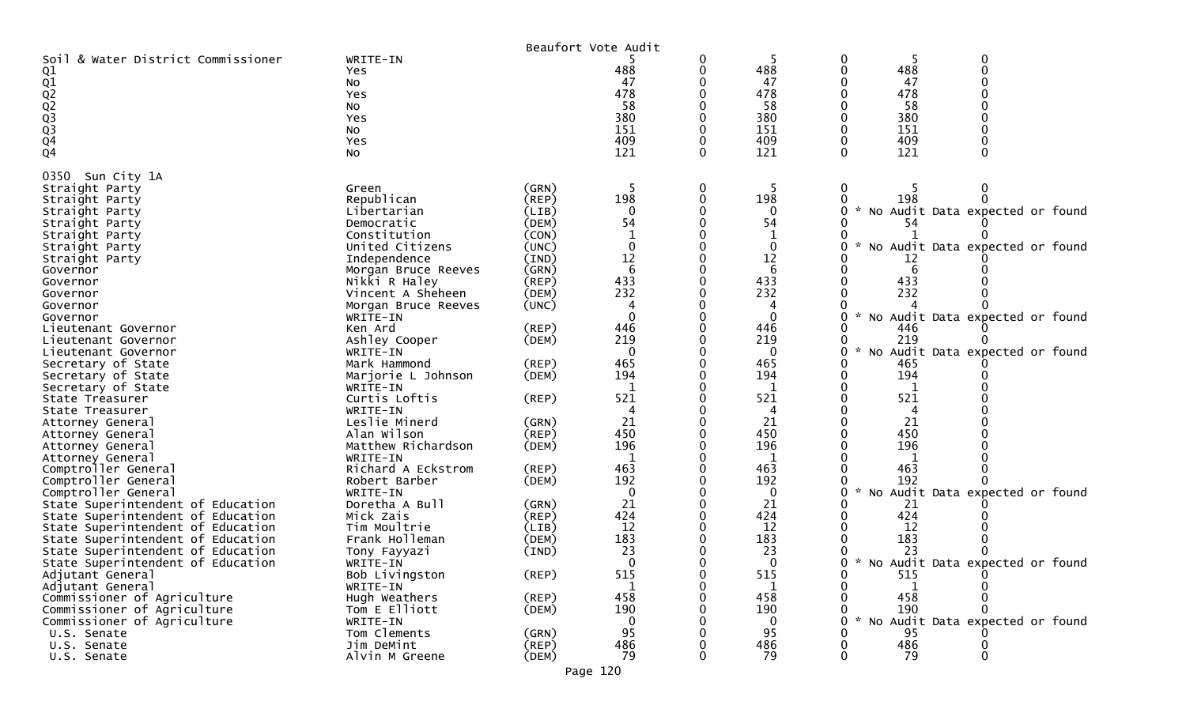Beaufort Vote Audit

| | | | | | | | | |
|---|---|---|---|---|---|---|---|---|
| Soil & Water District Commissioner | WRITE-IN | | 5 | 0 | 5 | 0 | 5 | 0 |
| Q1 | Yes | | 488 | 0 | 488 | 0 | 488 | 0 |
| Q1 | No | | 47 | 0 | 47 | 0 | 47 | 0 |
| Q2 | Yes | | 478 | 0 | 478 | 0 | 478 | 0 |
| Q2 | No | | 58 | 0 | 58 | 0 | 58 | 0 |
| Q3 | Yes | | 380 | 0 | 380 | 0 | 380 | 0 |
| Q3 | No | | 151 | 0 | 151 | 0 | 151 | 0 |
| Q4 | Yes | | 409 | 0 | 409 | 0 | 409 | 0 |
| Q4 | No | | 121 | 0 | 121 | 0 | 121 | 0 |
| 0350 Sun City 1A | | | | | | | | |
| Straight Party | Green | (GRN) | 5 | 0 | 5 | 0 | 5 | 0 |
| Straight Party | Republican | (REP) | 198 | 0 | 198 | 0 | 198 | 0 |
| Straight Party | Libertarian | (LIB) | 0 | 0 | 0 | 0 | * No Audit Data expected or found | |
| Straight Party | Democratic | (DEM) | 54 | 0 | 54 | 0 | 54 | 0 |
| Straight Party | Constitution | (CON) | 1 | 0 | 1 | 0 | 1 | 0 |
| Straight Party | United Citizens | (UNC) | 0 | 0 | 0 | 0 | * No Audit Data expected or found | |
| Straight Party | Independence | (IND) | 12 | 0 | 12 | 0 | 12 | 0 |
| Governor | Morgan Bruce Reeves | (GRN) | 6 | 0 | 6 | 0 | 6 | 0 |
| Governor | Nikki R Haley | (REP) | 433 | 0 | 433 | 0 | 433 | 0 |
| Governor | Vincent A Sheheen | (DEM) | 232 | 0 | 232 | 0 | 232 | 0 |
| Governor | Morgan Bruce Reeves | (UNC) | 4 | 0 | 4 | 0 | 4 | 0 |
| Governor | WRITE-IN | | 0 | 0 | 0 | 0 | * No Audit Data expected or found | |
| Lieutenant Governor | Ken Ard | (REP) | 446 | 0 | 446 | 0 | 446 | 0 |
| Lieutenant Governor | Ashley Cooper | (DEM) | 219 | 0 | 219 | 0 | 219 | 0 |
| Lieutenant Governor | WRITE-IN | | 0 | 0 | 0 | 0 | * No Audit Data expected or found | |
| Secretary of State | Mark Hammond | (REP) | 465 | 0 | 465 | 0 | 465 | 0 |
| Secretary of State | Marjorie L Johnson | (DEM) | 194 | 0 | 194 | 0 | 194 | 0 |
| Secretary of State | WRITE-IN | | 1 | 0 | 1 | 0 | 1 | 0 |
| State Treasurer | Curtis Loftis | (REP) | 521 | 0 | 521 | 0 | 521 | 0 |
| State Treasurer | WRITE-IN | | 4 | 0 | 4 | 0 | 4 | 0 |
| Attorney General | Leslie Minerd | (GRN) | 21 | 0 | 21 | 0 | 21 | 0 |
| Attorney General | Alan Wilson | (REP) | 450 | 0 | 450 | 0 | 450 | 0 |
| Attorney General | Matthew Richardson | (DEM) | 196 | 0 | 196 | 0 | 196 | 0 |
| Attorney General | WRITE-IN | | 1 | 0 | 1 | 0 | 1 | 0 |
| Comptroller General | Richard A Eckstrom | (REP) | 463 | 0 | 463 | 0 | 463 | 0 |
| Comptroller General | Robert Barber | (DEM) | 192 | 0 | 192 | 0 | 192 | 0 |
| Comptroller General | WRITE-IN | | 0 | 0 | 0 | 0 | * No Audit Data expected or found | |
| State Superintendent of Education | Doretha A Bull | (GRN) | 21 | 0 | 21 | 0 | 21 | 0 |
| State Superintendent of Education | Mick Zais | (REP) | 424 | 0 | 424 | 0 | 424 | 0 |
| State Superintendent of Education | Tim Moultrie | (LIB) | 12 | 0 | 12 | 0 | 12 | 0 |
| State Superintendent of Education | Frank Holleman | (DEM) | 183 | 0 | 183 | 0 | 183 | 0 |
| State Superintendent of Education | Tony Fayyazi | (IND) | 23 | 0 | 23 | 0 | 23 | 0 |
| State Superintendent of Education | WRITE-IN | | 0 | 0 | 0 | 0 | * No Audit Data expected or found | |
| Adjutant General | Bob Livingston | (REP) | 515 | 0 | 515 | 0 | 515 | 0 |
| Adjutant General | WRITE-IN | | 1 | 0 | 1 | 0 | 1 | 0 |
| Commissioner of Agriculture | Hugh Weathers | (REP) | 458 | 0 | 458 | 0 | 458 | 0 |
| Commissioner of Agriculture | Tom E Elliott | (DEM) | 190 | 0 | 190 | 0 | 190 | 0 |
| Commissioner of Agriculture | WRITE-IN | | 0 | 0 | 0 | 0 | * No Audit Data expected or found | |
| U.S. Senate | Tom Clements | (GRN) | 95 | 0 | 95 | 0 | 95 | 0 |
| U.S. Senate | Jim DeMint | (REP) | 486 | 0 | 486 | 0 | 486 | 0 |
| U.S. Senate | Alvin M Greene | (DEM) | 79 | 0 | 79 | 0 | 79 | 0 |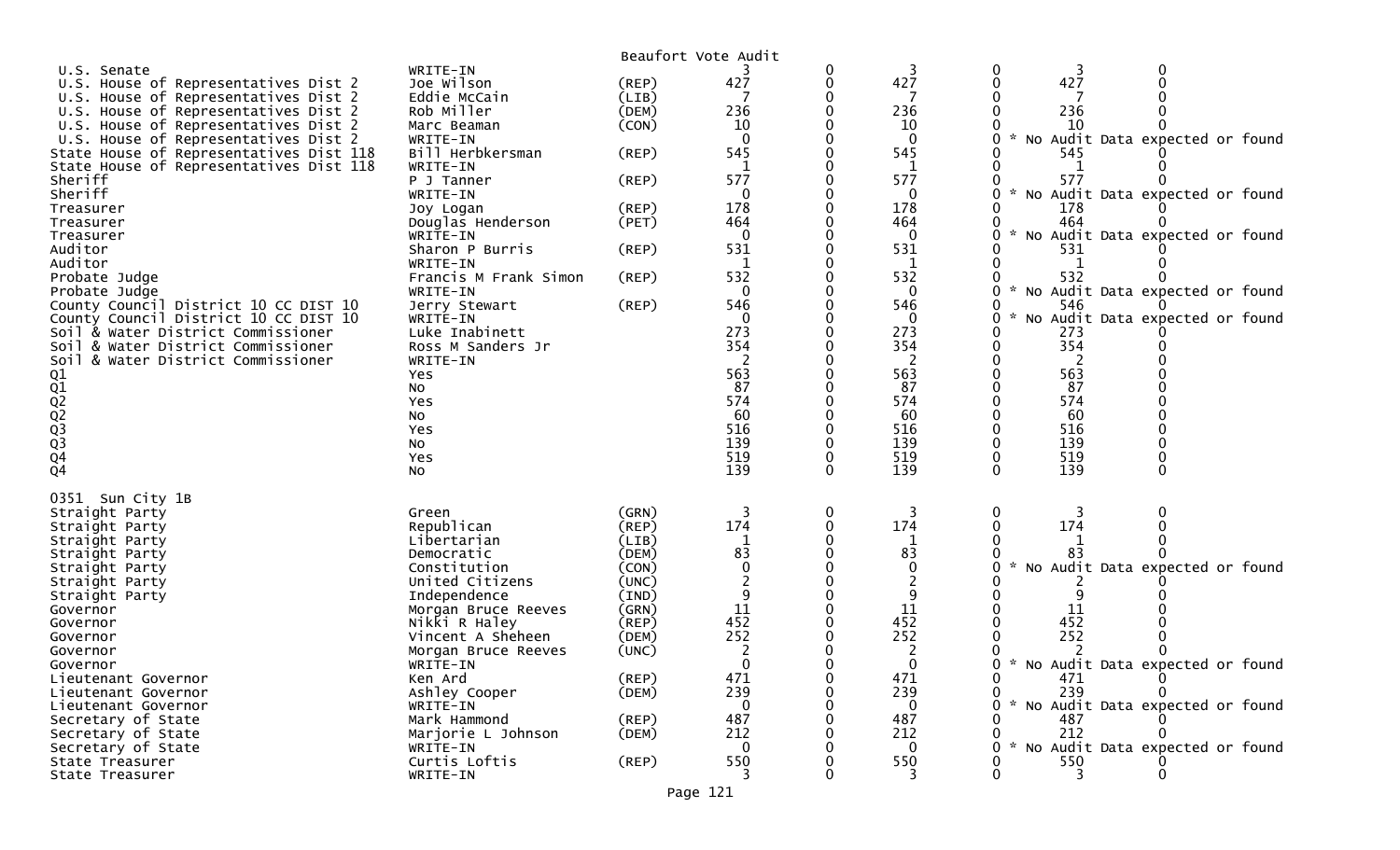Beaufort Vote Audit

| | | | | | | | | |
|---|---|---|---|---|---|---|---|---|
| U.S. Senate | WRITE-IN | | 3 | 0 | 3 | 0 | 3 | 0 |
| U.S. House of Representatives Dist 2 | Joe Wilson | (REP) | 427 | 0 | 427 | 0 | 427 | 0 |
| U.S. House of Representatives Dist 2 | Eddie McCain | (LIB) | 7 | 0 | 7 | 0 | 7 | 0 |
| U.S. House of Representatives Dist 2 | Rob Miller | (DEM) | 236 | 0 | 236 | 0 | 236 | 0 |
| U.S. House of Representatives Dist 2 | Marc Beaman | (CON) | 10 | 0 | 10 | 0 | 10 | 0 |
| U.S. House of Representatives Dist 2 | WRITE-IN | | 0 | 0 | 0 | 0 * No Audit Data expected or found | | |
| State House of Representatives Dist 118 | Bill Herbkersman | (REP) | 545 | 0 | 545 | 0 | 545 | 0 |
| State House of Representatives Dist 118 | WRITE-IN | | 1 | 0 | 1 | 0 | 1 | 0 |
| Sheriff | P J Tanner | (REP) | 577 | 0 | 577 | 0 | 577 | 0 |
| Sheriff | WRITE-IN | | 0 | 0 | 0 | 0 * No Audit Data expected or found | | |
| Treasurer | Joy Logan | (REP) | 178 | 0 | 178 | 0 | 178 | 0 |
| Treasurer | Douglas Henderson | (PET) | 464 | 0 | 464 | 0 | 464 | 0 |
| Treasurer | WRITE-IN | | 0 | 0 | 0 | 0 * No Audit Data expected or found | | |
| Auditor | Sharon P Burris | (REP) | 531 | 0 | 531 | 0 | 531 | 0 |
| Auditor | WRITE-IN | | 1 | 0 | 1 | 0 | 1 | 0 |
| Probate Judge | Francis M Frank Simon | (REP) | 532 | 0 | 532 | 0 | 532 | 0 |
| Probate Judge | WRITE-IN | | 0 | 0 | 0 | 0 * No Audit Data expected or found | | |
| County Council District 10 CC DIST 10 | Jerry Stewart | (REP) | 546 | 0 | 546 | 0 | 546 | 0 |
| County Council District 10 CC DIST 10 | WRITE-IN | | 0 | 0 | 0 | 0 * No Audit Data expected or found | | |
| Soil & Water District Commissioner | Luke Inabinett | | 273 | 0 | 273 | 0 | 273 | 0 |
| Soil & Water District Commissioner | Ross M Sanders Jr | | 354 | 0 | 354 | 0 | 354 | 0 |
| Soil & Water District Commissioner | WRITE-IN | | 2 | 0 | 2 | 0 | 2 | 0 |
| Q1 | Yes | | 563 | 0 | 563 | 0 | 563 | 0 |
| Q1 | No | | 87 | 0 | 87 | 0 | 87 | 0 |
| Q2 | Yes | | 574 | 0 | 574 | 0 | 574 | 0 |
| Q2 | No | | 60 | 0 | 60 | 0 | 60 | 0 |
| Q3 | Yes | | 516 | 0 | 516 | 0 | 516 | 0 |
| Q3 | No | | 139 | 0 | 139 | 0 | 139 | 0 |
| Q4 | Yes | | 519 | 0 | 519 | 0 | 519 | 0 |
| Q4 | No | | 139 | 0 | 139 | 0 | 139 | 0 |

0351 Sun City 1B

| | | | | | | | | |
|---|---|---|---|---|---|---|---|---|
| Straight Party | Green | (GRN) | 3 | 0 | 3 | 0 | 3 | 0 |
| Straight Party | Republican | (REP) | 174 | 0 | 174 | 0 | 174 | 0 |
| Straight Party | Libertarian | (LIB) | 1 | 0 | 1 | 0 | 1 | 0 |
| Straight Party | Democratic | (DEM) | 83 | 0 | 83 | 0 | 83 | 0 |
| Straight Party | Constitution | (CON) | 0 | 0 | 0 | 0 * No Audit Data expected or found | | |
| Straight Party | United Citizens | (UNC) | 2 | 0 | 2 | 0 | 2 | 0 |
| Straight Party | Independence | (IND) | 9 | 0 | 9 | 0 | 9 | 0 |
| Governor | Morgan Bruce Reeves | (GRN) | 11 | 0 | 11 | 0 | 11 | 0 |
| Governor | Nikki R Haley | (REP) | 452 | 0 | 452 | 0 | 452 | 0 |
| Governor | Vincent A Sheheen | (DEM) | 252 | 0 | 252 | 0 | 252 | 0 |
| Governor | Morgan Bruce Reeves | (UNC) | 2 | 0 | 2 | 0 | 2 | 0 |
| Governor | WRITE-IN | | 0 | 0 | 0 | 0 * No Audit Data expected or found | | |
| Lieutenant Governor | Ken Ard | (REP) | 471 | 0 | 471 | 0 | 471 | 0 |
| Lieutenant Governor | Ashley Cooper | (DEM) | 239 | 0 | 239 | 0 | 239 | 0 |
| Lieutenant Governor | WRITE-IN | | 0 | 0 | 0 | 0 * No Audit Data expected or found | | |
| Secretary of State | Mark Hammond | (REP) | 487 | 0 | 487 | 0 | 487 | 0 |
| Secretary of State | Marjorie L Johnson | (DEM) | 212 | 0 | 212 | 0 | 212 | 0 |
| Secretary of State | WRITE-IN | | 0 | 0 | 0 | 0 * No Audit Data expected or found | | |
| State Treasurer | Curtis Loftis | (REP) | 550 | 0 | 550 | 0 | 550 | 0 |
| State Treasurer | WRITE-IN | | 3 | 0 | 3 | 0 | 3 | 0 |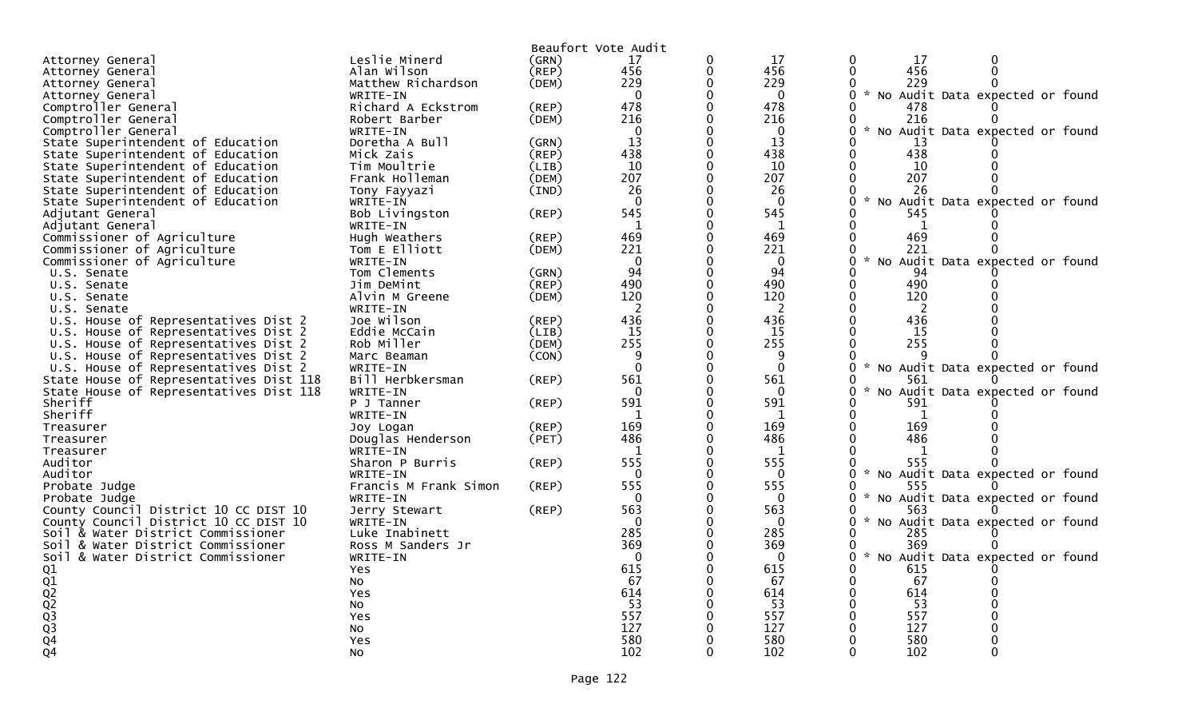Beaufort Vote Audit

| | | | | | | | | |
|---|---|---|---|---|---|---|---|---|
| Attorney General | Leslie Minerd | (GRN) | 17 | 0 | 17 | 0 | 17 | 0 |
| Attorney General | Alan Wilson | (REP) | 456 | 0 | 456 | 0 | 456 | 0 |
| Attorney General | Matthew Richardson | (DEM) | 229 | 0 | 229 | 0 | 229 | 0 |
| Attorney General | WRITE-IN | | 0 | 0 | 0 | 0 | * No Audit Data expected or found | |
| Comptroller General | Richard A Eckstrom | (REP) | 478 | 0 | 478 | 0 | 478 | 0 |
| Comptroller General | Robert Barber | (DEM) | 216 | 0 | 216 | 0 | 216 | 0 |
| Comptroller General | WRITE-IN | | 0 | 0 | 0 | 0 | * No Audit Data expected or found | |
| State Superintendent of Education | Doretha A Bull | (GRN) | 13 | 0 | 13 | 0 | 13 | 0 |
| State Superintendent of Education | Mick Zais | (REP) | 438 | 0 | 438 | 0 | 438 | 0 |
| State Superintendent of Education | Tim Moultrie | (LIB) | 10 | 0 | 10 | 0 | 10 | 0 |
| State Superintendent of Education | Frank Holleman | (DEM) | 207 | 0 | 207 | 0 | 207 | 0 |
| State Superintendent of Education | Tony Fayyazi | (IND) | 26 | 0 | 26 | 0 | 26 | 0 |
| State Superintendent of Education | WRITE-IN | | 0 | 0 | 0 | 0 | * No Audit Data expected or found | |
| Adjutant General | Bob Livingston | (REP) | 545 | 0 | 545 | 0 | 545 | 0 |
| Adjutant General | WRITE-IN | | 1 | 0 | 1 | 0 | 1 | 0 |
| Commissioner of Agriculture | Hugh Weathers | (REP) | 469 | 0 | 469 | 0 | 469 | 0 |
| Commissioner of Agriculture | Tom E Elliott | (DEM) | 221 | 0 | 221 | 0 | 221 | 0 |
| Commissioner of Agriculture | WRITE-IN | | 0 | 0 | 0 | 0 | * No Audit Data expected or found | |
| U.S. Senate | Tom Clements | (GRN) | 94 | 0 | 94 | 0 | 94 | 0 |
| U.S. Senate | Jim DeMint | (REP) | 490 | 0 | 490 | 0 | 490 | 0 |
| U.S. Senate | Alvin M Greene | (DEM) | 120 | 0 | 120 | 0 | 120 | 0 |
| U.S. Senate | WRITE-IN | | 2 | 0 | 2 | 0 | 2 | 0 |
| U.S. House of Representatives Dist 2 | Joe Wilson | (REP) | 436 | 0 | 436 | 0 | 436 | 0 |
| U.S. House of Representatives Dist 2 | Eddie McCain | (LIB) | 15 | 0 | 15 | 0 | 15 | 0 |
| U.S. House of Representatives Dist 2 | Rob Miller | (DEM) | 255 | 0 | 255 | 0 | 255 | 0 |
| U.S. House of Representatives Dist 2 | Marc Beaman | (CON) | 9 | 0 | 9 | 0 | 9 | 0 |
| U.S. House of Representatives Dist 2 | WRITE-IN | | 0 | 0 | 0 | 0 | * No Audit Data expected or found | |
| State House of Representatives Dist 118 | Bill Herbkersman | (REP) | 561 | 0 | 561 | 0 | 561 | 0 |
| State House of Representatives Dist 118 | WRITE-IN | | 0 | 0 | 0 | 0 | * No Audit Data expected or found | |
| Sheriff | P J Tanner | (REP) | 591 | 0 | 591 | 0 | 591 | 0 |
| Sheriff | WRITE-IN | | 1 | 0 | 1 | 0 | 1 | 0 |
| Treasurer | Joy Logan | (REP) | 169 | 0 | 169 | 0 | 169 | 0 |
| Treasurer | Douglas Henderson | (PET) | 486 | 0 | 486 | 0 | 486 | 0 |
| Treasurer | WRITE-IN | | 1 | 0 | 1 | 0 | 1 | 0 |
| Auditor | Sharon P Burris | (REP) | 555 | 0 | 555 | 0 | 555 | 0 |
| Auditor | WRITE-IN | | 0 | 0 | 0 | 0 | * No Audit Data expected or found | |
| Probate Judge | Francis M Frank Simon | (REP) | 555 | 0 | 555 | 0 | 555 | 0 |
| Probate Judge | WRITE-IN | | 0 | 0 | 0 | 0 | * No Audit Data expected or found | |
| County Council District 10 CC DIST 10 | Jerry Stewart | (REP) | 563 | 0 | 563 | 0 | 563 | 0 |
| County Council District 10 CC DIST 10 | WRITE-IN | | 0 | 0 | 0 | 0 | * No Audit Data expected or found | |
| Soil & Water District Commissioner | Luke Inabinett | | 285 | 0 | 285 | 0 | 285 | 0 |
| Soil & Water District Commissioner | Ross M Sanders Jr | | 369 | 0 | 369 | 0 | 369 | 0 |
| Soil & Water District Commissioner | WRITE-IN | | 0 | 0 | 0 | 0 | * No Audit Data expected or found | |
| Q1 | Yes | | 615 | 0 | 615 | 0 | 615 | 0 |
| Q1 | No | | 67 | 0 | 67 | 0 | 67 | 0 |
| Q2 | Yes | | 614 | 0 | 614 | 0 | 614 | 0 |
| Q2 | No | | 53 | 0 | 53 | 0 | 53 | 0 |
| Q3 | Yes | | 557 | 0 | 557 | 0 | 557 | 0 |
| Q3 | No | | 127 | 0 | 127 | 0 | 127 | 0 |
| Q4 | Yes | | 580 | 0 | 580 | 0 | 580 | 0 |
| Q4 | No | | 102 | 0 | 102 | 0 | 102 | 0 |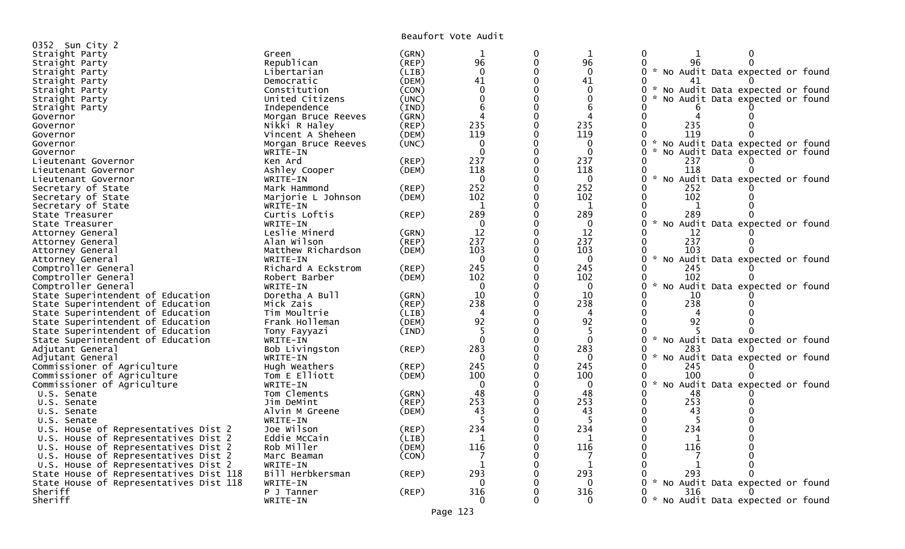Beaufort Vote Audit

0352 Sun City 2

| Contest | Candidate | Party | | | | | | |
|---|---|---|---|---|---|---|---|---|
| Straight Party | Green | (GRN) | 1 | 0 | 1 | 0 | 1 | 0 |
| Straight Party | Republican | (REP) | 96 | 0 | 96 | 0 | 96 | 0 |
| Straight Party | Libertarian | (LIB) | 0 | 0 | 0 | 0 | * No Audit Data expected or found | |
| Straight Party | Democratic | (DEM) | 41 | 0 | 41 | 0 | 41 | 0 |
| Straight Party | Constitution | (CON) | 0 | 0 | 0 | 0 | * No Audit Data expected or found | |
| Straight Party | United Citizens | (UNC) | 0 | 0 | 0 | 0 | * No Audit Data expected or found | |
| Straight Party | Independence | (IND) | 6 | 0 | 6 | 0 | 6 | 0 |
| Governor | Morgan Bruce Reeves | (GRN) | 4 | 0 | 4 | 0 | 4 | 0 |
| Governor | Nikki R Haley | (REP) | 235 | 0 | 235 | 0 | 235 | 0 |
| Governor | Vincent A Sheheen | (DEM) | 119 | 0 | 119 | 0 | 119 | 0 |
| Governor | Morgan Bruce Reeves | (UNC) | 0 | 0 | 0 | 0 | * No Audit Data expected or found | |
| Governor | WRITE-IN | | 0 | 0 | 0 | 0 | * No Audit Data expected or found | |
| Lieutenant Governor | Ken Ard | (REP) | 237 | 0 | 237 | 0 | 237 | 0 |
| Lieutenant Governor | Ashley Cooper | (DEM) | 118 | 0 | 118 | 0 | 118 | 0 |
| Lieutenant Governor | WRITE-IN | | 0 | 0 | 0 | 0 | * No Audit Data expected or found | |
| Secretary of State | Mark Hammond | (REP) | 252 | 0 | 252 | 0 | 252 | 0 |
| Secretary of State | Marjorie L Johnson | (DEM) | 102 | 0 | 102 | 0 | 102 | 0 |
| Secretary of State | WRITE-IN | | 1 | 0 | 1 | 0 | 1 | 0 |
| State Treasurer | Curtis Loftis | (REP) | 289 | 0 | 289 | 0 | 289 | 0 |
| State Treasurer | WRITE-IN | | 0 | 0 | 0 | 0 | * No Audit Data expected or found | |
| Attorney General | Leslie Minerd | (GRN) | 12 | 0 | 12 | 0 | 12 | 0 |
| Attorney General | Alan Wilson | (REP) | 237 | 0 | 237 | 0 | 237 | 0 |
| Attorney General | Matthew Richardson | (DEM) | 103 | 0 | 103 | 0 | 103 | 0 |
| Attorney General | WRITE-IN | | 0 | 0 | 0 | 0 | * No Audit Data expected or found | |
| Comptroller General | Richard A Eckstrom | (REP) | 245 | 0 | 245 | 0 | 245 | 0 |
| Comptroller General | Robert Barber | (DEM) | 102 | 0 | 102 | 0 | 102 | 0 |
| Comptroller General | WRITE-IN | | 0 | 0 | 0 | 0 | * No Audit Data expected or found | |
| State Superintendent of Education | Doretha A Bull | (GRN) | 10 | 0 | 10 | 0 | 10 | 0 |
| State Superintendent of Education | Mick Zais | (REP) | 238 | 0 | 238 | 0 | 238 | 0 |
| State Superintendent of Education | Tim Moultrie | (LIB) | 4 | 0 | 4 | 0 | 4 | 0 |
| State Superintendent of Education | Frank Holleman | (DEM) | 92 | 0 | 92 | 0 | 92 | 0 |
| State Superintendent of Education | Tony Fayyazi | (IND) | 5 | 0 | 5 | 0 | 5 | 0 |
| State Superintendent of Education | WRITE-IN | | 0 | 0 | 0 | 0 | * No Audit Data expected or found | |
| Adjutant General | Bob Livingston | (REP) | 283 | 0 | 283 | 0 | 283 | 0 |
| Adjutant General | WRITE-IN | | 0 | 0 | 0 | 0 | * No Audit Data expected or found | |
| Commissioner of Agriculture | Hugh Weathers | (REP) | 245 | 0 | 245 | 0 | 245 | 0 |
| Commissioner of Agriculture | Tom E Elliott | (DEM) | 100 | 0 | 100 | 0 | 100 | 0 |
| Commissioner of Agriculture | WRITE-IN | | 0 | 0 | 0 | 0 | * No Audit Data expected or found | |
| U.S. Senate | Tom Clements | (GRN) | 48 | 0 | 48 | 0 | 48 | 0 |
| U.S. Senate | Jim DeMint | (REP) | 253 | 0 | 253 | 0 | 253 | 0 |
| U.S. Senate | Alvin M Greene | (DEM) | 43 | 0 | 43 | 0 | 43 | 0 |
| U.S. Senate | WRITE-IN | | 5 | 0 | 5 | 0 | 5 | 0 |
| U.S. House of Representatives Dist 2 | Joe Wilson | (REP) | 234 | 0 | 234 | 0 | 234 | 0 |
| U.S. House of Representatives Dist 2 | Eddie McCain | (LIB) | 1 | 0 | 1 | 0 | 1 | 0 |
| U.S. House of Representatives Dist 2 | Rob Miller | (DEM) | 116 | 0 | 116 | 0 | 116 | 0 |
| U.S. House of Representatives Dist 2 | Marc Beaman | (CON) | 7 | 0 | 7 | 0 | 7 | 0 |
| U.S. House of Representatives Dist 2 | WRITE-IN | | 1 | 0 | 1 | 0 | 1 | 0 |
| State House of Representatives Dist 118 | Bill Herbkersman | (REP) | 293 | 0 | 293 | 0 | 293 | 0 |
| State House of Representatives Dist 118 | WRITE-IN | | 0 | 0 | 0 | 0 | * No Audit Data expected or found | |
| Sheriff | P J Tanner | (REP) | 316 | 0 | 316 | 0 | 316 | 0 |
| Sheriff | WRITE-IN | | 0 | 0 | 0 | 0 | * No Audit Data expected or found | |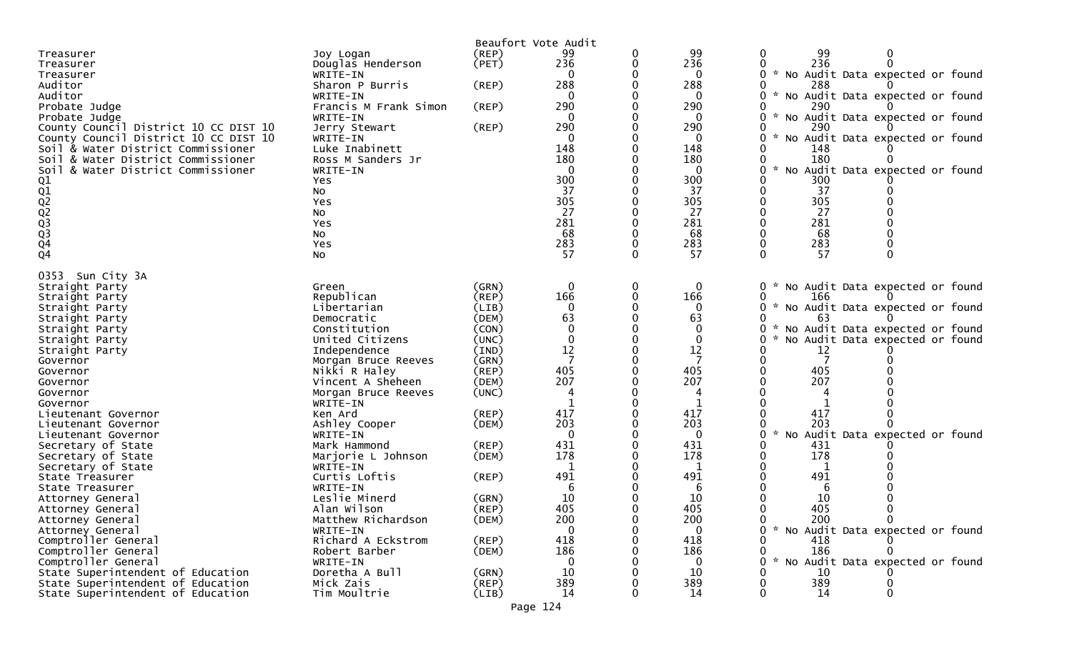Beaufort Vote Audit

| | | | | | | | | |
|---|---|---|---|---|---|---|---|---|
| Treasurer | Joy Logan | (REP) | 99 | 0 | 99 | 0 | 99 | 0 |
| Treasurer | Douglas Henderson | (PET) | 236 | 0 | 236 | 0 | 236 | 0 |
| Treasurer | WRITE-IN | | 0 | 0 | 0 | 0 * No Audit Data expected or found | | |
| Auditor | Sharon P Burris | (REP) | 288 | 0 | 288 | 0 | 288 | 0 |
| Auditor | WRITE-IN | | 0 | 0 | 0 | 0 * No Audit Data expected or found | | |
| Probate Judge | Francis M Frank Simon | (REP) | 290 | 0 | 290 | 0 | 290 | 0 |
| Probate Judge | WRITE-IN | | 0 | 0 | 0 | 0 * No Audit Data expected or found | | |
| County Council District 10 CC DIST 10 | Jerry Stewart | (REP) | 290 | 0 | 290 | 0 | 290 | 0 |
| County Council District 10 CC DIST 10 | WRITE-IN | | 0 | 0 | 0 | 0 * No Audit Data expected or found | | |
| Soil & Water District Commissioner | Luke Inabinett | | 148 | 0 | 148 | 0 | 148 | 0 |
| Soil & Water District Commissioner | Ross M Sanders Jr | | 180 | 0 | 180 | 0 | 180 | 0 |
| Soil & Water District Commissioner | WRITE-IN | | 0 | 0 | 0 | 0 * No Audit Data expected or found | | |
| Q1 | Yes | | 300 | 0 | 300 | 0 | 300 | 0 |
| Q1 | No | | 37 | 0 | 37 | 0 | 37 | 0 |
| Q2 | Yes | | 305 | 0 | 305 | 0 | 305 | 0 |
| Q2 | No | | 27 | 0 | 27 | 0 | 27 | 0 |
| Q3 | Yes | | 281 | 0 | 281 | 0 | 281 | 0 |
| Q3 | No | | 68 | 0 | 68 | 0 | 68 | 0 |
| Q4 | Yes | | 283 | 0 | 283 | 0 | 283 | 0 |
| Q4 | No | | 57 | 0 | 57 | 0 | 57 | 0 |

0353 Sun City 3A

| | | | | | | | | |
|---|---|---|---|---|---|---|---|---|
| Straight Party | Green | (GRN) | 0 | 0 | 0 | 0 * No Audit Data expected or found | | |
| Straight Party | Republican | (REP) | 166 | 0 | 166 | 0 | 166 | 0 |
| Straight Party | Libertarian | (LIB) | 0 | 0 | 0 | 0 * No Audit Data expected or found | | |
| Straight Party | Democratic | (DEM) | 63 | 0 | 63 | 0 | 63 | 0 |
| Straight Party | Constitution | (CON) | 0 | 0 | 0 | 0 * No Audit Data expected or found | | |
| Straight Party | United Citizens | (UNC) | 0 | 0 | 0 | 0 * No Audit Data expected or found | | |
| Straight Party | Independence | (IND) | 12 | 0 | 12 | 0 | 12 | 0 |
| Governor | Morgan Bruce Reeves | (GRN) | 7 | 0 | 7 | 0 | 7 | 0 |
| Governor | Nikki R Haley | (REP) | 405 | 0 | 405 | 0 | 405 | 0 |
| Governor | Vincent A Sheheen | (DEM) | 207 | 0 | 207 | 0 | 207 | 0 |
| Governor | Morgan Bruce Reeves | (UNC) | 4 | 0 | 4 | 0 | 4 | 0 |
| Governor | WRITE-IN | | 1 | 0 | 1 | 0 | 1 | 0 |
| Lieutenant Governor | Ken Ard | (REP) | 417 | 0 | 417 | 0 | 417 | 0 |
| Lieutenant Governor | Ashley Cooper | (DEM) | 203 | 0 | 203 | 0 | 203 | 0 |
| Lieutenant Governor | WRITE-IN | | 0 | 0 | 0 | 0 * No Audit Data expected or found | | |
| Secretary of State | Mark Hammond | (REP) | 431 | 0 | 431 | 0 | 431 | 0 |
| Secretary of State | Marjorie L Johnson | (DEM) | 178 | 0 | 178 | 0 | 178 | 0 |
| Secretary of State | WRITE-IN | | 1 | 0 | 1 | 0 | 1 | 0 |
| State Treasurer | Curtis Loftis | (REP) | 491 | 0 | 491 | 0 | 491 | 0 |
| State Treasurer | WRITE-IN | | 6 | 0 | 6 | 0 | 6 | 0 |
| Attorney General | Leslie Minerd | (GRN) | 10 | 0 | 10 | 0 | 10 | 0 |
| Attorney General | Alan Wilson | (REP) | 405 | 0 | 405 | 0 | 405 | 0 |
| Attorney General | Matthew Richardson | (DEM) | 200 | 0 | 200 | 0 | 200 | 0 |
| Attorney General | WRITE-IN | | 0 | 0 | 0 | 0 * No Audit Data expected or found | | |
| Comptroller General | Richard A Eckstrom | (REP) | 418 | 0 | 418 | 0 | 418 | 0 |
| Comptroller General | Robert Barber | (DEM) | 186 | 0 | 186 | 0 | 186 | 0 |
| Comptroller General | WRITE-IN | | 0 | 0 | 0 | 0 * No Audit Data expected or found | | |
| State Superintendent of Education | Doretha A Bull | (GRN) | 10 | 0 | 10 | 0 | 10 | 0 |
| State Superintendent of Education | Mick Zais | (REP) | 389 | 0 | 389 | 0 | 389 | 0 |
| State Superintendent of Education | Tim Moultrie | (LIB) | 14 | 0 | 14 | 0 | 14 | 0 |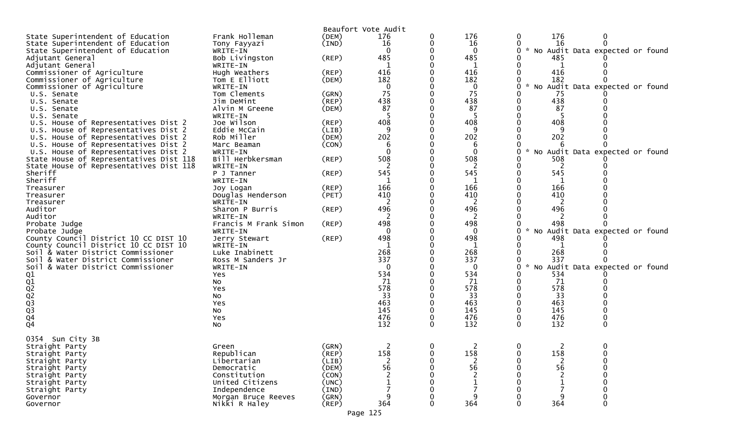Beaufort Vote Audit

| Contest | Candidate | Party | | | | | | |
|---|---|---|---|---|---|---|---|---|
| State Superintendent of Education | Frank Holleman | (DEM) | 176 | 0 | 176 | 0 | 176 | 0 |
| State Superintendent of Education | Tony Fayyazi | (IND) | 16 | 0 | 16 | 0 | 16 | 0 |
| State Superintendent of Education | WRITE-IN | | 0 | 0 | 0 | 0 | * No Audit Data expected or found | |
| Adjutant General | Bob Livingston | (REP) | 485 | 0 | 485 | 0 | 485 | 0 |
| Adjutant General | WRITE-IN | | 1 | 0 | 1 | 0 | 1 | 0 |
| Commissioner of Agriculture | Hugh Weathers | (REP) | 416 | 0 | 416 | 0 | 416 | 0 |
| Commissioner of Agriculture | Tom E Elliott | (DEM) | 182 | 0 | 182 | 0 | 182 | 0 |
| Commissioner of Agriculture | WRITE-IN | | 0 | 0 | 0 | 0 | * No Audit Data expected or found | |
| U.S. Senate | Tom Clements | (GRN) | 75 | 0 | 75 | 0 | 75 | 0 |
| U.S. Senate | Jim DeMint | (REP) | 438 | 0 | 438 | 0 | 438 | 0 |
| U.S. Senate | Alvin M Greene | (DEM) | 87 | 0 | 87 | 0 | 87 | 0 |
| U.S. Senate | WRITE-IN | | 5 | 0 | 5 | 0 | 5 | 0 |
| U.S. House of Representatives Dist 2 | Joe Wilson | (REP) | 408 | 0 | 408 | 0 | 408 | 0 |
| U.S. House of Representatives Dist 2 | Eddie McCain | (LIB) | 9 | 0 | 9 | 0 | 9 | 0 |
| U.S. House of Representatives Dist 2 | Rob Miller | (DEM) | 202 | 0 | 202 | 0 | 202 | 0 |
| U.S. House of Representatives Dist 2 | Marc Beaman | (CON) | 6 | 0 | 6 | 0 | 6 | 0 |
| U.S. House of Representatives Dist 2 | WRITE-IN | | 0 | 0 | 0 | 0 | * No Audit Data expected or found | |
| State House of Representatives Dist 118 | Bill Herbkersman | (REP) | 508 | 0 | 508 | 0 | 508 | 0 |
| State House of Representatives Dist 118 | WRITE-IN | | 2 | 0 | 2 | 0 | 2 | 0 |
| Sheriff | P J Tanner | (REP) | 545 | 0 | 545 | 0 | 545 | 0 |
| Sheriff | WRITE-IN | | 1 | 0 | 1 | 0 | 1 | 0 |
| Treasurer | Joy Logan | (REP) | 166 | 0 | 166 | 0 | 166 | 0 |
| Treasurer | Douglas Henderson | (PET) | 410 | 0 | 410 | 0 | 410 | 0 |
| Treasurer | WRITE-IN | | 2 | 0 | 2 | 0 | 2 | 0 |
| Auditor | Sharon P Burris | (REP) | 496 | 0 | 496 | 0 | 496 | 0 |
| Auditor | WRITE-IN | | 2 | 0 | 2 | 0 | 2 | 0 |
| Probate Judge | Francis M Frank Simon | (REP) | 498 | 0 | 498 | 0 | 498 | 0 |
| Probate Judge | WRITE-IN | | 0 | 0 | 0 | 0 | * No Audit Data expected or found | |
| County Council District 10 CC DIST 10 | Jerry Stewart | (REP) | 498 | 0 | 498 | 0 | 498 | 0 |
| County Council District 10 CC DIST 10 | WRITE-IN | | 1 | 0 | 1 | 0 | 1 | 0 |
| Soil & Water District Commissioner | Luke Inabinett | | 268 | 0 | 268 | 0 | 268 | 0 |
| Soil & Water District Commissioner | Ross M Sanders Jr | | 337 | 0 | 337 | 0 | 337 | 0 |
| Soil & Water District Commissioner | WRITE-IN | | 0 | 0 | 0 | 0 | * No Audit Data expected or found | |
| Q1 | Yes | | 534 | 0 | 534 | 0 | 534 | 0 |
| Q1 | No | | 71 | 0 | 71 | 0 | 71 | 0 |
| Q2 | Yes | | 578 | 0 | 578 | 0 | 578 | 0 |
| Q2 | No | | 33 | 0 | 33 | 0 | 33 | 0 |
| Q3 | Yes | | 463 | 0 | 463 | 0 | 463 | 0 |
| Q3 | No | | 145 | 0 | 145 | 0 | 145 | 0 |
| Q4 | Yes | | 476 | 0 | 476 | 0 | 476 | 0 |
| Q4 | No | | 132 | 0 | 132 | 0 | 132 | 0 |

0354 Sun City 3B

| Contest | Candidate | Party | | | | | | |
|---|---|---|---|---|---|---|---|---|
| Straight Party | Green | (GRN) | 2 | 0 | 2 | 0 | 2 | 0 |
| Straight Party | Republican | (REP) | 158 | 0 | 158 | 0 | 158 | 0 |
| Straight Party | Libertarian | (LIB) | 2 | 0 | 2 | 0 | 2 | 0 |
| Straight Party | Democratic | (DEM) | 56 | 0 | 56 | 0 | 56 | 0 |
| Straight Party | Constitution | (CON) | 2 | 0 | 2 | 0 | 2 | 0 |
| Straight Party | United Citizens | (UNC) | 1 | 0 | 1 | 0 | 1 | 0 |
| Straight Party | Independence | (IND) | 7 | 0 | 7 | 0 | 7 | 0 |
| Governor | Morgan Bruce Reeves | (GRN) | 9 | 0 | 9 | 0 | 9 | 0 |
| Governor | Nikki R Haley | (REP) | 364 | 0 | 364 | 0 | 364 | 0 |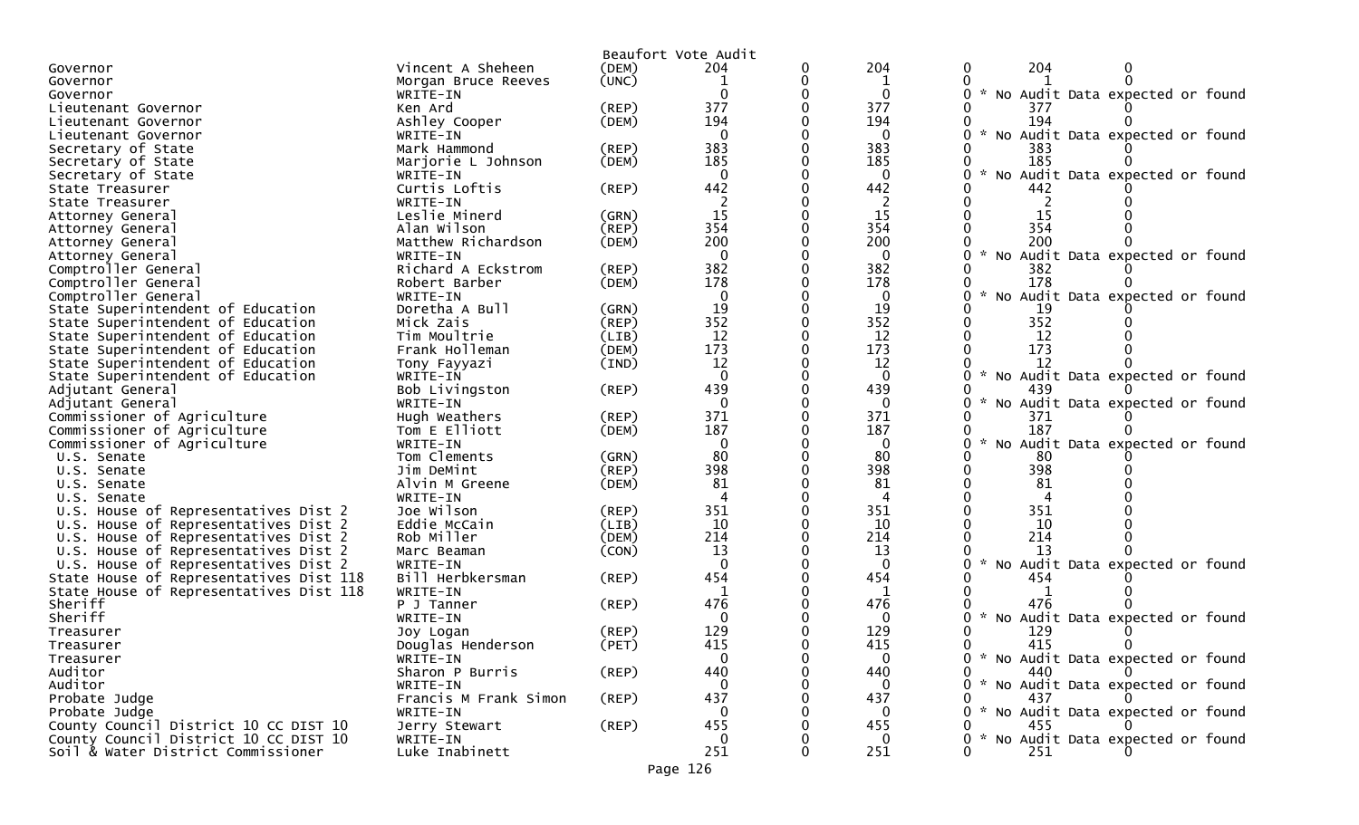Beaufort Vote Audit

| Office | Candidate | Party | | | | | | |
|---|---|---|---|---|---|---|---|---|
| Governor | Vincent A Sheheen | (DEM) | 204 | 0 | 204 | 0 | 204 | 0 |
| Governor | Morgan Bruce Reeves | (UNC) | 1 | 0 | 1 | 0 | 1 | 0 |
| Governor | WRITE-IN | | 0 | 0 | 0 | 0 | * No Audit Data expected or found | |
| Lieutenant Governor | Ken Ard | (REP) | 377 | 0 | 377 | 0 | 377 | 0 |
| Lieutenant Governor | Ashley Cooper | (DEM) | 194 | 0 | 194 | 0 | 194 | 0 |
| Lieutenant Governor | WRITE-IN | | 0 | 0 | 0 | 0 | * No Audit Data expected or found | |
| Secretary of State | Mark Hammond | (REP) | 383 | 0 | 383 | 0 | 383 | 0 |
| Secretary of State | Marjorie L Johnson | (DEM) | 185 | 0 | 185 | 0 | 185 | 0 |
| Secretary of State | WRITE-IN | | 0 | 0 | 0 | 0 | * No Audit Data expected or found | |
| State Treasurer | Curtis Loftis | (REP) | 442 | 0 | 442 | 0 | 442 | 0 |
| State Treasurer | WRITE-IN | | 2 | 0 | 2 | 0 | 2 | 0 |
| Attorney General | Leslie Minerd | (GRN) | 15 | 0 | 15 | 0 | 15 | 0 |
| Attorney General | Alan Wilson | (REP) | 354 | 0 | 354 | 0 | 354 | 0 |
| Attorney General | Matthew Richardson | (DEM) | 200 | 0 | 200 | 0 | 200 | 0 |
| Attorney General | WRITE-IN | | 0 | 0 | 0 | 0 | * No Audit Data expected or found | |
| Comptroller General | Richard A Eckstrom | (REP) | 382 | 0 | 382 | 0 | 382 | 0 |
| Comptroller General | Robert Barber | (DEM) | 178 | 0 | 178 | 0 | 178 | 0 |
| Comptroller General | WRITE-IN | | 0 | 0 | 0 | 0 | * No Audit Data expected or found | |
| State Superintendent of Education | Doretha A Bull | (GRN) | 19 | 0 | 19 | 0 | 19 | 0 |
| State Superintendent of Education | Mick Zais | (REP) | 352 | 0 | 352 | 0 | 352 | 0 |
| State Superintendent of Education | Tim Moultrie | (LIB) | 12 | 0 | 12 | 0 | 12 | 0 |
| State Superintendent of Education | Frank Holleman | (DEM) | 173 | 0 | 173 | 0 | 173 | 0 |
| State Superintendent of Education | Tony Fayyazi | (IND) | 12 | 0 | 12 | 0 | 12 | 0 |
| State Superintendent of Education | WRITE-IN | | 0 | 0 | 0 | 0 | * No Audit Data expected or found | |
| Adjutant General | Bob Livingston | (REP) | 439 | 0 | 439 | 0 | 439 | 0 |
| Adjutant General | WRITE-IN | | 0 | 0 | 0 | 0 | * No Audit Data expected or found | |
| Commissioner of Agriculture | Hugh Weathers | (REP) | 371 | 0 | 371 | 0 | 371 | 0 |
| Commissioner of Agriculture | Tom E Elliott | (DEM) | 187 | 0 | 187 | 0 | 187 | 0 |
| Commissioner of Agriculture | WRITE-IN | | 0 | 0 | 0 | 0 | * No Audit Data expected or found | |
| U.S. Senate | Tom Clements | (GRN) | 80 | 0 | 80 | 0 | 80 | 0 |
| U.S. Senate | Jim DeMint | (REP) | 398 | 0 | 398 | 0 | 398 | 0 |
| U.S. Senate | Alvin M Greene | (DEM) | 81 | 0 | 81 | 0 | 81 | 0 |
| U.S. Senate | WRITE-IN | | 4 | 0 | 4 | 0 | 4 | 0 |
| U.S. House of Representatives Dist 2 | Joe Wilson | (REP) | 351 | 0 | 351 | 0 | 351 | 0 |
| U.S. House of Representatives Dist 2 | Eddie McCain | (LIB) | 10 | 0 | 10 | 0 | 10 | 0 |
| U.S. House of Representatives Dist 2 | Rob Miller | (DEM) | 214 | 0 | 214 | 0 | 214 | 0 |
| U.S. House of Representatives Dist 2 | Marc Beaman | (CON) | 13 | 0 | 13 | 0 | 13 | 0 |
| U.S. House of Representatives Dist 2 | WRITE-IN | | 0 | 0 | 0 | 0 | * No Audit Data expected or found | |
| State House of Representatives Dist 118 | Bill Herbkersman | (REP) | 454 | 0 | 454 | 0 | 454 | 0 |
| State House of Representatives Dist 118 | WRITE-IN | | 1 | 0 | 1 | 0 | 1 | 0 |
| Sheriff | P J Tanner | (REP) | 476 | 0 | 476 | 0 | 476 | 0 |
| Sheriff | WRITE-IN | | 0 | 0 | 0 | 0 | * No Audit Data expected or found | |
| Treasurer | Joy Logan | (REP) | 129 | 0 | 129 | 0 | 129 | 0 |
| Treasurer | Douglas Henderson | (PET) | 415 | 0 | 415 | 0 | 415 | 0 |
| Treasurer | WRITE-IN | | 0 | 0 | 0 | 0 | * No Audit Data expected or found | |
| Auditor | Sharon P Burris | (REP) | 440 | 0 | 440 | 0 | 440 | 0 |
| Auditor | WRITE-IN | | 0 | 0 | 0 | 0 | * No Audit Data expected or found | |
| Probate Judge | Francis M Frank Simon | (REP) | 437 | 0 | 437 | 0 | 437 | 0 |
| Probate Judge | WRITE-IN | | 0 | 0 | 0 | 0 | * No Audit Data expected or found | |
| County Council District 10 CC DIST 10 | Jerry Stewart | (REP) | 455 | 0 | 455 | 0 | 455 | 0 |
| County Council District 10 CC DIST 10 | WRITE-IN | | 0 | 0 | 0 | 0 | * No Audit Data expected or found | |
| Soil & Water District Commissioner | Luke Inabinett | | 251 | 0 | 251 | 0 | 251 | 0 |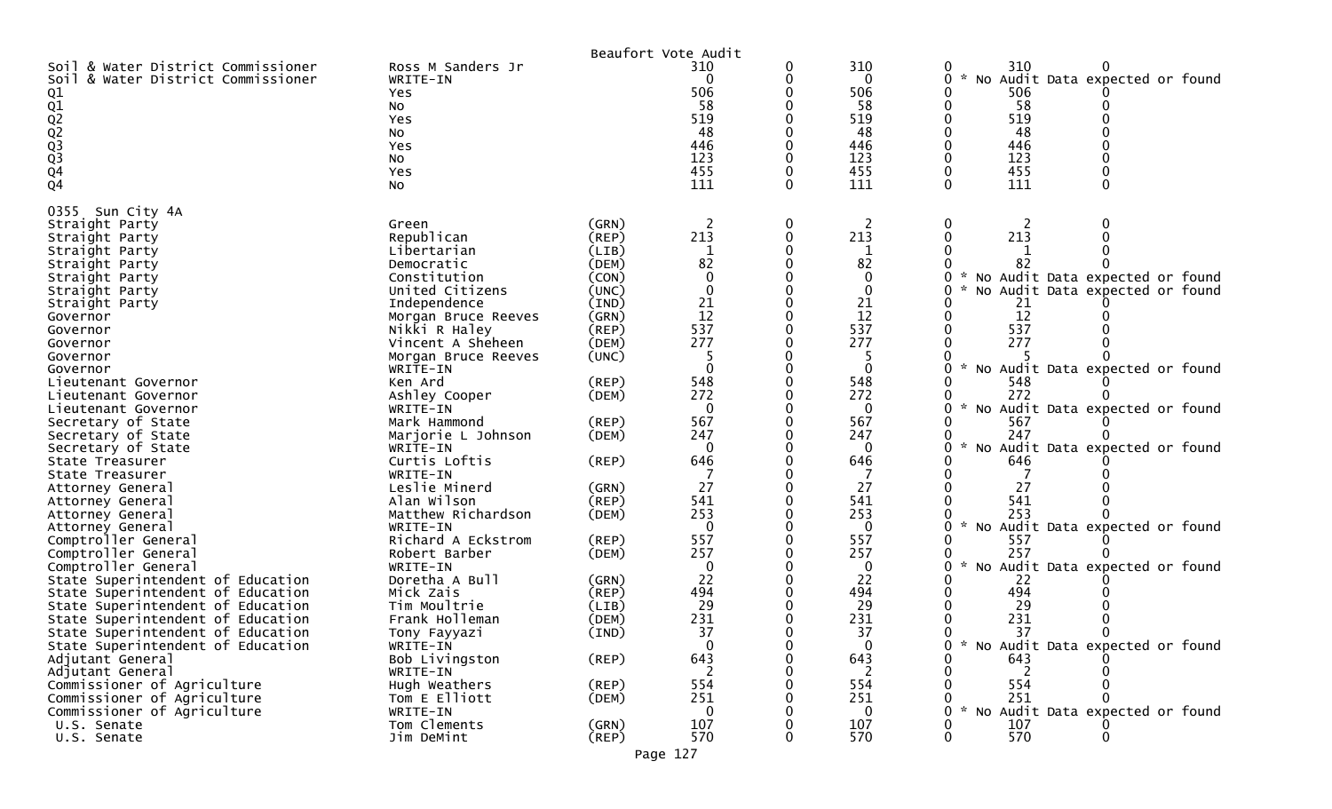Beaufort Vote Audit

| | | | | | | | | |
|---|---|---|---|---|---|---|---|---|
| Soil & Water District Commissioner | Ross M Sanders Jr | | 310 | 0 | 310 | 0 | 310 | 0 |
| Soil & Water District Commissioner | WRITE-IN | | 0 | 0 | 0 | 0 | * No Audit Data expected or found | |
| Q1 | Yes | | 506 | 0 | 506 | 0 | 506 | 0 |
| Q1 | No | | 58 | 0 | 58 | 0 | 58 | 0 |
| Q2 | Yes | | 519 | 0 | 519 | 0 | 519 | 0 |
| Q2 | No | | 48 | 0 | 48 | 0 | 48 | 0 |
| Q3 | Yes | | 446 | 0 | 446 | 0 | 446 | 0 |
| Q3 | No | | 123 | 0 | 123 | 0 | 123 | 0 |
| Q4 | Yes | | 455 | 0 | 455 | 0 | 455 | 0 |
| Q4 | No | | 111 | 0 | 111 | 0 | 111 | 0 |

0355 Sun City 4A

| | | | | | | | | |
|---|---|---|---|---|---|---|---|---|
| Straight Party | Green | (GRN) | 2 | 0 | 2 | 0 | 2 | 0 |
| Straight Party | Republican | (REP) | 213 | 0 | 213 | 0 | 213 | 0 |
| Straight Party | Libertarian | (LIB) | 1 | 0 | 1 | 0 | 1 | 0 |
| Straight Party | Democratic | (DEM) | 82 | 0 | 82 | 0 | 82 | 0 |
| Straight Party | Constitution | (CON) | 0 | 0 | 0 | 0 | * No Audit Data expected or found | |
| Straight Party | United Citizens | (UNC) | 0 | 0 | 0 | 0 | * No Audit Data expected or found | |
| Straight Party | Independence | (IND) | 21 | 0 | 21 | 0 | 21 | 0 |
| Governor | Morgan Bruce Reeves | (GRN) | 12 | 0 | 12 | 0 | 12 | 0 |
| Governor | Nikki R Haley | (REP) | 537 | 0 | 537 | 0 | 537 | 0 |
| Governor | Vincent A Sheheen | (DEM) | 277 | 0 | 277 | 0 | 277 | 0 |
| Governor | Morgan Bruce Reeves | (UNC) | 5 | 0 | 5 | 0 | 5 | 0 |
| Governor | WRITE-IN | | 0 | 0 | 0 | 0 | * No Audit Data expected or found | |
| Lieutenant Governor | Ken Ard | (REP) | 548 | 0 | 548 | 0 | 548 | 0 |
| Lieutenant Governor | Ashley Cooper | (DEM) | 272 | 0 | 272 | 0 | 272 | 0 |
| Lieutenant Governor | WRITE-IN | | 0 | 0 | 0 | 0 | * No Audit Data expected or found | |
| Secretary of State | Mark Hammond | (REP) | 567 | 0 | 567 | 0 | 567 | 0 |
| Secretary of State | Marjorie L Johnson | (DEM) | 247 | 0 | 247 | 0 | 247 | 0 |
| Secretary of State | WRITE-IN | | 0 | 0 | 0 | 0 | * No Audit Data expected or found | |
| State Treasurer | Curtis Loftis | (REP) | 646 | 0 | 646 | 0 | 646 | 0 |
| State Treasurer | WRITE-IN | | 7 | 0 | 7 | 0 | 7 | 0 |
| Attorney General | Leslie Minerd | (GRN) | 27 | 0 | 27 | 0 | 27 | 0 |
| Attorney General | Alan Wilson | (REP) | 541 | 0 | 541 | 0 | 541 | 0 |
| Attorney General | Matthew Richardson | (DEM) | 253 | 0 | 253 | 0 | 253 | 0 |
| Attorney General | WRITE-IN | | 0 | 0 | 0 | 0 | * No Audit Data expected or found | |
| Comptroller General | Richard A Eckstrom | (REP) | 557 | 0 | 557 | 0 | 557 | 0 |
| Comptroller General | Robert Barber | (DEM) | 257 | 0 | 257 | 0 | 257 | 0 |
| Comptroller General | WRITE-IN | | 0 | 0 | 0 | 0 | * No Audit Data expected or found | |
| State Superintendent of Education | Doretha A Bull | (GRN) | 22 | 0 | 22 | 0 | 22 | 0 |
| State Superintendent of Education | Mick Zais | (REP) | 494 | 0 | 494 | 0 | 494 | 0 |
| State Superintendent of Education | Tim Moultrie | (LIB) | 29 | 0 | 29 | 0 | 29 | 0 |
| State Superintendent of Education | Frank Holleman | (DEM) | 231 | 0 | 231 | 0 | 231 | 0 |
| State Superintendent of Education | Tony Fayyazi | (IND) | 37 | 0 | 37 | 0 | 37 | 0 |
| State Superintendent of Education | WRITE-IN | | 0 | 0 | 0 | 0 | * No Audit Data expected or found | |
| Adjutant General | Bob Livingston | (REP) | 643 | 0 | 643 | 0 | 643 | 0 |
| Adjutant General | WRITE-IN | | 2 | 0 | 2 | 0 | 2 | 0 |
| Commissioner of Agriculture | Hugh Weathers | (REP) | 554 | 0 | 554 | 0 | 554 | 0 |
| Commissioner of Agriculture | Tom E Elliott | (DEM) | 251 | 0 | 251 | 0 | 251 | 0 |
| Commissioner of Agriculture | WRITE-IN | | 0 | 0 | 0 | 0 | * No Audit Data expected or found | |
| U.S. Senate | Tom Clements | (GRN) | 107 | 0 | 107 | 0 | 107 | 0 |
| U.S. Senate | Jim DeMint | (REP) | 570 | 0 | 570 | 0 | 570 | 0 |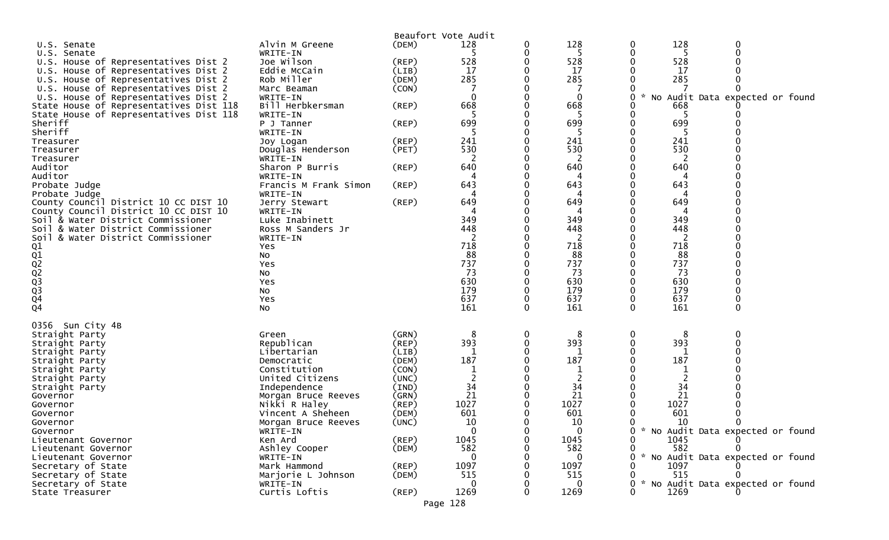Beaufort Vote Audit

| Office | Candidate | Party | Votes | | | | | |
|---|---|---|---|---|---|---|---|---|
| U.S. Senate | Alvin M Greene | (DEM) | 128 | 0 | 128 | 0 | 128 | 0 |
| U.S. Senate | WRITE-IN | | 5 | 0 | 5 | 0 | 5 | 0 |
| U.S. House of Representatives Dist 2 | Joe Wilson | (REP) | 528 | 0 | 528 | 0 | 528 | 0 |
| U.S. House of Representatives Dist 2 | Eddie McCain | (LIB) | 17 | 0 | 17 | 0 | 17 | 0 |
| U.S. House of Representatives Dist 2 | Rob Miller | (DEM) | 285 | 0 | 285 | 0 | 285 | 0 |
| U.S. House of Representatives Dist 2 | Marc Beaman | (CON) | 7 | 0 | 7 | 0 | 7 | 0 |
| U.S. House of Representatives Dist 2 | WRITE-IN | | 0 | 0 | 0 | 0 * No Audit Data expected or found | | |
| State House of Representatives Dist 118 | Bill Herbkersman | (REP) | 668 | 0 | 668 | 0 | 668 | 0 |
| State House of Representatives Dist 118 | WRITE-IN | | 5 | 0 | 5 | 0 | 5 | 0 |
| Sheriff | P J Tanner | (REP) | 699 | 0 | 699 | 0 | 699 | 0 |
| Sheriff | WRITE-IN | | 5 | 0 | 5 | 0 | 5 | 0 |
| Treasurer | Joy Logan | (REP) | 241 | 0 | 241 | 0 | 241 | 0 |
| Treasurer | Douglas Henderson | (PET) | 530 | 0 | 530 | 0 | 530 | 0 |
| Treasurer | WRITE-IN | | 2 | 0 | 2 | 0 | 2 | 0 |
| Auditor | Sharon P Burris | (REP) | 640 | 0 | 640 | 0 | 640 | 0 |
| Auditor | WRITE-IN | | 4 | 0 | 4 | 0 | 4 | 0 |
| Probate Judge | Francis M Frank Simon | (REP) | 643 | 0 | 643 | 0 | 643 | 0 |
| Probate Judge | WRITE-IN | | 4 | 0 | 4 | 0 | 4 | 0 |
| County Council District 10 CC DIST 10 | Jerry Stewart | (REP) | 649 | 0 | 649 | 0 | 649 | 0 |
| County Council District 10 CC DIST 10 | WRITE-IN | | 4 | 0 | 4 | 0 | 4 | 0 |
| Soil & Water District Commissioner | Luke Inabinett | | 349 | 0 | 349 | 0 | 349 | 0 |
| Soil & Water District Commissioner | Ross M Sanders Jr | | 448 | 0 | 448 | 0 | 448 | 0 |
| Soil & Water District Commissioner | WRITE-IN | | 2 | 0 | 2 | 0 | 2 | 0 |
| Q1 | Yes | | 718 | 0 | 718 | 0 | 718 | 0 |
| Q1 | No | | 88 | 0 | 88 | 0 | 88 | 0 |
| Q2 | Yes | | 737 | 0 | 737 | 0 | 737 | 0 |
| Q2 | No | | 73 | 0 | 73 | 0 | 73 | 0 |
| Q3 | Yes | | 630 | 0 | 630 | 0 | 630 | 0 |
| Q3 | No | | 179 | 0 | 179 | 0 | 179 | 0 |
| Q4 | Yes | | 637 | 0 | 637 | 0 | 637 | 0 |
| Q4 | No | | 161 | 0 | 161 | 0 | 161 | 0 |

0356 Sun City 4B

| Office | Candidate | Party | Votes | | | | | |
|---|---|---|---|---|---|---|---|---|
| Straight Party | Green | (GRN) | 8 | 0 | 8 | 0 | 8 | 0 |
| Straight Party | Republican | (REP) | 393 | 0 | 393 | 0 | 393 | 0 |
| Straight Party | Libertarian | (LIB) | 1 | 0 | 1 | 0 | 1 | 0 |
| Straight Party | Democratic | (DEM) | 187 | 0 | 187 | 0 | 187 | 0 |
| Straight Party | Constitution | (CON) | 1 | 0 | 1 | 0 | 1 | 0 |
| Straight Party | United Citizens | (UNC) | 2 | 0 | 2 | 0 | 2 | 0 |
| Straight Party | Independence | (IND) | 34 | 0 | 34 | 0 | 34 | 0 |
| Governor | Morgan Bruce Reeves | (GRN) | 21 | 0 | 21 | 0 | 21 | 0 |
| Governor | Nikki R Haley | (REP) | 1027 | 0 | 1027 | 0 | 1027 | 0 |
| Governor | Vincent A Sheheen | (DEM) | 601 | 0 | 601 | 0 | 601 | 0 |
| Governor | Morgan Bruce Reeves | (UNC) | 10 | 0 | 10 | 0 | 10 | 0 |
| Governor | WRITE-IN | | 0 | 0 | 0 | 0 * No Audit Data expected or found | | |
| Lieutenant Governor | Ken Ard | (REP) | 1045 | 0 | 1045 | 0 | 1045 | 0 |
| Lieutenant Governor | Ashley Cooper | (DEM) | 582 | 0 | 582 | 0 | 582 | 0 |
| Lieutenant Governor | WRITE-IN | | 0 | 0 | 0 | 0 * No Audit Data expected or found | | |
| Secretary of State | Mark Hammond | (REP) | 1097 | 0 | 1097 | 0 | 1097 | 0 |
| Secretary of State | Marjorie L Johnson | (DEM) | 515 | 0 | 515 | 0 | 515 | 0 |
| Secretary of State | WRITE-IN | | 0 | 0 | 0 | 0 * No Audit Data expected or found | | |
| State Treasurer | Curtis Loftis | (REP) | 1269 | 0 | 1269 | 0 | 1269 | 0 |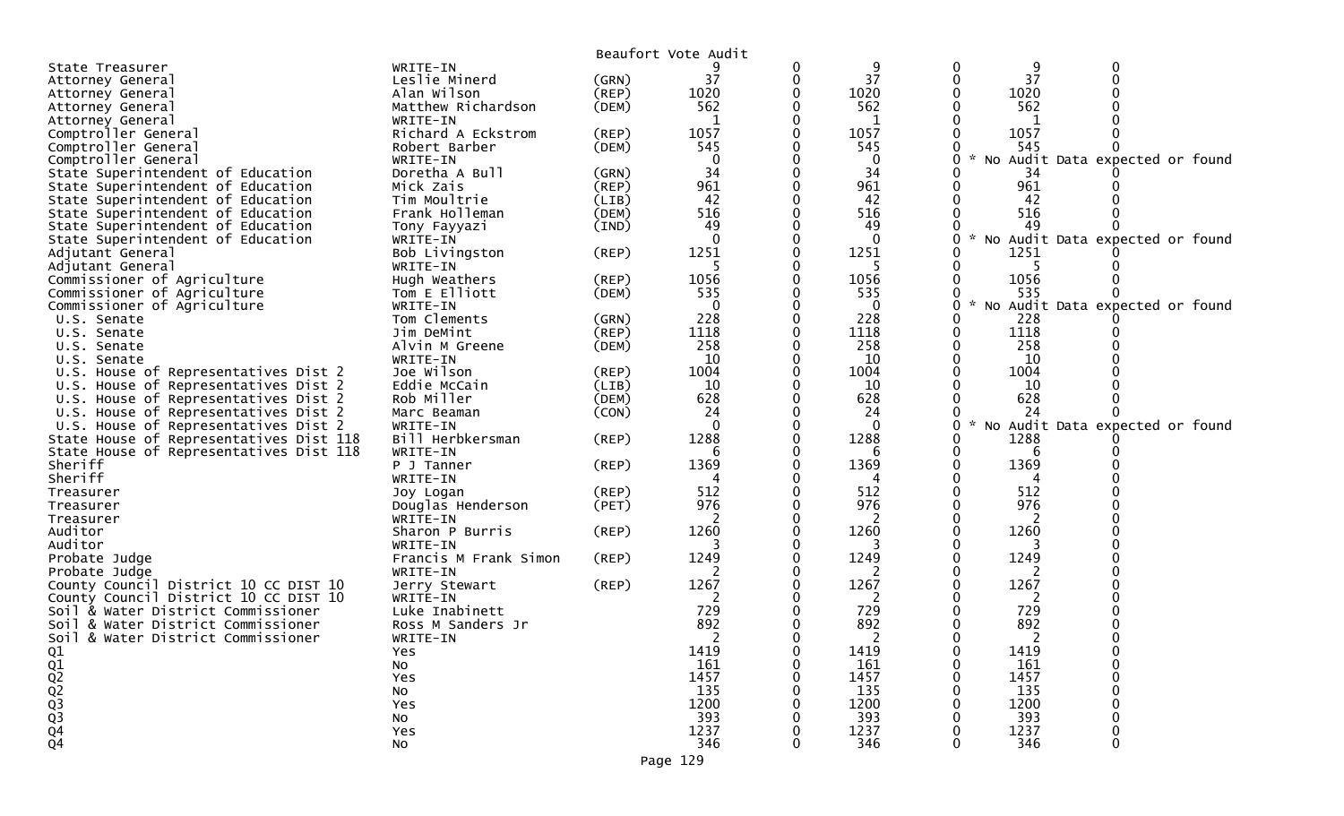Beaufort Vote Audit

| | | | | | | | | |
|---|---|---|---|---|---|---|---|---|
| State Treasurer | WRITE-IN | | 9 | 0 | 9 | 0 | 9 | 0 |
| Attorney General | Leslie Minerd | (GRN) | 37 | 0 | 37 | 0 | 37 | 0 |
| Attorney General | Alan Wilson | (REP) | 1020 | 0 | 1020 | 0 | 1020 | 0 |
| Attorney General | Matthew Richardson | (DEM) | 562 | 0 | 562 | 0 | 562 | 0 |
| Attorney General | WRITE-IN | | 1 | 0 | 1 | 0 | 1 | 0 |
| Comptroller General | Richard A Eckstrom | (REP) | 1057 | 0 | 1057 | 0 | 1057 | 0 |
| Comptroller General | Robert Barber | (DEM) | 545 | 0 | 545 | 0 | 545 | 0 |
| Comptroller General | WRITE-IN | | 0 | 0 | 0 | 0 | * No Audit Data expected or found | |
| State Superintendent of Education | Doretha A Bull | (GRN) | 34 | 0 | 34 | 0 | 34 | 0 |
| State Superintendent of Education | Mick Zais | (REP) | 961 | 0 | 961 | 0 | 961 | 0 |
| State Superintendent of Education | Tim Moultrie | (LIB) | 42 | 0 | 42 | 0 | 42 | 0 |
| State Superintendent of Education | Frank Holleman | (DEM) | 516 | 0 | 516 | 0 | 516 | 0 |
| State Superintendent of Education | Tony Fayyazi | (IND) | 49 | 0 | 49 | 0 | 49 | 0 |
| State Superintendent of Education | WRITE-IN | | 0 | 0 | 0 | 0 | * No Audit Data expected or found | |
| Adjutant General | Bob Livingston | (REP) | 1251 | 0 | 1251 | 0 | 1251 | 0 |
| Adjutant General | WRITE-IN | | 5 | 0 | 5 | 0 | 5 | 0 |
| Commissioner of Agriculture | Hugh Weathers | (REP) | 1056 | 0 | 1056 | 0 | 1056 | 0 |
| Commissioner of Agriculture | Tom E Elliott | (DEM) | 535 | 0 | 535 | 0 | 535 | 0 |
| Commissioner of Agriculture | WRITE-IN | | 0 | 0 | 0 | 0 | * No Audit Data expected or found | |
| U.S. Senate | Tom Clements | (GRN) | 228 | 0 | 228 | 0 | 228 | 0 |
| U.S. Senate | Jim DeMint | (REP) | 1118 | 0 | 1118 | 0 | 1118 | 0 |
| U.S. Senate | Alvin M Greene | (DEM) | 258 | 0 | 258 | 0 | 258 | 0 |
| U.S. Senate | WRITE-IN | | 10 | 0 | 10 | 0 | 10 | 0 |
| U.S. House of Representatives Dist 2 | Joe Wilson | (REP) | 1004 | 0 | 1004 | 0 | 1004 | 0 |
| U.S. House of Representatives Dist 2 | Eddie McCain | (LIB) | 10 | 0 | 10 | 0 | 10 | 0 |
| U.S. House of Representatives Dist 2 | Rob Miller | (DEM) | 628 | 0 | 628 | 0 | 628 | 0 |
| U.S. House of Representatives Dist 2 | Marc Beaman | (CON) | 24 | 0 | 24 | 0 | 24 | 0 |
| U.S. House of Representatives Dist 2 | WRITE-IN | | 0 | 0 | 0 | 0 | * No Audit Data expected or found | |
| State House of Representatives Dist 118 | Bill Herbkersman | (REP) | 1288 | 0 | 1288 | 0 | 1288 | 0 |
| State House of Representatives Dist 118 | WRITE-IN | | 6 | 0 | 6 | 0 | 6 | 0 |
| Sheriff | P J Tanner | (REP) | 1369 | 0 | 1369 | 0 | 1369 | 0 |
| Sheriff | WRITE-IN | | 4 | 0 | 4 | 0 | 4 | 0 |
| Treasurer | Joy Logan | (REP) | 512 | 0 | 512 | 0 | 512 | 0 |
| Treasurer | Douglas Henderson | (PET) | 976 | 0 | 976 | 0 | 976 | 0 |
| Treasurer | WRITE-IN | | 2 | 0 | 2 | 0 | 2 | 0 |
| Auditor | Sharon P Burris | (REP) | 1260 | 0 | 1260 | 0 | 1260 | 0 |
| Auditor | WRITE-IN | | 3 | 0 | 3 | 0 | 3 | 0 |
| Probate Judge | Francis M Frank Simon | (REP) | 1249 | 0 | 1249 | 0 | 1249 | 0 |
| Probate Judge | WRITE-IN | | 2 | 0 | 2 | 0 | 2 | 0 |
| County Council District 10 CC DIST 10 | Jerry Stewart | (REP) | 1267 | 0 | 1267 | 0 | 1267 | 0 |
| County Council District 10 CC DIST 10 | WRITE-IN | | 2 | 0 | 2 | 0 | 2 | 0 |
| Soil & Water District Commissioner | Luke Inabinett | | 729 | 0 | 729 | 0 | 729 | 0 |
| Soil & Water District Commissioner | Ross M Sanders Jr | | 892 | 0 | 892 | 0 | 892 | 0 |
| Soil & Water District Commissioner | WRITE-IN | | 2 | 0 | 2 | 0 | 2 | 0 |
| Q1 | Yes | | 1419 | 0 | 1419 | 0 | 1419 | 0 |
| Q1 | No | | 161 | 0 | 161 | 0 | 161 | 0 |
| Q2 | Yes | | 1457 | 0 | 1457 | 0 | 1457 | 0 |
| Q2 | No | | 135 | 0 | 135 | 0 | 135 | 0 |
| Q3 | Yes | | 1200 | 0 | 1200 | 0 | 1200 | 0 |
| Q3 | No | | 393 | 0 | 393 | 0 | 393 | 0 |
| Q4 | Yes | | 1237 | 0 | 1237 | 0 | 1237 | 0 |
| Q4 | No | | 346 | 0 | 346 | 0 | 346 | 0 |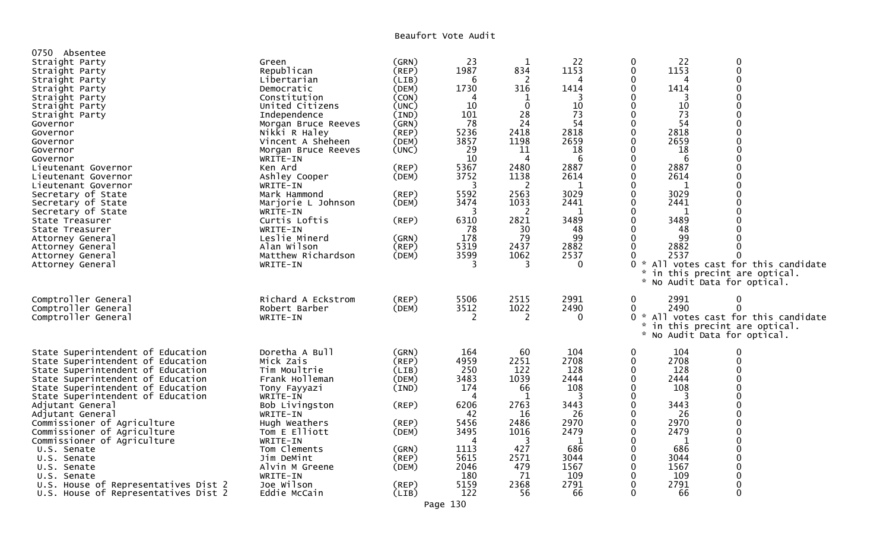# Beaufort Vote Audit

0750 Absentee

| Office | Candidate | Party | | | | | | |
|---|---|---|---|---|---|---|---|---|
| Straight Party | Green | (GRN) | 23 | 1 | 22 | 0 | 22 | 0 |
| Straight Party | Republican | (REP) | 1987 | 834 | 1153 | 0 | 1153 | 0 |
| Straight Party | Libertarian | (LIB) | 6 | 2 | 4 | 0 | 4 | 0 |
| Straight Party | Democratic | (DEM) | 1730 | 316 | 1414 | 0 | 1414 | 0 |
| Straight Party | Constitution | (CON) | 4 | 1 | 3 | 0 | 3 | 0 |
| Straight Party | United Citizens | (UNC) | 10 | 0 | 10 | 0 | 10 | 0 |
| Straight Party | Independence | (IND) | 101 | 28 | 73 | 0 | 73 | 0 |
| Governor | Morgan Bruce Reeves | (GRN) | 78 | 24 | 54 | 0 | 54 | 0 |
| Governor | Nikki R Haley | (REP) | 5236 | 2418 | 2818 | 0 | 2818 | 0 |
| Governor | Vincent A Sheheen | (DEM) | 3857 | 1198 | 2659 | 0 | 2659 | 0 |
| Governor | Morgan Bruce Reeves | (UNC) | 29 | 11 | 18 | 0 | 18 | 0 |
| Governor | WRITE-IN | | 10 | 4 | 6 | 0 | 6 | 0 |
| Lieutenant Governor | Ken Ard | (REP) | 5367 | 2480 | 2887 | 0 | 2887 | 0 |
| Lieutenant Governor | Ashley Cooper | (DEM) | 3752 | 1138 | 2614 | 0 | 2614 | 0 |
| Lieutenant Governor | WRITE-IN | | 3 | 2 | 1 | 0 | 1 | 0 |
| Secretary of State | Mark Hammond | (REP) | 5592 | 2563 | 3029 | 0 | 3029 | 0 |
| Secretary of State | Marjorie L Johnson | (DEM) | 3474 | 1033 | 2441 | 0 | 2441 | 0 |
| Secretary of State | WRITE-IN | | 3 | 2 | 1 | 0 | 1 | 0 |
| State Treasurer | Curtis Loftis | (REP) | 6310 | 2821 | 3489 | 0 | 3489 | 0 |
| State Treasurer | WRITE-IN | | 78 | 30 | 48 | 0 | 48 | 0 |
| Attorney General | Leslie Minerd | (GRN) | 178 | 79 | 99 | 0 | 99 | 0 |
| Attorney General | Alan Wilson | (REP) | 5319 | 2437 | 2882 | 0 | 2882 | 0 |
| Attorney General | Matthew Richardson | (DEM) | 3599 | 1062 | 2537 | 0 | 2537 | 0 |
| Attorney General | WRITE-IN | | 3 | 3 | 0 | 0 | * All votes cast for this candidate * in this precint are optical. * No Audit Data for optical. | |
| Comptroller General | Richard A Eckstrom | (REP) | 5506 | 2515 | 2991 | 0 | 2991 | 0 |
| Comptroller General | Robert Barber | (DEM) | 3512 | 1022 | 2490 | 0 | 2490 | 0 |
| Comptroller General | WRITE-IN | | 2 | 2 | 0 | 0 | * All votes cast for this candidate * in this precint are optical. * No Audit Data for optical. | |
| State Superintendent of Education | Doretha A Bull | (GRN) | 164 | 60 | 104 | 0 | 104 | 0 |
| State Superintendent of Education | Mick Zais | (REP) | 4959 | 2251 | 2708 | 0 | 2708 | 0 |
| State Superintendent of Education | Tim Moultrie | (LIB) | 250 | 122 | 128 | 0 | 128 | 0 |
| State Superintendent of Education | Frank Holleman | (DEM) | 3483 | 1039 | 2444 | 0 | 2444 | 0 |
| State Superintendent of Education | Tony Fayyazi | (IND) | 174 | 66 | 108 | 0 | 108 | 0 |
| State Superintendent of Education | WRITE-IN | | 4 | 1 | 3 | 0 | 3 | 0 |
| Adjutant General | Bob Livingston | (REP) | 6206 | 2763 | 3443 | 0 | 3443 | 0 |
| Adjutant General | WRITE-IN | | 42 | 16 | 26 | 0 | 26 | 0 |
| Commissioner of Agriculture | Hugh Weathers | (REP) | 5456 | 2486 | 2970 | 0 | 2970 | 0 |
| Commissioner of Agriculture | Tom E Elliott | (DEM) | 3495 | 1016 | 2479 | 0 | 2479 | 0 |
| Commissioner of Agriculture | WRITE-IN | | 4 | 3 | 1 | 0 | 1 | 0 |
| U.S. Senate | Tom Clements | (GRN) | 1113 | 427 | 686 | 0 | 686 | 0 |
| U.S. Senate | Jim DeMint | (REP) | 5615 | 2571 | 3044 | 0 | 3044 | 0 |
| U.S. Senate | Alvin M Greene | (DEM) | 2046 | 479 | 1567 | 0 | 1567 | 0 |
| U.S. Senate | WRITE-IN | | 180 | 71 | 109 | 0 | 109 | 0 |
| U.S. House of Representatives Dist 2 | Joe Wilson | (REP) | 5159 | 2368 | 2791 | 0 | 2791 | 0 |
| U.S. House of Representatives Dist 2 | Eddie McCain | (LIB) | 122 | 56 | 66 | 0 | 66 | 0 |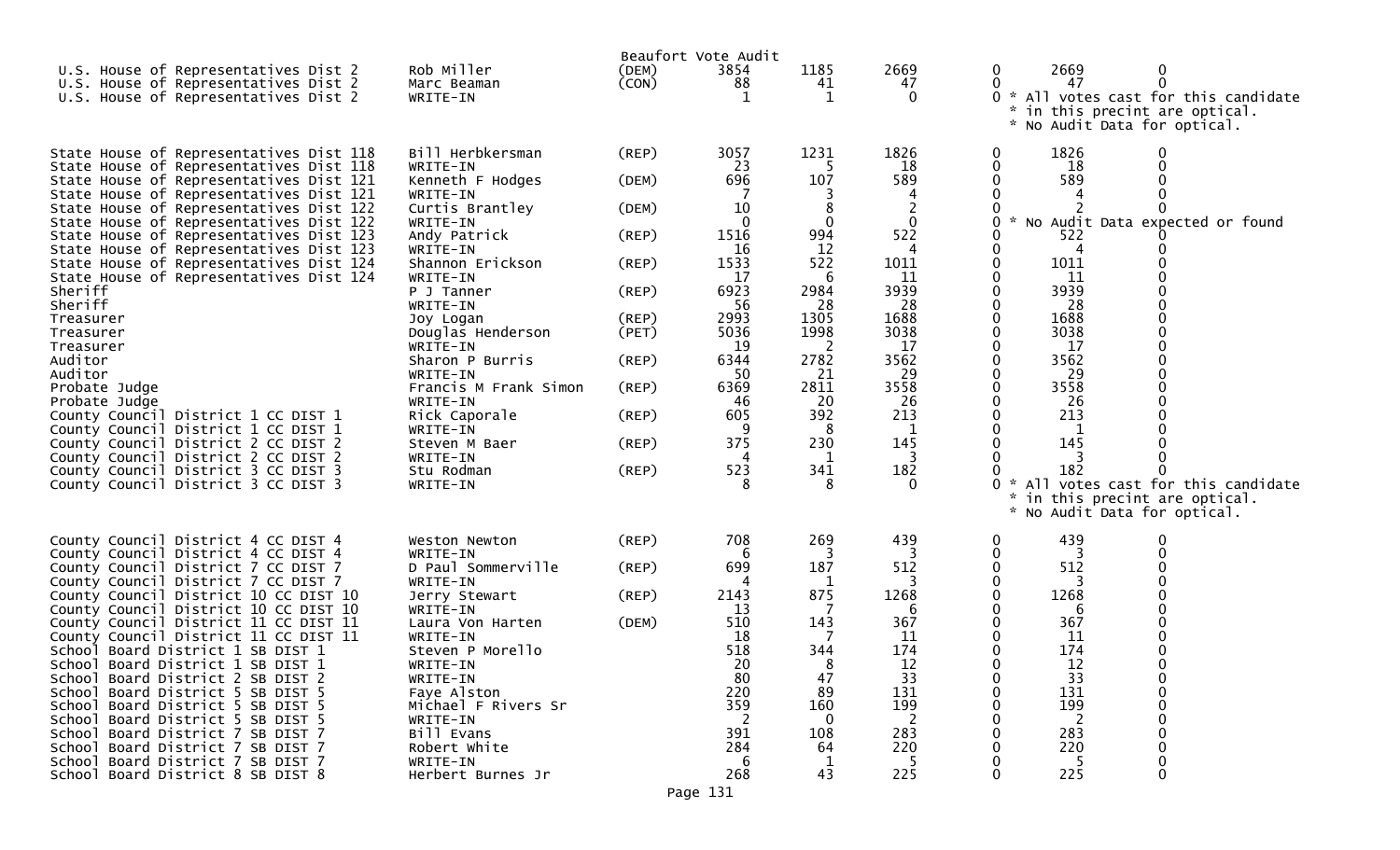Beaufort Vote Audit

| Contest | Candidate | Party | Total | Col 2 | Col 3 | Col 4 | Col 5 | Col 6 |
|---|---|---|---|---|---|---|---|---|
| U.S. House of Representatives Dist 2 | Rob Miller | (DEM) | 3854 | 1185 | 2669 | 0 | 2669 | 0 |
| U.S. House of Representatives Dist 2 | Marc Beaman | (CON) | 88 | 41 | 47 | 0 | 47 | 0 |
| U.S. House of Representatives Dist 2 | WRITE-IN | | 1 | 1 | 0 | 0 * All votes cast for this candidate * in this precint are optical. * No Audit Data for optical. | | |
| State House of Representatives Dist 118 | Bill Herbkersman | (REP) | 3057 | 1231 | 1826 | 0 | 1826 | 0 |
| State House of Representatives Dist 118 | WRITE-IN | | 23 | 5 | 18 | 0 | 18 | 0 |
| State House of Representatives Dist 121 | Kenneth F Hodges | (DEM) | 696 | 107 | 589 | 0 | 589 | 0 |
| State House of Representatives Dist 121 | WRITE-IN | | 7 | 3 | 4 | 0 | 4 | 0 |
| State House of Representatives Dist 122 | Curtis Brantley | (DEM) | 10 | 8 | 2 | 0 | 2 | 0 |
| State House of Representatives Dist 122 | WRITE-IN | | 0 | 0 | 0 | 0 * No Audit Data expected or found | | |
| State House of Representatives Dist 123 | Andy Patrick | (REP) | 1516 | 994 | 522 | 0 | 522 | 0 |
| State House of Representatives Dist 123 | WRITE-IN | | 16 | 12 | 4 | 0 | 4 | 0 |
| State House of Representatives Dist 124 | Shannon Erickson | (REP) | 1533 | 522 | 1011 | 0 | 1011 | 0 |
| State House of Representatives Dist 124 | WRITE-IN | | 17 | 6 | 11 | 0 | 11 | 0 |
| Sheriff | P J Tanner | (REP) | 6923 | 2984 | 3939 | 0 | 3939 | 0 |
| Sheriff | WRITE-IN | | 56 | 28 | 28 | 0 | 28 | 0 |
| Treasurer | Joy Logan | (REP) | 2993 | 1305 | 1688 | 0 | 1688 | 0 |
| Treasurer | Douglas Henderson | (PET) | 5036 | 1998 | 3038 | 0 | 3038 | 0 |
| Treasurer | WRITE-IN | | 19 | 2 | 17 | 0 | 17 | 0 |
| Auditor | Sharon P Burris | (REP) | 6344 | 2782 | 3562 | 0 | 3562 | 0 |
| Auditor | WRITE-IN | | 50 | 21 | 29 | 0 | 29 | 0 |
| Probate Judge | Francis M Frank Simon | (REP) | 6369 | 2811 | 3558 | 0 | 3558 | 0 |
| Probate Judge | WRITE-IN | | 46 | 20 | 26 | 0 | 26 | 0 |
| County Council District 1 CC DIST 1 | Rick Caporale | (REP) | 605 | 392 | 213 | 0 | 213 | 0 |
| County Council District 1 CC DIST 1 | WRITE-IN | | 9 | 8 | 1 | 0 | 1 | 0 |
| County Council District 2 CC DIST 2 | Steven M Baer | (REP) | 375 | 230 | 145 | 0 | 145 | 0 |
| County Council District 2 CC DIST 2 | WRITE-IN | | 4 | 1 | 3 | 0 | 3 | 0 |
| County Council District 3 CC DIST 3 | Stu Rodman | (REP) | 523 | 341 | 182 | 0 | 182 | 0 |
| County Council District 3 CC DIST 3 | WRITE-IN | | 8 | 8 | 0 | 0 * All votes cast for this candidate * in this precint are optical. * No Audit Data for optical. | | |
| County Council District 4 CC DIST 4 | Weston Newton | (REP) | 708 | 269 | 439 | 0 | 439 | 0 |
| County Council District 4 CC DIST 4 | WRITE-IN | | 6 | 3 | 3 | 0 | 3 | 0 |
| County Council District 7 CC DIST 7 | D Paul Sommerville | (REP) | 699 | 187 | 512 | 0 | 512 | 0 |
| County Council District 7 CC DIST 7 | WRITE-IN | | 4 | 1 | 3 | 0 | 3 | 0 |
| County Council District 10 CC DIST 10 | Jerry Stewart | (REP) | 2143 | 875 | 1268 | 0 | 1268 | 0 |
| County Council District 10 CC DIST 10 | WRITE-IN | | 13 | 7 | 6 | 0 | 6 | 0 |
| County Council District 11 CC DIST 11 | Laura Von Harten | (DEM) | 510 | 143 | 367 | 0 | 367 | 0 |
| County Council District 11 CC DIST 11 | WRITE-IN | | 18 | 7 | 11 | 0 | 11 | 0 |
| School Board District 1 SB DIST 1 | Steven P Morello | | 518 | 344 | 174 | 0 | 174 | 0 |
| School Board District 1 SB DIST 1 | WRITE-IN | | 20 | 8 | 12 | 0 | 12 | 0 |
| School Board District 2 SB DIST 2 | WRITE-IN | | 80 | 47 | 33 | 0 | 33 | 0 |
| School Board District 5 SB DIST 5 | Faye Alston | | 220 | 89 | 131 | 0 | 131 | 0 |
| School Board District 5 SB DIST 5 | Michael F Rivers Sr | | 359 | 160 | 199 | 0 | 199 | 0 |
| School Board District 5 SB DIST 5 | WRITE-IN | | 2 | 0 | 2 | 0 | 2 | 0 |
| School Board District 7 SB DIST 7 | Bill Evans | | 391 | 108 | 283 | 0 | 283 | 0 |
| School Board District 7 SB DIST 7 | Robert White | | 284 | 64 | 220 | 0 | 220 | 0 |
| School Board District 7 SB DIST 7 | WRITE-IN | | 6 | 1 | 5 | 0 | 5 | 0 |
| School Board District 8 SB DIST 8 | Herbert Burnes Jr | | 268 | 43 | 225 | 0 | 225 | 0 |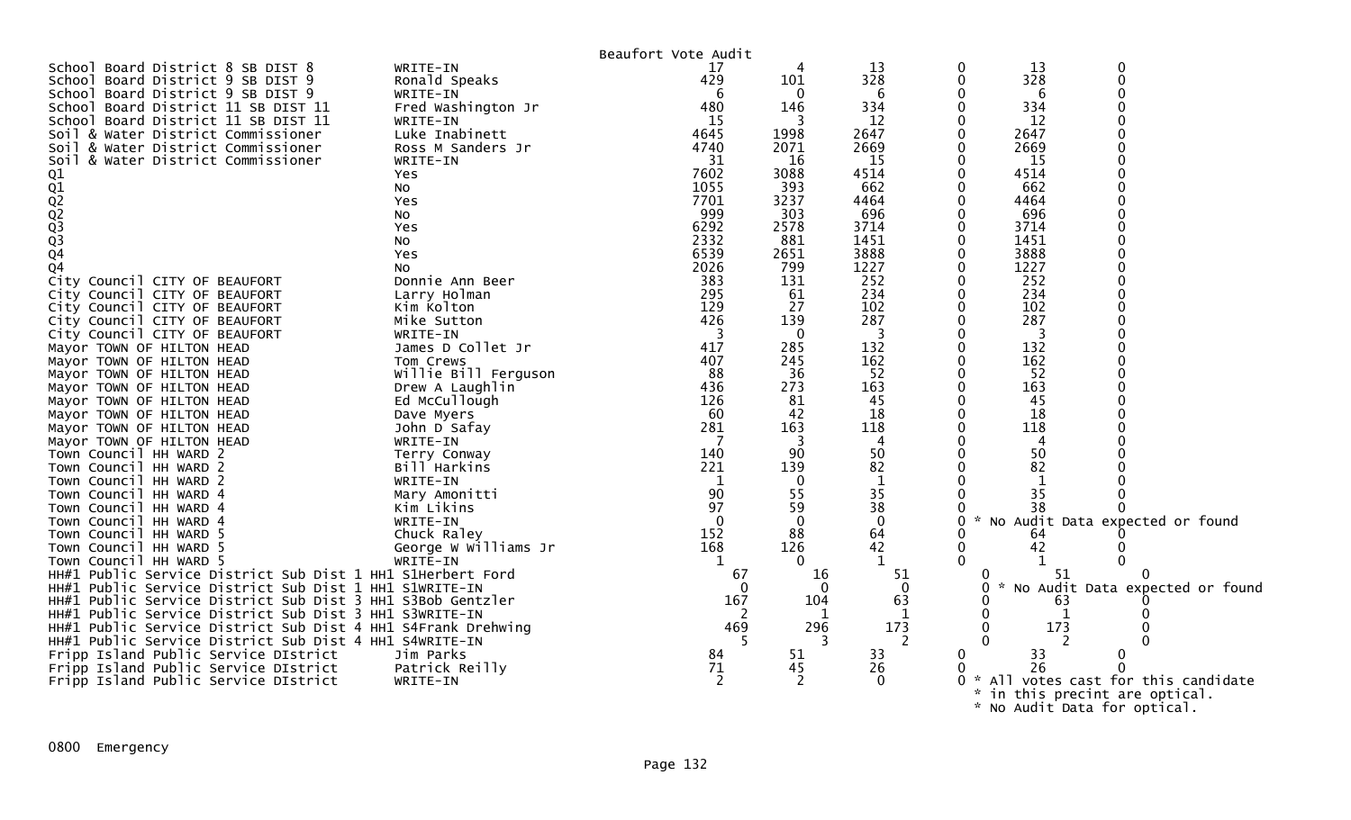Beaufort Vote Audit

| Contest | Candidate | | | | | | |
|---|---|---|---|---|---|---|---|
| School Board District 8 SB DIST 8 | WRITE-IN | 17 | 4 | 13 | 0 | 13 | 0 |
| School Board District 9 SB DIST 9 | Ronald Speaks | 429 | 101 | 328 | 0 | 328 | 0 |
| School Board District 9 SB DIST 9 | WRITE-IN | 6 | 0 | 6 | 0 | 6 | 0 |
| School Board District 11 SB DIST 11 | Fred Washington Jr | 480 | 146 | 334 | 0 | 334 | 0 |
| School Board District 11 SB DIST 11 | WRITE-IN | 15 | 3 | 12 | 0 | 12 | 0 |
| Soil & Water District Commissioner | Luke Inabinett | 4645 | 1998 | 2647 | 0 | 2647 | 0 |
| Soil & Water District Commissioner | Ross M Sanders Jr | 4740 | 2071 | 2669 | 0 | 2669 | 0 |
| Soil & Water District Commissioner | WRITE-IN | 31 | 16 | 15 | 0 | 15 | 0 |
| Q1 | Yes | 7602 | 3088 | 4514 | 0 | 4514 | 0 |
| Q1 | No | 1055 | 393 | 662 | 0 | 662 | 0 |
| Q2 | Yes | 7701 | 3237 | 4464 | 0 | 4464 | 0 |
| Q2 | No | 999 | 303 | 696 | 0 | 696 | 0 |
| Q3 | Yes | 6292 | 2578 | 3714 | 0 | 3714 | 0 |
| Q3 | No | 2332 | 881 | 1451 | 0 | 1451 | 0 |
| Q4 | Yes | 6539 | 2651 | 3888 | 0 | 3888 | 0 |
| Q4 | No | 2026 | 799 | 1227 | 0 | 1227 | 0 |
| City Council CITY OF BEAUFORT | Donnie Ann Beer | 383 | 131 | 252 | 0 | 252 | 0 |
| City Council CITY OF BEAUFORT | Larry Holman | 295 | 61 | 234 | 0 | 234 | 0 |
| City Council CITY OF BEAUFORT | Kim Kolton | 129 | 27 | 102 | 0 | 102 | 0 |
| City Council CITY OF BEAUFORT | Mike Sutton | 426 | 139 | 287 | 0 | 287 | 0 |
| City Council CITY OF BEAUFORT | WRITE-IN | 3 | 0 | 3 | 0 | 3 | 0 |
| Mayor TOWN OF HILTON HEAD | James D Collet Jr | 417 | 285 | 132 | 0 | 132 | 0 |
| Mayor TOWN OF HILTON HEAD | Tom Crews | 407 | 245 | 162 | 0 | 162 | 0 |
| Mayor TOWN OF HILTON HEAD | Willie Bill Ferguson | 88 | 36 | 52 | 0 | 52 | 0 |
| Mayor TOWN OF HILTON HEAD | Drew A Laughlin | 436 | 273 | 163 | 0 | 163 | 0 |
| Mayor TOWN OF HILTON HEAD | Ed McCullough | 126 | 81 | 45 | 0 | 45 | 0 |
| Mayor TOWN OF HILTON HEAD | Dave Myers | 60 | 42 | 18 | 0 | 18 | 0 |
| Mayor TOWN OF HILTON HEAD | John D Safay | 281 | 163 | 118 | 0 | 118 | 0 |
| Mayor TOWN OF HILTON HEAD | WRITE-IN | 7 | 3 | 4 | 0 | 4 | 0 |
| Town Council HH WARD 2 | Terry Conway | 140 | 90 | 50 | 0 | 50 | 0 |
| Town Council HH WARD 2 | Bill Harkins | 221 | 139 | 82 | 0 | 82 | 0 |
| Town Council HH WARD 2 | WRITE-IN | 1 | 0 | 1 | 0 | 1 | 0 |
| Town Council HH WARD 4 | Mary Amonitti | 90 | 55 | 35 | 0 | 35 | 0 |
| Town Council HH WARD 4 | Kim Likins | 97 | 59 | 38 | 0 | 38 | 0 |
| Town Council HH WARD 4 | WRITE-IN | 0 | 0 | 0 | 0 * No Audit Data expected or found | | |
| Town Council HH WARD 5 | Chuck Raley | 152 | 88 | 64 | 0 | 64 | 0 |
| Town Council HH WARD 5 | George W Williams Jr | 168 | 126 | 42 | 0 | 42 | 0 |
| Town Council HH WARD 5 | WRITE-IN | 1 | 0 | 1 | 0 | 1 | 0 |
| HH#1 Public Service District Sub Dist 1 HH1 S1 | Herbert Ford | 67 | 16 | 51 | 0 | 51 | 0 |
| HH#1 Public Service District Sub Dist 1 HH1 S1 | WRITE-IN | 0 | 0 | 0 | 0 * No Audit Data expected or found | | |
| HH#1 Public Service District Sub Dist 3 HH1 S3 | Bob Gentzler | 167 | 104 | 63 | 0 | 63 | 0 |
| HH#1 Public Service District Sub Dist 3 HH1 S3 | WRITE-IN | 2 | 1 | 1 | 0 | 1 | 0 |
| HH#1 Public Service District Sub Dist 4 HH1 S4 | Frank Drehwing | 469 | 296 | 173 | 0 | 173 | 0 |
| HH#1 Public Service District Sub Dist 4 HH1 S4 | WRITE-IN | 5 | 3 | 2 | 0 | 2 | 0 |
| Fripp Island Public Service DIstrict | Jim Parks | 84 | 51 | 33 | 0 | 33 | 0 |
| Fripp Island Public Service DIstrict | Patrick Reilly | 71 | 45 | 26 | 0 | 26 | 0 |
| Fripp Island Public Service DIstrict | WRITE-IN | 2 | 2 | 0 | 0 * All votes cast for this candidate in this precint are optical. No Audit Data for optical. | | |

0800 Emergency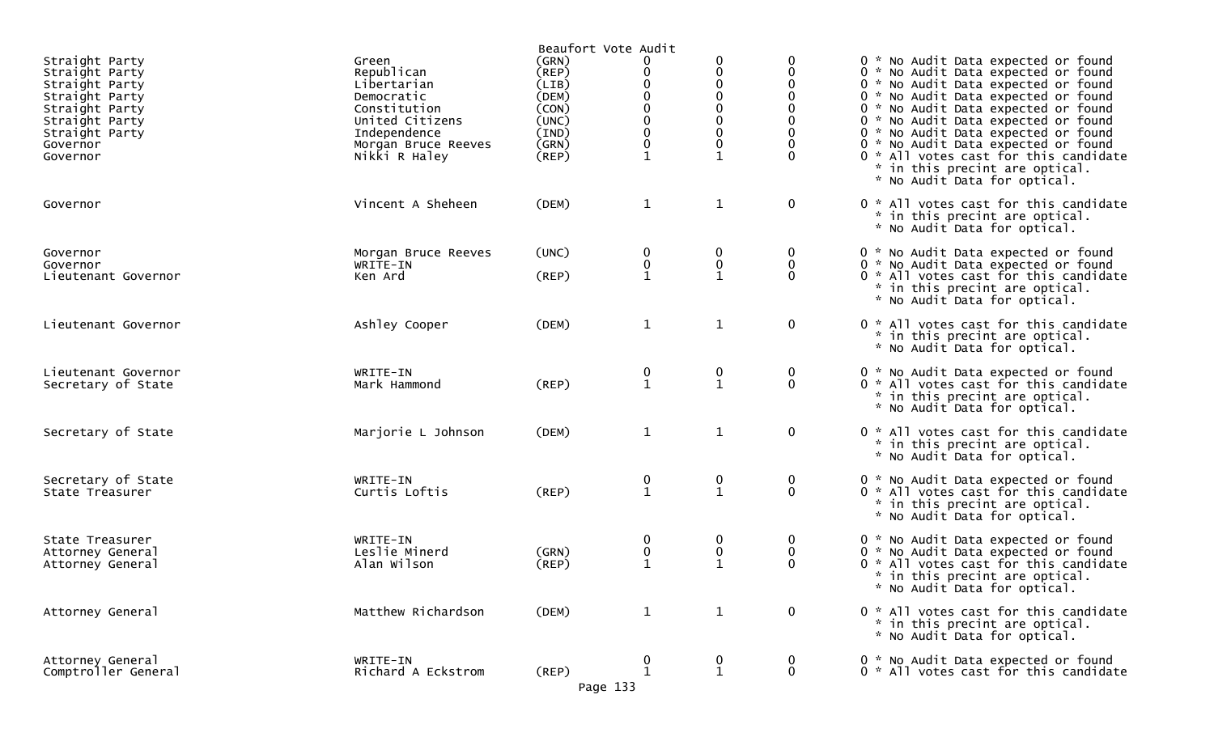Beaufort Vote Audit

| Office | Candidate | Party | | | | | Notes |
|---|---|---|---|---|---|---|---|
| Straight Party | Green | (GRN) | 0 | 0 | 0 | 0 | * No Audit Data expected or found |
| Straight Party | Republican | (REP) | 0 | 0 | 0 | 0 | * No Audit Data expected or found |
| Straight Party | Libertarian | (LIB) | 0 | 0 | 0 | 0 | * No Audit Data expected or found |
| Straight Party | Democratic | (DEM) | 0 | 0 | 0 | 0 | * No Audit Data expected or found |
| Straight Party | Constitution | (CON) | 0 | 0 | 0 | 0 | * No Audit Data expected or found |
| Straight Party | United Citizens | (UNC) | 0 | 0 | 0 | 0 | * No Audit Data expected or found |
| Straight Party | Independence | (IND) | 0 | 0 | 0 | 0 | * No Audit Data expected or found |
| Governor | Morgan Bruce Reeves | (GRN) | 0 | 0 | 0 | 0 | * No Audit Data expected or found |
| Governor | Nikki R Haley | (REP) | 1 | 1 | 0 | 0 | * All votes cast for this candidate * in this precint are optical. * No Audit Data for optical. |
| Governor | Vincent A Sheheen | (DEM) | 1 | 1 | 0 | 0 | * All votes cast for this candidate * in this precint are optical. * No Audit Data for optical. |
| Governor | Morgan Bruce Reeves | (UNC) | 0 | 0 | 0 | 0 | * No Audit Data expected or found |
| Governor | WRITE-IN | | 0 | 0 | 0 | 0 | * No Audit Data expected or found |
| Lieutenant Governor | Ken Ard | (REP) | 1 | 1 | 0 | 0 | * All votes cast for this candidate * in this precint are optical. * No Audit Data for optical. |
| Lieutenant Governor | Ashley Cooper | (DEM) | 1 | 1 | 0 | 0 | * All votes cast for this candidate * in this precint are optical. * No Audit Data for optical. |
| Lieutenant Governor | WRITE-IN | | 0 | 0 | 0 | 0 | * No Audit Data expected or found |
| Secretary of State | Mark Hammond | (REP) | 1 | 1 | 0 | 0 | * All votes cast for this candidate * in this precint are optical. * No Audit Data for optical. |
| Secretary of State | Marjorie L Johnson | (DEM) | 1 | 1 | 0 | 0 | * All votes cast for this candidate * in this precint are optical. * No Audit Data for optical. |
| Secretary of State | WRITE-IN | | 0 | 0 | 0 | 0 | * No Audit Data expected or found |
| State Treasurer | Curtis Loftis | (REP) | 1 | 1 | 0 | 0 | * All votes cast for this candidate * in this precint are optical. * No Audit Data for optical. |
| State Treasurer | WRITE-IN | | 0 | 0 | 0 | 0 | * No Audit Data expected or found |
| Attorney General | Leslie Minerd | (GRN) | 0 | 0 | 0 | 0 | * No Audit Data expected or found |
| Attorney General | Alan Wilson | (REP) | 1 | 1 | 0 | 0 | * All votes cast for this candidate * in this precint are optical. * No Audit Data for optical. |
| Attorney General | Matthew Richardson | (DEM) | 1 | 1 | 0 | 0 | * All votes cast for this candidate * in this precint are optical. * No Audit Data for optical. |
| Attorney General | WRITE-IN | | 0 | 0 | 0 | 0 | * No Audit Data expected or found |
| Comptroller General | Richard A Eckstrom | (REP) | 1 | 1 | 0 | 0 | * All votes cast for this candidate |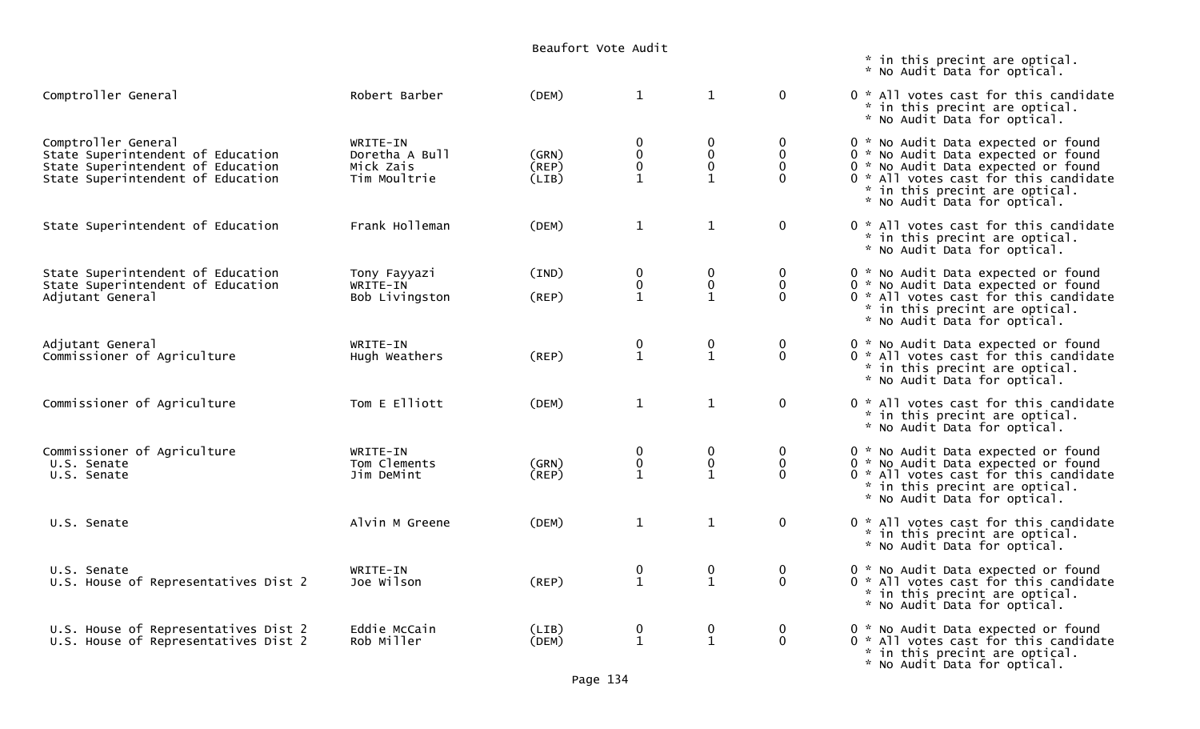Beaufort Vote Audit

\* in this precint are optical.
\* No Audit Data for optical.

| Office | Candidate | Party | | | | | Notes |
|---|---|---|---|---|---|---|---|
| Comptroller General | Robert Barber | (DEM) | 1 | 1 | 0 | 0 | * All votes cast for this candidate * in this precint are optical. * No Audit Data for optical. |
| Comptroller General | WRITE-IN | | 0 | 0 | 0 | 0 | * No Audit Data expected or found |
| State Superintendent of Education | Doretha A Bull | (GRN) | 0 | 0 | 0 | 0 | * No Audit Data expected or found |
| State Superintendent of Education | Mick Zais | (REP) | 0 | 0 | 0 | 0 | * No Audit Data expected or found |
| State Superintendent of Education | Tim Moultrie | (LIB) | 1 | 1 | 0 | 0 | * All votes cast for this candidate * in this precint are optical. * No Audit Data for optical. |
| State Superintendent of Education | Frank Holleman | (DEM) | 1 | 1 | 0 | 0 | * All votes cast for this candidate * in this precint are optical. * No Audit Data for optical. |
| State Superintendent of Education | Tony Fayyazi | (IND) | 0 | 0 | 0 | 0 | * No Audit Data expected or found |
| State Superintendent of Education | WRITE-IN | | 0 | 0 | 0 | 0 | * No Audit Data expected or found |
| Adjutant General | Bob Livingston | (REP) | 1 | 1 | 0 | 0 | * All votes cast for this candidate * in this precint are optical. * No Audit Data for optical. |
| Adjutant General | WRITE-IN | | 0 | 0 | 0 | 0 | * No Audit Data expected or found |
| Commissioner of Agriculture | Hugh Weathers | (REP) | 1 | 1 | 0 | 0 | * All votes cast for this candidate * in this precint are optical. * No Audit Data for optical. |
| Commissioner of Agriculture | Tom E Elliott | (DEM) | 1 | 1 | 0 | 0 | * All votes cast for this candidate * in this precint are optical. * No Audit Data for optical. |
| Commissioner of Agriculture | WRITE-IN | | 0 | 0 | 0 | 0 | * No Audit Data expected or found |
| U.S. Senate | Tom Clements | (GRN) | 0 | 0 | 0 | 0 | * No Audit Data expected or found |
| U.S. Senate | Jim DeMint | (REP) | 1 | 1 | 0 | 0 | * All votes cast for this candidate * in this precint are optical. * No Audit Data for optical. |
| U.S. Senate | Alvin M Greene | (DEM) | 1 | 1 | 0 | 0 | * All votes cast for this candidate * in this precint are optical. * No Audit Data for optical. |
| U.S. Senate | WRITE-IN | | 0 | 0 | 0 | 0 | * No Audit Data expected or found |
| U.S. House of Representatives Dist 2 | Joe Wilson | (REP) | 1 | 1 | 0 | 0 | * All votes cast for this candidate * in this precint are optical. * No Audit Data for optical. |
| U.S. House of Representatives Dist 2 | Eddie McCain | (LIB) | 0 | 0 | 0 | 0 | * No Audit Data expected or found |
| U.S. House of Representatives Dist 2 | Rob Miller | (DEM) | 1 | 1 | 0 | 0 | * All votes cast for this candidate * in this precint are optical. * No Audit Data for optical. |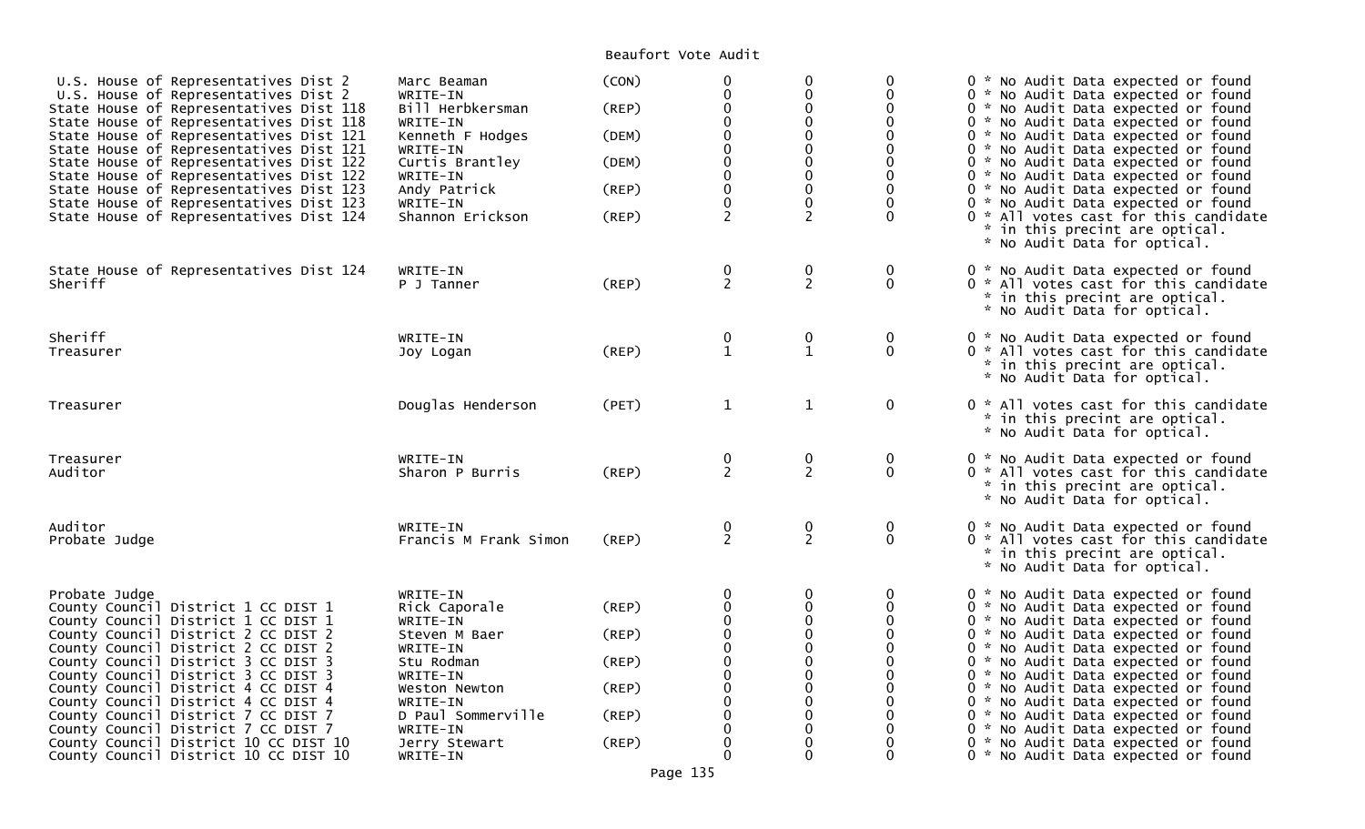Beaufort Vote Audit

| Office | Candidate | Party | | | | |
|---|---|---|---|---|---|---|
| U.S. House of Representatives Dist 2 | Marc Beaman | (CON) | 0 | 0 | 0 | 0 * No Audit Data expected or found |
| U.S. House of Representatives Dist 2 | WRITE-IN | | 0 | 0 | 0 | 0 * No Audit Data expected or found |
| State House of Representatives Dist 118 | Bill Herbkersman | (REP) | 0 | 0 | 0 | 0 * No Audit Data expected or found |
| State House of Representatives Dist 118 | WRITE-IN | | 0 | 0 | 0 | 0 * No Audit Data expected or found |
| State House of Representatives Dist 121 | Kenneth F Hodges | (DEM) | 0 | 0 | 0 | 0 * No Audit Data expected or found |
| State House of Representatives Dist 121 | WRITE-IN | | 0 | 0 | 0 | 0 * No Audit Data expected or found |
| State House of Representatives Dist 122 | Curtis Brantley | (DEM) | 0 | 0 | 0 | 0 * No Audit Data expected or found |
| State House of Representatives Dist 122 | WRITE-IN | | 0 | 0 | 0 | 0 * No Audit Data expected or found |
| State House of Representatives Dist 123 | Andy Patrick | (REP) | 0 | 0 | 0 | 0 * No Audit Data expected or found |
| State House of Representatives Dist 123 | WRITE-IN | | 0 | 0 | 0 | 0 * No Audit Data expected or found |
| State House of Representatives Dist 124 | Shannon Erickson | (REP) | 2 | 2 | 0 | 0 * All votes cast for this candidate * in this precint are optical. * No Audit Data for optical. |
| State House of Representatives Dist 124 | WRITE-IN | | 0 | 0 | 0 | 0 * No Audit Data expected or found |
| Sheriff | P J Tanner | (REP) | 2 | 2 | 0 | 0 * All votes cast for this candidate * in this precint are optical. * No Audit Data for optical. |
| Sheriff | WRITE-IN | | 0 | 0 | 0 | 0 * No Audit Data expected or found |
| Treasurer | Joy Logan | (REP) | 1 | 1 | 0 | 0 * All votes cast for this candidate * in this precint are optical. * No Audit Data for optical. |
| Treasurer | Douglas Henderson | (PET) | 1 | 1 | 0 | 0 * All votes cast for this candidate * in this precint are optical. * No Audit Data for optical. |
| Treasurer | WRITE-IN | | 0 | 0 | 0 | 0 * No Audit Data expected or found |
| Auditor | Sharon P Burris | (REP) | 2 | 2 | 0 | 0 * All votes cast for this candidate * in this precint are optical. * No Audit Data for optical. |
| Auditor | WRITE-IN | | 0 | 0 | 0 | 0 * No Audit Data expected or found |
| Probate Judge | Francis M Frank Simon | (REP) | 2 | 2 | 0 | 0 * All votes cast for this candidate * in this precint are optical. * No Audit Data for optical. |
| Probate Judge | WRITE-IN | | 0 | 0 | 0 | 0 * No Audit Data expected or found |
| County Council District 1 CC DIST 1 | Rick Caporale | (REP) | 0 | 0 | 0 | 0 * No Audit Data expected or found |
| County Council District 1 CC DIST 1 | WRITE-IN | | 0 | 0 | 0 | 0 * No Audit Data expected or found |
| County Council District 2 CC DIST 2 | Steven M Baer | (REP) | 0 | 0 | 0 | 0 * No Audit Data expected or found |
| County Council District 2 CC DIST 2 | WRITE-IN | | 0 | 0 | 0 | 0 * No Audit Data expected or found |
| County Council District 3 CC DIST 3 | Stu Rodman | (REP) | 0 | 0 | 0 | 0 * No Audit Data expected or found |
| County Council District 3 CC DIST 3 | WRITE-IN | | 0 | 0 | 0 | 0 * No Audit Data expected or found |
| County Council District 4 CC DIST 4 | Weston Newton | (REP) | 0 | 0 | 0 | 0 * No Audit Data expected or found |
| County Council District 4 CC DIST 4 | WRITE-IN | | 0 | 0 | 0 | 0 * No Audit Data expected or found |
| County Council District 7 CC DIST 7 | D Paul Sommerville | (REP) | 0 | 0 | 0 | 0 * No Audit Data expected or found |
| County Council District 7 CC DIST 7 | WRITE-IN | | 0 | 0 | 0 | 0 * No Audit Data expected or found |
| County Council District 10 CC DIST 10 | Jerry Stewart | (REP) | 0 | 0 | 0 | 0 * No Audit Data expected or found |
| County Council District 10 CC DIST 10 | WRITE-IN | | 0 | 0 | 0 | 0 * No Audit Data expected or found |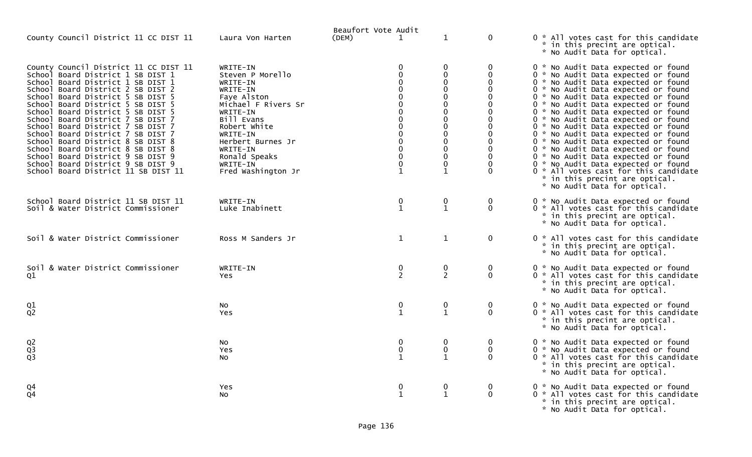Beaufort Vote Audit

| Contest | Candidate | Party | | | | | Notes |
|---|---|---|---|---|---|---|---|
| County Council District 11 CC DIST 11 | Laura Von Harten | (DEM) | 1 | 1 | 0 | 0 | * All votes cast for this candidate * in this precint are optical. * No Audit Data for optical. |
| County Council District 11 CC DIST 11 | WRITE-IN | | 0 | 0 | 0 | 0 | * No Audit Data expected or found |
| School Board District 1 SB DIST 1 | Steven P Morello | | 0 | 0 | 0 | 0 | * No Audit Data expected or found |
| School Board District 1 SB DIST 1 | WRITE-IN | | 0 | 0 | 0 | 0 | * No Audit Data expected or found |
| School Board District 2 SB DIST 2 | WRITE-IN | | 0 | 0 | 0 | 0 | * No Audit Data expected or found |
| School Board District 5 SB DIST 5 | Faye Alston | | 0 | 0 | 0 | 0 | * No Audit Data expected or found |
| School Board District 5 SB DIST 5 | Michael F Rivers Sr | | 0 | 0 | 0 | 0 | * No Audit Data expected or found |
| School Board District 5 SB DIST 5 | WRITE-IN | | 0 | 0 | 0 | 0 | * No Audit Data expected or found |
| School Board District 7 SB DIST 7 | Bill Evans | | 0 | 0 | 0 | 0 | * No Audit Data expected or found |
| School Board District 7 SB DIST 7 | Robert White | | 0 | 0 | 0 | 0 | * No Audit Data expected or found |
| School Board District 7 SB DIST 7 | WRITE-IN | | 0 | 0 | 0 | 0 | * No Audit Data expected or found |
| School Board District 8 SB DIST 8 | Herbert Burnes Jr | | 0 | 0 | 0 | 0 | * No Audit Data expected or found |
| School Board District 8 SB DIST 8 | WRITE-IN | | 0 | 0 | 0 | 0 | * No Audit Data expected or found |
| School Board District 9 SB DIST 9 | Ronald Speaks | | 0 | 0 | 0 | 0 | * No Audit Data expected or found |
| School Board District 9 SB DIST 9 | WRITE-IN | | 0 | 0 | 0 | 0 | * No Audit Data expected or found |
| School Board District 11 SB DIST 11 | Fred Washington Jr | | 1 | 1 | 0 | 0 | * All votes cast for this candidate * in this precint are optical. * No Audit Data for optical. |
| School Board District 11 SB DIST 11 | WRITE-IN | | 0 | 0 | 0 | 0 | * No Audit Data expected or found |
| Soil & Water District Commissioner | Luke Inabinett | | 1 | 1 | 0 | 0 | * All votes cast for this candidate * in this precint are optical. * No Audit Data for optical. |
| Soil & Water District Commissioner | Ross M Sanders Jr | | 1 | 1 | 0 | 0 | * All votes cast for this candidate * in this precint are optical. * No Audit Data for optical. |
| Soil & Water District Commissioner | WRITE-IN | | 0 | 0 | 0 | 0 | * No Audit Data expected or found |
| Q1 | Yes | | 2 | 2 | 0 | 0 | * All votes cast for this candidate * in this precint are optical. * No Audit Data for optical. |
| Q1 | No | | 0 | 0 | 0 | 0 | * No Audit Data expected or found |
| Q2 | Yes | | 1 | 1 | 0 | 0 | * All votes cast for this candidate * in this precint are optical. * No Audit Data for optical. |
| Q2 | No | | 0 | 0 | 0 | 0 | * No Audit Data expected or found |
| Q3 | Yes | | 0 | 0 | 0 | 0 | * No Audit Data expected or found |
| Q3 | No | | 1 | 1 | 0 | 0 | * All votes cast for this candidate * in this precint are optical. * No Audit Data for optical. |
| Q4 | Yes | | 0 | 0 | 0 | 0 | * No Audit Data expected or found |
| Q4 | No | | 1 | 1 | 0 | 0 | * All votes cast for this candidate * in this precint are optical. * No Audit Data for optical. |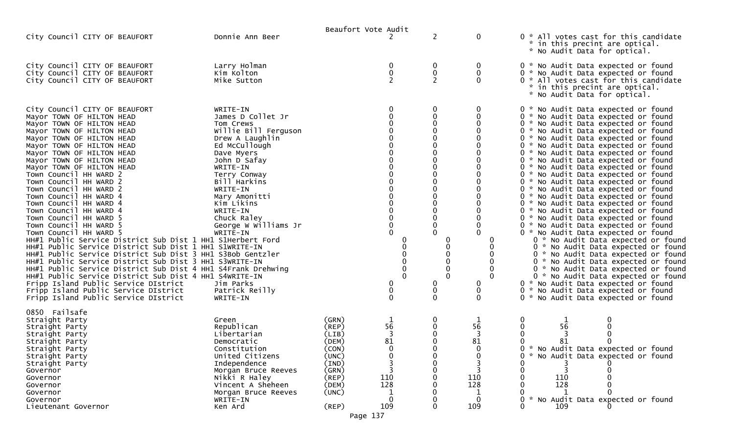Beaufort Vote Audit

| Contest | Candidate | Party | Col1 | Col2 | Col3 | Notes |
|---|---|---|---|---|---|---|
| City Council CITY OF BEAUFORT | Donnie Ann Beer | | 2 | 2 | 0 | 0 * All votes cast for this candidate * in this precint are optical. * No Audit Data for optical. |
| City Council CITY OF BEAUFORT | Larry Holman | | 0 | 0 | 0 | 0 * No Audit Data expected or found |
| City Council CITY OF BEAUFORT | Kim Kolton | | 0 | 0 | 0 | 0 * No Audit Data expected or found |
| City Council CITY OF BEAUFORT | Mike Sutton | | 2 | 2 | 0 | 0 * All votes cast for this candidate * in this precint are optical. * No Audit Data for optical. |
| City Council CITY OF BEAUFORT | WRITE-IN | | 0 | 0 | 0 | 0 * No Audit Data expected or found |
| Mayor TOWN OF HILTON HEAD | James D Collet Jr | | 0 | 0 | 0 | 0 * No Audit Data expected or found |
| Mayor TOWN OF HILTON HEAD | Tom Crews | | 0 | 0 | 0 | 0 * No Audit Data expected or found |
| Mayor TOWN OF HILTON HEAD | Willie Bill Ferguson | | 0 | 0 | 0 | 0 * No Audit Data expected or found |
| Mayor TOWN OF HILTON HEAD | Drew A Laughlin | | 0 | 0 | 0 | 0 * No Audit Data expected or found |
| Mayor TOWN OF HILTON HEAD | Ed McCullough | | 0 | 0 | 0 | 0 * No Audit Data expected or found |
| Mayor TOWN OF HILTON HEAD | Dave Myers | | 0 | 0 | 0 | 0 * No Audit Data expected or found |
| Mayor TOWN OF HILTON HEAD | John D Safay | | 0 | 0 | 0 | 0 * No Audit Data expected or found |
| Mayor TOWN OF HILTON HEAD | WRITE-IN | | 0 | 0 | 0 | 0 * No Audit Data expected or found |
| Town Council HH WARD 2 | Terry Conway | | 0 | 0 | 0 | 0 * No Audit Data expected or found |
| Town Council HH WARD 2 | Bill Harkins | | 0 | 0 | 0 | 0 * No Audit Data expected or found |
| Town Council HH WARD 2 | WRITE-IN | | 0 | 0 | 0 | 0 * No Audit Data expected or found |
| Town Council HH WARD 4 | Mary Amonitti | | 0 | 0 | 0 | 0 * No Audit Data expected or found |
| Town Council HH WARD 4 | Kim Likins | | 0 | 0 | 0 | 0 * No Audit Data expected or found |
| Town Council HH WARD 4 | WRITE-IN | | 0 | 0 | 0 | 0 * No Audit Data expected or found |
| Town Council HH WARD 5 | Chuck Raley | | 0 | 0 | 0 | 0 * No Audit Data expected or found |
| Town Council HH WARD 5 | George W Williams Jr | | 0 | 0 | 0 | 0 * No Audit Data expected or found |
| Town Council HH WARD 5 | WRITE-IN | | 0 | 0 | 0 | 0 * No Audit Data expected or found |
| HH#1 Public Service District Sub Dist 1 HH1 S1 | Herbert Ford | | 0 | 0 | 0 | 0 * No Audit Data expected or found |
| HH#1 Public Service District Sub Dist 1 HH1 S1 | WRITE-IN | | 0 | 0 | 0 | 0 * No Audit Data expected or found |
| HH#1 Public Service District Sub Dist 3 HH1 S3 | Bob Gentzler | | 0 | 0 | 0 | 0 * No Audit Data expected or found |
| HH#1 Public Service District Sub Dist 3 HH1 S3 | WRITE-IN | | 0 | 0 | 0 | 0 * No Audit Data expected or found |
| HH#1 Public Service District Sub Dist 4 HH1 S4 | Frank Drehwing | | 0 | 0 | 0 | 0 * No Audit Data expected or found |
| HH#1 Public Service District Sub Dist 4 HH1 S4 | WRITE-IN | | 0 | 0 | 0 | 0 * No Audit Data expected or found |
| Fripp Island Public Service DIstrict | Jim Parks | | 0 | 0 | 0 | 0 * No Audit Data expected or found |
| Fripp Island Public Service DIstrict | Patrick Reilly | | 0 | 0 | 0 | 0 * No Audit Data expected or found |
| Fripp Island Public Service DIstrict | WRITE-IN | | 0 | 0 | 0 | 0 * No Audit Data expected or found |

0850 Failsafe

| Contest | Candidate | Party | Col1 | Col2 | Col3 | Col4 | Col5 | Col6 |
|---|---|---|---|---|---|---|---|---|
| Straight Party | Green | (GRN) | 1 | 0 | 1 | 0 | 1 | 0 |
| Straight Party | Republican | (REP) | 56 | 0 | 56 | 0 | 56 | 0 |
| Straight Party | Libertarian | (LIB) | 3 | 0 | 3 | 0 | 3 | 0 |
| Straight Party | Democratic | (DEM) | 81 | 0 | 81 | 0 | 81 | 0 |
| Straight Party | Constitution | (CON) | 0 | 0 | 0 | 0 * No Audit Data expected or found | | |
| Straight Party | United Citizens | (UNC) | 0 | 0 | 0 | 0 * No Audit Data expected or found | | |
| Straight Party | Independence | (IND) | 3 | 0 | 3 | 0 | 3 | 0 |
| Governor | Morgan Bruce Reeves | (GRN) | 3 | 0 | 3 | 0 | 3 | 0 |
| Governor | Nikki R Haley | (REP) | 110 | 0 | 110 | 0 | 110 | 0 |
| Governor | Vincent A Sheheen | (DEM) | 128 | 0 | 128 | 0 | 128 | 0 |
| Governor | Morgan Bruce Reeves | (UNC) | 1 | 0 | 1 | 0 | 1 | 0 |
| Governor | WRITE-IN | | 0 | 0 | 0 | 0 * No Audit Data expected or found | | |
| Lieutenant Governor | Ken Ard | (REP) | 109 | 0 | 109 | 0 | 109 | 0 |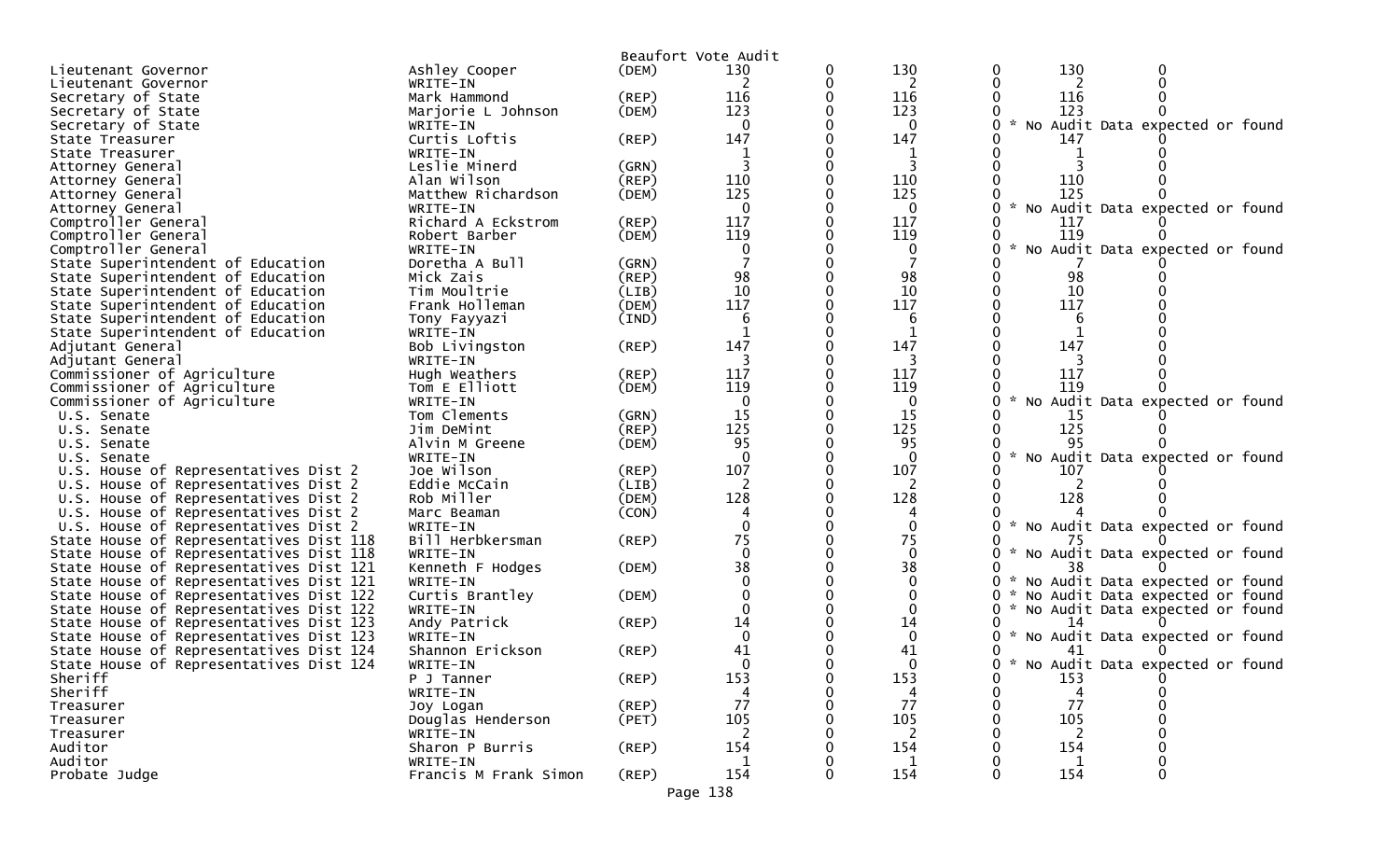Beaufort Vote Audit

| Office | Candidate | Party | | | | | | | |
|---|---|---|---|---|---|---|---|---|---|
| Lieutenant Governor | Ashley Cooper | (DEM) | 130 | 0 | 130 | 0 | 130 | 0 | |
| Lieutenant Governor | WRITE-IN | | 2 | 0 | 2 | 0 | 2 | 0 | |
| Secretary of State | Mark Hammond | (REP) | 116 | 0 | 116 | 0 | 116 | 0 | |
| Secretary of State | Marjorie L Johnson | (DEM) | 123 | 0 | 123 | 0 | 123 | 0 | |
| Secretary of State | WRITE-IN | | 0 | 0 | 0 | 0 | | | * No Audit Data expected or found |
| State Treasurer | Curtis Loftis | (REP) | 147 | 0 | 147 | 0 | 147 | 0 | |
| State Treasurer | WRITE-IN | | 1 | 0 | 1 | 0 | 1 | 0 | |
| Attorney General | Leslie Minerd | (GRN) | 3 | 0 | 3 | 0 | 3 | 0 | |
| Attorney General | Alan Wilson | (REP) | 110 | 0 | 110 | 0 | 110 | 0 | |
| Attorney General | Matthew Richardson | (DEM) | 125 | 0 | 125 | 0 | 125 | 0 | |
| Attorney General | WRITE-IN | | 0 | 0 | 0 | 0 | | | * No Audit Data expected or found |
| Comptroller General | Richard A Eckstrom | (REP) | 117 | 0 | 117 | 0 | 117 | 0 | |
| Comptroller General | Robert Barber | (DEM) | 119 | 0 | 119 | 0 | 119 | 0 | |
| Comptroller General | WRITE-IN | | 0 | 0 | 0 | 0 | | | * No Audit Data expected or found |
| State Superintendent of Education | Doretha A Bull | (GRN) | 7 | 0 | 7 | 0 | 7 | 0 | |
| State Superintendent of Education | Mick Zais | (REP) | 98 | 0 | 98 | 0 | 98 | 0 | |
| State Superintendent of Education | Tim Moultrie | (LIB) | 10 | 0 | 10 | 0 | 10 | 0 | |
| State Superintendent of Education | Frank Holleman | (DEM) | 117 | 0 | 117 | 0 | 117 | 0 | |
| State Superintendent of Education | Tony Fayyazi | (IND) | 6 | 0 | 6 | 0 | 6 | 0 | |
| State Superintendent of Education | WRITE-IN | | 1 | 0 | 1 | 0 | 1 | 0 | |
| Adjutant General | Bob Livingston | (REP) | 147 | 0 | 147 | 0 | 147 | 0 | |
| Adjutant General | WRITE-IN | | 3 | 0 | 3 | 0 | 3 | 0 | |
| Commissioner of Agriculture | Hugh Weathers | (REP) | 117 | 0 | 117 | 0 | 117 | 0 | |
| Commissioner of Agriculture | Tom E Elliott | (DEM) | 119 | 0 | 119 | 0 | 119 | 0 | |
| Commissioner of Agriculture | WRITE-IN | | 0 | 0 | 0 | 0 | | | * No Audit Data expected or found |
| U.S. Senate | Tom Clements | (GRN) | 15 | 0 | 15 | 0 | 15 | 0 | |
| U.S. Senate | Jim DeMint | (REP) | 125 | 0 | 125 | 0 | 125 | 0 | |
| U.S. Senate | Alvin M Greene | (DEM) | 95 | 0 | 95 | 0 | 95 | 0 | |
| U.S. Senate | WRITE-IN | | 0 | 0 | 0 | 0 | | | * No Audit Data expected or found |
| U.S. House of Representatives Dist 2 | Joe Wilson | (REP) | 107 | 0 | 107 | 0 | 107 | 0 | |
| U.S. House of Representatives Dist 2 | Eddie McCain | (LIB) | 2 | 0 | 2 | 0 | 2 | 0 | |
| U.S. House of Representatives Dist 2 | Rob Miller | (DEM) | 128 | 0 | 128 | 0 | 128 | 0 | |
| U.S. House of Representatives Dist 2 | Marc Beaman | (CON) | 4 | 0 | 4 | 0 | 4 | 0 | |
| U.S. House of Representatives Dist 2 | WRITE-IN | | 0 | 0 | 0 | 0 | | | * No Audit Data expected or found |
| State House of Representatives Dist 118 | Bill Herbkersman | (REP) | 75 | 0 | 75 | 0 | 75 | 0 | |
| State House of Representatives Dist 118 | WRITE-IN | | 0 | 0 | 0 | 0 | | | * No Audit Data expected or found |
| State House of Representatives Dist 121 | Kenneth F Hodges | (DEM) | 38 | 0 | 38 | 0 | 38 | 0 | |
| State House of Representatives Dist 121 | WRITE-IN | | 0 | 0 | 0 | 0 | | | * No Audit Data expected or found |
| State House of Representatives Dist 122 | Curtis Brantley | (DEM) | 0 | 0 | 0 | 0 | | | * No Audit Data expected or found |
| State House of Representatives Dist 122 | WRITE-IN | | 0 | 0 | 0 | 0 | | | * No Audit Data expected or found |
| State House of Representatives Dist 123 | Andy Patrick | (REP) | 14 | 0 | 14 | 0 | 14 | 0 | |
| State House of Representatives Dist 123 | WRITE-IN | | 0 | 0 | 0 | 0 | | | * No Audit Data expected or found |
| State House of Representatives Dist 124 | Shannon Erickson | (REP) | 41 | 0 | 41 | 0 | 41 | 0 | |
| State House of Representatives Dist 124 | WRITE-IN | | 0 | 0 | 0 | 0 | | | * No Audit Data expected or found |
| Sheriff | P J Tanner | (REP) | 153 | 0 | 153 | 0 | 153 | 0 | |
| Sheriff | WRITE-IN | | 4 | 0 | 4 | 0 | 4 | 0 | |
| Treasurer | Joy Logan | (REP) | 77 | 0 | 77 | 0 | 77 | 0 | |
| Treasurer | Douglas Henderson | (PET) | 105 | 0 | 105 | 0 | 105 | 0 | |
| Treasurer | WRITE-IN | | 2 | 0 | 2 | 0 | 2 | 0 | |
| Auditor | Sharon P Burris | (REP) | 154 | 0 | 154 | 0 | 154 | 0 | |
| Auditor | WRITE-IN | | 1 | 0 | 1 | 0 | 1 | 0 | |
| Probate Judge | Francis M Frank Simon | (REP) | 154 | 0 | 154 | 0 | 154 | 0 | |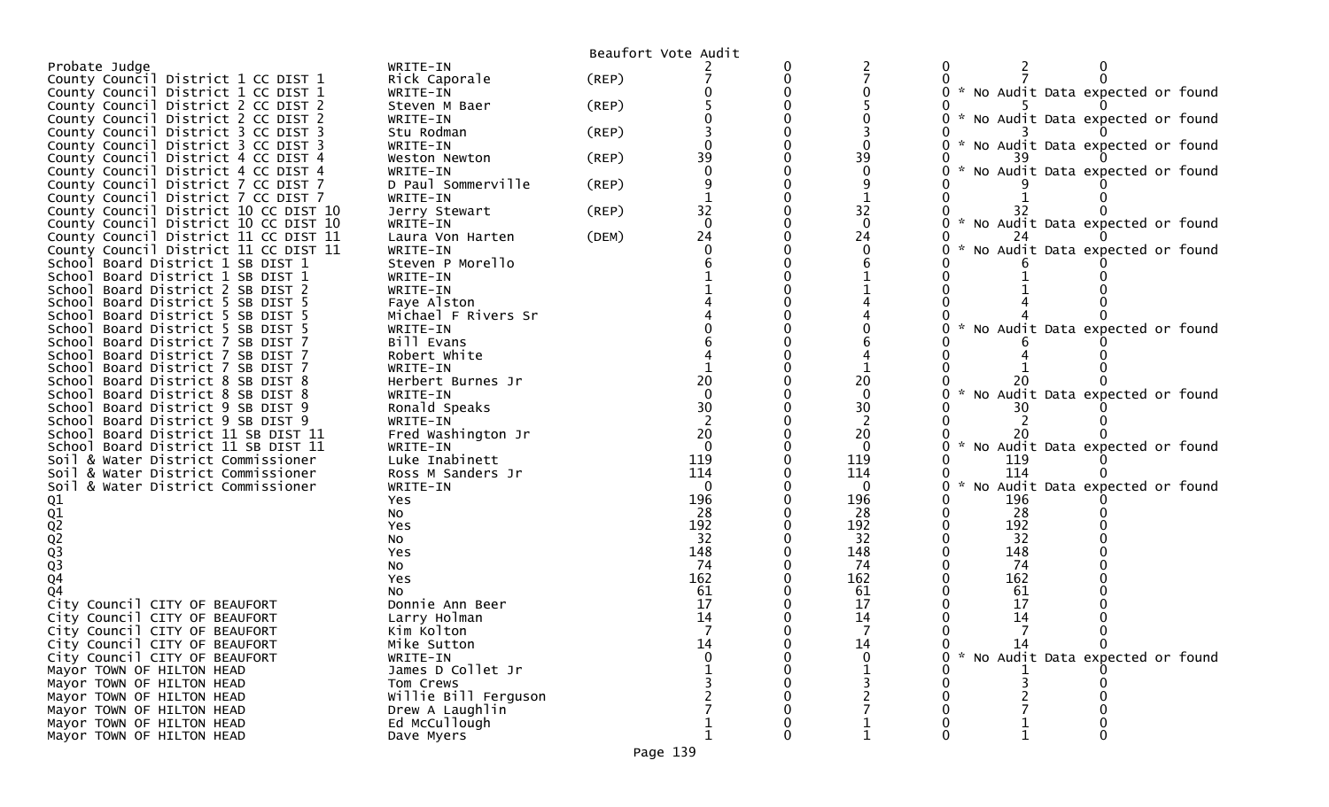Beaufort Vote Audit

| Contest | Candidate | Party | | | | | | |
|---|---|---|---|---|---|---|---|---|
| Probate Judge | WRITE-IN | | 2 | 0 | 2 | 0 | 2 | 0 |
| County Council District 1 CC DIST 1 | Rick Caporale | (REP) | 7 | 0 | 7 | 0 | 7 | 0 |
| County Council District 1 CC DIST 1 | WRITE-IN | | 0 | 0 | 0 | 0 | * No Audit Data expected or found | |
| County Council District 2 CC DIST 2 | Steven M Baer | (REP) | 5 | 0 | 5 | 0 | 5 | 0 |
| County Council District 2 CC DIST 2 | WRITE-IN | | 0 | 0 | 0 | 0 | * No Audit Data expected or found | |
| County Council District 3 CC DIST 3 | Stu Rodman | (REP) | 3 | 0 | 3 | 0 | 3 | 0 |
| County Council District 3 CC DIST 3 | WRITE-IN | | 0 | 0 | 0 | 0 | * No Audit Data expected or found | |
| County Council District 4 CC DIST 4 | Weston Newton | (REP) | 39 | 0 | 39 | 0 | 39 | 0 |
| County Council District 4 CC DIST 4 | WRITE-IN | | 0 | 0 | 0 | 0 | * No Audit Data expected or found | |
| County Council District 7 CC DIST 7 | D Paul Sommerville | (REP) | 9 | 0 | 9 | 0 | 9 | 0 |
| County Council District 7 CC DIST 7 | WRITE-IN | | 1 | 0 | 1 | 0 | 1 | 0 |
| County Council District 10 CC DIST 10 | Jerry Stewart | (REP) | 32 | 0 | 32 | 0 | 32 | 0 |
| County Council District 10 CC DIST 10 | WRITE-IN | | 0 | 0 | 0 | 0 | * No Audit Data expected or found | |
| County Council District 11 CC DIST 11 | Laura Von Harten | (DEM) | 24 | 0 | 24 | 0 | 24 | 0 |
| County Council District 11 CC DIST 11 | WRITE-IN | | 0 | 0 | 0 | 0 | * No Audit Data expected or found | |
| School Board District 1 SB DIST 1 | Steven P Morello | | 6 | 0 | 6 | 0 | 6 | 0 |
| School Board District 1 SB DIST 1 | WRITE-IN | | 1 | 0 | 1 | 0 | 1 | 0 |
| School Board District 2 SB DIST 2 | WRITE-IN | | 1 | 0 | 1 | 0 | 1 | 0 |
| School Board District 5 SB DIST 5 | Faye Alston | | 4 | 0 | 4 | 0 | 4 | 0 |
| School Board District 5 SB DIST 5 | Michael F Rivers Sr | | 4 | 0 | 4 | 0 | 4 | 0 |
| School Board District 5 SB DIST 5 | WRITE-IN | | 0 | 0 | 0 | 0 | * No Audit Data expected or found | |
| School Board District 7 SB DIST 7 | Bill Evans | | 6 | 0 | 6 | 0 | 6 | 0 |
| School Board District 7 SB DIST 7 | Robert White | | 4 | 0 | 4 | 0 | 4 | 0 |
| School Board District 7 SB DIST 7 | WRITE-IN | | 1 | 0 | 1 | 0 | 1 | 0 |
| School Board District 8 SB DIST 8 | Herbert Burnes Jr | | 20 | 0 | 20 | 0 | 20 | 0 |
| School Board District 8 SB DIST 8 | WRITE-IN | | 0 | 0 | 0 | 0 | * No Audit Data expected or found | |
| School Board District 9 SB DIST 9 | Ronald Speaks | | 30 | 0 | 30 | 0 | 30 | 0 |
| School Board District 9 SB DIST 9 | WRITE-IN | | 2 | 0 | 2 | 0 | 2 | 0 |
| School Board District 11 SB DIST 11 | Fred Washington Jr | | 20 | 0 | 20 | 0 | 20 | 0 |
| School Board District 11 SB DIST 11 | WRITE-IN | | 0 | 0 | 0 | 0 | * No Audit Data expected or found | |
| Soil & Water District Commissioner | Luke Inabinett | | 119 | 0 | 119 | 0 | 119 | 0 |
| Soil & Water District Commissioner | Ross M Sanders Jr | | 114 | 0 | 114 | 0 | 114 | 0 |
| Soil & Water District Commissioner | WRITE-IN | | 0 | 0 | 0 | 0 | * No Audit Data expected or found | |
| Q1 | Yes | | 196 | 0 | 196 | 0 | 196 | 0 |
| Q1 | No | | 28 | 0 | 28 | 0 | 28 | 0 |
| Q2 | Yes | | 192 | 0 | 192 | 0 | 192 | 0 |
| Q2 | No | | 32 | 0 | 32 | 0 | 32 | 0 |
| Q3 | Yes | | 148 | 0 | 148 | 0 | 148 | 0 |
| Q3 | No | | 74 | 0 | 74 | 0 | 74 | 0 |
| Q4 | Yes | | 162 | 0 | 162 | 0 | 162 | 0 |
| Q4 | No | | 61 | 0 | 61 | 0 | 61 | 0 |
| City Council CITY OF BEAUFORT | Donnie Ann Beer | | 17 | 0 | 17 | 0 | 17 | 0 |
| City Council CITY OF BEAUFORT | Larry Holman | | 14 | 0 | 14 | 0 | 14 | 0 |
| City Council CITY OF BEAUFORT | Kim Kolton | | 7 | 0 | 7 | 0 | 7 | 0 |
| City Council CITY OF BEAUFORT | Mike Sutton | | 14 | 0 | 14 | 0 | 14 | 0 |
| City Council CITY OF BEAUFORT | WRITE-IN | | 0 | 0 | 0 | 0 | * No Audit Data expected or found | |
| Mayor TOWN OF HILTON HEAD | James D Collet Jr | | 1 | 0 | 1 | 0 | 1 | 0 |
| Mayor TOWN OF HILTON HEAD | Tom Crews | | 3 | 0 | 3 | 0 | 3 | 0 |
| Mayor TOWN OF HILTON HEAD | Willie Bill Ferguson | | 2 | 0 | 2 | 0 | 2 | 0 |
| Mayor TOWN OF HILTON HEAD | Drew A Laughlin | | 7 | 0 | 7 | 0 | 7 | 0 |
| Mayor TOWN OF HILTON HEAD | Ed McCullough | | 1 | 0 | 1 | 0 | 1 | 0 |
| Mayor TOWN OF HILTON HEAD | Dave Myers | | 1 | 0 | 1 | 0 | 1 | 0 |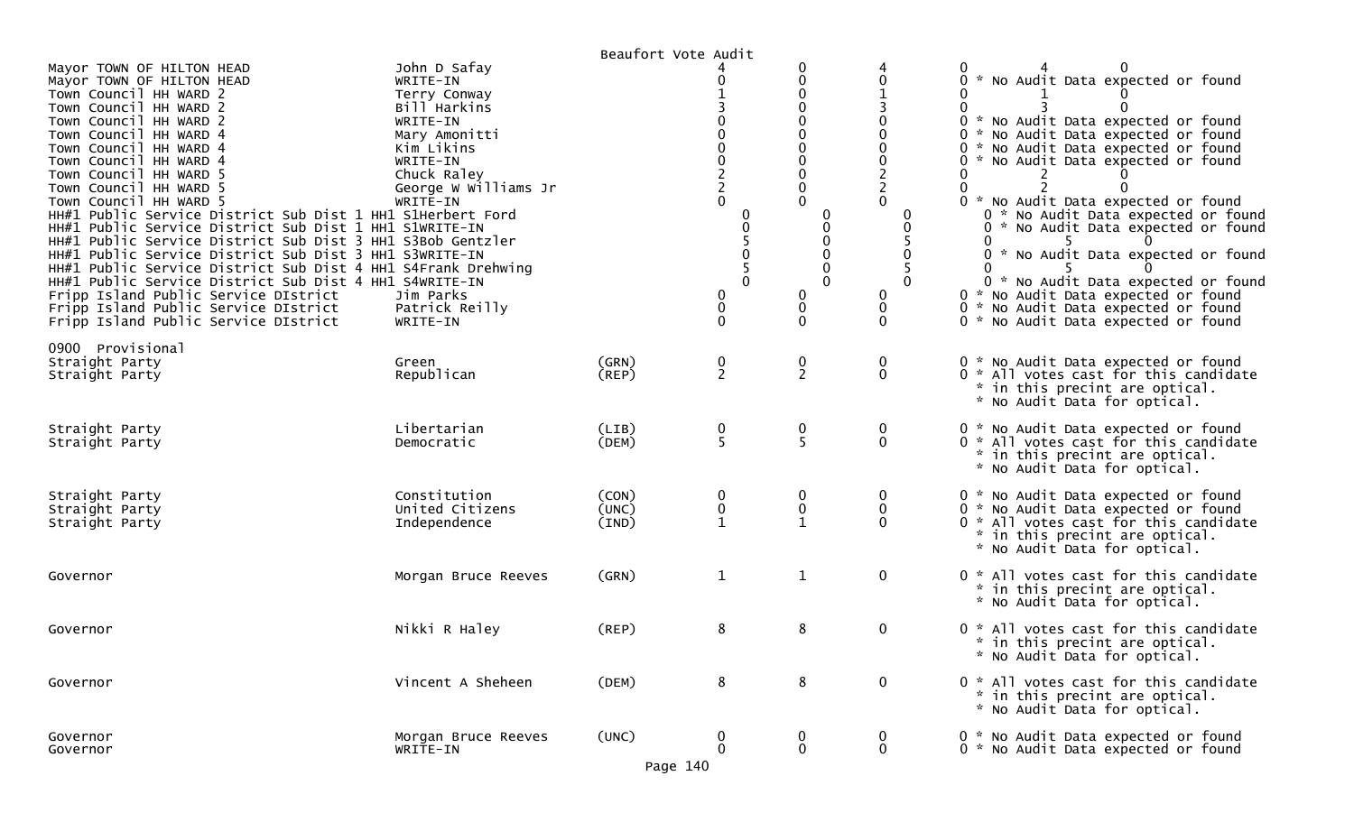Beaufort Vote Audit

| Contest | Candidate | Party | | | | | | | Notes |
|---|---|---|---|---|---|---|---|---|---|
| Mayor TOWN OF HILTON HEAD | John D Safay | | 4 | 0 | 4 | 0 | 4 | 0 | |
| Mayor TOWN OF HILTON HEAD | WRITE-IN | | 0 | 0 | 0 | 0 | | | * No Audit Data expected or found |
| Town Council HH WARD 2 | Terry Conway | | 1 | 0 | 1 | 0 | 1 | 0 | |
| Town Council HH WARD 2 | Bill Harkins | | 3 | 0 | 3 | 0 | 3 | 0 | |
| Town Council HH WARD 2 | WRITE-IN | | 0 | 0 | 0 | 0 | | | * No Audit Data expected or found |
| Town Council HH WARD 4 | Mary Amonitti | | 0 | 0 | 0 | 0 | | | * No Audit Data expected or found |
| Town Council HH WARD 4 | Kim Likins | | 0 | 0 | 0 | 0 | | | * No Audit Data expected or found |
| Town Council HH WARD 4 | WRITE-IN | | 0 | 0 | 0 | 0 | | | * No Audit Data expected or found |
| Town Council HH WARD 5 | Chuck Raley | | 2 | 0 | 2 | 0 | 2 | 0 | |
| Town Council HH WARD 5 | George W Williams Jr | | 2 | 0 | 2 | 0 | 2 | 0 | |
| Town Council HH WARD 5 | WRITE-IN | | 0 | 0 | 0 | 0 | | | * No Audit Data expected or found |
| HH#1 Public Service District Sub Dist 1 HH1 S1 | Herbert Ford | | 0 | 0 | 0 | 0 | | | * No Audit Data expected or found |
| HH#1 Public Service District Sub Dist 1 HH1 S1 | WRITE-IN | | 0 | 0 | 0 | 0 | | | * No Audit Data expected or found |
| HH#1 Public Service District Sub Dist 3 HH1 S3 | Bob Gentzler | | 5 | 0 | 5 | 0 | 5 | 0 | |
| HH#1 Public Service District Sub Dist 3 HH1 S3 | WRITE-IN | | 0 | 0 | 0 | 0 | | | * No Audit Data expected or found |
| HH#1 Public Service District Sub Dist 4 HH1 S4 | Frank Drehwing | | 5 | 0 | 5 | 0 | 5 | 0 | |
| HH#1 Public Service District Sub Dist 4 HH1 S4 | WRITE-IN | | 0 | 0 | 0 | 0 | | | * No Audit Data expected or found |
| Fripp Island Public Service DIstrict | Jim Parks | | 0 | 0 | 0 | 0 | | | * No Audit Data expected or found |
| Fripp Island Public Service DIstrict | Patrick Reilly | | 0 | 0 | 0 | 0 | | | * No Audit Data expected or found |
| Fripp Island Public Service DIstrict | WRITE-IN | | 0 | 0 | 0 | 0 | | | * No Audit Data expected or found |

0900 Provisional

| Contest | Candidate | Party | | | | | Notes |
|---|---|---|---|---|---|---|---|
| Straight Party | Green | (GRN) | 0 | 0 | 0 | 0 | * No Audit Data expected or found |
| Straight Party | Republican | (REP) | 2 | 2 | 0 | 0 | * All votes cast for this candidate * in this precint are optical. * No Audit Data for optical. |
| Straight Party | Libertarian | (LIB) | 0 | 0 | 0 | 0 | * No Audit Data expected or found |
| Straight Party | Democratic | (DEM) | 5 | 5 | 0 | 0 | * All votes cast for this candidate * in this precint are optical. * No Audit Data for optical. |
| Straight Party | Constitution | (CON) | 0 | 0 | 0 | 0 | * No Audit Data expected or found |
| Straight Party | United Citizens | (UNC) | 0 | 0 | 0 | 0 | * No Audit Data expected or found |
| Straight Party | Independence | (IND) | 1 | 1 | 0 | 0 | * All votes cast for this candidate * in this precint are optical. * No Audit Data for optical. |
| Governor | Morgan Bruce Reeves | (GRN) | 1 | 1 | 0 | 0 | * All votes cast for this candidate * in this precint are optical. * No Audit Data for optical. |
| Governor | Nikki R Haley | (REP) | 8 | 8 | 0 | 0 | * All votes cast for this candidate * in this precint are optical. * No Audit Data for optical. |
| Governor | Vincent A Sheheen | (DEM) | 8 | 8 | 0 | 0 | * All votes cast for this candidate * in this precint are optical. * No Audit Data for optical. |
| Governor | Morgan Bruce Reeves | (UNC) | 0 | 0 | 0 | 0 | * No Audit Data expected or found |
| Governor | WRITE-IN | | 0 | 0 | 0 | 0 | * No Audit Data expected or found |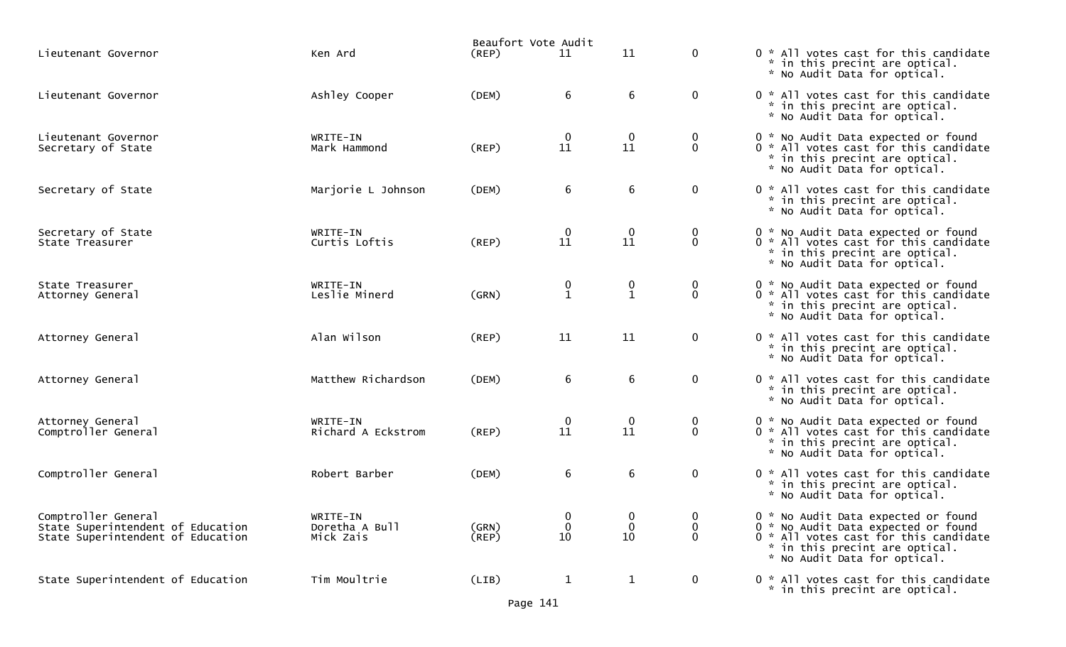Beaufort Vote Audit

| Office | Candidate | Party | | | | | Notes |
|---|---|---|---|---|---|---|---|
| Lieutenant Governor | Ken Ard | (REP) | 11 | 11 | 0 | 0 | * All votes cast for this candidate * in this precint are optical. * No Audit Data for optical. |
| Lieutenant Governor | Ashley Cooper | (DEM) | 6 | 6 | 0 | 0 | * All votes cast for this candidate * in this precint are optical. * No Audit Data for optical. |
| Lieutenant Governor | WRITE-IN | | 0 | 0 | 0 | 0 | * No Audit Data expected or found |
| Secretary of State | Mark Hammond | (REP) | 11 | 11 | 0 | 0 | * All votes cast for this candidate * in this precint are optical. * No Audit Data for optical. |
| Secretary of State | Marjorie L Johnson | (DEM) | 6 | 6 | 0 | 0 | * All votes cast for this candidate * in this precint are optical. * No Audit Data for optical. |
| Secretary of State | WRITE-IN | | 0 | 0 | 0 | 0 | * No Audit Data expected or found |
| State Treasurer | Curtis Loftis | (REP) | 11 | 11 | 0 | 0 | * All votes cast for this candidate * in this precint are optical. * No Audit Data for optical. |
| State Treasurer | WRITE-IN | | 0 | 0 | 0 | 0 | * No Audit Data expected or found |
| Attorney General | Leslie Minerd | (GRN) | 1 | 1 | 0 | 0 | * All votes cast for this candidate * in this precint are optical. * No Audit Data for optical. |
| Attorney General | Alan Wilson | (REP) | 11 | 11 | 0 | 0 | * All votes cast for this candidate * in this precint are optical. * No Audit Data for optical. |
| Attorney General | Matthew Richardson | (DEM) | 6 | 6 | 0 | 0 | * All votes cast for this candidate * in this precint are optical. * No Audit Data for optical. |
| Attorney General | WRITE-IN | | 0 | 0 | 0 | 0 | * No Audit Data expected or found |
| Comptroller General | Richard A Eckstrom | (REP) | 11 | 11 | 0 | 0 | * All votes cast for this candidate * in this precint are optical. * No Audit Data for optical. |
| Comptroller General | Robert Barber | (DEM) | 6 | 6 | 0 | 0 | * All votes cast for this candidate * in this precint are optical. * No Audit Data for optical. |
| Comptroller General | WRITE-IN | | 0 | 0 | 0 | 0 | * No Audit Data expected or found |
| State Superintendent of Education | Doretha A Bull | (GRN) | 0 | 0 | 0 | 0 | * No Audit Data expected or found |
| State Superintendent of Education | Mick Zais | (REP) | 10 | 10 | 0 | 0 | * All votes cast for this candidate * in this precint are optical. * No Audit Data for optical. |
| State Superintendent of Education | Tim Moultrie | (LIB) | 1 | 1 | 0 | 0 | * All votes cast for this candidate * in this precint are optical. |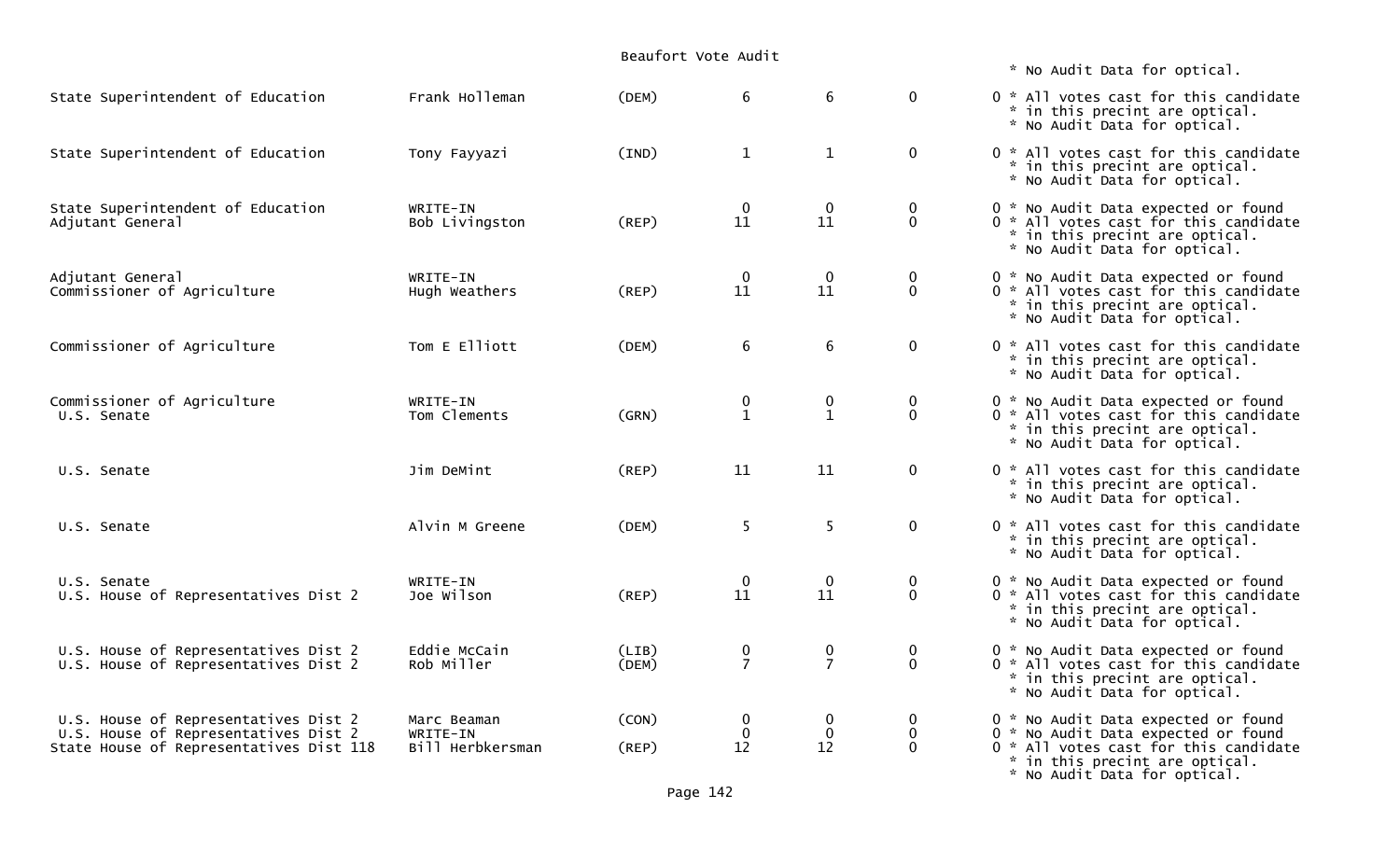Beaufort Vote Audit

\* No Audit Data for optical.

| Office | Candidate | Party | | | | | Notes |
|---|---|---|---|---|---|---|---|
| State Superintendent of Education | Frank Holleman | (DEM) | 6 | 6 | 0 | 0 | * All votes cast for this candidate * in this precint are optical. * No Audit Data for optical. |
| State Superintendent of Education | Tony Fayyazi | (IND) | 1 | 1 | 0 | 0 | * All votes cast for this candidate * in this precint are optical. * No Audit Data for optical. |
| State Superintendent of Education | WRITE-IN | | 0 | 0 | 0 | 0 | * No Audit Data expected or found |
| Adjutant General | Bob Livingston | (REP) | 11 | 11 | 0 | 0 | * All votes cast for this candidate * in this precint are optical. * No Audit Data for optical. |
| Adjutant General | WRITE-IN | | 0 | 0 | 0 | 0 | * No Audit Data expected or found |
| Commissioner of Agriculture | Hugh Weathers | (REP) | 11 | 11 | 0 | 0 | * All votes cast for this candidate * in this precint are optical. * No Audit Data for optical. |
| Commissioner of Agriculture | Tom E Elliott | (DEM) | 6 | 6 | 0 | 0 | * All votes cast for this candidate * in this precint are optical. * No Audit Data for optical. |
| Commissioner of Agriculture | WRITE-IN | | 0 | 0 | 0 | 0 | * No Audit Data expected or found |
| U.S. Senate | Tom Clements | (GRN) | 1 | 1 | 0 | 0 | * All votes cast for this candidate * in this precint are optical. * No Audit Data for optical. |
| U.S. Senate | Jim DeMint | (REP) | 11 | 11 | 0 | 0 | * All votes cast for this candidate * in this precint are optical. * No Audit Data for optical. |
| U.S. Senate | Alvin M Greene | (DEM) | 5 | 5 | 0 | 0 | * All votes cast for this candidate * in this precint are optical. * No Audit Data for optical. |
| U.S. Senate | WRITE-IN | | 0 | 0 | 0 | 0 | * No Audit Data expected or found |
| U.S. House of Representatives Dist 2 | Joe Wilson | (REP) | 11 | 11 | 0 | 0 | * All votes cast for this candidate * in this precint are optical. * No Audit Data for optical. |
| U.S. House of Representatives Dist 2 | Eddie McCain | (LIB) | 0 | 0 | 0 | 0 | * No Audit Data expected or found |
| U.S. House of Representatives Dist 2 | Rob Miller | (DEM) | 7 | 7 | 0 | 0 | * All votes cast for this candidate * in this precint are optical. * No Audit Data for optical. |
| U.S. House of Representatives Dist 2 | Marc Beaman | (CON) | 0 | 0 | 0 | 0 | * No Audit Data expected or found |
| U.S. House of Representatives Dist 2 | WRITE-IN | | 0 | 0 | 0 | 0 | * No Audit Data expected or found |
| State House of Representatives Dist 118 | Bill Herbkersman | (REP) | 12 | 12 | 0 | 0 | * All votes cast for this candidate * in this precint are optical. * No Audit Data for optical. |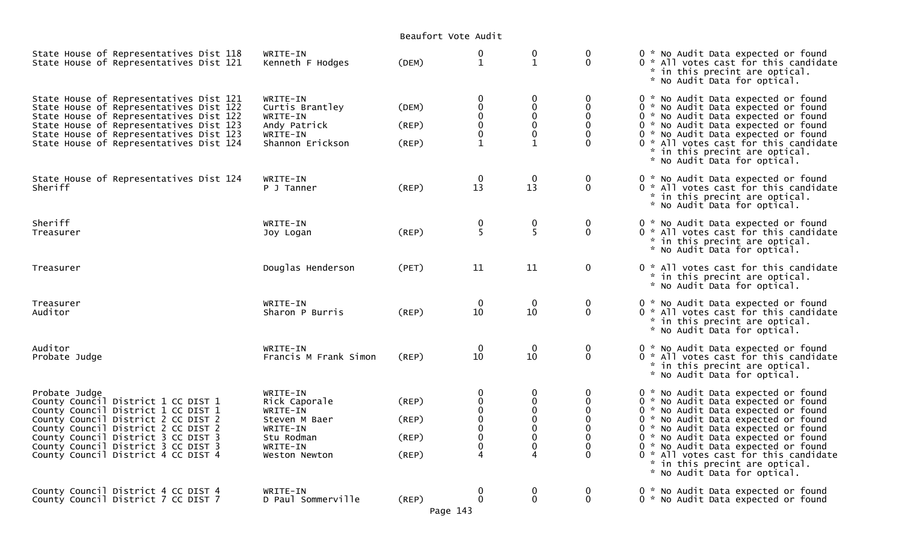# Beaufort Vote Audit

| Contest | Candidate | Party | | | | Notes |
|---|---|---|---|---|---|---|
| State House of Representatives Dist 118 | WRITE-IN | | 0 | 0 | 0 | 0 * No Audit Data expected or found |
| State House of Representatives Dist 121 | Kenneth F Hodges | (DEM) | 1 | 1 | 0 | 0 * All votes cast for this candidate * in this precint are optical. * No Audit Data for optical. |
| State House of Representatives Dist 121 | WRITE-IN | | 0 | 0 | 0 | 0 * No Audit Data expected or found |
| State House of Representatives Dist 122 | Curtis Brantley | (DEM) | 0 | 0 | 0 | 0 * No Audit Data expected or found |
| State House of Representatives Dist 122 | WRITE-IN | | 0 | 0 | 0 | 0 * No Audit Data expected or found |
| State House of Representatives Dist 123 | Andy Patrick | (REP) | 0 | 0 | 0 | 0 * No Audit Data expected or found |
| State House of Representatives Dist 123 | WRITE-IN | | 0 | 0 | 0 | 0 * No Audit Data expected or found |
| State House of Representatives Dist 124 | Shannon Erickson | (REP) | 1 | 1 | 0 | 0 * All votes cast for this candidate * in this precint are optical. * No Audit Data for optical. |
| State House of Representatives Dist 124 | WRITE-IN | | 0 | 0 | 0 | 0 * No Audit Data expected or found |
| Sheriff | P J Tanner | (REP) | 13 | 13 | 0 | 0 * All votes cast for this candidate * in this precint are optical. * No Audit Data for optical. |
| Sheriff | WRITE-IN | | 0 | 0 | 0 | 0 * No Audit Data expected or found |
| Treasurer | Joy Logan | (REP) | 5 | 5 | 0 | 0 * All votes cast for this candidate * in this precint are optical. * No Audit Data for optical. |
| Treasurer | Douglas Henderson | (PET) | 11 | 11 | 0 | 0 * All votes cast for this candidate * in this precint are optical. * No Audit Data for optical. |
| Treasurer | WRITE-IN | | 0 | 0 | 0 | 0 * No Audit Data expected or found |
| Auditor | Sharon P Burris | (REP) | 10 | 10 | 0 | 0 * All votes cast for this candidate * in this precint are optical. * No Audit Data for optical. |
| Auditor | WRITE-IN | | 0 | 0 | 0 | 0 * No Audit Data expected or found |
| Probate Judge | Francis M Frank Simon | (REP) | 10 | 10 | 0 | 0 * All votes cast for this candidate * in this precint are optical. * No Audit Data for optical. |
| Probate Judge | WRITE-IN | | 0 | 0 | 0 | 0 * No Audit Data expected or found |
| County Council District 1 CC DIST 1 | Rick Caporale | (REP) | 0 | 0 | 0 | 0 * No Audit Data expected or found |
| County Council District 1 CC DIST 1 | WRITE-IN | | 0 | 0 | 0 | 0 * No Audit Data expected or found |
| County Council District 2 CC DIST 2 | Steven M Baer | (REP) | 0 | 0 | 0 | 0 * No Audit Data expected or found |
| County Council District 2 CC DIST 2 | WRITE-IN | | 0 | 0 | 0 | 0 * No Audit Data expected or found |
| County Council District 3 CC DIST 3 | Stu Rodman | (REP) | 0 | 0 | 0 | 0 * No Audit Data expected or found |
| County Council District 3 CC DIST 3 | WRITE-IN | | 0 | 0 | 0 | 0 * No Audit Data expected or found |
| County Council District 4 CC DIST 4 | Weston Newton | (REP) | 4 | 4 | 0 | 0 * All votes cast for this candidate * in this precint are optical. * No Audit Data for optical. |
| County Council District 4 CC DIST 4 | WRITE-IN | | 0 | 0 | 0 | 0 * No Audit Data expected or found |
| County Council District 7 CC DIST 7 | D Paul Sommerville | (REP) | 0 | 0 | 0 | 0 * No Audit Data expected or found |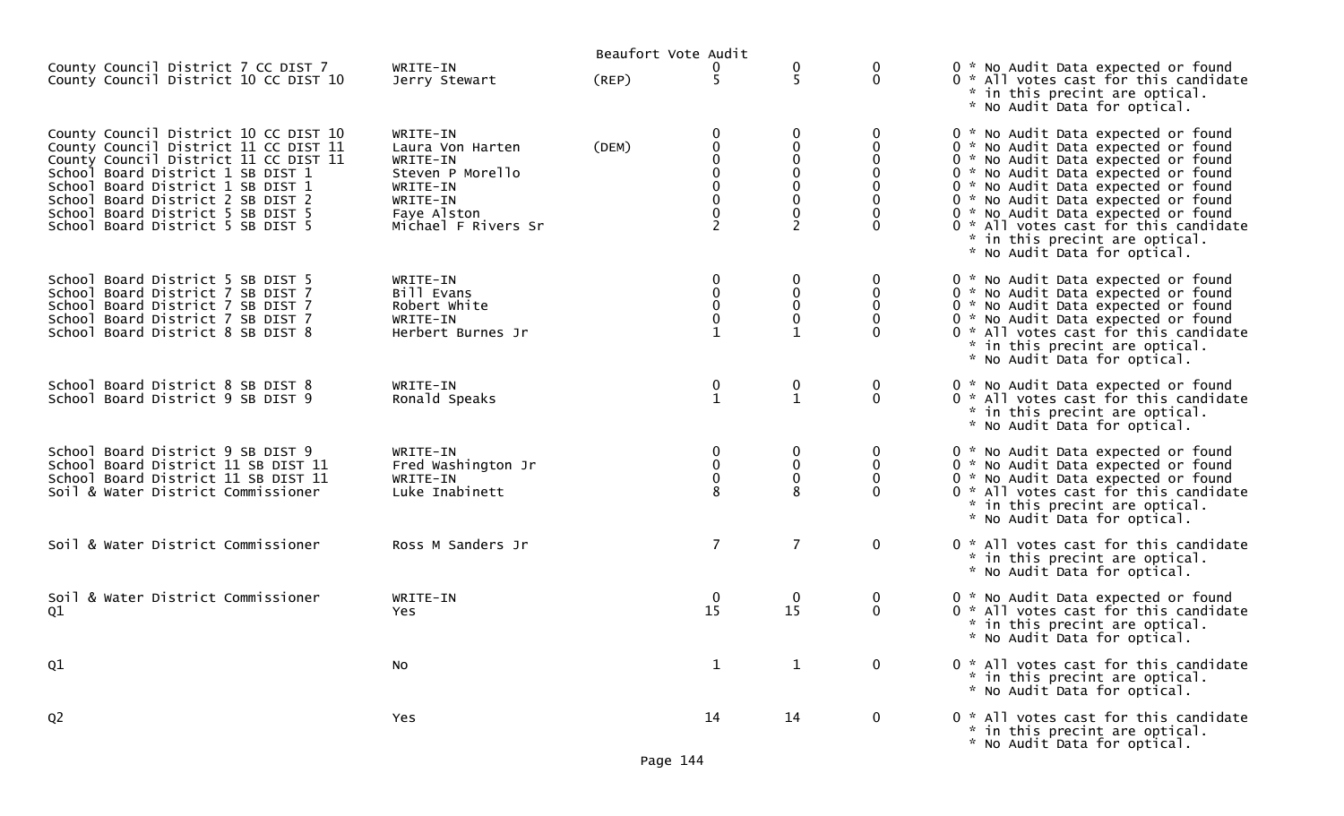Beaufort Vote Audit

| Contest | Candidate | Party | | | | | Notes |
|---|---|---|---|---|---|---|---|
| County Council District 7 CC DIST 7 | WRITE-IN | | 0 | 0 | 0 | 0 | * No Audit Data expected or found |
| County Council District 10 CC DIST 10 | Jerry Stewart | (REP) | 5 | 5 | 0 | 0 | * All votes cast for this candidate * in this precint are optical. * No Audit Data for optical. |
| County Council District 10 CC DIST 10 | WRITE-IN | | 0 | 0 | 0 | 0 | * No Audit Data expected or found |
| County Council District 11 CC DIST 11 | Laura Von Harten | (DEM) | 0 | 0 | 0 | 0 | * No Audit Data expected or found |
| County Council District 11 CC DIST 11 | WRITE-IN | | 0 | 0 | 0 | 0 | * No Audit Data expected or found |
| School Board District 1 SB DIST 1 | Steven P Morello | | 0 | 0 | 0 | 0 | * No Audit Data expected or found |
| School Board District 1 SB DIST 1 | WRITE-IN | | 0 | 0 | 0 | 0 | * No Audit Data expected or found |
| School Board District 2 SB DIST 2 | WRITE-IN | | 0 | 0 | 0 | 0 | * No Audit Data expected or found |
| School Board District 5 SB DIST 5 | Faye Alston | | 0 | 0 | 0 | 0 | * No Audit Data expected or found |
| School Board District 5 SB DIST 5 | Michael F Rivers Sr | | 2 | 2 | 0 | 0 | * All votes cast for this candidate * in this precint are optical. * No Audit Data for optical. |
| School Board District 5 SB DIST 5 | WRITE-IN | | 0 | 0 | 0 | 0 | * No Audit Data expected or found |
| School Board District 7 SB DIST 7 | Bill Evans | | 0 | 0 | 0 | 0 | * No Audit Data expected or found |
| School Board District 7 SB DIST 7 | Robert White | | 0 | 0 | 0 | 0 | * No Audit Data expected or found |
| School Board District 7 SB DIST 7 | WRITE-IN | | 0 | 0 | 0 | 0 | * No Audit Data expected or found |
| School Board District 8 SB DIST 8 | Herbert Burnes Jr | | 1 | 1 | 0 | 0 | * All votes cast for this candidate * in this precint are optical. * No Audit Data for optical. |
| School Board District 8 SB DIST 8 | WRITE-IN | | 0 | 0 | 0 | 0 | * No Audit Data expected or found |
| School Board District 9 SB DIST 9 | Ronald Speaks | | 1 | 1 | 0 | 0 | * All votes cast for this candidate * in this precint are optical. * No Audit Data for optical. |
| School Board District 9 SB DIST 9 | WRITE-IN | | 0 | 0 | 0 | 0 | * No Audit Data expected or found |
| School Board District 11 SB DIST 11 | Fred Washington Jr | | 0 | 0 | 0 | 0 | * No Audit Data expected or found |
| School Board District 11 SB DIST 11 | WRITE-IN | | 0 | 0 | 0 | 0 | * No Audit Data expected or found |
| Soil & Water District Commissioner | Luke Inabinett | | 8 | 8 | 0 | 0 | * All votes cast for this candidate * in this precint are optical. * No Audit Data for optical. |
| Soil & Water District Commissioner | Ross M Sanders Jr | | 7 | 7 | 0 | 0 | * All votes cast for this candidate * in this precint are optical. * No Audit Data for optical. |
| Soil & Water District Commissioner | WRITE-IN | | 0 | 0 | 0 | 0 | * No Audit Data expected or found |
| Q1 | Yes | | 15 | 15 | 0 | 0 | * All votes cast for this candidate * in this precint are optical. * No Audit Data for optical. |
| Q1 | No | | 1 | 1 | 0 | 0 | * All votes cast for this candidate * in this precint are optical. * No Audit Data for optical. |
| Q2 | Yes | | 14 | 14 | 0 | 0 | * All votes cast for this candidate * in this precint are optical. * No Audit Data for optical. |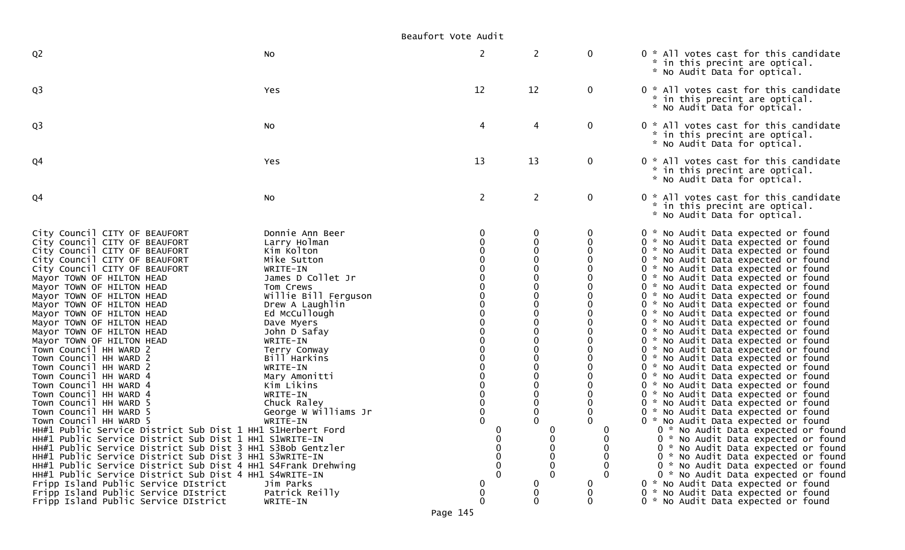Beaufort Vote Audit

| | | | | | |
|---|---|---|---|---|---|
| Q2 | No | 2 | 2 | 0 | 0 * All votes cast for this candidate * in this precint are optical. * No Audit Data for optical. |
| Q3 | Yes | 12 | 12 | 0 | 0 * All votes cast for this candidate * in this precint are optical. * No Audit Data for optical. |
| Q3 | No | 4 | 4 | 0 | 0 * All votes cast for this candidate * in this precint are optical. * No Audit Data for optical. |
| Q4 | Yes | 13 | 13 | 0 | 0 * All votes cast for this candidate * in this precint are optical. * No Audit Data for optical. |
| Q4 | No | 2 | 2 | 0 | 0 * All votes cast for this candidate * in this precint are optical. * No Audit Data for optical. |
| City Council CITY OF BEAUFORT | Donnie Ann Beer | 0 | 0 | 0 | 0 * No Audit Data expected or found |
| City Council CITY OF BEAUFORT | Larry Holman | 0 | 0 | 0 | 0 * No Audit Data expected or found |
| City Council CITY OF BEAUFORT | Kim Kolton | 0 | 0 | 0 | 0 * No Audit Data expected or found |
| City Council CITY OF BEAUFORT | Mike Sutton | 0 | 0 | 0 | 0 * No Audit Data expected or found |
| City Council CITY OF BEAUFORT | WRITE-IN | 0 | 0 | 0 | 0 * No Audit Data expected or found |
| Mayor TOWN OF HILTON HEAD | James D Collet Jr | 0 | 0 | 0 | 0 * No Audit Data expected or found |
| Mayor TOWN OF HILTON HEAD | Tom Crews | 0 | 0 | 0 | 0 * No Audit Data expected or found |
| Mayor TOWN OF HILTON HEAD | Willie Bill Ferguson | 0 | 0 | 0 | 0 * No Audit Data expected or found |
| Mayor TOWN OF HILTON HEAD | Drew A Laughlin | 0 | 0 | 0 | 0 * No Audit Data expected or found |
| Mayor TOWN OF HILTON HEAD | Ed McCullough | 0 | 0 | 0 | 0 * No Audit Data expected or found |
| Mayor TOWN OF HILTON HEAD | Dave Myers | 0 | 0 | 0 | 0 * No Audit Data expected or found |
| Mayor TOWN OF HILTON HEAD | John D Safay | 0 | 0 | 0 | 0 * No Audit Data expected or found |
| Mayor TOWN OF HILTON HEAD | WRITE-IN | 0 | 0 | 0 | 0 * No Audit Data expected or found |
| Town Council HH WARD 2 | Terry Conway | 0 | 0 | 0 | 0 * No Audit Data expected or found |
| Town Council HH WARD 2 | Bill Harkins | 0 | 0 | 0 | 0 * No Audit Data expected or found |
| Town Council HH WARD 2 | WRITE-IN | 0 | 0 | 0 | 0 * No Audit Data expected or found |
| Town Council HH WARD 4 | Mary Amonitti | 0 | 0 | 0 | 0 * No Audit Data expected or found |
| Town Council HH WARD 4 | Kim Likins | 0 | 0 | 0 | 0 * No Audit Data expected or found |
| Town Council HH WARD 4 | WRITE-IN | 0 | 0 | 0 | 0 * No Audit Data expected or found |
| Town Council HH WARD 5 | Chuck Raley | 0 | 0 | 0 | 0 * No Audit Data expected or found |
| Town Council HH WARD 5 | George W Williams Jr | 0 | 0 | 0 | 0 * No Audit Data expected or found |
| Town Council HH WARD 5 | WRITE-IN | 0 | 0 | 0 | 0 * No Audit Data expected or found |
| HH#1 Public Service District Sub Dist 1 HH1 S1 | Herbert Ford | 0 | 0 | 0 | 0 * No Audit Data expected or found |
| HH#1 Public Service District Sub Dist 1 HH1 S1 | WRITE-IN | 0 | 0 | 0 | 0 * No Audit Data expected or found |
| HH#1 Public Service District Sub Dist 3 HH1 S3 | Bob Gentzler | 0 | 0 | 0 | 0 * No Audit Data expected or found |
| HH#1 Public Service District Sub Dist 3 HH1 S3 | WRITE-IN | 0 | 0 | 0 | 0 * No Audit Data expected or found |
| HH#1 Public Service District Sub Dist 4 HH1 S4 | Frank Drehwing | 0 | 0 | 0 | 0 * No Audit Data expected or found |
| HH#1 Public Service District Sub Dist 4 HH1 S4 | WRITE-IN | 0 | 0 | 0 | 0 * No Audit Data expected or found |
| Fripp Island Public Service DIstrict | Jim Parks | 0 | 0 | 0 | 0 * No Audit Data expected or found |
| Fripp Island Public Service DIstrict | Patrick Reilly | 0 | 0 | 0 | 0 * No Audit Data expected or found |
| Fripp Island Public Service DIstrict | WRITE-IN | 0 | 0 | 0 | 0 * No Audit Data expected or found |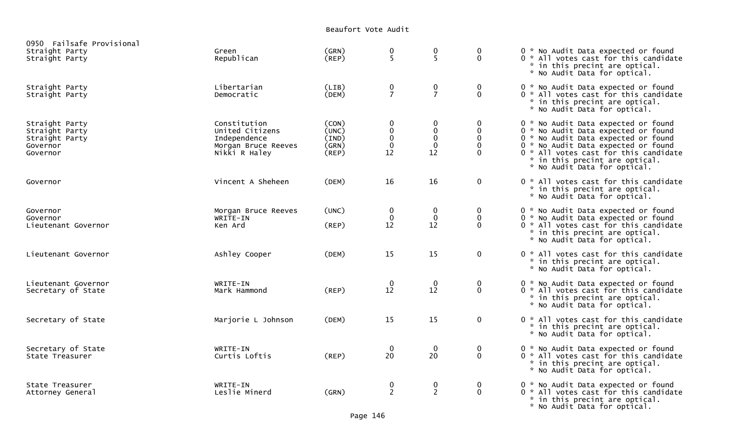Beaufort Vote Audit

0950 Failsafe Provisional

| Office | Candidate | Party | | | | |
|---|---|---|---|---|---|---|
| Straight Party | Green | (GRN) | 0 | 0 | 0 | 0 * No Audit Data expected or found |
| Straight Party | Republican | (REP) | 5 | 5 | 0 | 0 * All votes cast for this candidate * in this precint are optical. * No Audit Data for optical. |
| Straight Party | Libertarian | (LIB) | 0 | 0 | 0 | 0 * No Audit Data expected or found |
| Straight Party | Democratic | (DEM) | 7 | 7 | 0 | 0 * All votes cast for this candidate * in this precint are optical. * No Audit Data for optical. |
| Straight Party | Constitution | (CON) | 0 | 0 | 0 | 0 * No Audit Data expected or found |
| Straight Party | United Citizens | (UNC) | 0 | 0 | 0 | 0 * No Audit Data expected or found |
| Straight Party | Independence | (IND) | 0 | 0 | 0 | 0 * No Audit Data expected or found |
| Governor | Morgan Bruce Reeves | (GRN) | 0 | 0 | 0 | 0 * No Audit Data expected or found |
| Governor | Nikki R Haley | (REP) | 12 | 12 | 0 | 0 * All votes cast for this candidate * in this precint are optical. * No Audit Data for optical. |
| Governor | Vincent A Sheheen | (DEM) | 16 | 16 | 0 | 0 * All votes cast for this candidate * in this precint are optical. * No Audit Data for optical. |
| Governor | Morgan Bruce Reeves | (UNC) | 0 | 0 | 0 | 0 * No Audit Data expected or found |
| Governor | WRITE-IN | | 0 | 0 | 0 | 0 * No Audit Data expected or found |
| Lieutenant Governor | Ken Ard | (REP) | 12 | 12 | 0 | 0 * All votes cast for this candidate * in this precint are optical. * No Audit Data for optical. |
| Lieutenant Governor | Ashley Cooper | (DEM) | 15 | 15 | 0 | 0 * All votes cast for this candidate * in this precint are optical. * No Audit Data for optical. |
| Lieutenant Governor | WRITE-IN | | 0 | 0 | 0 | 0 * No Audit Data expected or found |
| Secretary of State | Mark Hammond | (REP) | 12 | 12 | 0 | 0 * All votes cast for this candidate * in this precint are optical. * No Audit Data for optical. |
| Secretary of State | Marjorie L Johnson | (DEM) | 15 | 15 | 0 | 0 * All votes cast for this candidate * in this precint are optical. * No Audit Data for optical. |
| Secretary of State | WRITE-IN | | 0 | 0 | 0 | 0 * No Audit Data expected or found |
| State Treasurer | Curtis Loftis | (REP) | 20 | 20 | 0 | 0 * All votes cast for this candidate * in this precint are optical. * No Audit Data for optical. |
| State Treasurer | WRITE-IN | | 0 | 0 | 0 | 0 * No Audit Data expected or found |
| Attorney General | Leslie Minerd | (GRN) | 2 | 2 | 0 | 0 * All votes cast for this candidate * in this precint are optical. * No Audit Data for optical. |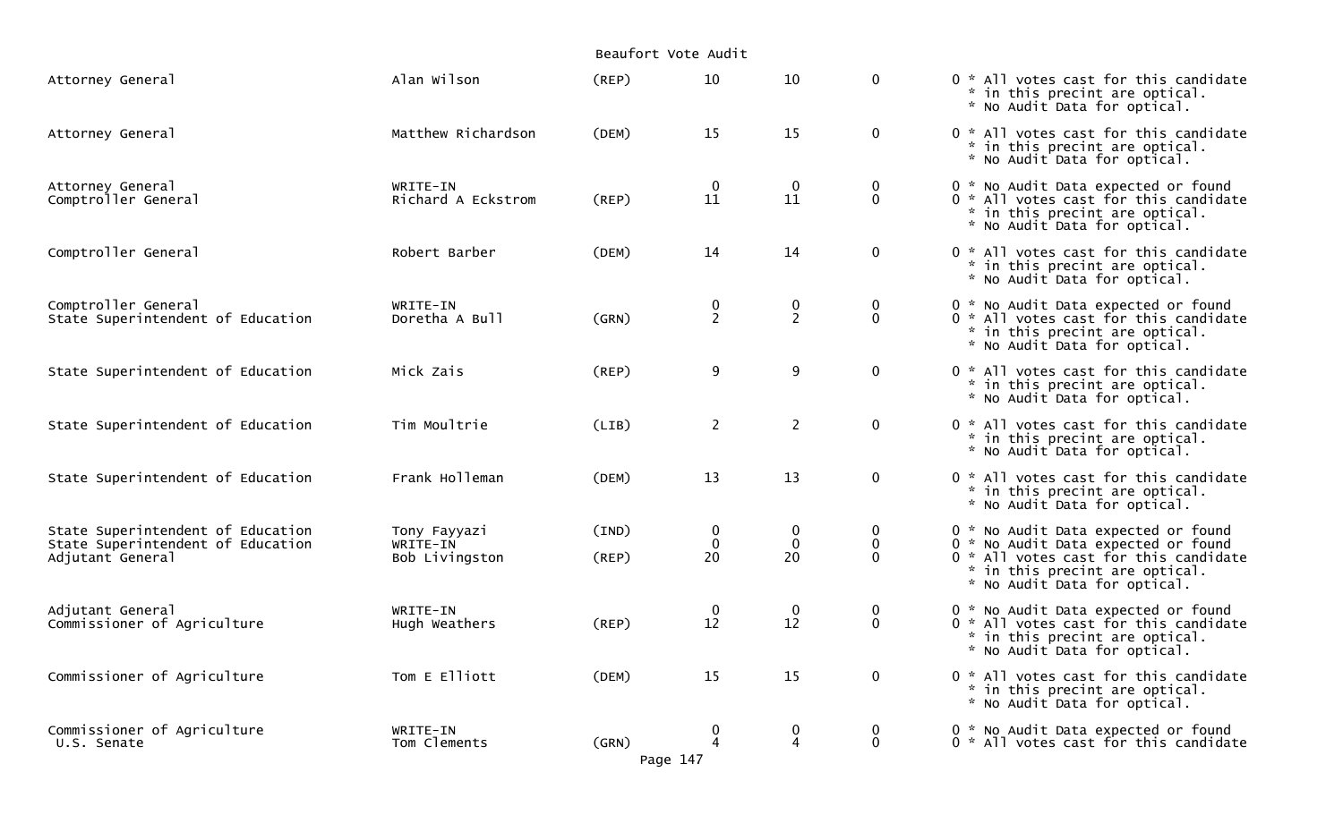Beaufort Vote Audit

| Office | Candidate | Party | | | | | Notes |
|---|---|---|---|---|---|---|---|
| Attorney General | Alan Wilson | (REP) | 10 | 10 | 0 | 0 | * All votes cast for this candidate * in this precint are optical. * No Audit Data for optical. |
| Attorney General | Matthew Richardson | (DEM) | 15 | 15 | 0 | 0 | * All votes cast for this candidate * in this precint are optical. * No Audit Data for optical. |
| Attorney General | WRITE-IN | | 0 | 0 | 0 | 0 | * No Audit Data expected or found |
| Comptroller General | Richard A Eckstrom | (REP) | 11 | 11 | 0 | 0 | * All votes cast for this candidate * in this precint are optical. * No Audit Data for optical. |
| Comptroller General | Robert Barber | (DEM) | 14 | 14 | 0 | 0 | * All votes cast for this candidate * in this precint are optical. * No Audit Data for optical. |
| Comptroller General | WRITE-IN | | 0 | 0 | 0 | 0 | * No Audit Data expected or found |
| State Superintendent of Education | Doretha A Bull | (GRN) | 2 | 2 | 0 | 0 | * All votes cast for this candidate * in this precint are optical. * No Audit Data for optical. |
| State Superintendent of Education | Mick Zais | (REP) | 9 | 9 | 0 | 0 | * All votes cast for this candidate * in this precint are optical. * No Audit Data for optical. |
| State Superintendent of Education | Tim Moultrie | (LIB) | 2 | 2 | 0 | 0 | * All votes cast for this candidate * in this precint are optical. * No Audit Data for optical. |
| State Superintendent of Education | Frank Holleman | (DEM) | 13 | 13 | 0 | 0 | * All votes cast for this candidate * in this precint are optical. * No Audit Data for optical. |
| State Superintendent of Education | Tony Fayyazi | (IND) | 0 | 0 | 0 | 0 | * No Audit Data expected or found |
| State Superintendent of Education | WRITE-IN | | 0 | 0 | 0 | 0 | * No Audit Data expected or found |
| Adjutant General | Bob Livingston | (REP) | 20 | 20 | 0 | 0 | * All votes cast for this candidate * in this precint are optical. * No Audit Data for optical. |
| Adjutant General | WRITE-IN | | 0 | 0 | 0 | 0 | * No Audit Data expected or found |
| Commissioner of Agriculture | Hugh Weathers | (REP) | 12 | 12 | 0 | 0 | * All votes cast for this candidate * in this precint are optical. * No Audit Data for optical. |
| Commissioner of Agriculture | Tom E Elliott | (DEM) | 15 | 15 | 0 | 0 | * All votes cast for this candidate * in this precint are optical. * No Audit Data for optical. |
| Commissioner of Agriculture | WRITE-IN | | 0 | 0 | 0 | 0 | * No Audit Data expected or found |
| U.S. Senate | Tom Clements | (GRN) | 4 | 4 | 0 | 0 | * All votes cast for this candidate |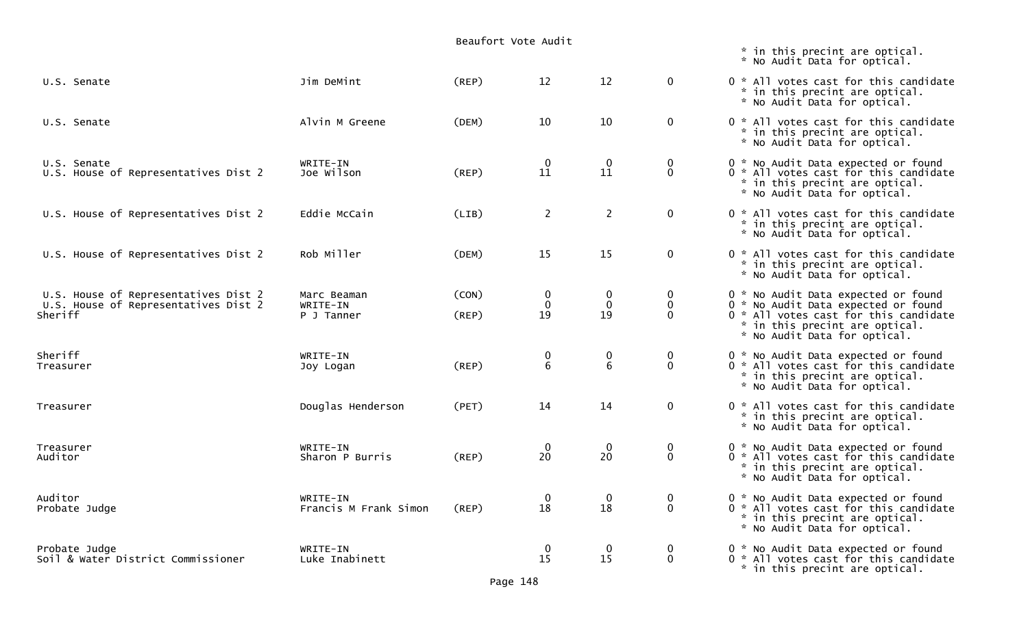Beaufort Vote Audit

| Office | Candidate | Party | | | | | Notes |
|---|---|---|---|---|---|---|---|
| | | | | | | | * in this precint are optical. * No Audit Data for optical. |
| U.S. Senate | Jim DeMint | (REP) | 12 | 12 | 0 | 0 | * All votes cast for this candidate * in this precint are optical. * No Audit Data for optical. |
| U.S. Senate | Alvin M Greene | (DEM) | 10 | 10 | 0 | 0 | * All votes cast for this candidate * in this precint are optical. * No Audit Data for optical. |
| U.S. Senate | WRITE-IN | | 0 | 0 | 0 | 0 | * No Audit Data expected or found |
| U.S. House of Representatives Dist 2 | Joe Wilson | (REP) | 11 | 11 | 0 | 0 | * All votes cast for this candidate * in this precint are optical. * No Audit Data for optical. |
| U.S. House of Representatives Dist 2 | Eddie McCain | (LIB) | 2 | 2 | 0 | 0 | * All votes cast for this candidate * in this precint are optical. * No Audit Data for optical. |
| U.S. House of Representatives Dist 2 | Rob Miller | (DEM) | 15 | 15 | 0 | 0 | * All votes cast for this candidate * in this precint are optical. * No Audit Data for optical. |
| U.S. House of Representatives Dist 2 | Marc Beaman | (CON) | 0 | 0 | 0 | 0 | * No Audit Data expected or found |
| U.S. House of Representatives Dist 2 | WRITE-IN | | 0 | 0 | 0 | 0 | * No Audit Data expected or found |
| Sheriff | P J Tanner | (REP) | 19 | 19 | 0 | 0 | * All votes cast for this candidate * in this precint are optical. * No Audit Data for optical. |
| Sheriff | WRITE-IN | | 0 | 0 | 0 | 0 | * No Audit Data expected or found |
| Treasurer | Joy Logan | (REP) | 6 | 6 | 0 | 0 | * All votes cast for this candidate * in this precint are optical. * No Audit Data for optical. |
| Treasurer | Douglas Henderson | (PET) | 14 | 14 | 0 | 0 | * All votes cast for this candidate * in this precint are optical. * No Audit Data for optical. |
| Treasurer | WRITE-IN | | 0 | 0 | 0 | 0 | * No Audit Data expected or found |
| Auditor | Sharon P Burris | (REP) | 20 | 20 | 0 | 0 | * All votes cast for this candidate * in this precint are optical. * No Audit Data for optical. |
| Auditor | WRITE-IN | | 0 | 0 | 0 | 0 | * No Audit Data expected or found |
| Probate Judge | Francis M Frank Simon | (REP) | 18 | 18 | 0 | 0 | * All votes cast for this candidate * in this precint are optical. * No Audit Data for optical. |
| Probate Judge | WRITE-IN | | 0 | 0 | 0 | 0 | * No Audit Data expected or found |
| Soil & Water District Commissioner | Luke Inabinett | | 15 | 15 | 0 | 0 | * All votes cast for this candidate * in this precint are optical. |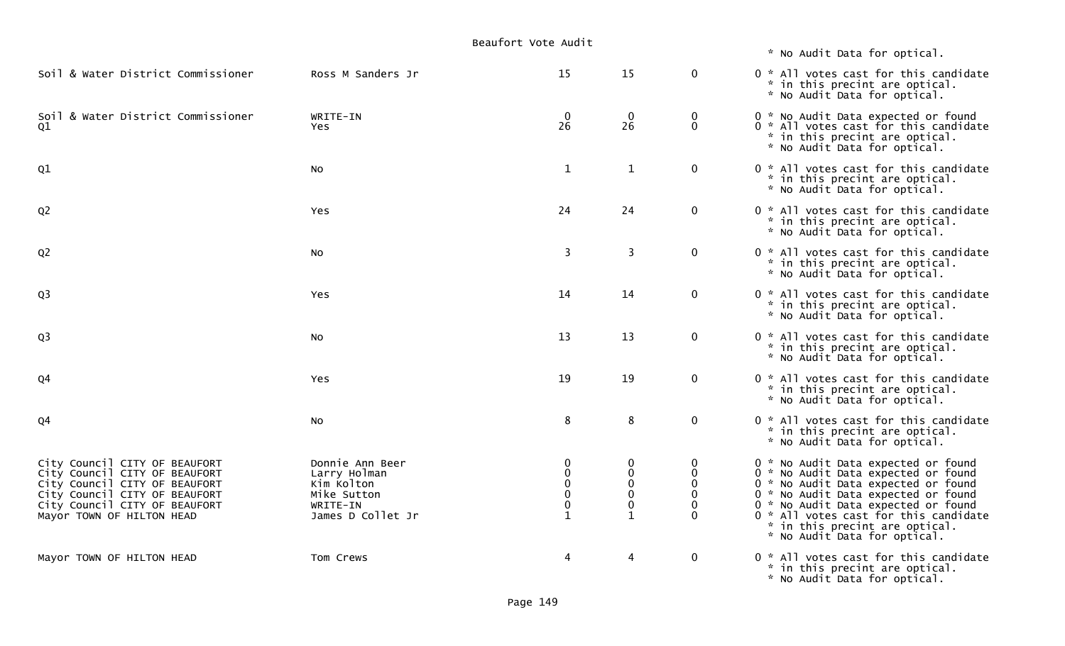* No Audit Data for optical.

| Office | Candidate | | | | |
|---|---|---|---|---|---|
| Soil & Water District Commissioner | Ross M Sanders Jr | 15 | 15 | 0 | 0 * All votes cast for this candidate * in this precint are optical. * No Audit Data for optical. |
| Soil & Water District Commissioner | WRITE-IN | 0 | 0 | 0 | 0 * No Audit Data expected or found |
| Q1 | Yes | 26 | 26 | 0 | 0 * All votes cast for this candidate * in this precint are optical. * No Audit Data for optical. |
| Q1 | No | 1 | 1 | 0 | 0 * All votes cast for this candidate * in this precint are optical. * No Audit Data for optical. |
| Q2 | Yes | 24 | 24 | 0 | 0 * All votes cast for this candidate * in this precint are optical. * No Audit Data for optical. |
| Q2 | No | 3 | 3 | 0 | 0 * All votes cast for this candidate * in this precint are optical. * No Audit Data for optical. |
| Q3 | Yes | 14 | 14 | 0 | 0 * All votes cast for this candidate * in this precint are optical. * No Audit Data for optical. |
| Q3 | No | 13 | 13 | 0 | 0 * All votes cast for this candidate * in this precint are optical. * No Audit Data for optical. |
| Q4 | Yes | 19 | 19 | 0 | 0 * All votes cast for this candidate * in this precint are optical. * No Audit Data for optical. |
| Q4 | No | 8 | 8 | 0 | 0 * All votes cast for this candidate * in this precint are optical. * No Audit Data for optical. |
| City Council CITY OF BEAUFORT | Donnie Ann Beer | 0 | 0 | 0 | 0 * No Audit Data expected or found |
| City Council CITY OF BEAUFORT | Larry Holman | 0 | 0 | 0 | 0 * No Audit Data expected or found |
| City Council CITY OF BEAUFORT | Kim Kolton | 0 | 0 | 0 | 0 * No Audit Data expected or found |
| City Council CITY OF BEAUFORT | Mike Sutton | 0 | 0 | 0 | 0 * No Audit Data expected or found |
| City Council CITY OF BEAUFORT | WRITE-IN | 0 | 0 | 0 | 0 * No Audit Data expected or found |
| Mayor TOWN OF HILTON HEAD | James D Collet Jr | 1 | 1 | 0 | 0 * All votes cast for this candidate * in this precint are optical. * No Audit Data for optical. |
| Mayor TOWN OF HILTON HEAD | Tom Crews | 4 | 4 | 0 | 0 * All votes cast for this candidate * in this precint are optical. * No Audit Data for optical. |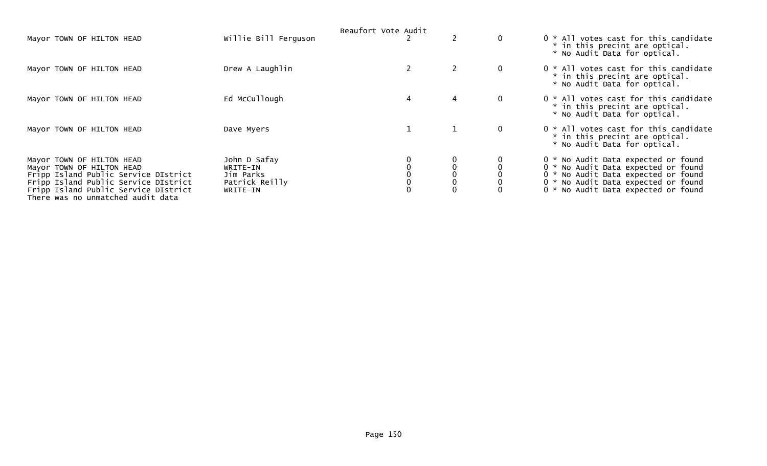Beaufort Vote Audit

| | | | | | |
|---|---|---|---|---|---|
| Mayor TOWN OF HILTON HEAD | Willie Bill Ferguson | 2 | 2 | 0 | 0 * All votes cast for this candidate * in this precint are optical. * No Audit Data for optical. |
| Mayor TOWN OF HILTON HEAD | Drew A Laughlin | 2 | 2 | 0 | 0 * All votes cast for this candidate * in this precint are optical. * No Audit Data for optical. |
| Mayor TOWN OF HILTON HEAD | Ed McCullough | 4 | 4 | 0 | 0 * All votes cast for this candidate * in this precint are optical. * No Audit Data for optical. |
| Mayor TOWN OF HILTON HEAD | Dave Myers | 1 | 1 | 0 | 0 * All votes cast for this candidate * in this precint are optical. * No Audit Data for optical. |
| Mayor TOWN OF HILTON HEAD | John D Safay | 0 | 0 | 0 | 0 * No Audit Data expected or found |
| Mayor TOWN OF HILTON HEAD | WRITE-IN | 0 | 0 | 0 | 0 * No Audit Data expected or found |
| Fripp Island Public Service DIstrict | Jim Parks | 0 | 0 | 0 | 0 * No Audit Data expected or found |
| Fripp Island Public Service DIstrict | Patrick Reilly | 0 | 0 | 0 | 0 * No Audit Data expected or found |
| Fripp Island Public Service DIstrict | WRITE-IN | 0 | 0 | 0 | 0 * No Audit Data expected or found |

There was no unmatched audit data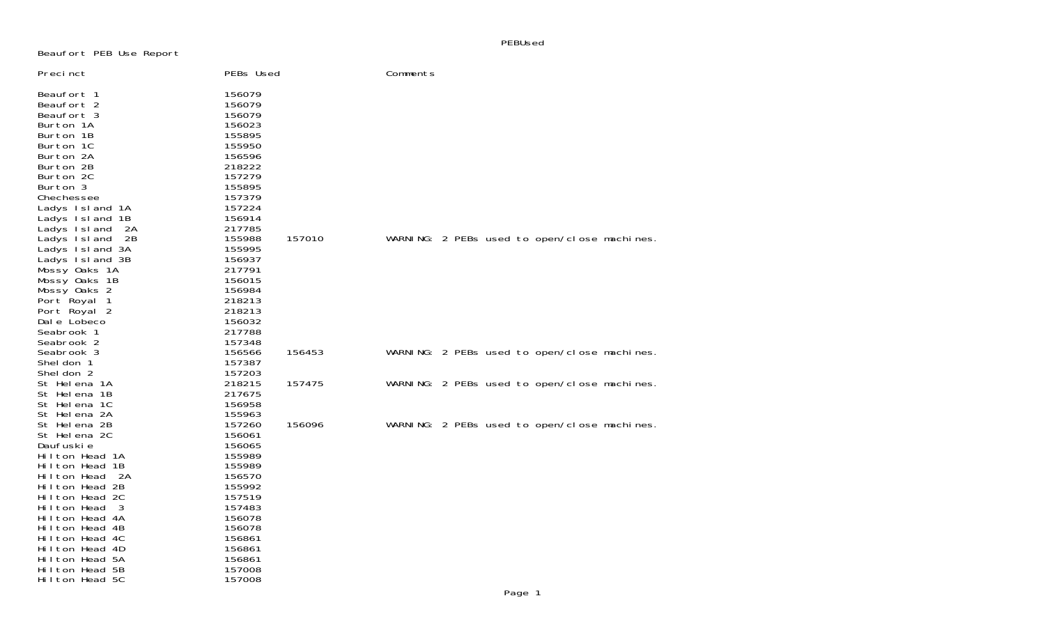Beaufort PEB Use Report

| Precinct | PEBs Used | | Comments |
|---|---|---|---|
| Beaufort 1 | 156079 | | |
| Beaufort 2 | 156079 | | |
| Beaufort 3 | 156079 | | |
| Burton 1A | 156023 | | |
| Burton 1B | 155895 | | |
| Burton 1C | 155950 | | |
| Burton 2A | 156596 | | |
| Burton 2B | 218222 | | |
| Burton 2C | 157279 | | |
| Burton 3 | 155895 | | |
| Chechessee | 157379 | | |
| Ladys Island 1A | 157224 | | |
| Ladys Island 1B | 156914 | | |
| Ladys Island 2A | 217785 | | |
| Ladys Island 2B | 155988 | 157010 | WARNING: 2 PEBs used to open/close machines. |
| Ladys Island 3A | 155995 | | |
| Ladys Island 3B | 156937 | | |
| Mossy Oaks 1A | 217791 | | |
| Mossy Oaks 1B | 156015 | | |
| Mossy Oaks 2 | 156984 | | |
| Port Royal 1 | 218213 | | |
| Port Royal 2 | 218213 | | |
| Dale Lobeco | 156032 | | |
| Seabrook 1 | 217788 | | |
| Seabrook 2 | 157348 | | |
| Seabrook 3 | 156566 | 156453 | WARNING: 2 PEBs used to open/close machines. |
| Sheldon 1 | 157387 | | |
| Sheldon 2 | 157203 | | |
| St Helena 1A | 218215 | 157475 | WARNING: 2 PEBs used to open/close machines. |
| St Helena 1B | 217675 | | |
| St Helena 1C | 156958 | | |
| St Helena 2A | 155963 | | |
| St Helena 2B | 157260 | 156096 | WARNING: 2 PEBs used to open/close machines. |
| St Helena 2C | 156061 | | |
| Daufuskie | 156065 | | |
| Hilton Head 1A | 155989 | | |
| Hilton Head 1B | 155989 | | |
| Hilton Head 2A | 156570 | | |
| Hilton Head 2B | 155992 | | |
| Hilton Head 2C | 157519 | | |
| Hilton Head 3 | 157483 | | |
| Hilton Head 4A | 156078 | | |
| Hilton Head 4B | 156078 | | |
| Hilton Head 4C | 156861 | | |
| Hilton Head 4D | 156861 | | |
| Hilton Head 5A | 156861 | | |
| Hilton Head 5B | 157008 | | |
| Hilton Head 5C | 157008 | | |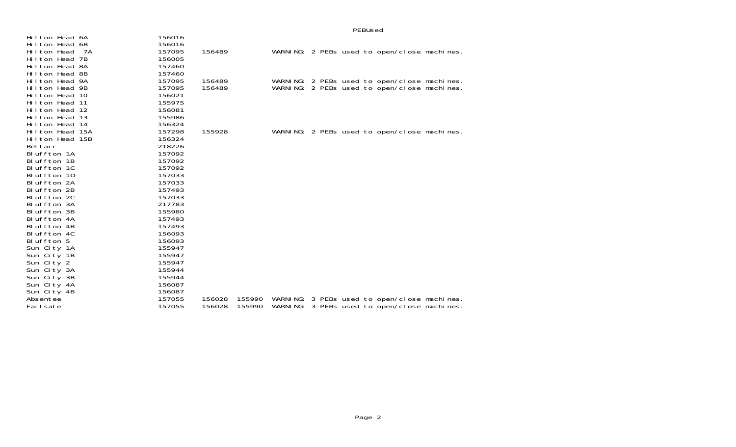PEBUsed

| | | | | |
|---|---|---|---|---|
| Hilton Head 6A | 156016 | | | |
| Hilton Head 6B | 156016 | | | |
| Hilton Head 7A | 157095 | 156489 | | WARNING: 2 PEBs used to open/close machines. |
| Hilton Head 7B | 156005 | | | |
| Hilton Head 8A | 157460 | | | |
| Hilton Head 8B | 157460 | | | |
| Hilton Head 9A | 157095 | 156489 | | WARNING: 2 PEBs used to open/close machines. |
| Hilton Head 9B | 157095 | 156489 | | WARNING: 2 PEBs used to open/close machines. |
| Hilton Head 10 | 156021 | | | |
| Hilton Head 11 | 155975 | | | |
| Hilton Head 12 | 156081 | | | |
| Hilton Head 13 | 155986 | | | |
| Hilton Head 14 | 156324 | | | |
| Hilton Head 15A | 157298 | 155928 | | WARNING: 2 PEBs used to open/close machines. |
| Hilton Head 15B | 156324 | | | |
| Belfair | 218226 | | | |
| Bluffton 1A | 157092 | | | |
| Bluffton 1B | 157092 | | | |
| Bluffton 1C | 157092 | | | |
| Bluffton 1D | 157033 | | | |
| Bluffton 2A | 157033 | | | |
| Bluffton 2B | 157493 | | | |
| Bluffton 2C | 157033 | | | |
| Bluffton 3A | 217783 | | | |
| Bluffton 3B | 155980 | | | |
| Bluffton 4A | 157493 | | | |
| Bluffton 4B | 157493 | | | |
| Bluffton 4C | 156093 | | | |
| Bluffton 5 | 156093 | | | |
| Sun City 1A | 155947 | | | |
| Sun City 1B | 155947 | | | |
| Sun City 2 | 155947 | | | |
| Sun City 3A | 155944 | | | |
| Sun City 3B | 155944 | | | |
| Sun City 4A | 156087 | | | |
| Sun City 4B | 156087 | | | |
| Absentee | 157055 | 156028 | 155990 | WARNING: 3 PEBs used to open/close machines. |
| Failsafe | 157055 | 156028 | 155990 | WARNING: 3 PEBs used to open/close machines. |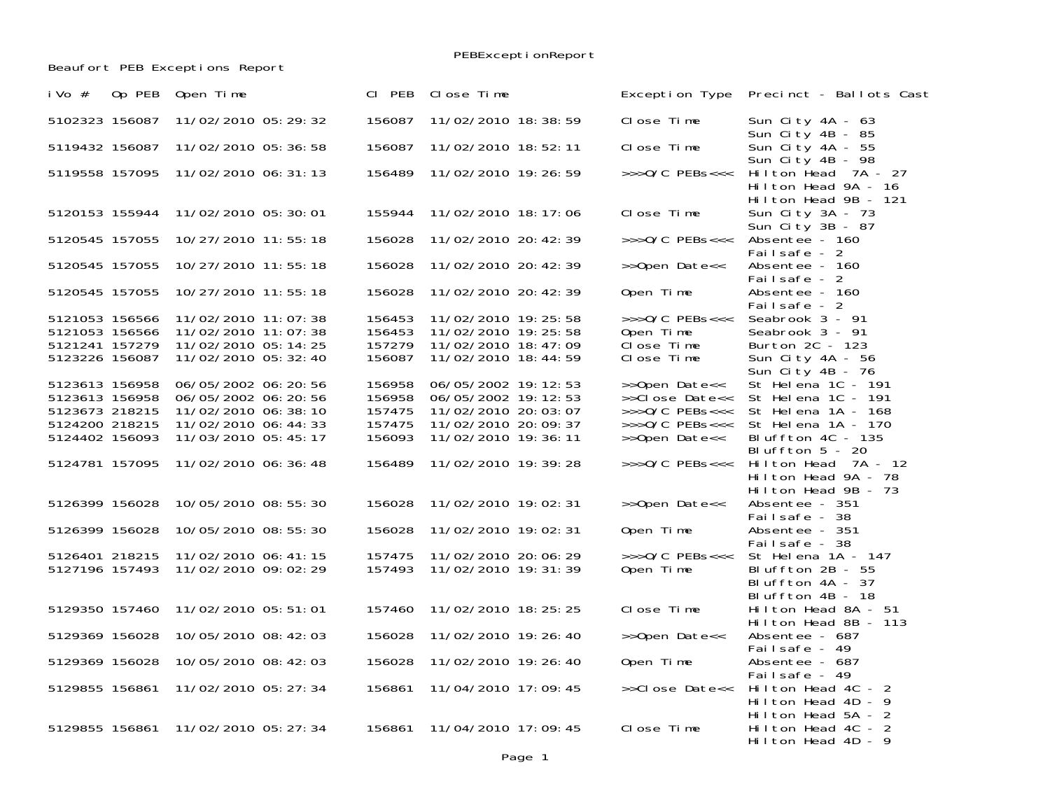PEBExceptionReport

Beaufort PEB Exceptions Report

| iVo # | Op PEB | Open Time | Cl PEB | Close Time | Exception Type | Precinct - Ballots Cast |
|---|---|---|---|---|---|---|
| 5102323 | 156087 | 11/02/2010 05:29:32 | 156087 | 11/02/2010 18:38:59 | Close Time | Sun City 4A - 63<br>Sun City 4B - 85 |
| 5119432 | 156087 | 11/02/2010 05:36:58 | 156087 | 11/02/2010 18:52:11 | Close Time | Sun City 4A - 55<br>Sun City 4B - 98 |
| 5119558 | 157095 | 11/02/2010 06:31:13 | 156489 | 11/02/2010 19:26:59 | >>>O/C PEBs<<< | Hilton Head 7A - 27<br>Hilton Head 9A - 16<br>Hilton Head 9B - 121 |
| 5120153 | 155944 | 11/02/2010 05:30:01 | 155944 | 11/02/2010 18:17:06 | Close Time | Sun City 3A - 73<br>Sun City 3B - 87 |
| 5120545 | 157055 | 10/27/2010 11:55:18 | 156028 | 11/02/2010 20:42:39 | >>>O/C PEBs<<< | Absentee - 160<br>Failsafe - 2 |
| 5120545 | 157055 | 10/27/2010 11:55:18 | 156028 | 11/02/2010 20:42:39 | >>Open Date<< | Absentee - 160<br>Failsafe - 2 |
| 5120545 | 157055 | 10/27/2010 11:55:18 | 156028 | 11/02/2010 20:42:39 | Open Time | Absentee - 160<br>Failsafe - 2 |
| 5121053 | 156566 | 11/02/2010 11:07:38 | 156453 | 11/02/2010 19:25:58 | >>>O/C PEBs<<< | Seabrook 3 - 91 |
| 5121053 | 156566 | 11/02/2010 11:07:38 | 156453 | 11/02/2010 19:25:58 | Open Time | Seabrook 3 - 91 |
| 5121241 | 157279 | 11/02/2010 05:14:25 | 157279 | 11/02/2010 18:47:09 | Close Time | Burton 2C - 123 |
| 5123226 | 156087 | 11/02/2010 05:32:40 | 156087 | 11/02/2010 18:44:59 | Close Time | Sun City 4A - 56<br>Sun City 4B - 76 |
| 5123613 | 156958 | 06/05/2002 06:20:56 | 156958 | 06/05/2002 19:12:53 | >>Open Date<< | St Helena 1C - 191 |
| 5123613 | 156958 | 06/05/2002 06:20:56 | 156958 | 06/05/2002 19:12:53 | >>Close Date<< | St Helena 1C - 191 |
| 5123673 | 218215 | 11/02/2010 06:38:10 | 157475 | 11/02/2010 20:03:07 | >>>O/C PEBs<<< | St Helena 1A - 168 |
| 5124200 | 218215 | 11/02/2010 06:44:33 | 157475 | 11/02/2010 20:09:37 | >>>O/C PEBs<<< | St Helena 1A - 170 |
| 5124402 | 156093 | 11/03/2010 05:45:17 | 156093 | 11/02/2010 19:36:11 | >>Open Date<< | Bluffton 4C - 135<br>Bluffton 5 - 20 |
| 5124781 | 157095 | 11/02/2010 06:36:48 | 156489 | 11/02/2010 19:39:28 | >>>O/C PEBs<<< | Hilton Head 7A - 12<br>Hilton Head 9A - 78<br>Hilton Head 9B - 73 |
| 5126399 | 156028 | 10/05/2010 08:55:30 | 156028 | 11/02/2010 19:02:31 | >>Open Date<< | Absentee - 351<br>Failsafe - 38 |
| 5126399 | 156028 | 10/05/2010 08:55:30 | 156028 | 11/02/2010 19:02:31 | Open Time | Absentee - 351<br>Failsafe - 38 |
| 5126401 | 218215 | 11/02/2010 06:41:15 | 157475 | 11/02/2010 20:06:29 | >>>O/C PEBs<<< | St Helena 1A - 147 |
| 5127196 | 157493 | 11/02/2010 09:02:29 | 157493 | 11/02/2010 19:31:39 | Open Time | Bluffton 2B - 55<br>Bluffton 4A - 37<br>Bluffton 4B - 18 |
| 5129350 | 157460 | 11/02/2010 05:51:01 | 157460 | 11/02/2010 18:25:25 | Close Time | Hilton Head 8A - 51<br>Hilton Head 8B - 113 |
| 5129369 | 156028 | 10/05/2010 08:42:03 | 156028 | 11/02/2010 19:26:40 | >>Open Date<< | Absentee - 687<br>Failsafe - 49 |
| 5129369 | 156028 | 10/05/2010 08:42:03 | 156028 | 11/02/2010 19:26:40 | Open Time | Absentee - 687<br>Failsafe - 49 |
| 5129855 | 156861 | 11/02/2010 05:27:34 | 156861 | 11/04/2010 17:09:45 | >>Close Date<< | Hilton Head 4C - 2<br>Hilton Head 4D - 9<br>Hilton Head 5A - 2 |
| 5129855 | 156861 | 11/02/2010 05:27:34 | 156861 | 11/04/2010 17:09:45 | Close Time | Hilton Head 4C - 2<br>Hilton Head 4D - 9 |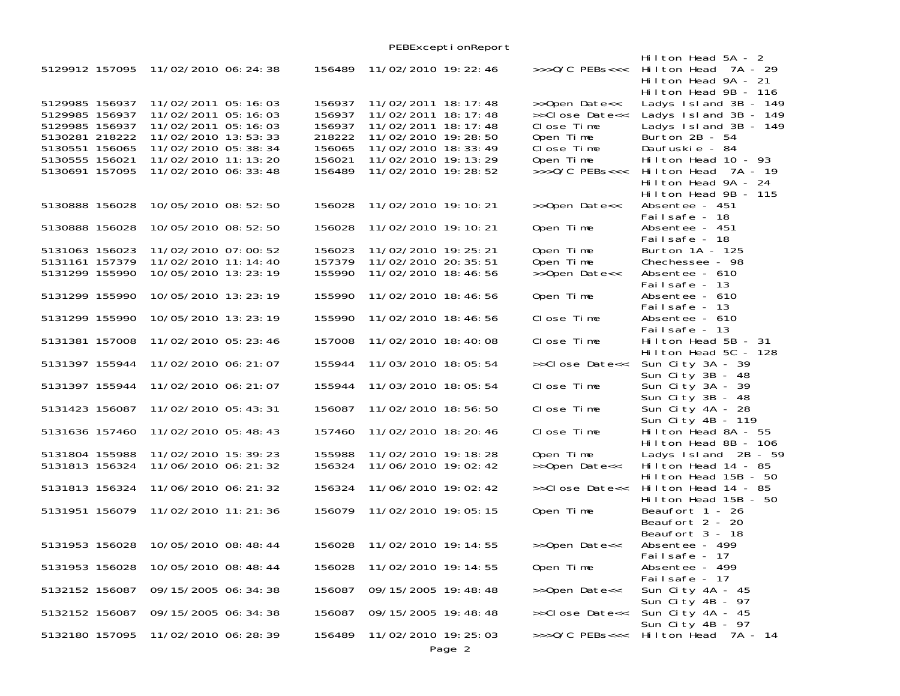PEBExceptionReport

| | | | | | | |
|---|---|---|---|---|---|---|
| | | | | | | Hilton Head 5A - 2 |
| 5129912 | 157095 | 11/02/2010 06:24:38 | 156489 | 11/02/2010 19:22:46 | >>>O/C PEBs<<< | Hilton Head 7A - 29<br>Hilton Head 9A - 21<br>Hilton Head 9B - 116 |
| 5129985 | 156937 | 11/02/2011 05:16:03 | 156937 | 11/02/2011 18:17:48 | >>Open Date<< | Ladys Island 3B - 149 |
| 5129985 | 156937 | 11/02/2011 05:16:03 | 156937 | 11/02/2011 18:17:48 | >>Close Date<< | Ladys Island 3B - 149 |
| 5129985 | 156937 | 11/02/2011 05:16:03 | 156937 | 11/02/2011 18:17:48 | Close Time | Ladys Island 3B - 149 |
| 5130281 | 218222 | 11/02/2010 13:53:33 | 218222 | 11/02/2010 19:28:50 | Open Time | Burton 2B - 54 |
| 5130551 | 156065 | 11/02/2010 05:38:34 | 156065 | 11/02/2010 18:33:49 | Close Time | Daufuskie - 84 |
| 5130555 | 156021 | 11/02/2010 11:13:20 | 156021 | 11/02/2010 19:13:29 | Open Time | Hilton Head 10 - 93 |
| 5130691 | 157095 | 11/02/2010 06:33:48 | 156489 | 11/02/2010 19:28:52 | >>>O/C PEBs<<< | Hilton Head 7A - 19<br>Hilton Head 9A - 24<br>Hilton Head 9B - 115 |
| 5130888 | 156028 | 10/05/2010 08:52:50 | 156028 | 11/02/2010 19:10:21 | >>Open Date<< | Absentee - 451<br>Failsafe - 18 |
| 5130888 | 156028 | 10/05/2010 08:52:50 | 156028 | 11/02/2010 19:10:21 | Open Time | Absentee - 451<br>Failsafe - 18 |
| 5131063 | 156023 | 11/02/2010 07:00:52 | 156023 | 11/02/2010 19:25:21 | Open Time | Burton 1A - 125 |
| 5131161 | 157379 | 11/02/2010 11:14:40 | 157379 | 11/02/2010 20:35:51 | Open Time | Chechessee - 98 |
| 5131299 | 155990 | 10/05/2010 13:23:19 | 155990 | 11/02/2010 18:46:56 | >>Open Date<< | Absentee - 610<br>Failsafe - 13 |
| 5131299 | 155990 | 10/05/2010 13:23:19 | 155990 | 11/02/2010 18:46:56 | Open Time | Absentee - 610<br>Failsafe - 13 |
| 5131299 | 155990 | 10/05/2010 13:23:19 | 155990 | 11/02/2010 18:46:56 | Close Time | Absentee - 610<br>Failsafe - 13 |
| 5131381 | 157008 | 11/02/2010 05:23:46 | 157008 | 11/02/2010 18:40:08 | Close Time | Hilton Head 5B - 31<br>Hilton Head 5C - 128 |
| 5131397 | 155944 | 11/02/2010 06:21:07 | 155944 | 11/03/2010 18:05:54 | >>Close Date<< | Sun City 3A - 39<br>Sun City 3B - 48 |
| 5131397 | 155944 | 11/02/2010 06:21:07 | 155944 | 11/03/2010 18:05:54 | Close Time | Sun City 3A - 39<br>Sun City 3B - 48 |
| 5131423 | 156087 | 11/02/2010 05:43:31 | 156087 | 11/02/2010 18:56:50 | Close Time | Sun City 4A - 28<br>Sun City 4B - 119 |
| 5131636 | 157460 | 11/02/2010 05:48:43 | 157460 | 11/02/2010 18:20:46 | Close Time | Hilton Head 8A - 55<br>Hilton Head 8B - 106 |
| 5131804 | 155988 | 11/02/2010 15:39:23 | 155988 | 11/02/2010 19:18:28 | Open Time | Ladys Island 2B - 59 |
| 5131813 | 156324 | 11/06/2010 06:21:32 | 156324 | 11/06/2010 19:02:42 | >>Open Date<< | Hilton Head 14 - 85<br>Hilton Head 15B - 50 |
| 5131813 | 156324 | 11/06/2010 06:21:32 | 156324 | 11/06/2010 19:02:42 | >>Close Date<< | Hilton Head 14 - 85<br>Hilton Head 15B - 50 |
| 5131951 | 156079 | 11/02/2010 11:21:36 | 156079 | 11/02/2010 19:05:15 | Open Time | Beaufort 1 - 26<br>Beaufort 2 - 20<br>Beaufort 3 - 18 |
| 5131953 | 156028 | 10/05/2010 08:48:44 | 156028 | 11/02/2010 19:14:55 | >>Open Date<< | Absentee - 499<br>Failsafe - 17 |
| 5131953 | 156028 | 10/05/2010 08:48:44 | 156028 | 11/02/2010 19:14:55 | Open Time | Absentee - 499<br>Failsafe - 17 |
| 5132152 | 156087 | 09/15/2005 06:34:38 | 156087 | 09/15/2005 19:48:48 | >>Open Date<< | Sun City 4A - 45<br>Sun City 4B - 97 |
| 5132152 | 156087 | 09/15/2005 06:34:38 | 156087 | 09/15/2005 19:48:48 | >>Close Date<< | Sun City 4A - 45<br>Sun City 4B - 97 |
| 5132180 | 157095 | 11/02/2010 06:28:39 | 156489 | 11/02/2010 19:25:03 | >>>O/C PEBs<<< | Hilton Head 7A - 14 |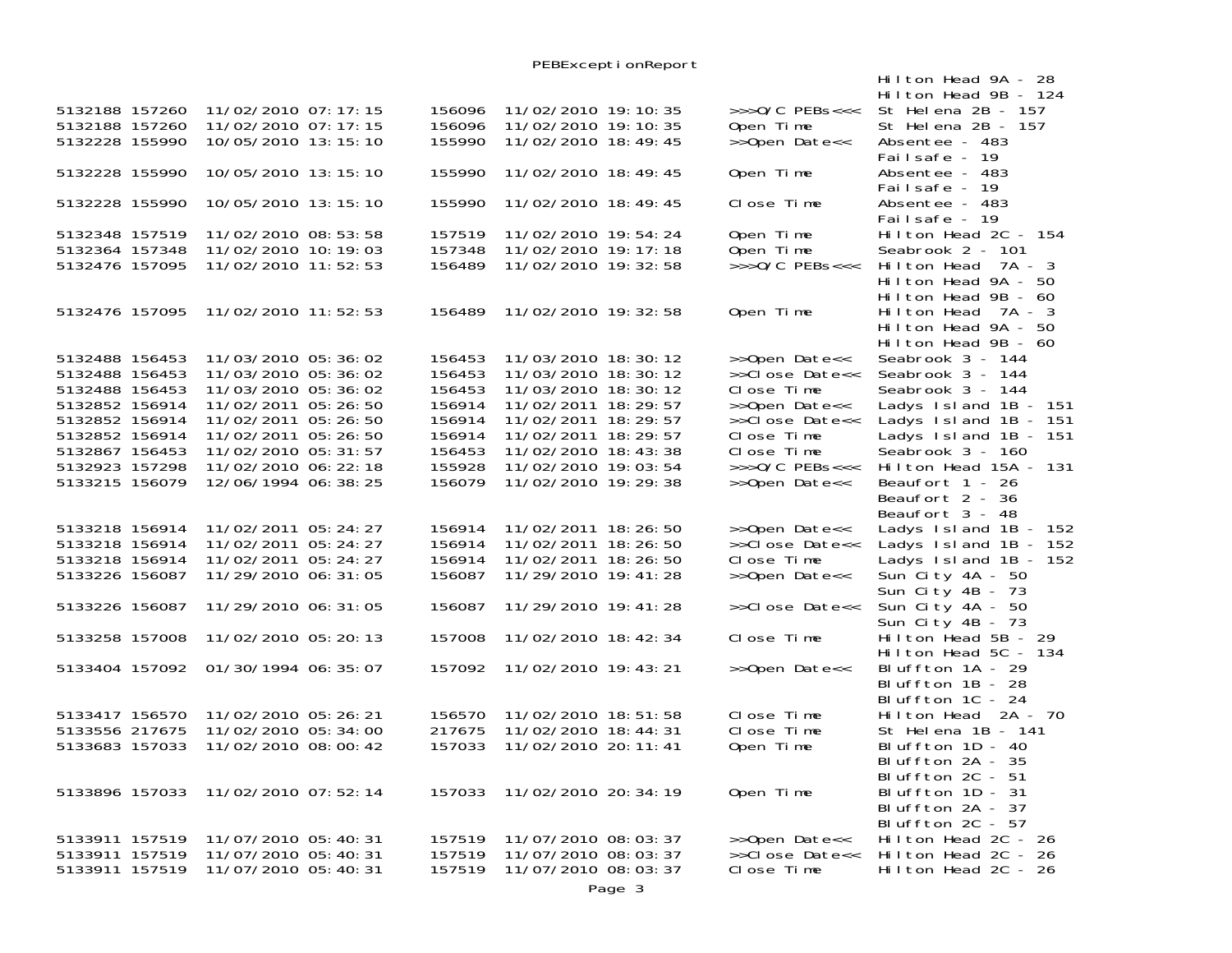PEBExceptionReport

| | | | | | | |
|---|---|---|---|---|---|---|
| | | | | | | Hilton Head 9A - 28<br>Hilton Head 9B - 124 |
| 5132188 | 157260 | 11/02/2010 07:17:15 | 156096 | 11/02/2010 19:10:35 | >>>O/C PEBs<<< | St Helena 2B - 157 |
| 5132188 | 157260 | 11/02/2010 07:17:15 | 156096 | 11/02/2010 19:10:35 | Open Time | St Helena 2B - 157 |
| 5132228 | 155990 | 10/05/2010 13:15:10 | 155990 | 11/02/2010 18:49:45 | >>Open Date<< | Absentee - 483<br>Failsafe - 19 |
| 5132228 | 155990 | 10/05/2010 13:15:10 | 155990 | 11/02/2010 18:49:45 | Open Time | Absentee - 483<br>Failsafe - 19 |
| 5132228 | 155990 | 10/05/2010 13:15:10 | 155990 | 11/02/2010 18:49:45 | Close Time | Absentee - 483<br>Failsafe - 19 |
| 5132348 | 157519 | 11/02/2010 08:53:58 | 157519 | 11/02/2010 19:54:24 | Open Time | Hilton Head 2C - 154 |
| 5132364 | 157348 | 11/02/2010 10:19:03 | 157348 | 11/02/2010 19:17:18 | Open Time | Seabrook 2 - 101 |
| 5132476 | 157095 | 11/02/2010 11:52:53 | 156489 | 11/02/2010 19:32:58 | >>>O/C PEBs<<< | Hilton Head 7A - 3<br>Hilton Head 9A - 50<br>Hilton Head 9B - 60 |
| 5132476 | 157095 | 11/02/2010 11:52:53 | 156489 | 11/02/2010 19:32:58 | Open Time | Hilton Head 7A - 3<br>Hilton Head 9A - 50<br>Hilton Head 9B - 60 |
| 5132488 | 156453 | 11/03/2010 05:36:02 | 156453 | 11/03/2010 18:30:12 | >>Open Date<< | Seabrook 3 - 144 |
| 5132488 | 156453 | 11/03/2010 05:36:02 | 156453 | 11/03/2010 18:30:12 | >>Close Date<< | Seabrook 3 - 144 |
| 5132488 | 156453 | 11/03/2010 05:36:02 | 156453 | 11/03/2010 18:30:12 | Close Time | Seabrook 3 - 144 |
| 5132852 | 156914 | 11/02/2011 05:26:50 | 156914 | 11/02/2011 18:29:57 | >>Open Date<< | Ladys Island 1B - 151 |
| 5132852 | 156914 | 11/02/2011 05:26:50 | 156914 | 11/02/2011 18:29:57 | >>Close Date<< | Ladys Island 1B - 151 |
| 5132852 | 156914 | 11/02/2011 05:26:50 | 156914 | 11/02/2011 18:29:57 | Close Time | Ladys Island 1B - 151 |
| 5132867 | 156453 | 11/02/2010 05:31:57 | 156453 | 11/02/2010 18:43:38 | Close Time | Seabrook 3 - 160 |
| 5132923 | 157298 | 11/02/2010 06:22:18 | 155928 | 11/02/2010 19:03:54 | >>>O/C PEBs<<< | Hilton Head 15A - 131 |
| 5133215 | 156079 | 12/06/1994 06:38:25 | 156079 | 11/02/2010 19:29:38 | >>Open Date<< | Beaufort 1 - 26<br>Beaufort 2 - 36<br>Beaufort 3 - 48 |
| 5133218 | 156914 | 11/02/2011 05:24:27 | 156914 | 11/02/2011 18:26:50 | >>Open Date<< | Ladys Island 1B - 152 |
| 5133218 | 156914 | 11/02/2011 05:24:27 | 156914 | 11/02/2011 18:26:50 | >>Close Date<< | Ladys Island 1B - 152 |
| 5133218 | 156914 | 11/02/2011 05:24:27 | 156914 | 11/02/2011 18:26:50 | Close Time | Ladys Island 1B - 152 |
| 5133226 | 156087 | 11/29/2010 06:31:05 | 156087 | 11/29/2010 19:41:28 | >>Open Date<< | Sun City 4A - 50<br>Sun City 4B - 73 |
| 5133226 | 156087 | 11/29/2010 06:31:05 | 156087 | 11/29/2010 19:41:28 | >>Close Date<< | Sun City 4A - 50<br>Sun City 4B - 73 |
| 5133258 | 157008 | 11/02/2010 05:20:13 | 157008 | 11/02/2010 18:42:34 | Close Time | Hilton Head 5B - 29<br>Hilton Head 5C - 134 |
| 5133404 | 157092 | 01/30/1994 06:35:07 | 157092 | 11/02/2010 19:43:21 | >>Open Date<< | Bluffton 1A - 29<br>Bluffton 1B - 28<br>Bluffton 1C - 24 |
| 5133417 | 156570 | 11/02/2010 05:26:21 | 156570 | 11/02/2010 18:51:58 | Close Time | Hilton Head 2A - 70 |
| 5133556 | 217675 | 11/02/2010 05:34:00 | 217675 | 11/02/2010 18:44:31 | Close Time | St Helena 1B - 141 |
| 5133683 | 157033 | 11/02/2010 08:00:42 | 157033 | 11/02/2010 20:11:41 | Open Time | Bluffton 1D - 40<br>Bluffton 2A - 35<br>Bluffton 2C - 51 |
| 5133896 | 157033 | 11/02/2010 07:52:14 | 157033 | 11/02/2010 20:34:19 | Open Time | Bluffton 1D - 31<br>Bluffton 2A - 37<br>Bluffton 2C - 57 |
| 5133911 | 157519 | 11/07/2010 05:40:31 | 157519 | 11/07/2010 08:03:37 | >>Open Date<< | Hilton Head 2C - 26 |
| 5133911 | 157519 | 11/07/2010 05:40:31 | 157519 | 11/07/2010 08:03:37 | >>Close Date<< | Hilton Head 2C - 26 |
| 5133911 | 157519 | 11/07/2010 05:40:31 | 157519 | 11/07/2010 08:03:37 | Close Time | Hilton Head 2C - 26 |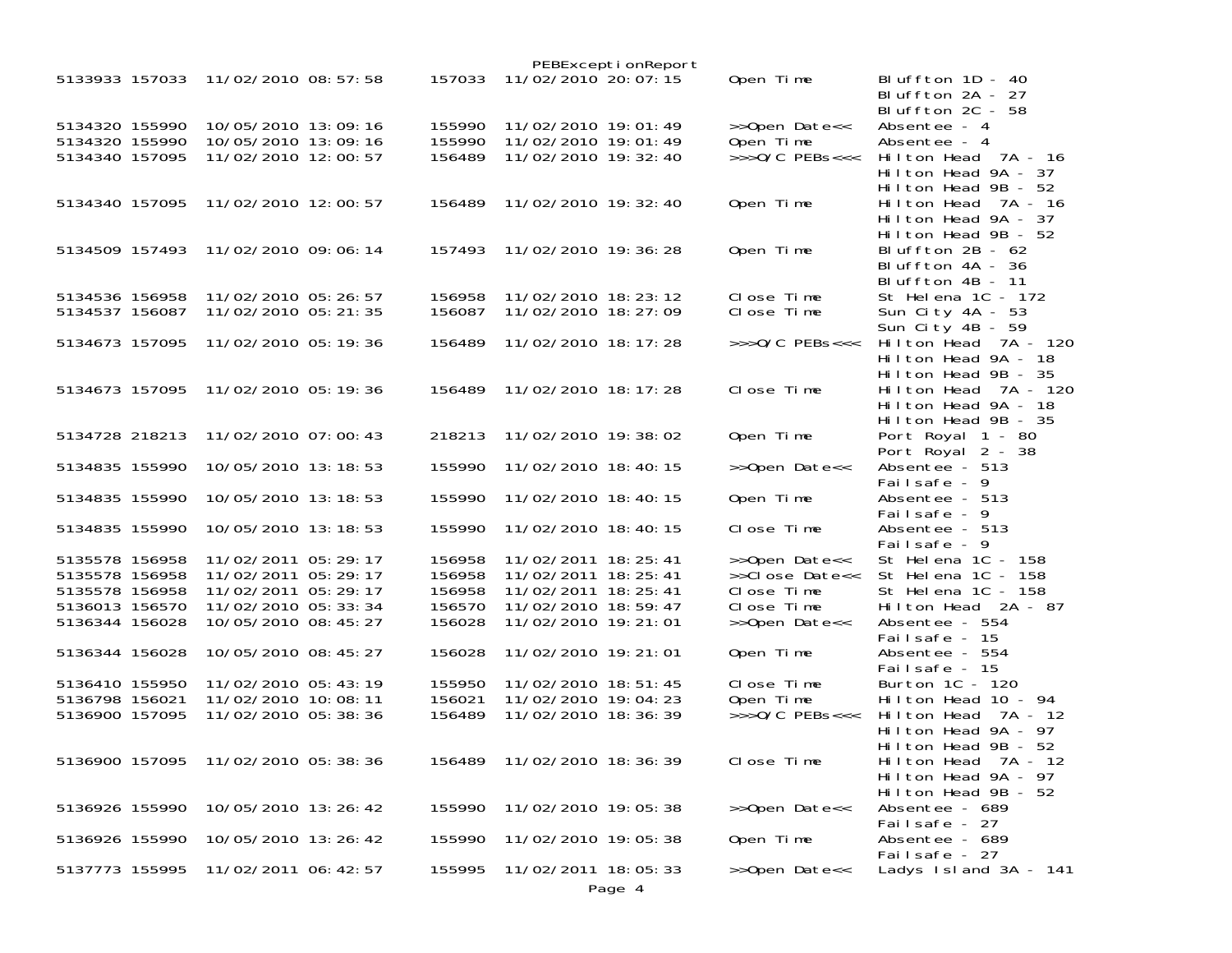PEBExceptionReport

| | | | | | | |
|---|---|---|---|---|---|---|
| 5133933 | 157033 | 11/02/2010 08:57:58 | 157033 | 11/02/2010 20:07:15 | Open Time | Bluffton 1D - 40<br>Bluffton 2A - 27<br>Bluffton 2C - 58 |
| 5134320 | 155990 | 10/05/2010 13:09:16 | 155990 | 11/02/2010 19:01:49 | >>Open Date<< | Absentee - 4 |
| 5134320 | 155990 | 10/05/2010 13:09:16 | 155990 | 11/02/2010 19:01:49 | Open Time | Absentee - 4 |
| 5134340 | 157095 | 11/02/2010 12:00:57 | 156489 | 11/02/2010 19:32:40 | >>>O/C PEBs<<< | Hilton Head 7A - 16<br>Hilton Head 9A - 37<br>Hilton Head 9B - 52 |
| 5134340 | 157095 | 11/02/2010 12:00:57 | 156489 | 11/02/2010 19:32:40 | Open Time | Hilton Head 7A - 16<br>Hilton Head 9A - 37<br>Hilton Head 9B - 52 |
| 5134509 | 157493 | 11/02/2010 09:06:14 | 157493 | 11/02/2010 19:36:28 | Open Time | Bluffton 2B - 62<br>Bluffton 4A - 36<br>Bluffton 4B - 11 |
| 5134536 | 156958 | 11/02/2010 05:26:57 | 156958 | 11/02/2010 18:23:12 | Close Time | St Helena 1C - 172 |
| 5134537 | 156087 | 11/02/2010 05:21:35 | 156087 | 11/02/2010 18:27:09 | Close Time | Sun City 4A - 53<br>Sun City 4B - 59 |
| 5134673 | 157095 | 11/02/2010 05:19:36 | 156489 | 11/02/2010 18:17:28 | >>>O/C PEBs<<< | Hilton Head 7A - 120<br>Hilton Head 9A - 18<br>Hilton Head 9B - 35 |
| 5134673 | 157095 | 11/02/2010 05:19:36 | 156489 | 11/02/2010 18:17:28 | Close Time | Hilton Head 7A - 120<br>Hilton Head 9A - 18<br>Hilton Head 9B - 35 |
| 5134728 | 218213 | 11/02/2010 07:00:43 | 218213 | 11/02/2010 19:38:02 | Open Time | Port Royal 1 - 80<br>Port Royal 2 - 38 |
| 5134835 | 155990 | 10/05/2010 13:18:53 | 155990 | 11/02/2010 18:40:15 | >>Open Date<< | Absentee - 513<br>Failsafe - 9 |
| 5134835 | 155990 | 10/05/2010 13:18:53 | 155990 | 11/02/2010 18:40:15 | Open Time | Absentee - 513<br>Failsafe - 9 |
| 5134835 | 155990 | 10/05/2010 13:18:53 | 155990 | 11/02/2010 18:40:15 | Close Time | Absentee - 513<br>Failsafe - 9 |
| 5135578 | 156958 | 11/02/2011 05:29:17 | 156958 | 11/02/2011 18:25:41 | >>Open Date<< | St Helena 1C - 158 |
| 5135578 | 156958 | 11/02/2011 05:29:17 | 156958 | 11/02/2011 18:25:41 | >>Close Date<< | St Helena 1C - 158 |
| 5135578 | 156958 | 11/02/2011 05:29:17 | 156958 | 11/02/2011 18:25:41 | Close Time | St Helena 1C - 158 |
| 5136013 | 156570 | 11/02/2010 05:33:34 | 156570 | 11/02/2010 18:59:47 | Close Time | Hilton Head 2A - 87 |
| 5136344 | 156028 | 10/05/2010 08:45:27 | 156028 | 11/02/2010 19:21:01 | >>Open Date<< | Absentee - 554<br>Failsafe - 15 |
| 5136344 | 156028 | 10/05/2010 08:45:27 | 156028 | 11/02/2010 19:21:01 | Open Time | Absentee - 554<br>Failsafe - 15 |
| 5136410 | 155950 | 11/02/2010 05:43:19 | 155950 | 11/02/2010 18:51:45 | Close Time | Burton 1C - 120 |
| 5136798 | 156021 | 11/02/2010 10:08:11 | 156021 | 11/02/2010 19:04:23 | Open Time | Hilton Head 10 - 94 |
| 5136900 | 157095 | 11/02/2010 05:38:36 | 156489 | 11/02/2010 18:36:39 | >>>O/C PEBs<<< | Hilton Head 7A - 12<br>Hilton Head 9A - 97<br>Hilton Head 9B - 52 |
| 5136900 | 157095 | 11/02/2010 05:38:36 | 156489 | 11/02/2010 18:36:39 | Close Time | Hilton Head 7A - 12<br>Hilton Head 9A - 97<br>Hilton Head 9B - 52 |
| 5136926 | 155990 | 10/05/2010 13:26:42 | 155990 | 11/02/2010 19:05:38 | >>Open Date<< | Absentee - 689<br>Failsafe - 27 |
| 5136926 | 155990 | 10/05/2010 13:26:42 | 155990 | 11/02/2010 19:05:38 | Open Time | Absentee - 689<br>Failsafe - 27 |
| 5137773 | 155995 | 11/02/2011 06:42:57 | 155995 | 11/02/2011 18:05:33 | >>Open Date<< | Ladys Island 3A - 141 |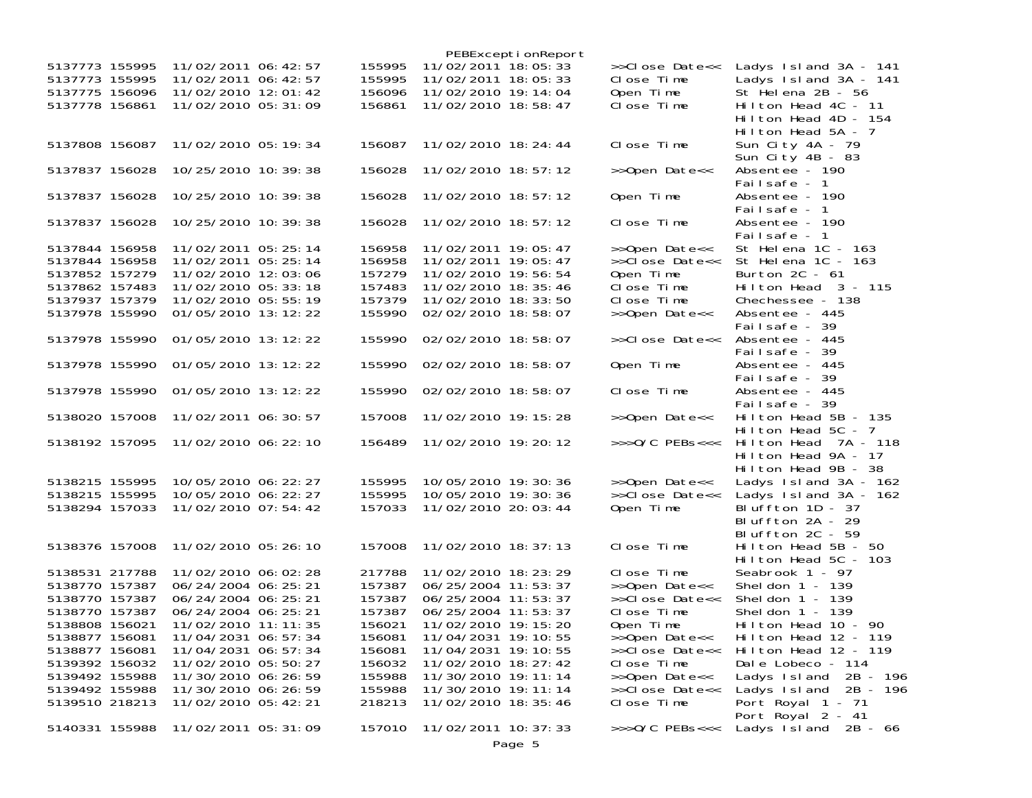PEBExceptionReport

| | | | | | | |
|---|---|---|---|---|---|---|
| 5137773 | 155995 | 11/02/2011 06:42:57 | 155995 | 11/02/2011 18:05:33 | >>Close Date<< | Ladys Island 3A - 141 |
| 5137773 | 155995 | 11/02/2011 06:42:57 | 155995 | 11/02/2011 18:05:33 | Close Time | Ladys Island 3A - 141 |
| 5137775 | 156096 | 11/02/2010 12:01:42 | 156096 | 11/02/2010 19:14:04 | Open Time | St Helena 2B - 56 |
| 5137778 | 156861 | 11/02/2010 05:31:09 | 156861 | 11/02/2010 18:58:47 | Close Time | Hilton Head 4C - 11<br>Hilton Head 4D - 154<br>Hilton Head 5A - 7 |
| 5137808 | 156087 | 11/02/2010 05:19:34 | 156087 | 11/02/2010 18:24:44 | Close Time | Sun City 4A - 79<br>Sun City 4B - 83 |
| 5137837 | 156028 | 10/25/2010 10:39:38 | 156028 | 11/02/2010 18:57:12 | >>Open Date<< | Absentee - 190<br>Failsafe - 1 |
| 5137837 | 156028 | 10/25/2010 10:39:38 | 156028 | 11/02/2010 18:57:12 | Open Time | Absentee - 190<br>Failsafe - 1 |
| 5137837 | 156028 | 10/25/2010 10:39:38 | 156028 | 11/02/2010 18:57:12 | Close Time | Absentee - 190<br>Failsafe - 1 |
| 5137844 | 156958 | 11/02/2011 05:25:14 | 156958 | 11/02/2011 19:05:47 | >>Open Date<< | St Helena 1C - 163 |
| 5137844 | 156958 | 11/02/2011 05:25:14 | 156958 | 11/02/2011 19:05:47 | >>Close Date<< | St Helena 1C - 163 |
| 5137852 | 157279 | 11/02/2010 12:03:06 | 157279 | 11/02/2010 19:56:54 | Open Time | Burton 2C - 61 |
| 5137862 | 157483 | 11/02/2010 05:33:18 | 157483 | 11/02/2010 18:35:46 | Close Time | Hilton Head 3 - 115 |
| 5137937 | 157379 | 11/02/2010 05:55:19 | 157379 | 11/02/2010 18:33:50 | Close Time | Chechessee - 138 |
| 5137978 | 155990 | 01/05/2010 13:12:22 | 155990 | 02/02/2010 18:58:07 | >>Open Date<< | Absentee - 445<br>Failsafe - 39 |
| 5137978 | 155990 | 01/05/2010 13:12:22 | 155990 | 02/02/2010 18:58:07 | >>Close Date<< | Absentee - 445<br>Failsafe - 39 |
| 5137978 | 155990 | 01/05/2010 13:12:22 | 155990 | 02/02/2010 18:58:07 | Open Time | Absentee - 445<br>Failsafe - 39 |
| 5137978 | 155990 | 01/05/2010 13:12:22 | 155990 | 02/02/2010 18:58:07 | Close Time | Absentee - 445<br>Failsafe - 39 |
| 5138020 | 157008 | 11/02/2011 06:30:57 | 157008 | 11/02/2010 19:15:28 | >>Open Date<< | Hilton Head 5B - 135<br>Hilton Head 5C - 7 |
| 5138192 | 157095 | 11/02/2010 06:22:10 | 156489 | 11/02/2010 19:20:12 | >>>O/C PEBs<<< | Hilton Head 7A - 118<br>Hilton Head 9A - 17<br>Hilton Head 9B - 38 |
| 5138215 | 155995 | 10/05/2010 06:22:27 | 155995 | 10/05/2010 19:30:36 | >>Open Date<< | Ladys Island 3A - 162 |
| 5138215 | 155995 | 10/05/2010 06:22:27 | 155995 | 10/05/2010 19:30:36 | >>Close Date<< | Ladys Island 3A - 162 |
| 5138294 | 157033 | 11/02/2010 07:54:42 | 157033 | 11/02/2010 20:03:44 | Open Time | Bluffton 1D - 37<br>Bluffton 2A - 29<br>Bluffton 2C - 59 |
| 5138376 | 157008 | 11/02/2010 05:26:10 | 157008 | 11/02/2010 18:37:13 | Close Time | Hilton Head 5B - 50<br>Hilton Head 5C - 103 |
| 5138531 | 217788 | 11/02/2010 06:02:28 | 217788 | 11/02/2010 18:23:29 | Close Time | Seabrook 1 - 97 |
| 5138770 | 157387 | 06/24/2004 06:25:21 | 157387 | 06/25/2004 11:53:37 | >>Open Date<< | Sheldon 1 - 139 |
| 5138770 | 157387 | 06/24/2004 06:25:21 | 157387 | 06/25/2004 11:53:37 | >>Close Date<< | Sheldon 1 - 139 |
| 5138770 | 157387 | 06/24/2004 06:25:21 | 157387 | 06/25/2004 11:53:37 | Close Time | Sheldon 1 - 139 |
| 5138808 | 156021 | 11/02/2010 11:11:35 | 156021 | 11/02/2010 19:15:20 | Open Time | Hilton Head 10 - 90 |
| 5138877 | 156081 | 11/04/2031 06:57:34 | 156081 | 11/04/2031 19:10:55 | >>Open Date<< | Hilton Head 12 - 119 |
| 5138877 | 156081 | 11/04/2031 06:57:34 | 156081 | 11/04/2031 19:10:55 | >>Close Date<< | Hilton Head 12 - 119 |
| 5139392 | 156032 | 11/02/2010 05:50:27 | 156032 | 11/02/2010 18:27:42 | Close Time | Dale Lobeco - 114 |
| 5139492 | 155988 | 11/30/2010 06:26:59 | 155988 | 11/30/2010 19:11:14 | >>Open Date<< | Ladys Island 2B - 196 |
| 5139492 | 155988 | 11/30/2010 06:26:59 | 155988 | 11/30/2010 19:11:14 | >>Close Date<< | Ladys Island 2B - 196 |
| 5139510 | 218213 | 11/02/2010 05:42:21 | 218213 | 11/02/2010 18:35:46 | Close Time | Port Royal 1 - 71<br>Port Royal 2 - 41 |
| 5140331 | 155988 | 11/02/2011 05:31:09 | 157010 | 11/02/2011 10:37:33 | >>>O/C PEBs<<< | Ladys Island 2B - 66 |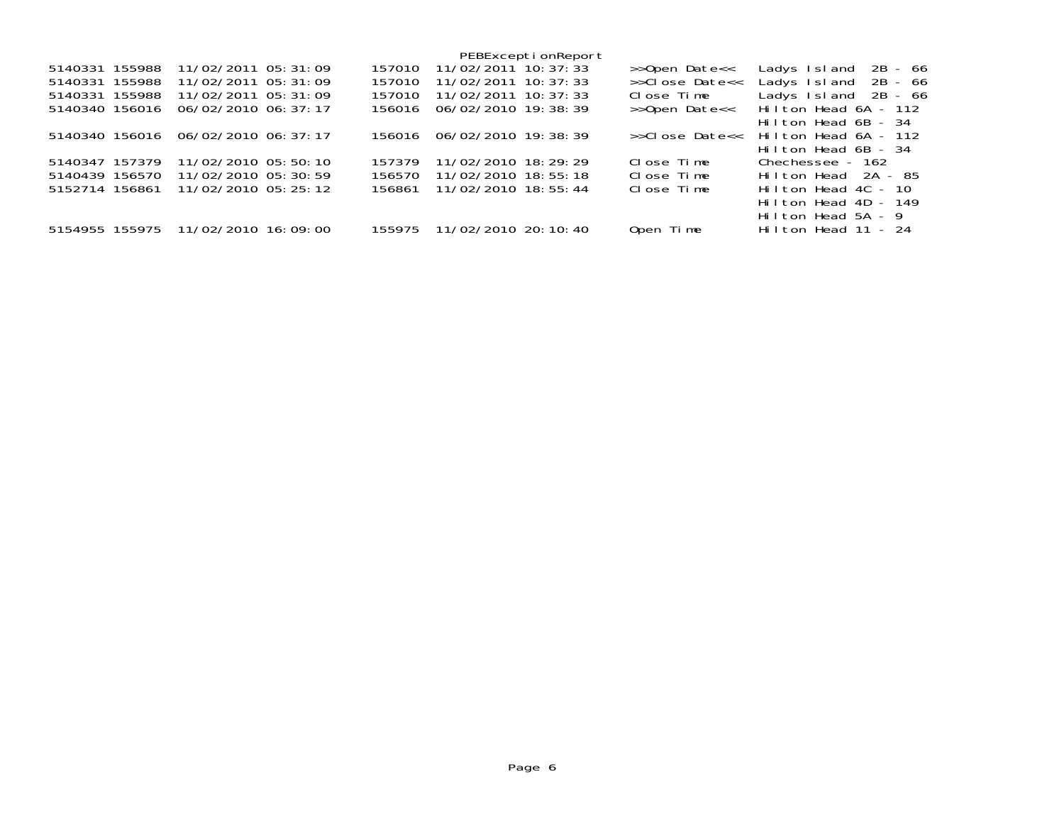PEBExceptionReport

| | | | | | | | |
|---|---|---|---|---|---|---|---|
| 5140331 | 155988 | 11/02/2011 05:31:09 | 157010 | 11/02/2011 10:37:33 | >>Open Date<< | Ladys Island 2B - 66 |
| 5140331 | 155988 | 11/02/2011 05:31:09 | 157010 | 11/02/2011 10:37:33 | >>Close Date<< | Ladys Island 2B - 66 |
| 5140331 | 155988 | 11/02/2011 05:31:09 | 157010 | 11/02/2011 10:37:33 | Close Time | Ladys Island 2B - 66 |
| 5140340 | 156016 | 06/02/2010 06:37:17 | 156016 | 06/02/2010 19:38:39 | >>Open Date<< | Hilton Head 6A - 112 |
| | | | | | | Hilton Head 6B - 34 |
| 5140340 | 156016 | 06/02/2010 06:37:17 | 156016 | 06/02/2010 19:38:39 | >>Close Date<< | Hilton Head 6A - 112 |
| | | | | | | Hilton Head 6B - 34 |
| 5140347 | 157379 | 11/02/2010 05:50:10 | 157379 | 11/02/2010 18:29:29 | Close Time | Chechessee - 162 |
| 5140439 | 156570 | 11/02/2010 05:30:59 | 156570 | 11/02/2010 18:55:18 | Close Time | Hilton Head 2A - 85 |
| 5152714 | 156861 | 11/02/2010 05:25:12 | 156861 | 11/02/2010 18:55:44 | Close Time | Hilton Head 4C - 10 |
| | | | | | | Hilton Head 4D - 149 |
| | | | | | | Hilton Head 5A - 9 |
| 5154955 | 155975 | 11/02/2010 16:09:00 | 155975 | 11/02/2010 20:10:40 | Open Time | Hilton Head 11 - 24 |